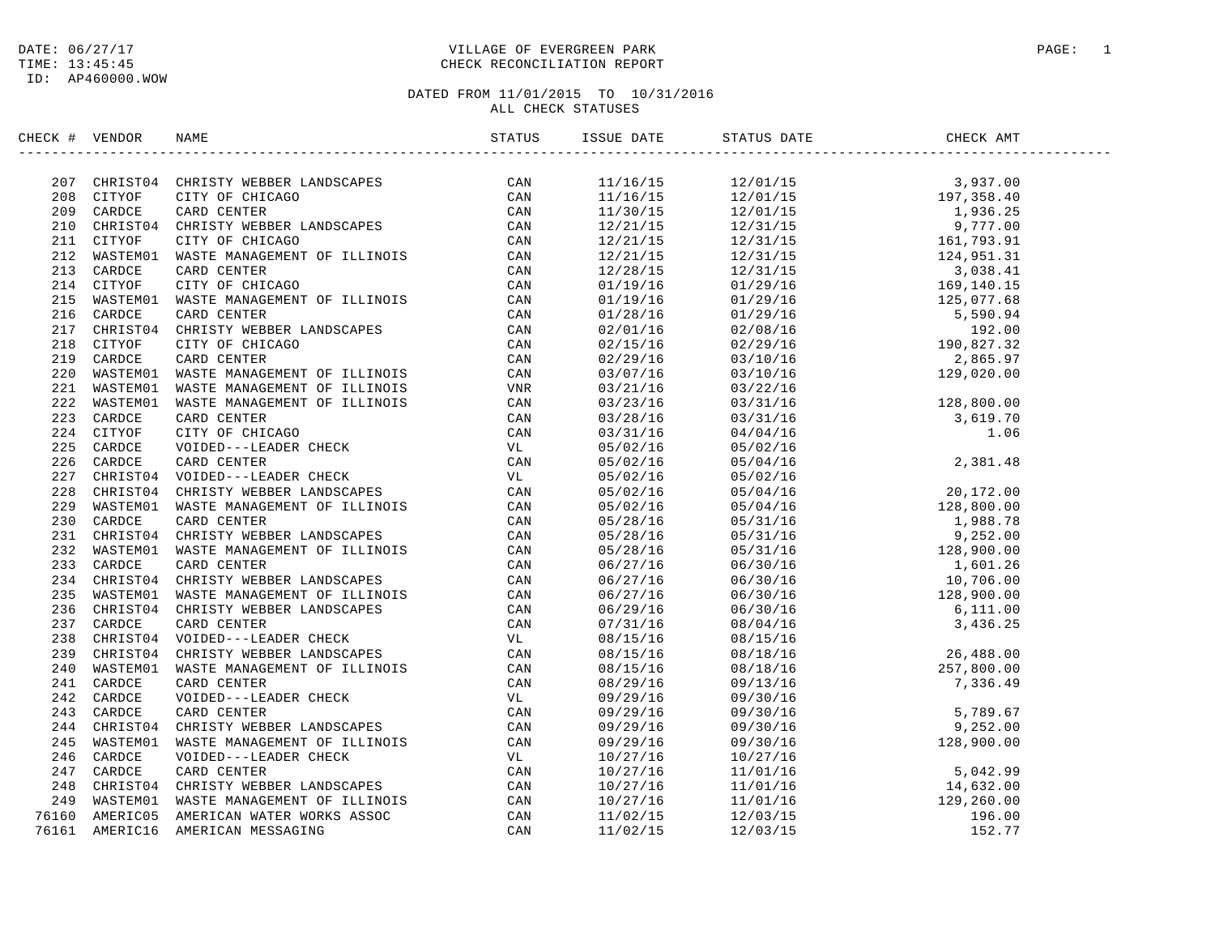DATE: 06/27/17
TIME: 13:45:45
ID: AP460000.WOW

# VILLAGE OF EVERGREEN PARK
## CHECK RECONCILIATION REPORT

DATED FROM 11/01/2015 TO 10/31/2016
ALL CHECK STATUSES

| CHECK # | VENDOR | NAME | STATUS | ISSUE DATE | STATUS DATE | CHECK AMT |
|---|---|---|---|---|---|---|
| 207 | CHRIST04 | CHRISTY WEBBER LANDSCAPES | CAN | 11/16/15 | 12/01/15 | 3,937.00 |
| 208 | CITYOF | CITY OF CHICAGO | CAN | 11/16/15 | 12/01/15 | 197,358.40 |
| 209 | CARDCE | CARD CENTER | CAN | 11/30/15 | 12/01/15 | 1,936.25 |
| 210 | CHRIST04 | CHRISTY WEBBER LANDSCAPES | CAN | 12/21/15 | 12/31/15 | 9,777.00 |
| 211 | CITYOF | CITY OF CHICAGO | CAN | 12/21/15 | 12/31/15 | 161,793.91 |
| 212 | WASTEM01 | WASTE MANAGEMENT OF ILLINOIS | CAN | 12/21/15 | 12/31/15 | 124,951.31 |
| 213 | CARDCE | CARD CENTER | CAN | 12/28/15 | 12/31/15 | 3,038.41 |
| 214 | CITYOF | CITY OF CHICAGO | CAN | 01/19/16 | 01/29/16 | 169,140.15 |
| 215 | WASTEM01 | WASTE MANAGEMENT OF ILLINOIS | CAN | 01/19/16 | 01/29/16 | 125,077.68 |
| 216 | CARDCE | CARD CENTER | CAN | 01/28/16 | 01/29/16 | 5,590.94 |
| 217 | CHRIST04 | CHRISTY WEBBER LANDSCAPES | CAN | 02/01/16 | 02/08/16 | 192.00 |
| 218 | CITYOF | CITY OF CHICAGO | CAN | 02/15/16 | 02/29/16 | 190,827.32 |
| 219 | CARDCE | CARD CENTER | CAN | 02/29/16 | 03/10/16 | 2,865.97 |
| 220 | WASTEM01 | WASTE MANAGEMENT OF ILLINOIS | CAN | 03/07/16 | 03/10/16 | 129,020.00 |
| 221 | WASTEM01 | WASTE MANAGEMENT OF ILLINOIS | VNR | 03/21/16 | 03/22/16 | |
| 222 | WASTEM01 | WASTE MANAGEMENT OF ILLINOIS | CAN | 03/23/16 | 03/31/16 | 128,800.00 |
| 223 | CARDCE | CARD CENTER | CAN | 03/28/16 | 03/31/16 | 3,619.70 |
| 224 | CITYOF | CITY OF CHICAGO | CAN | 03/31/16 | 04/04/16 | 1.06 |
| 225 | CARDCE | VOIDED---LEADER CHECK | VL | 05/02/16 | 05/02/16 | |
| 226 | CARDCE | CARD CENTER | CAN | 05/02/16 | 05/04/16 | 2,381.48 |
| 227 | CHRIST04 | VOIDED---LEADER CHECK | VL | 05/02/16 | 05/02/16 | |
| 228 | CHRIST04 | CHRISTY WEBBER LANDSCAPES | CAN | 05/02/16 | 05/04/16 | 20,172.00 |
| 229 | WASTEM01 | WASTE MANAGEMENT OF ILLINOIS | CAN | 05/02/16 | 05/04/16 | 128,800.00 |
| 230 | CARDCE | CARD CENTER | CAN | 05/28/16 | 05/31/16 | 1,988.78 |
| 231 | CHRIST04 | CHRISTY WEBBER LANDSCAPES | CAN | 05/28/16 | 05/31/16 | 9,252.00 |
| 232 | WASTEM01 | WASTE MANAGEMENT OF ILLINOIS | CAN | 05/28/16 | 05/31/16 | 128,900.00 |
| 233 | CARDCE | CARD CENTER | CAN | 06/27/16 | 06/30/16 | 1,601.26 |
| 234 | CHRIST04 | CHRISTY WEBBER LANDSCAPES | CAN | 06/27/16 | 06/30/16 | 10,706.00 |
| 235 | WASTEM01 | WASTE MANAGEMENT OF ILLINOIS | CAN | 06/27/16 | 06/30/16 | 128,900.00 |
| 236 | CHRIST04 | CHRISTY WEBBER LANDSCAPES | CAN | 06/29/16 | 06/30/16 | 6,111.00 |
| 237 | CARDCE | CARD CENTER | CAN | 07/31/16 | 08/04/16 | 3,436.25 |
| 238 | CHRIST04 | VOIDED---LEADER CHECK | VL | 08/15/16 | 08/15/16 | |
| 239 | CHRIST04 | CHRISTY WEBBER LANDSCAPES | CAN | 08/15/16 | 08/18/16 | 26,488.00 |
| 240 | WASTEM01 | WASTE MANAGEMENT OF ILLINOIS | CAN | 08/15/16 | 08/18/16 | 257,800.00 |
| 241 | CARDCE | CARD CENTER | CAN | 08/29/16 | 09/13/16 | 7,336.49 |
| 242 | CARDCE | VOIDED---LEADER CHECK | VL | 09/29/16 | 09/30/16 | |
| 243 | CARDCE | CARD CENTER | CAN | 09/29/16 | 09/30/16 | 5,789.67 |
| 244 | CHRIST04 | CHRISTY WEBBER LANDSCAPES | CAN | 09/29/16 | 09/30/16 | 9,252.00 |
| 245 | WASTEM01 | WASTE MANAGEMENT OF ILLINOIS | CAN | 09/29/16 | 09/30/16 | 128,900.00 |
| 246 | CARDCE | VOIDED---LEADER CHECK | VL | 10/27/16 | 10/27/16 | |
| 247 | CARDCE | CARD CENTER | CAN | 10/27/16 | 11/01/16 | 5,042.99 |
| 248 | CHRIST04 | CHRISTY WEBBER LANDSCAPES | CAN | 10/27/16 | 11/01/16 | 14,632.00 |
| 249 | WASTEM01 | WASTE MANAGEMENT OF ILLINOIS | CAN | 10/27/16 | 11/01/16 | 129,260.00 |
| 76160 | AMERIC05 | AMERICAN WATER WORKS ASSOC | CAN | 11/02/15 | 12/03/15 | 196.00 |
| 76161 | AMERIC16 | AMERICAN MESSAGING | CAN | 11/02/15 | 12/03/15 | 152.77 |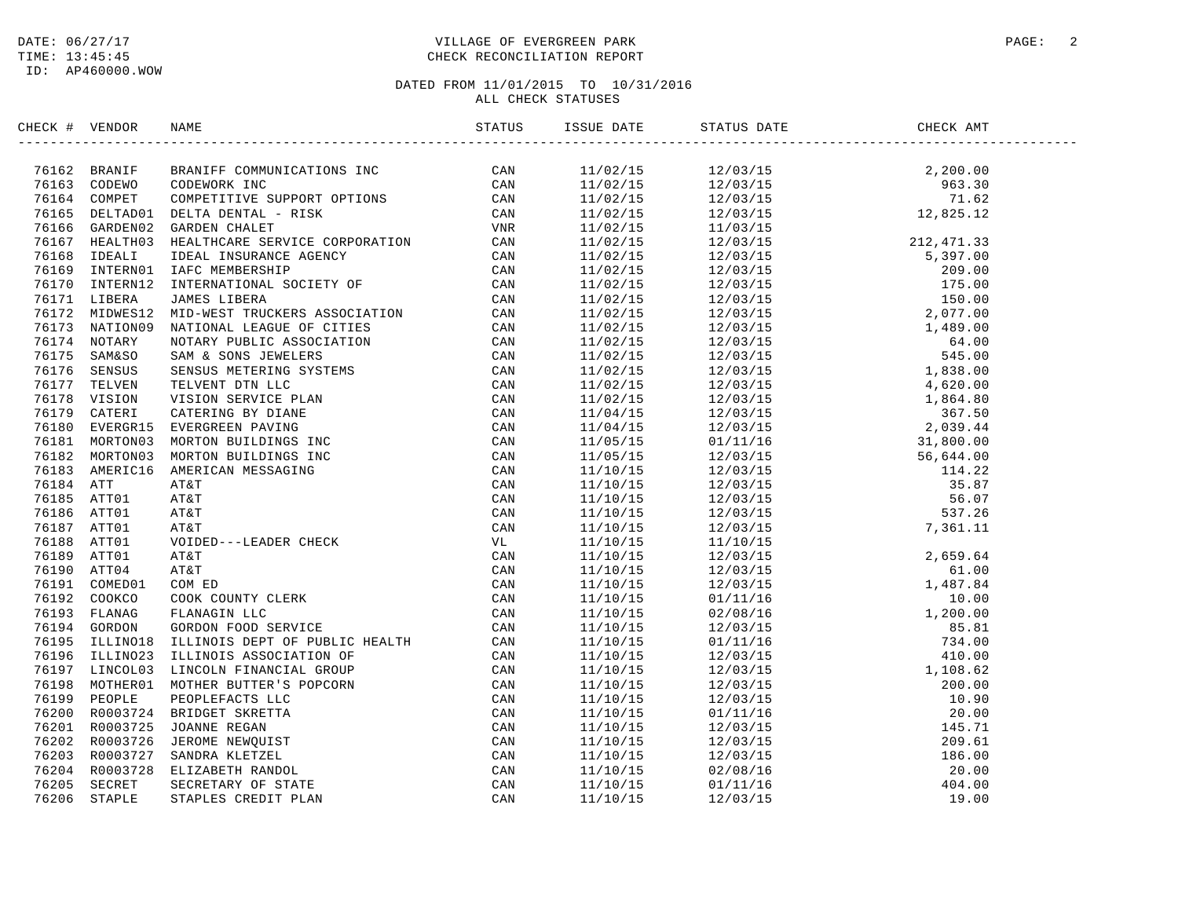DATE: 06/27/17
TIME: 13:45:45
ID: AP460000.WOW

# VILLAGE OF EVERGREEN PARK
## CHECK RECONCILIATION REPORT

DATED FROM 11/01/2015 TO 10/31/2016
ALL CHECK STATUSES

| CHECK # | VENDOR | NAME | STATUS | ISSUE DATE | STATUS DATE | CHECK AMT |
|---|---|---|---|---|---|---|
| 76162 | BRANIF | BRANIFF COMMUNICATIONS INC | CAN | 11/02/15 | 12/03/15 | 2,200.00 |
| 76163 | CODEWO | CODEWORK INC | CAN | 11/02/15 | 12/03/15 | 963.30 |
| 76164 | COMPET | COMPETITIVE SUPPORT OPTIONS | CAN | 11/02/15 | 12/03/15 | 71.62 |
| 76165 | DELTAD01 | DELTA DENTAL - RISK | CAN | 11/02/15 | 12/03/15 | 12,825.12 |
| 76166 | GARDEN02 | GARDEN CHALET | VNR | 11/02/15 | 11/03/15 | |
| 76167 | HEALTH03 | HEALTHCARE SERVICE CORPORATION | CAN | 11/02/15 | 12/03/15 | 212,471.33 |
| 76168 | IDEALI | IDEAL INSURANCE AGENCY | CAN | 11/02/15 | 12/03/15 | 5,397.00 |
| 76169 | INTERN01 | IAFC MEMBERSHIP | CAN | 11/02/15 | 12/03/15 | 209.00 |
| 76170 | INTERN12 | INTERNATIONAL SOCIETY OF | CAN | 11/02/15 | 12/03/15 | 175.00 |
| 76171 | LIBERA | JAMES LIBERA | CAN | 11/02/15 | 12/03/15 | 150.00 |
| 76172 | MIDWES12 | MID-WEST TRUCKERS ASSOCIATION | CAN | 11/02/15 | 12/03/15 | 2,077.00 |
| 76173 | NATION09 | NATIONAL LEAGUE OF CITIES | CAN | 11/02/15 | 12/03/15 | 1,489.00 |
| 76174 | NOTARY | NOTARY PUBLIC ASSOCIATION | CAN | 11/02/15 | 12/03/15 | 64.00 |
| 76175 | SAM&SO | SAM & SONS JEWELERS | CAN | 11/02/15 | 12/03/15 | 545.00 |
| 76176 | SENSUS | SENSUS METERING SYSTEMS | CAN | 11/02/15 | 12/03/15 | 1,838.00 |
| 76177 | TELVEN | TELVENT DTN LLC | CAN | 11/02/15 | 12/03/15 | 4,620.00 |
| 76178 | VISION | VISION SERVICE PLAN | CAN | 11/02/15 | 12/03/15 | 1,864.80 |
| 76179 | CATERI | CATERING BY DIANE | CAN | 11/04/15 | 12/03/15 | 367.50 |
| 76180 | EVERGR15 | EVERGREEN PAVING | CAN | 11/04/15 | 12/03/15 | 2,039.44 |
| 76181 | MORTON03 | MORTON BUILDINGS INC | CAN | 11/05/15 | 01/11/16 | 31,800.00 |
| 76182 | MORTON03 | MORTON BUILDINGS INC | CAN | 11/05/15 | 12/03/15 | 56,644.00 |
| 76183 | AMERIC16 | AMERICAN MESSAGING | CAN | 11/10/15 | 12/03/15 | 114.22 |
| 76184 | ATT | AT&T | CAN | 11/10/15 | 12/03/15 | 35.87 |
| 76185 | ATT01 | AT&T | CAN | 11/10/15 | 12/03/15 | 56.07 |
| 76186 | ATT01 | AT&T | CAN | 11/10/15 | 12/03/15 | 537.26 |
| 76187 | ATT01 | AT&T | CAN | 11/10/15 | 12/03/15 | 7,361.11 |
| 76188 | ATT01 | VOIDED---LEADER CHECK | VL | 11/10/15 | 11/10/15 | |
| 76189 | ATT01 | AT&T | CAN | 11/10/15 | 12/03/15 | 2,659.64 |
| 76190 | ATT04 | AT&T | CAN | 11/10/15 | 12/03/15 | 61.00 |
| 76191 | COMED01 | COM ED | CAN | 11/10/15 | 12/03/15 | 1,487.84 |
| 76192 | COOKCO | COOK COUNTY CLERK | CAN | 11/10/15 | 01/11/16 | 10.00 |
| 76193 | FLANAG | FLANAGIN LLC | CAN | 11/10/15 | 02/08/16 | 1,200.00 |
| 76194 | GORDON | GORDON FOOD SERVICE | CAN | 11/10/15 | 12/03/15 | 85.81 |
| 76195 | ILLINO18 | ILLINOIS DEPT OF PUBLIC HEALTH | CAN | 11/10/15 | 01/11/16 | 734.00 |
| 76196 | ILLINO23 | ILLINOIS ASSOCIATION OF | CAN | 11/10/15 | 12/03/15 | 410.00 |
| 76197 | LINCOL03 | LINCOLN FINANCIAL GROUP | CAN | 11/10/15 | 12/03/15 | 1,108.62 |
| 76198 | MOTHER01 | MOTHER BUTTER'S POPCORN | CAN | 11/10/15 | 12/03/15 | 200.00 |
| 76199 | PEOPLE | PEOPLEFACTS LLC | CAN | 11/10/15 | 12/03/15 | 10.90 |
| 76200 | R0003724 | BRIDGET SKRETTA | CAN | 11/10/15 | 01/11/16 | 20.00 |
| 76201 | R0003725 | JOANNE REGAN | CAN | 11/10/15 | 12/03/15 | 145.71 |
| 76202 | R0003726 | JEROME NEWQUIST | CAN | 11/10/15 | 12/03/15 | 209.61 |
| 76203 | R0003727 | SANDRA KLETZEL | CAN | 11/10/15 | 12/03/15 | 186.00 |
| 76204 | R0003728 | ELIZABETH RANDOL | CAN | 11/10/15 | 02/08/16 | 20.00 |
| 76205 | SECRET | SECRETARY OF STATE | CAN | 11/10/15 | 01/11/16 | 404.00 |
| 76206 | STAPLE | STAPLES CREDIT PLAN | CAN | 11/10/15 | 12/03/15 | 19.00 |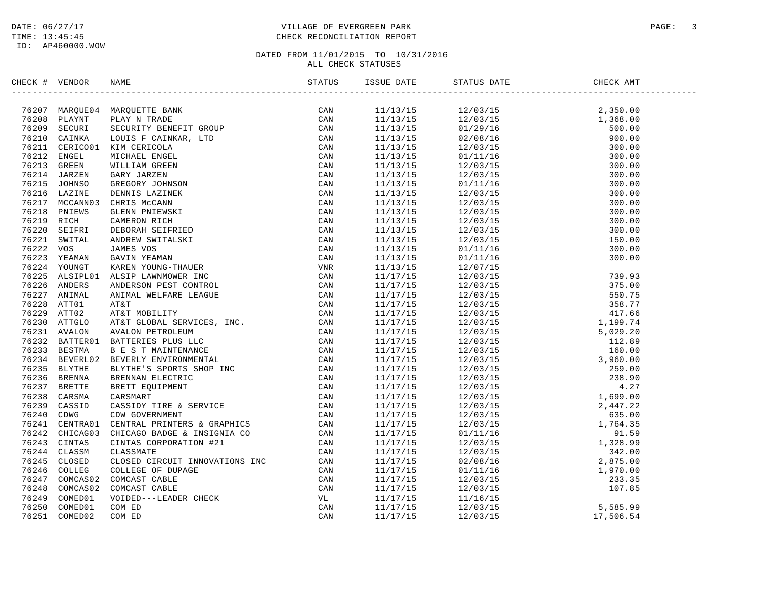DATE: 06/27/17
TIME: 13:45:45
ID: AP460000.WOW

VILLAGE OF EVERGREEN PARK
CHECK RECONCILIATION REPORT

DATED FROM 11/01/2015 TO 10/31/2016
ALL CHECK STATUSES

| CHECK # | VENDOR | NAME | STATUS | ISSUE DATE | STATUS DATE | CHECK AMT |
|---|---|---|---|---|---|---|
| 76207 | MARQUE04 | MARQUETTE BANK | CAN | 11/13/15 | 12/03/15 | 2,350.00 |
| 76208 | PLAYNT | PLAY N TRADE | CAN | 11/13/15 | 12/03/15 | 1,368.00 |
| 76209 | SECURI | SECURITY BENEFIT GROUP | CAN | 11/13/15 | 01/29/16 | 500.00 |
| 76210 | CAINKA | LOUIS F CAINKAR, LTD | CAN | 11/13/15 | 02/08/16 | 900.00 |
| 76211 | CERICO01 | KIM CERICOLA | CAN | 11/13/15 | 12/03/15 | 300.00 |
| 76212 | ENGEL | MICHAEL ENGEL | CAN | 11/13/15 | 01/11/16 | 300.00 |
| 76213 | GREEN | WILLIAM GREEN | CAN | 11/13/15 | 12/03/15 | 300.00 |
| 76214 | JARZEN | GARY JARZEN | CAN | 11/13/15 | 12/03/15 | 300.00 |
| 76215 | JOHNSO | GREGORY JOHNSON | CAN | 11/13/15 | 01/11/16 | 300.00 |
| 76216 | LAZINE | DENNIS LAZINEK | CAN | 11/13/15 | 12/03/15 | 300.00 |
| 76217 | MCCANN03 | CHRIS McCANN | CAN | 11/13/15 | 12/03/15 | 300.00 |
| 76218 | PNIEWS | GLENN PNIEWSKI | CAN | 11/13/15 | 12/03/15 | 300.00 |
| 76219 | RICH | CAMERON RICH | CAN | 11/13/15 | 12/03/15 | 300.00 |
| 76220 | SEIFRI | DEBORAH SEIFRIED | CAN | 11/13/15 | 12/03/15 | 300.00 |
| 76221 | SWITAL | ANDREW SWITALSKI | CAN | 11/13/15 | 12/03/15 | 150.00 |
| 76222 | VOS | JAMES VOS | CAN | 11/13/15 | 01/11/16 | 300.00 |
| 76223 | YEAMAN | GAVIN YEAMAN | CAN | 11/13/15 | 01/11/16 | 300.00 |
| 76224 | YOUNGT | KAREN YOUNG-THAUER | VNR | 11/13/15 | 12/07/15 | |
| 76225 | ALSIPL01 | ALSIP LAWNMOWER INC | CAN | 11/17/15 | 12/03/15 | 739.93 |
| 76226 | ANDERS | ANDERSON PEST CONTROL | CAN | 11/17/15 | 12/03/15 | 375.00 |
| 76227 | ANIMAL | ANIMAL WELFARE LEAGUE | CAN | 11/17/15 | 12/03/15 | 550.75 |
| 76228 | ATT01 | AT&T | CAN | 11/17/15 | 12/03/15 | 358.77 |
| 76229 | ATT02 | AT&T MOBILITY | CAN | 11/17/15 | 12/03/15 | 417.66 |
| 76230 | ATTGLO | AT&T GLOBAL SERVICES, INC. | CAN | 11/17/15 | 12/03/15 | 1,199.74 |
| 76231 | AVALON | AVALON PETROLEUM | CAN | 11/17/15 | 12/03/15 | 5,029.20 |
| 76232 | BATTER01 | BATTERIES PLUS LLC | CAN | 11/17/15 | 12/03/15 | 112.89 |
| 76233 | BESTMA | B E S T MAINTENANCE | CAN | 11/17/15 | 12/03/15 | 160.00 |
| 76234 | BEVERL02 | BEVERLY ENVIRONMENTAL | CAN | 11/17/15 | 12/03/15 | 3,960.00 |
| 76235 | BLYTHE | BLYTHE'S SPORTS SHOP INC | CAN | 11/17/15 | 12/03/15 | 259.00 |
| 76236 | BRENNA | BRENNAN ELECTRIC | CAN | 11/17/15 | 12/03/15 | 238.90 |
| 76237 | BRETTE | BRETT EQUIPMENT | CAN | 11/17/15 | 12/03/15 | 4.27 |
| 76238 | CARSMA | CARSMART | CAN | 11/17/15 | 12/03/15 | 1,699.00 |
| 76239 | CASSID | CASSIDY TIRE & SERVICE | CAN | 11/17/15 | 12/03/15 | 2,447.22 |
| 76240 | CDWG | CDW GOVERNMENT | CAN | 11/17/15 | 12/03/15 | 635.00 |
| 76241 | CENTRA01 | CENTRAL PRINTERS & GRAPHICS | CAN | 11/17/15 | 12/03/15 | 1,764.35 |
| 76242 | CHICAG03 | CHICAGO BADGE & INSIGNIA CO | CAN | 11/17/15 | 01/11/16 | 91.59 |
| 76243 | CINTAS | CINTAS CORPORATION #21 | CAN | 11/17/15 | 12/03/15 | 1,328.99 |
| 76244 | CLASSM | CLASSMATE | CAN | 11/17/15 | 12/03/15 | 342.00 |
| 76245 | CLOSED | CLOSED CIRCUIT INNOVATIONS INC | CAN | 11/17/15 | 02/08/16 | 2,875.00 |
| 76246 | COLLEG | COLLEGE OF DUPAGE | CAN | 11/17/15 | 01/11/16 | 1,970.00 |
| 76247 | COMCAS02 | COMCAST CABLE | CAN | 11/17/15 | 12/03/15 | 233.35 |
| 76248 | COMCAS02 | COMCAST CABLE | CAN | 11/17/15 | 12/03/15 | 107.85 |
| 76249 | COMED01 | VOIDED---LEADER CHECK | VL | 11/17/15 | 11/16/15 | |
| 76250 | COMED01 | COM ED | CAN | 11/17/15 | 12/03/15 | 5,585.99 |
| 76251 | COMED02 | COM ED | CAN | 11/17/15 | 12/03/15 | 17,506.54 |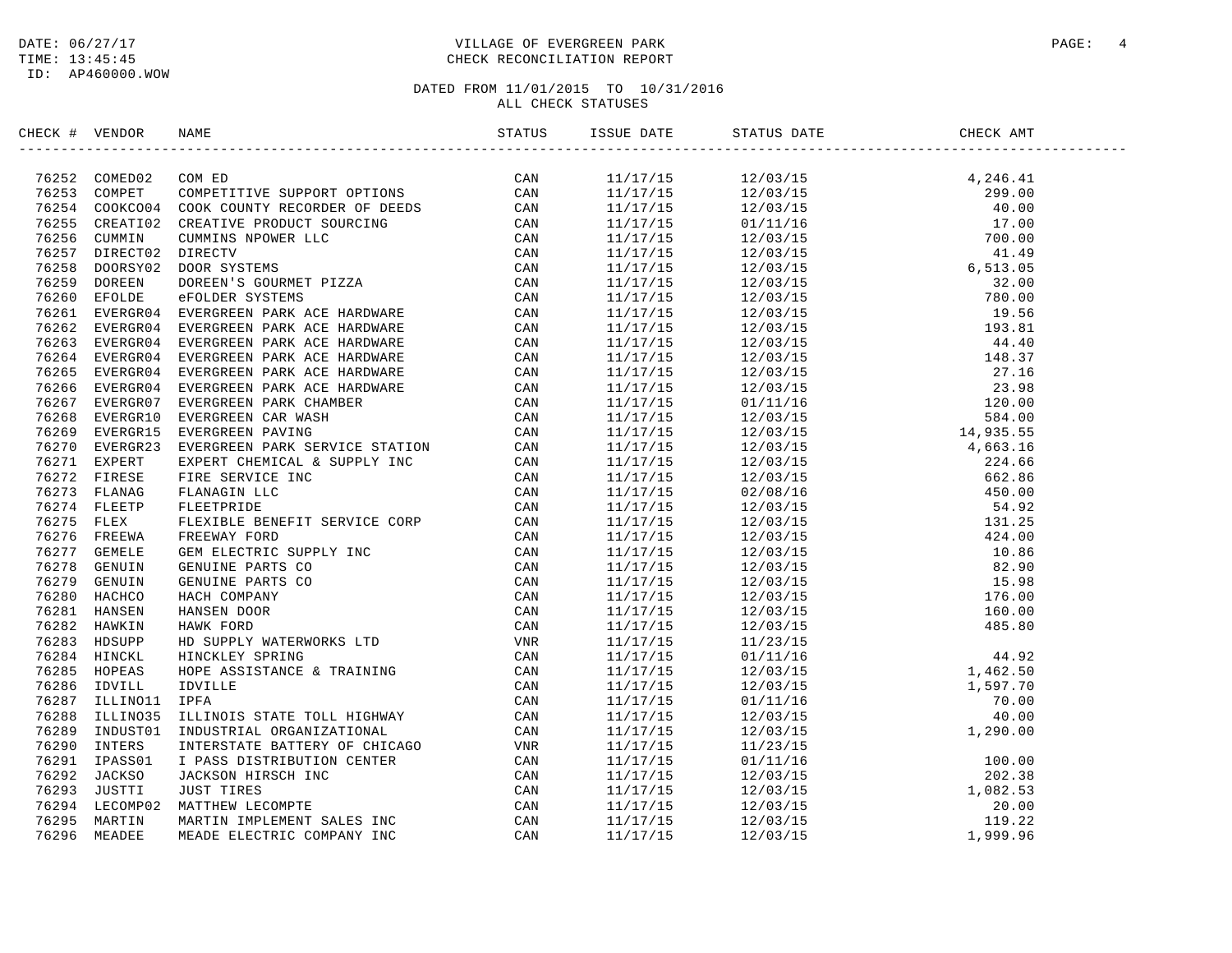DATE: 06/27/17
TIME: 13:45:45
ID: AP460000.WOW

# VILLAGE OF EVERGREEN PARK
## CHECK RECONCILIATION REPORT

DATED FROM 11/01/2015 TO 10/31/2016
ALL CHECK STATUSES

| CHECK # | VENDOR | NAME | STATUS | ISSUE DATE | STATUS DATE | CHECK AMT |
|---|---|---|---|---|---|---|
| 76252 | COMED02 | COM ED | CAN | 11/17/15 | 12/03/15 | 4,246.41 |
| 76253 | COMPET | COMPETITIVE SUPPORT OPTIONS | CAN | 11/17/15 | 12/03/15 | 299.00 |
| 76254 | COOKCO04 | COOK COUNTY RECORDER OF DEEDS | CAN | 11/17/15 | 12/03/15 | 40.00 |
| 76255 | CREATI02 | CREATIVE PRODUCT SOURCING | CAN | 11/17/15 | 01/11/16 | 17.00 |
| 76256 | CUMMIN | CUMMINS NPOWER LLC | CAN | 11/17/15 | 12/03/15 | 700.00 |
| 76257 | DIRECT02 | DIRECTV | CAN | 11/17/15 | 12/03/15 | 41.49 |
| 76258 | DOORSY02 | DOOR SYSTEMS | CAN | 11/17/15 | 12/03/15 | 6,513.05 |
| 76259 | DOREEN | DOREEN'S GOURMET PIZZA | CAN | 11/17/15 | 12/03/15 | 32.00 |
| 76260 | EFOLDE | eFOLDER SYSTEMS | CAN | 11/17/15 | 12/03/15 | 780.00 |
| 76261 | EVERGR04 | EVERGREEN PARK ACE HARDWARE | CAN | 11/17/15 | 12/03/15 | 19.56 |
| 76262 | EVERGR04 | EVERGREEN PARK ACE HARDWARE | CAN | 11/17/15 | 12/03/15 | 193.81 |
| 76263 | EVERGR04 | EVERGREEN PARK ACE HARDWARE | CAN | 11/17/15 | 12/03/15 | 44.40 |
| 76264 | EVERGR04 | EVERGREEN PARK ACE HARDWARE | CAN | 11/17/15 | 12/03/15 | 148.37 |
| 76265 | EVERGR04 | EVERGREEN PARK ACE HARDWARE | CAN | 11/17/15 | 12/03/15 | 27.16 |
| 76266 | EVERGR04 | EVERGREEN PARK ACE HARDWARE | CAN | 11/17/15 | 12/03/15 | 23.98 |
| 76267 | EVERGR07 | EVERGREEN PARK CHAMBER | CAN | 11/17/15 | 01/11/16 | 120.00 |
| 76268 | EVERGR10 | EVERGREEN CAR WASH | CAN | 11/17/15 | 12/03/15 | 584.00 |
| 76269 | EVERGR15 | EVERGREEN PAVING | CAN | 11/17/15 | 12/03/15 | 14,935.55 |
| 76270 | EVERGR23 | EVERGREEN PARK SERVICE STATION | CAN | 11/17/15 | 12/03/15 | 4,663.16 |
| 76271 | EXPERT | EXPERT CHEMICAL & SUPPLY INC | CAN | 11/17/15 | 12/03/15 | 224.66 |
| 76272 | FIRESE | FIRE SERVICE INC | CAN | 11/17/15 | 12/03/15 | 662.86 |
| 76273 | FLANAG | FLANAGIN LLC | CAN | 11/17/15 | 02/08/16 | 450.00 |
| 76274 | FLEETP | FLEETPRIDE | CAN | 11/17/15 | 12/03/15 | 54.92 |
| 76275 | FLEX | FLEXIBLE BENEFIT SERVICE CORP | CAN | 11/17/15 | 12/03/15 | 131.25 |
| 76276 | FREEWA | FREEWAY FORD | CAN | 11/17/15 | 12/03/15 | 424.00 |
| 76277 | GEMELE | GEM ELECTRIC SUPPLY INC | CAN | 11/17/15 | 12/03/15 | 10.86 |
| 76278 | GENUIN | GENUINE PARTS CO | CAN | 11/17/15 | 12/03/15 | 82.90 |
| 76279 | GENUIN | GENUINE PARTS CO | CAN | 11/17/15 | 12/03/15 | 15.98 |
| 76280 | HACHCO | HACH COMPANY | CAN | 11/17/15 | 12/03/15 | 176.00 |
| 76281 | HANSEN | HANSEN DOOR | CAN | 11/17/15 | 12/03/15 | 160.00 |
| 76282 | HAWKIN | HAWK FORD | CAN | 11/17/15 | 12/03/15 | 485.80 |
| 76283 | HDSUPP | HD SUPPLY WATERWORKS LTD | VNR | 11/17/15 | 11/23/15 | |
| 76284 | HINCKL | HINCKLEY SPRING | CAN | 11/17/15 | 01/11/16 | 44.92 |
| 76285 | HOPEAS | HOPE ASSISTANCE & TRAINING | CAN | 11/17/15 | 12/03/15 | 1,462.50 |
| 76286 | IDVILL | IDVILLE | CAN | 11/17/15 | 12/03/15 | 1,597.70 |
| 76287 | ILLINO11 | IPFA | CAN | 11/17/15 | 01/11/16 | 70.00 |
| 76288 | ILLINO35 | ILLINOIS STATE TOLL HIGHWAY | CAN | 11/17/15 | 12/03/15 | 40.00 |
| 76289 | INDUST01 | INDUSTRIAL ORGANIZATIONAL | CAN | 11/17/15 | 12/03/15 | 1,290.00 |
| 76290 | INTERS | INTERSTATE BATTERY OF CHICAGO | VNR | 11/17/15 | 11/23/15 | |
| 76291 | IPASS01 | I PASS DISTRIBUTION CENTER | CAN | 11/17/15 | 01/11/16 | 100.00 |
| 76292 | JACKSO | JACKSON HIRSCH INC | CAN | 11/17/15 | 12/03/15 | 202.38 |
| 76293 | JUSTTI | JUST TIRES | CAN | 11/17/15 | 12/03/15 | 1,082.53 |
| 76294 | LECOMP02 | MATTHEW LECOMPTE | CAN | 11/17/15 | 12/03/15 | 20.00 |
| 76295 | MARTIN | MARTIN IMPLEMENT SALES INC | CAN | 11/17/15 | 12/03/15 | 119.22 |
| 76296 | MEADEE | MEADE ELECTRIC COMPANY INC | CAN | 11/17/15 | 12/03/15 | 1,999.96 |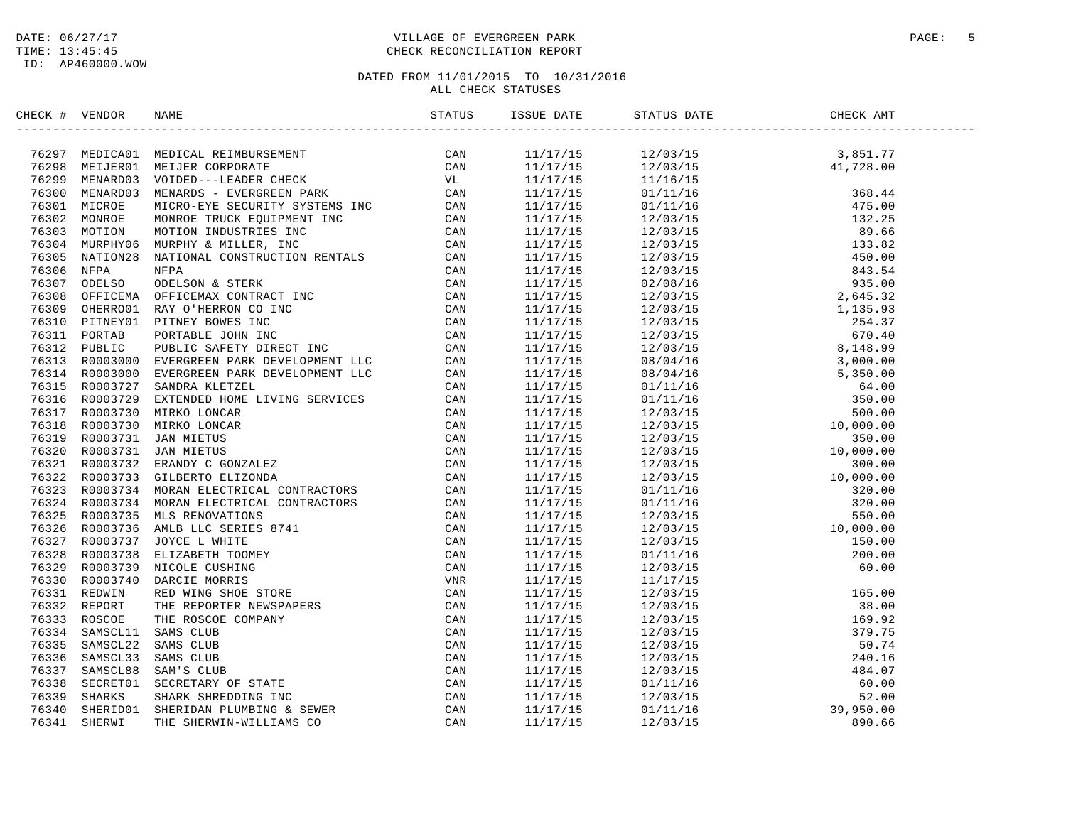DATE: 06/27/17
TIME: 13:45:45
ID: AP460000.WOW

# VILLAGE OF EVERGREEN PARK
## CHECK RECONCILIATION REPORT

DATED FROM 11/01/2015 TO 10/31/2016
ALL CHECK STATUSES

| CHECK # | VENDOR | NAME | STATUS | ISSUE DATE | STATUS DATE | CHECK AMT |
|---|---|---|---|---|---|---|
| 76297 | MEDICA01 | MEDICAL REIMBURSEMENT | CAN | 11/17/15 | 12/03/15 | 3,851.77 |
| 76298 | MEIJER01 | MEIJER CORPORATE | CAN | 11/17/15 | 12/03/15 | 41,728.00 |
| 76299 | MENARD03 | VOIDED---LEADER CHECK | VL | 11/17/15 | 11/16/15 | |
| 76300 | MENARD03 | MENARDS - EVERGREEN PARK | CAN | 11/17/15 | 01/11/16 | 368.44 |
| 76301 | MICROE | MICRO-EYE SECURITY SYSTEMS INC | CAN | 11/17/15 | 01/11/16 | 475.00 |
| 76302 | MONROE | MONROE TRUCK EQUIPMENT INC | CAN | 11/17/15 | 12/03/15 | 132.25 |
| 76303 | MOTION | MOTION INDUSTRIES INC | CAN | 11/17/15 | 12/03/15 | 89.66 |
| 76304 | MURPHY06 | MURPHY & MILLER, INC | CAN | 11/17/15 | 12/03/15 | 133.82 |
| 76305 | NATION28 | NATIONAL CONSTRUCTION RENTALS | CAN | 11/17/15 | 12/03/15 | 450.00 |
| 76306 | NFPA | NFPA | CAN | 11/17/15 | 12/03/15 | 843.54 |
| 76307 | ODELSO | ODELSON & STERK | CAN | 11/17/15 | 02/08/16 | 935.00 |
| 76308 | OFFICEMA | OFFICEMAX CONTRACT INC | CAN | 11/17/15 | 12/03/15 | 2,645.32 |
| 76309 | OHERRO01 | RAY O'HERRON CO INC | CAN | 11/17/15 | 12/03/15 | 1,135.93 |
| 76310 | PITNEY01 | PITNEY BOWES INC | CAN | 11/17/15 | 12/03/15 | 254.37 |
| 76311 | PORTAB | PORTABLE JOHN INC | CAN | 11/17/15 | 12/03/15 | 670.40 |
| 76312 | PUBLIC | PUBLIC SAFETY DIRECT INC | CAN | 11/17/15 | 12/03/15 | 8,148.99 |
| 76313 | R0003000 | EVERGREEN PARK DEVELOPMENT LLC | CAN | 11/17/15 | 08/04/16 | 3,000.00 |
| 76314 | R0003000 | EVERGREEN PARK DEVELOPMENT LLC | CAN | 11/17/15 | 08/04/16 | 5,350.00 |
| 76315 | R0003727 | SANDRA KLETZEL | CAN | 11/17/15 | 01/11/16 | 64.00 |
| 76316 | R0003729 | EXTENDED HOME LIVING SERVICES | CAN | 11/17/15 | 01/11/16 | 350.00 |
| 76317 | R0003730 | MIRKO LONCAR | CAN | 11/17/15 | 12/03/15 | 500.00 |
| 76318 | R0003730 | MIRKO LONCAR | CAN | 11/17/15 | 12/03/15 | 10,000.00 |
| 76319 | R0003731 | JAN MIETUS | CAN | 11/17/15 | 12/03/15 | 350.00 |
| 76320 | R0003731 | JAN MIETUS | CAN | 11/17/15 | 12/03/15 | 10,000.00 |
| 76321 | R0003732 | ERANDY C GONZALEZ | CAN | 11/17/15 | 12/03/15 | 300.00 |
| 76322 | R0003733 | GILBERTO ELIZONDA | CAN | 11/17/15 | 12/03/15 | 10,000.00 |
| 76323 | R0003734 | MORAN ELECTRICAL CONTRACTORS | CAN | 11/17/15 | 01/11/16 | 320.00 |
| 76324 | R0003734 | MORAN ELECTRICAL CONTRACTORS | CAN | 11/17/15 | 01/11/16 | 320.00 |
| 76325 | R0003735 | MLS RENOVATIONS | CAN | 11/17/15 | 12/03/15 | 550.00 |
| 76326 | R0003736 | AMLB LLC SERIES 8741 | CAN | 11/17/15 | 12/03/15 | 10,000.00 |
| 76327 | R0003737 | JOYCE L WHITE | CAN | 11/17/15 | 12/03/15 | 150.00 |
| 76328 | R0003738 | ELIZABETH TOOMEY | CAN | 11/17/15 | 01/11/16 | 200.00 |
| 76329 | R0003739 | NICOLE CUSHING | CAN | 11/17/15 | 12/03/15 | 60.00 |
| 76330 | R0003740 | DARCIE MORRIS | VNR | 11/17/15 | 11/17/15 | |
| 76331 | REDWIN | RED WING SHOE STORE | CAN | 11/17/15 | 12/03/15 | 165.00 |
| 76332 | REPORT | THE REPORTER NEWSPAPERS | CAN | 11/17/15 | 12/03/15 | 38.00 |
| 76333 | ROSCOE | THE ROSCOE COMPANY | CAN | 11/17/15 | 12/03/15 | 169.92 |
| 76334 | SAMSCL11 | SAMS CLUB | CAN | 11/17/15 | 12/03/15 | 379.75 |
| 76335 | SAMSCL22 | SAMS CLUB | CAN | 11/17/15 | 12/03/15 | 50.74 |
| 76336 | SAMSCL33 | SAMS CLUB | CAN | 11/17/15 | 12/03/15 | 240.16 |
| 76337 | SAMSCL88 | SAM'S CLUB | CAN | 11/17/15 | 12/03/15 | 484.07 |
| 76338 | SECRET01 | SECRETARY OF STATE | CAN | 11/17/15 | 01/11/16 | 60.00 |
| 76339 | SHARKS | SHARK SHREDDING INC | CAN | 11/17/15 | 12/03/15 | 52.00 |
| 76340 | SHERID01 | SHERIDAN PLUMBING & SEWER | CAN | 11/17/15 | 01/11/16 | 39,950.00 |
| 76341 | SHERWI | THE SHERWIN-WILLIAMS CO | CAN | 11/17/15 | 12/03/15 | 890.66 |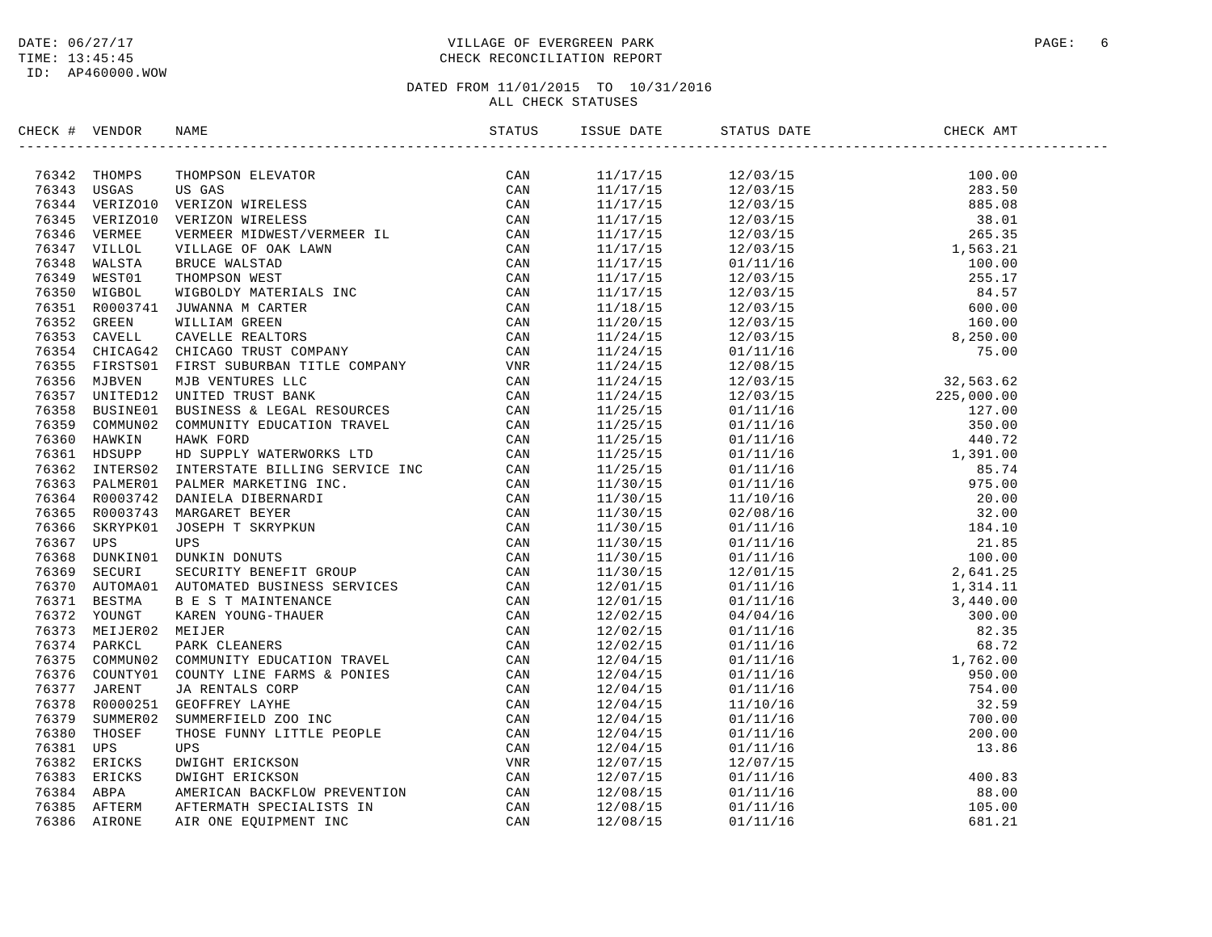DATE: 06/27/17
TIME: 13:45:45
ID: AP460000.WOW

# VILLAGE OF EVERGREEN PARK
## CHECK RECONCILIATION REPORT

DATED FROM 11/01/2015 TO 10/31/2016
ALL CHECK STATUSES

| CHECK # | VENDOR | NAME | STATUS | ISSUE DATE | STATUS DATE | CHECK AMT |
|---|---|---|---|---|---|---|
| 76342 | THOMPS | THOMPSON ELEVATOR | CAN | 11/17/15 | 12/03/15 | 100.00 |
| 76343 | USGAS | US GAS | CAN | 11/17/15 | 12/03/15 | 283.50 |
| 76344 | VERIZO10 | VERIZON WIRELESS | CAN | 11/17/15 | 12/03/15 | 885.08 |
| 76345 | VERIZO10 | VERIZON WIRELESS | CAN | 11/17/15 | 12/03/15 | 38.01 |
| 76346 | VERMEE | VERMEER MIDWEST/VERMEER IL | CAN | 11/17/15 | 12/03/15 | 265.35 |
| 76347 | VILLOL | VILLAGE OF OAK LAWN | CAN | 11/17/15 | 12/03/15 | 1,563.21 |
| 76348 | WALSTA | BRUCE WALSTAD | CAN | 11/17/15 | 01/11/16 | 100.00 |
| 76349 | WEST01 | THOMPSON WEST | CAN | 11/17/15 | 12/03/15 | 255.17 |
| 76350 | WIGBOL | WIGBOLDY MATERIALS INC | CAN | 11/17/15 | 12/03/15 | 84.57 |
| 76351 | R0003741 | JUWANNA M CARTER | CAN | 11/18/15 | 12/03/15 | 600.00 |
| 76352 | GREEN | WILLIAM GREEN | CAN | 11/20/15 | 12/03/15 | 160.00 |
| 76353 | CAVELL | CAVELLE REALTORS | CAN | 11/24/15 | 12/03/15 | 8,250.00 |
| 76354 | CHICAG42 | CHICAGO TRUST COMPANY | CAN | 11/24/15 | 01/11/16 | 75.00 |
| 76355 | FIRSTS01 | FIRST SUBURBAN TITLE COMPANY | VNR | 11/24/15 | 12/08/15 | |
| 76356 | MJBVEN | MJB VENTURES LLC | CAN | 11/24/15 | 12/03/15 | 32,563.62 |
| 76357 | UNITED12 | UNITED TRUST BANK | CAN | 11/24/15 | 12/03/15 | 225,000.00 |
| 76358 | BUSINE01 | BUSINESS & LEGAL RESOURCES | CAN | 11/25/15 | 01/11/16 | 127.00 |
| 76359 | COMMUN02 | COMMUNITY EDUCATION TRAVEL | CAN | 11/25/15 | 01/11/16 | 350.00 |
| 76360 | HAWKIN | HAWK FORD | CAN | 11/25/15 | 01/11/16 | 440.72 |
| 76361 | HDSUPP | HD SUPPLY WATERWORKS LTD | CAN | 11/25/15 | 01/11/16 | 1,391.00 |
| 76362 | INTERS02 | INTERSTATE BILLING SERVICE INC | CAN | 11/25/15 | 01/11/16 | 85.74 |
| 76363 | PALMER01 | PALMER MARKETING INC. | CAN | 11/30/15 | 01/11/16 | 975.00 |
| 76364 | R0003742 | DANIELA DIBERNARDI | CAN | 11/30/15 | 11/10/16 | 20.00 |
| 76365 | R0003743 | MARGARET BEYER | CAN | 11/30/15 | 02/08/16 | 32.00 |
| 76366 | SKRYPK01 | JOSEPH T SKRYPKUN | CAN | 11/30/15 | 01/11/16 | 184.10 |
| 76367 | UPS | UPS | CAN | 11/30/15 | 01/11/16 | 21.85 |
| 76368 | DUNKIN01 | DUNKIN DONUTS | CAN | 11/30/15 | 01/11/16 | 100.00 |
| 76369 | SECURI | SECURITY BENEFIT GROUP | CAN | 11/30/15 | 12/01/15 | 2,641.25 |
| 76370 | AUTOMA01 | AUTOMATED BUSINESS SERVICES | CAN | 12/01/15 | 01/11/16 | 1,314.11 |
| 76371 | BESTMA | B E S T MAINTENANCE | CAN | 12/01/15 | 01/11/16 | 3,440.00 |
| 76372 | YOUNGT | KAREN YOUNG-THAUER | CAN | 12/02/15 | 04/04/16 | 300.00 |
| 76373 | MEIJER02 | MEIJER | CAN | 12/02/15 | 01/11/16 | 82.35 |
| 76374 | PARKCL | PARK CLEANERS | CAN | 12/02/15 | 01/11/16 | 68.72 |
| 76375 | COMMUN02 | COMMUNITY EDUCATION TRAVEL | CAN | 12/04/15 | 01/11/16 | 1,762.00 |
| 76376 | COUNTY01 | COUNTY LINE FARMS & PONIES | CAN | 12/04/15 | 01/11/16 | 950.00 |
| 76377 | JARENT | JA RENTALS CORP | CAN | 12/04/15 | 01/11/16 | 754.00 |
| 76378 | R0000251 | GEOFFREY LAYHE | CAN | 12/04/15 | 11/10/16 | 32.59 |
| 76379 | SUMMER02 | SUMMERFIELD ZOO INC | CAN | 12/04/15 | 01/11/16 | 700.00 |
| 76380 | THOSEF | THOSE FUNNY LITTLE PEOPLE | CAN | 12/04/15 | 01/11/16 | 200.00 |
| 76381 | UPS | UPS | CAN | 12/04/15 | 01/11/16 | 13.86 |
| 76382 | ERICKS | DWIGHT ERICKSON | VNR | 12/07/15 | 12/07/15 | |
| 76383 | ERICKS | DWIGHT ERICKSON | CAN | 12/07/15 | 01/11/16 | 400.83 |
| 76384 | ABPA | AMERICAN BACKFLOW PREVENTION | CAN | 12/08/15 | 01/11/16 | 88.00 |
| 76385 | AFTERM | AFTERMATH SPECIALISTS IN | CAN | 12/08/15 | 01/11/16 | 105.00 |
| 76386 | AIRONE | AIR ONE EQUIPMENT INC | CAN | 12/08/15 | 01/11/16 | 681.21 |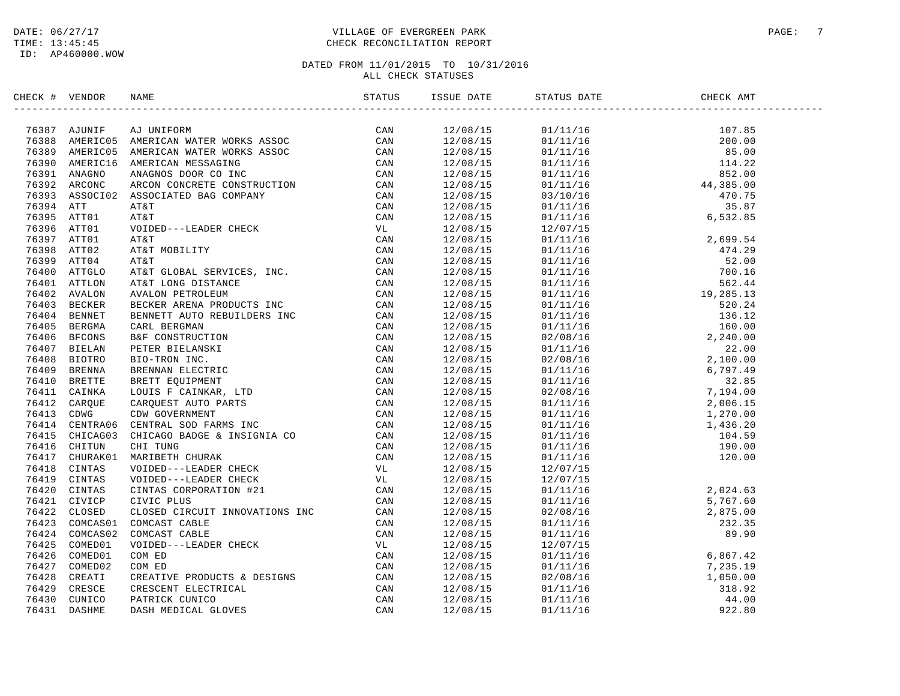DATE: 06/27/17
TIME: 13:45:45
ID: AP460000.WOW

VILLAGE OF EVERGREEN PARK
CHECK RECONCILIATION REPORT

DATED FROM 11/01/2015 TO 10/31/2016
ALL CHECK STATUSES

| CHECK # | VENDOR | NAME | STATUS | ISSUE DATE | STATUS DATE | CHECK AMT |
|---|---|---|---|---|---|---|
| 76387 | AJUNIF | AJ UNIFORM | CAN | 12/08/15 | 01/11/16 | 107.85 |
| 76388 | AMERIC05 | AMERICAN WATER WORKS ASSOC | CAN | 12/08/15 | 01/11/16 | 200.00 |
| 76389 | AMERIC05 | AMERICAN WATER WORKS ASSOC | CAN | 12/08/15 | 01/11/16 | 85.00 |
| 76390 | AMERIC16 | AMERICAN MESSAGING | CAN | 12/08/15 | 01/11/16 | 114.22 |
| 76391 | ANAGNO | ANAGNOS DOOR CO INC | CAN | 12/08/15 | 01/11/16 | 852.00 |
| 76392 | ARCONC | ARCON CONCRETE CONSTRUCTION | CAN | 12/08/15 | 01/11/16 | 44,385.00 |
| 76393 | ASSOCI02 | ASSOCIATED BAG COMPANY | CAN | 12/08/15 | 03/10/16 | 470.75 |
| 76394 | ATT | AT&T | CAN | 12/08/15 | 01/11/16 | 35.87 |
| 76395 | ATT01 | AT&T | CAN | 12/08/15 | 01/11/16 | 6,532.85 |
| 76396 | ATT01 | VOIDED---LEADER CHECK | VL | 12/08/15 | 12/07/15 | |
| 76397 | ATT01 | AT&T | CAN | 12/08/15 | 01/11/16 | 2,699.54 |
| 76398 | ATT02 | AT&T MOBILITY | CAN | 12/08/15 | 01/11/16 | 474.29 |
| 76399 | ATT04 | AT&T | CAN | 12/08/15 | 01/11/16 | 52.00 |
| 76400 | ATTGLO | AT&T GLOBAL SERVICES, INC. | CAN | 12/08/15 | 01/11/16 | 700.16 |
| 76401 | ATTLON | AT&T LONG DISTANCE | CAN | 12/08/15 | 01/11/16 | 562.44 |
| 76402 | AVALON | AVALON PETROLEUM | CAN | 12/08/15 | 01/11/16 | 19,285.13 |
| 76403 | BECKER | BECKER ARENA PRODUCTS INC | CAN | 12/08/15 | 01/11/16 | 520.24 |
| 76404 | BENNET | BENNETT AUTO REBUILDERS INC | CAN | 12/08/15 | 01/11/16 | 136.12 |
| 76405 | BERGMA | CARL BERGMAN | CAN | 12/08/15 | 01/11/16 | 160.00 |
| 76406 | BFCONS | B&F CONSTRUCTION | CAN | 12/08/15 | 02/08/16 | 2,240.00 |
| 76407 | BIELAN | PETER BIELANSKI | CAN | 12/08/15 | 01/11/16 | 22.00 |
| 76408 | BIOTRO | BIO-TRON INC. | CAN | 12/08/15 | 02/08/16 | 2,100.00 |
| 76409 | BRENNA | BRENNAN ELECTRIC | CAN | 12/08/15 | 01/11/16 | 6,797.49 |
| 76410 | BRETTE | BRETT EQUIPMENT | CAN | 12/08/15 | 01/11/16 | 32.85 |
| 76411 | CAINKA | LOUIS F CAINKAR, LTD | CAN | 12/08/15 | 02/08/16 | 7,194.00 |
| 76412 | CARQUE | CARQUEST AUTO PARTS | CAN | 12/08/15 | 01/11/16 | 2,006.15 |
| 76413 | CDWG | CDW GOVERNMENT | CAN | 12/08/15 | 01/11/16 | 1,270.00 |
| 76414 | CENTRA06 | CENTRAL SOD FARMS INC | CAN | 12/08/15 | 01/11/16 | 1,436.20 |
| 76415 | CHICAG03 | CHICAGO BADGE & INSIGNIA CO | CAN | 12/08/15 | 01/11/16 | 104.59 |
| 76416 | CHITUN | CHI TUNG | CAN | 12/08/15 | 01/11/16 | 190.00 |
| 76417 | CHURAK01 | MARIBETH CHURAK | CAN | 12/08/15 | 01/11/16 | 120.00 |
| 76418 | CINTAS | VOIDED---LEADER CHECK | VL | 12/08/15 | 12/07/15 | |
| 76419 | CINTAS | VOIDED---LEADER CHECK | VL | 12/08/15 | 12/07/15 | |
| 76420 | CINTAS | CINTAS CORPORATION #21 | CAN | 12/08/15 | 01/11/16 | 2,024.63 |
| 76421 | CIVICP | CIVIC PLUS | CAN | 12/08/15 | 01/11/16 | 5,767.60 |
| 76422 | CLOSED | CLOSED CIRCUIT INNOVATIONS INC | CAN | 12/08/15 | 02/08/16 | 2,875.00 |
| 76423 | COMCAS01 | COMCAST CABLE | CAN | 12/08/15 | 01/11/16 | 232.35 |
| 76424 | COMCAS02 | COMCAST CABLE | CAN | 12/08/15 | 01/11/16 | 89.90 |
| 76425 | COMED01 | VOIDED---LEADER CHECK | VL | 12/08/15 | 12/07/15 | |
| 76426 | COMED01 | COM ED | CAN | 12/08/15 | 01/11/16 | 6,867.42 |
| 76427 | COMED02 | COM ED | CAN | 12/08/15 | 01/11/16 | 7,235.19 |
| 76428 | CREATI | CREATIVE PRODUCTS & DESIGNS | CAN | 12/08/15 | 02/08/16 | 1,050.00 |
| 76429 | CRESCE | CRESCENT ELECTRICAL | CAN | 12/08/15 | 01/11/16 | 318.92 |
| 76430 | CUNICO | PATRICK CUNICO | CAN | 12/08/15 | 01/11/16 | 44.00 |
| 76431 | DASHME | DASH MEDICAL GLOVES | CAN | 12/08/15 | 01/11/16 | 922.80 |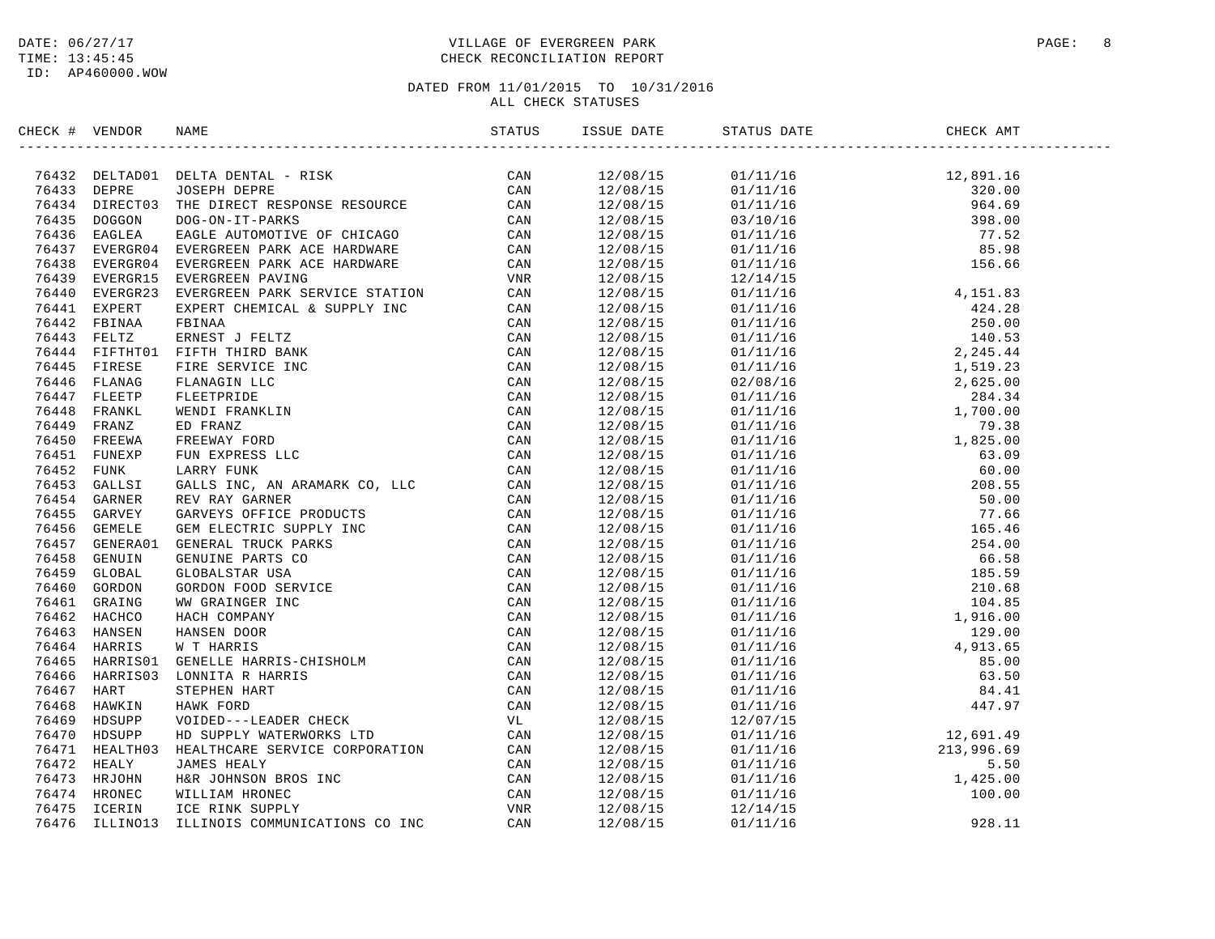DATE: 06/27/17
TIME: 13:45:45
ID: AP460000.WOW

VILLAGE OF EVERGREEN PARK
CHECK RECONCILIATION REPORT

DATED FROM 11/01/2015 TO 10/31/2016
ALL CHECK STATUSES

| CHECK # | VENDOR | NAME | STATUS | ISSUE DATE | STATUS DATE | CHECK AMT |
|---|---|---|---|---|---|---|
| 76432 | DELTAD01 | DELTA DENTAL - RISK | CAN | 12/08/15 | 01/11/16 | 12,891.16 |
| 76433 | DEPRE | JOSEPH DEPRE | CAN | 12/08/15 | 01/11/16 | 320.00 |
| 76434 | DIRECT03 | THE DIRECT RESPONSE RESOURCE | CAN | 12/08/15 | 01/11/16 | 964.69 |
| 76435 | DOGGON | DOG-ON-IT-PARKS | CAN | 12/08/15 | 03/10/16 | 398.00 |
| 76436 | EAGLEA | EAGLE AUTOMOTIVE OF CHICAGO | CAN | 12/08/15 | 01/11/16 | 77.52 |
| 76437 | EVERGR04 | EVERGREEN PARK ACE HARDWARE | CAN | 12/08/15 | 01/11/16 | 85.98 |
| 76438 | EVERGR04 | EVERGREEN PARK ACE HARDWARE | CAN | 12/08/15 | 01/11/16 | 156.66 |
| 76439 | EVERGR15 | EVERGREEN PAVING | VNR | 12/08/15 | 12/14/15 | |
| 76440 | EVERGR23 | EVERGREEN PARK SERVICE STATION | CAN | 12/08/15 | 01/11/16 | 4,151.83 |
| 76441 | EXPERT | EXPERT CHEMICAL & SUPPLY INC | CAN | 12/08/15 | 01/11/16 | 424.28 |
| 76442 | FBINAA | FBINAA | CAN | 12/08/15 | 01/11/16 | 250.00 |
| 76443 | FELTZ | ERNEST J FELTZ | CAN | 12/08/15 | 01/11/16 | 140.53 |
| 76444 | FIFTHT01 | FIFTH THIRD BANK | CAN | 12/08/15 | 01/11/16 | 2,245.44 |
| 76445 | FIRESE | FIRE SERVICE INC | CAN | 12/08/15 | 01/11/16 | 1,519.23 |
| 76446 | FLANAG | FLANAGIN LLC | CAN | 12/08/15 | 02/08/16 | 2,625.00 |
| 76447 | FLEETP | FLEETPRIDE | CAN | 12/08/15 | 01/11/16 | 284.34 |
| 76448 | FRANKL | WENDI FRANKLIN | CAN | 12/08/15 | 01/11/16 | 1,700.00 |
| 76449 | FRANZ | ED FRANZ | CAN | 12/08/15 | 01/11/16 | 79.38 |
| 76450 | FREEWA | FREEWAY FORD | CAN | 12/08/15 | 01/11/16 | 1,825.00 |
| 76451 | FUNEXP | FUN EXPRESS LLC | CAN | 12/08/15 | 01/11/16 | 63.09 |
| 76452 | FUNK | LARRY FUNK | CAN | 12/08/15 | 01/11/16 | 60.00 |
| 76453 | GALLSI | GALLS INC, AN ARAMARK CO, LLC | CAN | 12/08/15 | 01/11/16 | 208.55 |
| 76454 | GARNER | REV RAY GARNER | CAN | 12/08/15 | 01/11/16 | 50.00 |
| 76455 | GARVEY | GARVEYS OFFICE PRODUCTS | CAN | 12/08/15 | 01/11/16 | 77.66 |
| 76456 | GEMELE | GEM ELECTRIC SUPPLY INC | CAN | 12/08/15 | 01/11/16 | 165.46 |
| 76457 | GENERA01 | GENERAL TRUCK PARKS | CAN | 12/08/15 | 01/11/16 | 254.00 |
| 76458 | GENUIN | GENUINE PARTS CO | CAN | 12/08/15 | 01/11/16 | 66.58 |
| 76459 | GLOBAL | GLOBALSTAR USA | CAN | 12/08/15 | 01/11/16 | 185.59 |
| 76460 | GORDON | GORDON FOOD SERVICE | CAN | 12/08/15 | 01/11/16 | 210.68 |
| 76461 | GRAING | WW GRAINGER INC | CAN | 12/08/15 | 01/11/16 | 104.85 |
| 76462 | HACHCO | HACH COMPANY | CAN | 12/08/15 | 01/11/16 | 1,916.00 |
| 76463 | HANSEN | HANSEN DOOR | CAN | 12/08/15 | 01/11/16 | 129.00 |
| 76464 | HARRIS | W T HARRIS | CAN | 12/08/15 | 01/11/16 | 4,913.65 |
| 76465 | HARRIS01 | GENELLE HARRIS-CHISHOLM | CAN | 12/08/15 | 01/11/16 | 85.00 |
| 76466 | HARRIS03 | LONNITA R HARRIS | CAN | 12/08/15 | 01/11/16 | 63.50 |
| 76467 | HART | STEPHEN HART | CAN | 12/08/15 | 01/11/16 | 84.41 |
| 76468 | HAWKIN | HAWK FORD | CAN | 12/08/15 | 01/11/16 | 447.97 |
| 76469 | HDSUPP | VOIDED---LEADER CHECK | VL | 12/08/15 | 12/07/15 | |
| 76470 | HDSUPP | HD SUPPLY WATERWORKS LTD | CAN | 12/08/15 | 01/11/16 | 12,691.49 |
| 76471 | HEALTH03 | HEALTHCARE SERVICE CORPORATION | CAN | 12/08/15 | 01/11/16 | 213,996.69 |
| 76472 | HEALY | JAMES HEALY | CAN | 12/08/15 | 01/11/16 | 5.50 |
| 76473 | HRJOHN | H&R JOHNSON BROS INC | CAN | 12/08/15 | 01/11/16 | 1,425.00 |
| 76474 | HRONEC | WILLIAM HRONEC | CAN | 12/08/15 | 01/11/16 | 100.00 |
| 76475 | ICERIN | ICE RINK SUPPLY | VNR | 12/08/15 | 12/14/15 | |
| 76476 | ILLINO13 | ILLINOIS COMMUNICATIONS CO INC | CAN | 12/08/15 | 01/11/16 | 928.11 |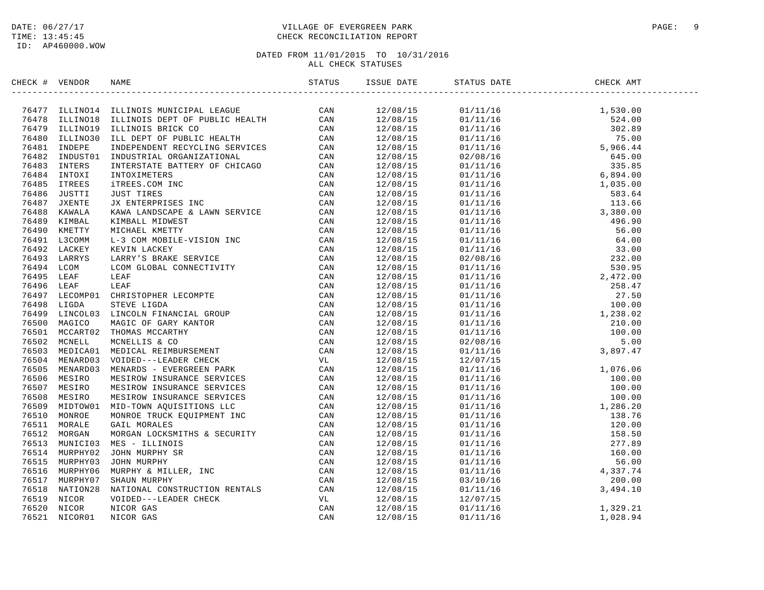DATE: 06/27/17
TIME: 13:45:45
ID: AP460000.WOW

# VILLAGE OF EVERGREEN PARK
## CHECK RECONCILIATION REPORT

DATED FROM 11/01/2015 TO 10/31/2016
ALL CHECK STATUSES

| CHECK # | VENDOR | NAME | STATUS | ISSUE DATE | STATUS DATE | CHECK AMT |
|---|---|---|---|---|---|---|
| 76477 | ILLINO14 | ILLINOIS MUNICIPAL LEAGUE | CAN | 12/08/15 | 01/11/16 | 1,530.00 |
| 76478 | ILLINO18 | ILLINOIS DEPT OF PUBLIC HEALTH | CAN | 12/08/15 | 01/11/16 | 524.00 |
| 76479 | ILLINO19 | ILLINOIS BRICK CO | CAN | 12/08/15 | 01/11/16 | 302.89 |
| 76480 | ILLINO30 | ILL DEPT OF PUBLIC HEALTH | CAN | 12/08/15 | 01/11/16 | 75.00 |
| 76481 | INDEPE | INDEPENDENT RECYCLING SERVICES | CAN | 12/08/15 | 01/11/16 | 5,966.44 |
| 76482 | INDUST01 | INDUSTRIAL ORGANIZATIONAL | CAN | 12/08/15 | 02/08/16 | 645.00 |
| 76483 | INTERS | INTERSTATE BATTERY OF CHICAGO | CAN | 12/08/15 | 01/11/16 | 335.85 |
| 76484 | INTOXI | INTOXIMETERS | CAN | 12/08/15 | 01/11/16 | 6,894.00 |
| 76485 | ITREES | iTREES.COM INC | CAN | 12/08/15 | 01/11/16 | 1,035.00 |
| 76486 | JUSTTI | JUST TIRES | CAN | 12/08/15 | 01/11/16 | 583.64 |
| 76487 | JXENTE | JX ENTERPRISES INC | CAN | 12/08/15 | 01/11/16 | 113.66 |
| 76488 | KAWALA | KAWA LANDSCAPE & LAWN SERVICE | CAN | 12/08/15 | 01/11/16 | 3,380.00 |
| 76489 | KIMBAL | KIMBALL MIDWEST | CAN | 12/08/15 | 01/11/16 | 496.90 |
| 76490 | KMETTY | MICHAEL KMETTY | CAN | 12/08/15 | 01/11/16 | 56.00 |
| 76491 | L3COMM | L-3 COM MOBILE-VISION INC | CAN | 12/08/15 | 01/11/16 | 64.00 |
| 76492 | LACKEY | KEVIN LACKEY | CAN | 12/08/15 | 01/11/16 | 33.00 |
| 76493 | LARRYS | LARRY'S BRAKE SERVICE | CAN | 12/08/15 | 02/08/16 | 232.00 |
| 76494 | LCOM | LCOM GLOBAL CONNECTIVITY | CAN | 12/08/15 | 01/11/16 | 530.95 |
| 76495 | LEAF | LEAF | CAN | 12/08/15 | 01/11/16 | 2,472.00 |
| 76496 | LEAF | LEAF | CAN | 12/08/15 | 01/11/16 | 258.47 |
| 76497 | LECOMP01 | CHRISTOPHER LECOMPTE | CAN | 12/08/15 | 01/11/16 | 27.50 |
| 76498 | LIGDA | STEVE LIGDA | CAN | 12/08/15 | 01/11/16 | 100.00 |
| 76499 | LINCOL03 | LINCOLN FINANCIAL GROUP | CAN | 12/08/15 | 01/11/16 | 1,238.02 |
| 76500 | MAGICO | MAGIC OF GARY KANTOR | CAN | 12/08/15 | 01/11/16 | 210.00 |
| 76501 | MCCART02 | THOMAS MCCARTHY | CAN | 12/08/15 | 01/11/16 | 100.00 |
| 76502 | MCNELL | MCNELLIS & CO | CAN | 12/08/15 | 02/08/16 | 5.00 |
| 76503 | MEDICA01 | MEDICAL REIMBURSEMENT | CAN | 12/08/15 | 01/11/16 | 3,897.47 |
| 76504 | MENARD03 | VOIDED---LEADER CHECK | VL | 12/08/15 | 12/07/15 | |
| 76505 | MENARD03 | MENARDS - EVERGREEN PARK | CAN | 12/08/15 | 01/11/16 | 1,076.06 |
| 76506 | MESIRO | MESIROW INSURANCE SERVICES | CAN | 12/08/15 | 01/11/16 | 100.00 |
| 76507 | MESIRO | MESIROW INSURANCE SERVICES | CAN | 12/08/15 | 01/11/16 | 100.00 |
| 76508 | MESIRO | MESIROW INSURANCE SERVICES | CAN | 12/08/15 | 01/11/16 | 100.00 |
| 76509 | MIDTOW01 | MID-TOWN AQUISITIONS LLC | CAN | 12/08/15 | 01/11/16 | 1,286.20 |
| 76510 | MONROE | MONROE TRUCK EQUIPMENT INC | CAN | 12/08/15 | 01/11/16 | 138.76 |
| 76511 | MORALE | GAIL MORALES | CAN | 12/08/15 | 01/11/16 | 120.00 |
| 76512 | MORGAN | MORGAN LOCKSMITHS & SECURITY | CAN | 12/08/15 | 01/11/16 | 158.50 |
| 76513 | MUNICI03 | MES - ILLINOIS | CAN | 12/08/15 | 01/11/16 | 277.89 |
| 76514 | MURPHY02 | JOHN MURPHY SR | CAN | 12/08/15 | 01/11/16 | 160.00 |
| 76515 | MURPHY03 | JOHN MURPHY | CAN | 12/08/15 | 01/11/16 | 56.00 |
| 76516 | MURPHY06 | MURPHY & MILLER, INC | CAN | 12/08/15 | 01/11/16 | 4,337.74 |
| 76517 | MURPHY07 | SHAUN MURPHY | CAN | 12/08/15 | 03/10/16 | 200.00 |
| 76518 | NATION28 | NATIONAL CONSTRUCTION RENTALS | CAN | 12/08/15 | 01/11/16 | 3,494.10 |
| 76519 | NICOR | VOIDED---LEADER CHECK | VL | 12/08/15 | 12/07/15 | |
| 76520 | NICOR | NICOR GAS | CAN | 12/08/15 | 01/11/16 | 1,329.21 |
| 76521 | NICOR01 | NICOR GAS | CAN | 12/08/15 | 01/11/16 | 1,028.94 |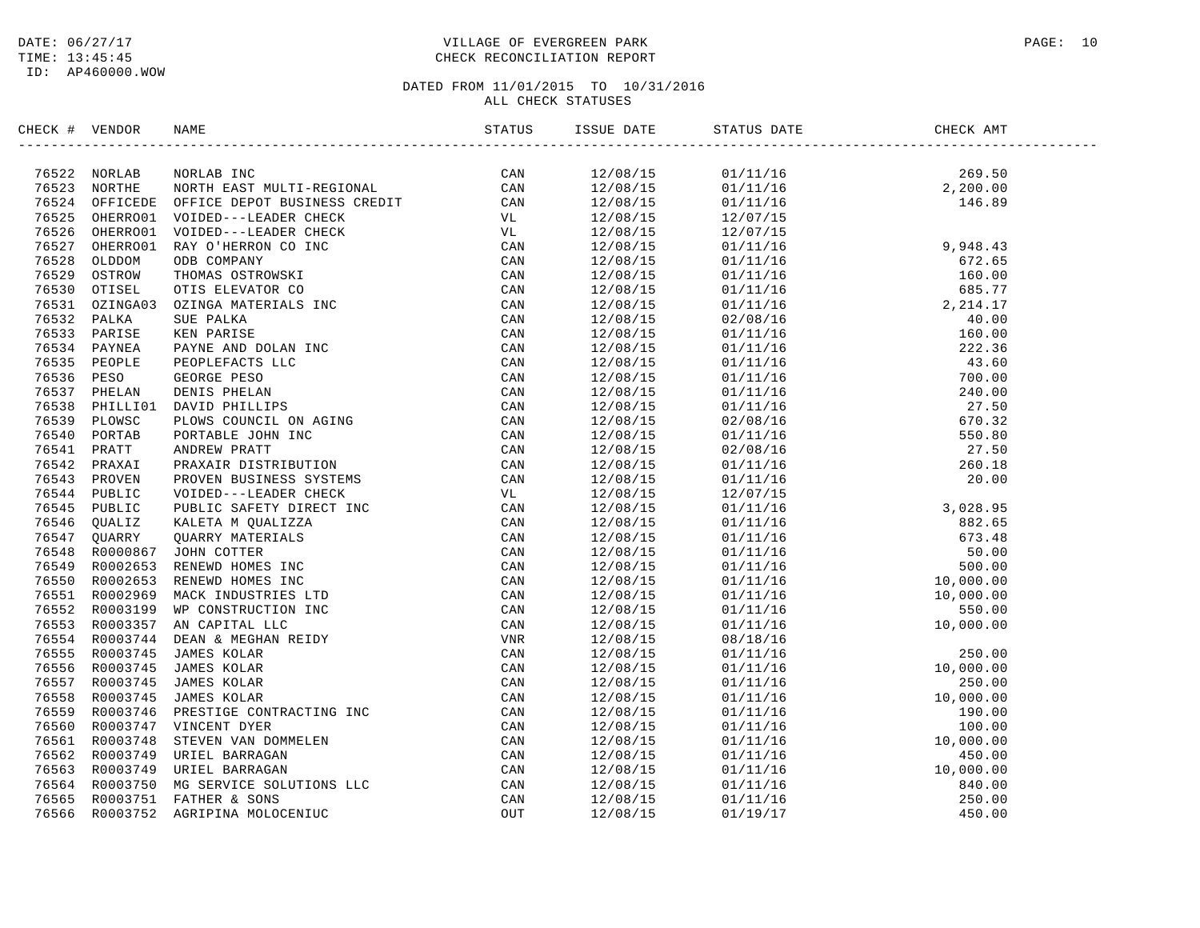DATE: 06/27/17
TIME: 13:45:45
ID: AP460000.WOW

# VILLAGE OF EVERGREEN PARK
## CHECK RECONCILIATION REPORT

DATED FROM 11/01/2015 TO 10/31/2016
ALL CHECK STATUSES

| CHECK # | VENDOR | NAME | STATUS | ISSUE DATE | STATUS DATE | CHECK AMT |
|---|---|---|---|---|---|---|
| 76522 | NORLAB | NORLAB INC | CAN | 12/08/15 | 01/11/16 | 269.50 |
| 76523 | NORTHE | NORTH EAST MULTI-REGIONAL | CAN | 12/08/15 | 01/11/16 | 2,200.00 |
| 76524 | OFFICEDE | OFFICE DEPOT BUSINESS CREDIT | CAN | 12/08/15 | 01/11/16 | 146.89 |
| 76525 | OHERRO01 | VOIDED---LEADER CHECK | VL | 12/08/15 | 12/07/15 | |
| 76526 | OHERRO01 | VOIDED---LEADER CHECK | VL | 12/08/15 | 12/07/15 | |
| 76527 | OHERRO01 | RAY O'HERRON CO INC | CAN | 12/08/15 | 01/11/16 | 9,948.43 |
| 76528 | OLDDOM | ODB COMPANY | CAN | 12/08/15 | 01/11/16 | 672.65 |
| 76529 | OSTROW | THOMAS OSTROWSKI | CAN | 12/08/15 | 01/11/16 | 160.00 |
| 76530 | OTISEL | OTIS ELEVATOR CO | CAN | 12/08/15 | 01/11/16 | 685.77 |
| 76531 | OZINGA03 | OZINGA MATERIALS INC | CAN | 12/08/15 | 01/11/16 | 2,214.17 |
| 76532 | PALKA | SUE PALKA | CAN | 12/08/15 | 02/08/16 | 40.00 |
| 76533 | PARISE | KEN PARISE | CAN | 12/08/15 | 01/11/16 | 160.00 |
| 76534 | PAYNEA | PAYNE AND DOLAN INC | CAN | 12/08/15 | 01/11/16 | 222.36 |
| 76535 | PEOPLE | PEOPLEFACTS LLC | CAN | 12/08/15 | 01/11/16 | 43.60 |
| 76536 | PESO | GEORGE PESO | CAN | 12/08/15 | 01/11/16 | 700.00 |
| 76537 | PHELAN | DENIS PHELAN | CAN | 12/08/15 | 01/11/16 | 240.00 |
| 76538 | PHILLI01 | DAVID PHILLIPS | CAN | 12/08/15 | 01/11/16 | 27.50 |
| 76539 | PLOWSC | PLOWS COUNCIL ON AGING | CAN | 12/08/15 | 02/08/16 | 670.32 |
| 76540 | PORTAB | PORTABLE JOHN INC | CAN | 12/08/15 | 01/11/16 | 550.80 |
| 76541 | PRATT | ANDREW PRATT | CAN | 12/08/15 | 02/08/16 | 27.50 |
| 76542 | PRAXAI | PRAXAIR DISTRIBUTION | CAN | 12/08/15 | 01/11/16 | 260.18 |
| 76543 | PROVEN | PROVEN BUSINESS SYSTEMS | CAN | 12/08/15 | 01/11/16 | 20.00 |
| 76544 | PUBLIC | VOIDED---LEADER CHECK | VL | 12/08/15 | 12/07/15 | |
| 76545 | PUBLIC | PUBLIC SAFETY DIRECT INC | CAN | 12/08/15 | 01/11/16 | 3,028.95 |
| 76546 | QUALIZ | KALETA M QUALIZZA | CAN | 12/08/15 | 01/11/16 | 882.65 |
| 76547 | QUARRY | QUARRY MATERIALS | CAN | 12/08/15 | 01/11/16 | 673.48 |
| 76548 | R0000867 | JOHN COTTER | CAN | 12/08/15 | 01/11/16 | 50.00 |
| 76549 | R0002653 | RENEWD HOMES INC | CAN | 12/08/15 | 01/11/16 | 500.00 |
| 76550 | R0002653 | RENEWD HOMES INC | CAN | 12/08/15 | 01/11/16 | 10,000.00 |
| 76551 | R0002969 | MACK INDUSTRIES LTD | CAN | 12/08/15 | 01/11/16 | 10,000.00 |
| 76552 | R0003199 | WP CONSTRUCTION INC | CAN | 12/08/15 | 01/11/16 | 550.00 |
| 76553 | R0003357 | AN CAPITAL LLC | CAN | 12/08/15 | 01/11/16 | 10,000.00 |
| 76554 | R0003744 | DEAN & MEGHAN REIDY | VNR | 12/08/15 | 08/18/16 | |
| 76555 | R0003745 | JAMES KOLAR | CAN | 12/08/15 | 01/11/16 | 250.00 |
| 76556 | R0003745 | JAMES KOLAR | CAN | 12/08/15 | 01/11/16 | 10,000.00 |
| 76557 | R0003745 | JAMES KOLAR | CAN | 12/08/15 | 01/11/16 | 250.00 |
| 76558 | R0003745 | JAMES KOLAR | CAN | 12/08/15 | 01/11/16 | 10,000.00 |
| 76559 | R0003746 | PRESTIGE CONTRACTING INC | CAN | 12/08/15 | 01/11/16 | 190.00 |
| 76560 | R0003747 | VINCENT DYER | CAN | 12/08/15 | 01/11/16 | 100.00 |
| 76561 | R0003748 | STEVEN VAN DOMMELEN | CAN | 12/08/15 | 01/11/16 | 10,000.00 |
| 76562 | R0003749 | URIEL BARRAGAN | CAN | 12/08/15 | 01/11/16 | 450.00 |
| 76563 | R0003749 | URIEL BARRAGAN | CAN | 12/08/15 | 01/11/16 | 10,000.00 |
| 76564 | R0003750 | MG SERVICE SOLUTIONS LLC | CAN | 12/08/15 | 01/11/16 | 840.00 |
| 76565 | R0003751 | FATHER & SONS | CAN | 12/08/15 | 01/11/16 | 250.00 |
| 76566 | R0003752 | AGRIPINA MOLOCENIUC | OUT | 12/08/15 | 01/19/17 | 450.00 |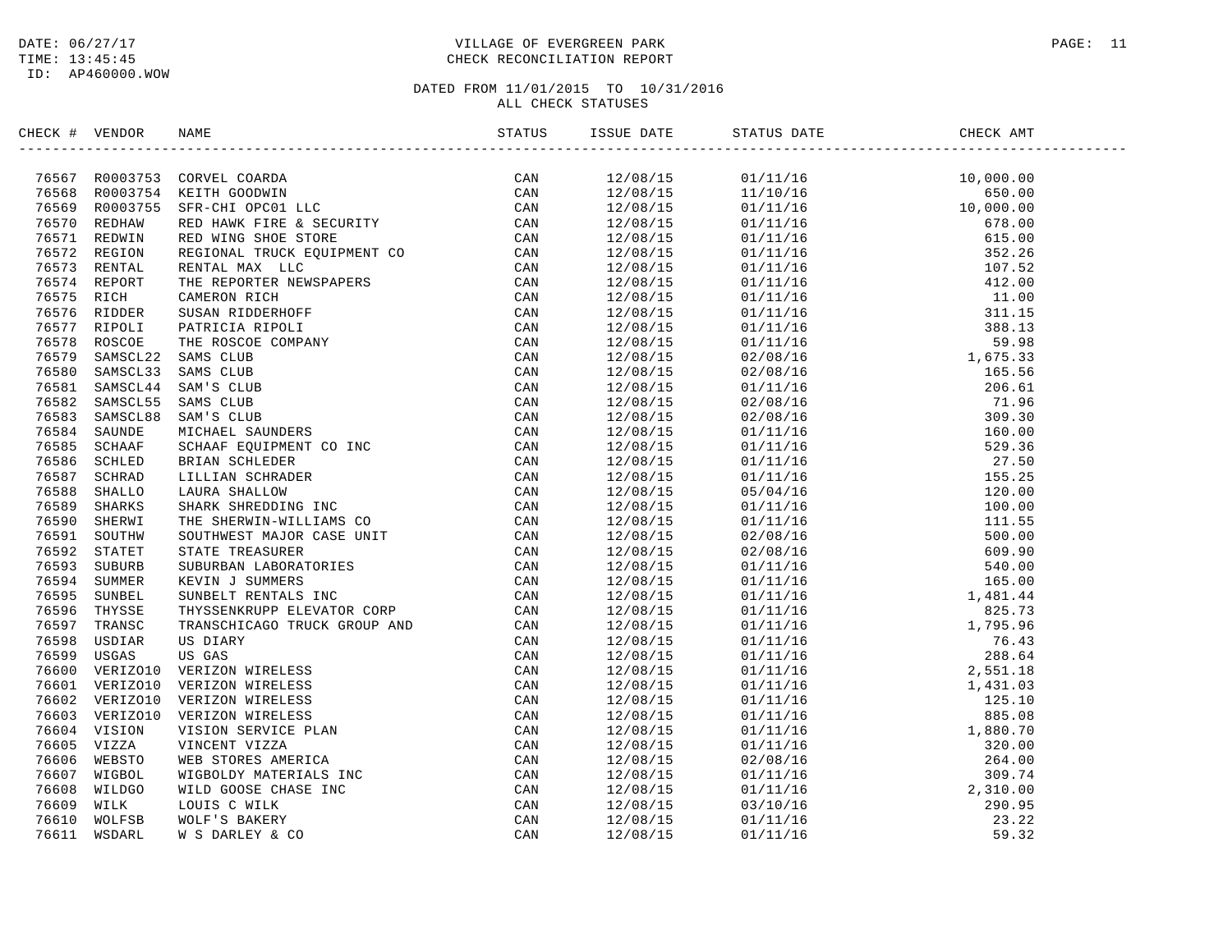DATE: 06/27/17
TIME: 13:45:45
ID: AP460000.WOW

# VILLAGE OF EVERGREEN PARK
## CHECK RECONCILIATION REPORT

DATED FROM 11/01/2015 TO 10/31/2016
ALL CHECK STATUSES

| CHECK # | VENDOR | NAME | STATUS | ISSUE DATE | STATUS DATE | CHECK AMT |
|---|---|---|---|---|---|---|
| 76567 | R0003753 | CORVEL COARDA | CAN | 12/08/15 | 01/11/16 | 10,000.00 |
| 76568 | R0003754 | KEITH GOODWIN | CAN | 12/08/15 | 11/10/16 | 650.00 |
| 76569 | R0003755 | SFR-CHI OPC01 LLC | CAN | 12/08/15 | 01/11/16 | 10,000.00 |
| 76570 | REDHAW | RED HAWK FIRE & SECURITY | CAN | 12/08/15 | 01/11/16 | 678.00 |
| 76571 | REDWIN | RED WING SHOE STORE | CAN | 12/08/15 | 01/11/16 | 615.00 |
| 76572 | REGION | REGIONAL TRUCK EQUIPMENT CO | CAN | 12/08/15 | 01/11/16 | 352.26 |
| 76573 | RENTAL | RENTAL MAX LLC | CAN | 12/08/15 | 01/11/16 | 107.52 |
| 76574 | REPORT | THE REPORTER NEWSPAPERS | CAN | 12/08/15 | 01/11/16 | 412.00 |
| 76575 | RICH | CAMERON RICH | CAN | 12/08/15 | 01/11/16 | 11.00 |
| 76576 | RIDDER | SUSAN RIDDERHOFF | CAN | 12/08/15 | 01/11/16 | 311.15 |
| 76577 | RIPOLI | PATRICIA RIPOLI | CAN | 12/08/15 | 01/11/16 | 388.13 |
| 76578 | ROSCOE | THE ROSCOE COMPANY | CAN | 12/08/15 | 01/11/16 | 59.98 |
| 76579 | SAMSCL22 | SAMS CLUB | CAN | 12/08/15 | 02/08/16 | 1,675.33 |
| 76580 | SAMSCL33 | SAMS CLUB | CAN | 12/08/15 | 02/08/16 | 165.56 |
| 76581 | SAMSCL44 | SAM'S CLUB | CAN | 12/08/15 | 01/11/16 | 206.61 |
| 76582 | SAMSCL55 | SAMS CLUB | CAN | 12/08/15 | 02/08/16 | 71.96 |
| 76583 | SAMSCL88 | SAM'S CLUB | CAN | 12/08/15 | 02/08/16 | 309.30 |
| 76584 | SAUNDE | MICHAEL SAUNDERS | CAN | 12/08/15 | 01/11/16 | 160.00 |
| 76585 | SCHAAF | SCHAAF EQUIPMENT CO INC | CAN | 12/08/15 | 01/11/16 | 529.36 |
| 76586 | SCHLED | BRIAN SCHLEDER | CAN | 12/08/15 | 01/11/16 | 27.50 |
| 76587 | SCHRAD | LILLIAN SCHRADER | CAN | 12/08/15 | 01/11/16 | 155.25 |
| 76588 | SHALLO | LAURA SHALLOW | CAN | 12/08/15 | 05/04/16 | 120.00 |
| 76589 | SHARKS | SHARK SHREDDING INC | CAN | 12/08/15 | 01/11/16 | 100.00 |
| 76590 | SHERWI | THE SHERWIN-WILLIAMS CO | CAN | 12/08/15 | 01/11/16 | 111.55 |
| 76591 | SOUTHW | SOUTHWEST MAJOR CASE UNIT | CAN | 12/08/15 | 02/08/16 | 500.00 |
| 76592 | STATET | STATE TREASURER | CAN | 12/08/15 | 02/08/16 | 609.90 |
| 76593 | SUBURB | SUBURBAN LABORATORIES | CAN | 12/08/15 | 01/11/16 | 540.00 |
| 76594 | SUMMER | KEVIN J SUMMERS | CAN | 12/08/15 | 01/11/16 | 165.00 |
| 76595 | SUNBEL | SUNBELT RENTALS INC | CAN | 12/08/15 | 01/11/16 | 1,481.44 |
| 76596 | THYSSE | THYSSENKRUPP ELEVATOR CORP | CAN | 12/08/15 | 01/11/16 | 825.73 |
| 76597 | TRANSC | TRANSCHICAGO TRUCK GROUP AND | CAN | 12/08/15 | 01/11/16 | 1,795.96 |
| 76598 | USDIAR | US DIARY | CAN | 12/08/15 | 01/11/16 | 76.43 |
| 76599 | USGAS | US GAS | CAN | 12/08/15 | 01/11/16 | 288.64 |
| 76600 | VERIZO10 | VERIZON WIRELESS | CAN | 12/08/15 | 01/11/16 | 2,551.18 |
| 76601 | VERIZO10 | VERIZON WIRELESS | CAN | 12/08/15 | 01/11/16 | 1,431.03 |
| 76602 | VERIZO10 | VERIZON WIRELESS | CAN | 12/08/15 | 01/11/16 | 125.10 |
| 76603 | VERIZO10 | VERIZON WIRELESS | CAN | 12/08/15 | 01/11/16 | 885.08 |
| 76604 | VISION | VISION SERVICE PLAN | CAN | 12/08/15 | 01/11/16 | 1,880.70 |
| 76605 | VIZZA | VINCENT VIZZA | CAN | 12/08/15 | 01/11/16 | 320.00 |
| 76606 | WEBSTO | WEB STORES AMERICA | CAN | 12/08/15 | 02/08/16 | 264.00 |
| 76607 | WIGBOL | WIGBOLDY MATERIALS INC | CAN | 12/08/15 | 01/11/16 | 309.74 |
| 76608 | WILDGO | WILD GOOSE CHASE INC | CAN | 12/08/15 | 01/11/16 | 2,310.00 |
| 76609 | WILK | LOUIS C WILK | CAN | 12/08/15 | 03/10/16 | 290.95 |
| 76610 | WOLFSB | WOLF'S BAKERY | CAN | 12/08/15 | 01/11/16 | 23.22 |
| 76611 | WSDARL | W S DARLEY & CO | CAN | 12/08/15 | 01/11/16 | 59.32 |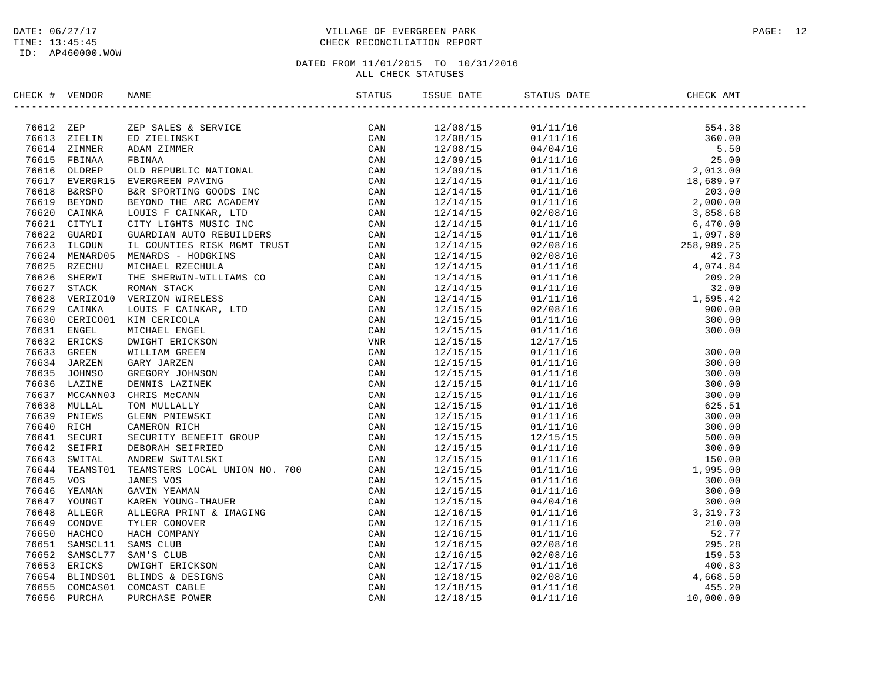DATE: 06/27/17
TIME: 13:45:45
ID: AP460000.WOW

# VILLAGE OF EVERGREEN PARK
## CHECK RECONCILIATION REPORT

DATED FROM 11/01/2015 TO 10/31/2016
ALL CHECK STATUSES

| CHECK # | VENDOR | NAME | STATUS | ISSUE DATE | STATUS DATE | CHECK AMT |
|---|---|---|---|---|---|---|
| 76612 | ZEP | ZEP SALES & SERVICE | CAN | 12/08/15 | 01/11/16 | 554.38 |
| 76613 | ZIELIN | ED ZIELINSKI | CAN | 12/08/15 | 01/11/16 | 360.00 |
| 76614 | ZIMMER | ADAM ZIMMER | CAN | 12/08/15 | 04/04/16 | 5.50 |
| 76615 | FBINAA | FBINAA | CAN | 12/09/15 | 01/11/16 | 25.00 |
| 76616 | OLDREP | OLD REPUBLIC NATIONAL | CAN | 12/09/15 | 01/11/16 | 2,013.00 |
| 76617 | EVERGR15 | EVERGREEN PAVING | CAN | 12/14/15 | 01/11/16 | 18,689.97 |
| 76618 | B&RSPO | B&R SPORTING GOODS INC | CAN | 12/14/15 | 01/11/16 | 203.00 |
| 76619 | BEYOND | BEYOND THE ARC ACADEMY | CAN | 12/14/15 | 01/11/16 | 2,000.00 |
| 76620 | CAINKA | LOUIS F CAINKAR, LTD | CAN | 12/14/15 | 02/08/16 | 3,858.68 |
| 76621 | CITYLI | CITY LIGHTS MUSIC INC | CAN | 12/14/15 | 01/11/16 | 6,470.00 |
| 76622 | GUARDI | GUARDIAN AUTO REBUILDERS | CAN | 12/14/15 | 01/11/16 | 1,097.80 |
| 76623 | ILCOUN | IL COUNTIES RISK MGMT TRUST | CAN | 12/14/15 | 02/08/16 | 258,989.25 |
| 76624 | MENARD05 | MENARDS - HODGKINS | CAN | 12/14/15 | 02/08/16 | 42.73 |
| 76625 | RZECHU | MICHAEL RZECHULA | CAN | 12/14/15 | 01/11/16 | 4,074.84 |
| 76626 | SHERWI | THE SHERWIN-WILLIAMS CO | CAN | 12/14/15 | 01/11/16 | 209.20 |
| 76627 | STACK | ROMAN STACK | CAN | 12/14/15 | 01/11/16 | 32.00 |
| 76628 | VERIZO10 | VERIZON WIRELESS | CAN | 12/14/15 | 01/11/16 | 1,595.42 |
| 76629 | CAINKA | LOUIS F CAINKAR, LTD | CAN | 12/15/15 | 02/08/16 | 900.00 |
| 76630 | CERICO01 | KIM CERICOLA | CAN | 12/15/15 | 01/11/16 | 300.00 |
| 76631 | ENGEL | MICHAEL ENGEL | CAN | 12/15/15 | 01/11/16 | 300.00 |
| 76632 | ERICKS | DWIGHT ERICKSON | VNR | 12/15/15 | 12/17/15 | |
| 76633 | GREEN | WILLIAM GREEN | CAN | 12/15/15 | 01/11/16 | 300.00 |
| 76634 | JARZEN | GARY JARZEN | CAN | 12/15/15 | 01/11/16 | 300.00 |
| 76635 | JOHNSO | GREGORY JOHNSON | CAN | 12/15/15 | 01/11/16 | 300.00 |
| 76636 | LAZINE | DENNIS LAZINEK | CAN | 12/15/15 | 01/11/16 | 300.00 |
| 76637 | MCCANN03 | CHRIS McCANN | CAN | 12/15/15 | 01/11/16 | 300.00 |
| 76638 | MULLAL | TOM MULLALLY | CAN | 12/15/15 | 01/11/16 | 625.51 |
| 76639 | PNIEWS | GLENN PNIEWSKI | CAN | 12/15/15 | 01/11/16 | 300.00 |
| 76640 | RICH | CAMERON RICH | CAN | 12/15/15 | 01/11/16 | 300.00 |
| 76641 | SECURI | SECURITY BENEFIT GROUP | CAN | 12/15/15 | 12/15/15 | 500.00 |
| 76642 | SEIFRI | DEBORAH SEIFRIED | CAN | 12/15/15 | 01/11/16 | 300.00 |
| 76643 | SWITAL | ANDREW SWITALSKI | CAN | 12/15/15 | 01/11/16 | 150.00 |
| 76644 | TEAMST01 | TEAMSTERS LOCAL UNION NO. 700 | CAN | 12/15/15 | 01/11/16 | 1,995.00 |
| 76645 | VOS | JAMES VOS | CAN | 12/15/15 | 01/11/16 | 300.00 |
| 76646 | YEAMAN | GAVIN YEAMAN | CAN | 12/15/15 | 01/11/16 | 300.00 |
| 76647 | YOUNGT | KAREN YOUNG-THAUER | CAN | 12/15/15 | 04/04/16 | 300.00 |
| 76648 | ALLEGR | ALLEGRA PRINT & IMAGING | CAN | 12/16/15 | 01/11/16 | 3,319.73 |
| 76649 | CONOVE | TYLER CONOVER | CAN | 12/16/15 | 01/11/16 | 210.00 |
| 76650 | HACHCO | HACH COMPANY | CAN | 12/16/15 | 01/11/16 | 52.77 |
| 76651 | SAMSCL11 | SAMS CLUB | CAN | 12/16/15 | 02/08/16 | 295.28 |
| 76652 | SAMSCL77 | SAM'S CLUB | CAN | 12/16/15 | 02/08/16 | 159.53 |
| 76653 | ERICKS | DWIGHT ERICKSON | CAN | 12/17/15 | 01/11/16 | 400.83 |
| 76654 | BLINDS01 | BLINDS & DESIGNS | CAN | 12/18/15 | 02/08/16 | 4,668.50 |
| 76655 | COMCAS01 | COMCAST CABLE | CAN | 12/18/15 | 01/11/16 | 455.20 |
| 76656 | PURCHA | PURCHASE POWER | CAN | 12/18/15 | 01/11/16 | 10,000.00 |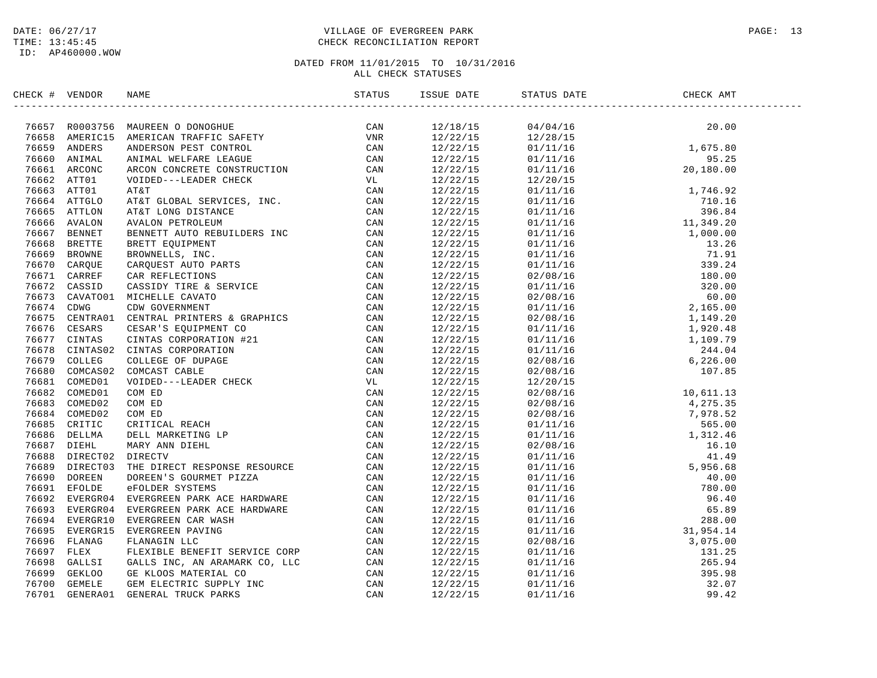DATE: 06/27/17
TIME: 13:45:45
ID: AP460000.WOW

VILLAGE OF EVERGREEN PARK
CHECK RECONCILIATION REPORT

DATED FROM 11/01/2015 TO 10/31/2016
ALL CHECK STATUSES

| CHECK # | VENDOR | NAME | STATUS | ISSUE DATE | STATUS DATE | CHECK AMT |
|---|---|---|---|---|---|---|
| 76657 | R0003756 | MAUREEN O DONOGHUE | CAN | 12/18/15 | 04/04/16 | 20.00 |
| 76658 | AMERIC15 | AMERICAN TRAFFIC SAFETY | VNR | 12/22/15 | 12/28/15 | |
| 76659 | ANDERS | ANDERSON PEST CONTROL | CAN | 12/22/15 | 01/11/16 | 1,675.80 |
| 76660 | ANIMAL | ANIMAL WELFARE LEAGUE | CAN | 12/22/15 | 01/11/16 | 95.25 |
| 76661 | ARCONC | ARCON CONCRETE CONSTRUCTION | CAN | 12/22/15 | 01/11/16 | 20,180.00 |
| 76662 | ATT01 | VOIDED---LEADER CHECK | VL | 12/22/15 | 12/20/15 | |
| 76663 | ATT01 | AT&T | CAN | 12/22/15 | 01/11/16 | 1,746.92 |
| 76664 | ATTGLO | AT&T GLOBAL SERVICES, INC. | CAN | 12/22/15 | 01/11/16 | 710.16 |
| 76665 | ATTLON | AT&T LONG DISTANCE | CAN | 12/22/15 | 01/11/16 | 396.84 |
| 76666 | AVALON | AVALON PETROLEUM | CAN | 12/22/15 | 01/11/16 | 11,349.20 |
| 76667 | BENNET | BENNETT AUTO REBUILDERS INC | CAN | 12/22/15 | 01/11/16 | 1,000.00 |
| 76668 | BRETTE | BRETT EQUIPMENT | CAN | 12/22/15 | 01/11/16 | 13.26 |
| 76669 | BROWNE | BROWNELLS, INC. | CAN | 12/22/15 | 01/11/16 | 71.91 |
| 76670 | CARQUE | CARQUEST AUTO PARTS | CAN | 12/22/15 | 01/11/16 | 339.24 |
| 76671 | CARREF | CAR REFLECTIONS | CAN | 12/22/15 | 02/08/16 | 180.00 |
| 76672 | CASSID | CASSIDY TIRE & SERVICE | CAN | 12/22/15 | 01/11/16 | 320.00 |
| 76673 | CAVATO01 | MICHELLE CAVATO | CAN | 12/22/15 | 02/08/16 | 60.00 |
| 76674 | CDWG | CDW GOVERNMENT | CAN | 12/22/15 | 01/11/16 | 2,165.00 |
| 76675 | CENTRA01 | CENTRAL PRINTERS & GRAPHICS | CAN | 12/22/15 | 02/08/16 | 1,149.20 |
| 76676 | CESARS | CESAR'S EQUIPMENT CO | CAN | 12/22/15 | 01/11/16 | 1,920.48 |
| 76677 | CINTAS | CINTAS CORPORATION #21 | CAN | 12/22/15 | 01/11/16 | 1,109.79 |
| 76678 | CINTAS02 | CINTAS CORPORATION | CAN | 12/22/15 | 01/11/16 | 244.04 |
| 76679 | COLLEG | COLLEGE OF DUPAGE | CAN | 12/22/15 | 02/08/16 | 6,226.00 |
| 76680 | COMCAS02 | COMCAST CABLE | CAN | 12/22/15 | 02/08/16 | 107.85 |
| 76681 | COMED01 | VOIDED---LEADER CHECK | VL | 12/22/15 | 12/20/15 | |
| 76682 | COMED01 | COM ED | CAN | 12/22/15 | 02/08/16 | 10,611.13 |
| 76683 | COMED02 | COM ED | CAN | 12/22/15 | 02/08/16 | 4,275.35 |
| 76684 | COMED02 | COM ED | CAN | 12/22/15 | 02/08/16 | 7,978.52 |
| 76685 | CRITIC | CRITICAL REACH | CAN | 12/22/15 | 01/11/16 | 565.00 |
| 76686 | DELLMA | DELL MARKETING LP | CAN | 12/22/15 | 01/11/16 | 1,312.46 |
| 76687 | DIEHL | MARY ANN DIEHL | CAN | 12/22/15 | 02/08/16 | 16.10 |
| 76688 | DIRECT02 | DIRECTV | CAN | 12/22/15 | 01/11/16 | 41.49 |
| 76689 | DIRECT03 | THE DIRECT RESPONSE RESOURCE | CAN | 12/22/15 | 01/11/16 | 5,956.68 |
| 76690 | DOREEN | DOREEN'S GOURMET PIZZA | CAN | 12/22/15 | 01/11/16 | 40.00 |
| 76691 | EFOLDE | eFOLDER SYSTEMS | CAN | 12/22/15 | 01/11/16 | 780.00 |
| 76692 | EVERGR04 | EVERGREEN PARK ACE HARDWARE | CAN | 12/22/15 | 01/11/16 | 96.40 |
| 76693 | EVERGR04 | EVERGREEN PARK ACE HARDWARE | CAN | 12/22/15 | 01/11/16 | 65.89 |
| 76694 | EVERGR10 | EVERGREEN CAR WASH | CAN | 12/22/15 | 01/11/16 | 288.00 |
| 76695 | EVERGR15 | EVERGREEN PAVING | CAN | 12/22/15 | 01/11/16 | 31,954.14 |
| 76696 | FLANAG | FLANAGIN LLC | CAN | 12/22/15 | 02/08/16 | 3,075.00 |
| 76697 | FLEX | FLEXIBLE BENEFIT SERVICE CORP | CAN | 12/22/15 | 01/11/16 | 131.25 |
| 76698 | GALLSI | GALLS INC, AN ARAMARK CO, LLC | CAN | 12/22/15 | 01/11/16 | 265.94 |
| 76699 | GEKLOO | GE KLOOS MATERIAL CO | CAN | 12/22/15 | 01/11/16 | 395.98 |
| 76700 | GEMELE | GEM ELECTRIC SUPPLY INC | CAN | 12/22/15 | 01/11/16 | 32.07 |
| 76701 | GENERA01 | GENERAL TRUCK PARKS | CAN | 12/22/15 | 01/11/16 | 99.42 |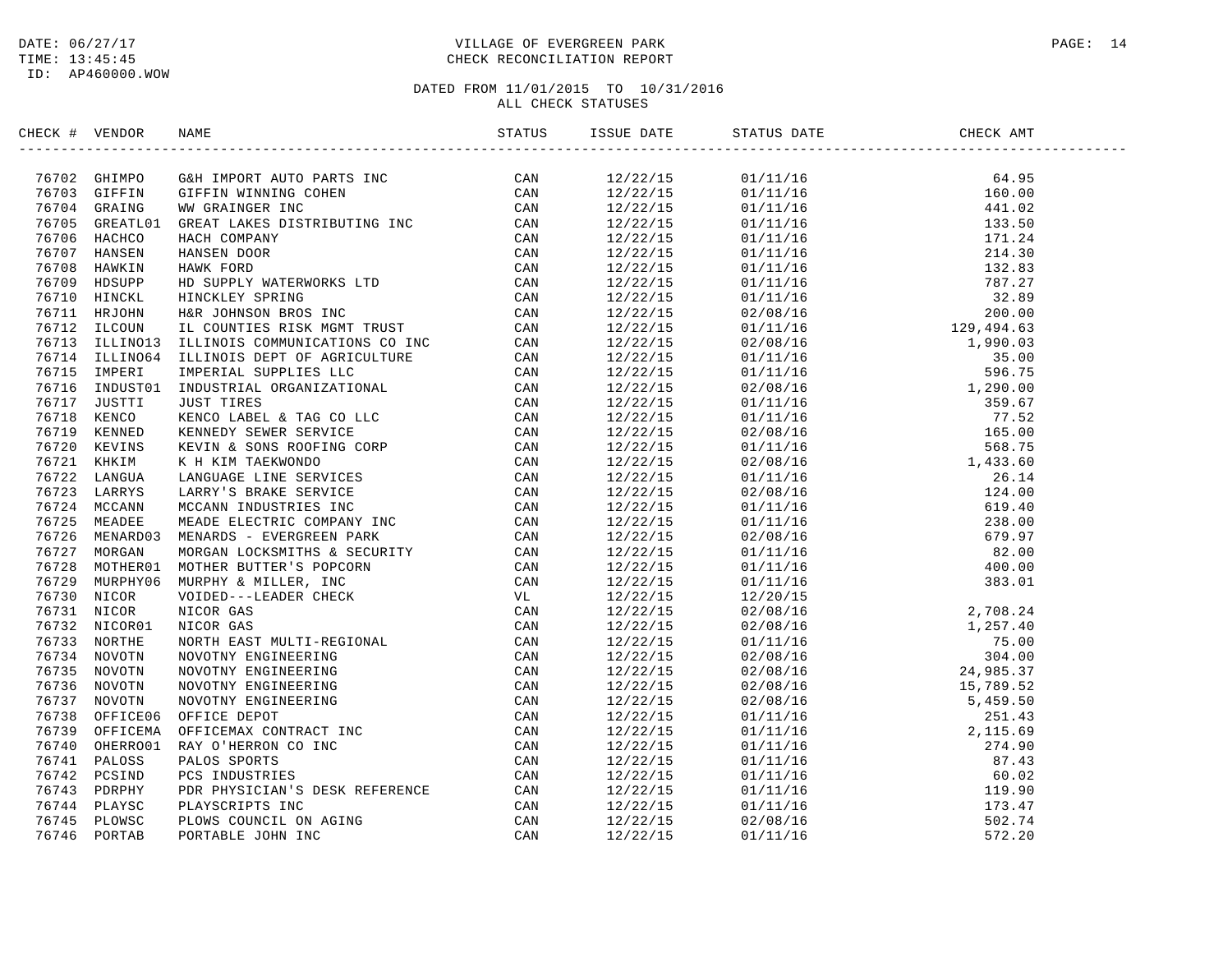DATE: 06/27/17
TIME: 13:45:45
ID: AP460000.WOW

VILLAGE OF EVERGREEN PARK
CHECK RECONCILIATION REPORT

DATED FROM 11/01/2015 TO 10/31/2016
ALL CHECK STATUSES

| CHECK # | VENDOR | NAME | STATUS | ISSUE DATE | STATUS DATE | CHECK AMT |
|---|---|---|---|---|---|---|
| 76702 | GHIMPO | G&H IMPORT AUTO PARTS INC | CAN | 12/22/15 | 01/11/16 | 64.95 |
| 76703 | GIFFIN | GIFFIN WINNING COHEN | CAN | 12/22/15 | 01/11/16 | 160.00 |
| 76704 | GRAING | WW GRAINGER INC | CAN | 12/22/15 | 01/11/16 | 441.02 |
| 76705 | GREATL01 | GREAT LAKES DISTRIBUTING INC | CAN | 12/22/15 | 01/11/16 | 133.50 |
| 76706 | HACHCO | HACH COMPANY | CAN | 12/22/15 | 01/11/16 | 171.24 |
| 76707 | HANSEN | HANSEN DOOR | CAN | 12/22/15 | 01/11/16 | 214.30 |
| 76708 | HAWKIN | HAWK FORD | CAN | 12/22/15 | 01/11/16 | 132.83 |
| 76709 | HDSUPP | HD SUPPLY WATERWORKS LTD | CAN | 12/22/15 | 01/11/16 | 787.27 |
| 76710 | HINCKL | HINCKLEY SPRING | CAN | 12/22/15 | 01/11/16 | 32.89 |
| 76711 | HRJOHN | H&R JOHNSON BROS INC | CAN | 12/22/15 | 02/08/16 | 200.00 |
| 76712 | ILCOUN | IL COUNTIES RISK MGMT TRUST | CAN | 12/22/15 | 01/11/16 | 129,494.63 |
| 76713 | ILLINO13 | ILLINOIS COMMUNICATIONS CO INC | CAN | 12/22/15 | 02/08/16 | 1,990.03 |
| 76714 | ILLINO64 | ILLINOIS DEPT OF AGRICULTURE | CAN | 12/22/15 | 01/11/16 | 35.00 |
| 76715 | IMPERI | IMPERIAL SUPPLIES LLC | CAN | 12/22/15 | 01/11/16 | 596.75 |
| 76716 | INDUST01 | INDUSTRIAL ORGANIZATIONAL | CAN | 12/22/15 | 02/08/16 | 1,290.00 |
| 76717 | JUSTTI | JUST TIRES | CAN | 12/22/15 | 01/11/16 | 359.67 |
| 76718 | KENCO | KENCO LABEL & TAG CO LLC | CAN | 12/22/15 | 01/11/16 | 77.52 |
| 76719 | KENNED | KENNEDY SEWER SERVICE | CAN | 12/22/15 | 02/08/16 | 165.00 |
| 76720 | KEVINS | KEVIN & SONS ROOFING CORP | CAN | 12/22/15 | 01/11/16 | 568.75 |
| 76721 | KHKIM | K H KIM TAEKWONDO | CAN | 12/22/15 | 02/08/16 | 1,433.60 |
| 76722 | LANGUA | LANGUAGE LINE SERVICES | CAN | 12/22/15 | 01/11/16 | 26.14 |
| 76723 | LARRYS | LARRY'S BRAKE SERVICE | CAN | 12/22/15 | 02/08/16 | 124.00 |
| 76724 | MCCANN | MCCANN INDUSTRIES INC | CAN | 12/22/15 | 01/11/16 | 619.40 |
| 76725 | MEADEE | MEADE ELECTRIC COMPANY INC | CAN | 12/22/15 | 01/11/16 | 238.00 |
| 76726 | MENARD03 | MENARDS - EVERGREEN PARK | CAN | 12/22/15 | 02/08/16 | 679.97 |
| 76727 | MORGAN | MORGAN LOCKSMITHS & SECURITY | CAN | 12/22/15 | 01/11/16 | 82.00 |
| 76728 | MOTHER01 | MOTHER BUTTER'S POPCORN | CAN | 12/22/15 | 01/11/16 | 400.00 |
| 76729 | MURPHY06 | MURPHY & MILLER, INC | CAN | 12/22/15 | 01/11/16 | 383.01 |
| 76730 | NICOR | VOIDED---LEADER CHECK | VL | 12/22/15 | 12/20/15 | |
| 76731 | NICOR | NICOR GAS | CAN | 12/22/15 | 02/08/16 | 2,708.24 |
| 76732 | NICOR01 | NICOR GAS | CAN | 12/22/15 | 02/08/16 | 1,257.40 |
| 76733 | NORTHE | NORTH EAST MULTI-REGIONAL | CAN | 12/22/15 | 01/11/16 | 75.00 |
| 76734 | NOVOTN | NOVOTNY ENGINEERING | CAN | 12/22/15 | 02/08/16 | 304.00 |
| 76735 | NOVOTN | NOVOTNY ENGINEERING | CAN | 12/22/15 | 02/08/16 | 24,985.37 |
| 76736 | NOVOTN | NOVOTNY ENGINEERING | CAN | 12/22/15 | 02/08/16 | 15,789.52 |
| 76737 | NOVOTN | NOVOTNY ENGINEERING | CAN | 12/22/15 | 02/08/16 | 5,459.50 |
| 76738 | OFFICE06 | OFFICE DEPOT | CAN | 12/22/15 | 01/11/16 | 251.43 |
| 76739 | OFFICEMA | OFFICEMAX CONTRACT INC | CAN | 12/22/15 | 01/11/16 | 2,115.69 |
| 76740 | OHERRO01 | RAY O'HERRON CO INC | CAN | 12/22/15 | 01/11/16 | 274.90 |
| 76741 | PALOSS | PALOS SPORTS | CAN | 12/22/15 | 01/11/16 | 87.43 |
| 76742 | PCSIND | PCS INDUSTRIES | CAN | 12/22/15 | 01/11/16 | 60.02 |
| 76743 | PDRPHY | PDR PHYSICIAN'S DESK REFERENCE | CAN | 12/22/15 | 01/11/16 | 119.90 |
| 76744 | PLAYSC | PLAYSCRIPTS INC | CAN | 12/22/15 | 01/11/16 | 173.47 |
| 76745 | PLOWSC | PLOWS COUNCIL ON AGING | CAN | 12/22/15 | 02/08/16 | 502.74 |
| 76746 | PORTAB | PORTABLE JOHN INC | CAN | 12/22/15 | 01/11/16 | 572.20 |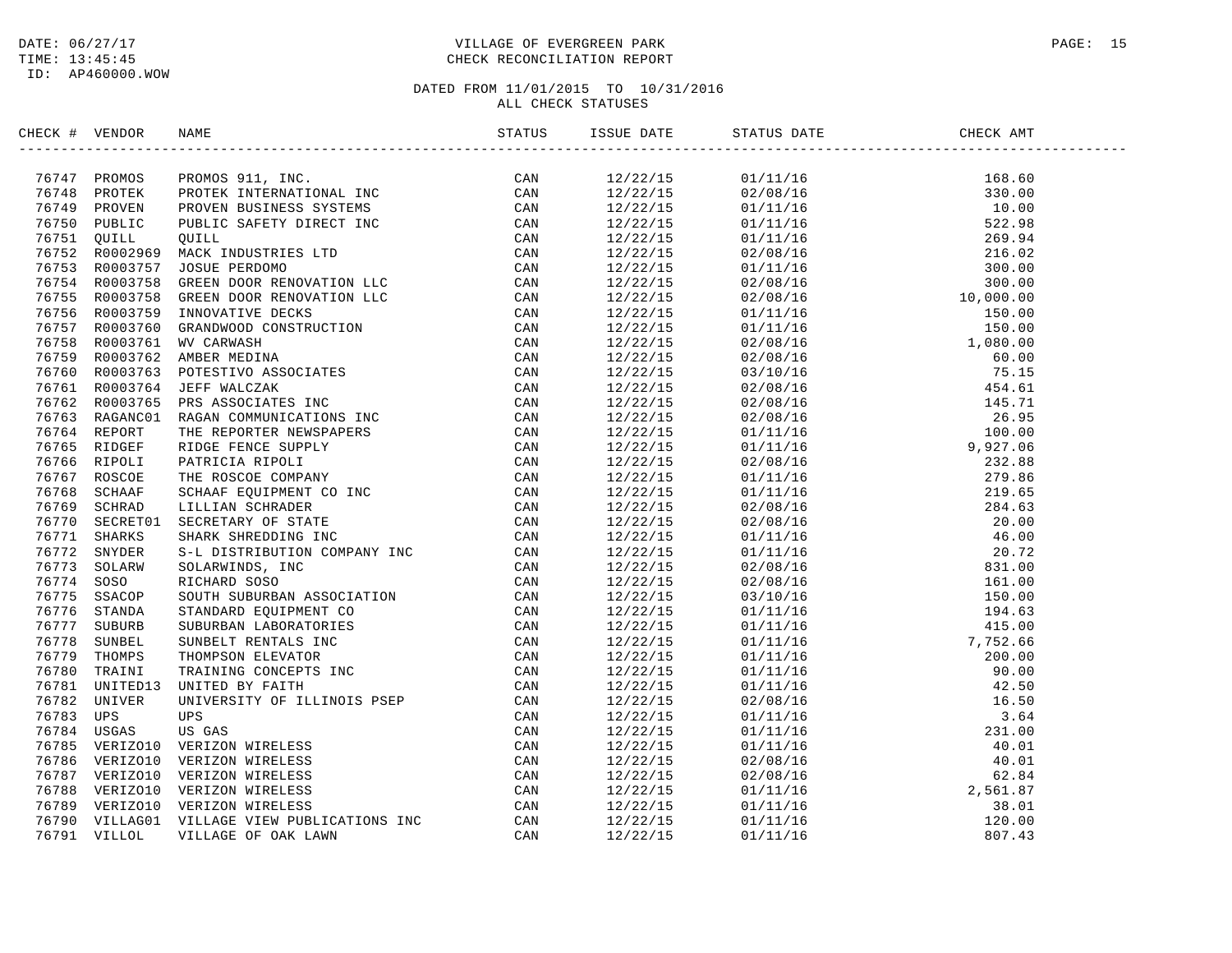DATE: 06/27/17
TIME: 13:45:45
ID: AP460000.WOW

VILLAGE OF EVERGREEN PARK
CHECK RECONCILIATION REPORT

DATED FROM 11/01/2015 TO 10/31/2016
ALL CHECK STATUSES

| CHECK # | VENDOR | NAME | STATUS | ISSUE DATE | STATUS DATE | CHECK AMT |
|---|---|---|---|---|---|---|
| 76747 | PROMOS | PROMOS 911, INC. | CAN | 12/22/15 | 01/11/16 | 168.60 |
| 76748 | PROTEK | PROTEK INTERNATIONAL INC | CAN | 12/22/15 | 02/08/16 | 330.00 |
| 76749 | PROVEN | PROVEN BUSINESS SYSTEMS | CAN | 12/22/15 | 01/11/16 | 10.00 |
| 76750 | PUBLIC | PUBLIC SAFETY DIRECT INC | CAN | 12/22/15 | 01/11/16 | 522.98 |
| 76751 | QUILL | QUILL | CAN | 12/22/15 | 01/11/16 | 269.94 |
| 76752 | R0002969 | MACK INDUSTRIES LTD | CAN | 12/22/15 | 02/08/16 | 216.02 |
| 76753 | R0003757 | JOSUE PERDOMO | CAN | 12/22/15 | 01/11/16 | 300.00 |
| 76754 | R0003758 | GREEN DOOR RENOVATION LLC | CAN | 12/22/15 | 02/08/16 | 300.00 |
| 76755 | R0003758 | GREEN DOOR RENOVATION LLC | CAN | 12/22/15 | 02/08/16 | 10,000.00 |
| 76756 | R0003759 | INNOVATIVE DECKS | CAN | 12/22/15 | 01/11/16 | 150.00 |
| 76757 | R0003760 | GRANDWOOD CONSTRUCTION | CAN | 12/22/15 | 01/11/16 | 150.00 |
| 76758 | R0003761 | WV CARWASH | CAN | 12/22/15 | 02/08/16 | 1,080.00 |
| 76759 | R0003762 | AMBER MEDINA | CAN | 12/22/15 | 02/08/16 | 60.00 |
| 76760 | R0003763 | POTESTIVO ASSOCIATES | CAN | 12/22/15 | 03/10/16 | 75.15 |
| 76761 | R0003764 | JEFF WALCZAK | CAN | 12/22/15 | 02/08/16 | 454.61 |
| 76762 | R0003765 | PRS ASSOCIATES INC | CAN | 12/22/15 | 02/08/16 | 145.71 |
| 76763 | RAGANC01 | RAGAN COMMUNICATIONS INC | CAN | 12/22/15 | 02/08/16 | 26.95 |
| 76764 | REPORT | THE REPORTER NEWSPAPERS | CAN | 12/22/15 | 01/11/16 | 100.00 |
| 76765 | RIDGEF | RIDGE FENCE SUPPLY | CAN | 12/22/15 | 01/11/16 | 9,927.06 |
| 76766 | RIPOLI | PATRICIA RIPOLI | CAN | 12/22/15 | 02/08/16 | 232.88 |
| 76767 | ROSCOE | THE ROSCOE COMPANY | CAN | 12/22/15 | 01/11/16 | 279.86 |
| 76768 | SCHAAF | SCHAAF EQUIPMENT CO INC | CAN | 12/22/15 | 01/11/16 | 219.65 |
| 76769 | SCHRAD | LILLIAN SCHRADER | CAN | 12/22/15 | 02/08/16 | 284.63 |
| 76770 | SECRET01 | SECRETARY OF STATE | CAN | 12/22/15 | 02/08/16 | 20.00 |
| 76771 | SHARKS | SHARK SHREDDING INC | CAN | 12/22/15 | 01/11/16 | 46.00 |
| 76772 | SNYDER | S-L DISTRIBUTION COMPANY INC | CAN | 12/22/15 | 01/11/16 | 20.72 |
| 76773 | SOLARW | SOLARWINDS, INC | CAN | 12/22/15 | 02/08/16 | 831.00 |
| 76774 | SOSO | RICHARD SOSO | CAN | 12/22/15 | 02/08/16 | 161.00 |
| 76775 | SSACOP | SOUTH SUBURBAN ASSOCIATION | CAN | 12/22/15 | 03/10/16 | 150.00 |
| 76776 | STANDA | STANDARD EQUIPMENT CO | CAN | 12/22/15 | 01/11/16 | 194.63 |
| 76777 | SUBURB | SUBURBAN LABORATORIES | CAN | 12/22/15 | 01/11/16 | 415.00 |
| 76778 | SUNBEL | SUNBELT RENTALS INC | CAN | 12/22/15 | 01/11/16 | 7,752.66 |
| 76779 | THOMPS | THOMPSON ELEVATOR | CAN | 12/22/15 | 01/11/16 | 200.00 |
| 76780 | TRAINI | TRAINING CONCEPTS INC | CAN | 12/22/15 | 01/11/16 | 90.00 |
| 76781 | UNITED13 | UNITED BY FAITH | CAN | 12/22/15 | 01/11/16 | 42.50 |
| 76782 | UNIVER | UNIVERSITY OF ILLINOIS PSEP | CAN | 12/22/15 | 02/08/16 | 16.50 |
| 76783 | UPS | UPS | CAN | 12/22/15 | 01/11/16 | 3.64 |
| 76784 | USGAS | US GAS | CAN | 12/22/15 | 01/11/16 | 231.00 |
| 76785 | VERIZO10 | VERIZON WIRELESS | CAN | 12/22/15 | 01/11/16 | 40.01 |
| 76786 | VERIZO10 | VERIZON WIRELESS | CAN | 12/22/15 | 02/08/16 | 40.01 |
| 76787 | VERIZO10 | VERIZON WIRELESS | CAN | 12/22/15 | 02/08/16 | 62.84 |
| 76788 | VERIZO10 | VERIZON WIRELESS | CAN | 12/22/15 | 01/11/16 | 2,561.87 |
| 76789 | VERIZO10 | VERIZON WIRELESS | CAN | 12/22/15 | 01/11/16 | 38.01 |
| 76790 | VILLAG01 | VILLAGE VIEW PUBLICATIONS INC | CAN | 12/22/15 | 01/11/16 | 120.00 |
| 76791 | VILLOL | VILLAGE OF OAK LAWN | CAN | 12/22/15 | 01/11/16 | 807.43 |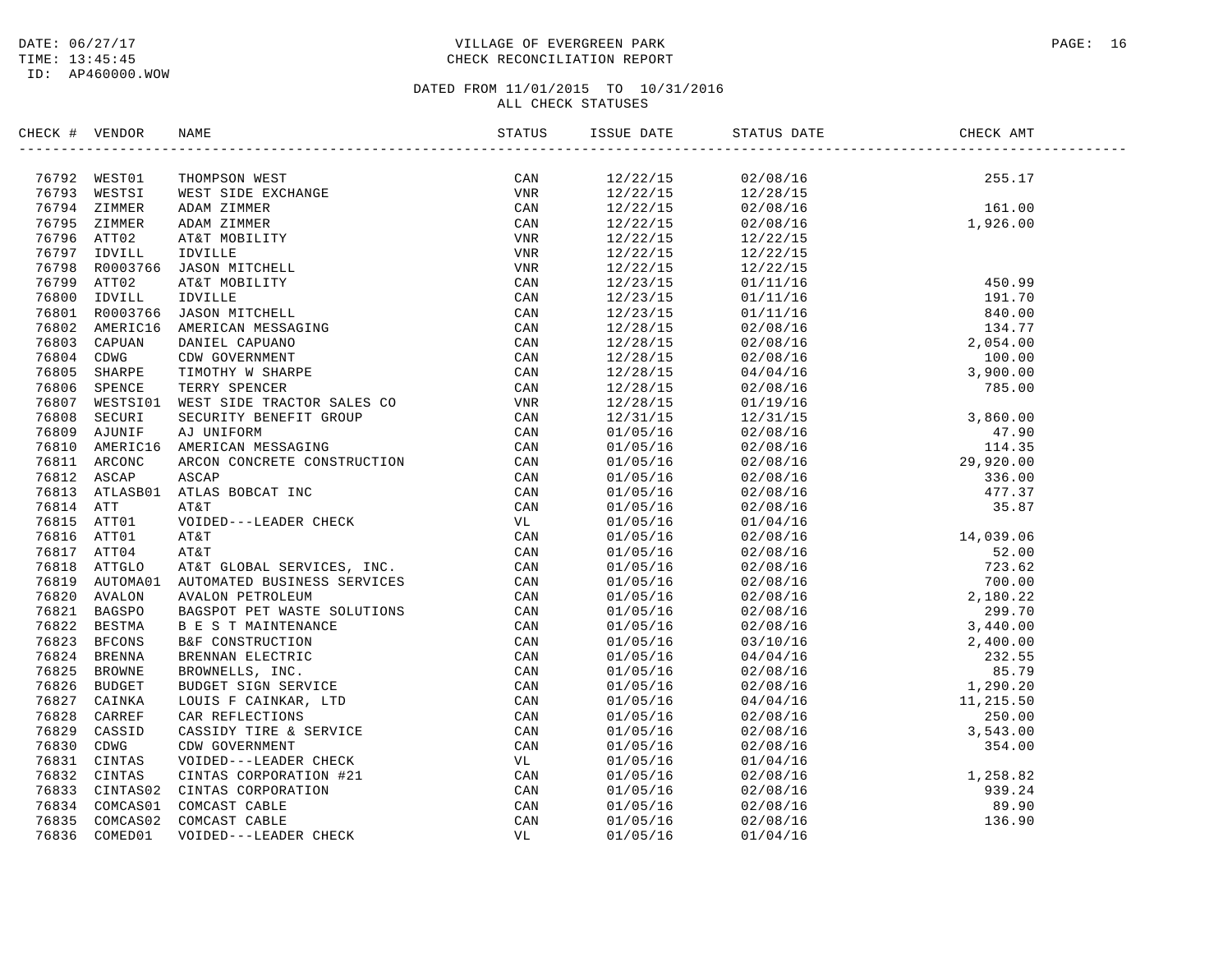DATE: 06/27/17
TIME: 13:45:45
ID: AP460000.WOW

# VILLAGE OF EVERGREEN PARK
## CHECK RECONCILIATION REPORT

DATED FROM 11/01/2015 TO 10/31/2016
ALL CHECK STATUSES

| CHECK # | VENDOR | NAME | STATUS | ISSUE DATE | STATUS DATE | CHECK AMT |
|---|---|---|---|---|---|---|
| 76792 | WEST01 | THOMPSON WEST | CAN | 12/22/15 | 02/08/16 | 255.17 |
| 76793 | WESTSI | WEST SIDE EXCHANGE | VNR | 12/22/15 | 12/28/15 | |
| 76794 | ZIMMER | ADAM ZIMMER | CAN | 12/22/15 | 02/08/16 | 161.00 |
| 76795 | ZIMMER | ADAM ZIMMER | CAN | 12/22/15 | 02/08/16 | 1,926.00 |
| 76796 | ATT02 | AT&T MOBILITY | VNR | 12/22/15 | 12/22/15 | |
| 76797 | IDVILL | IDVILLE | VNR | 12/22/15 | 12/22/15 | |
| 76798 | R0003766 | JASON MITCHELL | VNR | 12/22/15 | 12/22/15 | |
| 76799 | ATT02 | AT&T MOBILITY | CAN | 12/23/15 | 01/11/16 | 450.99 |
| 76800 | IDVILL | IDVILLE | CAN | 12/23/15 | 01/11/16 | 191.70 |
| 76801 | R0003766 | JASON MITCHELL | CAN | 12/23/15 | 01/11/16 | 840.00 |
| 76802 | AMERIC16 | AMERICAN MESSAGING | CAN | 12/28/15 | 02/08/16 | 134.77 |
| 76803 | CAPUAN | DANIEL CAPUANO | CAN | 12/28/15 | 02/08/16 | 2,054.00 |
| 76804 | CDWG | CDW GOVERNMENT | CAN | 12/28/15 | 02/08/16 | 100.00 |
| 76805 | SHARPE | TIMOTHY W SHARPE | CAN | 12/28/15 | 04/04/16 | 3,900.00 |
| 76806 | SPENCE | TERRY SPENCER | CAN | 12/28/15 | 02/08/16 | 785.00 |
| 76807 | WESTSI01 | WEST SIDE TRACTOR SALES CO | VNR | 12/28/15 | 01/19/16 | |
| 76808 | SECURI | SECURITY BENEFIT GROUP | CAN | 12/31/15 | 12/31/15 | 3,860.00 |
| 76809 | AJUNIF | AJ UNIFORM | CAN | 01/05/16 | 02/08/16 | 47.90 |
| 76810 | AMERIC16 | AMERICAN MESSAGING | CAN | 01/05/16 | 02/08/16 | 114.35 |
| 76811 | ARCONC | ARCON CONCRETE CONSTRUCTION | CAN | 01/05/16 | 02/08/16 | 29,920.00 |
| 76812 | ASCAP | ASCAP | CAN | 01/05/16 | 02/08/16 | 336.00 |
| 76813 | ATLASB01 | ATLAS BOBCAT INC | CAN | 01/05/16 | 02/08/16 | 477.37 |
| 76814 | ATT | AT&T | CAN | 01/05/16 | 02/08/16 | 35.87 |
| 76815 | ATT01 | VOIDED---LEADER CHECK | VL | 01/05/16 | 01/04/16 | |
| 76816 | ATT01 | AT&T | CAN | 01/05/16 | 02/08/16 | 14,039.06 |
| 76817 | ATT04 | AT&T | CAN | 01/05/16 | 02/08/16 | 52.00 |
| 76818 | ATTGLO | AT&T GLOBAL SERVICES, INC. | CAN | 01/05/16 | 02/08/16 | 723.62 |
| 76819 | AUTOMA01 | AUTOMATED BUSINESS SERVICES | CAN | 01/05/16 | 02/08/16 | 700.00 |
| 76820 | AVALON | AVALON PETROLEUM | CAN | 01/05/16 | 02/08/16 | 2,180.22 |
| 76821 | BAGSPO | BAGSPOT PET WASTE SOLUTIONS | CAN | 01/05/16 | 02/08/16 | 299.70 |
| 76822 | BESTMA | B E S T MAINTENANCE | CAN | 01/05/16 | 02/08/16 | 3,440.00 |
| 76823 | BFCONS | B&F CONSTRUCTION | CAN | 01/05/16 | 03/10/16 | 2,400.00 |
| 76824 | BRENNA | BRENNAN ELECTRIC | CAN | 01/05/16 | 04/04/16 | 232.55 |
| 76825 | BROWNE | BROWNELLS, INC. | CAN | 01/05/16 | 02/08/16 | 85.79 |
| 76826 | BUDGET | BUDGET SIGN SERVICE | CAN | 01/05/16 | 02/08/16 | 1,290.20 |
| 76827 | CAINKA | LOUIS F CAINKAR, LTD | CAN | 01/05/16 | 04/04/16 | 11,215.50 |
| 76828 | CARREF | CAR REFLECTIONS | CAN | 01/05/16 | 02/08/16 | 250.00 |
| 76829 | CASSID | CASSIDY TIRE & SERVICE | CAN | 01/05/16 | 02/08/16 | 3,543.00 |
| 76830 | CDWG | CDW GOVERNMENT | CAN | 01/05/16 | 02/08/16 | 354.00 |
| 76831 | CINTAS | VOIDED---LEADER CHECK | VL | 01/05/16 | 01/04/16 | |
| 76832 | CINTAS | CINTAS CORPORATION #21 | CAN | 01/05/16 | 02/08/16 | 1,258.82 |
| 76833 | CINTAS02 | CINTAS CORPORATION | CAN | 01/05/16 | 02/08/16 | 939.24 |
| 76834 | COMCAS01 | COMCAST CABLE | CAN | 01/05/16 | 02/08/16 | 89.90 |
| 76835 | COMCAS02 | COMCAST CABLE | CAN | 01/05/16 | 02/08/16 | 136.90 |
| 76836 | COMED01 | VOIDED---LEADER CHECK | VL | 01/05/16 | 01/04/16 | |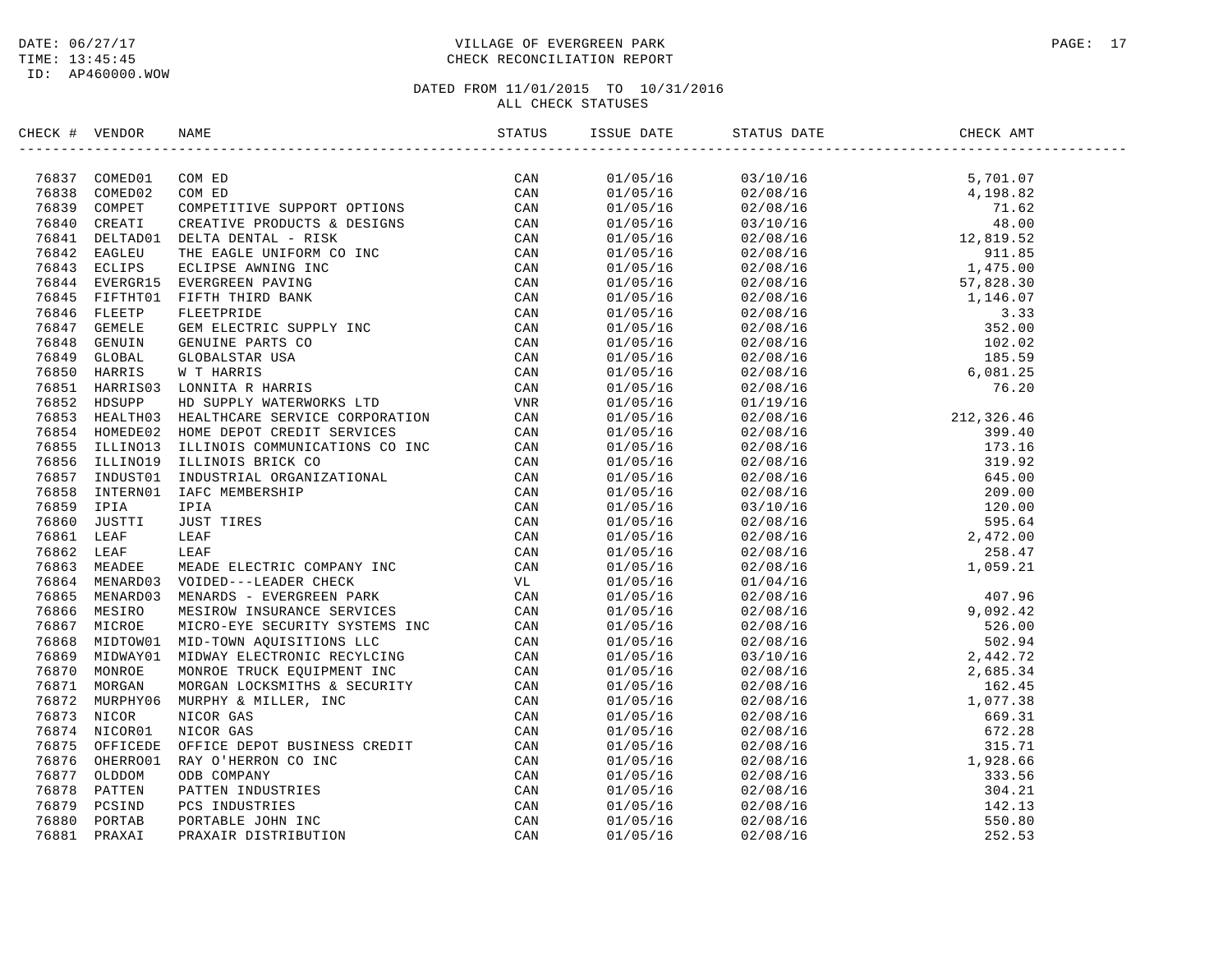DATED FROM 11/01/2015 TO 10/31/2016
ALL CHECK STATUSES

| CHECK # | VENDOR | NAME | STATUS | ISSUE DATE | STATUS DATE | CHECK AMT |
|---|---|---|---|---|---|---|
| 76837 | COMED01 | COM ED | CAN | 01/05/16 | 03/10/16 | 5,701.07 |
| 76838 | COMED02 | COM ED | CAN | 01/05/16 | 02/08/16 | 4,198.82 |
| 76839 | COMPET | COMPETITIVE SUPPORT OPTIONS | CAN | 01/05/16 | 02/08/16 | 71.62 |
| 76840 | CREATI | CREATIVE PRODUCTS & DESIGNS | CAN | 01/05/16 | 03/10/16 | 48.00 |
| 76841 | DELTAD01 | DELTA DENTAL - RISK | CAN | 01/05/16 | 02/08/16 | 12,819.52 |
| 76842 | EAGLEU | THE EAGLE UNIFORM CO INC | CAN | 01/05/16 | 02/08/16 | 911.85 |
| 76843 | ECLIPS | ECLIPSE AWNING INC | CAN | 01/05/16 | 02/08/16 | 1,475.00 |
| 76844 | EVERGR15 | EVERGREEN PAVING | CAN | 01/05/16 | 02/08/16 | 57,828.30 |
| 76845 | FIFTHT01 | FIFTH THIRD BANK | CAN | 01/05/16 | 02/08/16 | 1,146.07 |
| 76846 | FLEETP | FLEETPRIDE | CAN | 01/05/16 | 02/08/16 | 3.33 |
| 76847 | GEMELE | GEM ELECTRIC SUPPLY INC | CAN | 01/05/16 | 02/08/16 | 352.00 |
| 76848 | GENUIN | GENUINE PARTS CO | CAN | 01/05/16 | 02/08/16 | 102.02 |
| 76849 | GLOBAL | GLOBALSTAR USA | CAN | 01/05/16 | 02/08/16 | 185.59 |
| 76850 | HARRIS | W T HARRIS | CAN | 01/05/16 | 02/08/16 | 6,081.25 |
| 76851 | HARRIS03 | LONNITA R HARRIS | CAN | 01/05/16 | 02/08/16 | 76.20 |
| 76852 | HDSUPP | HD SUPPLY WATERWORKS LTD | VNR | 01/05/16 | 01/19/16 | |
| 76853 | HEALTH03 | HEALTHCARE SERVICE CORPORATION | CAN | 01/05/16 | 02/08/16 | 212,326.46 |
| 76854 | HOMEDE02 | HOME DEPOT CREDIT SERVICES | CAN | 01/05/16 | 02/08/16 | 399.40 |
| 76855 | ILLINO13 | ILLINOIS COMMUNICATIONS CO INC | CAN | 01/05/16 | 02/08/16 | 173.16 |
| 76856 | ILLINO19 | ILLINOIS BRICK CO | CAN | 01/05/16 | 02/08/16 | 319.92 |
| 76857 | INDUST01 | INDUSTRIAL ORGANIZATIONAL | CAN | 01/05/16 | 02/08/16 | 645.00 |
| 76858 | INTERN01 | IAFC MEMBERSHIP | CAN | 01/05/16 | 02/08/16 | 209.00 |
| 76859 | IPIA | IPIA | CAN | 01/05/16 | 03/10/16 | 120.00 |
| 76860 | JUSTTI | JUST TIRES | CAN | 01/05/16 | 02/08/16 | 595.64 |
| 76861 | LEAF | LEAF | CAN | 01/05/16 | 02/08/16 | 2,472.00 |
| 76862 | LEAF | LEAF | CAN | 01/05/16 | 02/08/16 | 258.47 |
| 76863 | MEADEE | MEADE ELECTRIC COMPANY INC | CAN | 01/05/16 | 02/08/16 | 1,059.21 |
| 76864 | MENARD03 | VOIDED---LEADER CHECK | VL | 01/05/16 | 01/04/16 | |
| 76865 | MENARD03 | MENARDS - EVERGREEN PARK | CAN | 01/05/16 | 02/08/16 | 407.96 |
| 76866 | MESIRO | MESIROW INSURANCE SERVICES | CAN | 01/05/16 | 02/08/16 | 9,092.42 |
| 76867 | MICROE | MICRO-EYE SECURITY SYSTEMS INC | CAN | 01/05/16 | 02/08/16 | 526.00 |
| 76868 | MIDTOW01 | MID-TOWN AQUISITIONS LLC | CAN | 01/05/16 | 02/08/16 | 502.94 |
| 76869 | MIDWAY01 | MIDWAY ELECTRONIC RECYLCING | CAN | 01/05/16 | 03/10/16 | 2,442.72 |
| 76870 | MONROE | MONROE TRUCK EQUIPMENT INC | CAN | 01/05/16 | 02/08/16 | 2,685.34 |
| 76871 | MORGAN | MORGAN LOCKSMITHS & SECURITY | CAN | 01/05/16 | 02/08/16 | 162.45 |
| 76872 | MURPHY06 | MURPHY & MILLER, INC | CAN | 01/05/16 | 02/08/16 | 1,077.38 |
| 76873 | NICOR | NICOR GAS | CAN | 01/05/16 | 02/08/16 | 669.31 |
| 76874 | NICOR01 | NICOR GAS | CAN | 01/05/16 | 02/08/16 | 672.28 |
| 76875 | OFFICEDE | OFFICE DEPOT BUSINESS CREDIT | CAN | 01/05/16 | 02/08/16 | 315.71 |
| 76876 | OHERRO01 | RAY O'HERRON CO INC | CAN | 01/05/16 | 02/08/16 | 1,928.66 |
| 76877 | OLDDOM | ODB COMPANY | CAN | 01/05/16 | 02/08/16 | 333.56 |
| 76878 | PATTEN | PATTEN INDUSTRIES | CAN | 01/05/16 | 02/08/16 | 304.21 |
| 76879 | PCSIND | PCS INDUSTRIES | CAN | 01/05/16 | 02/08/16 | 142.13 |
| 76880 | PORTAB | PORTABLE JOHN INC | CAN | 01/05/16 | 02/08/16 | 550.80 |
| 76881 | PRAXAI | PRAXAIR DISTRIBUTION | CAN | 01/05/16 | 02/08/16 | 252.53 |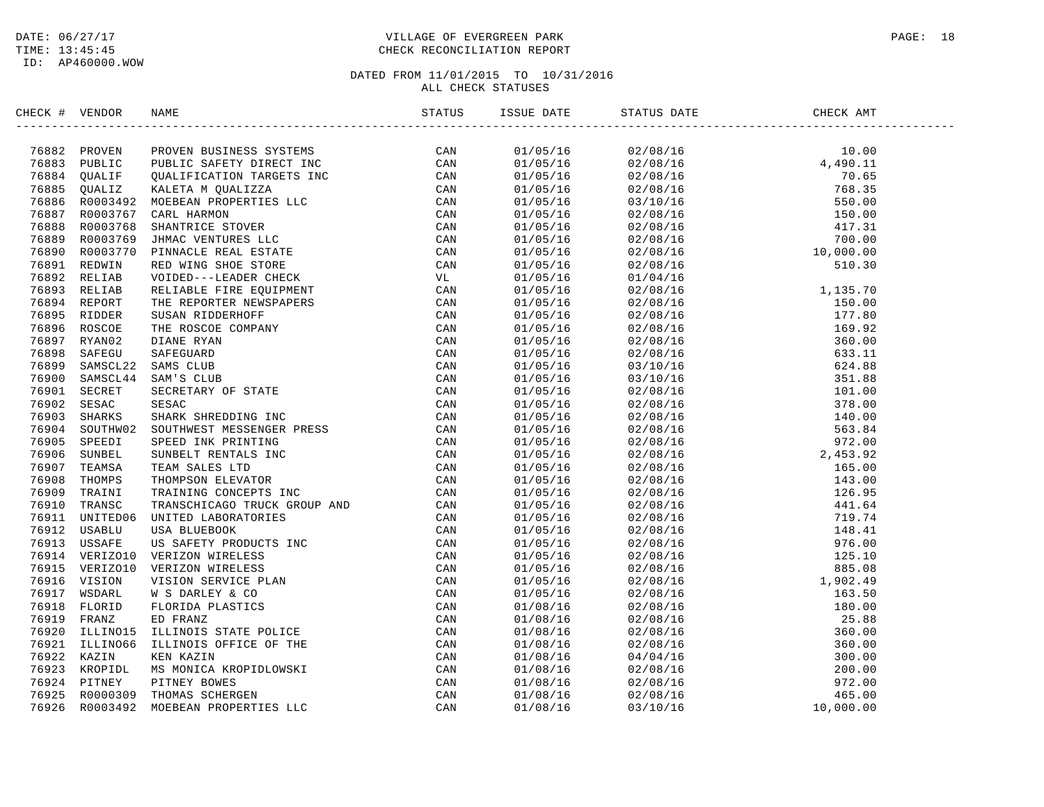DATE: 06/27/17
TIME: 13:45:45
ID: AP460000.WOW

VILLAGE OF EVERGREEN PARK
CHECK RECONCILIATION REPORT

DATED FROM 11/01/2015 TO 10/31/2016
ALL CHECK STATUSES

| CHECK # | VENDOR | NAME | STATUS | ISSUE DATE | STATUS DATE | CHECK AMT |
|---|---|---|---|---|---|---|
| 76882 | PROVEN | PROVEN BUSINESS SYSTEMS | CAN | 01/05/16 | 02/08/16 | 10.00 |
| 76883 | PUBLIC | PUBLIC SAFETY DIRECT INC | CAN | 01/05/16 | 02/08/16 | 4,490.11 |
| 76884 | QUALIF | QUALIFICATION TARGETS INC | CAN | 01/05/16 | 02/08/16 | 70.65 |
| 76885 | QUALIZ | KALETA M QUALIZZA | CAN | 01/05/16 | 02/08/16 | 768.35 |
| 76886 | R0003492 | MOEBEAN PROPERTIES LLC | CAN | 01/05/16 | 03/10/16 | 550.00 |
| 76887 | R0003767 | CARL HARMON | CAN | 01/05/16 | 02/08/16 | 150.00 |
| 76888 | R0003768 | SHANTRICE STOVER | CAN | 01/05/16 | 02/08/16 | 417.31 |
| 76889 | R0003769 | JHMAC VENTURES LLC | CAN | 01/05/16 | 02/08/16 | 700.00 |
| 76890 | R0003770 | PINNACLE REAL ESTATE | CAN | 01/05/16 | 02/08/16 | 10,000.00 |
| 76891 | REDWIN | RED WING SHOE STORE | CAN | 01/05/16 | 02/08/16 | 510.30 |
| 76892 | RELIAB | VOIDED---LEADER CHECK | VL | 01/05/16 | 01/04/16 | |
| 76893 | RELIAB | RELIABLE FIRE EQUIPMENT | CAN | 01/05/16 | 02/08/16 | 1,135.70 |
| 76894 | REPORT | THE REPORTER NEWSPAPERS | CAN | 01/05/16 | 02/08/16 | 150.00 |
| 76895 | RIDDER | SUSAN RIDDERHOFF | CAN | 01/05/16 | 02/08/16 | 177.80 |
| 76896 | ROSCOE | THE ROSCOE COMPANY | CAN | 01/05/16 | 02/08/16 | 169.92 |
| 76897 | RYAN02 | DIANE RYAN | CAN | 01/05/16 | 02/08/16 | 360.00 |
| 76898 | SAFEGU | SAFEGUARD | CAN | 01/05/16 | 02/08/16 | 633.11 |
| 76899 | SAMSCL22 | SAMS CLUB | CAN | 01/05/16 | 03/10/16 | 624.88 |
| 76900 | SAMSCL44 | SAM'S CLUB | CAN | 01/05/16 | 03/10/16 | 351.88 |
| 76901 | SECRET | SECRETARY OF STATE | CAN | 01/05/16 | 02/08/16 | 101.00 |
| 76902 | SESAC | SESAC | CAN | 01/05/16 | 02/08/16 | 378.00 |
| 76903 | SHARKS | SHARK SHREDDING INC | CAN | 01/05/16 | 02/08/16 | 140.00 |
| 76904 | SOUTHW02 | SOUTHWEST MESSENGER PRESS | CAN | 01/05/16 | 02/08/16 | 563.84 |
| 76905 | SPEEDI | SPEED INK PRINTING | CAN | 01/05/16 | 02/08/16 | 972.00 |
| 76906 | SUNBEL | SUNBELT RENTALS INC | CAN | 01/05/16 | 02/08/16 | 2,453.92 |
| 76907 | TEAMSA | TEAM SALES LTD | CAN | 01/05/16 | 02/08/16 | 165.00 |
| 76908 | THOMPS | THOMPSON ELEVATOR | CAN | 01/05/16 | 02/08/16 | 143.00 |
| 76909 | TRAINI | TRAINING CONCEPTS INC | CAN | 01/05/16 | 02/08/16 | 126.95 |
| 76910 | TRANSC | TRANSCHICAGO TRUCK GROUP AND | CAN | 01/05/16 | 02/08/16 | 441.64 |
| 76911 | UNITED06 | UNITED LABORATORIES | CAN | 01/05/16 | 02/08/16 | 719.74 |
| 76912 | USABLU | USA BLUEBOOK | CAN | 01/05/16 | 02/08/16 | 148.41 |
| 76913 | USSAFE | US SAFETY PRODUCTS INC | CAN | 01/05/16 | 02/08/16 | 976.00 |
| 76914 | VERIZO10 | VERIZON WIRELESS | CAN | 01/05/16 | 02/08/16 | 125.10 |
| 76915 | VERIZO10 | VERIZON WIRELESS | CAN | 01/05/16 | 02/08/16 | 885.08 |
| 76916 | VISION | VISION SERVICE PLAN | CAN | 01/05/16 | 02/08/16 | 1,902.49 |
| 76917 | WSDARL | W S DARLEY & CO | CAN | 01/05/16 | 02/08/16 | 163.50 |
| 76918 | FLORID | FLORIDA PLASTICS | CAN | 01/08/16 | 02/08/16 | 180.00 |
| 76919 | FRANZ | ED FRANZ | CAN | 01/08/16 | 02/08/16 | 25.88 |
| 76920 | ILLINO15 | ILLINOIS STATE POLICE | CAN | 01/08/16 | 02/08/16 | 360.00 |
| 76921 | ILLINO66 | ILLINOIS OFFICE OF THE | CAN | 01/08/16 | 02/08/16 | 360.00 |
| 76922 | KAZIN | KEN KAZIN | CAN | 01/08/16 | 04/04/16 | 300.00 |
| 76923 | KROPIDL | MS MONICA KROPIDLOWSKI | CAN | 01/08/16 | 02/08/16 | 200.00 |
| 76924 | PITNEY | PITNEY BOWES | CAN | 01/08/16 | 02/08/16 | 972.00 |
| 76925 | R0000309 | THOMAS SCHERGEN | CAN | 01/08/16 | 02/08/16 | 465.00 |
| 76926 | R0003492 | MOEBEAN PROPERTIES LLC | CAN | 01/08/16 | 03/10/16 | 10,000.00 |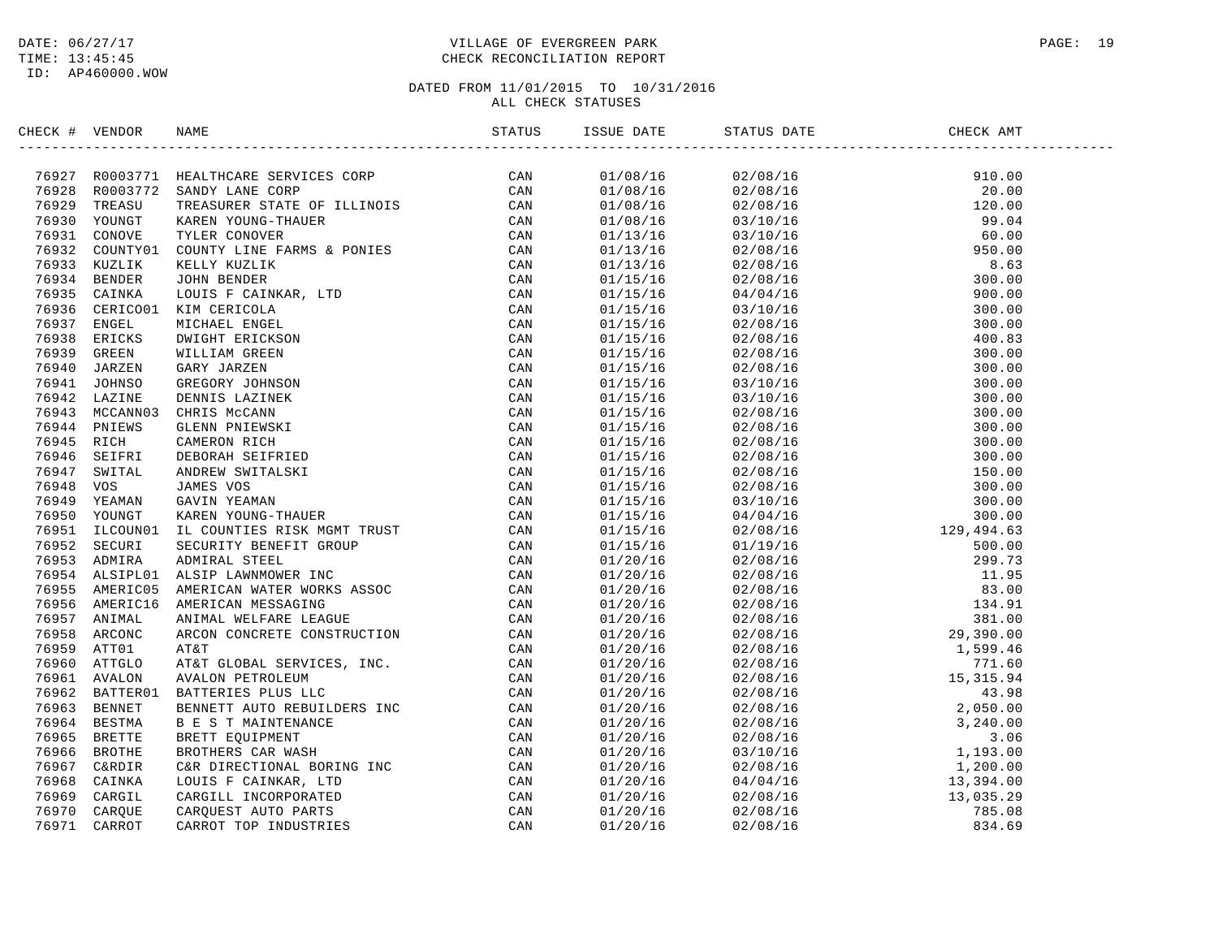DATE: 06/27/17
TIME: 13:45:45
ID: AP460000.WOW

VILLAGE OF EVERGREEN PARK
CHECK RECONCILIATION REPORT

DATED FROM 11/01/2015 TO 10/31/2016
ALL CHECK STATUSES

| CHECK # | VENDOR | NAME | STATUS | ISSUE DATE | STATUS DATE | CHECK AMT |
|---|---|---|---|---|---|---|
| 76927 | R0003771 | HEALTHCARE SERVICES CORP | CAN | 01/08/16 | 02/08/16 | 910.00 |
| 76928 | R0003772 | SANDY LANE CORP | CAN | 01/08/16 | 02/08/16 | 20.00 |
| 76929 | TREASU | TREASURER STATE OF ILLINOIS | CAN | 01/08/16 | 02/08/16 | 120.00 |
| 76930 | YOUNGT | KAREN YOUNG-THAUER | CAN | 01/08/16 | 03/10/16 | 99.04 |
| 76931 | CONOVE | TYLER CONOVER | CAN | 01/13/16 | 03/10/16 | 60.00 |
| 76932 | COUNTY01 | COUNTY LINE FARMS & PONIES | CAN | 01/13/16 | 02/08/16 | 950.00 |
| 76933 | KUZLIK | KELLY KUZLIK | CAN | 01/13/16 | 02/08/16 | 8.63 |
| 76934 | BENDER | JOHN BENDER | CAN | 01/15/16 | 02/08/16 | 300.00 |
| 76935 | CAINKA | LOUIS F CAINKAR, LTD | CAN | 01/15/16 | 04/04/16 | 900.00 |
| 76936 | CERICO01 | KIM CERICOLA | CAN | 01/15/16 | 03/10/16 | 300.00 |
| 76937 | ENGEL | MICHAEL ENGEL | CAN | 01/15/16 | 02/08/16 | 300.00 |
| 76938 | ERICKS | DWIGHT ERICKSON | CAN | 01/15/16 | 02/08/16 | 400.83 |
| 76939 | GREEN | WILLIAM GREEN | CAN | 01/15/16 | 02/08/16 | 300.00 |
| 76940 | JARZEN | GARY JARZEN | CAN | 01/15/16 | 02/08/16 | 300.00 |
| 76941 | JOHNSO | GREGORY JOHNSON | CAN | 01/15/16 | 03/10/16 | 300.00 |
| 76942 | LAZINE | DENNIS LAZINEK | CAN | 01/15/16 | 03/10/16 | 300.00 |
| 76943 | MCCANN03 | CHRIS McCANN | CAN | 01/15/16 | 02/08/16 | 300.00 |
| 76944 | PNIEWS | GLENN PNIEWSKI | CAN | 01/15/16 | 02/08/16 | 300.00 |
| 76945 | RICH | CAMERON RICH | CAN | 01/15/16 | 02/08/16 | 300.00 |
| 76946 | SEIFRI | DEBORAH SEIFRIED | CAN | 01/15/16 | 02/08/16 | 300.00 |
| 76947 | SWITAL | ANDREW SWITALSKI | CAN | 01/15/16 | 02/08/16 | 150.00 |
| 76948 | VOS | JAMES VOS | CAN | 01/15/16 | 02/08/16 | 300.00 |
| 76949 | YEAMAN | GAVIN YEAMAN | CAN | 01/15/16 | 03/10/16 | 300.00 |
| 76950 | YOUNGT | KAREN YOUNG-THAUER | CAN | 01/15/16 | 04/04/16 | 300.00 |
| 76951 | ILCOUN01 | IL COUNTIES RISK MGMT TRUST | CAN | 01/15/16 | 02/08/16 | 129,494.63 |
| 76952 | SECURI | SECURITY BENEFIT GROUP | CAN | 01/15/16 | 01/19/16 | 500.00 |
| 76953 | ADMIRA | ADMIRAL STEEL | CAN | 01/20/16 | 02/08/16 | 299.73 |
| 76954 | ALSIPL01 | ALSIP LAWNMOWER INC | CAN | 01/20/16 | 02/08/16 | 11.95 |
| 76955 | AMERIC05 | AMERICAN WATER WORKS ASSOC | CAN | 01/20/16 | 02/08/16 | 83.00 |
| 76956 | AMERIC16 | AMERICAN MESSAGING | CAN | 01/20/16 | 02/08/16 | 134.91 |
| 76957 | ANIMAL | ANIMAL WELFARE LEAGUE | CAN | 01/20/16 | 02/08/16 | 381.00 |
| 76958 | ARCONC | ARCON CONCRETE CONSTRUCTION | CAN | 01/20/16 | 02/08/16 | 29,390.00 |
| 76959 | ATT01 | AT&T | CAN | 01/20/16 | 02/08/16 | 1,599.46 |
| 76960 | ATTGLO | AT&T GLOBAL SERVICES, INC. | CAN | 01/20/16 | 02/08/16 | 771.60 |
| 76961 | AVALON | AVALON PETROLEUM | CAN | 01/20/16 | 02/08/16 | 15,315.94 |
| 76962 | BATTER01 | BATTERIES PLUS LLC | CAN | 01/20/16 | 02/08/16 | 43.98 |
| 76963 | BENNET | BENNETT AUTO REBUILDERS INC | CAN | 01/20/16 | 02/08/16 | 2,050.00 |
| 76964 | BESTMA | B E S T MAINTENANCE | CAN | 01/20/16 | 02/08/16 | 3,240.00 |
| 76965 | BRETTE | BRETT EQUIPMENT | CAN | 01/20/16 | 02/08/16 | 3.06 |
| 76966 | BROTHE | BROTHERS CAR WASH | CAN | 01/20/16 | 03/10/16 | 1,193.00 |
| 76967 | C&RDIR | C&R DIRECTIONAL BORING INC | CAN | 01/20/16 | 02/08/16 | 1,200.00 |
| 76968 | CAINKA | LOUIS F CAINKAR, LTD | CAN | 01/20/16 | 04/04/16 | 13,394.00 |
| 76969 | CARGIL | CARGILL INCORPORATED | CAN | 01/20/16 | 02/08/16 | 13,035.29 |
| 76970 | CARQUE | CARQUEST AUTO PARTS | CAN | 01/20/16 | 02/08/16 | 785.08 |
| 76971 | CARROT | CARROT TOP INDUSTRIES | CAN | 01/20/16 | 02/08/16 | 834.69 |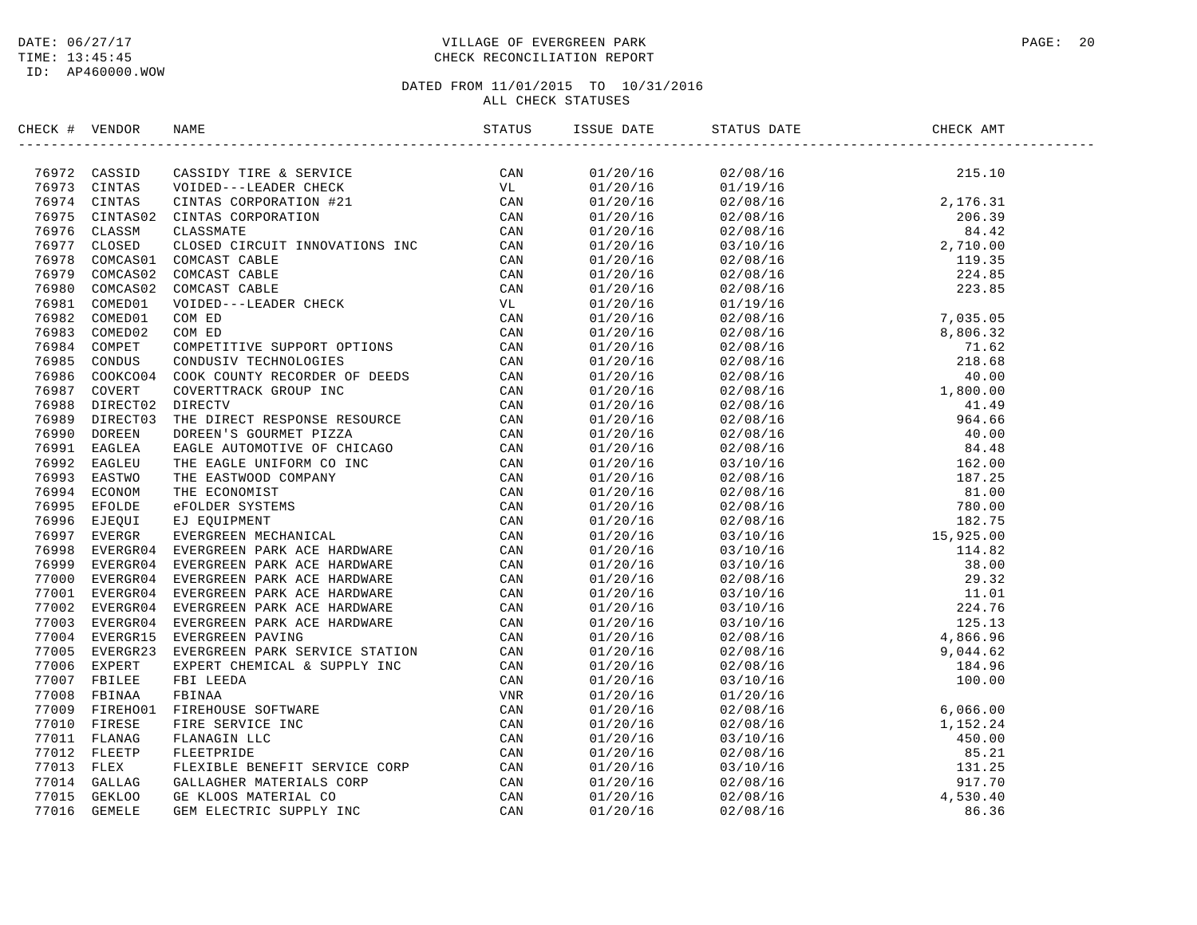DATE: 06/27/17
TIME: 13:45:45
ID: AP460000.WOW

# VILLAGE OF EVERGREEN PARK
## CHECK RECONCILIATION REPORT

DATED FROM 11/01/2015 TO 10/31/2016
ALL CHECK STATUSES

| CHECK # | VENDOR | NAME | STATUS | ISSUE DATE | STATUS DATE | CHECK AMT |
|---|---|---|---|---|---|---|
| 76972 | CASSID | CASSIDY TIRE & SERVICE | CAN | 01/20/16 | 02/08/16 | 215.10 |
| 76973 | CINTAS | VOIDED---LEADER CHECK | VL | 01/20/16 | 01/19/16 | |
| 76974 | CINTAS | CINTAS CORPORATION #21 | CAN | 01/20/16 | 02/08/16 | 2,176.31 |
| 76975 | CINTAS02 | CINTAS CORPORATION | CAN | 01/20/16 | 02/08/16 | 206.39 |
| 76976 | CLASSM | CLASSMATE | CAN | 01/20/16 | 02/08/16 | 84.42 |
| 76977 | CLOSED | CLOSED CIRCUIT INNOVATIONS INC | CAN | 01/20/16 | 03/10/16 | 2,710.00 |
| 76978 | COMCAS01 | COMCAST CABLE | CAN | 01/20/16 | 02/08/16 | 119.35 |
| 76979 | COMCAS02 | COMCAST CABLE | CAN | 01/20/16 | 02/08/16 | 224.85 |
| 76980 | COMCAS02 | COMCAST CABLE | CAN | 01/20/16 | 02/08/16 | 223.85 |
| 76981 | COMED01 | VOIDED---LEADER CHECK | VL | 01/20/16 | 01/19/16 | |
| 76982 | COMED01 | COM ED | CAN | 01/20/16 | 02/08/16 | 7,035.05 |
| 76983 | COMED02 | COM ED | CAN | 01/20/16 | 02/08/16 | 8,806.32 |
| 76984 | COMPET | COMPETITIVE SUPPORT OPTIONS | CAN | 01/20/16 | 02/08/16 | 71.62 |
| 76985 | CONDUS | CONDUSIV TECHNOLOGIES | CAN | 01/20/16 | 02/08/16 | 218.68 |
| 76986 | COOKCO04 | COOK COUNTY RECORDER OF DEEDS | CAN | 01/20/16 | 02/08/16 | 40.00 |
| 76987 | COVERT | COVERTTRACK GROUP INC | CAN | 01/20/16 | 02/08/16 | 1,800.00 |
| 76988 | DIRECT02 | DIRECTV | CAN | 01/20/16 | 02/08/16 | 41.49 |
| 76989 | DIRECT03 | THE DIRECT RESPONSE RESOURCE | CAN | 01/20/16 | 02/08/16 | 964.66 |
| 76990 | DOREEN | DOREEN'S GOURMET PIZZA | CAN | 01/20/16 | 02/08/16 | 40.00 |
| 76991 | EAGLEA | EAGLE AUTOMOTIVE OF CHICAGO | CAN | 01/20/16 | 02/08/16 | 84.48 |
| 76992 | EAGLEU | THE EAGLE UNIFORM CO INC | CAN | 01/20/16 | 03/10/16 | 162.00 |
| 76993 | EASTWO | THE EASTWOOD COMPANY | CAN | 01/20/16 | 02/08/16 | 187.25 |
| 76994 | ECONOM | THE ECONOMIST | CAN | 01/20/16 | 02/08/16 | 81.00 |
| 76995 | EFOLDE | eFOLDER SYSTEMS | CAN | 01/20/16 | 02/08/16 | 780.00 |
| 76996 | EJEQUI | EJ EQUIPMENT | CAN | 01/20/16 | 02/08/16 | 182.75 |
| 76997 | EVERGR | EVERGREEN MECHANICAL | CAN | 01/20/16 | 03/10/16 | 15,925.00 |
| 76998 | EVERGR04 | EVERGREEN PARK ACE HARDWARE | CAN | 01/20/16 | 03/10/16 | 114.82 |
| 76999 | EVERGR04 | EVERGREEN PARK ACE HARDWARE | CAN | 01/20/16 | 03/10/16 | 38.00 |
| 77000 | EVERGR04 | EVERGREEN PARK ACE HARDWARE | CAN | 01/20/16 | 02/08/16 | 29.32 |
| 77001 | EVERGR04 | EVERGREEN PARK ACE HARDWARE | CAN | 01/20/16 | 03/10/16 | 11.01 |
| 77002 | EVERGR04 | EVERGREEN PARK ACE HARDWARE | CAN | 01/20/16 | 03/10/16 | 224.76 |
| 77003 | EVERGR04 | EVERGREEN PARK ACE HARDWARE | CAN | 01/20/16 | 03/10/16 | 125.13 |
| 77004 | EVERGR15 | EVERGREEN PAVING | CAN | 01/20/16 | 02/08/16 | 4,866.96 |
| 77005 | EVERGR23 | EVERGREEN PARK SERVICE STATION | CAN | 01/20/16 | 02/08/16 | 9,044.62 |
| 77006 | EXPERT | EXPERT CHEMICAL & SUPPLY INC | CAN | 01/20/16 | 02/08/16 | 184.96 |
| 77007 | FBILEE | FBI LEEDA | CAN | 01/20/16 | 03/10/16 | 100.00 |
| 77008 | FBINAA | FBINAA | VNR | 01/20/16 | 01/20/16 | |
| 77009 | FIREHO01 | FIREHOUSE SOFTWARE | CAN | 01/20/16 | 02/08/16 | 6,066.00 |
| 77010 | FIRESE | FIRE SERVICE INC | CAN | 01/20/16 | 02/08/16 | 1,152.24 |
| 77011 | FLANAG | FLANAGIN LLC | CAN | 01/20/16 | 03/10/16 | 450.00 |
| 77012 | FLEETP | FLEETPRIDE | CAN | 01/20/16 | 02/08/16 | 85.21 |
| 77013 | FLEX | FLEXIBLE BENEFIT SERVICE CORP | CAN | 01/20/16 | 03/10/16 | 131.25 |
| 77014 | GALLAG | GALLAGHER MATERIALS CORP | CAN | 01/20/16 | 02/08/16 | 917.70 |
| 77015 | GEKLOO | GE KLOOS MATERIAL CO | CAN | 01/20/16 | 02/08/16 | 4,530.40 |
| 77016 | GEMELE | GEM ELECTRIC SUPPLY INC | CAN | 01/20/16 | 02/08/16 | 86.36 |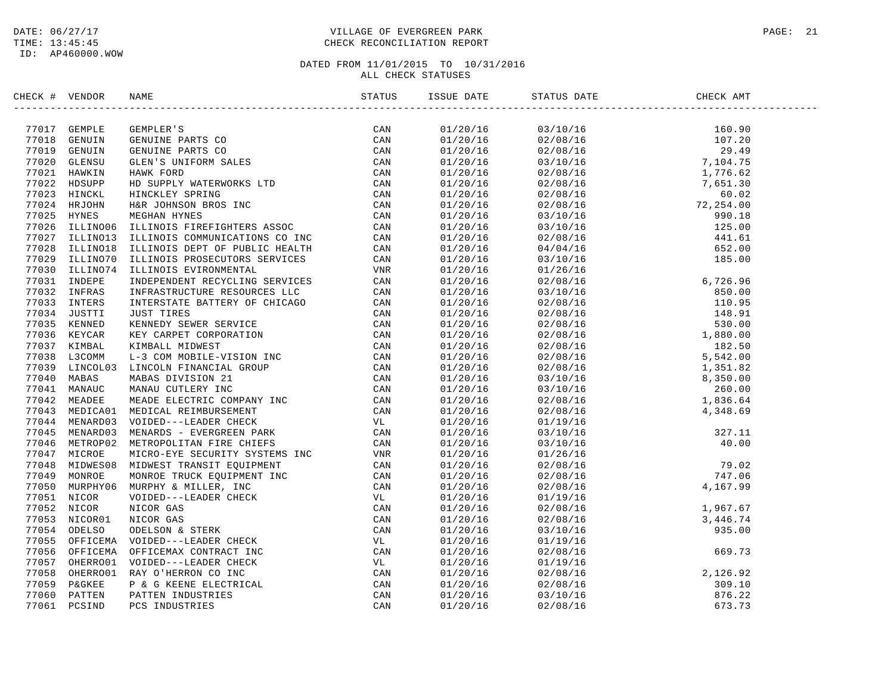DATE: 06/27/17
TIME: 13:45:45
ID: AP460000.WOW

# VILLAGE OF EVERGREEN PARK
## CHECK RECONCILIATION REPORT

DATED FROM 11/01/2015 TO 10/31/2016
ALL CHECK STATUSES

| CHECK # | VENDOR | NAME | STATUS | ISSUE DATE | STATUS DATE | CHECK AMT |
|---|---|---|---|---|---|---|
| 77017 | GEMPLE | GEMPLER'S | CAN | 01/20/16 | 03/10/16 | 160.90 |
| 77018 | GENUIN | GENUINE PARTS CO | CAN | 01/20/16 | 02/08/16 | 107.20 |
| 77019 | GENUIN | GENUINE PARTS CO | CAN | 01/20/16 | 02/08/16 | 29.49 |
| 77020 | GLENSU | GLEN'S UNIFORM SALES | CAN | 01/20/16 | 03/10/16 | 7,104.75 |
| 77021 | HAWKIN | HAWK FORD | CAN | 01/20/16 | 02/08/16 | 1,776.62 |
| 77022 | HDSUPP | HD SUPPLY WATERWORKS LTD | CAN | 01/20/16 | 02/08/16 | 7,651.30 |
| 77023 | HINCKL | HINCKLEY SPRING | CAN | 01/20/16 | 02/08/16 | 60.02 |
| 77024 | HRJOHN | H&R JOHNSON BROS INC | CAN | 01/20/16 | 02/08/16 | 72,254.00 |
| 77025 | HYNES | MEGHAN HYNES | CAN | 01/20/16 | 03/10/16 | 990.18 |
| 77026 | ILLINO06 | ILLINOIS FIREFIGHTERS ASSOC | CAN | 01/20/16 | 03/10/16 | 125.00 |
| 77027 | ILLINO13 | ILLINOIS COMMUNICATIONS CO INC | CAN | 01/20/16 | 02/08/16 | 441.61 |
| 77028 | ILLINO18 | ILLINOIS DEPT OF PUBLIC HEALTH | CAN | 01/20/16 | 04/04/16 | 652.00 |
| 77029 | ILLINO70 | ILLINOIS PROSECUTORS SERVICES | CAN | 01/20/16 | 03/10/16 | 185.00 |
| 77030 | ILLINO74 | ILLINOIS EVIRONMENTAL | VNR | 01/20/16 | 01/26/16 | |
| 77031 | INDEPE | INDEPENDENT RECYCLING SERVICES | CAN | 01/20/16 | 02/08/16 | 6,726.96 |
| 77032 | INFRAS | INFRASTRUCTURE RESOURCES LLC | CAN | 01/20/16 | 03/10/16 | 850.00 |
| 77033 | INTERS | INTERSTATE BATTERY OF CHICAGO | CAN | 01/20/16 | 02/08/16 | 110.95 |
| 77034 | JUSTTI | JUST TIRES | CAN | 01/20/16 | 02/08/16 | 148.91 |
| 77035 | KENNED | KENNEDY SEWER SERVICE | CAN | 01/20/16 | 02/08/16 | 530.00 |
| 77036 | KEYCAR | KEY CARPET CORPORATION | CAN | 01/20/16 | 02/08/16 | 1,880.00 |
| 77037 | KIMBAL | KIMBALL MIDWEST | CAN | 01/20/16 | 02/08/16 | 182.50 |
| 77038 | L3COMM | L-3 COM MOBILE-VISION INC | CAN | 01/20/16 | 02/08/16 | 5,542.00 |
| 77039 | LINCOL03 | LINCOLN FINANCIAL GROUP | CAN | 01/20/16 | 02/08/16 | 1,351.82 |
| 77040 | MABAS | MABAS DIVISION 21 | CAN | 01/20/16 | 03/10/16 | 8,350.00 |
| 77041 | MANAUC | MANAU CUTLERY INC | CAN | 01/20/16 | 03/10/16 | 260.00 |
| 77042 | MEADEE | MEADE ELECTRIC COMPANY INC | CAN | 01/20/16 | 02/08/16 | 1,836.64 |
| 77043 | MEDICA01 | MEDICAL REIMBURSEMENT | CAN | 01/20/16 | 02/08/16 | 4,348.69 |
| 77044 | MENARD03 | VOIDED---LEADER CHECK | VL | 01/20/16 | 01/19/16 | |
| 77045 | MENARD03 | MENARDS - EVERGREEN PARK | CAN | 01/20/16 | 03/10/16 | 327.11 |
| 77046 | METROP02 | METROPOLITAN FIRE CHIEFS | CAN | 01/20/16 | 03/10/16 | 40.00 |
| 77047 | MICROE | MICRO-EYE SECURITY SYSTEMS INC | VNR | 01/20/16 | 01/26/16 | |
| 77048 | MIDWES08 | MIDWEST TRANSIT EQUIPMENT | CAN | 01/20/16 | 02/08/16 | 79.02 |
| 77049 | MONROE | MONROE TRUCK EQUIPMENT INC | CAN | 01/20/16 | 02/08/16 | 747.06 |
| 77050 | MURPHY06 | MURPHY & MILLER, INC | CAN | 01/20/16 | 02/08/16 | 4,167.99 |
| 77051 | NICOR | VOIDED---LEADER CHECK | VL | 01/20/16 | 01/19/16 | |
| 77052 | NICOR | NICOR GAS | CAN | 01/20/16 | 02/08/16 | 1,967.67 |
| 77053 | NICOR01 | NICOR GAS | CAN | 01/20/16 | 02/08/16 | 3,446.74 |
| 77054 | ODELSO | ODELSON & STERK | CAN | 01/20/16 | 03/10/16 | 935.00 |
| 77055 | OFFICEMA | VOIDED---LEADER CHECK | VL | 01/20/16 | 01/19/16 | |
| 77056 | OFFICEMA | OFFICEMAX CONTRACT INC | CAN | 01/20/16 | 02/08/16 | 669.73 |
| 77057 | OHERRO01 | VOIDED---LEADER CHECK | VL | 01/20/16 | 01/19/16 | |
| 77058 | OHERRO01 | RAY O'HERRON CO INC | CAN | 01/20/16 | 02/08/16 | 2,126.92 |
| 77059 | P&GKEE | P & G KEENE ELECTRICAL | CAN | 01/20/16 | 02/08/16 | 309.10 |
| 77060 | PATTEN | PATTEN INDUSTRIES | CAN | 01/20/16 | 03/10/16 | 876.22 |
| 77061 | PCSIND | PCS INDUSTRIES | CAN | 01/20/16 | 02/08/16 | 673.73 |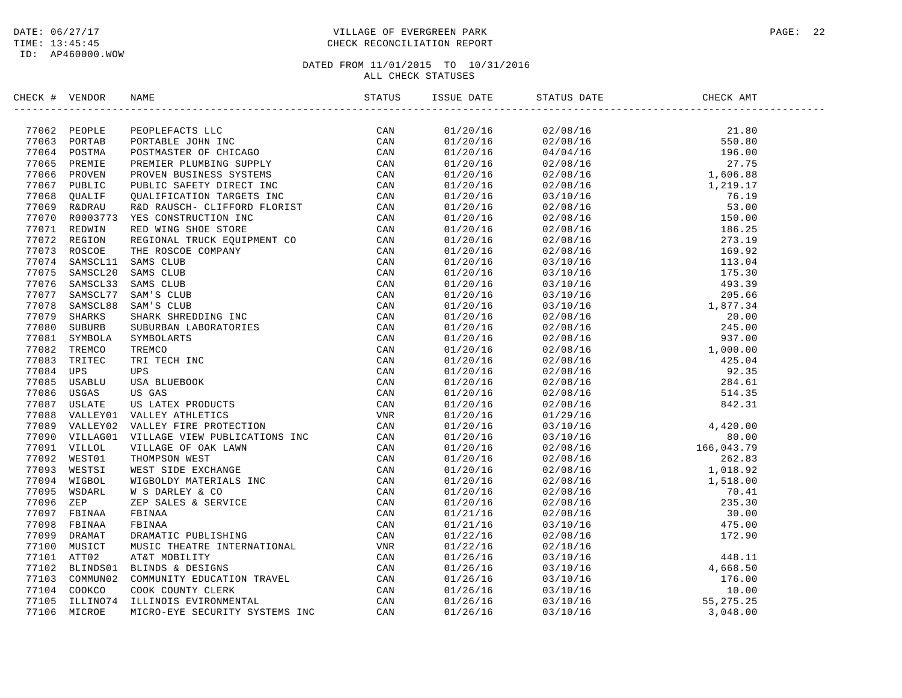DATE: 06/27/17
TIME: 13:45:45
ID: AP460000.WOW

VILLAGE OF EVERGREEN PARK
CHECK RECONCILIATION REPORT

DATED FROM 11/01/2015 TO 10/31/2016
ALL CHECK STATUSES

| CHECK # | VENDOR | NAME | STATUS | ISSUE DATE | STATUS DATE | CHECK AMT |
|---|---|---|---|---|---|---|
| 77062 | PEOPLE | PEOPLEFACTS LLC | CAN | 01/20/16 | 02/08/16 | 21.80 |
| 77063 | PORTAB | PORTABLE JOHN INC | CAN | 01/20/16 | 02/08/16 | 550.80 |
| 77064 | POSTMA | POSTMASTER OF CHICAGO | CAN | 01/20/16 | 04/04/16 | 196.00 |
| 77065 | PREMIE | PREMIER PLUMBING SUPPLY | CAN | 01/20/16 | 02/08/16 | 27.75 |
| 77066 | PROVEN | PROVEN BUSINESS SYSTEMS | CAN | 01/20/16 | 02/08/16 | 1,606.88 |
| 77067 | PUBLIC | PUBLIC SAFETY DIRECT INC | CAN | 01/20/16 | 02/08/16 | 1,219.17 |
| 77068 | QUALIF | QUALIFICATION TARGETS INC | CAN | 01/20/16 | 03/10/16 | 76.19 |
| 77069 | R&DRAU | R&D RAUSCH- CLIFFORD FLORIST | CAN | 01/20/16 | 02/08/16 | 53.00 |
| 77070 | R0003773 | YES CONSTRUCTION INC | CAN | 01/20/16 | 02/08/16 | 150.00 |
| 77071 | REDWIN | RED WING SHOE STORE | CAN | 01/20/16 | 02/08/16 | 186.25 |
| 77072 | REGION | REGIONAL TRUCK EQUIPMENT CO | CAN | 01/20/16 | 02/08/16 | 273.19 |
| 77073 | ROSCOE | THE ROSCOE COMPANY | CAN | 01/20/16 | 02/08/16 | 169.92 |
| 77074 | SAMSCL11 | SAMS CLUB | CAN | 01/20/16 | 03/10/16 | 113.04 |
| 77075 | SAMSCL20 | SAMS CLUB | CAN | 01/20/16 | 03/10/16 | 175.30 |
| 77076 | SAMSCL33 | SAMS CLUB | CAN | 01/20/16 | 03/10/16 | 493.39 |
| 77077 | SAMSCL77 | SAM'S CLUB | CAN | 01/20/16 | 03/10/16 | 205.66 |
| 77078 | SAMSCL88 | SAM'S CLUB | CAN | 01/20/16 | 03/10/16 | 1,877.34 |
| 77079 | SHARKS | SHARK SHREDDING INC | CAN | 01/20/16 | 02/08/16 | 20.00 |
| 77080 | SUBURB | SUBURBAN LABORATORIES | CAN | 01/20/16 | 02/08/16 | 245.00 |
| 77081 | SYMBOLA | SYMBOLARTS | CAN | 01/20/16 | 02/08/16 | 937.00 |
| 77082 | TREMCO | TREMCO | CAN | 01/20/16 | 02/08/16 | 1,000.00 |
| 77083 | TRITEC | TRI TECH INC | CAN | 01/20/16 | 02/08/16 | 425.04 |
| 77084 | UPS | UPS | CAN | 01/20/16 | 02/08/16 | 92.35 |
| 77085 | USABLU | USA BLUEBOOK | CAN | 01/20/16 | 02/08/16 | 284.61 |
| 77086 | USGAS | US GAS | CAN | 01/20/16 | 02/08/16 | 514.35 |
| 77087 | USLATE | US LATEX PRODUCTS | CAN | 01/20/16 | 02/08/16 | 842.31 |
| 77088 | VALLEY01 | VALLEY ATHLETICS | VNR | 01/20/16 | 01/29/16 | |
| 77089 | VALLEY02 | VALLEY FIRE PROTECTION | CAN | 01/20/16 | 03/10/16 | 4,420.00 |
| 77090 | VILLAG01 | VILLAGE VIEW PUBLICATIONS INC | CAN | 01/20/16 | 03/10/16 | 80.00 |
| 77091 | VILLOL | VILLAGE OF OAK LAWN | CAN | 01/20/16 | 02/08/16 | 166,043.79 |
| 77092 | WEST01 | THOMPSON WEST | CAN | 01/20/16 | 02/08/16 | 262.83 |
| 77093 | WESTSI | WEST SIDE EXCHANGE | CAN | 01/20/16 | 02/08/16 | 1,018.92 |
| 77094 | WIGBOL | WIGBOLDY MATERIALS INC | CAN | 01/20/16 | 02/08/16 | 1,518.00 |
| 77095 | WSDARL | W S DARLEY & CO | CAN | 01/20/16 | 02/08/16 | 70.41 |
| 77096 | ZEP | ZEP SALES & SERVICE | CAN | 01/20/16 | 02/08/16 | 235.30 |
| 77097 | FBINAA | FBINAA | CAN | 01/21/16 | 02/08/16 | 30.00 |
| 77098 | FBINAA | FBINAA | CAN | 01/21/16 | 03/10/16 | 475.00 |
| 77099 | DRAMAT | DRAMATIC PUBLISHING | CAN | 01/22/16 | 02/08/16 | 172.90 |
| 77100 | MUSICT | MUSIC THEATRE INTERNATIONAL | VNR | 01/22/16 | 02/18/16 | |
| 77101 | ATT02 | AT&T MOBILITY | CAN | 01/26/16 | 03/10/16 | 448.11 |
| 77102 | BLINDS01 | BLINDS & DESIGNS | CAN | 01/26/16 | 03/10/16 | 4,668.50 |
| 77103 | COMMUN02 | COMMUNITY EDUCATION TRAVEL | CAN | 01/26/16 | 03/10/16 | 176.00 |
| 77104 | COOKCO | COOK COUNTY CLERK | CAN | 01/26/16 | 03/10/16 | 10.00 |
| 77105 | ILLINO74 | ILLINOIS EVIRONMENTAL | CAN | 01/26/16 | 03/10/16 | 55,275.25 |
| 77106 | MICROE | MICRO-EYE SECURITY SYSTEMS INC | CAN | 01/26/16 | 03/10/16 | 3,048.00 |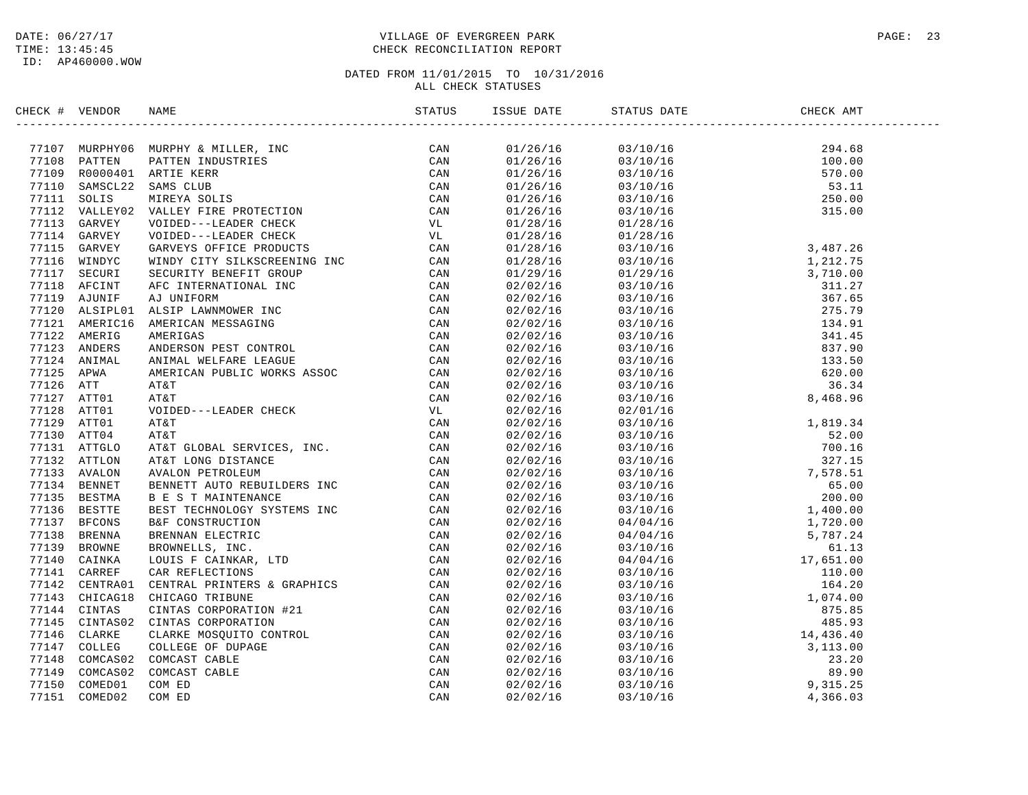DATE: 06/27/17
TIME: 13:45:45
ID: AP460000.WOW

# VILLAGE OF EVERGREEN PARK
## CHECK RECONCILIATION REPORT

DATED FROM 11/01/2015 TO 10/31/2016
ALL CHECK STATUSES

| CHECK # | VENDOR | NAME | STATUS | ISSUE DATE | STATUS DATE | CHECK AMT |
|---|---|---|---|---|---|---|
| 77107 | MURPHY06 | MURPHY & MILLER, INC | CAN | 01/26/16 | 03/10/16 | 294.68 |
| 77108 | PATTEN | PATTEN INDUSTRIES | CAN | 01/26/16 | 03/10/16 | 100.00 |
| 77109 | R0000401 | ARTIE KERR | CAN | 01/26/16 | 03/10/16 | 570.00 |
| 77110 | SAMSCL22 | SAMS CLUB | CAN | 01/26/16 | 03/10/16 | 53.11 |
| 77111 | SOLIS | MIREYA SOLIS | CAN | 01/26/16 | 03/10/16 | 250.00 |
| 77112 | VALLEY02 | VALLEY FIRE PROTECTION | CAN | 01/26/16 | 03/10/16 | 315.00 |
| 77113 | GARVEY | VOIDED---LEADER CHECK | VL | 01/28/16 | 01/28/16 | |
| 77114 | GARVEY | VOIDED---LEADER CHECK | VL | 01/28/16 | 01/28/16 | |
| 77115 | GARVEY | GARVEYS OFFICE PRODUCTS | CAN | 01/28/16 | 03/10/16 | 3,487.26 |
| 77116 | WINDYC | WINDY CITY SILKSCREENING INC | CAN | 01/28/16 | 03/10/16 | 1,212.75 |
| 77117 | SECURI | SECURITY BENEFIT GROUP | CAN | 01/29/16 | 01/29/16 | 3,710.00 |
| 77118 | AFCINT | AFC INTERNATIONAL INC | CAN | 02/02/16 | 03/10/16 | 311.27 |
| 77119 | AJUNIF | AJ UNIFORM | CAN | 02/02/16 | 03/10/16 | 367.65 |
| 77120 | ALSIPL01 | ALSIP LAWNMOWER INC | CAN | 02/02/16 | 03/10/16 | 275.79 |
| 77121 | AMERIC16 | AMERICAN MESSAGING | CAN | 02/02/16 | 03/10/16 | 134.91 |
| 77122 | AMERIG | AMERIGAS | CAN | 02/02/16 | 03/10/16 | 341.45 |
| 77123 | ANDERS | ANDERSON PEST CONTROL | CAN | 02/02/16 | 03/10/16 | 837.90 |
| 77124 | ANIMAL | ANIMAL WELFARE LEAGUE | CAN | 02/02/16 | 03/10/16 | 133.50 |
| 77125 | APWA | AMERICAN PUBLIC WORKS ASSOC | CAN | 02/02/16 | 03/10/16 | 620.00 |
| 77126 | ATT | AT&T | CAN | 02/02/16 | 03/10/16 | 36.34 |
| 77127 | ATT01 | AT&T | CAN | 02/02/16 | 03/10/16 | 8,468.96 |
| 77128 | ATT01 | VOIDED---LEADER CHECK | VL | 02/02/16 | 02/01/16 | |
| 77129 | ATT01 | AT&T | CAN | 02/02/16 | 03/10/16 | 1,819.34 |
| 77130 | ATT04 | AT&T | CAN | 02/02/16 | 03/10/16 | 52.00 |
| 77131 | ATTGLO | AT&T GLOBAL SERVICES, INC. | CAN | 02/02/16 | 03/10/16 | 700.16 |
| 77132 | ATTLON | AT&T LONG DISTANCE | CAN | 02/02/16 | 03/10/16 | 327.15 |
| 77133 | AVALON | AVALON PETROLEUM | CAN | 02/02/16 | 03/10/16 | 7,578.51 |
| 77134 | BENNET | BENNETT AUTO REBUILDERS INC | CAN | 02/02/16 | 03/10/16 | 65.00 |
| 77135 | BESTMA | B E S T MAINTENANCE | CAN | 02/02/16 | 03/10/16 | 200.00 |
| 77136 | BESTTE | BEST TECHNOLOGY SYSTEMS INC | CAN | 02/02/16 | 03/10/16 | 1,400.00 |
| 77137 | BFCONS | B&F CONSTRUCTION | CAN | 02/02/16 | 04/04/16 | 1,720.00 |
| 77138 | BRENNA | BRENNAN ELECTRIC | CAN | 02/02/16 | 04/04/16 | 5,787.24 |
| 77139 | BROWNE | BROWNELLS, INC. | CAN | 02/02/16 | 03/10/16 | 61.13 |
| 77140 | CAINKA | LOUIS F CAINKAR, LTD | CAN | 02/02/16 | 04/04/16 | 17,651.00 |
| 77141 | CARREF | CAR REFLECTIONS | CAN | 02/02/16 | 03/10/16 | 110.00 |
| 77142 | CENTRA01 | CENTRAL PRINTERS & GRAPHICS | CAN | 02/02/16 | 03/10/16 | 164.20 |
| 77143 | CHICAG18 | CHICAGO TRIBUNE | CAN | 02/02/16 | 03/10/16 | 1,074.00 |
| 77144 | CINTAS | CINTAS CORPORATION #21 | CAN | 02/02/16 | 03/10/16 | 875.85 |
| 77145 | CINTAS02 | CINTAS CORPORATION | CAN | 02/02/16 | 03/10/16 | 485.93 |
| 77146 | CLARKE | CLARKE MOSQUITO CONTROL | CAN | 02/02/16 | 03/10/16 | 14,436.40 |
| 77147 | COLLEG | COLLEGE OF DUPAGE | CAN | 02/02/16 | 03/10/16 | 3,113.00 |
| 77148 | COMCAS02 | COMCAST CABLE | CAN | 02/02/16 | 03/10/16 | 23.20 |
| 77149 | COMCAS02 | COMCAST CABLE | CAN | 02/02/16 | 03/10/16 | 89.90 |
| 77150 | COMED01 | COM ED | CAN | 02/02/16 | 03/10/16 | 9,315.25 |
| 77151 | COMED02 | COM ED | CAN | 02/02/16 | 03/10/16 | 4,366.03 |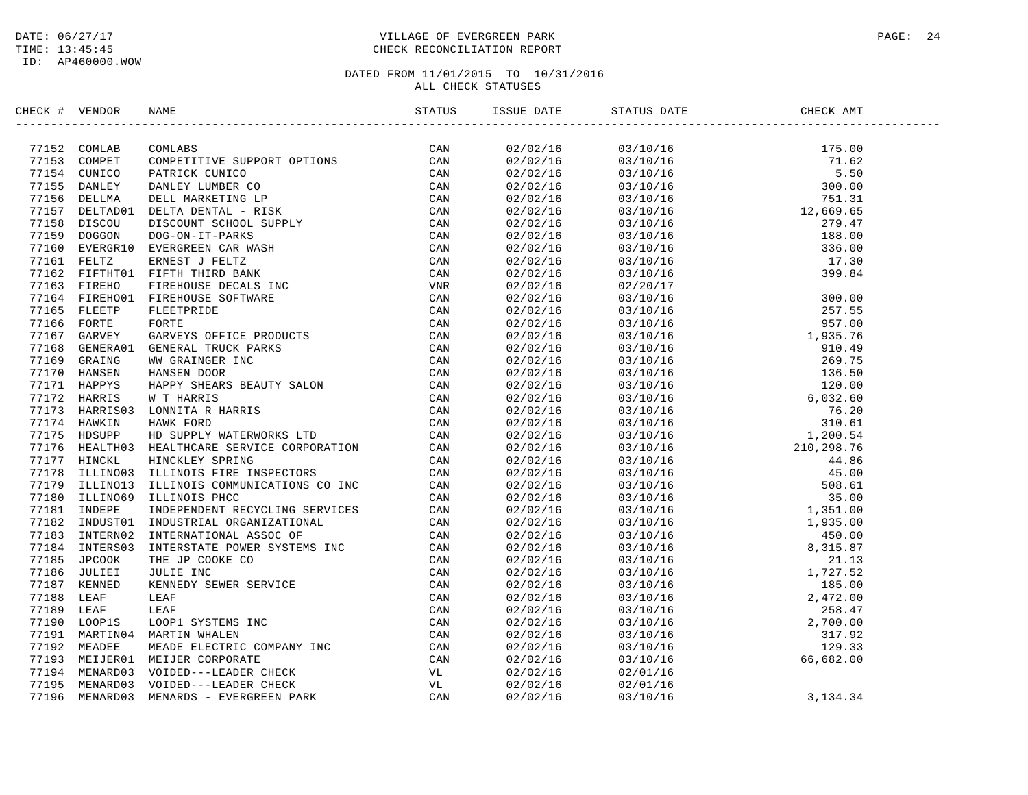DATE: 06/27/17
TIME: 13:45:45
ID: AP460000.WOW

# VILLAGE OF EVERGREEN PARK
## CHECK RECONCILIATION REPORT

DATED FROM 11/01/2015 TO 10/31/2016
ALL CHECK STATUSES

| CHECK # | VENDOR | NAME | STATUS | ISSUE DATE | STATUS DATE | CHECK AMT |
|---|---|---|---|---|---|---|
| 77152 | COMLAB | COMLABS | CAN | 02/02/16 | 03/10/16 | 175.00 |
| 77153 | COMPET | COMPETITIVE SUPPORT OPTIONS | CAN | 02/02/16 | 03/10/16 | 71.62 |
| 77154 | CUNICO | PATRICK CUNICO | CAN | 02/02/16 | 03/10/16 | 5.50 |
| 77155 | DANLEY | DANLEY LUMBER CO | CAN | 02/02/16 | 03/10/16 | 300.00 |
| 77156 | DELLMA | DELL MARKETING LP | CAN | 02/02/16 | 03/10/16 | 751.31 |
| 77157 | DELTAD01 | DELTA DENTAL - RISK | CAN | 02/02/16 | 03/10/16 | 12,669.65 |
| 77158 | DISCOU | DISCOUNT SCHOOL SUPPLY | CAN | 02/02/16 | 03/10/16 | 279.47 |
| 77159 | DOGGON | DOG-ON-IT-PARKS | CAN | 02/02/16 | 03/10/16 | 188.00 |
| 77160 | EVERGR10 | EVERGREEN CAR WASH | CAN | 02/02/16 | 03/10/16 | 336.00 |
| 77161 | FELTZ | ERNEST J FELTZ | CAN | 02/02/16 | 03/10/16 | 17.30 |
| 77162 | FIFTHT01 | FIFTH THIRD BANK | CAN | 02/02/16 | 03/10/16 | 399.84 |
| 77163 | FIREHO | FIREHOUSE DECALS INC | VNR | 02/02/16 | 02/20/17 | |
| 77164 | FIREHO01 | FIREHOUSE SOFTWARE | CAN | 02/02/16 | 03/10/16 | 300.00 |
| 77165 | FLEETP | FLEETPRIDE | CAN | 02/02/16 | 03/10/16 | 257.55 |
| 77166 | FORTE | FORTE | CAN | 02/02/16 | 03/10/16 | 957.00 |
| 77167 | GARVEY | GARVEYS OFFICE PRODUCTS | CAN | 02/02/16 | 03/10/16 | 1,935.76 |
| 77168 | GENERA01 | GENERAL TRUCK PARKS | CAN | 02/02/16 | 03/10/16 | 910.49 |
| 77169 | GRAING | WW GRAINGER INC | CAN | 02/02/16 | 03/10/16 | 269.75 |
| 77170 | HANSEN | HANSEN DOOR | CAN | 02/02/16 | 03/10/16 | 136.50 |
| 77171 | HAPPYS | HAPPY SHEARS BEAUTY SALON | CAN | 02/02/16 | 03/10/16 | 120.00 |
| 77172 | HARRIS | W T HARRIS | CAN | 02/02/16 | 03/10/16 | 6,032.60 |
| 77173 | HARRIS03 | LONNITA R HARRIS | CAN | 02/02/16 | 03/10/16 | 76.20 |
| 77174 | HAWKIN | HAWK FORD | CAN | 02/02/16 | 03/10/16 | 310.61 |
| 77175 | HDSUPP | HD SUPPLY WATERWORKS LTD | CAN | 02/02/16 | 03/10/16 | 1,200.54 |
| 77176 | HEALTH03 | HEALTHCARE SERVICE CORPORATION | CAN | 02/02/16 | 03/10/16 | 210,298.76 |
| 77177 | HINCKL | HINCKLEY SPRING | CAN | 02/02/16 | 03/10/16 | 44.86 |
| 77178 | ILLINO03 | ILLINOIS FIRE INSPECTORS | CAN | 02/02/16 | 03/10/16 | 45.00 |
| 77179 | ILLINO13 | ILLINOIS COMMUNICATIONS CO INC | CAN | 02/02/16 | 03/10/16 | 508.61 |
| 77180 | ILLINO69 | ILLINOIS PHCC | CAN | 02/02/16 | 03/10/16 | 35.00 |
| 77181 | INDEPE | INDEPENDENT RECYCLING SERVICES | CAN | 02/02/16 | 03/10/16 | 1,351.00 |
| 77182 | INDUST01 | INDUSTRIAL ORGANIZATIONAL | CAN | 02/02/16 | 03/10/16 | 1,935.00 |
| 77183 | INTERN02 | INTERNATIONAL ASSOC OF | CAN | 02/02/16 | 03/10/16 | 450.00 |
| 77184 | INTERS03 | INTERSTATE POWER SYSTEMS INC | CAN | 02/02/16 | 03/10/16 | 8,315.87 |
| 77185 | JPCOOK | THE JP COOKE CO | CAN | 02/02/16 | 03/10/16 | 21.13 |
| 77186 | JULIEI | JULIE INC | CAN | 02/02/16 | 03/10/16 | 1,727.52 |
| 77187 | KENNED | KENNEDY SEWER SERVICE | CAN | 02/02/16 | 03/10/16 | 185.00 |
| 77188 | LEAF | LEAF | CAN | 02/02/16 | 03/10/16 | 2,472.00 |
| 77189 | LEAF | LEAF | CAN | 02/02/16 | 03/10/16 | 258.47 |
| 77190 | LOOP1S | LOOP1 SYSTEMS INC | CAN | 02/02/16 | 03/10/16 | 2,700.00 |
| 77191 | MARTIN04 | MARTIN WHALEN | CAN | 02/02/16 | 03/10/16 | 317.92 |
| 77192 | MEADEE | MEADE ELECTRIC COMPANY INC | CAN | 02/02/16 | 03/10/16 | 129.33 |
| 77193 | MEIJER01 | MEIJER CORPORATE | CAN | 02/02/16 | 03/10/16 | 66,682.00 |
| 77194 | MENARD03 | VOIDED---LEADER CHECK | VL | 02/02/16 | 02/01/16 | |
| 77195 | MENARD03 | VOIDED---LEADER CHECK | VL | 02/02/16 | 02/01/16 | |
| 77196 | MENARD03 | MENARDS - EVERGREEN PARK | CAN | 02/02/16 | 03/10/16 | 3,134.34 |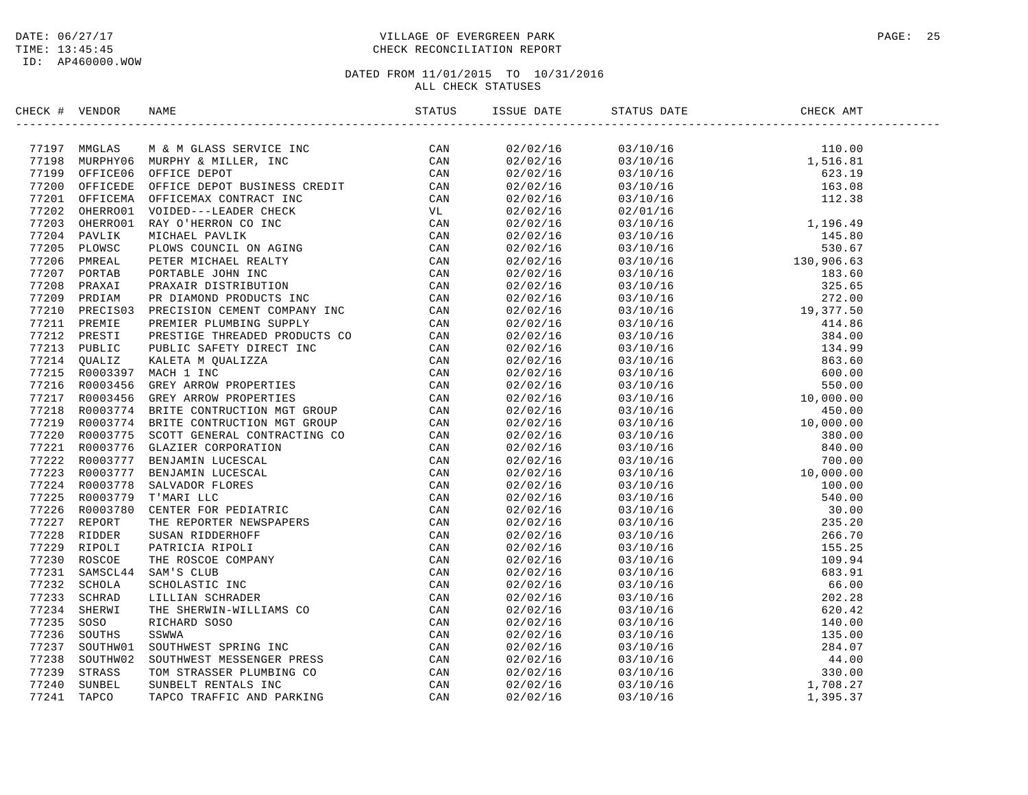DATE: 06/27/17
TIME: 13:45:45
ID: AP460000.WOW

# VILLAGE OF EVERGREEN PARK
## CHECK RECONCILIATION REPORT

DATED FROM 11/01/2015 TO 10/31/2016
ALL CHECK STATUSES

| CHECK # | VENDOR | NAME | STATUS | ISSUE DATE | STATUS DATE | CHECK AMT |
|---|---|---|---|---|---|---|
| 77197 | MMGLAS | M & M GLASS SERVICE INC | CAN | 02/02/16 | 03/10/16 | 110.00 |
| 77198 | MURPHY06 | MURPHY & MILLER, INC | CAN | 02/02/16 | 03/10/16 | 1,516.81 |
| 77199 | OFFICE06 | OFFICE DEPOT | CAN | 02/02/16 | 03/10/16 | 623.19 |
| 77200 | OFFICEDE | OFFICE DEPOT BUSINESS CREDIT | CAN | 02/02/16 | 03/10/16 | 163.08 |
| 77201 | OFFICEMA | OFFICEMAX CONTRACT INC | CAN | 02/02/16 | 03/10/16 | 112.38 |
| 77202 | OHERRO01 | VOIDED---LEADER CHECK | VL | 02/02/16 | 02/01/16 | |
| 77203 | OHERRO01 | RAY O'HERRON CO INC | CAN | 02/02/16 | 03/10/16 | 1,196.49 |
| 77204 | PAVLIK | MICHAEL PAVLIK | CAN | 02/02/16 | 03/10/16 | 145.80 |
| 77205 | PLOWSC | PLOWS COUNCIL ON AGING | CAN | 02/02/16 | 03/10/16 | 530.67 |
| 77206 | PMREAL | PETER MICHAEL REALTY | CAN | 02/02/16 | 03/10/16 | 130,906.63 |
| 77207 | PORTAB | PORTABLE JOHN INC | CAN | 02/02/16 | 03/10/16 | 183.60 |
| 77208 | PRAXAI | PRAXAIR DISTRIBUTION | CAN | 02/02/16 | 03/10/16 | 325.65 |
| 77209 | PRDIAM | PR DIAMOND PRODUCTS INC | CAN | 02/02/16 | 03/10/16 | 272.00 |
| 77210 | PRECIS03 | PRECISION CEMENT COMPANY INC | CAN | 02/02/16 | 03/10/16 | 19,377.50 |
| 77211 | PREMIE | PREMIER PLUMBING SUPPLY | CAN | 02/02/16 | 03/10/16 | 414.86 |
| 77212 | PRESTI | PRESTIGE THREADED PRODUCTS CO | CAN | 02/02/16 | 03/10/16 | 384.00 |
| 77213 | PUBLIC | PUBLIC SAFETY DIRECT INC | CAN | 02/02/16 | 03/10/16 | 134.99 |
| 77214 | QUALIZ | KALETA M QUALIZZA | CAN | 02/02/16 | 03/10/16 | 863.60 |
| 77215 | R0003397 | MACH 1 INC | CAN | 02/02/16 | 03/10/16 | 600.00 |
| 77216 | R0003456 | GREY ARROW PROPERTIES | CAN | 02/02/16 | 03/10/16 | 550.00 |
| 77217 | R0003456 | GREY ARROW PROPERTIES | CAN | 02/02/16 | 03/10/16 | 10,000.00 |
| 77218 | R0003774 | BRITE CONTRUCTION MGT GROUP | CAN | 02/02/16 | 03/10/16 | 450.00 |
| 77219 | R0003774 | BRITE CONTRUCTION MGT GROUP | CAN | 02/02/16 | 03/10/16 | 10,000.00 |
| 77220 | R0003775 | SCOTT GENERAL CONTRACTING CO | CAN | 02/02/16 | 03/10/16 | 380.00 |
| 77221 | R0003776 | GLAZIER CORPORATION | CAN | 02/02/16 | 03/10/16 | 840.00 |
| 77222 | R0003777 | BENJAMIN LUCESCAL | CAN | 02/02/16 | 03/10/16 | 700.00 |
| 77223 | R0003777 | BENJAMIN LUCESCAL | CAN | 02/02/16 | 03/10/16 | 10,000.00 |
| 77224 | R0003778 | SALVADOR FLORES | CAN | 02/02/16 | 03/10/16 | 100.00 |
| 77225 | R0003779 | T'MARI LLC | CAN | 02/02/16 | 03/10/16 | 540.00 |
| 77226 | R0003780 | CENTER FOR PEDIATRIC | CAN | 02/02/16 | 03/10/16 | 30.00 |
| 77227 | REPORT | THE REPORTER NEWSPAPERS | CAN | 02/02/16 | 03/10/16 | 235.20 |
| 77228 | RIDDER | SUSAN RIDDERHOFF | CAN | 02/02/16 | 03/10/16 | 266.70 |
| 77229 | RIPOLI | PATRICIA RIPOLI | CAN | 02/02/16 | 03/10/16 | 155.25 |
| 77230 | ROSCOE | THE ROSCOE COMPANY | CAN | 02/02/16 | 03/10/16 | 109.94 |
| 77231 | SAMSCL44 | SAM'S CLUB | CAN | 02/02/16 | 03/10/16 | 683.91 |
| 77232 | SCHOLA | SCHOLASTIC INC | CAN | 02/02/16 | 03/10/16 | 66.00 |
| 77233 | SCHRAD | LILLIAN SCHRADER | CAN | 02/02/16 | 03/10/16 | 202.28 |
| 77234 | SHERWI | THE SHERWIN-WILLIAMS CO | CAN | 02/02/16 | 03/10/16 | 620.42 |
| 77235 | SOSO | RICHARD SOSO | CAN | 02/02/16 | 03/10/16 | 140.00 |
| 77236 | SOUTHS | SSWWA | CAN | 02/02/16 | 03/10/16 | 135.00 |
| 77237 | SOUTHW01 | SOUTHWEST SPRING INC | CAN | 02/02/16 | 03/10/16 | 284.07 |
| 77238 | SOUTHW02 | SOUTHWEST MESSENGER PRESS | CAN | 02/02/16 | 03/10/16 | 44.00 |
| 77239 | STRASS | TOM STRASSER PLUMBING CO | CAN | 02/02/16 | 03/10/16 | 330.00 |
| 77240 | SUNBEL | SUNBELT RENTALS INC | CAN | 02/02/16 | 03/10/16 | 1,708.27 |
| 77241 | TAPCO | TAPCO TRAFFIC AND PARKING | CAN | 02/02/16 | 03/10/16 | 1,395.37 |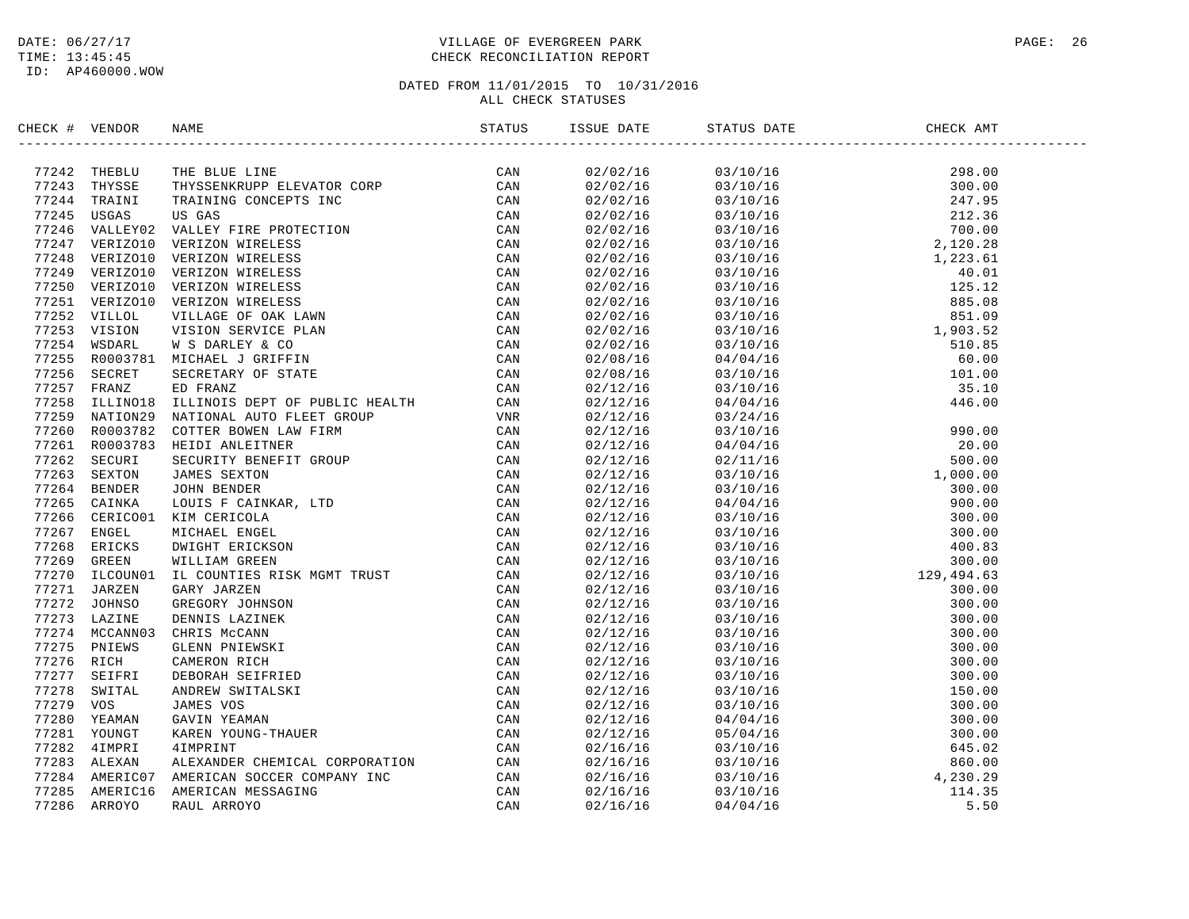DATE: 06/27/17
TIME: 13:45:45
ID: AP460000.WOW

VILLAGE OF EVERGREEN PARK
CHECK RECONCILIATION REPORT

DATED FROM 11/01/2015 TO 10/31/2016
ALL CHECK STATUSES

| CHECK # | VENDOR | NAME | STATUS | ISSUE DATE | STATUS DATE | CHECK AMT |
|---|---|---|---|---|---|---|
| 77242 | THEBLU | THE BLUE LINE | CAN | 02/02/16 | 03/10/16 | 298.00 |
| 77243 | THYSSE | THYSSENKRUPP ELEVATOR CORP | CAN | 02/02/16 | 03/10/16 | 300.00 |
| 77244 | TRAINI | TRAINING CONCEPTS INC | CAN | 02/02/16 | 03/10/16 | 247.95 |
| 77245 | USGAS | US GAS | CAN | 02/02/16 | 03/10/16 | 212.36 |
| 77246 | VALLEY02 | VALLEY FIRE PROTECTION | CAN | 02/02/16 | 03/10/16 | 700.00 |
| 77247 | VERIZO10 | VERIZON WIRELESS | CAN | 02/02/16 | 03/10/16 | 2,120.28 |
| 77248 | VERIZO10 | VERIZON WIRELESS | CAN | 02/02/16 | 03/10/16 | 1,223.61 |
| 77249 | VERIZO10 | VERIZON WIRELESS | CAN | 02/02/16 | 03/10/16 | 40.01 |
| 77250 | VERIZO10 | VERIZON WIRELESS | CAN | 02/02/16 | 03/10/16 | 125.12 |
| 77251 | VERIZO10 | VERIZON WIRELESS | CAN | 02/02/16 | 03/10/16 | 885.08 |
| 77252 | VILLOL | VILLAGE OF OAK LAWN | CAN | 02/02/16 | 03/10/16 | 851.09 |
| 77253 | VISION | VISION SERVICE PLAN | CAN | 02/02/16 | 03/10/16 | 1,903.52 |
| 77254 | WSDARL | W S DARLEY & CO | CAN | 02/02/16 | 03/10/16 | 510.85 |
| 77255 | R0003781 | MICHAEL J GRIFFIN | CAN | 02/08/16 | 04/04/16 | 60.00 |
| 77256 | SECRET | SECRETARY OF STATE | CAN | 02/08/16 | 03/10/16 | 101.00 |
| 77257 | FRANZ | ED FRANZ | CAN | 02/12/16 | 03/10/16 | 35.10 |
| 77258 | ILLINO18 | ILLINOIS DEPT OF PUBLIC HEALTH | CAN | 02/12/16 | 04/04/16 | 446.00 |
| 77259 | NATION29 | NATIONAL AUTO FLEET GROUP | VNR | 02/12/16 | 03/24/16 | |
| 77260 | R0003782 | COTTER BOWEN LAW FIRM | CAN | 02/12/16 | 03/10/16 | 990.00 |
| 77261 | R0003783 | HEIDI ANLEITNER | CAN | 02/12/16 | 04/04/16 | 20.00 |
| 77262 | SECURI | SECURITY BENEFIT GROUP | CAN | 02/12/16 | 02/11/16 | 500.00 |
| 77263 | SEXTON | JAMES SEXTON | CAN | 02/12/16 | 03/10/16 | 1,000.00 |
| 77264 | BENDER | JOHN BENDER | CAN | 02/12/16 | 03/10/16 | 300.00 |
| 77265 | CAINKA | LOUIS F CAINKAR, LTD | CAN | 02/12/16 | 04/04/16 | 900.00 |
| 77266 | CERICO01 | KIM CERICOLA | CAN | 02/12/16 | 03/10/16 | 300.00 |
| 77267 | ENGEL | MICHAEL ENGEL | CAN | 02/12/16 | 03/10/16 | 300.00 |
| 77268 | ERICKS | DWIGHT ERICKSON | CAN | 02/12/16 | 03/10/16 | 400.83 |
| 77269 | GREEN | WILLIAM GREEN | CAN | 02/12/16 | 03/10/16 | 300.00 |
| 77270 | ILCOUN01 | IL COUNTIES RISK MGMT TRUST | CAN | 02/12/16 | 03/10/16 | 129,494.63 |
| 77271 | JARZEN | GARY JARZEN | CAN | 02/12/16 | 03/10/16 | 300.00 |
| 77272 | JOHNSO | GREGORY JOHNSON | CAN | 02/12/16 | 03/10/16 | 300.00 |
| 77273 | LAZINE | DENNIS LAZINEK | CAN | 02/12/16 | 03/10/16 | 300.00 |
| 77274 | MCCANN03 | CHRIS McCANN | CAN | 02/12/16 | 03/10/16 | 300.00 |
| 77275 | PNIEWS | GLENN PNIEWSKI | CAN | 02/12/16 | 03/10/16 | 300.00 |
| 77276 | RICH | CAMERON RICH | CAN | 02/12/16 | 03/10/16 | 300.00 |
| 77277 | SEIFRI | DEBORAH SEIFRIED | CAN | 02/12/16 | 03/10/16 | 300.00 |
| 77278 | SWITAL | ANDREW SWITALSKI | CAN | 02/12/16 | 03/10/16 | 150.00 |
| 77279 | VOS | JAMES VOS | CAN | 02/12/16 | 03/10/16 | 300.00 |
| 77280 | YEAMAN | GAVIN YEAMAN | CAN | 02/12/16 | 04/04/16 | 300.00 |
| 77281 | YOUNGT | KAREN YOUNG-THAUER | CAN | 02/12/16 | 05/04/16 | 300.00 |
| 77282 | 4IMPRI | 4IMPRINT | CAN | 02/16/16 | 03/10/16 | 645.02 |
| 77283 | ALEXAN | ALEXANDER CHEMICAL CORPORATION | CAN | 02/16/16 | 03/10/16 | 860.00 |
| 77284 | AMERIC07 | AMERICAN SOCCER COMPANY INC | CAN | 02/16/16 | 03/10/16 | 4,230.29 |
| 77285 | AMERIC16 | AMERICAN MESSAGING | CAN | 02/16/16 | 03/10/16 | 114.35 |
| 77286 | ARROYO | RAUL ARROYO | CAN | 02/16/16 | 04/04/16 | 5.50 |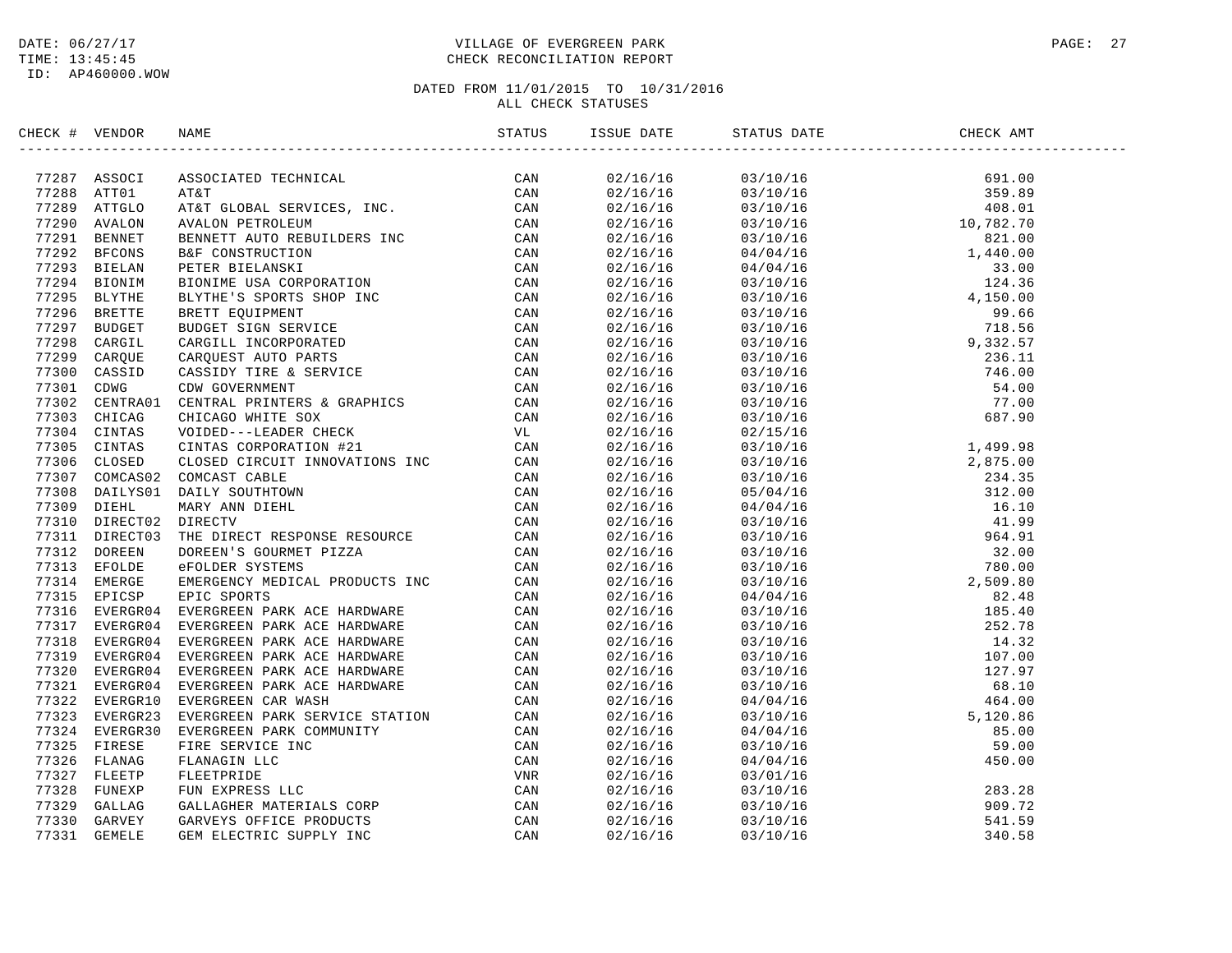DATE: 06/27/17 VILLAGE OF EVERGREEN PARK
TIME: 13:45:45 CHECK RECONCILIATION REPORT
ID: AP460000.WOW

DATED FROM 11/01/2015 TO 10/31/2016
ALL CHECK STATUSES

| CHECK # | VENDOR | NAME | STATUS | ISSUE DATE | STATUS DATE | CHECK AMT |
|---|---|---|---|---|---|---|
| 77287 | ASSOCI | ASSOCIATED TECHNICAL | CAN | 02/16/16 | 03/10/16 | 691.00 |
| 77288 | ATT01 | AT&T | CAN | 02/16/16 | 03/10/16 | 359.89 |
| 77289 | ATTGLO | AT&T GLOBAL SERVICES, INC. | CAN | 02/16/16 | 03/10/16 | 408.01 |
| 77290 | AVALON | AVALON PETROLEUM | CAN | 02/16/16 | 03/10/16 | 10,782.70 |
| 77291 | BENNET | BENNETT AUTO REBUILDERS INC | CAN | 02/16/16 | 03/10/16 | 821.00 |
| 77292 | BFCONS | B&F CONSTRUCTION | CAN | 02/16/16 | 04/04/16 | 1,440.00 |
| 77293 | BIELAN | PETER BIELANSKI | CAN | 02/16/16 | 04/04/16 | 33.00 |
| 77294 | BIONIM | BIONIME USA CORPORATION | CAN | 02/16/16 | 03/10/16 | 124.36 |
| 77295 | BLYTHE | BLYTHE'S SPORTS SHOP INC | CAN | 02/16/16 | 03/10/16 | 4,150.00 |
| 77296 | BRETTE | BRETT EQUIPMENT | CAN | 02/16/16 | 03/10/16 | 99.66 |
| 77297 | BUDGET | BUDGET SIGN SERVICE | CAN | 02/16/16 | 03/10/16 | 718.56 |
| 77298 | CARGIL | CARGILL INCORPORATED | CAN | 02/16/16 | 03/10/16 | 9,332.57 |
| 77299 | CARQUE | CARQUEST AUTO PARTS | CAN | 02/16/16 | 03/10/16 | 236.11 |
| 77300 | CASSID | CASSIDY TIRE & SERVICE | CAN | 02/16/16 | 03/10/16 | 746.00 |
| 77301 | CDWG | CDW GOVERNMENT | CAN | 02/16/16 | 03/10/16 | 54.00 |
| 77302 | CENTRA01 | CENTRAL PRINTERS & GRAPHICS | CAN | 02/16/16 | 03/10/16 | 77.00 |
| 77303 | CHICAG | CHICAGO WHITE SOX | CAN | 02/16/16 | 03/10/16 | 687.90 |
| 77304 | CINTAS | VOIDED---LEADER CHECK | VL | 02/16/16 | 02/15/16 | |
| 77305 | CINTAS | CINTAS CORPORATION #21 | CAN | 02/16/16 | 03/10/16 | 1,499.98 |
| 77306 | CLOSED | CLOSED CIRCUIT INNOVATIONS INC | CAN | 02/16/16 | 03/10/16 | 2,875.00 |
| 77307 | COMCAS02 | COMCAST CABLE | CAN | 02/16/16 | 03/10/16 | 234.35 |
| 77308 | DAILYS01 | DAILY SOUTHTOWN | CAN | 02/16/16 | 05/04/16 | 312.00 |
| 77309 | DIEHL | MARY ANN DIEHL | CAN | 02/16/16 | 04/04/16 | 16.10 |
| 77310 | DIRECT02 | DIRECTV | CAN | 02/16/16 | 03/10/16 | 41.99 |
| 77311 | DIRECT03 | THE DIRECT RESPONSE RESOURCE | CAN | 02/16/16 | 03/10/16 | 964.91 |
| 77312 | DOREEN | DOREEN'S GOURMET PIZZA | CAN | 02/16/16 | 03/10/16 | 32.00 |
| 77313 | EFOLDE | eFOLDER SYSTEMS | CAN | 02/16/16 | 03/10/16 | 780.00 |
| 77314 | EMERGE | EMERGENCY MEDICAL PRODUCTS INC | CAN | 02/16/16 | 03/10/16 | 2,509.80 |
| 77315 | EPICSP | EPIC SPORTS | CAN | 02/16/16 | 04/04/16 | 82.48 |
| 77316 | EVERGR04 | EVERGREEN PARK ACE HARDWARE | CAN | 02/16/16 | 03/10/16 | 185.40 |
| 77317 | EVERGR04 | EVERGREEN PARK ACE HARDWARE | CAN | 02/16/16 | 03/10/16 | 252.78 |
| 77318 | EVERGR04 | EVERGREEN PARK ACE HARDWARE | CAN | 02/16/16 | 03/10/16 | 14.32 |
| 77319 | EVERGR04 | EVERGREEN PARK ACE HARDWARE | CAN | 02/16/16 | 03/10/16 | 107.00 |
| 77320 | EVERGR04 | EVERGREEN PARK ACE HARDWARE | CAN | 02/16/16 | 03/10/16 | 127.97 |
| 77321 | EVERGR04 | EVERGREEN PARK ACE HARDWARE | CAN | 02/16/16 | 03/10/16 | 68.10 |
| 77322 | EVERGR10 | EVERGREEN CAR WASH | CAN | 02/16/16 | 04/04/16 | 464.00 |
| 77323 | EVERGR23 | EVERGREEN PARK SERVICE STATION | CAN | 02/16/16 | 03/10/16 | 5,120.86 |
| 77324 | EVERGR30 | EVERGREEN PARK COMMUNITY | CAN | 02/16/16 | 04/04/16 | 85.00 |
| 77325 | FIRESE | FIRE SERVICE INC | CAN | 02/16/16 | 03/10/16 | 59.00 |
| 77326 | FLANAG | FLANAGIN LLC | CAN | 02/16/16 | 04/04/16 | 450.00 |
| 77327 | FLEETP | FLEETPRIDE | VNR | 02/16/16 | 03/01/16 | |
| 77328 | FUNEXP | FUN EXPRESS LLC | CAN | 02/16/16 | 03/10/16 | 283.28 |
| 77329 | GALLAG | GALLAGHER MATERIALS CORP | CAN | 02/16/16 | 03/10/16 | 909.72 |
| 77330 | GARVEY | GARVEYS OFFICE PRODUCTS | CAN | 02/16/16 | 03/10/16 | 541.59 |
| 77331 | GEMELE | GEM ELECTRIC SUPPLY INC | CAN | 02/16/16 | 03/10/16 | 340.58 |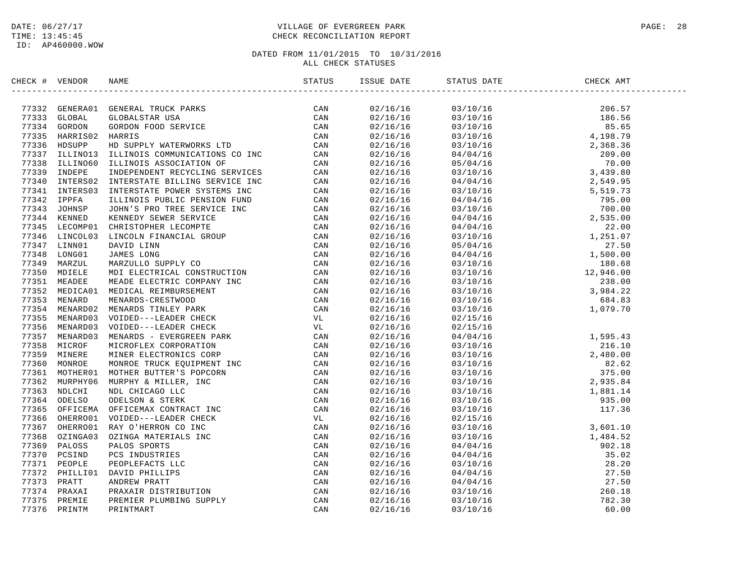DATE: 06/27/17
TIME: 13:45:45
ID: AP460000.WOW

VILLAGE OF EVERGREEN PARK
CHECK RECONCILIATION REPORT

DATED FROM 11/01/2015 TO 10/31/2016
ALL CHECK STATUSES

| CHECK # | VENDOR | NAME | STATUS | ISSUE DATE | STATUS DATE | CHECK AMT |
|---|---|---|---|---|---|---|
| 77332 | GENERA01 | GENERAL TRUCK PARKS | CAN | 02/16/16 | 03/10/16 | 206.57 |
| 77333 | GLOBAL | GLOBALSTAR USA | CAN | 02/16/16 | 03/10/16 | 186.56 |
| 77334 | GORDON | GORDON FOOD SERVICE | CAN | 02/16/16 | 03/10/16 | 85.65 |
| 77335 | HARRIS02 | HARRIS | CAN | 02/16/16 | 03/10/16 | 4,198.79 |
| 77336 | HDSUPP | HD SUPPLY WATERWORKS LTD | CAN | 02/16/16 | 03/10/16 | 2,368.36 |
| 77337 | ILLINO13 | ILLINOIS COMMUNICATIONS CO INC | CAN | 02/16/16 | 04/04/16 | 209.00 |
| 77338 | ILLINO60 | ILLINOIS ASSOCIATION OF | CAN | 02/16/16 | 05/04/16 | 70.00 |
| 77339 | INDEPE | INDEPENDENT RECYCLING SERVICES | CAN | 02/16/16 | 03/10/16 | 3,439.80 |
| 77340 | INTERS02 | INTERSTATE BILLING SERVICE INC | CAN | 02/16/16 | 04/04/16 | 2,549.95 |
| 77341 | INTERS03 | INTERSTATE POWER SYSTEMS INC | CAN | 02/16/16 | 03/10/16 | 5,519.73 |
| 77342 | IPPFA | ILLINOIS PUBLIC PENSION FUND | CAN | 02/16/16 | 04/04/16 | 795.00 |
| 77343 | JOHNSP | JOHN'S PRO TREE SERVICE INC | CAN | 02/16/16 | 03/10/16 | 700.00 |
| 77344 | KENNED | KENNEDY SEWER SERVICE | CAN | 02/16/16 | 04/04/16 | 2,535.00 |
| 77345 | LECOMP01 | CHRISTOPHER LECOMPTE | CAN | 02/16/16 | 04/04/16 | 22.00 |
| 77346 | LINCOL03 | LINCOLN FINANCIAL GROUP | CAN | 02/16/16 | 03/10/16 | 1,251.07 |
| 77347 | LINN01 | DAVID LINN | CAN | 02/16/16 | 05/04/16 | 27.50 |
| 77348 | LONG01 | JAMES LONG | CAN | 02/16/16 | 04/04/16 | 1,500.00 |
| 77349 | MARZUL | MARZULLO SUPPLY CO | CAN | 02/16/16 | 03/10/16 | 180.68 |
| 77350 | MDIELE | MDI ELECTRICAL CONSTRUCTION | CAN | 02/16/16 | 03/10/16 | 12,946.00 |
| 77351 | MEADEE | MEADE ELECTRIC COMPANY INC | CAN | 02/16/16 | 03/10/16 | 238.00 |
| 77352 | MEDICA01 | MEDICAL REIMBURSEMENT | CAN | 02/16/16 | 03/10/16 | 3,984.22 |
| 77353 | MENARD | MENARDS-CRESTWOOD | CAN | 02/16/16 | 03/10/16 | 684.83 |
| 77354 | MENARD02 | MENARDS TINLEY PARK | CAN | 02/16/16 | 03/10/16 | 1,079.70 |
| 77355 | MENARD03 | VOIDED---LEADER CHECK | VL | 02/16/16 | 02/15/16 | |
| 77356 | MENARD03 | VOIDED---LEADER CHECK | VL | 02/16/16 | 02/15/16 | |
| 77357 | MENARD03 | MENARDS - EVERGREEN PARK | CAN | 02/16/16 | 04/04/16 | 1,595.43 |
| 77358 | MICROF | MICROFLEX CORPORATION | CAN | 02/16/16 | 03/10/16 | 216.10 |
| 77359 | MINERE | MINER ELECTRONICS CORP | CAN | 02/16/16 | 03/10/16 | 2,480.00 |
| 77360 | MONROE | MONROE TRUCK EQUIPMENT INC | CAN | 02/16/16 | 03/10/16 | 82.62 |
| 77361 | MOTHER01 | MOTHER BUTTER'S POPCORN | CAN | 02/16/16 | 03/10/16 | 375.00 |
| 77362 | MURPHY06 | MURPHY & MILLER, INC | CAN | 02/16/16 | 03/10/16 | 2,935.84 |
| 77363 | NDLCHI | NDL CHICAGO LLC | CAN | 02/16/16 | 03/10/16 | 1,881.14 |
| 77364 | ODELSO | ODELSON & STERK | CAN | 02/16/16 | 03/10/16 | 935.00 |
| 77365 | OFFICEMA | OFFICEMAX CONTRACT INC | CAN | 02/16/16 | 03/10/16 | 117.36 |
| 77366 | OHERRO01 | VOIDED---LEADER CHECK | VL | 02/16/16 | 02/15/16 | |
| 77367 | OHERRO01 | RAY O'HERRON CO INC | CAN | 02/16/16 | 03/10/16 | 3,601.10 |
| 77368 | OZINGA03 | OZINGA MATERIALS INC | CAN | 02/16/16 | 03/10/16 | 1,484.52 |
| 77369 | PALOSS | PALOS SPORTS | CAN | 02/16/16 | 04/04/16 | 902.18 |
| 77370 | PCSIND | PCS INDUSTRIES | CAN | 02/16/16 | 04/04/16 | 35.02 |
| 77371 | PEOPLE | PEOPLEFACTS LLC | CAN | 02/16/16 | 03/10/16 | 28.20 |
| 77372 | PHILLI01 | DAVID PHILLIPS | CAN | 02/16/16 | 04/04/16 | 27.50 |
| 77373 | PRATT | ANDREW PRATT | CAN | 02/16/16 | 04/04/16 | 27.50 |
| 77374 | PRAXAI | PRAXAIR DISTRIBUTION | CAN | 02/16/16 | 03/10/16 | 260.18 |
| 77375 | PREMIE | PREMIER PLUMBING SUPPLY | CAN | 02/16/16 | 03/10/16 | 782.30 |
| 77376 | PRINTM | PRINTMART | CAN | 02/16/16 | 03/10/16 | 60.00 |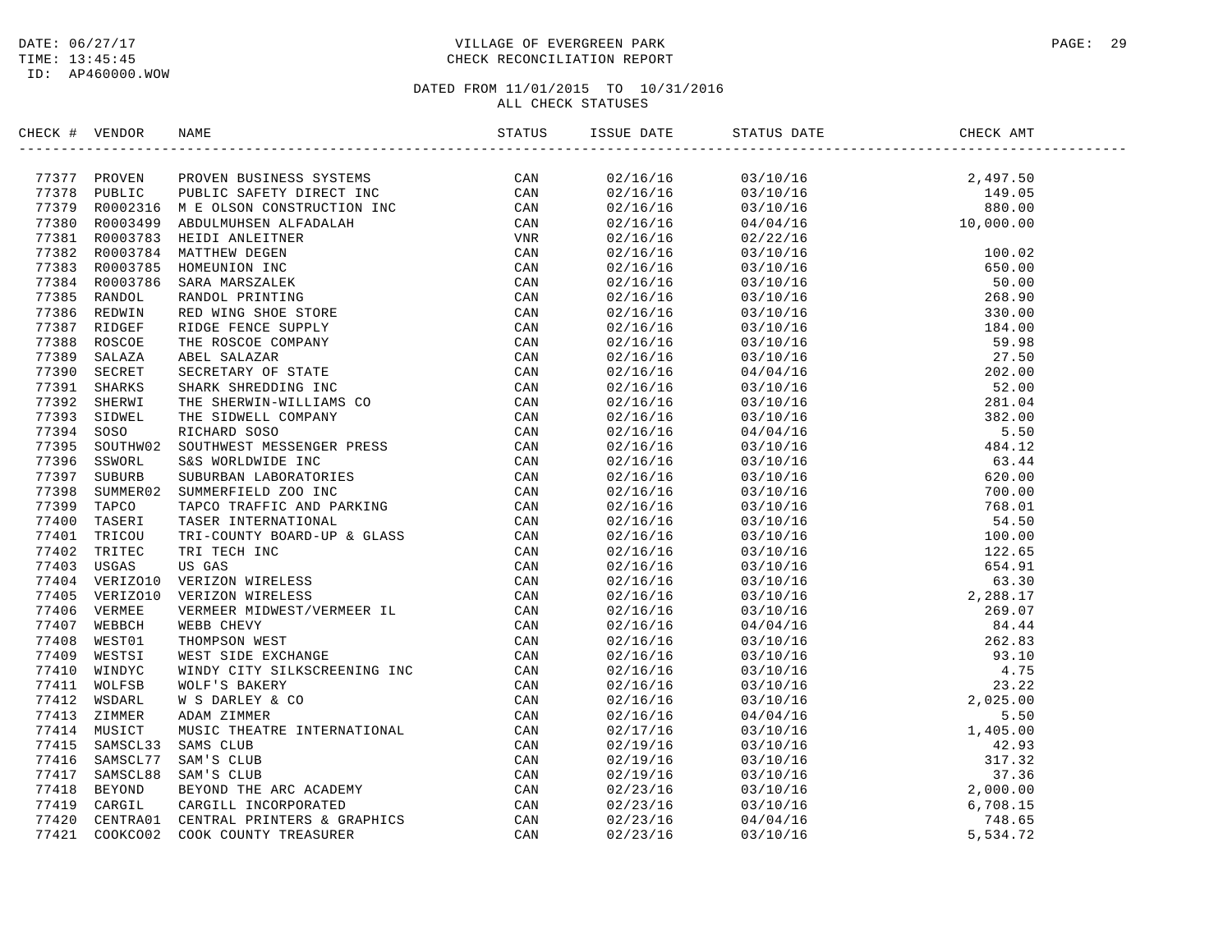DATE: 06/27/17
TIME: 13:45:45
ID: AP460000.WOW

VILLAGE OF EVERGREEN PARK
CHECK RECONCILIATION REPORT

DATED FROM 11/01/2015 TO 10/31/2016
ALL CHECK STATUSES

| CHECK # | VENDOR | NAME | STATUS | ISSUE DATE | STATUS DATE | CHECK AMT |
|---|---|---|---|---|---|---|
| 77377 | PROVEN | PROVEN BUSINESS SYSTEMS | CAN | 02/16/16 | 03/10/16 | 2,497.50 |
| 77378 | PUBLIC | PUBLIC SAFETY DIRECT INC | CAN | 02/16/16 | 03/10/16 | 149.05 |
| 77379 | R0002316 | M E OLSON CONSTRUCTION INC | CAN | 02/16/16 | 03/10/16 | 880.00 |
| 77380 | R0003499 | ABDULMUHSEN ALFADALAH | CAN | 02/16/16 | 04/04/16 | 10,000.00 |
| 77381 | R0003783 | HEIDI ANLEITNER | VNR | 02/16/16 | 02/22/16 | |
| 77382 | R0003784 | MATTHEW DEGEN | CAN | 02/16/16 | 03/10/16 | 100.02 |
| 77383 | R0003785 | HOMEUNION INC | CAN | 02/16/16 | 03/10/16 | 650.00 |
| 77384 | R0003786 | SARA MARSZALEK | CAN | 02/16/16 | 03/10/16 | 50.00 |
| 77385 | RANDOL | RANDOL PRINTING | CAN | 02/16/16 | 03/10/16 | 268.90 |
| 77386 | REDWIN | RED WING SHOE STORE | CAN | 02/16/16 | 03/10/16 | 330.00 |
| 77387 | RIDGEF | RIDGE FENCE SUPPLY | CAN | 02/16/16 | 03/10/16 | 184.00 |
| 77388 | ROSCOE | THE ROSCOE COMPANY | CAN | 02/16/16 | 03/10/16 | 59.98 |
| 77389 | SALAZA | ABEL SALAZAR | CAN | 02/16/16 | 03/10/16 | 27.50 |
| 77390 | SECRET | SECRETARY OF STATE | CAN | 02/16/16 | 04/04/16 | 202.00 |
| 77391 | SHARKS | SHARK SHREDDING INC | CAN | 02/16/16 | 03/10/16 | 52.00 |
| 77392 | SHERWI | THE SHERWIN-WILLIAMS CO | CAN | 02/16/16 | 03/10/16 | 281.04 |
| 77393 | SIDWEL | THE SIDWELL COMPANY | CAN | 02/16/16 | 03/10/16 | 382.00 |
| 77394 | SOSO | RICHARD SOSO | CAN | 02/16/16 | 04/04/16 | 5.50 |
| 77395 | SOUTHW02 | SOUTHWEST MESSENGER PRESS | CAN | 02/16/16 | 03/10/16 | 484.12 |
| 77396 | SSWORL | S&S WORLDWIDE INC | CAN | 02/16/16 | 03/10/16 | 63.44 |
| 77397 | SUBURB | SUBURBAN LABORATORIES | CAN | 02/16/16 | 03/10/16 | 620.00 |
| 77398 | SUMMER02 | SUMMERFIELD ZOO INC | CAN | 02/16/16 | 03/10/16 | 700.00 |
| 77399 | TAPCO | TAPCO TRAFFIC AND PARKING | CAN | 02/16/16 | 03/10/16 | 768.01 |
| 77400 | TASERI | TASER INTERNATIONAL | CAN | 02/16/16 | 03/10/16 | 54.50 |
| 77401 | TRICOU | TRI-COUNTY BOARD-UP & GLASS | CAN | 02/16/16 | 03/10/16 | 100.00 |
| 77402 | TRITEC | TRI TECH INC | CAN | 02/16/16 | 03/10/16 | 122.65 |
| 77403 | USGAS | US GAS | CAN | 02/16/16 | 03/10/16 | 654.91 |
| 77404 | VERIZO10 | VERIZON WIRELESS | CAN | 02/16/16 | 03/10/16 | 63.30 |
| 77405 | VERIZO10 | VERIZON WIRELESS | CAN | 02/16/16 | 03/10/16 | 2,288.17 |
| 77406 | VERMEE | VERMEER MIDWEST/VERMEER IL | CAN | 02/16/16 | 03/10/16 | 269.07 |
| 77407 | WEBBCH | WEBB CHEVY | CAN | 02/16/16 | 04/04/16 | 84.44 |
| 77408 | WEST01 | THOMPSON WEST | CAN | 02/16/16 | 03/10/16 | 262.83 |
| 77409 | WESTSI | WEST SIDE EXCHANGE | CAN | 02/16/16 | 03/10/16 | 93.10 |
| 77410 | WINDYC | WINDY CITY SILKSCREENING INC | CAN | 02/16/16 | 03/10/16 | 4.75 |
| 77411 | WOLFSB | WOLF'S BAKERY | CAN | 02/16/16 | 03/10/16 | 23.22 |
| 77412 | WSDARL | W S DARLEY & CO | CAN | 02/16/16 | 03/10/16 | 2,025.00 |
| 77413 | ZIMMER | ADAM ZIMMER | CAN | 02/16/16 | 04/04/16 | 5.50 |
| 77414 | MUSICT | MUSIC THEATRE INTERNATIONAL | CAN | 02/17/16 | 03/10/16 | 1,405.00 |
| 77415 | SAMSCL33 | SAMS CLUB | CAN | 02/19/16 | 03/10/16 | 42.93 |
| 77416 | SAMSCL77 | SAM'S CLUB | CAN | 02/19/16 | 03/10/16 | 317.32 |
| 77417 | SAMSCL88 | SAM'S CLUB | CAN | 02/19/16 | 03/10/16 | 37.36 |
| 77418 | BEYOND | BEYOND THE ARC ACADEMY | CAN | 02/23/16 | 03/10/16 | 2,000.00 |
| 77419 | CARGIL | CARGILL INCORPORATED | CAN | 02/23/16 | 03/10/16 | 6,708.15 |
| 77420 | CENTRA01 | CENTRAL PRINTERS & GRAPHICS | CAN | 02/23/16 | 04/04/16 | 748.65 |
| 77421 | COOKCO02 | COOK COUNTY TREASURER | CAN | 02/23/16 | 03/10/16 | 5,534.72 |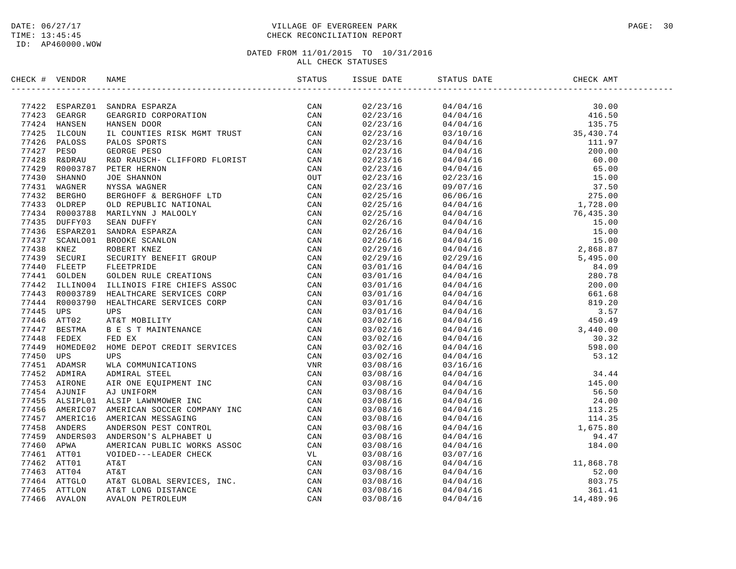VILLAGE OF EVERGREEN PARK
CHECK RECONCILIATION REPORT

DATED FROM 11/01/2015 TO 10/31/2016
ALL CHECK STATUSES

| CHECK # | VENDOR | NAME | STATUS | ISSUE DATE | STATUS DATE | CHECK AMT |
|---|---|---|---|---|---|---|
| 77422 | ESPARZ01 | SANDRA ESPARZA | CAN | 02/23/16 | 04/04/16 | 30.00 |
| 77423 | GEARGR | GEARGRID CORPORATION | CAN | 02/23/16 | 04/04/16 | 416.50 |
| 77424 | HANSEN | HANSEN DOOR | CAN | 02/23/16 | 04/04/16 | 135.75 |
| 77425 | ILCOUN | IL COUNTIES RISK MGMT TRUST | CAN | 02/23/16 | 03/10/16 | 35,430.74 |
| 77426 | PALOSS | PALOS SPORTS | CAN | 02/23/16 | 04/04/16 | 111.97 |
| 77427 | PESO | GEORGE PESO | CAN | 02/23/16 | 04/04/16 | 200.00 |
| 77428 | R&DRAU | R&D RAUSCH- CLIFFORD FLORIST | CAN | 02/23/16 | 04/04/16 | 60.00 |
| 77429 | R0003787 | PETER HERNON | CAN | 02/23/16 | 04/04/16 | 65.00 |
| 77430 | SHANNO | JOE SHANNON | OUT | 02/23/16 | 02/23/16 | 15.00 |
| 77431 | WAGNER | NYSSA WAGNER | CAN | 02/23/16 | 09/07/16 | 37.50 |
| 77432 | BERGHO | BERGHOFF & BERGHOFF LTD | CAN | 02/25/16 | 06/06/16 | 275.00 |
| 77433 | OLDREP | OLD REPUBLIC NATIONAL | CAN | 02/25/16 | 04/04/16 | 1,728.00 |
| 77434 | R0003788 | MARILYNN J MALOOLY | CAN | 02/25/16 | 04/04/16 | 76,435.30 |
| 77435 | DUFFY03 | SEAN DUFFY | CAN | 02/26/16 | 04/04/16 | 15.00 |
| 77436 | ESPARZ01 | SANDRA ESPARZA | CAN | 02/26/16 | 04/04/16 | 15.00 |
| 77437 | SCANLO01 | BROOKE SCANLON | CAN | 02/26/16 | 04/04/16 | 15.00 |
| 77438 | KNEZ | ROBERT KNEZ | CAN | 02/29/16 | 04/04/16 | 2,868.87 |
| 77439 | SECURI | SECURITY BENEFIT GROUP | CAN | 02/29/16 | 02/29/16 | 5,495.00 |
| 77440 | FLEETP | FLEETPRIDE | CAN | 03/01/16 | 04/04/16 | 84.09 |
| 77441 | GOLDEN | GOLDEN RULE CREATIONS | CAN | 03/01/16 | 04/04/16 | 280.78 |
| 77442 | ILLINO04 | ILLINOIS FIRE CHIEFS ASSOC | CAN | 03/01/16 | 04/04/16 | 200.00 |
| 77443 | R0003789 | HEALTHCARE SERVICES CORP | CAN | 03/01/16 | 04/04/16 | 661.68 |
| 77444 | R0003790 | HEALTHCARE SERVICES CORP | CAN | 03/01/16 | 04/04/16 | 819.20 |
| 77445 | UPS | UPS | CAN | 03/01/16 | 04/04/16 | 3.57 |
| 77446 | ATT02 | AT&T MOBILITY | CAN | 03/02/16 | 04/04/16 | 450.49 |
| 77447 | BESTMA | B E S T MAINTENANCE | CAN | 03/02/16 | 04/04/16 | 3,440.00 |
| 77448 | FEDEX | FED EX | CAN | 03/02/16 | 04/04/16 | 30.32 |
| 77449 | HOMEDE02 | HOME DEPOT CREDIT SERVICES | CAN | 03/02/16 | 04/04/16 | 598.00 |
| 77450 | UPS | UPS | CAN | 03/02/16 | 04/04/16 | 53.12 |
| 77451 | ADAMSR | WLA COMMUNICATIONS | VNR | 03/08/16 | 03/16/16 | |
| 77452 | ADMIRA | ADMIRAL STEEL | CAN | 03/08/16 | 04/04/16 | 34.44 |
| 77453 | AIRONE | AIR ONE EQUIPMENT INC | CAN | 03/08/16 | 04/04/16 | 145.00 |
| 77454 | AJUNIF | AJ UNIFORM | CAN | 03/08/16 | 04/04/16 | 56.50 |
| 77455 | ALSIPL01 | ALSIP LAWNMOWER INC | CAN | 03/08/16 | 04/04/16 | 24.00 |
| 77456 | AMERIC07 | AMERICAN SOCCER COMPANY INC | CAN | 03/08/16 | 04/04/16 | 113.25 |
| 77457 | AMERIC16 | AMERICAN MESSAGING | CAN | 03/08/16 | 04/04/16 | 114.35 |
| 77458 | ANDERS | ANDERSON PEST CONTROL | CAN | 03/08/16 | 04/04/16 | 1,675.80 |
| 77459 | ANDERS03 | ANDERSON'S ALPHABET U | CAN | 03/08/16 | 04/04/16 | 94.47 |
| 77460 | APWA | AMERICAN PUBLIC WORKS ASSOC | CAN | 03/08/16 | 04/04/16 | 184.00 |
| 77461 | ATT01 | VOIDED---LEADER CHECK | VL | 03/08/16 | 03/07/16 | |
| 77462 | ATT01 | AT&T | CAN | 03/08/16 | 04/04/16 | 11,868.78 |
| 77463 | ATT04 | AT&T | CAN | 03/08/16 | 04/04/16 | 52.00 |
| 77464 | ATTGLO | AT&T GLOBAL SERVICES, INC. | CAN | 03/08/16 | 04/04/16 | 803.75 |
| 77465 | ATTLON | AT&T LONG DISTANCE | CAN | 03/08/16 | 04/04/16 | 361.41 |
| 77466 | AVALON | AVALON PETROLEUM | CAN | 03/08/16 | 04/04/16 | 14,489.96 |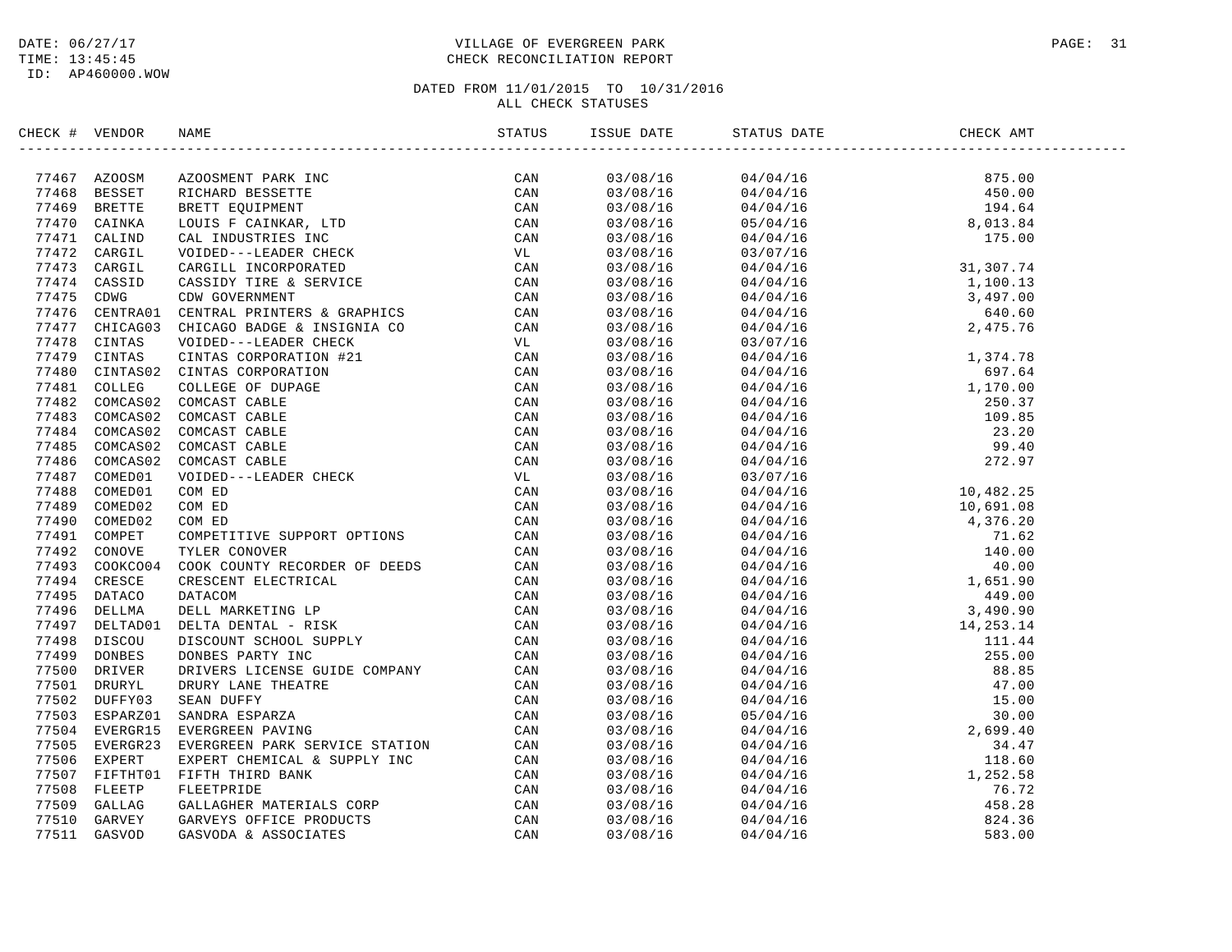VILLAGE OF EVERGREEN PARK
CHECK RECONCILIATION REPORT

DATED FROM 11/01/2015 TO 10/31/2016
ALL CHECK STATUSES

| CHECK # | VENDOR | NAME | STATUS | ISSUE DATE | STATUS DATE | CHECK AMT |
|---|---|---|---|---|---|---|
| 77467 | AZOOSM | AZOOSMENT PARK INC | CAN | 03/08/16 | 04/04/16 | 875.00 |
| 77468 | BESSET | RICHARD BESSETTE | CAN | 03/08/16 | 04/04/16 | 450.00 |
| 77469 | BRETTE | BRETT EQUIPMENT | CAN | 03/08/16 | 04/04/16 | 194.64 |
| 77470 | CAINKA | LOUIS F CAINKAR, LTD | CAN | 03/08/16 | 05/04/16 | 8,013.84 |
| 77471 | CALIND | CAL INDUSTRIES INC | CAN | 03/08/16 | 04/04/16 | 175.00 |
| 77472 | CARGIL | VOIDED---LEADER CHECK | VL | 03/08/16 | 03/07/16 | |
| 77473 | CARGIL | CARGILL INCORPORATED | CAN | 03/08/16 | 04/04/16 | 31,307.74 |
| 77474 | CASSID | CASSIDY TIRE & SERVICE | CAN | 03/08/16 | 04/04/16 | 1,100.13 |
| 77475 | CDWG | CDW GOVERNMENT | CAN | 03/08/16 | 04/04/16 | 3,497.00 |
| 77476 | CENTRA01 | CENTRAL PRINTERS & GRAPHICS | CAN | 03/08/16 | 04/04/16 | 640.60 |
| 77477 | CHICAG03 | CHICAGO BADGE & INSIGNIA CO | CAN | 03/08/16 | 04/04/16 | 2,475.76 |
| 77478 | CINTAS | VOIDED---LEADER CHECK | VL | 03/08/16 | 03/07/16 | |
| 77479 | CINTAS | CINTAS CORPORATION #21 | CAN | 03/08/16 | 04/04/16 | 1,374.78 |
| 77480 | CINTAS02 | CINTAS CORPORATION | CAN | 03/08/16 | 04/04/16 | 697.64 |
| 77481 | COLLEG | COLLEGE OF DUPAGE | CAN | 03/08/16 | 04/04/16 | 1,170.00 |
| 77482 | COMCAS02 | COMCAST CABLE | CAN | 03/08/16 | 04/04/16 | 250.37 |
| 77483 | COMCAS02 | COMCAST CABLE | CAN | 03/08/16 | 04/04/16 | 109.85 |
| 77484 | COMCAS02 | COMCAST CABLE | CAN | 03/08/16 | 04/04/16 | 23.20 |
| 77485 | COMCAS02 | COMCAST CABLE | CAN | 03/08/16 | 04/04/16 | 99.40 |
| 77486 | COMCAS02 | COMCAST CABLE | CAN | 03/08/16 | 04/04/16 | 272.97 |
| 77487 | COMED01 | VOIDED---LEADER CHECK | VL | 03/08/16 | 03/07/16 | |
| 77488 | COMED01 | COM ED | CAN | 03/08/16 | 04/04/16 | 10,482.25 |
| 77489 | COMED02 | COM ED | CAN | 03/08/16 | 04/04/16 | 10,691.08 |
| 77490 | COMED02 | COM ED | CAN | 03/08/16 | 04/04/16 | 4,376.20 |
| 77491 | COMPET | COMPETITIVE SUPPORT OPTIONS | CAN | 03/08/16 | 04/04/16 | 71.62 |
| 77492 | CONOVE | TYLER CONOVER | CAN | 03/08/16 | 04/04/16 | 140.00 |
| 77493 | COOKCO04 | COOK COUNTY RECORDER OF DEEDS | CAN | 03/08/16 | 04/04/16 | 40.00 |
| 77494 | CRESCE | CRESCENT ELECTRICAL | CAN | 03/08/16 | 04/04/16 | 1,651.90 |
| 77495 | DATACO | DATACOM | CAN | 03/08/16 | 04/04/16 | 449.00 |
| 77496 | DELLMA | DELL MARKETING LP | CAN | 03/08/16 | 04/04/16 | 3,490.90 |
| 77497 | DELTAD01 | DELTA DENTAL - RISK | CAN | 03/08/16 | 04/04/16 | 14,253.14 |
| 77498 | DISCOU | DISCOUNT SCHOOL SUPPLY | CAN | 03/08/16 | 04/04/16 | 111.44 |
| 77499 | DONBES | DONBES PARTY INC | CAN | 03/08/16 | 04/04/16 | 255.00 |
| 77500 | DRIVER | DRIVERS LICENSE GUIDE COMPANY | CAN | 03/08/16 | 04/04/16 | 88.85 |
| 77501 | DRURYL | DRURY LANE THEATRE | CAN | 03/08/16 | 04/04/16 | 47.00 |
| 77502 | DUFFY03 | SEAN DUFFY | CAN | 03/08/16 | 04/04/16 | 15.00 |
| 77503 | ESPARZ01 | SANDRA ESPARZA | CAN | 03/08/16 | 05/04/16 | 30.00 |
| 77504 | EVERGR15 | EVERGREEN PAVING | CAN | 03/08/16 | 04/04/16 | 2,699.40 |
| 77505 | EVERGR23 | EVERGREEN PARK SERVICE STATION | CAN | 03/08/16 | 04/04/16 | 34.47 |
| 77506 | EXPERT | EXPERT CHEMICAL & SUPPLY INC | CAN | 03/08/16 | 04/04/16 | 118.60 |
| 77507 | FIFTHT01 | FIFTH THIRD BANK | CAN | 03/08/16 | 04/04/16 | 1,252.58 |
| 77508 | FLEETP | FLEETPRIDE | CAN | 03/08/16 | 04/04/16 | 76.72 |
| 77509 | GALLAG | GALLAGHER MATERIALS CORP | CAN | 03/08/16 | 04/04/16 | 458.28 |
| 77510 | GARVEY | GARVEYS OFFICE PRODUCTS | CAN | 03/08/16 | 04/04/16 | 824.36 |
| 77511 | GASVOD | GASVODA & ASSOCIATES | CAN | 03/08/16 | 04/04/16 | 583.00 |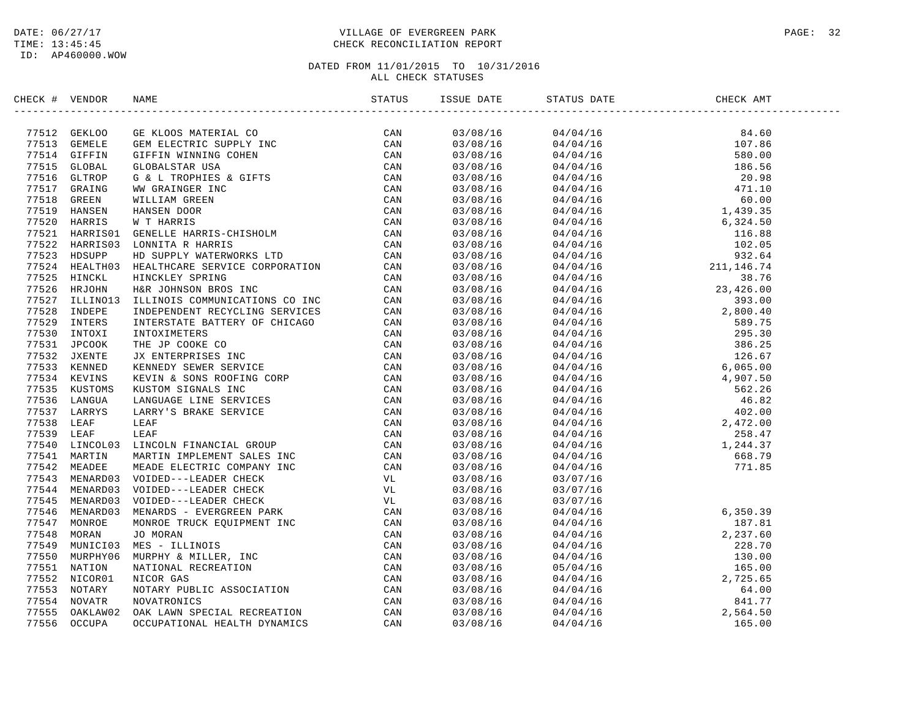DATE: 06/27/17
TIME: 13:45:45
ID: AP460000.WOW

VILLAGE OF EVERGREEN PARK
CHECK RECONCILIATION REPORT

DATED FROM 11/01/2015 TO 10/31/2016
ALL CHECK STATUSES

| CHECK # | VENDOR | NAME | STATUS | ISSUE DATE | STATUS DATE | CHECK AMT |
|---|---|---|---|---|---|---|
| 77512 | GEKLOO | GE KLOOS MATERIAL CO | CAN | 03/08/16 | 04/04/16 | 84.60 |
| 77513 | GEMELE | GEM ELECTRIC SUPPLY INC | CAN | 03/08/16 | 04/04/16 | 107.86 |
| 77514 | GIFFIN | GIFFIN WINNING COHEN | CAN | 03/08/16 | 04/04/16 | 580.00 |
| 77515 | GLOBAL | GLOBALSTAR USA | CAN | 03/08/16 | 04/04/16 | 186.56 |
| 77516 | GLTROP | G & L TROPHIES & GIFTS | CAN | 03/08/16 | 04/04/16 | 20.98 |
| 77517 | GRAING | WW GRAINGER INC | CAN | 03/08/16 | 04/04/16 | 471.10 |
| 77518 | GREEN | WILLIAM GREEN | CAN | 03/08/16 | 04/04/16 | 60.00 |
| 77519 | HANSEN | HANSEN DOOR | CAN | 03/08/16 | 04/04/16 | 1,439.35 |
| 77520 | HARRIS | W T HARRIS | CAN | 03/08/16 | 04/04/16 | 6,324.50 |
| 77521 | HARRIS01 | GENELLE HARRIS-CHISHOLM | CAN | 03/08/16 | 04/04/16 | 116.88 |
| 77522 | HARRIS03 | LONNITA R HARRIS | CAN | 03/08/16 | 04/04/16 | 102.05 |
| 77523 | HDSUPP | HD SUPPLY WATERWORKS LTD | CAN | 03/08/16 | 04/04/16 | 932.64 |
| 77524 | HEALTH03 | HEALTHCARE SERVICE CORPORATION | CAN | 03/08/16 | 04/04/16 | 211,146.74 |
| 77525 | HINCKL | HINCKLEY SPRING | CAN | 03/08/16 | 04/04/16 | 38.76 |
| 77526 | HRJOHN | H&R JOHNSON BROS INC | CAN | 03/08/16 | 04/04/16 | 23,426.00 |
| 77527 | ILLINO13 | ILLINOIS COMMUNICATIONS CO INC | CAN | 03/08/16 | 04/04/16 | 393.00 |
| 77528 | INDEPE | INDEPENDENT RECYCLING SERVICES | CAN | 03/08/16 | 04/04/16 | 2,800.40 |
| 77529 | INTERS | INTERSTATE BATTERY OF CHICAGO | CAN | 03/08/16 | 04/04/16 | 589.75 |
| 77530 | INTOXI | INTOXIMETERS | CAN | 03/08/16 | 04/04/16 | 295.30 |
| 77531 | JPCOOK | THE JP COOKE CO | CAN | 03/08/16 | 04/04/16 | 386.25 |
| 77532 | JXENTE | JX ENTERPRISES INC | CAN | 03/08/16 | 04/04/16 | 126.67 |
| 77533 | KENNED | KENNEDY SEWER SERVICE | CAN | 03/08/16 | 04/04/16 | 6,065.00 |
| 77534 | KEVINS | KEVIN & SONS ROOFING CORP | CAN | 03/08/16 | 04/04/16 | 4,907.50 |
| 77535 | KUSTOMS | KUSTOM SIGNALS INC | CAN | 03/08/16 | 04/04/16 | 562.26 |
| 77536 | LANGUA | LANGUAGE LINE SERVICES | CAN | 03/08/16 | 04/04/16 | 46.82 |
| 77537 | LARRYS | LARRY'S BRAKE SERVICE | CAN | 03/08/16 | 04/04/16 | 402.00 |
| 77538 | LEAF | LEAF | CAN | 03/08/16 | 04/04/16 | 2,472.00 |
| 77539 | LEAF | LEAF | CAN | 03/08/16 | 04/04/16 | 258.47 |
| 77540 | LINCOL03 | LINCOLN FINANCIAL GROUP | CAN | 03/08/16 | 04/04/16 | 1,244.37 |
| 77541 | MARTIN | MARTIN IMPLEMENT SALES INC | CAN | 03/08/16 | 04/04/16 | 668.79 |
| 77542 | MEADEE | MEADE ELECTRIC COMPANY INC | CAN | 03/08/16 | 04/04/16 | 771.85 |
| 77543 | MENARD03 | VOIDED---LEADER CHECK | VL | 03/08/16 | 03/07/16 | |
| 77544 | MENARD03 | VOIDED---LEADER CHECK | VL | 03/08/16 | 03/07/16 | |
| 77545 | MENARD03 | VOIDED---LEADER CHECK | VL | 03/08/16 | 03/07/16 | |
| 77546 | MENARD03 | MENARDS - EVERGREEN PARK | CAN | 03/08/16 | 04/04/16 | 6,350.39 |
| 77547 | MONROE | MONROE TRUCK EQUIPMENT INC | CAN | 03/08/16 | 04/04/16 | 187.81 |
| 77548 | MORAN | JO MORAN | CAN | 03/08/16 | 04/04/16 | 2,237.60 |
| 77549 | MUNICI03 | MES - ILLINOIS | CAN | 03/08/16 | 04/04/16 | 228.70 |
| 77550 | MURPHY06 | MURPHY & MILLER, INC | CAN | 03/08/16 | 04/04/16 | 130.00 |
| 77551 | NATION | NATIONAL RECREATION | CAN | 03/08/16 | 05/04/16 | 165.00 |
| 77552 | NICOR01 | NICOR GAS | CAN | 03/08/16 | 04/04/16 | 2,725.65 |
| 77553 | NOTARY | NOTARY PUBLIC ASSOCIATION | CAN | 03/08/16 | 04/04/16 | 64.00 |
| 77554 | NOVATR | NOVATRONICS | CAN | 03/08/16 | 04/04/16 | 841.77 |
| 77555 | OAKLAW02 | OAK LAWN SPECIAL RECREATION | CAN | 03/08/16 | 04/04/16 | 2,564.50 |
| 77556 | OCCUPA | OCCUPATIONAL HEALTH DYNAMICS | CAN | 03/08/16 | 04/04/16 | 165.00 |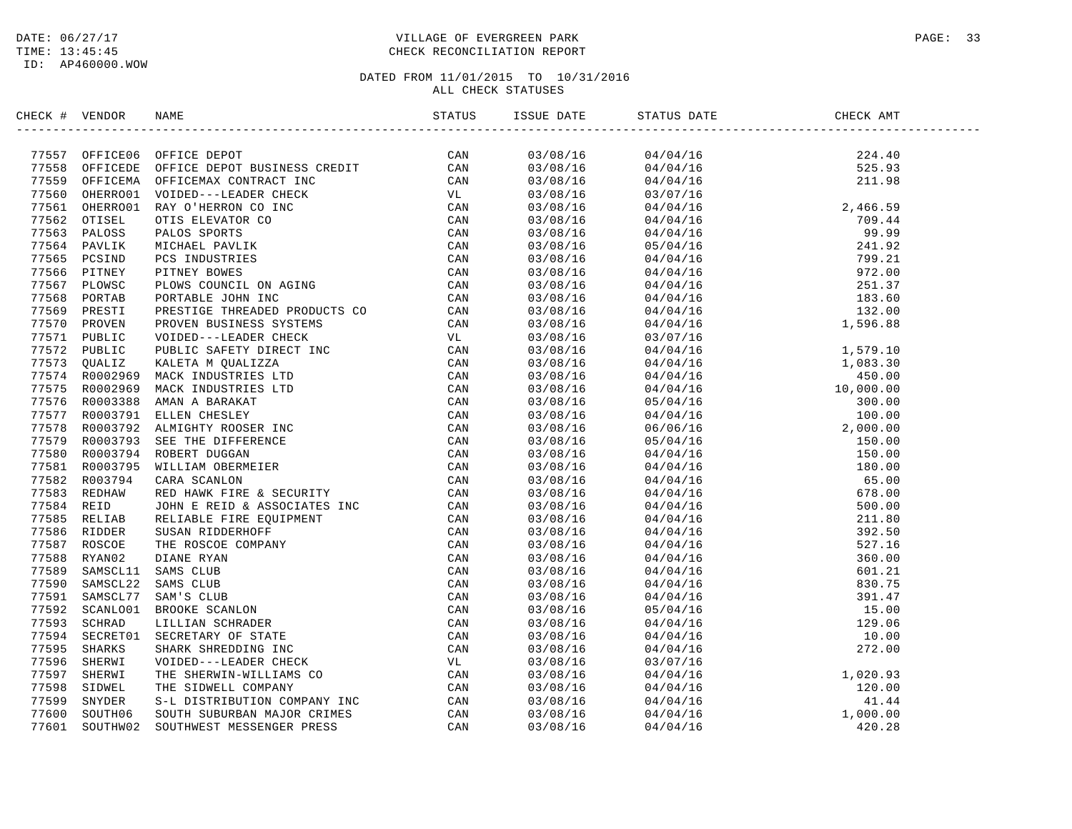DATE: 06/27/17
TIME: 13:45:45
ID: AP460000.WOW

# VILLAGE OF EVERGREEN PARK
## CHECK RECONCILIATION REPORT

DATED FROM 11/01/2015 TO 10/31/2016
ALL CHECK STATUSES

| CHECK # | VENDOR | NAME | STATUS | ISSUE DATE | STATUS DATE | CHECK AMT |
|---|---|---|---|---|---|---|
| 77557 | OFFICE06 | OFFICE DEPOT | CAN | 03/08/16 | 04/04/16 | 224.40 |
| 77558 | OFFICEDE | OFFICE DEPOT BUSINESS CREDIT | CAN | 03/08/16 | 04/04/16 | 525.93 |
| 77559 | OFFICEMA | OFFICEMAX CONTRACT INC | CAN | 03/08/16 | 04/04/16 | 211.98 |
| 77560 | OHERRO01 | VOIDED---LEADER CHECK | VL | 03/08/16 | 03/07/16 | |
| 77561 | OHERRO01 | RAY O'HERRON CO INC | CAN | 03/08/16 | 04/04/16 | 2,466.59 |
| 77562 | OTISEL | OTIS ELEVATOR CO | CAN | 03/08/16 | 04/04/16 | 709.44 |
| 77563 | PALOSS | PALOS SPORTS | CAN | 03/08/16 | 04/04/16 | 99.99 |
| 77564 | PAVLIK | MICHAEL PAVLIK | CAN | 03/08/16 | 05/04/16 | 241.92 |
| 77565 | PCSIND | PCS INDUSTRIES | CAN | 03/08/16 | 04/04/16 | 799.21 |
| 77566 | PITNEY | PITNEY BOWES | CAN | 03/08/16 | 04/04/16 | 972.00 |
| 77567 | PLOWSC | PLOWS COUNCIL ON AGING | CAN | 03/08/16 | 04/04/16 | 251.37 |
| 77568 | PORTAB | PORTABLE JOHN INC | CAN | 03/08/16 | 04/04/16 | 183.60 |
| 77569 | PRESTI | PRESTIGE THREADED PRODUCTS CO | CAN | 03/08/16 | 04/04/16 | 132.00 |
| 77570 | PROVEN | PROVEN BUSINESS SYSTEMS | CAN | 03/08/16 | 04/04/16 | 1,596.88 |
| 77571 | PUBLIC | VOIDED---LEADER CHECK | VL | 03/08/16 | 03/07/16 | |
| 77572 | PUBLIC | PUBLIC SAFETY DIRECT INC | CAN | 03/08/16 | 04/04/16 | 1,579.10 |
| 77573 | QUALIZ | KALETA M QUALIZZA | CAN | 03/08/16 | 04/04/16 | 1,083.30 |
| 77574 | R0002969 | MACK INDUSTRIES LTD | CAN | 03/08/16 | 04/04/16 | 450.00 |
| 77575 | R0002969 | MACK INDUSTRIES LTD | CAN | 03/08/16 | 04/04/16 | 10,000.00 |
| 77576 | R0003388 | AMAN A BARAKAT | CAN | 03/08/16 | 05/04/16 | 300.00 |
| 77577 | R0003791 | ELLEN CHESLEY | CAN | 03/08/16 | 04/04/16 | 100.00 |
| 77578 | R0003792 | ALMIGHTY ROOSER INC | CAN | 03/08/16 | 06/06/16 | 2,000.00 |
| 77579 | R0003793 | SEE THE DIFFERENCE | CAN | 03/08/16 | 05/04/16 | 150.00 |
| 77580 | R0003794 | ROBERT DUGGAN | CAN | 03/08/16 | 04/04/16 | 150.00 |
| 77581 | R0003795 | WILLIAM OBERMEIER | CAN | 03/08/16 | 04/04/16 | 180.00 |
| 77582 | R003794 | CARA SCANLON | CAN | 03/08/16 | 04/04/16 | 65.00 |
| 77583 | REDHAW | RED HAWK FIRE & SECURITY | CAN | 03/08/16 | 04/04/16 | 678.00 |
| 77584 | REID | JOHN E REID & ASSOCIATES INC | CAN | 03/08/16 | 04/04/16 | 500.00 |
| 77585 | RELIAB | RELIABLE FIRE EQUIPMENT | CAN | 03/08/16 | 04/04/16 | 211.80 |
| 77586 | RIDDER | SUSAN RIDDERHOFF | CAN | 03/08/16 | 04/04/16 | 392.50 |
| 77587 | ROSCOE | THE ROSCOE COMPANY | CAN | 03/08/16 | 04/04/16 | 527.16 |
| 77588 | RYAN02 | DIANE RYAN | CAN | 03/08/16 | 04/04/16 | 360.00 |
| 77589 | SAMSCL11 | SAMS CLUB | CAN | 03/08/16 | 04/04/16 | 601.21 |
| 77590 | SAMSCL22 | SAMS CLUB | CAN | 03/08/16 | 04/04/16 | 830.75 |
| 77591 | SAMSCL77 | SAM'S CLUB | CAN | 03/08/16 | 04/04/16 | 391.47 |
| 77592 | SCANLO01 | BROOKE SCANLON | CAN | 03/08/16 | 05/04/16 | 15.00 |
| 77593 | SCHRAD | LILLIAN SCHRADER | CAN | 03/08/16 | 04/04/16 | 129.06 |
| 77594 | SECRET01 | SECRETARY OF STATE | CAN | 03/08/16 | 04/04/16 | 10.00 |
| 77595 | SHARKS | SHARK SHREDDING INC | CAN | 03/08/16 | 04/04/16 | 272.00 |
| 77596 | SHERWI | VOIDED---LEADER CHECK | VL | 03/08/16 | 03/07/16 | |
| 77597 | SHERWI | THE SHERWIN-WILLIAMS CO | CAN | 03/08/16 | 04/04/16 | 1,020.93 |
| 77598 | SIDWEL | THE SIDWELL COMPANY | CAN | 03/08/16 | 04/04/16 | 120.00 |
| 77599 | SNYDER | S-L DISTRIBUTION COMPANY INC | CAN | 03/08/16 | 04/04/16 | 41.44 |
| 77600 | SOUTH06 | SOUTH SUBURBAN MAJOR CRIMES | CAN | 03/08/16 | 04/04/16 | 1,000.00 |
| 77601 | SOUTHW02 | SOUTHWEST MESSENGER PRESS | CAN | 03/08/16 | 04/04/16 | 420.28 |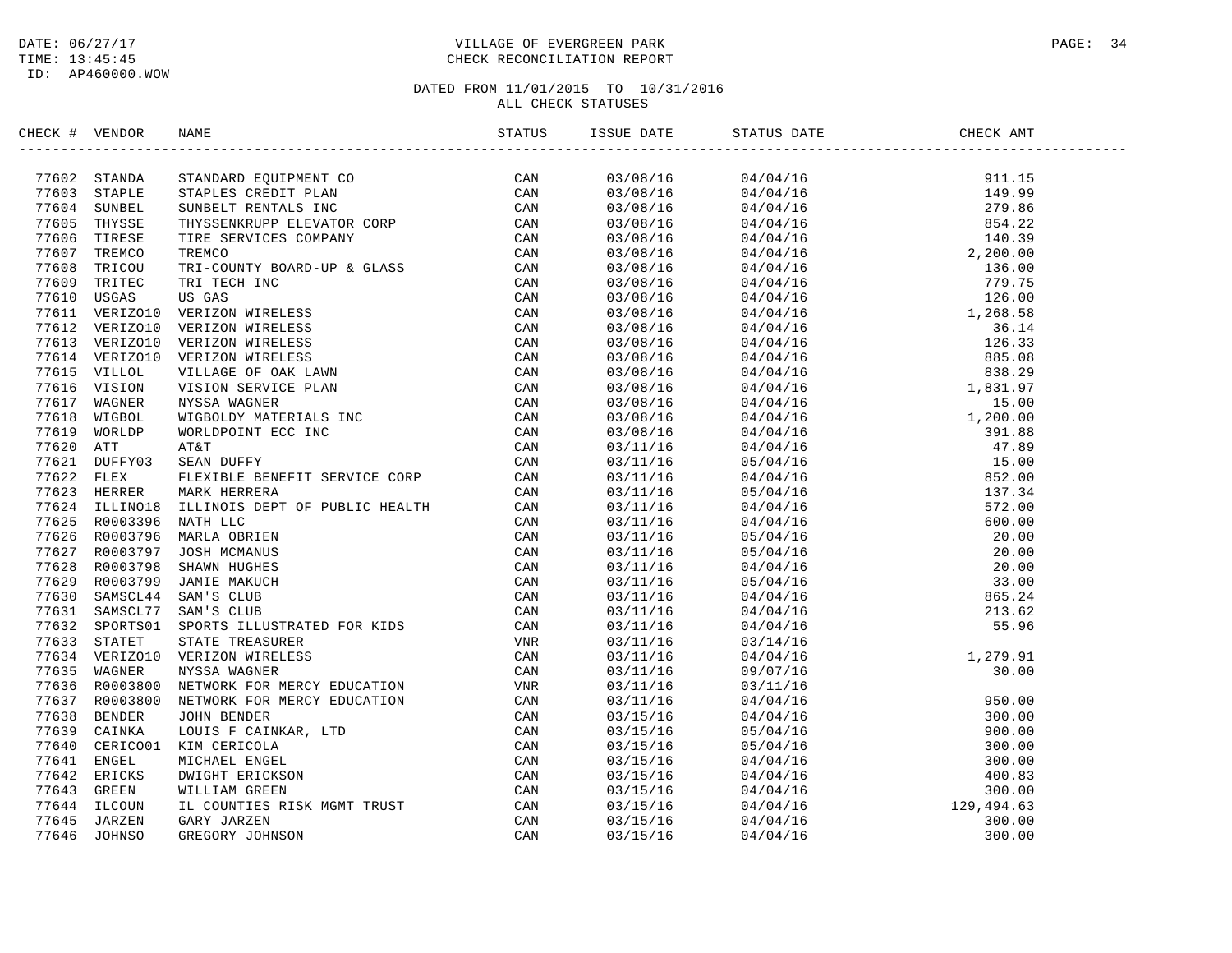DATE: 06/27/17
TIME: 13:45:45
ID: AP460000.WOW

# VILLAGE OF EVERGREEN PARK
## CHECK RECONCILIATION REPORT

DATED FROM 11/01/2015 TO 10/31/2016
ALL CHECK STATUSES

| CHECK # | VENDOR | NAME | STATUS | ISSUE DATE | STATUS DATE | CHECK AMT |
|---|---|---|---|---|---|---|
| 77602 | STANDA | STANDARD EQUIPMENT CO | CAN | 03/08/16 | 04/04/16 | 911.15 |
| 77603 | STAPLE | STAPLES CREDIT PLAN | CAN | 03/08/16 | 04/04/16 | 149.99 |
| 77604 | SUNBEL | SUNBELT RENTALS INC | CAN | 03/08/16 | 04/04/16 | 279.86 |
| 77605 | THYSSE | THYSSENKRUPP ELEVATOR CORP | CAN | 03/08/16 | 04/04/16 | 854.22 |
| 77606 | TIRESE | TIRE SERVICES COMPANY | CAN | 03/08/16 | 04/04/16 | 140.39 |
| 77607 | TREMCO | TREMCO | CAN | 03/08/16 | 04/04/16 | 2,200.00 |
| 77608 | TRICOU | TRI-COUNTY BOARD-UP & GLASS | CAN | 03/08/16 | 04/04/16 | 136.00 |
| 77609 | TRITEC | TRI TECH INC | CAN | 03/08/16 | 04/04/16 | 779.75 |
| 77610 | USGAS | US GAS | CAN | 03/08/16 | 04/04/16 | 126.00 |
| 77611 | VERIZO10 | VERIZON WIRELESS | CAN | 03/08/16 | 04/04/16 | 1,268.58 |
| 77612 | VERIZO10 | VERIZON WIRELESS | CAN | 03/08/16 | 04/04/16 | 36.14 |
| 77613 | VERIZO10 | VERIZON WIRELESS | CAN | 03/08/16 | 04/04/16 | 126.33 |
| 77614 | VERIZO10 | VERIZON WIRELESS | CAN | 03/08/16 | 04/04/16 | 885.08 |
| 77615 | VILLOL | VILLAGE OF OAK LAWN | CAN | 03/08/16 | 04/04/16 | 838.29 |
| 77616 | VISION | VISION SERVICE PLAN | CAN | 03/08/16 | 04/04/16 | 1,831.97 |
| 77617 | WAGNER | NYSSA WAGNER | CAN | 03/08/16 | 04/04/16 | 15.00 |
| 77618 | WIGBOL | WIGBOLDY MATERIALS INC | CAN | 03/08/16 | 04/04/16 | 1,200.00 |
| 77619 | WORLDP | WORLDPOINT ECC INC | CAN | 03/08/16 | 04/04/16 | 391.88 |
| 77620 | ATT | AT&T | CAN | 03/11/16 | 04/04/16 | 47.89 |
| 77621 | DUFFY03 | SEAN DUFFY | CAN | 03/11/16 | 05/04/16 | 15.00 |
| 77622 | FLEX | FLEXIBLE BENEFIT SERVICE CORP | CAN | 03/11/16 | 04/04/16 | 852.00 |
| 77623 | HERRER | MARK HERRERA | CAN | 03/11/16 | 05/04/16 | 137.34 |
| 77624 | ILLINO18 | ILLINOIS DEPT OF PUBLIC HEALTH | CAN | 03/11/16 | 04/04/16 | 572.00 |
| 77625 | R0003396 | NATH LLC | CAN | 03/11/16 | 04/04/16 | 600.00 |
| 77626 | R0003796 | MARLA OBRIEN | CAN | 03/11/16 | 05/04/16 | 20.00 |
| 77627 | R0003797 | JOSH MCMANUS | CAN | 03/11/16 | 05/04/16 | 20.00 |
| 77628 | R0003798 | SHAWN HUGHES | CAN | 03/11/16 | 04/04/16 | 20.00 |
| 77629 | R0003799 | JAMIE MAKUCH | CAN | 03/11/16 | 05/04/16 | 33.00 |
| 77630 | SAMSCL44 | SAM'S CLUB | CAN | 03/11/16 | 04/04/16 | 865.24 |
| 77631 | SAMSCL77 | SAM'S CLUB | CAN | 03/11/16 | 04/04/16 | 213.62 |
| 77632 | SPORTS01 | SPORTS ILLUSTRATED FOR KIDS | CAN | 03/11/16 | 04/04/16 | 55.96 |
| 77633 | STATET | STATE TREASURER | VNR | 03/11/16 | 03/14/16 | |
| 77634 | VERIZO10 | VERIZON WIRELESS | CAN | 03/11/16 | 04/04/16 | 1,279.91 |
| 77635 | WAGNER | NYSSA WAGNER | CAN | 03/11/16 | 09/07/16 | 30.00 |
| 77636 | R0003800 | NETWORK FOR MERCY EDUCATION | VNR | 03/11/16 | 03/11/16 | |
| 77637 | R0003800 | NETWORK FOR MERCY EDUCATION | CAN | 03/11/16 | 04/04/16 | 950.00 |
| 77638 | BENDER | JOHN BENDER | CAN | 03/15/16 | 04/04/16 | 300.00 |
| 77639 | CAINKA | LOUIS F CAINKAR, LTD | CAN | 03/15/16 | 05/04/16 | 900.00 |
| 77640 | CERICO01 | KIM CERICOLA | CAN | 03/15/16 | 05/04/16 | 300.00 |
| 77641 | ENGEL | MICHAEL ENGEL | CAN | 03/15/16 | 04/04/16 | 300.00 |
| 77642 | ERICKS | DWIGHT ERICKSON | CAN | 03/15/16 | 04/04/16 | 400.83 |
| 77643 | GREEN | WILLIAM GREEN | CAN | 03/15/16 | 04/04/16 | 300.00 |
| 77644 | ILCOUN | IL COUNTIES RISK MGMT TRUST | CAN | 03/15/16 | 04/04/16 | 129,494.63 |
| 77645 | JARZEN | GARY JARZEN | CAN | 03/15/16 | 04/04/16 | 300.00 |
| 77646 | JOHNSO | GREGORY JOHNSON | CAN | 03/15/16 | 04/04/16 | 300.00 |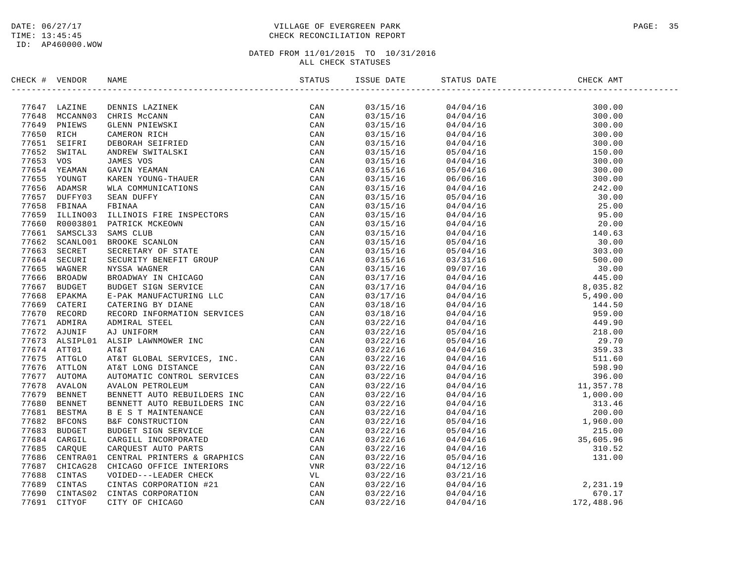DATE: 06/27/17
TIME: 13:45:45
ID: AP460000.WOW

# VILLAGE OF EVERGREEN PARK
## CHECK RECONCILIATION REPORT

DATED FROM 11/01/2015 TO 10/31/2016
ALL CHECK STATUSES

| CHECK # | VENDOR | NAME | STATUS | ISSUE DATE | STATUS DATE | CHECK AMT |
|---|---|---|---|---|---|---|
| 77647 | LAZINE | DENNIS LAZINEK | CAN | 03/15/16 | 04/04/16 | 300.00 |
| 77648 | MCCANN03 | CHRIS McCANN | CAN | 03/15/16 | 04/04/16 | 300.00 |
| 77649 | PNIEWS | GLENN PNIEWSKI | CAN | 03/15/16 | 04/04/16 | 300.00 |
| 77650 | RICH | CAMERON RICH | CAN | 03/15/16 | 04/04/16 | 300.00 |
| 77651 | SEIFRI | DEBORAH SEIFRIED | CAN | 03/15/16 | 04/04/16 | 300.00 |
| 77652 | SWITAL | ANDREW SWITALSKI | CAN | 03/15/16 | 05/04/16 | 150.00 |
| 77653 | VOS | JAMES VOS | CAN | 03/15/16 | 04/04/16 | 300.00 |
| 77654 | YEAMAN | GAVIN YEAMAN | CAN | 03/15/16 | 05/04/16 | 300.00 |
| 77655 | YOUNGT | KAREN YOUNG-THAUER | CAN | 03/15/16 | 06/06/16 | 300.00 |
| 77656 | ADAMSR | WLA COMMUNICATIONS | CAN | 03/15/16 | 04/04/16 | 242.00 |
| 77657 | DUFFY03 | SEAN DUFFY | CAN | 03/15/16 | 05/04/16 | 30.00 |
| 77658 | FBINAA | FBINAA | CAN | 03/15/16 | 04/04/16 | 25.00 |
| 77659 | ILLINO03 | ILLINOIS FIRE INSPECTORS | CAN | 03/15/16 | 04/04/16 | 95.00 |
| 77660 | R0003801 | PATRICK MCKEOWN | CAN | 03/15/16 | 04/04/16 | 20.00 |
| 77661 | SAMSCL33 | SAMS CLUB | CAN | 03/15/16 | 04/04/16 | 140.63 |
| 77662 | SCANLO01 | BROOKE SCANLON | CAN | 03/15/16 | 05/04/16 | 30.00 |
| 77663 | SECRET | SECRETARY OF STATE | CAN | 03/15/16 | 05/04/16 | 303.00 |
| 77664 | SECURI | SECURITY BENEFIT GROUP | CAN | 03/15/16 | 03/31/16 | 500.00 |
| 77665 | WAGNER | NYSSA WAGNER | CAN | 03/15/16 | 09/07/16 | 30.00 |
| 77666 | BROADW | BROADWAY IN CHICAGO | CAN | 03/17/16 | 04/04/16 | 445.00 |
| 77667 | BUDGET | BUDGET SIGN SERVICE | CAN | 03/17/16 | 04/04/16 | 8,035.82 |
| 77668 | EPAKMA | E-PAK MANUFACTURING LLC | CAN | 03/17/16 | 04/04/16 | 5,490.00 |
| 77669 | CATERI | CATERING BY DIANE | CAN | 03/18/16 | 04/04/16 | 144.50 |
| 77670 | RECORD | RECORD INFORMATION SERVICES | CAN | 03/18/16 | 04/04/16 | 959.00 |
| 77671 | ADMIRA | ADMIRAL STEEL | CAN | 03/22/16 | 04/04/16 | 449.90 |
| 77672 | AJUNIF | AJ UNIFORM | CAN | 03/22/16 | 05/04/16 | 218.00 |
| 77673 | ALSIPL01 | ALSIP LAWNMOWER INC | CAN | 03/22/16 | 05/04/16 | 29.70 |
| 77674 | ATT01 | AT&T | CAN | 03/22/16 | 04/04/16 | 359.33 |
| 77675 | ATTGLO | AT&T GLOBAL SERVICES, INC. | CAN | 03/22/16 | 04/04/16 | 511.60 |
| 77676 | ATTLON | AT&T LONG DISTANCE | CAN | 03/22/16 | 04/04/16 | 598.90 |
| 77677 | AUTOMA | AUTOMATIC CONTROL SERVICES | CAN | 03/22/16 | 04/04/16 | 396.00 |
| 77678 | AVALON | AVALON PETROLEUM | CAN | 03/22/16 | 04/04/16 | 11,357.78 |
| 77679 | BENNET | BENNETT AUTO REBUILDERS INC | CAN | 03/22/16 | 04/04/16 | 1,000.00 |
| 77680 | BENNET | BENNETT AUTO REBUILDERS INC | CAN | 03/22/16 | 04/04/16 | 313.46 |
| 77681 | BESTMA | B E S T MAINTENANCE | CAN | 03/22/16 | 04/04/16 | 200.00 |
| 77682 | BFCONS | B&F CONSTRUCTION | CAN | 03/22/16 | 05/04/16 | 1,960.00 |
| 77683 | BUDGET | BUDGET SIGN SERVICE | CAN | 03/22/16 | 05/04/16 | 215.00 |
| 77684 | CARGIL | CARGILL INCORPORATED | CAN | 03/22/16 | 04/04/16 | 35,605.96 |
| 77685 | CARQUE | CARQUEST AUTO PARTS | CAN | 03/22/16 | 04/04/16 | 310.52 |
| 77686 | CENTRA01 | CENTRAL PRINTERS & GRAPHICS | CAN | 03/22/16 | 05/04/16 | 131.00 |
| 77687 | CHICAG28 | CHICAGO OFFICE INTERIORS | VNR | 03/22/16 | 04/12/16 | |
| 77688 | CINTAS | VOIDED---LEADER CHECK | VL | 03/22/16 | 03/21/16 | |
| 77689 | CINTAS | CINTAS CORPORATION #21 | CAN | 03/22/16 | 04/04/16 | 2,231.19 |
| 77690 | CINTAS02 | CINTAS CORPORATION | CAN | 03/22/16 | 04/04/16 | 670.17 |
| 77691 | CITYOF | CITY OF CHICAGO | CAN | 03/22/16 | 04/04/16 | 172,488.96 |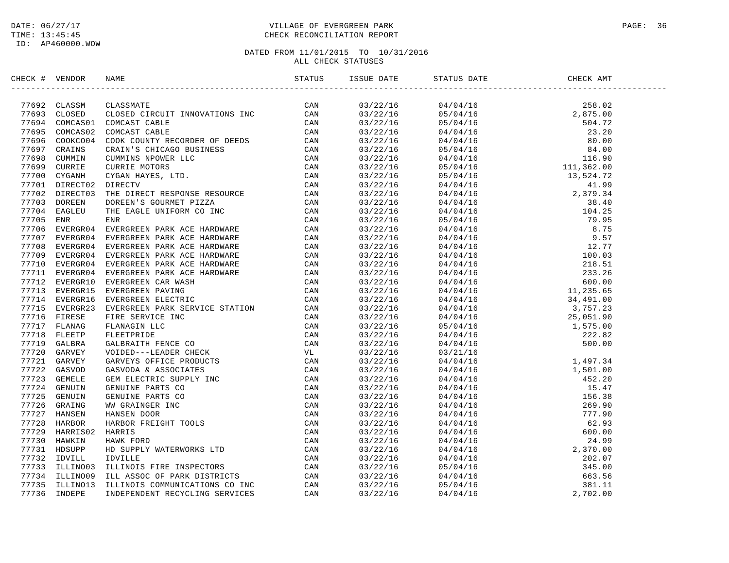DATE: 06/27/17
TIME: 13:45:45
ID: AP460000.WOW

VILLAGE OF EVERGREEN PARK
CHECK RECONCILIATION REPORT

DATED FROM 11/01/2015 TO 10/31/2016
ALL CHECK STATUSES

| CHECK # | VENDOR | NAME | STATUS | ISSUE DATE | STATUS DATE | CHECK AMT |
|---|---|---|---|---|---|---|
| 77692 | CLASSM | CLASSMATE | CAN | 03/22/16 | 04/04/16 | 258.02 |
| 77693 | CLOSED | CLOSED CIRCUIT INNOVATIONS INC | CAN | 03/22/16 | 05/04/16 | 2,875.00 |
| 77694 | COMCAS01 | COMCAST CABLE | CAN | 03/22/16 | 05/04/16 | 504.72 |
| 77695 | COMCAS02 | COMCAST CABLE | CAN | 03/22/16 | 04/04/16 | 23.20 |
| 77696 | COOKCO04 | COOK COUNTY RECORDER OF DEEDS | CAN | 03/22/16 | 04/04/16 | 80.00 |
| 77697 | CRAINS | CRAIN'S CHICAGO BUSINESS | CAN | 03/22/16 | 05/04/16 | 84.00 |
| 77698 | CUMMIN | CUMMINS NPOWER LLC | CAN | 03/22/16 | 04/04/16 | 116.90 |
| 77699 | CURRIE | CURRIE MOTORS | CAN | 03/22/16 | 05/04/16 | 111,362.00 |
| 77700 | CYGANH | CYGAN HAYES, LTD. | CAN | 03/22/16 | 05/04/16 | 13,524.72 |
| 77701 | DIRECT02 | DIRECTV | CAN | 03/22/16 | 04/04/16 | 41.99 |
| 77702 | DIRECT03 | THE DIRECT RESPONSE RESOURCE | CAN | 03/22/16 | 04/04/16 | 2,379.34 |
| 77703 | DOREEN | DOREEN'S GOURMET PIZZA | CAN | 03/22/16 | 04/04/16 | 38.40 |
| 77704 | EAGLEU | THE EAGLE UNIFORM CO INC | CAN | 03/22/16 | 04/04/16 | 104.25 |
| 77705 | ENR | ENR | CAN | 03/22/16 | 05/04/16 | 79.95 |
| 77706 | EVERGR04 | EVERGREEN PARK ACE HARDWARE | CAN | 03/22/16 | 04/04/16 | 8.75 |
| 77707 | EVERGR04 | EVERGREEN PARK ACE HARDWARE | CAN | 03/22/16 | 04/04/16 | 9.57 |
| 77708 | EVERGR04 | EVERGREEN PARK ACE HARDWARE | CAN | 03/22/16 | 04/04/16 | 12.77 |
| 77709 | EVERGR04 | EVERGREEN PARK ACE HARDWARE | CAN | 03/22/16 | 04/04/16 | 100.03 |
| 77710 | EVERGR04 | EVERGREEN PARK ACE HARDWARE | CAN | 03/22/16 | 04/04/16 | 218.51 |
| 77711 | EVERGR04 | EVERGREEN PARK ACE HARDWARE | CAN | 03/22/16 | 04/04/16 | 233.26 |
| 77712 | EVERGR10 | EVERGREEN CAR WASH | CAN | 03/22/16 | 04/04/16 | 600.00 |
| 77713 | EVERGR15 | EVERGREEN PAVING | CAN | 03/22/16 | 04/04/16 | 11,235.65 |
| 77714 | EVERGR16 | EVERGREEN ELECTRIC | CAN | 03/22/16 | 04/04/16 | 34,491.00 |
| 77715 | EVERGR23 | EVERGREEN PARK SERVICE STATION | CAN | 03/22/16 | 04/04/16 | 3,757.23 |
| 77716 | FIRESE | FIRE SERVICE INC | CAN | 03/22/16 | 04/04/16 | 25,051.90 |
| 77717 | FLANAG | FLANAGIN LLC | CAN | 03/22/16 | 05/04/16 | 1,575.00 |
| 77718 | FLEETP | FLEETPRIDE | CAN | 03/22/16 | 04/04/16 | 222.82 |
| 77719 | GALBRA | GALBRAITH FENCE CO | CAN | 03/22/16 | 04/04/16 | 500.00 |
| 77720 | GARVEY | VOIDED---LEADER CHECK | VL | 03/22/16 | 03/21/16 | |
| 77721 | GARVEY | GARVEYS OFFICE PRODUCTS | CAN | 03/22/16 | 04/04/16 | 1,497.34 |
| 77722 | GASVOD | GASVODA & ASSOCIATES | CAN | 03/22/16 | 04/04/16 | 1,501.00 |
| 77723 | GEMELE | GEM ELECTRIC SUPPLY INC | CAN | 03/22/16 | 04/04/16 | 452.20 |
| 77724 | GENUIN | GENUINE PARTS CO | CAN | 03/22/16 | 04/04/16 | 15.47 |
| 77725 | GENUIN | GENUINE PARTS CO | CAN | 03/22/16 | 04/04/16 | 156.38 |
| 77726 | GRAING | WW GRAINGER INC | CAN | 03/22/16 | 04/04/16 | 269.90 |
| 77727 | HANSEN | HANSEN DOOR | CAN | 03/22/16 | 04/04/16 | 777.90 |
| 77728 | HARBOR | HARBOR FREIGHT TOOLS | CAN | 03/22/16 | 04/04/16 | 62.93 |
| 77729 | HARRIS02 | HARRIS | CAN | 03/22/16 | 04/04/16 | 600.00 |
| 77730 | HAWKIN | HAWK FORD | CAN | 03/22/16 | 04/04/16 | 24.99 |
| 77731 | HDSUPP | HD SUPPLY WATERWORKS LTD | CAN | 03/22/16 | 04/04/16 | 2,370.00 |
| 77732 | IDVILL | IDVILLE | CAN | 03/22/16 | 04/04/16 | 202.07 |
| 77733 | ILLINO03 | ILLINOIS FIRE INSPECTORS | CAN | 03/22/16 | 05/04/16 | 345.00 |
| 77734 | ILLINO09 | ILL ASSOC OF PARK DISTRICTS | CAN | 03/22/16 | 04/04/16 | 663.56 |
| 77735 | ILLINO13 | ILLINOIS COMMUNICATIONS CO INC | CAN | 03/22/16 | 05/04/16 | 381.11 |
| 77736 | INDEPE | INDEPENDENT RECYCLING SERVICES | CAN | 03/22/16 | 04/04/16 | 2,702.00 |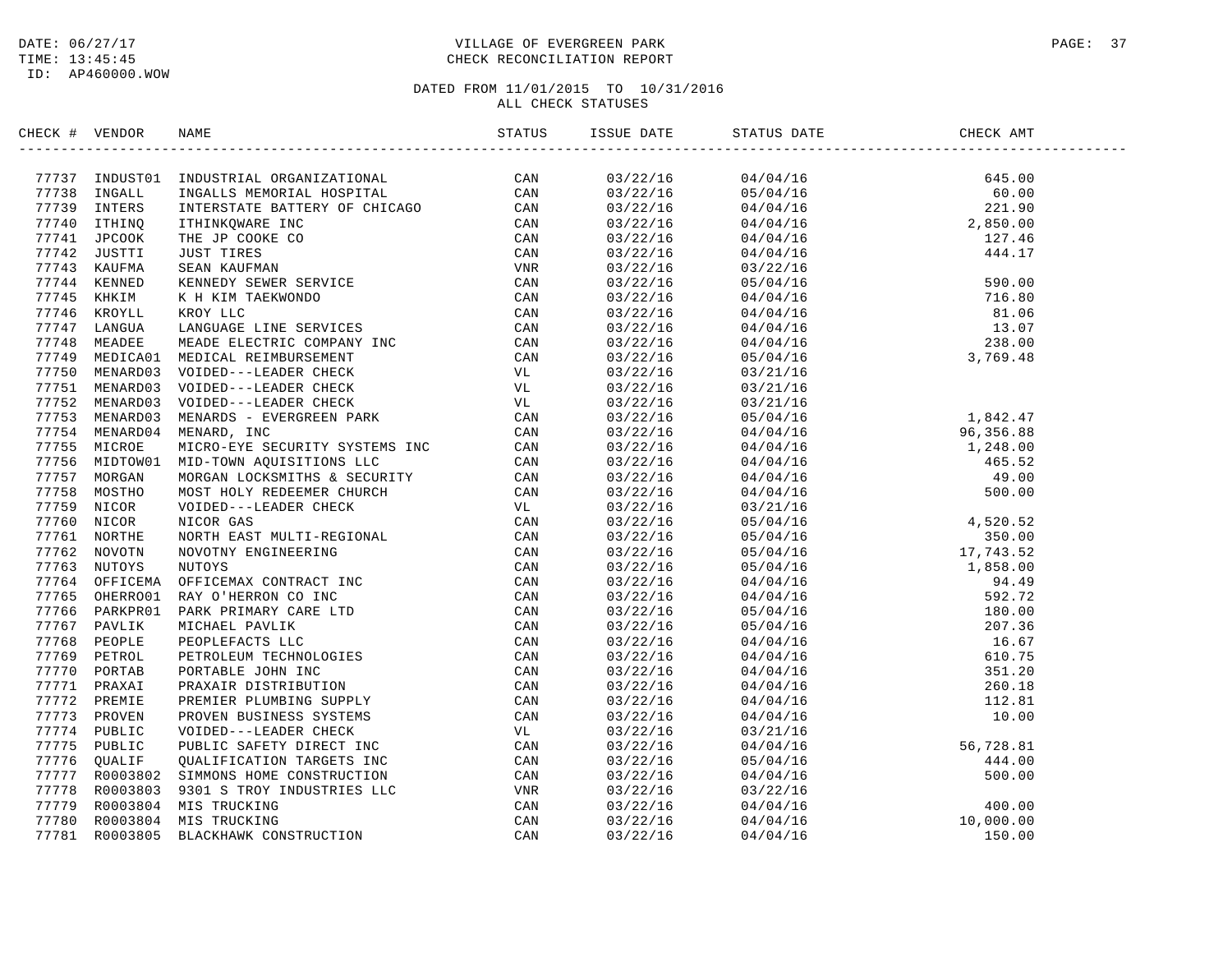VILLAGE OF EVERGREEN PARK
CHECK RECONCILIATION REPORT

DATE: 06/27/17
TIME: 13:45:45
ID: AP460000.WOW

DATED FROM 11/01/2015 TO 10/31/2016
ALL CHECK STATUSES

| CHECK # | VENDOR | NAME | STATUS | ISSUE DATE | STATUS DATE | CHECK AMT |
|---|---|---|---|---|---|---|
| 77737 | INDUST01 | INDUSTRIAL ORGANIZATIONAL | CAN | 03/22/16 | 04/04/16 | 645.00 |
| 77738 | INGALL | INGALLS MEMORIAL HOSPITAL | CAN | 03/22/16 | 05/04/16 | 60.00 |
| 77739 | INTERS | INTERSTATE BATTERY OF CHICAGO | CAN | 03/22/16 | 04/04/16 | 221.90 |
| 77740 | ITHINQ | ITHINKQWARE INC | CAN | 03/22/16 | 04/04/16 | 2,850.00 |
| 77741 | JPCOOK | THE JP COOKE CO | CAN | 03/22/16 | 04/04/16 | 127.46 |
| 77742 | JUSTTI | JUST TIRES | CAN | 03/22/16 | 04/04/16 | 444.17 |
| 77743 | KAUFMA | SEAN KAUFMAN | VNR | 03/22/16 | 03/22/16 | |
| 77744 | KENNED | KENNEDY SEWER SERVICE | CAN | 03/22/16 | 05/04/16 | 590.00 |
| 77745 | KHKIM | K H KIM TAEKWONDO | CAN | 03/22/16 | 04/04/16 | 716.80 |
| 77746 | KROYLL | KROY LLC | CAN | 03/22/16 | 04/04/16 | 81.06 |
| 77747 | LANGUA | LANGUAGE LINE SERVICES | CAN | 03/22/16 | 04/04/16 | 13.07 |
| 77748 | MEADEE | MEADE ELECTRIC COMPANY INC | CAN | 03/22/16 | 04/04/16 | 238.00 |
| 77749 | MEDICA01 | MEDICAL REIMBURSEMENT | CAN | 03/22/16 | 05/04/16 | 3,769.48 |
| 77750 | MENARD03 | VOIDED---LEADER CHECK | VL | 03/22/16 | 03/21/16 | |
| 77751 | MENARD03 | VOIDED---LEADER CHECK | VL | 03/22/16 | 03/21/16 | |
| 77752 | MENARD03 | VOIDED---LEADER CHECK | VL | 03/22/16 | 03/21/16 | |
| 77753 | MENARD03 | MENARDS - EVERGREEN PARK | CAN | 03/22/16 | 05/04/16 | 1,842.47 |
| 77754 | MENARD04 | MENARD, INC | CAN | 03/22/16 | 04/04/16 | 96,356.88 |
| 77755 | MICROE | MICRO-EYE SECURITY SYSTEMS INC | CAN | 03/22/16 | 04/04/16 | 1,248.00 |
| 77756 | MIDTOW01 | MID-TOWN AQUISITIONS LLC | CAN | 03/22/16 | 04/04/16 | 465.52 |
| 77757 | MORGAN | MORGAN LOCKSMITHS & SECURITY | CAN | 03/22/16 | 04/04/16 | 49.00 |
| 77758 | MOSTHO | MOST HOLY REDEEMER CHURCH | CAN | 03/22/16 | 04/04/16 | 500.00 |
| 77759 | NICOR | VOIDED---LEADER CHECK | VL | 03/22/16 | 03/21/16 | |
| 77760 | NICOR | NICOR GAS | CAN | 03/22/16 | 05/04/16 | 4,520.52 |
| 77761 | NORTHE | NORTH EAST MULTI-REGIONAL | CAN | 03/22/16 | 05/04/16 | 350.00 |
| 77762 | NOVOTN | NOVOTNY ENGINEERING | CAN | 03/22/16 | 05/04/16 | 17,743.52 |
| 77763 | NUTOYS | NUTOYS | CAN | 03/22/16 | 05/04/16 | 1,858.00 |
| 77764 | OFFICEMA | OFFICEMAX CONTRACT INC | CAN | 03/22/16 | 04/04/16 | 94.49 |
| 77765 | OHERRO01 | RAY O'HERRON CO INC | CAN | 03/22/16 | 04/04/16 | 592.72 |
| 77766 | PARKPR01 | PARK PRIMARY CARE LTD | CAN | 03/22/16 | 05/04/16 | 180.00 |
| 77767 | PAVLIK | MICHAEL PAVLIK | CAN | 03/22/16 | 05/04/16 | 207.36 |
| 77768 | PEOPLE | PEOPLEFACTS LLC | CAN | 03/22/16 | 04/04/16 | 16.67 |
| 77769 | PETROL | PETROLEUM TECHNOLOGIES | CAN | 03/22/16 | 04/04/16 | 610.75 |
| 77770 | PORTAB | PORTABLE JOHN INC | CAN | 03/22/16 | 04/04/16 | 351.20 |
| 77771 | PRAXAI | PRAXAIR DISTRIBUTION | CAN | 03/22/16 | 04/04/16 | 260.18 |
| 77772 | PREMIE | PREMIER PLUMBING SUPPLY | CAN | 03/22/16 | 04/04/16 | 112.81 |
| 77773 | PROVEN | PROVEN BUSINESS SYSTEMS | CAN | 03/22/16 | 04/04/16 | 10.00 |
| 77774 | PUBLIC | VOIDED---LEADER CHECK | VL | 03/22/16 | 03/21/16 | |
| 77775 | PUBLIC | PUBLIC SAFETY DIRECT INC | CAN | 03/22/16 | 04/04/16 | 56,728.81 |
| 77776 | QUALIF | QUALIFICATION TARGETS INC | CAN | 03/22/16 | 05/04/16 | 444.00 |
| 77777 | R0003802 | SIMMONS HOME CONSTRUCTION | CAN | 03/22/16 | 04/04/16 | 500.00 |
| 77778 | R0003803 | 9301 S TROY INDUSTRIES LLC | VNR | 03/22/16 | 03/22/16 | |
| 77779 | R0003804 | MIS TRUCKING | CAN | 03/22/16 | 04/04/16 | 400.00 |
| 77780 | R0003804 | MIS TRUCKING | CAN | 03/22/16 | 04/04/16 | 10,000.00 |
| 77781 | R0003805 | BLACKHAWK CONSTRUCTION | CAN | 03/22/16 | 04/04/16 | 150.00 |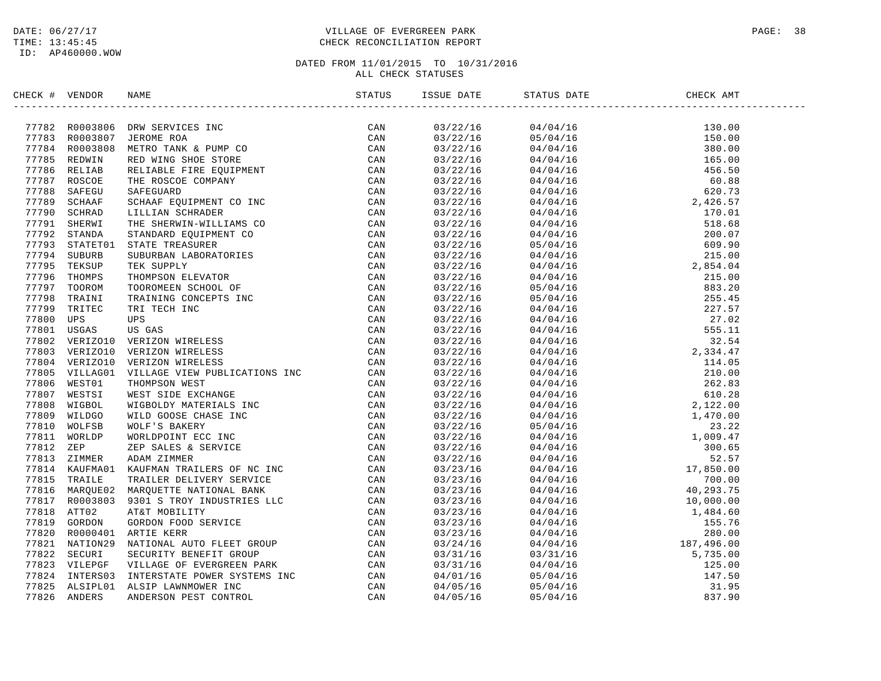DATE: 06/27/17
TIME: 13:45:45
ID: AP460000.WOW

VILLAGE OF EVERGREEN PARK
CHECK RECONCILIATION REPORT

DATED FROM 11/01/2015 TO 10/31/2016
ALL CHECK STATUSES

| CHECK # | VENDOR | NAME | STATUS | ISSUE DATE | STATUS DATE | CHECK AMT |
|---|---|---|---|---|---|---|
| 77782 | R0003806 | DRW SERVICES INC | CAN | 03/22/16 | 04/04/16 | 130.00 |
| 77783 | R0003807 | JEROME ROA | CAN | 03/22/16 | 05/04/16 | 150.00 |
| 77784 | R0003808 | METRO TANK & PUMP CO | CAN | 03/22/16 | 04/04/16 | 380.00 |
| 77785 | REDWIN | RED WING SHOE STORE | CAN | 03/22/16 | 04/04/16 | 165.00 |
| 77786 | RELIAB | RELIABLE FIRE EQUIPMENT | CAN | 03/22/16 | 04/04/16 | 456.50 |
| 77787 | ROSCOE | THE ROSCOE COMPANY | CAN | 03/22/16 | 04/04/16 | 60.88 |
| 77788 | SAFEGU | SAFEGUARD | CAN | 03/22/16 | 04/04/16 | 620.73 |
| 77789 | SCHAAF | SCHAAF EQUIPMENT CO INC | CAN | 03/22/16 | 04/04/16 | 2,426.57 |
| 77790 | SCHRAD | LILLIAN SCHRADER | CAN | 03/22/16 | 04/04/16 | 170.01 |
| 77791 | SHERWI | THE SHERWIN-WILLIAMS CO | CAN | 03/22/16 | 04/04/16 | 518.68 |
| 77792 | STANDA | STANDARD EQUIPMENT CO | CAN | 03/22/16 | 04/04/16 | 200.07 |
| 77793 | STATET01 | STATE TREASURER | CAN | 03/22/16 | 05/04/16 | 609.90 |
| 77794 | SUBURB | SUBURBAN LABORATORIES | CAN | 03/22/16 | 04/04/16 | 215.00 |
| 77795 | TEKSUP | TEK SUPPLY | CAN | 03/22/16 | 04/04/16 | 2,854.04 |
| 77796 | THOMPS | THOMPSON ELEVATOR | CAN | 03/22/16 | 04/04/16 | 215.00 |
| 77797 | TOOROM | TOOROMEEN SCHOOL OF | CAN | 03/22/16 | 05/04/16 | 883.20 |
| 77798 | TRAINI | TRAINING CONCEPTS INC | CAN | 03/22/16 | 05/04/16 | 255.45 |
| 77799 | TRITEC | TRI TECH INC | CAN | 03/22/16 | 04/04/16 | 227.57 |
| 77800 | UPS | UPS | CAN | 03/22/16 | 04/04/16 | 27.02 |
| 77801 | USGAS | US GAS | CAN | 03/22/16 | 04/04/16 | 555.11 |
| 77802 | VERIZO10 | VERIZON WIRELESS | CAN | 03/22/16 | 04/04/16 | 32.54 |
| 77803 | VERIZO10 | VERIZON WIRELESS | CAN | 03/22/16 | 04/04/16 | 2,334.47 |
| 77804 | VERIZO10 | VERIZON WIRELESS | CAN | 03/22/16 | 04/04/16 | 114.05 |
| 77805 | VILLAG01 | VILLAGE VIEW PUBLICATIONS INC | CAN | 03/22/16 | 04/04/16 | 210.00 |
| 77806 | WEST01 | THOMPSON WEST | CAN | 03/22/16 | 04/04/16 | 262.83 |
| 77807 | WESTSI | WEST SIDE EXCHANGE | CAN | 03/22/16 | 04/04/16 | 610.28 |
| 77808 | WIGBOL | WIGBOLDY MATERIALS INC | CAN | 03/22/16 | 04/04/16 | 2,122.00 |
| 77809 | WILDGO | WILD GOOSE CHASE INC | CAN | 03/22/16 | 04/04/16 | 1,470.00 |
| 77810 | WOLFSB | WOLF'S BAKERY | CAN | 03/22/16 | 05/04/16 | 23.22 |
| 77811 | WORLDP | WORLDPOINT ECC INC | CAN | 03/22/16 | 04/04/16 | 1,009.47 |
| 77812 | ZEP | ZEP SALES & SERVICE | CAN | 03/22/16 | 04/04/16 | 300.65 |
| 77813 | ZIMMER | ADAM ZIMMER | CAN | 03/22/16 | 04/04/16 | 52.57 |
| 77814 | KAUFMA01 | KAUFMAN TRAILERS OF NC INC | CAN | 03/23/16 | 04/04/16 | 17,850.00 |
| 77815 | TRAILE | TRAILER DELIVERY SERVICE | CAN | 03/23/16 | 04/04/16 | 700.00 |
| 77816 | MARQUE02 | MARQUETTE NATIONAL BANK | CAN | 03/23/16 | 04/04/16 | 40,293.75 |
| 77817 | R0003803 | 9301 S TROY INDUSTRIES LLC | CAN | 03/23/16 | 04/04/16 | 10,000.00 |
| 77818 | ATT02 | AT&T MOBILITY | CAN | 03/23/16 | 04/04/16 | 1,484.60 |
| 77819 | GORDON | GORDON FOOD SERVICE | CAN | 03/23/16 | 04/04/16 | 155.76 |
| 77820 | R0000401 | ARTIE KERR | CAN | 03/23/16 | 04/04/16 | 280.00 |
| 77821 | NATION29 | NATIONAL AUTO FLEET GROUP | CAN | 03/24/16 | 04/04/16 | 187,496.00 |
| 77822 | SECURI | SECURITY BENEFIT GROUP | CAN | 03/31/16 | 03/31/16 | 5,735.00 |
| 77823 | VILEPGF | VILLAGE OF EVERGREEN PARK | CAN | 03/31/16 | 04/04/16 | 125.00 |
| 77824 | INTERS03 | INTERSTATE POWER SYSTEMS INC | CAN | 04/01/16 | 05/04/16 | 147.50 |
| 77825 | ALSIPL01 | ALSIP LAWNMOWER INC | CAN | 04/05/16 | 05/04/16 | 31.95 |
| 77826 | ANDERS | ANDERSON PEST CONTROL | CAN | 04/05/16 | 05/04/16 | 837.90 |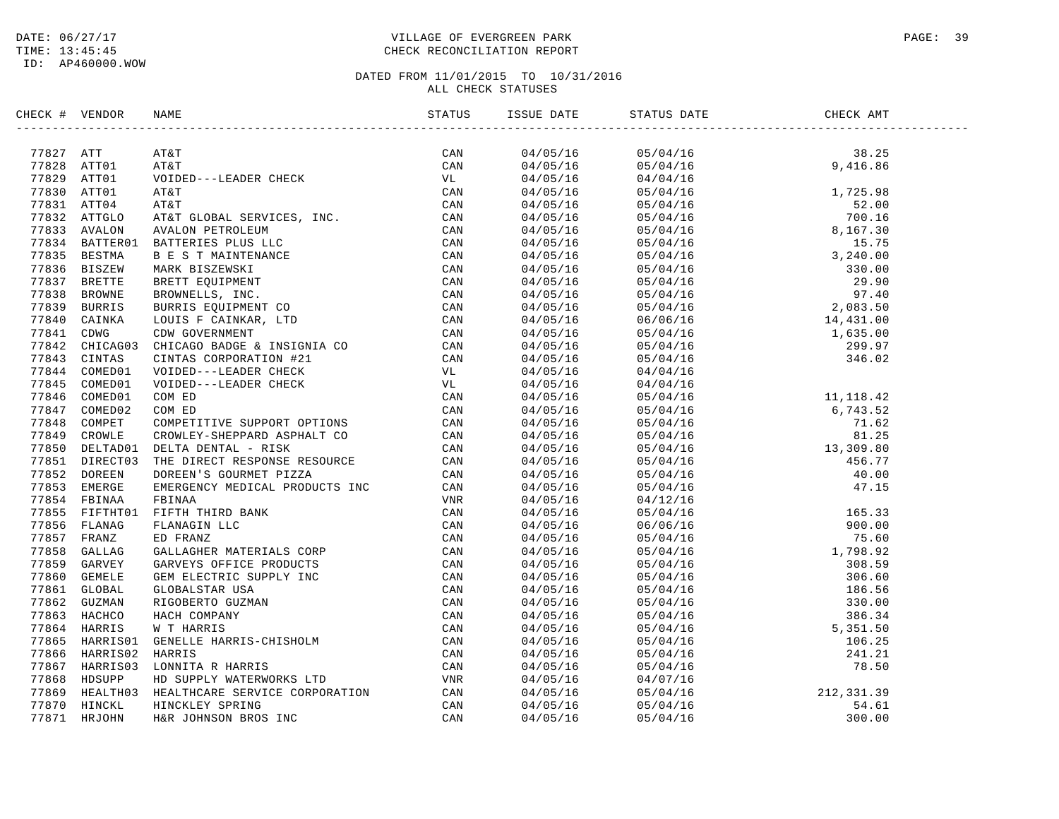DATE: 06/27/17
TIME: 13:45:45
ID: AP460000.WOW

VILLAGE OF EVERGREEN PARK
CHECK RECONCILIATION REPORT

DATED FROM 11/01/2015 TO 10/31/2016
ALL CHECK STATUSES

| CHECK # | VENDOR | NAME | STATUS | ISSUE DATE | STATUS DATE | CHECK AMT |
|---|---|---|---|---|---|---|
| 77827 | ATT | AT&T | CAN | 04/05/16 | 05/04/16 | 38.25 |
| 77828 | ATT01 | AT&T | CAN | 04/05/16 | 05/04/16 | 9,416.86 |
| 77829 | ATT01 | VOIDED---LEADER CHECK | VL | 04/05/16 | 04/04/16 | |
| 77830 | ATT01 | AT&T | CAN | 04/05/16 | 05/04/16 | 1,725.98 |
| 77831 | ATT04 | AT&T | CAN | 04/05/16 | 05/04/16 | 52.00 |
| 77832 | ATTGLO | AT&T GLOBAL SERVICES, INC. | CAN | 04/05/16 | 05/04/16 | 700.16 |
| 77833 | AVALON | AVALON PETROLEUM | CAN | 04/05/16 | 05/04/16 | 8,167.30 |
| 77834 | BATTER01 | BATTERIES PLUS LLC | CAN | 04/05/16 | 05/04/16 | 15.75 |
| 77835 | BESTMA | B E S T MAINTENANCE | CAN | 04/05/16 | 05/04/16 | 3,240.00 |
| 77836 | BISZEW | MARK BISZEWSKI | CAN | 04/05/16 | 05/04/16 | 330.00 |
| 77837 | BRETTE | BRETT EQUIPMENT | CAN | 04/05/16 | 05/04/16 | 29.90 |
| 77838 | BROWNE | BROWNELLS, INC. | CAN | 04/05/16 | 05/04/16 | 97.40 |
| 77839 | BURRIS | BURRIS EQUIPMENT CO | CAN | 04/05/16 | 05/04/16 | 2,083.50 |
| 77840 | CAINKA | LOUIS F CAINKAR, LTD | CAN | 04/05/16 | 06/06/16 | 14,431.00 |
| 77841 | CDWG | CDW GOVERNMENT | CAN | 04/05/16 | 05/04/16 | 1,635.00 |
| 77842 | CHICAG03 | CHICAGO BADGE & INSIGNIA CO | CAN | 04/05/16 | 05/04/16 | 299.97 |
| 77843 | CINTAS | CINTAS CORPORATION #21 | CAN | 04/05/16 | 05/04/16 | 346.02 |
| 77844 | COMED01 | VOIDED---LEADER CHECK | VL | 04/05/16 | 04/04/16 | |
| 77845 | COMED01 | VOIDED---LEADER CHECK | VL | 04/05/16 | 04/04/16 | |
| 77846 | COMED01 | COM ED | CAN | 04/05/16 | 05/04/16 | 11,118.42 |
| 77847 | COMED02 | COM ED | CAN | 04/05/16 | 05/04/16 | 6,743.52 |
| 77848 | COMPET | COMPETITIVE SUPPORT OPTIONS | CAN | 04/05/16 | 05/04/16 | 71.62 |
| 77849 | CROWLE | CROWLEY-SHEPPARD ASPHALT CO | CAN | 04/05/16 | 05/04/16 | 81.25 |
| 77850 | DELTAD01 | DELTA DENTAL - RISK | CAN | 04/05/16 | 05/04/16 | 13,309.80 |
| 77851 | DIRECT03 | THE DIRECT RESPONSE RESOURCE | CAN | 04/05/16 | 05/04/16 | 456.77 |
| 77852 | DOREEN | DOREEN'S GOURMET PIZZA | CAN | 04/05/16 | 05/04/16 | 40.00 |
| 77853 | EMERGE | EMERGENCY MEDICAL PRODUCTS INC | CAN | 04/05/16 | 05/04/16 | 47.15 |
| 77854 | FBINAA | FBINAA | VNR | 04/05/16 | 04/12/16 | |
| 77855 | FIFTHT01 | FIFTH THIRD BANK | CAN | 04/05/16 | 05/04/16 | 165.33 |
| 77856 | FLANAG | FLANAGIN LLC | CAN | 04/05/16 | 06/06/16 | 900.00 |
| 77857 | FRANZ | ED FRANZ | CAN | 04/05/16 | 05/04/16 | 75.60 |
| 77858 | GALLAG | GALLAGHER MATERIALS CORP | CAN | 04/05/16 | 05/04/16 | 1,798.92 |
| 77859 | GARVEY | GARVEYS OFFICE PRODUCTS | CAN | 04/05/16 | 05/04/16 | 308.59 |
| 77860 | GEMELE | GEM ELECTRIC SUPPLY INC | CAN | 04/05/16 | 05/04/16 | 306.60 |
| 77861 | GLOBAL | GLOBALSTAR USA | CAN | 04/05/16 | 05/04/16 | 186.56 |
| 77862 | GUZMAN | RIGOBERTO GUZMAN | CAN | 04/05/16 | 05/04/16 | 330.00 |
| 77863 | HACHCO | HACH COMPANY | CAN | 04/05/16 | 05/04/16 | 386.34 |
| 77864 | HARRIS | W T HARRIS | CAN | 04/05/16 | 05/04/16 | 5,351.50 |
| 77865 | HARRIS01 | GENELLE HARRIS-CHISHOLM | CAN | 04/05/16 | 05/04/16 | 106.25 |
| 77866 | HARRIS02 | HARRIS | CAN | 04/05/16 | 05/04/16 | 241.21 |
| 77867 | HARRIS03 | LONNITA R HARRIS | CAN | 04/05/16 | 05/04/16 | 78.50 |
| 77868 | HDSUPP | HD SUPPLY WATERWORKS LTD | VNR | 04/05/16 | 04/07/16 | |
| 77869 | HEALTH03 | HEALTHCARE SERVICE CORPORATION | CAN | 04/05/16 | 05/04/16 | 212,331.39 |
| 77870 | HINCKL | HINCKLEY SPRING | CAN | 04/05/16 | 05/04/16 | 54.61 |
| 77871 | HRJOHN | H&R JOHNSON BROS INC | CAN | 04/05/16 | 05/04/16 | 300.00 |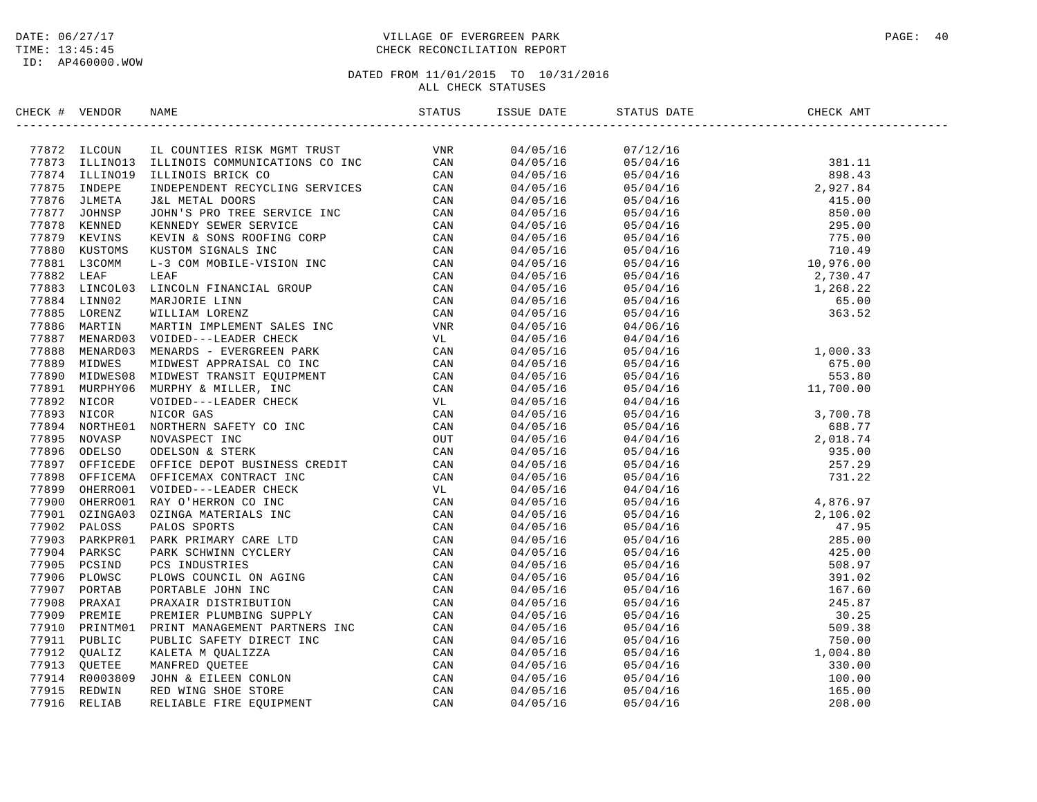DATE: 06/27/17
TIME: 13:45:45
ID: AP460000.WOW

VILLAGE OF EVERGREEN PARK
CHECK RECONCILIATION REPORT

DATED FROM 11/01/2015 TO 10/31/2016
ALL CHECK STATUSES

| CHECK # | VENDOR | NAME | STATUS | ISSUE DATE | STATUS DATE | CHECK AMT |
|---|---|---|---|---|---|---|
| 77872 | ILCOUN | IL COUNTIES RISK MGMT TRUST | VNR | 04/05/16 | 07/12/16 | |
| 77873 | ILLINO13 | ILLINOIS COMMUNICATIONS CO INC | CAN | 04/05/16 | 05/04/16 | 381.11 |
| 77874 | ILLINO19 | ILLINOIS BRICK CO | CAN | 04/05/16 | 05/04/16 | 898.43 |
| 77875 | INDEPE | INDEPENDENT RECYCLING SERVICES | CAN | 04/05/16 | 05/04/16 | 2,927.84 |
| 77876 | JLMETA | J&L METAL DOORS | CAN | 04/05/16 | 05/04/16 | 415.00 |
| 77877 | JOHNSP | JOHN'S PRO TREE SERVICE INC | CAN | 04/05/16 | 05/04/16 | 850.00 |
| 77878 | KENNED | KENNEDY SEWER SERVICE | CAN | 04/05/16 | 05/04/16 | 295.00 |
| 77879 | KEVINS | KEVIN & SONS ROOFING CORP | CAN | 04/05/16 | 05/04/16 | 775.00 |
| 77880 | KUSTOMS | KUSTOM SIGNALS INC | CAN | 04/05/16 | 05/04/16 | 710.49 |
| 77881 | L3COMM | L-3 COM MOBILE-VISION INC | CAN | 04/05/16 | 05/04/16 | 10,976.00 |
| 77882 | LEAF | LEAF | CAN | 04/05/16 | 05/04/16 | 2,730.47 |
| 77883 | LINCOL03 | LINCOLN FINANCIAL GROUP | CAN | 04/05/16 | 05/04/16 | 1,268.22 |
| 77884 | LINN02 | MARJORIE LINN | CAN | 04/05/16 | 05/04/16 | 65.00 |
| 77885 | LORENZ | WILLIAM LORENZ | CAN | 04/05/16 | 05/04/16 | 363.52 |
| 77886 | MARTIN | MARTIN IMPLEMENT SALES INC | VNR | 04/05/16 | 04/06/16 | |
| 77887 | MENARD03 | VOIDED---LEADER CHECK | VL | 04/05/16 | 04/04/16 | |
| 77888 | MENARD03 | MENARDS - EVERGREEN PARK | CAN | 04/05/16 | 05/04/16 | 1,000.33 |
| 77889 | MIDWES | MIDWEST APPRAISAL CO INC | CAN | 04/05/16 | 05/04/16 | 675.00 |
| 77890 | MIDWES08 | MIDWEST TRANSIT EQUIPMENT | CAN | 04/05/16 | 05/04/16 | 553.80 |
| 77891 | MURPHY06 | MURPHY & MILLER, INC | CAN | 04/05/16 | 05/04/16 | 11,700.00 |
| 77892 | NICOR | VOIDED---LEADER CHECK | VL | 04/05/16 | 04/04/16 | |
| 77893 | NICOR | NICOR GAS | CAN | 04/05/16 | 05/04/16 | 3,700.78 |
| 77894 | NORTHE01 | NORTHERN SAFETY CO INC | CAN | 04/05/16 | 05/04/16 | 688.77 |
| 77895 | NOVASP | NOVASPECT INC | OUT | 04/05/16 | 04/04/16 | 2,018.74 |
| 77896 | ODELSO | ODELSON & STERK | CAN | 04/05/16 | 05/04/16 | 935.00 |
| 77897 | OFFICEDE | OFFICE DEPOT BUSINESS CREDIT | CAN | 04/05/16 | 05/04/16 | 257.29 |
| 77898 | OFFICEMA | OFFICEMAX CONTRACT INC | CAN | 04/05/16 | 05/04/16 | 731.22 |
| 77899 | OHERRO01 | VOIDED---LEADER CHECK | VL | 04/05/16 | 04/04/16 | |
| 77900 | OHERRO01 | RAY O'HERRON CO INC | CAN | 04/05/16 | 05/04/16 | 4,876.97 |
| 77901 | OZINGA03 | OZINGA MATERIALS INC | CAN | 04/05/16 | 05/04/16 | 2,106.02 |
| 77902 | PALOSS | PALOS SPORTS | CAN | 04/05/16 | 05/04/16 | 47.95 |
| 77903 | PARKPR01 | PARK PRIMARY CARE LTD | CAN | 04/05/16 | 05/04/16 | 285.00 |
| 77904 | PARKSC | PARK SCHWINN CYCLERY | CAN | 04/05/16 | 05/04/16 | 425.00 |
| 77905 | PCSIND | PCS INDUSTRIES | CAN | 04/05/16 | 05/04/16 | 508.97 |
| 77906 | PLOWSC | PLOWS COUNCIL ON AGING | CAN | 04/05/16 | 05/04/16 | 391.02 |
| 77907 | PORTAB | PORTABLE JOHN INC | CAN | 04/05/16 | 05/04/16 | 167.60 |
| 77908 | PRAXAI | PRAXAIR DISTRIBUTION | CAN | 04/05/16 | 05/04/16 | 245.87 |
| 77909 | PREMIE | PREMIER PLUMBING SUPPLY | CAN | 04/05/16 | 05/04/16 | 30.25 |
| 77910 | PRINTM01 | PRINT MANAGEMENT PARTNERS INC | CAN | 04/05/16 | 05/04/16 | 509.38 |
| 77911 | PUBLIC | PUBLIC SAFETY DIRECT INC | CAN | 04/05/16 | 05/04/16 | 750.00 |
| 77912 | QUALIZ | KALETA M QUALIZZA | CAN | 04/05/16 | 05/04/16 | 1,004.80 |
| 77913 | QUETEE | MANFRED QUETEE | CAN | 04/05/16 | 05/04/16 | 330.00 |
| 77914 | R0003809 | JOHN & EILEEN CONLON | CAN | 04/05/16 | 05/04/16 | 100.00 |
| 77915 | REDWIN | RED WING SHOE STORE | CAN | 04/05/16 | 05/04/16 | 165.00 |
| 77916 | RELIAB | RELIABLE FIRE EQUIPMENT | CAN | 04/05/16 | 05/04/16 | 208.00 |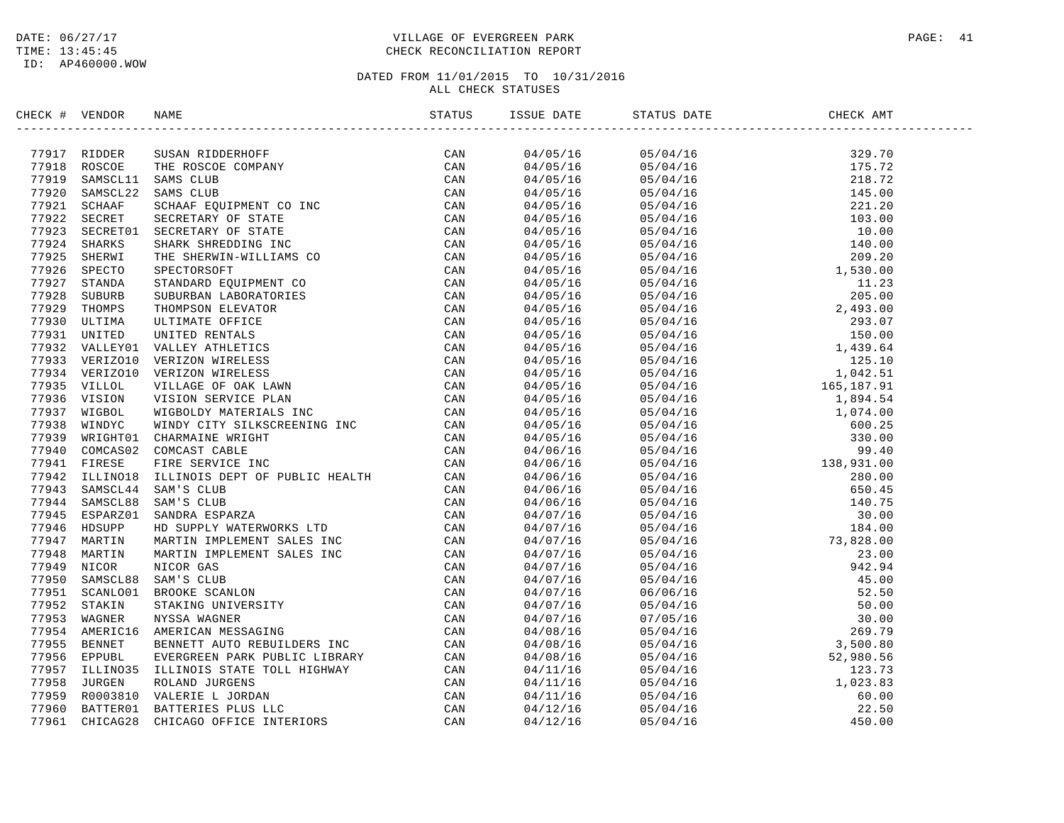DATE: 06/27/17
TIME: 13:45:45
ID: AP460000.WOW

# VILLAGE OF EVERGREEN PARK
## CHECK RECONCILIATION REPORT

DATED FROM 11/01/2015 TO 10/31/2016
ALL CHECK STATUSES

| CHECK # | VENDOR | NAME | STATUS | ISSUE DATE | STATUS DATE | CHECK AMT |
|---|---|---|---|---|---|---|
| 77917 | RIDDER | SUSAN RIDDERHOFF | CAN | 04/05/16 | 05/04/16 | 329.70 |
| 77918 | ROSCOE | THE ROSCOE COMPANY | CAN | 04/05/16 | 05/04/16 | 175.72 |
| 77919 | SAMSCL11 | SAMS CLUB | CAN | 04/05/16 | 05/04/16 | 218.72 |
| 77920 | SAMSCL22 | SAMS CLUB | CAN | 04/05/16 | 05/04/16 | 145.00 |
| 77921 | SCHAAF | SCHAAF EQUIPMENT CO INC | CAN | 04/05/16 | 05/04/16 | 221.20 |
| 77922 | SECRET | SECRETARY OF STATE | CAN | 04/05/16 | 05/04/16 | 103.00 |
| 77923 | SECRET01 | SECRETARY OF STATE | CAN | 04/05/16 | 05/04/16 | 10.00 |
| 77924 | SHARKS | SHARK SHREDDING INC | CAN | 04/05/16 | 05/04/16 | 140.00 |
| 77925 | SHERWI | THE SHERWIN-WILLIAMS CO | CAN | 04/05/16 | 05/04/16 | 209.20 |
| 77926 | SPECTO | SPECTORSOFT | CAN | 04/05/16 | 05/04/16 | 1,530.00 |
| 77927 | STANDA | STANDARD EQUIPMENT CO | CAN | 04/05/16 | 05/04/16 | 11.23 |
| 77928 | SUBURB | SUBURBAN LABORATORIES | CAN | 04/05/16 | 05/04/16 | 205.00 |
| 77929 | THOMPS | THOMPSON ELEVATOR | CAN | 04/05/16 | 05/04/16 | 2,493.00 |
| 77930 | ULTIMA | ULTIMATE OFFICE | CAN | 04/05/16 | 05/04/16 | 293.07 |
| 77931 | UNITED | UNITED RENTALS | CAN | 04/05/16 | 05/04/16 | 150.00 |
| 77932 | VALLEY01 | VALLEY ATHLETICS | CAN | 04/05/16 | 05/04/16 | 1,439.64 |
| 77933 | VERIZO10 | VERIZON WIRELESS | CAN | 04/05/16 | 05/04/16 | 125.10 |
| 77934 | VERIZO10 | VERIZON WIRELESS | CAN | 04/05/16 | 05/04/16 | 1,042.51 |
| 77935 | VILLOL | VILLAGE OF OAK LAWN | CAN | 04/05/16 | 05/04/16 | 165,187.91 |
| 77936 | VISION | VISION SERVICE PLAN | CAN | 04/05/16 | 05/04/16 | 1,894.54 |
| 77937 | WIGBOL | WIGBOLDY MATERIALS INC | CAN | 04/05/16 | 05/04/16 | 1,074.00 |
| 77938 | WINDYC | WINDY CITY SILKSCREENING INC | CAN | 04/05/16 | 05/04/16 | 600.25 |
| 77939 | WRIGHT01 | CHARMAINE WRIGHT | CAN | 04/05/16 | 05/04/16 | 330.00 |
| 77940 | COMCAS02 | COMCAST CABLE | CAN | 04/06/16 | 05/04/16 | 99.40 |
| 77941 | FIRESE | FIRE SERVICE INC | CAN | 04/06/16 | 05/04/16 | 138,931.00 |
| 77942 | ILLINO18 | ILLINOIS DEPT OF PUBLIC HEALTH | CAN | 04/06/16 | 05/04/16 | 280.00 |
| 77943 | SAMSCL44 | SAM'S CLUB | CAN | 04/06/16 | 05/04/16 | 650.45 |
| 77944 | SAMSCL88 | SAM'S CLUB | CAN | 04/06/16 | 05/04/16 | 140.75 |
| 77945 | ESPARZ01 | SANDRA ESPARZA | CAN | 04/07/16 | 05/04/16 | 30.00 |
| 77946 | HDSUPP | HD SUPPLY WATERWORKS LTD | CAN | 04/07/16 | 05/04/16 | 184.00 |
| 77947 | MARTIN | MARTIN IMPLEMENT SALES INC | CAN | 04/07/16 | 05/04/16 | 73,828.00 |
| 77948 | MARTIN | MARTIN IMPLEMENT SALES INC | CAN | 04/07/16 | 05/04/16 | 23.00 |
| 77949 | NICOR | NICOR GAS | CAN | 04/07/16 | 05/04/16 | 942.94 |
| 77950 | SAMSCL88 | SAM'S CLUB | CAN | 04/07/16 | 05/04/16 | 45.00 |
| 77951 | SCANLO01 | BROOKE SCANLON | CAN | 04/07/16 | 06/06/16 | 52.50 |
| 77952 | STAKIN | STAKING UNIVERSITY | CAN | 04/07/16 | 05/04/16 | 50.00 |
| 77953 | WAGNER | NYSSA WAGNER | CAN | 04/07/16 | 07/05/16 | 30.00 |
| 77954 | AMERIC16 | AMERICAN MESSAGING | CAN | 04/08/16 | 05/04/16 | 269.79 |
| 77955 | BENNET | BENNETT AUTO REBUILDERS INC | CAN | 04/08/16 | 05/04/16 | 3,500.80 |
| 77956 | EPPUBL | EVERGREEN PARK PUBLIC LIBRARY | CAN | 04/08/16 | 05/04/16 | 52,980.56 |
| 77957 | ILLINO35 | ILLINOIS STATE TOLL HIGHWAY | CAN | 04/11/16 | 05/04/16 | 123.73 |
| 77958 | JURGEN | ROLAND JURGENS | CAN | 04/11/16 | 05/04/16 | 1,023.83 |
| 77959 | R0003810 | VALERIE L JORDAN | CAN | 04/11/16 | 05/04/16 | 60.00 |
| 77960 | BATTER01 | BATTERIES PLUS LLC | CAN | 04/12/16 | 05/04/16 | 22.50 |
| 77961 | CHICAG28 | CHICAGO OFFICE INTERIORS | CAN | 04/12/16 | 05/04/16 | 450.00 |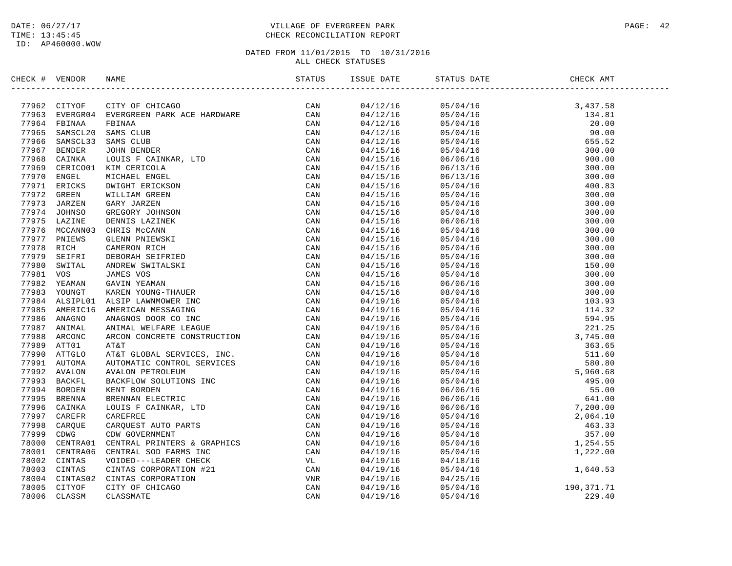VILLAGE OF EVERGREEN PARK
CHECK RECONCILIATION REPORT

DATE: 06/27/17
TIME: 13:45:45
ID: AP460000.WOW

DATED FROM 11/01/2015 TO 10/31/2016
ALL CHECK STATUSES

| CHECK # | VENDOR | NAME | STATUS | ISSUE DATE | STATUS DATE | CHECK AMT |
|---|---|---|---|---|---|---|
| 77962 | CITYOF | CITY OF CHICAGO | CAN | 04/12/16 | 05/04/16 | 3,437.58 |
| 77963 | EVERGR04 | EVERGREEN PARK ACE HARDWARE | CAN | 04/12/16 | 05/04/16 | 134.81 |
| 77964 | FBINAA | FBINAA | CAN | 04/12/16 | 05/04/16 | 20.00 |
| 77965 | SAMSCL20 | SAMS CLUB | CAN | 04/12/16 | 05/04/16 | 90.00 |
| 77966 | SAMSCL33 | SAMS CLUB | CAN | 04/12/16 | 05/04/16 | 655.52 |
| 77967 | BENDER | JOHN BENDER | CAN | 04/15/16 | 05/04/16 | 300.00 |
| 77968 | CAINKA | LOUIS F CAINKAR, LTD | CAN | 04/15/16 | 06/06/16 | 900.00 |
| 77969 | CERICO01 | KIM CERICOLA | CAN | 04/15/16 | 06/13/16 | 300.00 |
| 77970 | ENGEL | MICHAEL ENGEL | CAN | 04/15/16 | 06/13/16 | 300.00 |
| 77971 | ERICKS | DWIGHT ERICKSON | CAN | 04/15/16 | 05/04/16 | 400.83 |
| 77972 | GREEN | WILLIAM GREEN | CAN | 04/15/16 | 05/04/16 | 300.00 |
| 77973 | JARZEN | GARY JARZEN | CAN | 04/15/16 | 05/04/16 | 300.00 |
| 77974 | JOHNSO | GREGORY JOHNSON | CAN | 04/15/16 | 05/04/16 | 300.00 |
| 77975 | LAZINE | DENNIS LAZINEK | CAN | 04/15/16 | 06/06/16 | 300.00 |
| 77976 | MCCANN03 | CHRIS McCANN | CAN | 04/15/16 | 05/04/16 | 300.00 |
| 77977 | PNIEWS | GLENN PNIEWSKI | CAN | 04/15/16 | 05/04/16 | 300.00 |
| 77978 | RICH | CAMERON RICH | CAN | 04/15/16 | 05/04/16 | 300.00 |
| 77979 | SEIFRI | DEBORAH SEIFRIED | CAN | 04/15/16 | 05/04/16 | 300.00 |
| 77980 | SWITAL | ANDREW SWITALSKI | CAN | 04/15/16 | 05/04/16 | 150.00 |
| 77981 | VOS | JAMES VOS | CAN | 04/15/16 | 05/04/16 | 300.00 |
| 77982 | YEAMAN | GAVIN YEAMAN | CAN | 04/15/16 | 06/06/16 | 300.00 |
| 77983 | YOUNGT | KAREN YOUNG-THAUER | CAN | 04/15/16 | 08/04/16 | 300.00 |
| 77984 | ALSIPL01 | ALSIP LAWNMOWER INC | CAN | 04/19/16 | 05/04/16 | 103.93 |
| 77985 | AMERIC16 | AMERICAN MESSAGING | CAN | 04/19/16 | 05/04/16 | 114.32 |
| 77986 | ANAGNO | ANAGNOS DOOR CO INC | CAN | 04/19/16 | 05/04/16 | 594.95 |
| 77987 | ANIMAL | ANIMAL WELFARE LEAGUE | CAN | 04/19/16 | 05/04/16 | 221.25 |
| 77988 | ARCONC | ARCON CONCRETE CONSTRUCTION | CAN | 04/19/16 | 05/04/16 | 3,745.00 |
| 77989 | ATT01 | AT&T | CAN | 04/19/16 | 05/04/16 | 363.65 |
| 77990 | ATTGLO | AT&T GLOBAL SERVICES, INC. | CAN | 04/19/16 | 05/04/16 | 511.60 |
| 77991 | AUTOMA | AUTOMATIC CONTROL SERVICES | CAN | 04/19/16 | 05/04/16 | 580.80 |
| 77992 | AVALON | AVALON PETROLEUM | CAN | 04/19/16 | 05/04/16 | 5,960.68 |
| 77993 | BACKFL | BACKFLOW SOLUTIONS INC | CAN | 04/19/16 | 05/04/16 | 495.00 |
| 77994 | BORDEN | KENT BORDEN | CAN | 04/19/16 | 06/06/16 | 55.00 |
| 77995 | BRENNA | BRENNAN ELECTRIC | CAN | 04/19/16 | 06/06/16 | 641.00 |
| 77996 | CAINKA | LOUIS F CAINKAR, LTD | CAN | 04/19/16 | 06/06/16 | 7,200.00 |
| 77997 | CAREFR | CAREFREE | CAN | 04/19/16 | 05/04/16 | 2,064.10 |
| 77998 | CARQUE | CARQUEST AUTO PARTS | CAN | 04/19/16 | 05/04/16 | 463.33 |
| 77999 | CDWG | CDW GOVERNMENT | CAN | 04/19/16 | 05/04/16 | 357.00 |
| 78000 | CENTRA01 | CENTRAL PRINTERS & GRAPHICS | CAN | 04/19/16 | 05/04/16 | 1,254.55 |
| 78001 | CENTRA06 | CENTRAL SOD FARMS INC | CAN | 04/19/16 | 05/04/16 | 1,222.00 |
| 78002 | CINTAS | VOIDED---LEADER CHECK | VL | 04/19/16 | 04/18/16 | |
| 78003 | CINTAS | CINTAS CORPORATION #21 | CAN | 04/19/16 | 05/04/16 | 1,640.53 |
| 78004 | CINTAS02 | CINTAS CORPORATION | VNR | 04/19/16 | 04/25/16 | |
| 78005 | CITYOF | CITY OF CHICAGO | CAN | 04/19/16 | 05/04/16 | 190,371.71 |
| 78006 | CLASSM | CLASSMATE | CAN | 04/19/16 | 05/04/16 | 229.40 |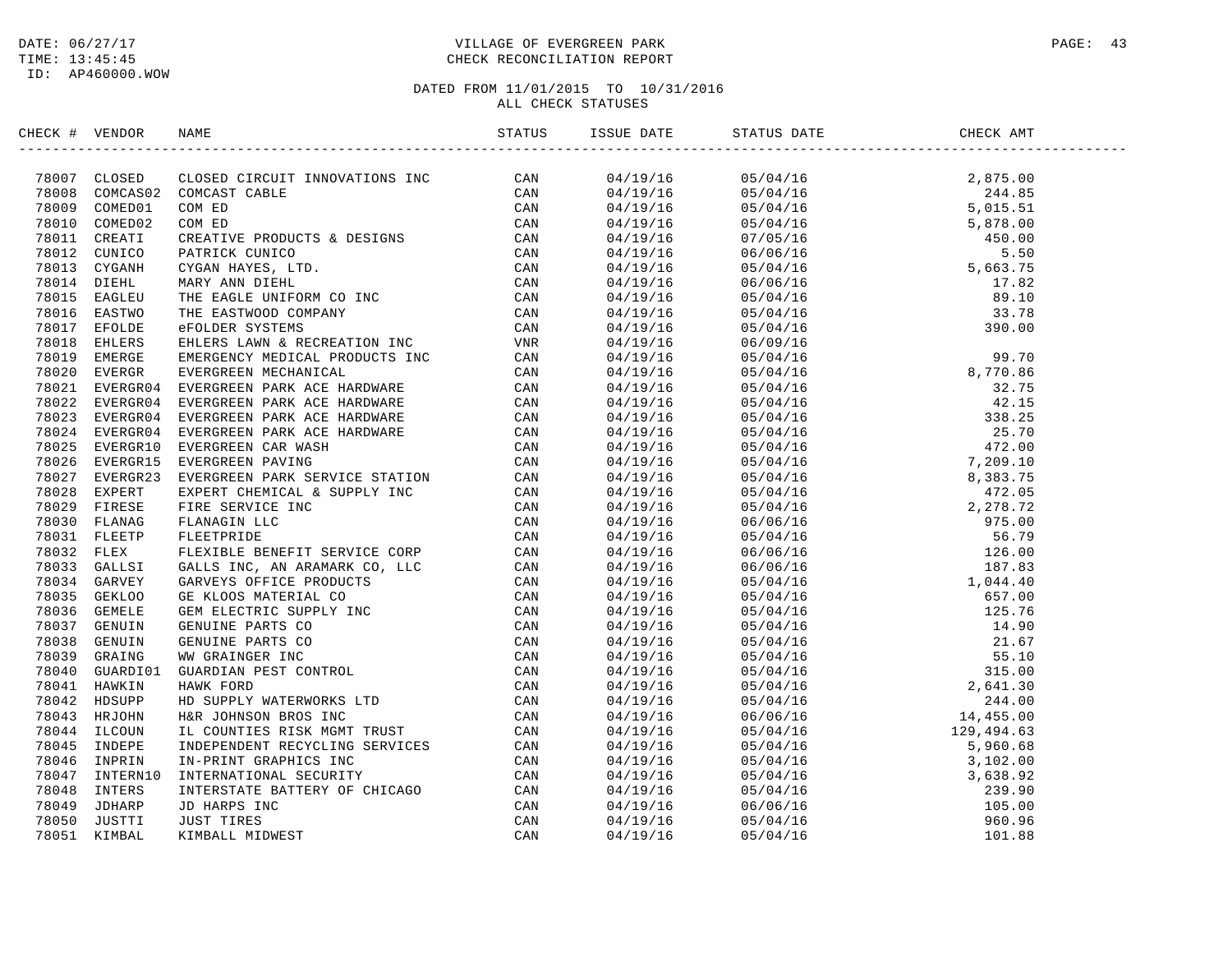DATE: 06/27/17
TIME: 13:45:45
ID: AP460000.WOW

VILLAGE OF EVERGREEN PARK
CHECK RECONCILIATION REPORT

DATED FROM 11/01/2015 TO 10/31/2016
ALL CHECK STATUSES

| CHECK # | VENDOR | NAME | STATUS | ISSUE DATE | STATUS DATE | CHECK AMT |
|---|---|---|---|---|---|---|
| 78007 | CLOSED | CLOSED CIRCUIT INNOVATIONS INC | CAN | 04/19/16 | 05/04/16 | 2,875.00 |
| 78008 | COMCAS02 | COMCAST CABLE | CAN | 04/19/16 | 05/04/16 | 244.85 |
| 78009 | COMED01 | COM ED | CAN | 04/19/16 | 05/04/16 | 5,015.51 |
| 78010 | COMED02 | COM ED | CAN | 04/19/16 | 05/04/16 | 5,878.00 |
| 78011 | CREATI | CREATIVE PRODUCTS & DESIGNS | CAN | 04/19/16 | 07/05/16 | 450.00 |
| 78012 | CUNICO | PATRICK CUNICO | CAN | 04/19/16 | 06/06/16 | 5.50 |
| 78013 | CYGANH | CYGAN HAYES, LTD. | CAN | 04/19/16 | 05/04/16 | 5,663.75 |
| 78014 | DIEHL | MARY ANN DIEHL | CAN | 04/19/16 | 06/06/16 | 17.82 |
| 78015 | EAGLEU | THE EAGLE UNIFORM CO INC | CAN | 04/19/16 | 05/04/16 | 89.10 |
| 78016 | EASTWO | THE EASTWOOD COMPANY | CAN | 04/19/16 | 05/04/16 | 33.78 |
| 78017 | EFOLDE | eFOLDER SYSTEMS | CAN | 04/19/16 | 05/04/16 | 390.00 |
| 78018 | EHLERS | EHLERS LAWN & RECREATION INC | VNR | 04/19/16 | 06/09/16 | |
| 78019 | EMERGE | EMERGENCY MEDICAL PRODUCTS INC | CAN | 04/19/16 | 05/04/16 | 99.70 |
| 78020 | EVERGR | EVERGREEN MECHANICAL | CAN | 04/19/16 | 05/04/16 | 8,770.86 |
| 78021 | EVERGR04 | EVERGREEN PARK ACE HARDWARE | CAN | 04/19/16 | 05/04/16 | 32.75 |
| 78022 | EVERGR04 | EVERGREEN PARK ACE HARDWARE | CAN | 04/19/16 | 05/04/16 | 42.15 |
| 78023 | EVERGR04 | EVERGREEN PARK ACE HARDWARE | CAN | 04/19/16 | 05/04/16 | 338.25 |
| 78024 | EVERGR04 | EVERGREEN PARK ACE HARDWARE | CAN | 04/19/16 | 05/04/16 | 25.70 |
| 78025 | EVERGR10 | EVERGREEN CAR WASH | CAN | 04/19/16 | 05/04/16 | 472.00 |
| 78026 | EVERGR15 | EVERGREEN PAVING | CAN | 04/19/16 | 05/04/16 | 7,209.10 |
| 78027 | EVERGR23 | EVERGREEN PARK SERVICE STATION | CAN | 04/19/16 | 05/04/16 | 8,383.75 |
| 78028 | EXPERT | EXPERT CHEMICAL & SUPPLY INC | CAN | 04/19/16 | 05/04/16 | 472.05 |
| 78029 | FIRESE | FIRE SERVICE INC | CAN | 04/19/16 | 05/04/16 | 2,278.72 |
| 78030 | FLANAG | FLANAGIN LLC | CAN | 04/19/16 | 06/06/16 | 975.00 |
| 78031 | FLEETP | FLEETPRIDE | CAN | 04/19/16 | 05/04/16 | 56.79 |
| 78032 | FLEX | FLEXIBLE BENEFIT SERVICE CORP | CAN | 04/19/16 | 06/06/16 | 126.00 |
| 78033 | GALLSI | GALLS INC, AN ARAMARK CO, LLC | CAN | 04/19/16 | 06/06/16 | 187.83 |
| 78034 | GARVEY | GARVEYS OFFICE PRODUCTS | CAN | 04/19/16 | 05/04/16 | 1,044.40 |
| 78035 | GEKLOO | GE KLOOS MATERIAL CO | CAN | 04/19/16 | 05/04/16 | 657.00 |
| 78036 | GEMELE | GEM ELECTRIC SUPPLY INC | CAN | 04/19/16 | 05/04/16 | 125.76 |
| 78037 | GENUIN | GENUINE PARTS CO | CAN | 04/19/16 | 05/04/16 | 14.90 |
| 78038 | GENUIN | GENUINE PARTS CO | CAN | 04/19/16 | 05/04/16 | 21.67 |
| 78039 | GRAING | WW GRAINGER INC | CAN | 04/19/16 | 05/04/16 | 55.10 |
| 78040 | GUARDI01 | GUARDIAN PEST CONTROL | CAN | 04/19/16 | 05/04/16 | 315.00 |
| 78041 | HAWKIN | HAWK FORD | CAN | 04/19/16 | 05/04/16 | 2,641.30 |
| 78042 | HDSUPP | HD SUPPLY WATERWORKS LTD | CAN | 04/19/16 | 05/04/16 | 244.00 |
| 78043 | HRJOHN | H&R JOHNSON BROS INC | CAN | 04/19/16 | 06/06/16 | 14,455.00 |
| 78044 | ILCOUN | IL COUNTIES RISK MGMT TRUST | CAN | 04/19/16 | 05/04/16 | 129,494.63 |
| 78045 | INDEPE | INDEPENDENT RECYCLING SERVICES | CAN | 04/19/16 | 05/04/16 | 5,960.68 |
| 78046 | INPRIN | IN-PRINT GRAPHICS INC | CAN | 04/19/16 | 05/04/16 | 3,102.00 |
| 78047 | INTERN10 | INTERNATIONAL SECURITY | CAN | 04/19/16 | 05/04/16 | 3,638.92 |
| 78048 | INTERS | INTERSTATE BATTERY OF CHICAGO | CAN | 04/19/16 | 05/04/16 | 239.90 |
| 78049 | JDHARP | JD HARPS INC | CAN | 04/19/16 | 06/06/16 | 105.00 |
| 78050 | JUSTTI | JUST TIRES | CAN | 04/19/16 | 05/04/16 | 960.96 |
| 78051 | KIMBAL | KIMBALL MIDWEST | CAN | 04/19/16 | 05/04/16 | 101.88 |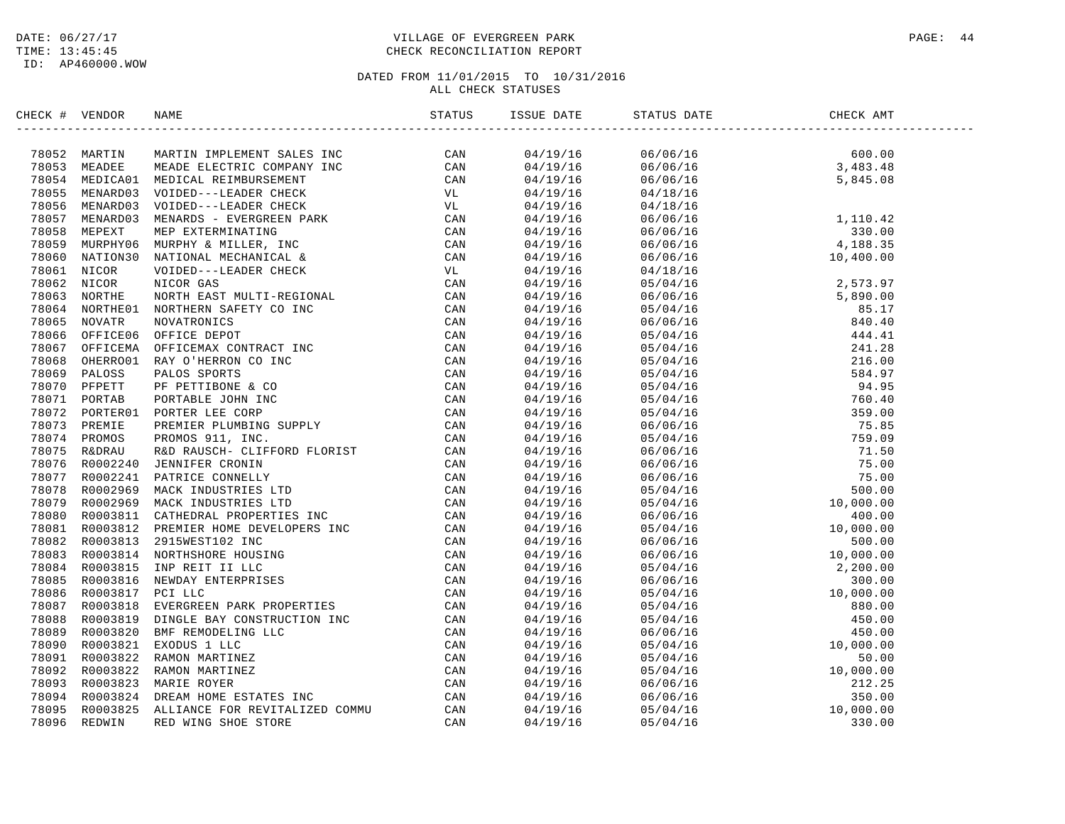DATE: 06/27/17 VILLAGE OF EVERGREEN PARK
TIME: 13:45:45 CHECK RECONCILIATION REPORT
ID: AP460000.WOW

DATED FROM 11/01/2015 TO 10/31/2016
ALL CHECK STATUSES

| CHECK # | VENDOR | NAME | STATUS | ISSUE DATE | STATUS DATE | CHECK AMT |
|---|---|---|---|---|---|---|
| 78052 | MARTIN | MARTIN IMPLEMENT SALES INC | CAN | 04/19/16 | 06/06/16 | 600.00 |
| 78053 | MEADEE | MEADE ELECTRIC COMPANY INC | CAN | 04/19/16 | 06/06/16 | 3,483.48 |
| 78054 | MEDICA01 | MEDICAL REIMBURSEMENT | CAN | 04/19/16 | 06/06/16 | 5,845.08 |
| 78055 | MENARD03 | VOIDED---LEADER CHECK | VL | 04/19/16 | 04/18/16 | |
| 78056 | MENARD03 | VOIDED---LEADER CHECK | VL | 04/19/16 | 04/18/16 | |
| 78057 | MENARD03 | MENARDS - EVERGREEN PARK | CAN | 04/19/16 | 06/06/16 | 1,110.42 |
| 78058 | MEPEXT | MEP EXTERMINATING | CAN | 04/19/16 | 06/06/16 | 330.00 |
| 78059 | MURPHY06 | MURPHY & MILLER, INC | CAN | 04/19/16 | 06/06/16 | 4,188.35 |
| 78060 | NATION30 | NATIONAL MECHANICAL & | CAN | 04/19/16 | 06/06/16 | 10,400.00 |
| 78061 | NICOR | VOIDED---LEADER CHECK | VL | 04/19/16 | 04/18/16 | |
| 78062 | NICOR | NICOR GAS | CAN | 04/19/16 | 05/04/16 | 2,573.97 |
| 78063 | NORTHE | NORTH EAST MULTI-REGIONAL | CAN | 04/19/16 | 06/06/16 | 5,890.00 |
| 78064 | NORTHE01 | NORTHERN SAFETY CO INC | CAN | 04/19/16 | 05/04/16 | 85.17 |
| 78065 | NOVATR | NOVATRONICS | CAN | 04/19/16 | 06/06/16 | 840.40 |
| 78066 | OFFICE06 | OFFICE DEPOT | CAN | 04/19/16 | 05/04/16 | 444.41 |
| 78067 | OFFICEMA | OFFICEMAX CONTRACT INC | CAN | 04/19/16 | 05/04/16 | 241.28 |
| 78068 | OHERRO01 | RAY O'HERRON CO INC | CAN | 04/19/16 | 05/04/16 | 216.00 |
| 78069 | PALOSS | PALOS SPORTS | CAN | 04/19/16 | 05/04/16 | 584.97 |
| 78070 | PFPETT | PF PETTIBONE & CO | CAN | 04/19/16 | 05/04/16 | 94.95 |
| 78071 | PORTAB | PORTABLE JOHN INC | CAN | 04/19/16 | 05/04/16 | 760.40 |
| 78072 | PORTER01 | PORTER LEE CORP | CAN | 04/19/16 | 05/04/16 | 359.00 |
| 78073 | PREMIE | PREMIER PLUMBING SUPPLY | CAN | 04/19/16 | 06/06/16 | 75.85 |
| 78074 | PROMOS | PROMOS 911, INC. | CAN | 04/19/16 | 05/04/16 | 759.09 |
| 78075 | R&DRAU | R&D RAUSCH- CLIFFORD FLORIST | CAN | 04/19/16 | 06/06/16 | 71.50 |
| 78076 | R0002240 | JENNIFER CRONIN | CAN | 04/19/16 | 06/06/16 | 75.00 |
| 78077 | R0002241 | PATRICE CONNELLY | CAN | 04/19/16 | 06/06/16 | 75.00 |
| 78078 | R0002969 | MACK INDUSTRIES LTD | CAN | 04/19/16 | 05/04/16 | 500.00 |
| 78079 | R0002969 | MACK INDUSTRIES LTD | CAN | 04/19/16 | 05/04/16 | 10,000.00 |
| 78080 | R0003811 | CATHEDRAL PROPERTIES INC | CAN | 04/19/16 | 06/06/16 | 400.00 |
| 78081 | R0003812 | PREMIER HOME DEVELOPERS INC | CAN | 04/19/16 | 05/04/16 | 10,000.00 |
| 78082 | R0003813 | 2915WEST102 INC | CAN | 04/19/16 | 06/06/16 | 500.00 |
| 78083 | R0003814 | NORTHSHORE HOUSING | CAN | 04/19/16 | 06/06/16 | 10,000.00 |
| 78084 | R0003815 | INP REIT II LLC | CAN | 04/19/16 | 05/04/16 | 2,200.00 |
| 78085 | R0003816 | NEWDAY ENTERPRISES | CAN | 04/19/16 | 06/06/16 | 300.00 |
| 78086 | R0003817 | PCI LLC | CAN | 04/19/16 | 05/04/16 | 10,000.00 |
| 78087 | R0003818 | EVERGREEN PARK PROPERTIES | CAN | 04/19/16 | 05/04/16 | 880.00 |
| 78088 | R0003819 | DINGLE BAY CONSTRUCTION INC | CAN | 04/19/16 | 05/04/16 | 450.00 |
| 78089 | R0003820 | BMF REMODELING LLC | CAN | 04/19/16 | 06/06/16 | 450.00 |
| 78090 | R0003821 | EXODUS 1 LLC | CAN | 04/19/16 | 05/04/16 | 10,000.00 |
| 78091 | R0003822 | RAMON MARTINEZ | CAN | 04/19/16 | 05/04/16 | 50.00 |
| 78092 | R0003822 | RAMON MARTINEZ | CAN | 04/19/16 | 05/04/16 | 10,000.00 |
| 78093 | R0003823 | MARIE ROYER | CAN | 04/19/16 | 06/06/16 | 212.25 |
| 78094 | R0003824 | DREAM HOME ESTATES INC | CAN | 04/19/16 | 06/06/16 | 350.00 |
| 78095 | R0003825 | ALLIANCE FOR REVITALIZED COMMU | CAN | 04/19/16 | 05/04/16 | 10,000.00 |
| 78096 | REDWIN | RED WING SHOE STORE | CAN | 04/19/16 | 05/04/16 | 330.00 |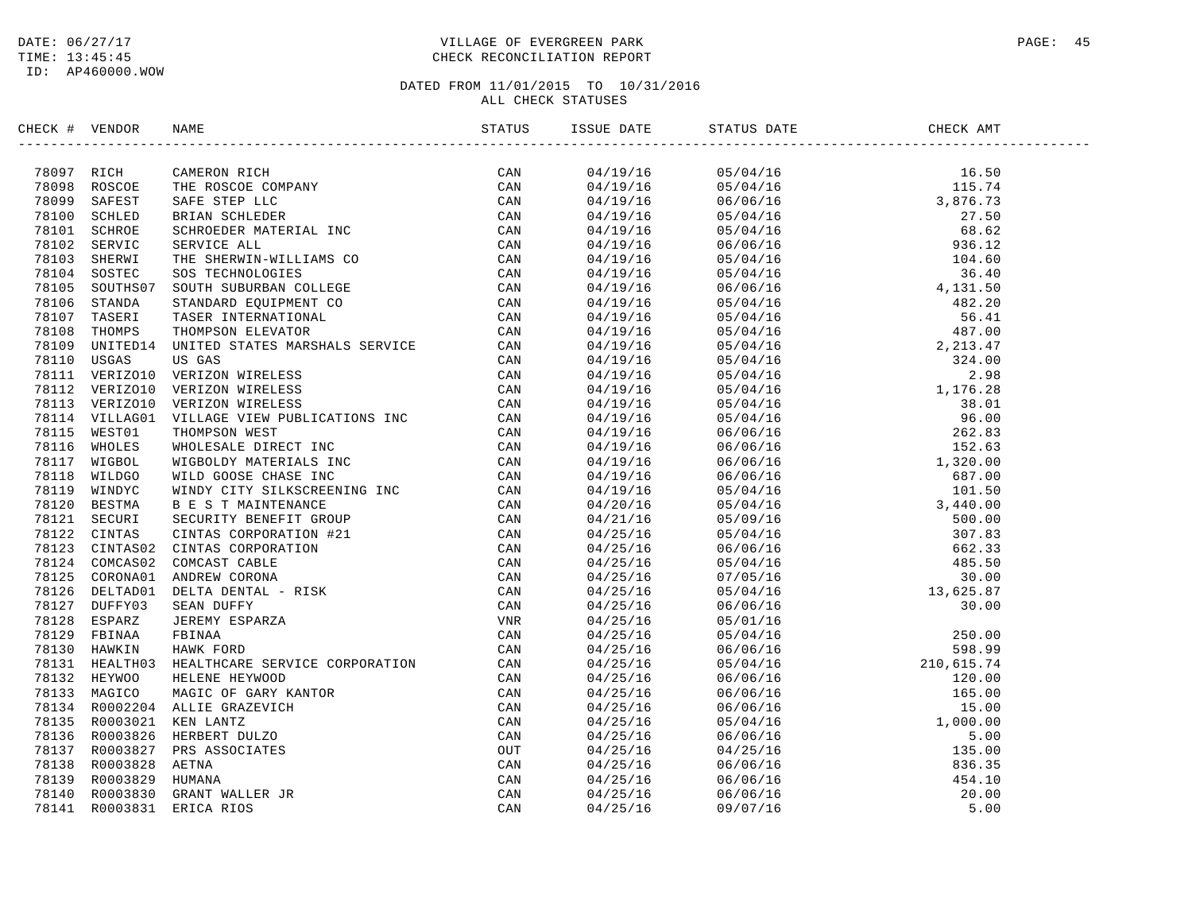DATE: 06/27/17
TIME: 13:45:45
ID: AP460000.WOW

VILLAGE OF EVERGREEN PARK
CHECK RECONCILIATION REPORT

DATED FROM 11/01/2015 TO 10/31/2016
ALL CHECK STATUSES

| CHECK # | VENDOR | NAME | STATUS | ISSUE DATE | STATUS DATE | CHECK AMT |
|---|---|---|---|---|---|---|
| 78097 | RICH | CAMERON RICH | CAN | 04/19/16 | 05/04/16 | 16.50 |
| 78098 | ROSCOE | THE ROSCOE COMPANY | CAN | 04/19/16 | 05/04/16 | 115.74 |
| 78099 | SAFEST | SAFE STEP LLC | CAN | 04/19/16 | 06/06/16 | 3,876.73 |
| 78100 | SCHLED | BRIAN SCHLEDER | CAN | 04/19/16 | 05/04/16 | 27.50 |
| 78101 | SCHROE | SCHROEDER MATERIAL INC | CAN | 04/19/16 | 05/04/16 | 68.62 |
| 78102 | SERVIC | SERVICE ALL | CAN | 04/19/16 | 06/06/16 | 936.12 |
| 78103 | SHERWI | THE SHERWIN-WILLIAMS CO | CAN | 04/19/16 | 05/04/16 | 104.60 |
| 78104 | SOSTEC | SOS TECHNOLOGIES | CAN | 04/19/16 | 05/04/16 | 36.40 |
| 78105 | SOUTHS07 | SOUTH SUBURBAN COLLEGE | CAN | 04/19/16 | 06/06/16 | 4,131.50 |
| 78106 | STANDA | STANDARD EQUIPMENT CO | CAN | 04/19/16 | 05/04/16 | 482.20 |
| 78107 | TASERI | TASER INTERNATIONAL | CAN | 04/19/16 | 05/04/16 | 56.41 |
| 78108 | THOMPS | THOMPSON ELEVATOR | CAN | 04/19/16 | 05/04/16 | 487.00 |
| 78109 | UNITED14 | UNITED STATES MARSHALS SERVICE | CAN | 04/19/16 | 05/04/16 | 2,213.47 |
| 78110 | USGAS | US GAS | CAN | 04/19/16 | 05/04/16 | 324.00 |
| 78111 | VERIZO10 | VERIZON WIRELESS | CAN | 04/19/16 | 05/04/16 | 2.98 |
| 78112 | VERIZO10 | VERIZON WIRELESS | CAN | 04/19/16 | 05/04/16 | 1,176.28 |
| 78113 | VERIZO10 | VERIZON WIRELESS | CAN | 04/19/16 | 05/04/16 | 38.01 |
| 78114 | VILLAG01 | VILLAGE VIEW PUBLICATIONS INC | CAN | 04/19/16 | 05/04/16 | 96.00 |
| 78115 | WEST01 | THOMPSON WEST | CAN | 04/19/16 | 06/06/16 | 262.83 |
| 78116 | WHOLES | WHOLESALE DIRECT INC | CAN | 04/19/16 | 06/06/16 | 152.63 |
| 78117 | WIGBOL | WIGBOLDY MATERIALS INC | CAN | 04/19/16 | 06/06/16 | 1,320.00 |
| 78118 | WILDGO | WILD GOOSE CHASE INC | CAN | 04/19/16 | 06/06/16 | 687.00 |
| 78119 | WINDYC | WINDY CITY SILKSCREENING INC | CAN | 04/19/16 | 05/04/16 | 101.50 |
| 78120 | BESTMA | B E S T MAINTENANCE | CAN | 04/20/16 | 05/04/16 | 3,440.00 |
| 78121 | SECURI | SECURITY BENEFIT GROUP | CAN | 04/21/16 | 05/09/16 | 500.00 |
| 78122 | CINTAS | CINTAS CORPORATION #21 | CAN | 04/25/16 | 05/04/16 | 307.83 |
| 78123 | CINTAS02 | CINTAS CORPORATION | CAN | 04/25/16 | 06/06/16 | 662.33 |
| 78124 | COMCAS02 | COMCAST CABLE | CAN | 04/25/16 | 05/04/16 | 485.50 |
| 78125 | CORONA01 | ANDREW CORONA | CAN | 04/25/16 | 07/05/16 | 30.00 |
| 78126 | DELTAD01 | DELTA DENTAL - RISK | CAN | 04/25/16 | 05/04/16 | 13,625.87 |
| 78127 | DUFFY03 | SEAN DUFFY | CAN | 04/25/16 | 06/06/16 | 30.00 |
| 78128 | ESPARZ | JEREMY ESPARZA | VNR | 04/25/16 | 05/01/16 | |
| 78129 | FBINAA | FBINAA | CAN | 04/25/16 | 05/04/16 | 250.00 |
| 78130 | HAWKIN | HAWK FORD | CAN | 04/25/16 | 06/06/16 | 598.99 |
| 78131 | HEALTH03 | HEALTHCARE SERVICE CORPORATION | CAN | 04/25/16 | 05/04/16 | 210,615.74 |
| 78132 | HEYWOO | HELENE HEYWOOD | CAN | 04/25/16 | 06/06/16 | 120.00 |
| 78133 | MAGICO | MAGIC OF GARY KANTOR | CAN | 04/25/16 | 06/06/16 | 165.00 |
| 78134 | R0002204 | ALLIE GRAZEVICH | CAN | 04/25/16 | 06/06/16 | 15.00 |
| 78135 | R0003021 | KEN LANTZ | CAN | 04/25/16 | 05/04/16 | 1,000.00 |
| 78136 | R0003826 | HERBERT DULZO | CAN | 04/25/16 | 06/06/16 | 5.00 |
| 78137 | R0003827 | PRS ASSOCIATES | OUT | 04/25/16 | 04/25/16 | 135.00 |
| 78138 | R0003828 | AETNA | CAN | 04/25/16 | 06/06/16 | 836.35 |
| 78139 | R0003829 | HUMANA | CAN | 04/25/16 | 06/06/16 | 454.10 |
| 78140 | R0003830 | GRANT WALLER JR | CAN | 04/25/16 | 06/06/16 | 20.00 |
| 78141 | R0003831 | ERICA RIOS | CAN | 04/25/16 | 09/07/16 | 5.00 |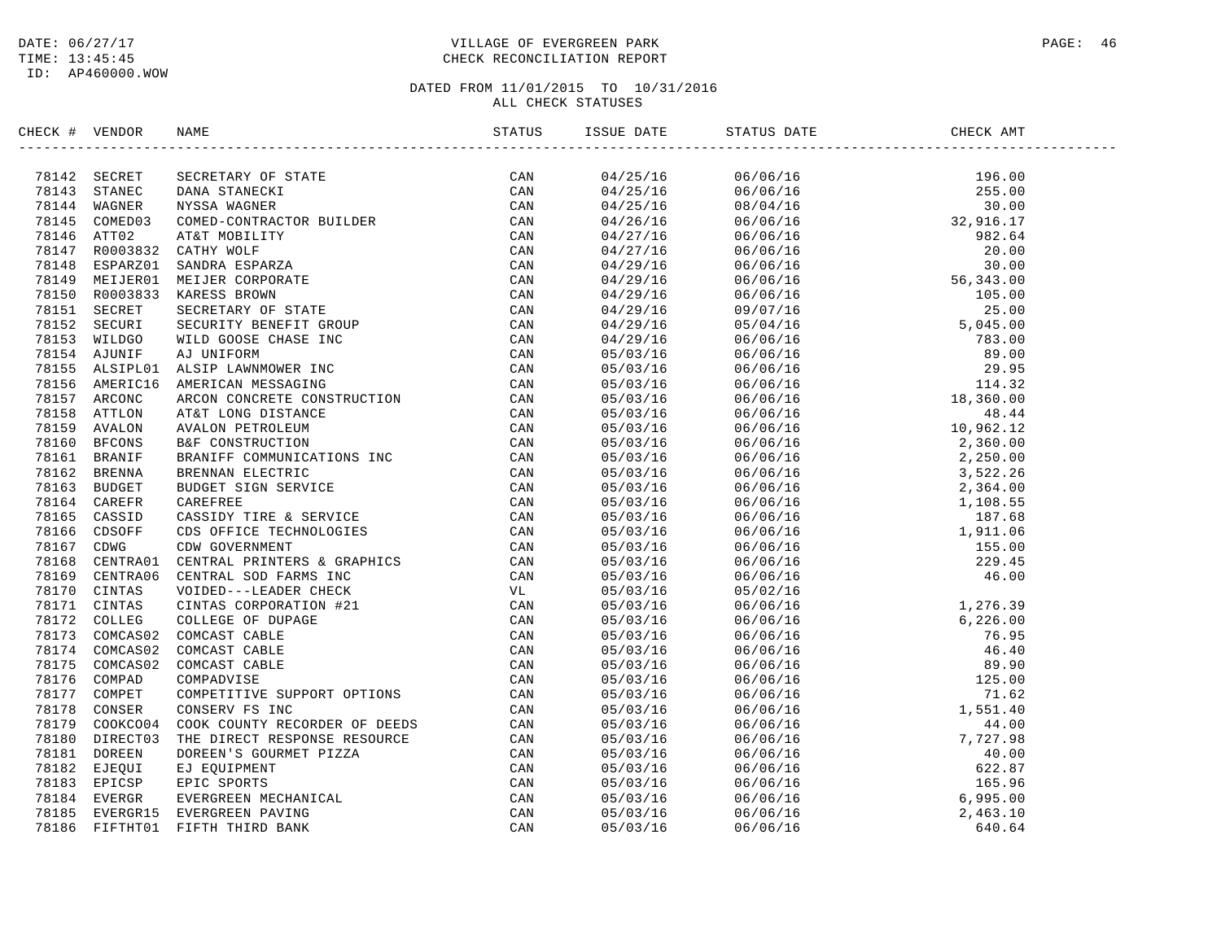DATE: 06/27/17
TIME: 13:45:45
ID: AP460000.WOW

VILLAGE OF EVERGREEN PARK
CHECK RECONCILIATION REPORT

DATED FROM 11/01/2015 TO 10/31/2016
ALL CHECK STATUSES

| CHECK # | VENDOR | NAME | STATUS | ISSUE DATE | STATUS DATE | CHECK AMT |
|---|---|---|---|---|---|---|
| 78142 | SECRET | SECRETARY OF STATE | CAN | 04/25/16 | 06/06/16 | 196.00 |
| 78143 | STANEC | DANA STANECKI | CAN | 04/25/16 | 06/06/16 | 255.00 |
| 78144 | WAGNER | NYSSA WAGNER | CAN | 04/25/16 | 08/04/16 | 30.00 |
| 78145 | COMED03 | COMED-CONTRACTOR BUILDER | CAN | 04/26/16 | 06/06/16 | 32,916.17 |
| 78146 | ATT02 | AT&T MOBILITY | CAN | 04/27/16 | 06/06/16 | 982.64 |
| 78147 | R0003832 | CATHY WOLF | CAN | 04/27/16 | 06/06/16 | 20.00 |
| 78148 | ESPARZ01 | SANDRA ESPARZA | CAN | 04/29/16 | 06/06/16 | 30.00 |
| 78149 | MEIJER01 | MEIJER CORPORATE | CAN | 04/29/16 | 06/06/16 | 56,343.00 |
| 78150 | R0003833 | KARESS BROWN | CAN | 04/29/16 | 06/06/16 | 105.00 |
| 78151 | SECRET | SECRETARY OF STATE | CAN | 04/29/16 | 09/07/16 | 25.00 |
| 78152 | SECURI | SECURITY BENEFIT GROUP | CAN | 04/29/16 | 05/04/16 | 5,045.00 |
| 78153 | WILDGO | WILD GOOSE CHASE INC | CAN | 04/29/16 | 06/06/16 | 783.00 |
| 78154 | AJUNIF | AJ UNIFORM | CAN | 05/03/16 | 06/06/16 | 89.00 |
| 78155 | ALSIPL01 | ALSIP LAWNMOWER INC | CAN | 05/03/16 | 06/06/16 | 29.95 |
| 78156 | AMERIC16 | AMERICAN MESSAGING | CAN | 05/03/16 | 06/06/16 | 114.32 |
| 78157 | ARCONC | ARCON CONCRETE CONSTRUCTION | CAN | 05/03/16 | 06/06/16 | 18,360.00 |
| 78158 | ATTLON | AT&T LONG DISTANCE | CAN | 05/03/16 | 06/06/16 | 48.44 |
| 78159 | AVALON | AVALON PETROLEUM | CAN | 05/03/16 | 06/06/16 | 10,962.12 |
| 78160 | BFCONS | B&F CONSTRUCTION | CAN | 05/03/16 | 06/06/16 | 2,360.00 |
| 78161 | BRANIF | BRANIFF COMMUNICATIONS INC | CAN | 05/03/16 | 06/06/16 | 2,250.00 |
| 78162 | BRENNA | BRENNAN ELECTRIC | CAN | 05/03/16 | 06/06/16 | 3,522.26 |
| 78163 | BUDGET | BUDGET SIGN SERVICE | CAN | 05/03/16 | 06/06/16 | 2,364.00 |
| 78164 | CAREFR | CAREFREE | CAN | 05/03/16 | 06/06/16 | 1,108.55 |
| 78165 | CASSID | CASSIDY TIRE & SERVICE | CAN | 05/03/16 | 06/06/16 | 187.68 |
| 78166 | CDSOFF | CDS OFFICE TECHNOLOGIES | CAN | 05/03/16 | 06/06/16 | 1,911.06 |
| 78167 | CDWG | CDW GOVERNMENT | CAN | 05/03/16 | 06/06/16 | 155.00 |
| 78168 | CENTRA01 | CENTRAL PRINTERS & GRAPHICS | CAN | 05/03/16 | 06/06/16 | 229.45 |
| 78169 | CENTRA06 | CENTRAL SOD FARMS INC | CAN | 05/03/16 | 06/06/16 | 46.00 |
| 78170 | CINTAS | VOIDED---LEADER CHECK | VL | 05/03/16 | 05/02/16 | |
| 78171 | CINTAS | CINTAS CORPORATION #21 | CAN | 05/03/16 | 06/06/16 | 1,276.39 |
| 78172 | COLLEG | COLLEGE OF DUPAGE | CAN | 05/03/16 | 06/06/16 | 6,226.00 |
| 78173 | COMCAS02 | COMCAST CABLE | CAN | 05/03/16 | 06/06/16 | 76.95 |
| 78174 | COMCAS02 | COMCAST CABLE | CAN | 05/03/16 | 06/06/16 | 46.40 |
| 78175 | COMCAS02 | COMCAST CABLE | CAN | 05/03/16 | 06/06/16 | 89.90 |
| 78176 | COMPAD | COMPADVISE | CAN | 05/03/16 | 06/06/16 | 125.00 |
| 78177 | COMPET | COMPETITIVE SUPPORT OPTIONS | CAN | 05/03/16 | 06/06/16 | 71.62 |
| 78178 | CONSER | CONSERV FS INC | CAN | 05/03/16 | 06/06/16 | 1,551.40 |
| 78179 | COOKCO04 | COOK COUNTY RECORDER OF DEEDS | CAN | 05/03/16 | 06/06/16 | 44.00 |
| 78180 | DIRECT03 | THE DIRECT RESPONSE RESOURCE | CAN | 05/03/16 | 06/06/16 | 7,727.98 |
| 78181 | DOREEN | DOREEN'S GOURMET PIZZA | CAN | 05/03/16 | 06/06/16 | 40.00 |
| 78182 | EJEQUI | EJ EQUIPMENT | CAN | 05/03/16 | 06/06/16 | 622.87 |
| 78183 | EPICSP | EPIC SPORTS | CAN | 05/03/16 | 06/06/16 | 165.96 |
| 78184 | EVERGR | EVERGREEN MECHANICAL | CAN | 05/03/16 | 06/06/16 | 6,995.00 |
| 78185 | EVERGR15 | EVERGREEN PAVING | CAN | 05/03/16 | 06/06/16 | 2,463.10 |
| 78186 | FIFTHT01 | FIFTH THIRD BANK | CAN | 05/03/16 | 06/06/16 | 640.64 |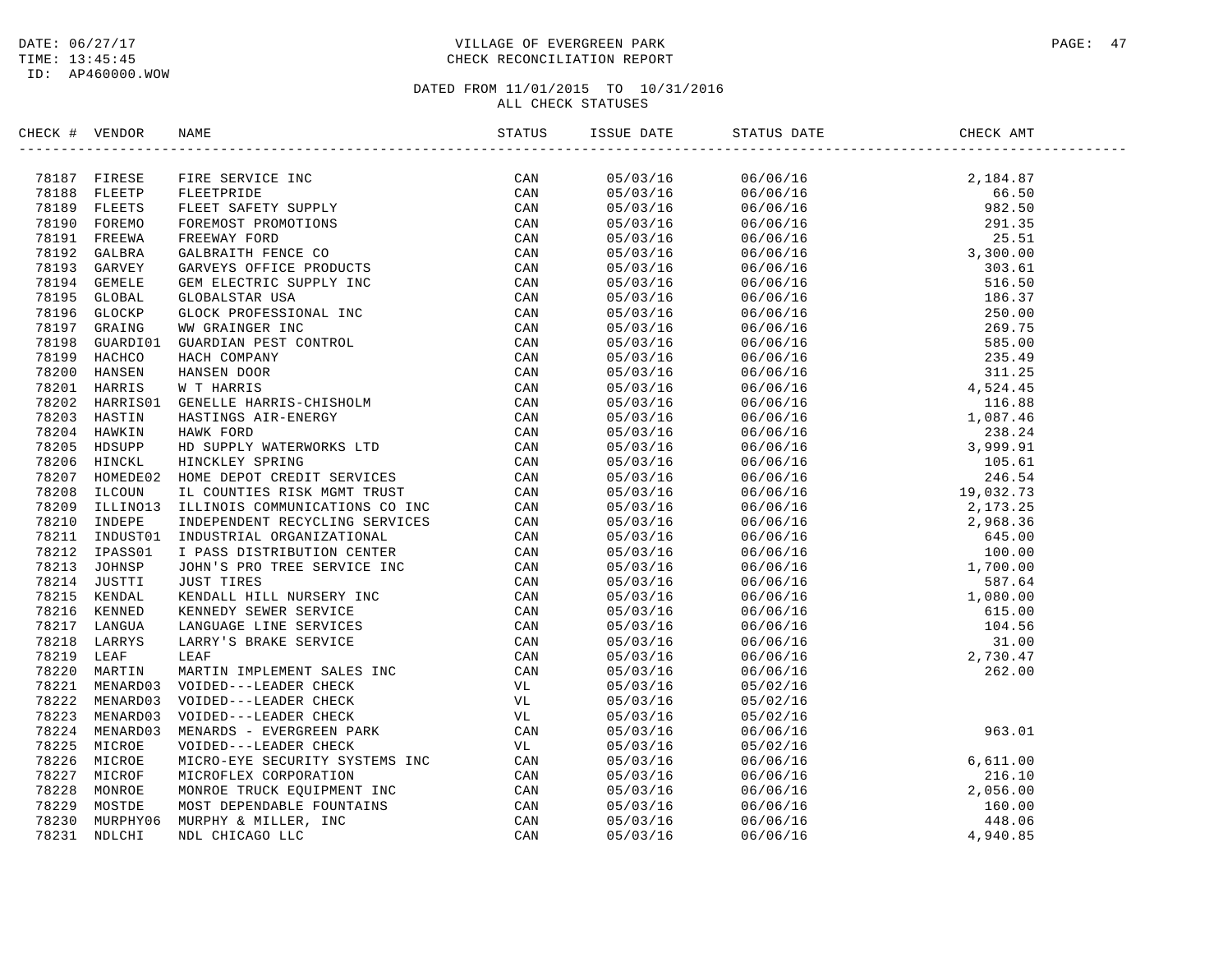DATE: 06/27/17
TIME: 13:45:45
ID: AP460000.WOW

VILLAGE OF EVERGREEN PARK
CHECK RECONCILIATION REPORT

DATED FROM 11/01/2015 TO 10/31/2016
ALL CHECK STATUSES

| CHECK # | VENDOR | NAME | STATUS | ISSUE DATE | STATUS DATE | CHECK AMT |
|---|---|---|---|---|---|---|
| 78187 | FIRESE | FIRE SERVICE INC | CAN | 05/03/16 | 06/06/16 | 2,184.87 |
| 78188 | FLEETP | FLEETPRIDE | CAN | 05/03/16 | 06/06/16 | 66.50 |
| 78189 | FLEETS | FLEET SAFETY SUPPLY | CAN | 05/03/16 | 06/06/16 | 982.50 |
| 78190 | FOREMO | FOREMOST PROMOTIONS | CAN | 05/03/16 | 06/06/16 | 291.35 |
| 78191 | FREEWA | FREEWAY FORD | CAN | 05/03/16 | 06/06/16 | 25.51 |
| 78192 | GALBRA | GALBRAITH FENCE CO | CAN | 05/03/16 | 06/06/16 | 3,300.00 |
| 78193 | GARVEY | GARVEYS OFFICE PRODUCTS | CAN | 05/03/16 | 06/06/16 | 303.61 |
| 78194 | GEMELE | GEM ELECTRIC SUPPLY INC | CAN | 05/03/16 | 06/06/16 | 516.50 |
| 78195 | GLOBAL | GLOBALSTAR USA | CAN | 05/03/16 | 06/06/16 | 186.37 |
| 78196 | GLOCKP | GLOCK PROFESSIONAL INC | CAN | 05/03/16 | 06/06/16 | 250.00 |
| 78197 | GRAING | WW GRAINGER INC | CAN | 05/03/16 | 06/06/16 | 269.75 |
| 78198 | GUARDI01 | GUARDIAN PEST CONTROL | CAN | 05/03/16 | 06/06/16 | 585.00 |
| 78199 | HACHCO | HACH COMPANY | CAN | 05/03/16 | 06/06/16 | 235.49 |
| 78200 | HANSEN | HANSEN DOOR | CAN | 05/03/16 | 06/06/16 | 311.25 |
| 78201 | HARRIS | W T HARRIS | CAN | 05/03/16 | 06/06/16 | 4,524.45 |
| 78202 | HARRIS01 | GENELLE HARRIS-CHISHOLM | CAN | 05/03/16 | 06/06/16 | 116.88 |
| 78203 | HASTIN | HASTINGS AIR-ENERGY | CAN | 05/03/16 | 06/06/16 | 1,087.46 |
| 78204 | HAWKIN | HAWK FORD | CAN | 05/03/16 | 06/06/16 | 238.24 |
| 78205 | HDSUPP | HD SUPPLY WATERWORKS LTD | CAN | 05/03/16 | 06/06/16 | 3,999.91 |
| 78206 | HINCKL | HINCKLEY SPRING | CAN | 05/03/16 | 06/06/16 | 105.61 |
| 78207 | HOMEDE02 | HOME DEPOT CREDIT SERVICES | CAN | 05/03/16 | 06/06/16 | 246.54 |
| 78208 | ILCOUN | IL COUNTIES RISK MGMT TRUST | CAN | 05/03/16 | 06/06/16 | 19,032.73 |
| 78209 | ILLINO13 | ILLINOIS COMMUNICATIONS CO INC | CAN | 05/03/16 | 06/06/16 | 2,173.25 |
| 78210 | INDEPE | INDEPENDENT RECYCLING SERVICES | CAN | 05/03/16 | 06/06/16 | 2,968.36 |
| 78211 | INDUST01 | INDUSTRIAL ORGANIZATIONAL | CAN | 05/03/16 | 06/06/16 | 645.00 |
| 78212 | IPASS01 | I PASS DISTRIBUTION CENTER | CAN | 05/03/16 | 06/06/16 | 100.00 |
| 78213 | JOHNSP | JOHN'S PRO TREE SERVICE INC | CAN | 05/03/16 | 06/06/16 | 1,700.00 |
| 78214 | JUSTTI | JUST TIRES | CAN | 05/03/16 | 06/06/16 | 587.64 |
| 78215 | KENDAL | KENDALL HILL NURSERY INC | CAN | 05/03/16 | 06/06/16 | 1,080.00 |
| 78216 | KENNED | KENNEDY SEWER SERVICE | CAN | 05/03/16 | 06/06/16 | 615.00 |
| 78217 | LANGUA | LANGUAGE LINE SERVICES | CAN | 05/03/16 | 06/06/16 | 104.56 |
| 78218 | LARRYS | LARRY'S BRAKE SERVICE | CAN | 05/03/16 | 06/06/16 | 31.00 |
| 78219 | LEAF | LEAF | CAN | 05/03/16 | 06/06/16 | 2,730.47 |
| 78220 | MARTIN | MARTIN IMPLEMENT SALES INC | CAN | 05/03/16 | 06/06/16 | 262.00 |
| 78221 | MENARD03 | VOIDED---LEADER CHECK | VL | 05/03/16 | 05/02/16 | |
| 78222 | MENARD03 | VOIDED---LEADER CHECK | VL | 05/03/16 | 05/02/16 | |
| 78223 | MENARD03 | VOIDED---LEADER CHECK | VL | 05/03/16 | 05/02/16 | |
| 78224 | MENARD03 | MENARDS - EVERGREEN PARK | CAN | 05/03/16 | 06/06/16 | 963.01 |
| 78225 | MICROE | VOIDED---LEADER CHECK | VL | 05/03/16 | 05/02/16 | |
| 78226 | MICROE | MICRO-EYE SECURITY SYSTEMS INC | CAN | 05/03/16 | 06/06/16 | 6,611.00 |
| 78227 | MICROF | MICROFLEX CORPORATION | CAN | 05/03/16 | 06/06/16 | 216.10 |
| 78228 | MONROE | MONROE TRUCK EQUIPMENT INC | CAN | 05/03/16 | 06/06/16 | 2,056.00 |
| 78229 | MOSTDE | MOST DEPENDABLE FOUNTAINS | CAN | 05/03/16 | 06/06/16 | 160.00 |
| 78230 | MURPHY06 | MURPHY & MILLER, INC | CAN | 05/03/16 | 06/06/16 | 448.06 |
| 78231 | NDLCHI | NDL CHICAGO LLC | CAN | 05/03/16 | 06/06/16 | 4,940.85 |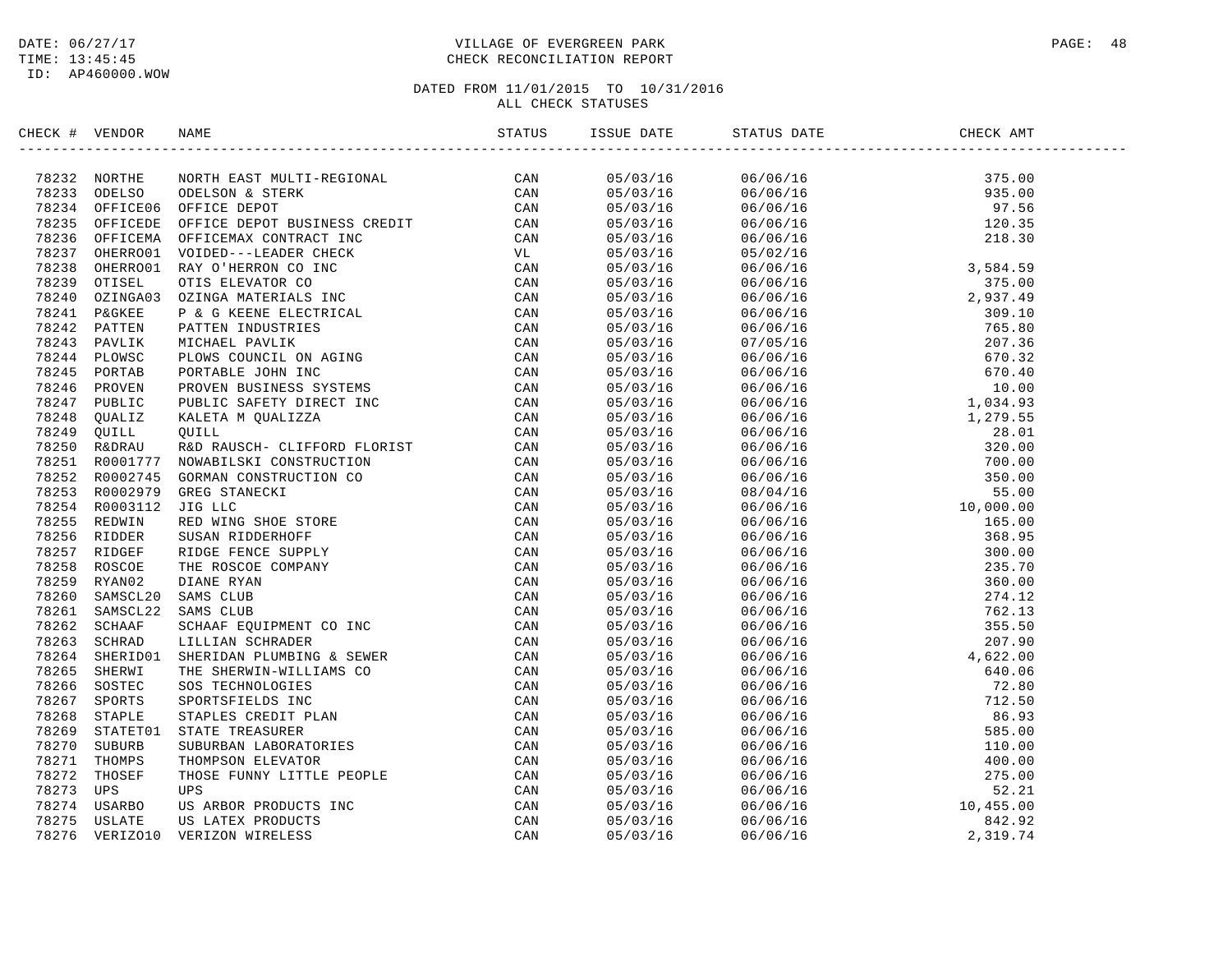DATE: 06/27/17
TIME: 13:45:45
ID: AP460000.WOW

# VILLAGE OF EVERGREEN PARK
## CHECK RECONCILIATION REPORT

DATED FROM 11/01/2015 TO 10/31/2016
ALL CHECK STATUSES

| CHECK # | VENDOR | NAME | STATUS | ISSUE DATE | STATUS DATE | CHECK AMT |
|---|---|---|---|---|---|---|
| 78232 | NORTHE | NORTH EAST MULTI-REGIONAL | CAN | 05/03/16 | 06/06/16 | 375.00 |
| 78233 | ODELSO | ODELSON & STERK | CAN | 05/03/16 | 06/06/16 | 935.00 |
| 78234 | OFFICE06 | OFFICE DEPOT | CAN | 05/03/16 | 06/06/16 | 97.56 |
| 78235 | OFFICEDE | OFFICE DEPOT BUSINESS CREDIT | CAN | 05/03/16 | 06/06/16 | 120.35 |
| 78236 | OFFICEMA | OFFICEMAX CONTRACT INC | CAN | 05/03/16 | 06/06/16 | 218.30 |
| 78237 | OHERRO01 | VOIDED---LEADER CHECK | VL | 05/03/16 | 05/02/16 | |
| 78238 | OHERRO01 | RAY O'HERRON CO INC | CAN | 05/03/16 | 06/06/16 | 3,584.59 |
| 78239 | OTISEL | OTIS ELEVATOR CO | CAN | 05/03/16 | 06/06/16 | 375.00 |
| 78240 | OZINGA03 | OZINGA MATERIALS INC | CAN | 05/03/16 | 06/06/16 | 2,937.49 |
| 78241 | P&GKEE | P & G KEENE ELECTRICAL | CAN | 05/03/16 | 06/06/16 | 309.10 |
| 78242 | PATTEN | PATTEN INDUSTRIES | CAN | 05/03/16 | 06/06/16 | 765.80 |
| 78243 | PAVLIK | MICHAEL PAVLIK | CAN | 05/03/16 | 07/05/16 | 207.36 |
| 78244 | PLOWSC | PLOWS COUNCIL ON AGING | CAN | 05/03/16 | 06/06/16 | 670.32 |
| 78245 | PORTAB | PORTABLE JOHN INC | CAN | 05/03/16 | 06/06/16 | 670.40 |
| 78246 | PROVEN | PROVEN BUSINESS SYSTEMS | CAN | 05/03/16 | 06/06/16 | 10.00 |
| 78247 | PUBLIC | PUBLIC SAFETY DIRECT INC | CAN | 05/03/16 | 06/06/16 | 1,034.93 |
| 78248 | QUALIZ | KALETA M QUALIZZA | CAN | 05/03/16 | 06/06/16 | 1,279.55 |
| 78249 | QUILL | QUILL | CAN | 05/03/16 | 06/06/16 | 28.01 |
| 78250 | R&DRAU | R&D RAUSCH- CLIFFORD FLORIST | CAN | 05/03/16 | 06/06/16 | 320.00 |
| 78251 | R0001777 | NOWABILSKI CONSTRUCTION | CAN | 05/03/16 | 06/06/16 | 700.00 |
| 78252 | R0002745 | GORMAN CONSTRUCTION CO | CAN | 05/03/16 | 06/06/16 | 350.00 |
| 78253 | R0002979 | GREG STANECKI | CAN | 05/03/16 | 08/04/16 | 55.00 |
| 78254 | R0003112 | JIG LLC | CAN | 05/03/16 | 06/06/16 | 10,000.00 |
| 78255 | REDWIN | RED WING SHOE STORE | CAN | 05/03/16 | 06/06/16 | 165.00 |
| 78256 | RIDDER | SUSAN RIDDERHOFF | CAN | 05/03/16 | 06/06/16 | 368.95 |
| 78257 | RIDGEF | RIDGE FENCE SUPPLY | CAN | 05/03/16 | 06/06/16 | 300.00 |
| 78258 | ROSCOE | THE ROSCOE COMPANY | CAN | 05/03/16 | 06/06/16 | 235.70 |
| 78259 | RYAN02 | DIANE RYAN | CAN | 05/03/16 | 06/06/16 | 360.00 |
| 78260 | SAMSCL20 | SAMS CLUB | CAN | 05/03/16 | 06/06/16 | 274.12 |
| 78261 | SAMSCL22 | SAMS CLUB | CAN | 05/03/16 | 06/06/16 | 762.13 |
| 78262 | SCHAAF | SCHAAF EQUIPMENT CO INC | CAN | 05/03/16 | 06/06/16 | 355.50 |
| 78263 | SCHRAD | LILLIAN SCHRADER | CAN | 05/03/16 | 06/06/16 | 207.90 |
| 78264 | SHERID01 | SHERIDAN PLUMBING & SEWER | CAN | 05/03/16 | 06/06/16 | 4,622.00 |
| 78265 | SHERWI | THE SHERWIN-WILLIAMS CO | CAN | 05/03/16 | 06/06/16 | 640.06 |
| 78266 | SOSTEC | SOS TECHNOLOGIES | CAN | 05/03/16 | 06/06/16 | 72.80 |
| 78267 | SPORTS | SPORTSFIELDS INC | CAN | 05/03/16 | 06/06/16 | 712.50 |
| 78268 | STAPLE | STAPLES CREDIT PLAN | CAN | 05/03/16 | 06/06/16 | 86.93 |
| 78269 | STATET01 | STATE TREASURER | CAN | 05/03/16 | 06/06/16 | 585.00 |
| 78270 | SUBURB | SUBURBAN LABORATORIES | CAN | 05/03/16 | 06/06/16 | 110.00 |
| 78271 | THOMPS | THOMPSON ELEVATOR | CAN | 05/03/16 | 06/06/16 | 400.00 |
| 78272 | THOSEF | THOSE FUNNY LITTLE PEOPLE | CAN | 05/03/16 | 06/06/16 | 275.00 |
| 78273 | UPS | UPS | CAN | 05/03/16 | 06/06/16 | 52.21 |
| 78274 | USARBO | US ARBOR PRODUCTS INC | CAN | 05/03/16 | 06/06/16 | 10,455.00 |
| 78275 | USLATE | US LATEX PRODUCTS | CAN | 05/03/16 | 06/06/16 | 842.92 |
| 78276 | VERIZO10 | VERIZON WIRELESS | CAN | 05/03/16 | 06/06/16 | 2,319.74 |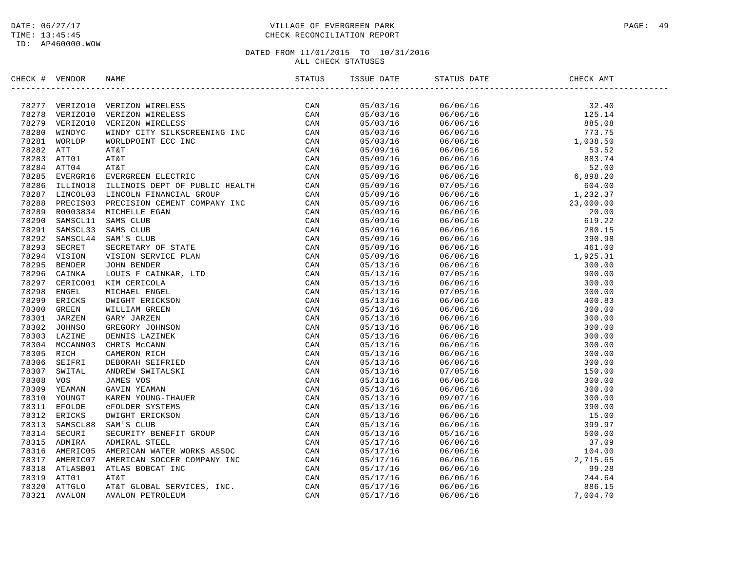DATE: 06/27/17
TIME: 13:45:45
ID: AP460000.WOW

# VILLAGE OF EVERGREEN PARK
## CHECK RECONCILIATION REPORT

DATED FROM 11/01/2015 TO 10/31/2016
ALL CHECK STATUSES

| CHECK # | VENDOR | NAME | STATUS | ISSUE DATE | STATUS DATE | CHECK AMT |
|---|---|---|---|---|---|---|
| 78277 | VERIZO10 | VERIZON WIRELESS | CAN | 05/03/16 | 06/06/16 | 32.40 |
| 78278 | VERIZO10 | VERIZON WIRELESS | CAN | 05/03/16 | 06/06/16 | 125.14 |
| 78279 | VERIZO10 | VERIZON WIRELESS | CAN | 05/03/16 | 06/06/16 | 885.08 |
| 78280 | WINDYC | WINDY CITY SILKSCREENING INC | CAN | 05/03/16 | 06/06/16 | 773.75 |
| 78281 | WORLDP | WORLDPOINT ECC INC | CAN | 05/03/16 | 06/06/16 | 1,038.50 |
| 78282 | ATT | AT&T | CAN | 05/09/16 | 06/06/16 | 53.52 |
| 78283 | ATT01 | AT&T | CAN | 05/09/16 | 06/06/16 | 883.74 |
| 78284 | ATT04 | AT&T | CAN | 05/09/16 | 06/06/16 | 52.00 |
| 78285 | EVERGR16 | EVERGREEN ELECTRIC | CAN | 05/09/16 | 06/06/16 | 6,898.20 |
| 78286 | ILLINO18 | ILLINOIS DEPT OF PUBLIC HEALTH | CAN | 05/09/16 | 07/05/16 | 604.00 |
| 78287 | LINCOL03 | LINCOLN FINANCIAL GROUP | CAN | 05/09/16 | 06/06/16 | 1,232.37 |
| 78288 | PRECIS03 | PRECISION CEMENT COMPANY INC | CAN | 05/09/16 | 06/06/16 | 23,000.00 |
| 78289 | R0003834 | MICHELLE EGAN | CAN | 05/09/16 | 06/06/16 | 20.00 |
| 78290 | SAMSCL11 | SAMS CLUB | CAN | 05/09/16 | 06/06/16 | 619.22 |
| 78291 | SAMSCL33 | SAMS CLUB | CAN | 05/09/16 | 06/06/16 | 280.15 |
| 78292 | SAMSCL44 | SAM'S CLUB | CAN | 05/09/16 | 06/06/16 | 390.98 |
| 78293 | SECRET | SECRETARY OF STATE | CAN | 05/09/16 | 06/06/16 | 461.00 |
| 78294 | VISION | VISION SERVICE PLAN | CAN | 05/09/16 | 06/06/16 | 1,925.31 |
| 78295 | BENDER | JOHN BENDER | CAN | 05/13/16 | 06/06/16 | 300.00 |
| 78296 | CAINKA | LOUIS F CAINKAR, LTD | CAN | 05/13/16 | 07/05/16 | 900.00 |
| 78297 | CERICO01 | KIM CERICOLA | CAN | 05/13/16 | 06/06/16 | 300.00 |
| 78298 | ENGEL | MICHAEL ENGEL | CAN | 05/13/16 | 07/05/16 | 300.00 |
| 78299 | ERICKS | DWIGHT ERICKSON | CAN | 05/13/16 | 06/06/16 | 400.83 |
| 78300 | GREEN | WILLIAM GREEN | CAN | 05/13/16 | 06/06/16 | 300.00 |
| 78301 | JARZEN | GARY JARZEN | CAN | 05/13/16 | 06/06/16 | 300.00 |
| 78302 | JOHNSO | GREGORY JOHNSON | CAN | 05/13/16 | 06/06/16 | 300.00 |
| 78303 | LAZINE | DENNIS LAZINEK | CAN | 05/13/16 | 06/06/16 | 300.00 |
| 78304 | MCCANN03 | CHRIS McCANN | CAN | 05/13/16 | 06/06/16 | 300.00 |
| 78305 | RICH | CAMERON RICH | CAN | 05/13/16 | 06/06/16 | 300.00 |
| 78306 | SEIFRI | DEBORAH SEIFRIED | CAN | 05/13/16 | 06/06/16 | 300.00 |
| 78307 | SWITAL | ANDREW SWITALSKI | CAN | 05/13/16 | 07/05/16 | 150.00 |
| 78308 | VOS | JAMES VOS | CAN | 05/13/16 | 06/06/16 | 300.00 |
| 78309 | YEAMAN | GAVIN YEAMAN | CAN | 05/13/16 | 06/06/16 | 300.00 |
| 78310 | YOUNGT | KAREN YOUNG-THAUER | CAN | 05/13/16 | 09/07/16 | 300.00 |
| 78311 | EFOLDE | eFOLDER SYSTEMS | CAN | 05/13/16 | 06/06/16 | 390.00 |
| 78312 | ERICKS | DWIGHT ERICKSON | CAN | 05/13/16 | 06/06/16 | 15.00 |
| 78313 | SAMSCL88 | SAM'S CLUB | CAN | 05/13/16 | 06/06/16 | 399.97 |
| 78314 | SECURI | SECURITY BENEFIT GROUP | CAN | 05/13/16 | 05/16/16 | 500.00 |
| 78315 | ADMIRA | ADMIRAL STEEL | CAN | 05/17/16 | 06/06/16 | 37.09 |
| 78316 | AMERIC05 | AMERICAN WATER WORKS ASSOC | CAN | 05/17/16 | 06/06/16 | 104.00 |
| 78317 | AMERIC07 | AMERICAN SOCCER COMPANY INC | CAN | 05/17/16 | 06/06/16 | 2,715.65 |
| 78318 | ATLASB01 | ATLAS BOBCAT INC | CAN | 05/17/16 | 06/06/16 | 99.28 |
| 78319 | ATT01 | AT&T | CAN | 05/17/16 | 06/06/16 | 244.64 |
| 78320 | ATTGLO | AT&T GLOBAL SERVICES, INC. | CAN | 05/17/16 | 06/06/16 | 886.15 |
| 78321 | AVALON | AVALON PETROLEUM | CAN | 05/17/16 | 06/06/16 | 7,004.70 |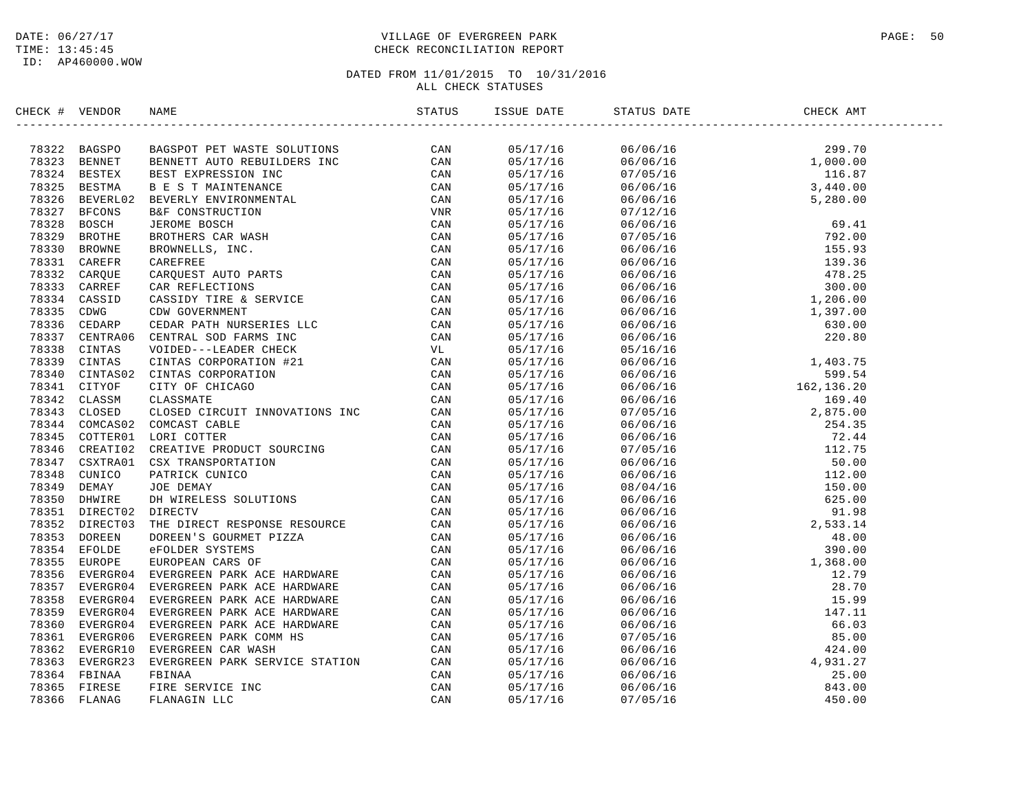DATE: 06/27/17
TIME: 13:45:45
ID: AP460000.WOW

VILLAGE OF EVERGREEN PARK
CHECK RECONCILIATION REPORT

DATED FROM 11/01/2015 TO 10/31/2016
ALL CHECK STATUSES

| CHECK # | VENDOR | NAME | STATUS | ISSUE DATE | STATUS DATE | CHECK AMT |
|---|---|---|---|---|---|---|
| 78322 | BAGSPO | BAGSPOT PET WASTE SOLUTIONS | CAN | 05/17/16 | 06/06/16 | 299.70 |
| 78323 | BENNET | BENNETT AUTO REBUILDERS INC | CAN | 05/17/16 | 06/06/16 | 1,000.00 |
| 78324 | BESTEX | BEST EXPRESSION INC | CAN | 05/17/16 | 07/05/16 | 116.87 |
| 78325 | BESTMA | B E S T MAINTENANCE | CAN | 05/17/16 | 06/06/16 | 3,440.00 |
| 78326 | BEVERL02 | BEVERLY ENVIRONMENTAL | CAN | 05/17/16 | 06/06/16 | 5,280.00 |
| 78327 | BFCONS | B&F CONSTRUCTION | VNR | 05/17/16 | 07/12/16 | |
| 78328 | BOSCH | JEROME BOSCH | CAN | 05/17/16 | 06/06/16 | 69.41 |
| 78329 | BROTHE | BROTHERS CAR WASH | CAN | 05/17/16 | 07/05/16 | 792.00 |
| 78330 | BROWNE | BROWNELLS, INC. | CAN | 05/17/16 | 06/06/16 | 155.93 |
| 78331 | CAREFR | CAREFREE | CAN | 05/17/16 | 06/06/16 | 139.36 |
| 78332 | CARQUE | CARQUEST AUTO PARTS | CAN | 05/17/16 | 06/06/16 | 478.25 |
| 78333 | CARREF | CAR REFLECTIONS | CAN | 05/17/16 | 06/06/16 | 300.00 |
| 78334 | CASSID | CASSIDY TIRE & SERVICE | CAN | 05/17/16 | 06/06/16 | 1,206.00 |
| 78335 | CDWG | CDW GOVERNMENT | CAN | 05/17/16 | 06/06/16 | 1,397.00 |
| 78336 | CEDARP | CEDAR PATH NURSERIES LLC | CAN | 05/17/16 | 06/06/16 | 630.00 |
| 78337 | CENTRA06 | CENTRAL SOD FARMS INC | CAN | 05/17/16 | 06/06/16 | 220.80 |
| 78338 | CINTAS | VOIDED---LEADER CHECK | VL | 05/17/16 | 05/16/16 | |
| 78339 | CINTAS | CINTAS CORPORATION #21 | CAN | 05/17/16 | 06/06/16 | 1,403.75 |
| 78340 | CINTAS02 | CINTAS CORPORATION | CAN | 05/17/16 | 06/06/16 | 599.54 |
| 78341 | CITYOF | CITY OF CHICAGO | CAN | 05/17/16 | 06/06/16 | 162,136.20 |
| 78342 | CLASSM | CLASSMATE | CAN | 05/17/16 | 06/06/16 | 169.40 |
| 78343 | CLOSED | CLOSED CIRCUIT INNOVATIONS INC | CAN | 05/17/16 | 07/05/16 | 2,875.00 |
| 78344 | COMCAS02 | COMCAST CABLE | CAN | 05/17/16 | 06/06/16 | 254.35 |
| 78345 | COTTER01 | LORI COTTER | CAN | 05/17/16 | 06/06/16 | 72.44 |
| 78346 | CREATI02 | CREATIVE PRODUCT SOURCING | CAN | 05/17/16 | 07/05/16 | 112.75 |
| 78347 | CSXTRA01 | CSX TRANSPORTATION | CAN | 05/17/16 | 06/06/16 | 50.00 |
| 78348 | CUNICO | PATRICK CUNICO | CAN | 05/17/16 | 06/06/16 | 112.00 |
| 78349 | DEMAY | JOE DEMAY | CAN | 05/17/16 | 08/04/16 | 150.00 |
| 78350 | DHWIRE | DH WIRELESS SOLUTIONS | CAN | 05/17/16 | 06/06/16 | 625.00 |
| 78351 | DIRECT02 | DIRECTV | CAN | 05/17/16 | 06/06/16 | 91.98 |
| 78352 | DIRECT03 | THE DIRECT RESPONSE RESOURCE | CAN | 05/17/16 | 06/06/16 | 2,533.14 |
| 78353 | DOREEN | DOREEN'S GOURMET PIZZA | CAN | 05/17/16 | 06/06/16 | 48.00 |
| 78354 | EFOLDE | eFOLDER SYSTEMS | CAN | 05/17/16 | 06/06/16 | 390.00 |
| 78355 | EUROPE | EUROPEAN CARS OF | CAN | 05/17/16 | 06/06/16 | 1,368.00 |
| 78356 | EVERGR04 | EVERGREEN PARK ACE HARDWARE | CAN | 05/17/16 | 06/06/16 | 12.79 |
| 78357 | EVERGR04 | EVERGREEN PARK ACE HARDWARE | CAN | 05/17/16 | 06/06/16 | 28.70 |
| 78358 | EVERGR04 | EVERGREEN PARK ACE HARDWARE | CAN | 05/17/16 | 06/06/16 | 15.99 |
| 78359 | EVERGR04 | EVERGREEN PARK ACE HARDWARE | CAN | 05/17/16 | 06/06/16 | 147.11 |
| 78360 | EVERGR04 | EVERGREEN PARK ACE HARDWARE | CAN | 05/17/16 | 06/06/16 | 66.03 |
| 78361 | EVERGR06 | EVERGREEN PARK COMM HS | CAN | 05/17/16 | 07/05/16 | 85.00 |
| 78362 | EVERGR10 | EVERGREEN CAR WASH | CAN | 05/17/16 | 06/06/16 | 424.00 |
| 78363 | EVERGR23 | EVERGREEN PARK SERVICE STATION | CAN | 05/17/16 | 06/06/16 | 4,931.27 |
| 78364 | FBINAA | FBINAA | CAN | 05/17/16 | 06/06/16 | 25.00 |
| 78365 | FIRESE | FIRE SERVICE INC | CAN | 05/17/16 | 06/06/16 | 843.00 |
| 78366 | FLANAG | FLANAGIN LLC | CAN | 05/17/16 | 07/05/16 | 450.00 |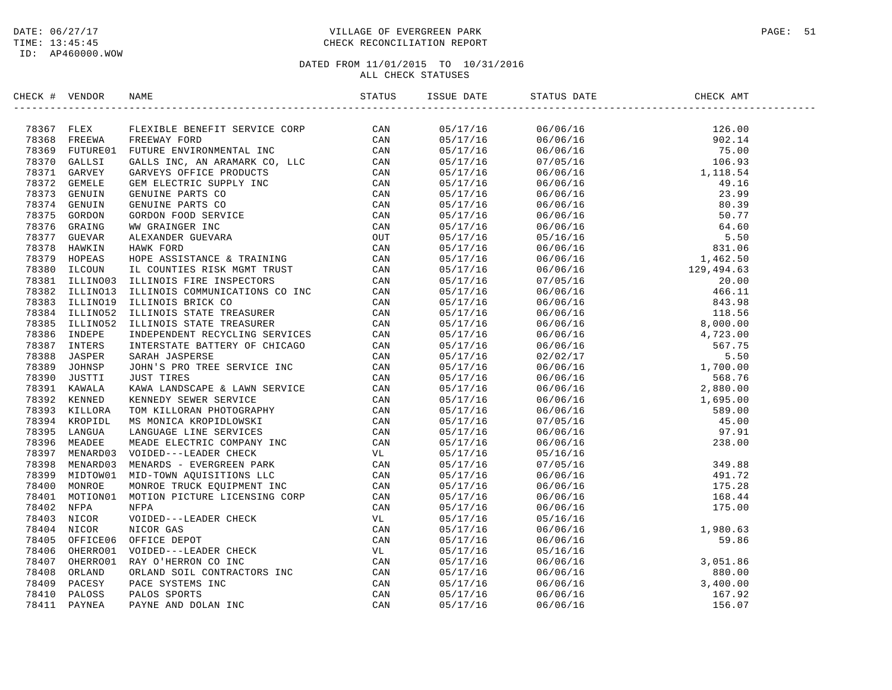DATE: 06/27/17
TIME: 13:45:45
ID: AP460000.WOW

# VILLAGE OF EVERGREEN PARK
## CHECK RECONCILIATION REPORT

DATED FROM 11/01/2015 TO 10/31/2016
ALL CHECK STATUSES

| CHECK # | VENDOR | NAME | STATUS | ISSUE DATE | STATUS DATE | CHECK AMT |
|---|---|---|---|---|---|---|
| 78367 | FLEX | FLEXIBLE BENEFIT SERVICE CORP | CAN | 05/17/16 | 06/06/16 | 126.00 |
| 78368 | FREEWA | FREEWAY FORD | CAN | 05/17/16 | 06/06/16 | 902.14 |
| 78369 | FUTURE01 | FUTURE ENVIRONMENTAL INC | CAN | 05/17/16 | 06/06/16 | 75.00 |
| 78370 | GALLSI | GALLS INC, AN ARAMARK CO, LLC | CAN | 05/17/16 | 07/05/16 | 106.93 |
| 78371 | GARVEY | GARVEYS OFFICE PRODUCTS | CAN | 05/17/16 | 06/06/16 | 1,118.54 |
| 78372 | GEMELE | GEM ELECTRIC SUPPLY INC | CAN | 05/17/16 | 06/06/16 | 49.16 |
| 78373 | GENUIN | GENUINE PARTS CO | CAN | 05/17/16 | 06/06/16 | 23.99 |
| 78374 | GENUIN | GENUINE PARTS CO | CAN | 05/17/16 | 06/06/16 | 80.39 |
| 78375 | GORDON | GORDON FOOD SERVICE | CAN | 05/17/16 | 06/06/16 | 50.77 |
| 78376 | GRAING | WW GRAINGER INC | CAN | 05/17/16 | 06/06/16 | 64.60 |
| 78377 | GUEVAR | ALEXANDER GUEVARA | OUT | 05/17/16 | 05/16/16 | 5.50 |
| 78378 | HAWKIN | HAWK FORD | CAN | 05/17/16 | 06/06/16 | 831.06 |
| 78379 | HOPEAS | HOPE ASSISTANCE & TRAINING | CAN | 05/17/16 | 06/06/16 | 1,462.50 |
| 78380 | ILCOUN | IL COUNTIES RISK MGMT TRUST | CAN | 05/17/16 | 06/06/16 | 129,494.63 |
| 78381 | ILLINO03 | ILLINOIS FIRE INSPECTORS | CAN | 05/17/16 | 07/05/16 | 20.00 |
| 78382 | ILLINO13 | ILLINOIS COMMUNICATIONS CO INC | CAN | 05/17/16 | 06/06/16 | 466.11 |
| 78383 | ILLINO19 | ILLINOIS BRICK CO | CAN | 05/17/16 | 06/06/16 | 843.98 |
| 78384 | ILLINO52 | ILLINOIS STATE TREASURER | CAN | 05/17/16 | 06/06/16 | 118.56 |
| 78385 | ILLINO52 | ILLINOIS STATE TREASURER | CAN | 05/17/16 | 06/06/16 | 8,000.00 |
| 78386 | INDEPE | INDEPENDENT RECYCLING SERVICES | CAN | 05/17/16 | 06/06/16 | 4,723.00 |
| 78387 | INTERS | INTERSTATE BATTERY OF CHICAGO | CAN | 05/17/16 | 06/06/16 | 567.75 |
| 78388 | JASPER | SARAH JASPERSE | CAN | 05/17/16 | 02/02/17 | 5.50 |
| 78389 | JOHNSP | JOHN'S PRO TREE SERVICE INC | CAN | 05/17/16 | 06/06/16 | 1,700.00 |
| 78390 | JUSTTI | JUST TIRES | CAN | 05/17/16 | 06/06/16 | 568.76 |
| 78391 | KAWALA | KAWA LANDSCAPE & LAWN SERVICE | CAN | 05/17/16 | 06/06/16 | 2,880.00 |
| 78392 | KENNED | KENNEDY SEWER SERVICE | CAN | 05/17/16 | 06/06/16 | 1,695.00 |
| 78393 | KILLORA | TOM KILLORAN PHOTOGRAPHY | CAN | 05/17/16 | 06/06/16 | 589.00 |
| 78394 | KROPIDL | MS MONICA KROPIDLOWSKI | CAN | 05/17/16 | 07/05/16 | 45.00 |
| 78395 | LANGUA | LANGUAGE LINE SERVICES | CAN | 05/17/16 | 06/06/16 | 97.91 |
| 78396 | MEADEE | MEADE ELECTRIC COMPANY INC | CAN | 05/17/16 | 06/06/16 | 238.00 |
| 78397 | MENARD03 | VOIDED---LEADER CHECK | VL | 05/17/16 | 05/16/16 | |
| 78398 | MENARD03 | MENARDS - EVERGREEN PARK | CAN | 05/17/16 | 07/05/16 | 349.88 |
| 78399 | MIDTOW01 | MID-TOWN AQUISITIONS LLC | CAN | 05/17/16 | 06/06/16 | 491.72 |
| 78400 | MONROE | MONROE TRUCK EQUIPMENT INC | CAN | 05/17/16 | 06/06/16 | 175.28 |
| 78401 | MOTION01 | MOTION PICTURE LICENSING CORP | CAN | 05/17/16 | 06/06/16 | 168.44 |
| 78402 | NFPA | NFPA | CAN | 05/17/16 | 06/06/16 | 175.00 |
| 78403 | NICOR | VOIDED---LEADER CHECK | VL | 05/17/16 | 05/16/16 | |
| 78404 | NICOR | NICOR GAS | CAN | 05/17/16 | 06/06/16 | 1,980.63 |
| 78405 | OFFICE06 | OFFICE DEPOT | CAN | 05/17/16 | 06/06/16 | 59.86 |
| 78406 | OHERRO01 | VOIDED---LEADER CHECK | VL | 05/17/16 | 05/16/16 | |
| 78407 | OHERRO01 | RAY O'HERRON CO INC | CAN | 05/17/16 | 06/06/16 | 3,051.86 |
| 78408 | ORLAND | ORLAND SOIL CONTRACTORS INC | CAN | 05/17/16 | 06/06/16 | 880.00 |
| 78409 | PACESY | PACE SYSTEMS INC | CAN | 05/17/16 | 06/06/16 | 3,400.00 |
| 78410 | PALOSS | PALOS SPORTS | CAN | 05/17/16 | 06/06/16 | 167.92 |
| 78411 | PAYNEA | PAYNE AND DOLAN INC | CAN | 05/17/16 | 06/06/16 | 156.07 |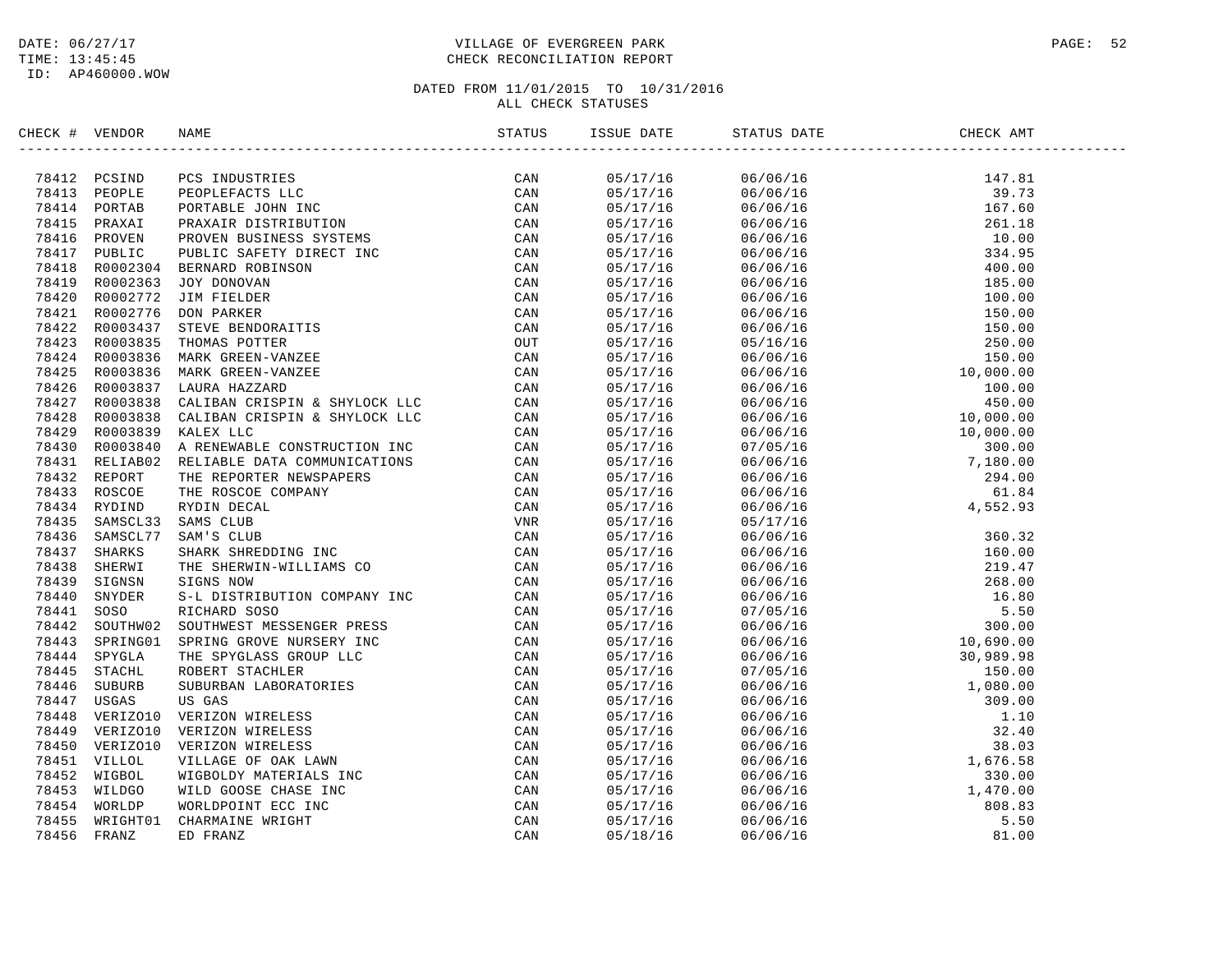DATE: 06/27/17
TIME: 13:45:45
ID: AP460000.WOW

# VILLAGE OF EVERGREEN PARK
## CHECK RECONCILIATION REPORT

DATED FROM 11/01/2015 TO 10/31/2016
ALL CHECK STATUSES

| CHECK # | VENDOR | NAME | STATUS | ISSUE DATE | STATUS DATE | CHECK AMT |
|---|---|---|---|---|---|---|
| 78412 | PCSIND | PCS INDUSTRIES | CAN | 05/17/16 | 06/06/16 | 147.81 |
| 78413 | PEOPLE | PEOPLEFACTS LLC | CAN | 05/17/16 | 06/06/16 | 39.73 |
| 78414 | PORTAB | PORTABLE JOHN INC | CAN | 05/17/16 | 06/06/16 | 167.60 |
| 78415 | PRAXAI | PRAXAIR DISTRIBUTION | CAN | 05/17/16 | 06/06/16 | 261.18 |
| 78416 | PROVEN | PROVEN BUSINESS SYSTEMS | CAN | 05/17/16 | 06/06/16 | 10.00 |
| 78417 | PUBLIC | PUBLIC SAFETY DIRECT INC | CAN | 05/17/16 | 06/06/16 | 334.95 |
| 78418 | R0002304 | BERNARD ROBINSON | CAN | 05/17/16 | 06/06/16 | 400.00 |
| 78419 | R0002363 | JOY DONOVAN | CAN | 05/17/16 | 06/06/16 | 185.00 |
| 78420 | R0002772 | JIM FIELDER | CAN | 05/17/16 | 06/06/16 | 100.00 |
| 78421 | R0002776 | DON PARKER | CAN | 05/17/16 | 06/06/16 | 150.00 |
| 78422 | R0003437 | STEVE BENDORAITIS | CAN | 05/17/16 | 06/06/16 | 150.00 |
| 78423 | R0003835 | THOMAS POTTER | OUT | 05/17/16 | 05/16/16 | 250.00 |
| 78424 | R0003836 | MARK GREEN-VANZEE | CAN | 05/17/16 | 06/06/16 | 150.00 |
| 78425 | R0003836 | MARK GREEN-VANZEE | CAN | 05/17/16 | 06/06/16 | 10,000.00 |
| 78426 | R0003837 | LAURA HAZZARD | CAN | 05/17/16 | 06/06/16 | 100.00 |
| 78427 | R0003838 | CALIBAN CRISPIN & SHYLOCK LLC | CAN | 05/17/16 | 06/06/16 | 450.00 |
| 78428 | R0003838 | CALIBAN CRISPIN & SHYLOCK LLC | CAN | 05/17/16 | 06/06/16 | 10,000.00 |
| 78429 | R0003839 | KALEX LLC | CAN | 05/17/16 | 06/06/16 | 10,000.00 |
| 78430 | R0003840 | A RENEWABLE CONSTRUCTION INC | CAN | 05/17/16 | 07/05/16 | 300.00 |
| 78431 | RELIAB02 | RELIABLE DATA COMMUNICATIONS | CAN | 05/17/16 | 06/06/16 | 7,180.00 |
| 78432 | REPORT | THE REPORTER NEWSPAPERS | CAN | 05/17/16 | 06/06/16 | 294.00 |
| 78433 | ROSCOE | THE ROSCOE COMPANY | CAN | 05/17/16 | 06/06/16 | 61.84 |
| 78434 | RYDIND | RYDIN DECAL | CAN | 05/17/16 | 06/06/16 | 4,552.93 |
| 78435 | SAMSCL33 | SAMS CLUB | VNR | 05/17/16 | 05/17/16 | |
| 78436 | SAMSCL77 | SAM'S CLUB | CAN | 05/17/16 | 06/06/16 | 360.32 |
| 78437 | SHARKS | SHARK SHREDDING INC | CAN | 05/17/16 | 06/06/16 | 160.00 |
| 78438 | SHERWI | THE SHERWIN-WILLIAMS CO | CAN | 05/17/16 | 06/06/16 | 219.47 |
| 78439 | SIGNSN | SIGNS NOW | CAN | 05/17/16 | 06/06/16 | 268.00 |
| 78440 | SNYDER | S-L DISTRIBUTION COMPANY INC | CAN | 05/17/16 | 06/06/16 | 16.80 |
| 78441 | SOSO | RICHARD SOSO | CAN | 05/17/16 | 07/05/16 | 5.50 |
| 78442 | SOUTHW02 | SOUTHWEST MESSENGER PRESS | CAN | 05/17/16 | 06/06/16 | 300.00 |
| 78443 | SPRING01 | SPRING GROVE NURSERY INC | CAN | 05/17/16 | 06/06/16 | 10,690.00 |
| 78444 | SPYGLA | THE SPYGLASS GROUP LLC | CAN | 05/17/16 | 06/06/16 | 30,989.98 |
| 78445 | STACHL | ROBERT STACHLER | CAN | 05/17/16 | 07/05/16 | 150.00 |
| 78446 | SUBURB | SUBURBAN LABORATORIES | CAN | 05/17/16 | 06/06/16 | 1,080.00 |
| 78447 | USGAS | US GAS | CAN | 05/17/16 | 06/06/16 | 309.00 |
| 78448 | VERIZO10 | VERIZON WIRELESS | CAN | 05/17/16 | 06/06/16 | 1.10 |
| 78449 | VERIZO10 | VERIZON WIRELESS | CAN | 05/17/16 | 06/06/16 | 32.40 |
| 78450 | VERIZO10 | VERIZON WIRELESS | CAN | 05/17/16 | 06/06/16 | 38.03 |
| 78451 | VILLOL | VILLAGE OF OAK LAWN | CAN | 05/17/16 | 06/06/16 | 1,676.58 |
| 78452 | WIGBOL | WIGBOLDY MATERIALS INC | CAN | 05/17/16 | 06/06/16 | 330.00 |
| 78453 | WILDGO | WILD GOOSE CHASE INC | CAN | 05/17/16 | 06/06/16 | 1,470.00 |
| 78454 | WORLDP | WORLDPOINT ECC INC | CAN | 05/17/16 | 06/06/16 | 808.83 |
| 78455 | WRIGHT01 | CHARMAINE WRIGHT | CAN | 05/17/16 | 06/06/16 | 5.50 |
| 78456 | FRANZ | ED FRANZ | CAN | 05/18/16 | 06/06/16 | 81.00 |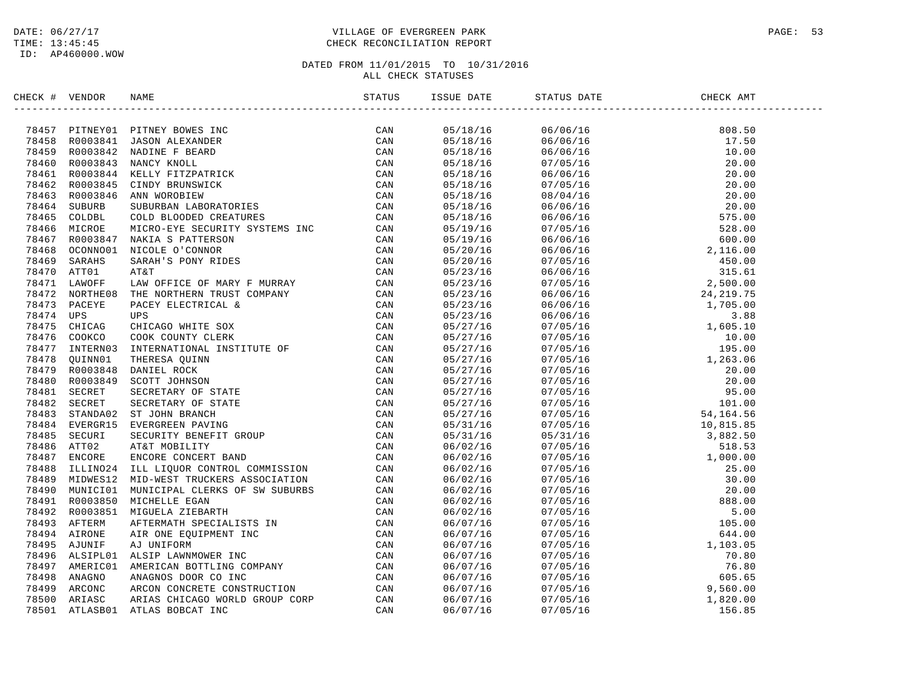DATE: 06/27/17
TIME: 13:45:45
ID: AP460000.WOW

# VILLAGE OF EVERGREEN PARK
## CHECK RECONCILIATION REPORT

DATED FROM 11/01/2015 TO 10/31/2016
ALL CHECK STATUSES

| CHECK # | VENDOR | NAME | STATUS | ISSUE DATE | STATUS DATE | CHECK AMT |
|---|---|---|---|---|---|---|
| 78457 | PITNEY01 | PITNEY BOWES INC | CAN | 05/18/16 | 06/06/16 | 808.50 |
| 78458 | R0003841 | JASON ALEXANDER | CAN | 05/18/16 | 06/06/16 | 17.50 |
| 78459 | R0003842 | NADINE F BEARD | CAN | 05/18/16 | 06/06/16 | 10.00 |
| 78460 | R0003843 | NANCY KNOLL | CAN | 05/18/16 | 07/05/16 | 20.00 |
| 78461 | R0003844 | KELLY FITZPATRICK | CAN | 05/18/16 | 06/06/16 | 20.00 |
| 78462 | R0003845 | CINDY BRUNSWICK | CAN | 05/18/16 | 07/05/16 | 20.00 |
| 78463 | R0003846 | ANN WOROBIEW | CAN | 05/18/16 | 08/04/16 | 20.00 |
| 78464 | SUBURB | SUBURBAN LABORATORIES | CAN | 05/18/16 | 06/06/16 | 20.00 |
| 78465 | COLDBL | COLD BLOODED CREATURES | CAN | 05/18/16 | 06/06/16 | 575.00 |
| 78466 | MICROE | MICRO-EYE SECURITY SYSTEMS INC | CAN | 05/19/16 | 07/05/16 | 528.00 |
| 78467 | R0003847 | NAKIA S PATTERSON | CAN | 05/19/16 | 06/06/16 | 600.00 |
| 78468 | OCONNO01 | NICOLE O'CONNOR | CAN | 05/20/16 | 06/06/16 | 2,116.00 |
| 78469 | SARAHS | SARAH'S PONY RIDES | CAN | 05/20/16 | 07/05/16 | 450.00 |
| 78470 | ATT01 | AT&T | CAN | 05/23/16 | 06/06/16 | 315.61 |
| 78471 | LAWOFF | LAW OFFICE OF MARY F MURRAY | CAN | 05/23/16 | 07/05/16 | 2,500.00 |
| 78472 | NORTHE08 | THE NORTHERN TRUST COMPANY | CAN | 05/23/16 | 06/06/16 | 24,219.75 |
| 78473 | PACEYE | PACEY ELECTRICAL & | CAN | 05/23/16 | 06/06/16 | 1,705.00 |
| 78474 | UPS | UPS | CAN | 05/23/16 | 06/06/16 | 3.88 |
| 78475 | CHICAG | CHICAGO WHITE SOX | CAN | 05/27/16 | 07/05/16 | 1,605.10 |
| 78476 | COOKCO | COOK COUNTY CLERK | CAN | 05/27/16 | 07/05/16 | 10.00 |
| 78477 | INTERN03 | INTERNATIONAL INSTITUTE OF | CAN | 05/27/16 | 07/05/16 | 195.00 |
| 78478 | QUINN01 | THERESA QUINN | CAN | 05/27/16 | 07/05/16 | 1,263.06 |
| 78479 | R0003848 | DANIEL ROCK | CAN | 05/27/16 | 07/05/16 | 20.00 |
| 78480 | R0003849 | SCOTT JOHNSON | CAN | 05/27/16 | 07/05/16 | 20.00 |
| 78481 | SECRET | SECRETARY OF STATE | CAN | 05/27/16 | 07/05/16 | 95.00 |
| 78482 | SECRET | SECRETARY OF STATE | CAN | 05/27/16 | 07/05/16 | 101.00 |
| 78483 | STANDA02 | ST JOHN BRANCH | CAN | 05/27/16 | 07/05/16 | 54,164.56 |
| 78484 | EVERGR15 | EVERGREEN PAVING | CAN | 05/31/16 | 07/05/16 | 10,815.85 |
| 78485 | SECURI | SECURITY BENEFIT GROUP | CAN | 05/31/16 | 05/31/16 | 3,882.50 |
| 78486 | ATT02 | AT&T MOBILITY | CAN | 06/02/16 | 07/05/16 | 518.53 |
| 78487 | ENCORE | ENCORE CONCERT BAND | CAN | 06/02/16 | 07/05/16 | 1,000.00 |
| 78488 | ILLINO24 | ILL LIQUOR CONTROL COMMISSION | CAN | 06/02/16 | 07/05/16 | 25.00 |
| 78489 | MIDWES12 | MID-WEST TRUCKERS ASSOCIATION | CAN | 06/02/16 | 07/05/16 | 30.00 |
| 78490 | MUNICI01 | MUNICIPAL CLERKS OF SW SUBURBS | CAN | 06/02/16 | 07/05/16 | 20.00 |
| 78491 | R0003850 | MICHELLE EGAN | CAN | 06/02/16 | 07/05/16 | 888.00 |
| 78492 | R0003851 | MIGUELA ZIEBARTH | CAN | 06/02/16 | 07/05/16 | 5.00 |
| 78493 | AFTERM | AFTERMATH SPECIALISTS IN | CAN | 06/07/16 | 07/05/16 | 105.00 |
| 78494 | AIRONE | AIR ONE EQUIPMENT INC | CAN | 06/07/16 | 07/05/16 | 644.00 |
| 78495 | AJUNIF | AJ UNIFORM | CAN | 06/07/16 | 07/05/16 | 1,103.05 |
| 78496 | ALSIPL01 | ALSIP LAWNMOWER INC | CAN | 06/07/16 | 07/05/16 | 70.80 |
| 78497 | AMERIC01 | AMERICAN BOTTLING COMPANY | CAN | 06/07/16 | 07/05/16 | 76.80 |
| 78498 | ANAGNO | ANAGNOS DOOR CO INC | CAN | 06/07/16 | 07/05/16 | 605.65 |
| 78499 | ARCONC | ARCON CONCRETE CONSTRUCTION | CAN | 06/07/16 | 07/05/16 | 9,560.00 |
| 78500 | ARIASC | ARIAS CHICAGO WORLD GROUP CORP | CAN | 06/07/16 | 07/05/16 | 1,820.00 |
| 78501 | ATLASB01 | ATLAS BOBCAT INC | CAN | 06/07/16 | 07/05/16 | 156.85 |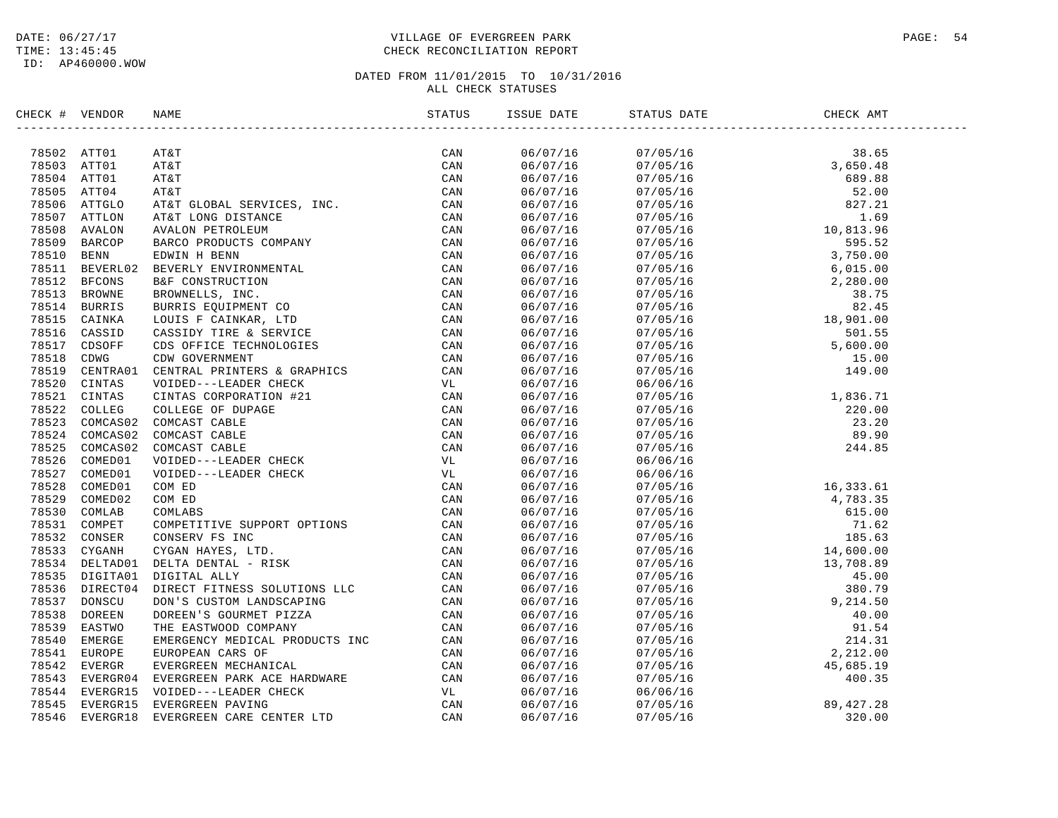DATE: 06/27/17
TIME: 13:45:45
ID: AP460000.WOW

VILLAGE OF EVERGREEN PARK
CHECK RECONCILIATION REPORT

DATED FROM 11/01/2015 TO 10/31/2016
ALL CHECK STATUSES

| CHECK # | VENDOR | NAME | STATUS | ISSUE DATE | STATUS DATE | CHECK AMT |
|---|---|---|---|---|---|---|
| 78502 | ATT01 | AT&T | CAN | 06/07/16 | 07/05/16 | 38.65 |
| 78503 | ATT01 | AT&T | CAN | 06/07/16 | 07/05/16 | 3,650.48 |
| 78504 | ATT01 | AT&T | CAN | 06/07/16 | 07/05/16 | 689.88 |
| 78505 | ATT04 | AT&T | CAN | 06/07/16 | 07/05/16 | 52.00 |
| 78506 | ATTGLO | AT&T GLOBAL SERVICES, INC. | CAN | 06/07/16 | 07/05/16 | 827.21 |
| 78507 | ATTLON | AT&T LONG DISTANCE | CAN | 06/07/16 | 07/05/16 | 1.69 |
| 78508 | AVALON | AVALON PETROLEUM | CAN | 06/07/16 | 07/05/16 | 10,813.96 |
| 78509 | BARCOP | BARCO PRODUCTS COMPANY | CAN | 06/07/16 | 07/05/16 | 595.52 |
| 78510 | BENN | EDWIN H BENN | CAN | 06/07/16 | 07/05/16 | 3,750.00 |
| 78511 | BEVERL02 | BEVERLY ENVIRONMENTAL | CAN | 06/07/16 | 07/05/16 | 6,015.00 |
| 78512 | BFCONS | B&F CONSTRUCTION | CAN | 06/07/16 | 07/05/16 | 2,280.00 |
| 78513 | BROWNE | BROWNELLS, INC. | CAN | 06/07/16 | 07/05/16 | 38.75 |
| 78514 | BURRIS | BURRIS EQUIPMENT CO | CAN | 06/07/16 | 07/05/16 | 82.45 |
| 78515 | CAINKA | LOUIS F CAINKAR, LTD | CAN | 06/07/16 | 07/05/16 | 18,901.00 |
| 78516 | CASSID | CASSIDY TIRE & SERVICE | CAN | 06/07/16 | 07/05/16 | 501.55 |
| 78517 | CDSOFF | CDS OFFICE TECHNOLOGIES | CAN | 06/07/16 | 07/05/16 | 5,600.00 |
| 78518 | CDWG | CDW GOVERNMENT | CAN | 06/07/16 | 07/05/16 | 15.00 |
| 78519 | CENTRA01 | CENTRAL PRINTERS & GRAPHICS | CAN | 06/07/16 | 07/05/16 | 149.00 |
| 78520 | CINTAS | VOIDED---LEADER CHECK | VL | 06/07/16 | 06/06/16 | |
| 78521 | CINTAS | CINTAS CORPORATION #21 | CAN | 06/07/16 | 07/05/16 | 1,836.71 |
| 78522 | COLLEG | COLLEGE OF DUPAGE | CAN | 06/07/16 | 07/05/16 | 220.00 |
| 78523 | COMCAS02 | COMCAST CABLE | CAN | 06/07/16 | 07/05/16 | 23.20 |
| 78524 | COMCAS02 | COMCAST CABLE | CAN | 06/07/16 | 07/05/16 | 89.90 |
| 78525 | COMCAS02 | COMCAST CABLE | CAN | 06/07/16 | 07/05/16 | 244.85 |
| 78526 | COMED01 | VOIDED---LEADER CHECK | VL | 06/07/16 | 06/06/16 | |
| 78527 | COMED01 | VOIDED---LEADER CHECK | VL | 06/07/16 | 06/06/16 | |
| 78528 | COMED01 | COM ED | CAN | 06/07/16 | 07/05/16 | 16,333.61 |
| 78529 | COMED02 | COM ED | CAN | 06/07/16 | 07/05/16 | 4,783.35 |
| 78530 | COMLAB | COMLABS | CAN | 06/07/16 | 07/05/16 | 615.00 |
| 78531 | COMPET | COMPETITIVE SUPPORT OPTIONS | CAN | 06/07/16 | 07/05/16 | 71.62 |
| 78532 | CONSER | CONSERV FS INC | CAN | 06/07/16 | 07/05/16 | 185.63 |
| 78533 | CYGANH | CYGAN HAYES, LTD. | CAN | 06/07/16 | 07/05/16 | 14,600.00 |
| 78534 | DELTAD01 | DELTA DENTAL - RISK | CAN | 06/07/16 | 07/05/16 | 13,708.89 |
| 78535 | DIGITA01 | DIGITAL ALLY | CAN | 06/07/16 | 07/05/16 | 45.00 |
| 78536 | DIRECT04 | DIRECT FITNESS SOLUTIONS LLC | CAN | 06/07/16 | 07/05/16 | 380.79 |
| 78537 | DONSCU | DON'S CUSTOM LANDSCAPING | CAN | 06/07/16 | 07/05/16 | 9,214.50 |
| 78538 | DOREEN | DOREEN'S GOURMET PIZZA | CAN | 06/07/16 | 07/05/16 | 40.00 |
| 78539 | EASTWO | THE EASTWOOD COMPANY | CAN | 06/07/16 | 07/05/16 | 91.54 |
| 78540 | EMERGE | EMERGENCY MEDICAL PRODUCTS INC | CAN | 06/07/16 | 07/05/16 | 214.31 |
| 78541 | EUROPE | EUROPEAN CARS OF | CAN | 06/07/16 | 07/05/16 | 2,212.00 |
| 78542 | EVERGR | EVERGREEN MECHANICAL | CAN | 06/07/16 | 07/05/16 | 45,685.19 |
| 78543 | EVERGR04 | EVERGREEN PARK ACE HARDWARE | CAN | 06/07/16 | 07/05/16 | 400.35 |
| 78544 | EVERGR15 | VOIDED---LEADER CHECK | VL | 06/07/16 | 06/06/16 | |
| 78545 | EVERGR15 | EVERGREEN PAVING | CAN | 06/07/16 | 07/05/16 | 89,427.28 |
| 78546 | EVERGR18 | EVERGREEN CARE CENTER LTD | CAN | 06/07/16 | 07/05/16 | 320.00 |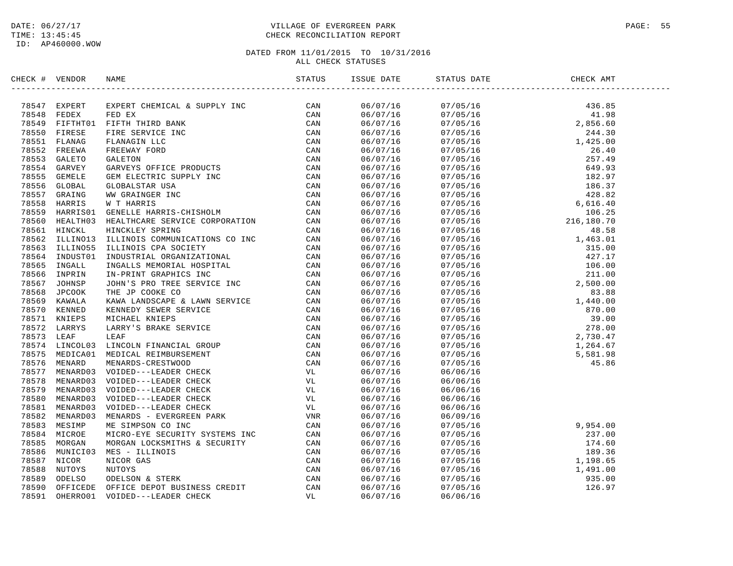DATE: 06/27/17
TIME: 13:45:45
ID: AP460000.WOW

VILLAGE OF EVERGREEN PARK
CHECK RECONCILIATION REPORT

DATED FROM 11/01/2015 TO 10/31/2016
ALL CHECK STATUSES

| CHECK # | VENDOR | NAME | STATUS | ISSUE DATE | STATUS DATE | CHECK AMT |
|---|---|---|---|---|---|---|
| 78547 | EXPERT | EXPERT CHEMICAL & SUPPLY INC | CAN | 06/07/16 | 07/05/16 | 436.85 |
| 78548 | FEDEX | FED EX | CAN | 06/07/16 | 07/05/16 | 41.98 |
| 78549 | FIFTHT01 | FIFTH THIRD BANK | CAN | 06/07/16 | 07/05/16 | 2,856.60 |
| 78550 | FIRESE | FIRE SERVICE INC | CAN | 06/07/16 | 07/05/16 | 244.30 |
| 78551 | FLANAG | FLANAGIN LLC | CAN | 06/07/16 | 07/05/16 | 1,425.00 |
| 78552 | FREEWA | FREEWAY FORD | CAN | 06/07/16 | 07/05/16 | 26.40 |
| 78553 | GALETO | GALETON | CAN | 06/07/16 | 07/05/16 | 257.49 |
| 78554 | GARVEY | GARVEYS OFFICE PRODUCTS | CAN | 06/07/16 | 07/05/16 | 649.93 |
| 78555 | GEMELE | GEM ELECTRIC SUPPLY INC | CAN | 06/07/16 | 07/05/16 | 182.97 |
| 78556 | GLOBAL | GLOBALSTAR USA | CAN | 06/07/16 | 07/05/16 | 186.37 |
| 78557 | GRAING | WW GRAINGER INC | CAN | 06/07/16 | 07/05/16 | 428.82 |
| 78558 | HARRIS | W T HARRIS | CAN | 06/07/16 | 07/05/16 | 6,616.40 |
| 78559 | HARRIS01 | GENELLE HARRIS-CHISHOLM | CAN | 06/07/16 | 07/05/16 | 106.25 |
| 78560 | HEALTH03 | HEALTHCARE SERVICE CORPORATION | CAN | 06/07/16 | 07/05/16 | 216,180.70 |
| 78561 | HINCKL | HINCKLEY SPRING | CAN | 06/07/16 | 07/05/16 | 48.58 |
| 78562 | ILLINO13 | ILLINOIS COMMUNICATIONS CO INC | CAN | 06/07/16 | 07/05/16 | 1,463.01 |
| 78563 | ILLINO55 | ILLINOIS CPA SOCIETY | CAN | 06/07/16 | 07/05/16 | 315.00 |
| 78564 | INDUST01 | INDUSTRIAL ORGANIZATIONAL | CAN | 06/07/16 | 07/05/16 | 427.17 |
| 78565 | INGALL | INGALLS MEMORIAL HOSPITAL | CAN | 06/07/16 | 07/05/16 | 106.00 |
| 78566 | INPRIN | IN-PRINT GRAPHICS INC | CAN | 06/07/16 | 07/05/16 | 211.00 |
| 78567 | JOHNSP | JOHN'S PRO TREE SERVICE INC | CAN | 06/07/16 | 07/05/16 | 2,500.00 |
| 78568 | JPCOOK | THE JP COOKE CO | CAN | 06/07/16 | 07/05/16 | 83.88 |
| 78569 | KAWALA | KAWA LANDSCAPE & LAWN SERVICE | CAN | 06/07/16 | 07/05/16 | 1,440.00 |
| 78570 | KENNED | KENNEDY SEWER SERVICE | CAN | 06/07/16 | 07/05/16 | 870.00 |
| 78571 | KNIEPS | MICHAEL KNIEPS | CAN | 06/07/16 | 07/05/16 | 39.00 |
| 78572 | LARRYS | LARRY'S BRAKE SERVICE | CAN | 06/07/16 | 07/05/16 | 278.00 |
| 78573 | LEAF | LEAF | CAN | 06/07/16 | 07/05/16 | 2,730.47 |
| 78574 | LINCOL03 | LINCOLN FINANCIAL GROUP | CAN | 06/07/16 | 07/05/16 | 1,264.67 |
| 78575 | MEDICA01 | MEDICAL REIMBURSEMENT | CAN | 06/07/16 | 07/05/16 | 5,581.98 |
| 78576 | MENARD | MENARDS-CRESTWOOD | CAN | 06/07/16 | 07/05/16 | 45.86 |
| 78577 | MENARD03 | VOIDED---LEADER CHECK | VL | 06/07/16 | 06/06/16 | |
| 78578 | MENARD03 | VOIDED---LEADER CHECK | VL | 06/07/16 | 06/06/16 | |
| 78579 | MENARD03 | VOIDED---LEADER CHECK | VL | 06/07/16 | 06/06/16 | |
| 78580 | MENARD03 | VOIDED---LEADER CHECK | VL | 06/07/16 | 06/06/16 | |
| 78581 | MENARD03 | VOIDED---LEADER CHECK | VL | 06/07/16 | 06/06/16 | |
| 78582 | MENARD03 | MENARDS - EVERGREEN PARK | VNR | 06/07/16 | 06/09/16 | |
| 78583 | MESIMP | ME SIMPSON CO INC | CAN | 06/07/16 | 07/05/16 | 9,954.00 |
| 78584 | MICROE | MICRO-EYE SECURITY SYSTEMS INC | CAN | 06/07/16 | 07/05/16 | 237.00 |
| 78585 | MORGAN | MORGAN LOCKSMITHS & SECURITY | CAN | 06/07/16 | 07/05/16 | 174.60 |
| 78586 | MUNICI03 | MES - ILLINOIS | CAN | 06/07/16 | 07/05/16 | 189.36 |
| 78587 | NICOR | NICOR GAS | CAN | 06/07/16 | 07/05/16 | 1,198.65 |
| 78588 | NUTOYS | NUTOYS | CAN | 06/07/16 | 07/05/16 | 1,491.00 |
| 78589 | ODELSO | ODELSON & STERK | CAN | 06/07/16 | 07/05/16 | 935.00 |
| 78590 | OFFICEDE | OFFICE DEPOT BUSINESS CREDIT | CAN | 06/07/16 | 07/05/16 | 126.97 |
| 78591 | OHERRO01 | VOIDED---LEADER CHECK | VL | 06/07/16 | 06/06/16 | |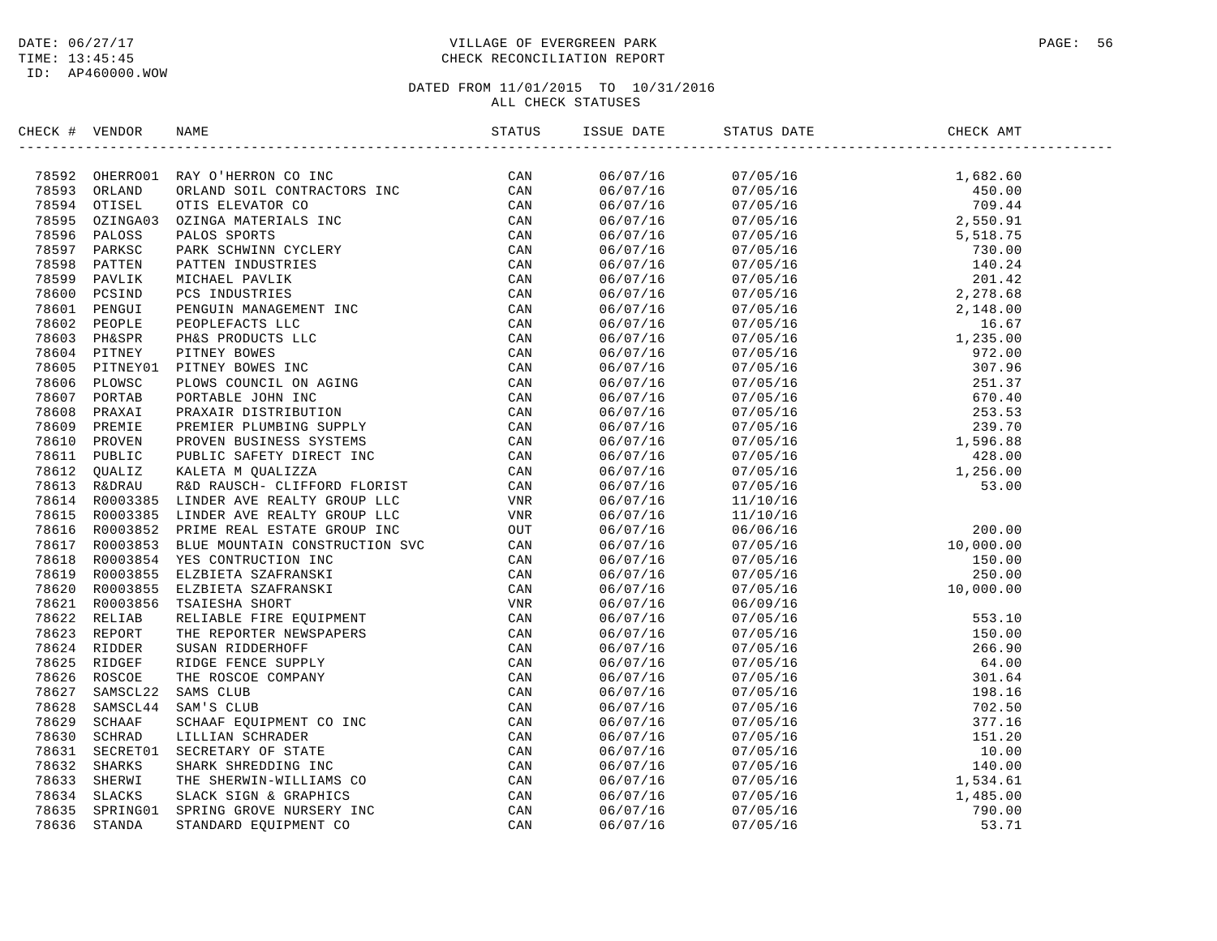DATE: 06/27/17
TIME: 13:45:45
ID: AP460000.WOW

VILLAGE OF EVERGREEN PARK
CHECK RECONCILIATION REPORT

DATED FROM 11/01/2015 TO 10/31/2016
ALL CHECK STATUSES

| CHECK # | VENDOR | NAME | STATUS | ISSUE DATE | STATUS DATE | CHECK AMT |
|---|---|---|---|---|---|---|
| 78592 | OHERRO01 | RAY O'HERRON CO INC | CAN | 06/07/16 | 07/05/16 | 1,682.60 |
| 78593 | ORLAND | ORLAND SOIL CONTRACTORS INC | CAN | 06/07/16 | 07/05/16 | 450.00 |
| 78594 | OTISEL | OTIS ELEVATOR CO | CAN | 06/07/16 | 07/05/16 | 709.44 |
| 78595 | OZINGA03 | OZINGA MATERIALS INC | CAN | 06/07/16 | 07/05/16 | 2,550.91 |
| 78596 | PALOSS | PALOS SPORTS | CAN | 06/07/16 | 07/05/16 | 5,518.75 |
| 78597 | PARKSC | PARK SCHWINN CYCLERY | CAN | 06/07/16 | 07/05/16 | 730.00 |
| 78598 | PATTEN | PATTEN INDUSTRIES | CAN | 06/07/16 | 07/05/16 | 140.24 |
| 78599 | PAVLIK | MICHAEL PAVLIK | CAN | 06/07/16 | 07/05/16 | 201.42 |
| 78600 | PCSIND | PCS INDUSTRIES | CAN | 06/07/16 | 07/05/16 | 2,278.68 |
| 78601 | PENGUI | PENGUIN MANAGEMENT INC | CAN | 06/07/16 | 07/05/16 | 2,148.00 |
| 78602 | PEOPLE | PEOPLEFACTS LLC | CAN | 06/07/16 | 07/05/16 | 16.67 |
| 78603 | PH&SPR | PH&S PRODUCTS LLC | CAN | 06/07/16 | 07/05/16 | 1,235.00 |
| 78604 | PITNEY | PITNEY BOWES | CAN | 06/07/16 | 07/05/16 | 972.00 |
| 78605 | PITNEY01 | PITNEY BOWES INC | CAN | 06/07/16 | 07/05/16 | 307.96 |
| 78606 | PLOWSC | PLOWS COUNCIL ON AGING | CAN | 06/07/16 | 07/05/16 | 251.37 |
| 78607 | PORTAB | PORTABLE JOHN INC | CAN | 06/07/16 | 07/05/16 | 670.40 |
| 78608 | PRAXAI | PRAXAIR DISTRIBUTION | CAN | 06/07/16 | 07/05/16 | 253.53 |
| 78609 | PREMIE | PREMIER PLUMBING SUPPLY | CAN | 06/07/16 | 07/05/16 | 239.70 |
| 78610 | PROVEN | PROVEN BUSINESS SYSTEMS | CAN | 06/07/16 | 07/05/16 | 1,596.88 |
| 78611 | PUBLIC | PUBLIC SAFETY DIRECT INC | CAN | 06/07/16 | 07/05/16 | 428.00 |
| 78612 | QUALIZ | KALETA M QUALIZZA | CAN | 06/07/16 | 07/05/16 | 1,256.00 |
| 78613 | R&DRAU | R&D RAUSCH- CLIFFORD FLORIST | CAN | 06/07/16 | 07/05/16 | 53.00 |
| 78614 | R0003385 | LINDER AVE REALTY GROUP LLC | VNR | 06/07/16 | 11/10/16 | |
| 78615 | R0003385 | LINDER AVE REALTY GROUP LLC | VNR | 06/07/16 | 11/10/16 | |
| 78616 | R0003852 | PRIME REAL ESTATE GROUP INC | OUT | 06/07/16 | 06/06/16 | 200.00 |
| 78617 | R0003853 | BLUE MOUNTAIN CONSTRUCTION SVC | CAN | 06/07/16 | 07/05/16 | 10,000.00 |
| 78618 | R0003854 | YES CONTRUCTION INC | CAN | 06/07/16 | 07/05/16 | 150.00 |
| 78619 | R0003855 | ELZBIETA SZAFRANSKI | CAN | 06/07/16 | 07/05/16 | 250.00 |
| 78620 | R0003855 | ELZBIETA SZAFRANSKI | CAN | 06/07/16 | 07/05/16 | 10,000.00 |
| 78621 | R0003856 | TSAIESHA SHORT | VNR | 06/07/16 | 06/09/16 | |
| 78622 | RELIAB | RELIABLE FIRE EQUIPMENT | CAN | 06/07/16 | 07/05/16 | 553.10 |
| 78623 | REPORT | THE REPORTER NEWSPAPERS | CAN | 06/07/16 | 07/05/16 | 150.00 |
| 78624 | RIDDER | SUSAN RIDDERHOFF | CAN | 06/07/16 | 07/05/16 | 266.90 |
| 78625 | RIDGEF | RIDGE FENCE SUPPLY | CAN | 06/07/16 | 07/05/16 | 64.00 |
| 78626 | ROSCOE | THE ROSCOE COMPANY | CAN | 06/07/16 | 07/05/16 | 301.64 |
| 78627 | SAMSCL22 | SAMS CLUB | CAN | 06/07/16 | 07/05/16 | 198.16 |
| 78628 | SAMSCL44 | SAM'S CLUB | CAN | 06/07/16 | 07/05/16 | 702.50 |
| 78629 | SCHAAF | SCHAAF EQUIPMENT CO INC | CAN | 06/07/16 | 07/05/16 | 377.16 |
| 78630 | SCHRAD | LILLIAN SCHRADER | CAN | 06/07/16 | 07/05/16 | 151.20 |
| 78631 | SECRET01 | SECRETARY OF STATE | CAN | 06/07/16 | 07/05/16 | 10.00 |
| 78632 | SHARKS | SHARK SHREDDING INC | CAN | 06/07/16 | 07/05/16 | 140.00 |
| 78633 | SHERWI | THE SHERWIN-WILLIAMS CO | CAN | 06/07/16 | 07/05/16 | 1,534.61 |
| 78634 | SLACKS | SLACK SIGN & GRAPHICS | CAN | 06/07/16 | 07/05/16 | 1,485.00 |
| 78635 | SPRING01 | SPRING GROVE NURSERY INC | CAN | 06/07/16 | 07/05/16 | 790.00 |
| 78636 | STANDA | STANDARD EQUIPMENT CO | CAN | 06/07/16 | 07/05/16 | 53.71 |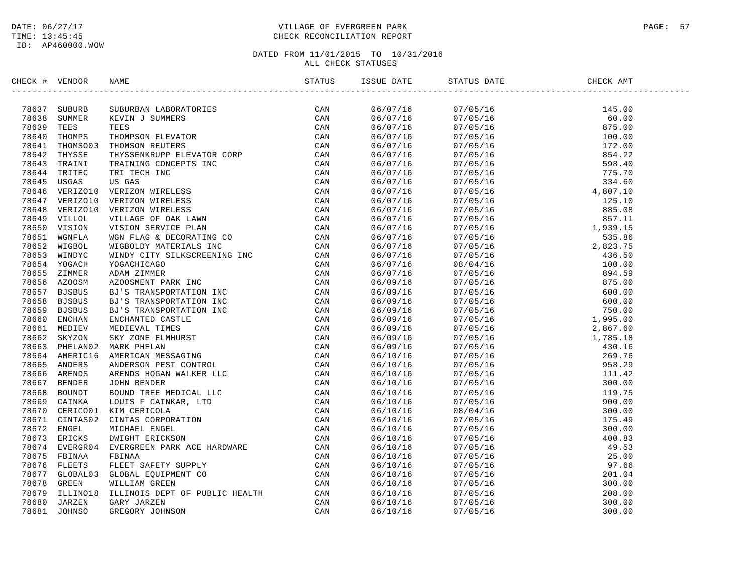DATE: 06/27/17
TIME: 13:45:45
ID: AP460000.WOW

VILLAGE OF EVERGREEN PARK
CHECK RECONCILIATION REPORT

DATED FROM 11/01/2015 TO 10/31/2016
ALL CHECK STATUSES

| CHECK # | VENDOR | NAME | STATUS | ISSUE DATE | STATUS DATE | CHECK AMT |
|---|---|---|---|---|---|---|
| 78637 | SUBURB | SUBURBAN LABORATORIES | CAN | 06/07/16 | 07/05/16 | 145.00 |
| 78638 | SUMMER | KEVIN J SUMMERS | CAN | 06/07/16 | 07/05/16 | 60.00 |
| 78639 | TEES | TEES | CAN | 06/07/16 | 07/05/16 | 875.00 |
| 78640 | THOMPS | THOMPSON ELEVATOR | CAN | 06/07/16 | 07/05/16 | 100.00 |
| 78641 | THOMSO03 | THOMSON REUTERS | CAN | 06/07/16 | 07/05/16 | 172.00 |
| 78642 | THYSSE | THYSSENKRUPP ELEVATOR CORP | CAN | 06/07/16 | 07/05/16 | 854.22 |
| 78643 | TRAINI | TRAINING CONCEPTS INC | CAN | 06/07/16 | 07/05/16 | 598.40 |
| 78644 | TRITEC | TRI TECH INC | CAN | 06/07/16 | 07/05/16 | 775.70 |
| 78645 | USGAS | US GAS | CAN | 06/07/16 | 07/05/16 | 334.60 |
| 78646 | VERIZO10 | VERIZON WIRELESS | CAN | 06/07/16 | 07/05/16 | 4,807.10 |
| 78647 | VERIZO10 | VERIZON WIRELESS | CAN | 06/07/16 | 07/05/16 | 125.10 |
| 78648 | VERIZO10 | VERIZON WIRELESS | CAN | 06/07/16 | 07/05/16 | 885.08 |
| 78649 | VILLOL | VILLAGE OF OAK LAWN | CAN | 06/07/16 | 07/05/16 | 857.11 |
| 78650 | VISION | VISION SERVICE PLAN | CAN | 06/07/16 | 07/05/16 | 1,939.15 |
| 78651 | WGNFLA | WGN FLAG & DECORATING CO | CAN | 06/07/16 | 07/05/16 | 535.86 |
| 78652 | WIGBOL | WIGBOLDY MATERIALS INC | CAN | 06/07/16 | 07/05/16 | 2,823.75 |
| 78653 | WINDYC | WINDY CITY SILKSCREENING INC | CAN | 06/07/16 | 07/05/16 | 436.50 |
| 78654 | YOGACH | YOGACHICAGO | CAN | 06/07/16 | 08/04/16 | 100.00 |
| 78655 | ZIMMER | ADAM ZIMMER | CAN | 06/07/16 | 07/05/16 | 894.59 |
| 78656 | AZOOSM | AZOOSMENT PARK INC | CAN | 06/09/16 | 07/05/16 | 875.00 |
| 78657 | BJSBUS | BJ'S TRANSPORTATION INC | CAN | 06/09/16 | 07/05/16 | 600.00 |
| 78658 | BJSBUS | BJ'S TRANSPORTATION INC | CAN | 06/09/16 | 07/05/16 | 600.00 |
| 78659 | BJSBUS | BJ'S TRANSPORTATION INC | CAN | 06/09/16 | 07/05/16 | 750.00 |
| 78660 | ENCHAN | ENCHANTED CASTLE | CAN | 06/09/16 | 07/05/16 | 1,995.00 |
| 78661 | MEDIEV | MEDIEVAL TIMES | CAN | 06/09/16 | 07/05/16 | 2,867.60 |
| 78662 | SKYZON | SKY ZONE ELMHURST | CAN | 06/09/16 | 07/05/16 | 1,785.18 |
| 78663 | PHELAN02 | MARK PHELAN | CAN | 06/09/16 | 07/05/16 | 430.16 |
| 78664 | AMERIC16 | AMERICAN MESSAGING | CAN | 06/10/16 | 07/05/16 | 269.76 |
| 78665 | ANDERS | ANDERSON PEST CONTROL | CAN | 06/10/16 | 07/05/16 | 958.29 |
| 78666 | ARENDS | ARENDS HOGAN WALKER LLC | CAN | 06/10/16 | 07/05/16 | 111.42 |
| 78667 | BENDER | JOHN BENDER | CAN | 06/10/16 | 07/05/16 | 300.00 |
| 78668 | BOUNDT | BOUND TREE MEDICAL LLC | CAN | 06/10/16 | 07/05/16 | 119.75 |
| 78669 | CAINKA | LOUIS F CAINKAR, LTD | CAN | 06/10/16 | 07/05/16 | 900.00 |
| 78670 | CERICO01 | KIM CERICOLA | CAN | 06/10/16 | 08/04/16 | 300.00 |
| 78671 | CINTAS02 | CINTAS CORPORATION | CAN | 06/10/16 | 07/05/16 | 175.49 |
| 78672 | ENGEL | MICHAEL ENGEL | CAN | 06/10/16 | 07/05/16 | 300.00 |
| 78673 | ERICKS | DWIGHT ERICKSON | CAN | 06/10/16 | 07/05/16 | 400.83 |
| 78674 | EVERGR04 | EVERGREEN PARK ACE HARDWARE | CAN | 06/10/16 | 07/05/16 | 49.53 |
| 78675 | FBINAA | FBINAA | CAN | 06/10/16 | 07/05/16 | 25.00 |
| 78676 | FLEETS | FLEET SAFETY SUPPLY | CAN | 06/10/16 | 07/05/16 | 97.66 |
| 78677 | GLOBAL03 | GLOBAL EQUIPMENT CO | CAN | 06/10/16 | 07/05/16 | 201.04 |
| 78678 | GREEN | WILLIAM GREEN | CAN | 06/10/16 | 07/05/16 | 300.00 |
| 78679 | ILLINO18 | ILLINOIS DEPT OF PUBLIC HEALTH | CAN | 06/10/16 | 07/05/16 | 208.00 |
| 78680 | JARZEN | GARY JARZEN | CAN | 06/10/16 | 07/05/16 | 300.00 |
| 78681 | JOHNSO | GREGORY JOHNSON | CAN | 06/10/16 | 07/05/16 | 300.00 |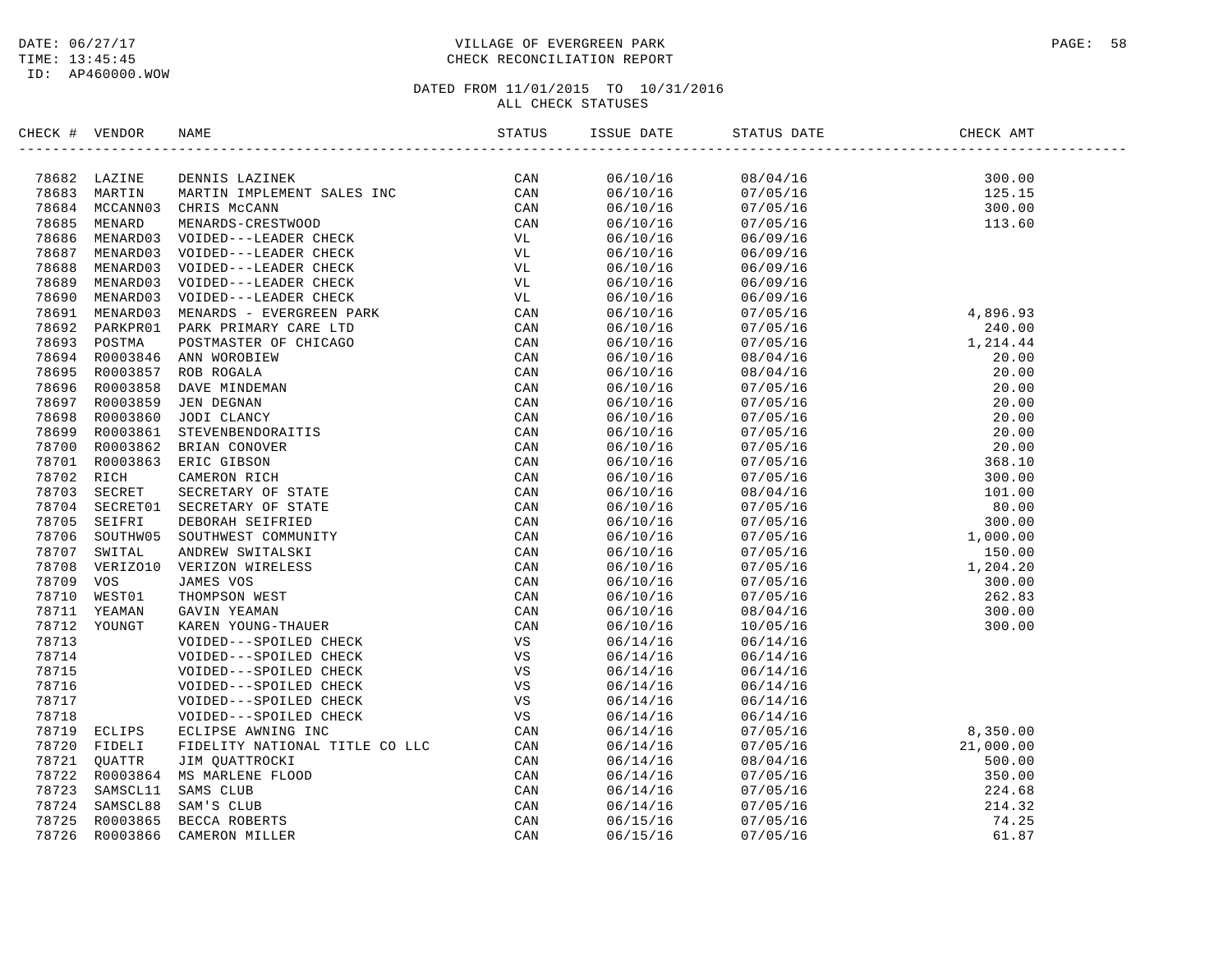DATE: 06/27/17
TIME: 13:45:45
ID: AP460000.WOW

# VILLAGE OF EVERGREEN PARK
## CHECK RECONCILIATION REPORT

DATED FROM 11/01/2015 TO 10/31/2016
ALL CHECK STATUSES

| CHECK # | VENDOR | NAME | STATUS | ISSUE DATE | STATUS DATE | CHECK AMT |
|---|---|---|---|---|---|---|
| 78682 | LAZINE | DENNIS LAZINEK | CAN | 06/10/16 | 08/04/16 | 300.00 |
| 78683 | MARTIN | MARTIN IMPLEMENT SALES INC | CAN | 06/10/16 | 07/05/16 | 125.15 |
| 78684 | MCCANN03 | CHRIS McCANN | CAN | 06/10/16 | 07/05/16 | 300.00 |
| 78685 | MENARD | MENARDS-CRESTWOOD | CAN | 06/10/16 | 07/05/16 | 113.60 |
| 78686 | MENARD03 | VOIDED---LEADER CHECK | VL | 06/10/16 | 06/09/16 | |
| 78687 | MENARD03 | VOIDED---LEADER CHECK | VL | 06/10/16 | 06/09/16 | |
| 78688 | MENARD03 | VOIDED---LEADER CHECK | VL | 06/10/16 | 06/09/16 | |
| 78689 | MENARD03 | VOIDED---LEADER CHECK | VL | 06/10/16 | 06/09/16 | |
| 78690 | MENARD03 | VOIDED---LEADER CHECK | VL | 06/10/16 | 06/09/16 | |
| 78691 | MENARD03 | MENARDS - EVERGREEN PARK | CAN | 06/10/16 | 07/05/16 | 4,896.93 |
| 78692 | PARKPR01 | PARK PRIMARY CARE LTD | CAN | 06/10/16 | 07/05/16 | 240.00 |
| 78693 | POSTMA | POSTMASTER OF CHICAGO | CAN | 06/10/16 | 07/05/16 | 1,214.44 |
| 78694 | R0003846 | ANN WOROBIEW | CAN | 06/10/16 | 08/04/16 | 20.00 |
| 78695 | R0003857 | ROB ROGALA | CAN | 06/10/16 | 08/04/16 | 20.00 |
| 78696 | R0003858 | DAVE MINDEMAN | CAN | 06/10/16 | 07/05/16 | 20.00 |
| 78697 | R0003859 | JEN DEGNAN | CAN | 06/10/16 | 07/05/16 | 20.00 |
| 78698 | R0003860 | JODI CLANCY | CAN | 06/10/16 | 07/05/16 | 20.00 |
| 78699 | R0003861 | STEVENBENDORAITIS | CAN | 06/10/16 | 07/05/16 | 20.00 |
| 78700 | R0003862 | BRIAN CONOVER | CAN | 06/10/16 | 07/05/16 | 20.00 |
| 78701 | R0003863 | ERIC GIBSON | CAN | 06/10/16 | 07/05/16 | 368.10 |
| 78702 | RICH | CAMERON RICH | CAN | 06/10/16 | 07/05/16 | 300.00 |
| 78703 | SECRET | SECRETARY OF STATE | CAN | 06/10/16 | 08/04/16 | 101.00 |
| 78704 | SECRET01 | SECRETARY OF STATE | CAN | 06/10/16 | 07/05/16 | 80.00 |
| 78705 | SEIFRI | DEBORAH SEIFRIED | CAN | 06/10/16 | 07/05/16 | 300.00 |
| 78706 | SOUTHW05 | SOUTHWEST COMMUNITY | CAN | 06/10/16 | 07/05/16 | 1,000.00 |
| 78707 | SWITAL | ANDREW SWITALSKI | CAN | 06/10/16 | 07/05/16 | 150.00 |
| 78708 | VERIZO10 | VERIZON WIRELESS | CAN | 06/10/16 | 07/05/16 | 1,204.20 |
| 78709 | VOS | JAMES VOS | CAN | 06/10/16 | 07/05/16 | 300.00 |
| 78710 | WEST01 | THOMPSON WEST | CAN | 06/10/16 | 07/05/16 | 262.83 |
| 78711 | YEAMAN | GAVIN YEAMAN | CAN | 06/10/16 | 08/04/16 | 300.00 |
| 78712 | YOUNGT | KAREN YOUNG-THAUER | CAN | 06/10/16 | 10/05/16 | 300.00 |
| 78713 | | VOIDED---SPOILED CHECK | VS | 06/14/16 | 06/14/16 | |
| 78714 | | VOIDED---SPOILED CHECK | VS | 06/14/16 | 06/14/16 | |
| 78715 | | VOIDED---SPOILED CHECK | VS | 06/14/16 | 06/14/16 | |
| 78716 | | VOIDED---SPOILED CHECK | VS | 06/14/16 | 06/14/16 | |
| 78717 | | VOIDED---SPOILED CHECK | VS | 06/14/16 | 06/14/16 | |
| 78718 | | VOIDED---SPOILED CHECK | VS | 06/14/16 | 06/14/16 | |
| 78719 | ECLIPS | ECLIPSE AWNING INC | CAN | 06/14/16 | 07/05/16 | 8,350.00 |
| 78720 | FIDELI | FIDELITY NATIONAL TITLE CO LLC | CAN | 06/14/16 | 07/05/16 | 21,000.00 |
| 78721 | QUATTR | JIM QUATTROCKI | CAN | 06/14/16 | 08/04/16 | 500.00 |
| 78722 | R0003864 | MS MARLENE FLOOD | CAN | 06/14/16 | 07/05/16 | 350.00 |
| 78723 | SAMSCL11 | SAMS CLUB | CAN | 06/14/16 | 07/05/16 | 224.68 |
| 78724 | SAMSCL88 | SAM'S CLUB | CAN | 06/14/16 | 07/05/16 | 214.32 |
| 78725 | R0003865 | BECCA ROBERTS | CAN | 06/15/16 | 07/05/16 | 74.25 |
| 78726 | R0003866 | CAMERON MILLER | CAN | 06/15/16 | 07/05/16 | 61.87 |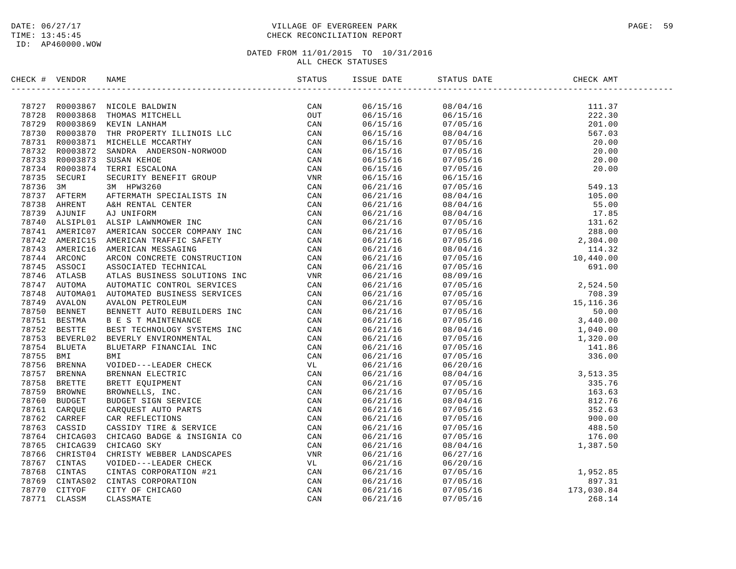DATE: 06/27/17
TIME: 13:45:45
ID: AP460000.WOW

VILLAGE OF EVERGREEN PARK
CHECK RECONCILIATION REPORT

DATED FROM 11/01/2015 TO 10/31/2016
ALL CHECK STATUSES

| CHECK # | VENDOR | NAME | STATUS | ISSUE DATE | STATUS DATE | CHECK AMT |
|---|---|---|---|---|---|---|
| 78727 | R0003867 | NICOLE BALDWIN | CAN | 06/15/16 | 08/04/16 | 111.37 |
| 78728 | R0003868 | THOMAS MITCHELL | OUT | 06/15/16 | 06/15/16 | 222.30 |
| 78729 | R0003869 | KEVIN LANHAM | CAN | 06/15/16 | 07/05/16 | 201.00 |
| 78730 | R0003870 | THR PROPERTY ILLINOIS LLC | CAN | 06/15/16 | 08/04/16 | 567.03 |
| 78731 | R0003871 | MICHELLE MCCARTHY | CAN | 06/15/16 | 07/05/16 | 20.00 |
| 78732 | R0003872 | SANDRA ANDERSON-NORWOOD | CAN | 06/15/16 | 07/05/16 | 20.00 |
| 78733 | R0003873 | SUSAN KEHOE | CAN | 06/15/16 | 07/05/16 | 20.00 |
| 78734 | R0003874 | TERRI ESCALONA | CAN | 06/15/16 | 07/05/16 | 20.00 |
| 78735 | SECURI | SECURITY BENEFIT GROUP | VNR | 06/15/16 | 06/15/16 | |
| 78736 | 3M | 3M HPW3260 | CAN | 06/21/16 | 07/05/16 | 549.13 |
| 78737 | AFTERM | AFTERMATH SPECIALISTS IN | CAN | 06/21/16 | 08/04/16 | 105.00 |
| 78738 | AHRENT | A&H RENTAL CENTER | CAN | 06/21/16 | 08/04/16 | 55.00 |
| 78739 | AJUNIF | AJ UNIFORM | CAN | 06/21/16 | 08/04/16 | 17.85 |
| 78740 | ALSIPL01 | ALSIP LAWNMOWER INC | CAN | 06/21/16 | 07/05/16 | 131.62 |
| 78741 | AMERIC07 | AMERICAN SOCCER COMPANY INC | CAN | 06/21/16 | 07/05/16 | 288.00 |
| 78742 | AMERIC15 | AMERICAN TRAFFIC SAFETY | CAN | 06/21/16 | 07/05/16 | 2,304.00 |
| 78743 | AMERIC16 | AMERICAN MESSAGING | CAN | 06/21/16 | 08/04/16 | 114.32 |
| 78744 | ARCONC | ARCON CONCRETE CONSTRUCTION | CAN | 06/21/16 | 07/05/16 | 10,440.00 |
| 78745 | ASSOCI | ASSOCIATED TECHNICAL | CAN | 06/21/16 | 07/05/16 | 691.00 |
| 78746 | ATLASB | ATLAS BUSINESS SOLUTIONS INC | VNR | 06/21/16 | 08/09/16 | |
| 78747 | AUTOMA | AUTOMATIC CONTROL SERVICES | CAN | 06/21/16 | 07/05/16 | 2,524.50 |
| 78748 | AUTOMA01 | AUTOMATED BUSINESS SERVICES | CAN | 06/21/16 | 07/05/16 | 708.39 |
| 78749 | AVALON | AVALON PETROLEUM | CAN | 06/21/16 | 07/05/16 | 15,116.36 |
| 78750 | BENNET | BENNETT AUTO REBUILDERS INC | CAN | 06/21/16 | 07/05/16 | 50.00 |
| 78751 | BESTMA | B E S T MAINTENANCE | CAN | 06/21/16 | 07/05/16 | 3,440.00 |
| 78752 | BESTTE | BEST TECHNOLOGY SYSTEMS INC | CAN | 06/21/16 | 08/04/16 | 1,040.00 |
| 78753 | BEVERL02 | BEVERLY ENVIRONMENTAL | CAN | 06/21/16 | 07/05/16 | 1,320.00 |
| 78754 | BLUETA | BLUETARP FINANCIAL INC | CAN | 06/21/16 | 07/05/16 | 141.86 |
| 78755 | BMI | BMI | CAN | 06/21/16 | 07/05/16 | 336.00 |
| 78756 | BRENNA | VOIDED---LEADER CHECK | VL | 06/21/16 | 06/20/16 | |
| 78757 | BRENNA | BRENNAN ELECTRIC | CAN | 06/21/16 | 08/04/16 | 3,513.35 |
| 78758 | BRETTE | BRETT EQUIPMENT | CAN | 06/21/16 | 07/05/16 | 335.76 |
| 78759 | BROWNE | BROWNELLS, INC. | CAN | 06/21/16 | 07/05/16 | 163.63 |
| 78760 | BUDGET | BUDGET SIGN SERVICE | CAN | 06/21/16 | 08/04/16 | 812.76 |
| 78761 | CARQUE | CARQUEST AUTO PARTS | CAN | 06/21/16 | 07/05/16 | 352.63 |
| 78762 | CARREF | CAR REFLECTIONS | CAN | 06/21/16 | 07/05/16 | 900.00 |
| 78763 | CASSID | CASSIDY TIRE & SERVICE | CAN | 06/21/16 | 07/05/16 | 488.50 |
| 78764 | CHICAG03 | CHICAGO BADGE & INSIGNIA CO | CAN | 06/21/16 | 07/05/16 | 176.00 |
| 78765 | CHICAG39 | CHICAGO SKY | CAN | 06/21/16 | 08/04/16 | 1,387.50 |
| 78766 | CHRIST04 | CHRISTY WEBBER LANDSCAPES | VNR | 06/21/16 | 06/27/16 | |
| 78767 | CINTAS | VOIDED---LEADER CHECK | VL | 06/21/16 | 06/20/16 | |
| 78768 | CINTAS | CINTAS CORPORATION #21 | CAN | 06/21/16 | 07/05/16 | 1,952.85 |
| 78769 | CINTAS02 | CINTAS CORPORATION | CAN | 06/21/16 | 07/05/16 | 897.31 |
| 78770 | CITYOF | CITY OF CHICAGO | CAN | 06/21/16 | 07/05/16 | 173,030.84 |
| 78771 | CLASSM | CLASSMATE | CAN | 06/21/16 | 07/05/16 | 268.14 |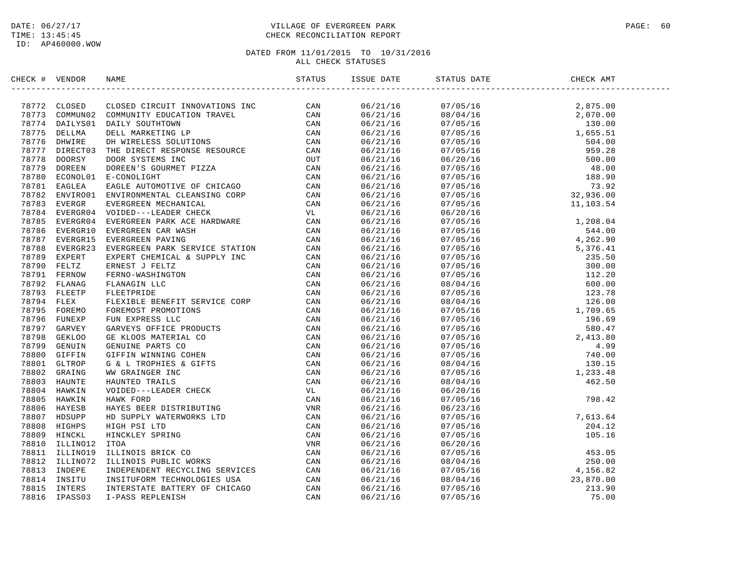# VILLAGE OF EVERGREEN PARK
## CHECK RECONCILIATION REPORT

DATE: 06/27/17
TIME: 13:45:45
ID: AP460000.WOW

DATED FROM 11/01/2015 TO 10/31/2016
ALL CHECK STATUSES

| CHECK # | VENDOR | NAME | STATUS | ISSUE DATE | STATUS DATE | CHECK AMT |
|---|---|---|---|---|---|---|
| 78772 | CLOSED | CLOSED CIRCUIT INNOVATIONS INC | CAN | 06/21/16 | 07/05/16 | 2,875.00 |
| 78773 | COMMUN02 | COMMUNITY EDUCATION TRAVEL | CAN | 06/21/16 | 08/04/16 | 2,070.00 |
| 78774 | DAILYS01 | DAILY SOUTHTOWN | CAN | 06/21/16 | 07/05/16 | 130.00 |
| 78775 | DELLMA | DELL MARKETING LP | CAN | 06/21/16 | 07/05/16 | 1,655.51 |
| 78776 | DHWIRE | DH WIRELESS SOLUTIONS | CAN | 06/21/16 | 07/05/16 | 504.00 |
| 78777 | DIRECT03 | THE DIRECT RESPONSE RESOURCE | CAN | 06/21/16 | 07/05/16 | 959.28 |
| 78778 | DOORSY | DOOR SYSTEMS INC | OUT | 06/21/16 | 06/20/16 | 500.00 |
| 78779 | DOREEN | DOREEN'S GOURMET PIZZA | CAN | 06/21/16 | 07/05/16 | 48.00 |
| 78780 | ECONOL01 | E-CONOLIGHT | CAN | 06/21/16 | 07/05/16 | 188.90 |
| 78781 | EAGLEA | EAGLE AUTOMOTIVE OF CHICAGO | CAN | 06/21/16 | 07/05/16 | 73.92 |
| 78782 | ENVIRO01 | ENVIRONMENTAL CLEANSING CORP | CAN | 06/21/16 | 07/05/16 | 32,936.00 |
| 78783 | EVERGR | EVERGREEN MECHANICAL | CAN | 06/21/16 | 07/05/16 | 11,103.54 |
| 78784 | EVERGR04 | VOIDED---LEADER CHECK | VL | 06/21/16 | 06/20/16 | |
| 78785 | EVERGR04 | EVERGREEN PARK ACE HARDWARE | CAN | 06/21/16 | 07/05/16 | 1,208.04 |
| 78786 | EVERGR10 | EVERGREEN CAR WASH | CAN | 06/21/16 | 07/05/16 | 544.00 |
| 78787 | EVERGR15 | EVERGREEN PAVING | CAN | 06/21/16 | 07/05/16 | 4,262.90 |
| 78788 | EVERGR23 | EVERGREEN PARK SERVICE STATION | CAN | 06/21/16 | 07/05/16 | 5,376.41 |
| 78789 | EXPERT | EXPERT CHEMICAL & SUPPLY INC | CAN | 06/21/16 | 07/05/16 | 235.50 |
| 78790 | FELTZ | ERNEST J FELTZ | CAN | 06/21/16 | 07/05/16 | 300.00 |
| 78791 | FERNOW | FERNO-WASHINGTON | CAN | 06/21/16 | 07/05/16 | 112.20 |
| 78792 | FLANAG | FLANAGIN LLC | CAN | 06/21/16 | 08/04/16 | 600.00 |
| 78793 | FLEETP | FLEETPRIDE | CAN | 06/21/16 | 07/05/16 | 123.78 |
| 78794 | FLEX | FLEXIBLE BENEFIT SERVICE CORP | CAN | 06/21/16 | 08/04/16 | 126.00 |
| 78795 | FOREMO | FOREMOST PROMOTIONS | CAN | 06/21/16 | 07/05/16 | 1,709.65 |
| 78796 | FUNEXP | FUN EXPRESS LLC | CAN | 06/21/16 | 07/05/16 | 196.69 |
| 78797 | GARVEY | GARVEYS OFFICE PRODUCTS | CAN | 06/21/16 | 07/05/16 | 580.47 |
| 78798 | GEKLOO | GE KLOOS MATERIAL CO | CAN | 06/21/16 | 07/05/16 | 2,413.80 |
| 78799 | GENUIN | GENUINE PARTS CO | CAN | 06/21/16 | 07/05/16 | 4.99 |
| 78800 | GIFFIN | GIFFIN WINNING COHEN | CAN | 06/21/16 | 07/05/16 | 740.00 |
| 78801 | GLTROP | G & L TROPHIES & GIFTS | CAN | 06/21/16 | 08/04/16 | 130.15 |
| 78802 | GRAING | WW GRAINGER INC | CAN | 06/21/16 | 07/05/16 | 1,233.48 |
| 78803 | HAUNTE | HAUNTED TRAILS | CAN | 06/21/16 | 08/04/16 | 462.50 |
| 78804 | HAWKIN | VOIDED---LEADER CHECK | VL | 06/21/16 | 06/20/16 | |
| 78805 | HAWKIN | HAWK FORD | CAN | 06/21/16 | 07/05/16 | 798.42 |
| 78806 | HAYESB | HAYES BEER DISTRIBUTING | VNR | 06/21/16 | 06/23/16 | |
| 78807 | HDSUPP | HD SUPPLY WATERWORKS LTD | CAN | 06/21/16 | 07/05/16 | 7,613.64 |
| 78808 | HIGHPS | HIGH PSI LTD | CAN | 06/21/16 | 07/05/16 | 204.12 |
| 78809 | HINCKL | HINCKLEY SPRING | CAN | 06/21/16 | 07/05/16 | 105.16 |
| 78810 | ILLINO12 | ITOA | VNR | 06/21/16 | 06/20/16 | |
| 78811 | ILLINO19 | ILLINOIS BRICK CO | CAN | 06/21/16 | 07/05/16 | 453.05 |
| 78812 | ILLINO72 | ILLINOIS PUBLIC WORKS | CAN | 06/21/16 | 08/04/16 | 250.00 |
| 78813 | INDEPE | INDEPENDENT RECYCLING SERVICES | CAN | 06/21/16 | 07/05/16 | 4,156.82 |
| 78814 | INSITU | INSITUFORM TECHNOLOGIES USA | CAN | 06/21/16 | 08/04/16 | 23,870.00 |
| 78815 | INTERS | INTERSTATE BATTERY OF CHICAGO | CAN | 06/21/16 | 07/05/16 | 213.90 |
| 78816 | IPASS03 | I-PASS REPLENISH | CAN | 06/21/16 | 07/05/16 | 75.00 |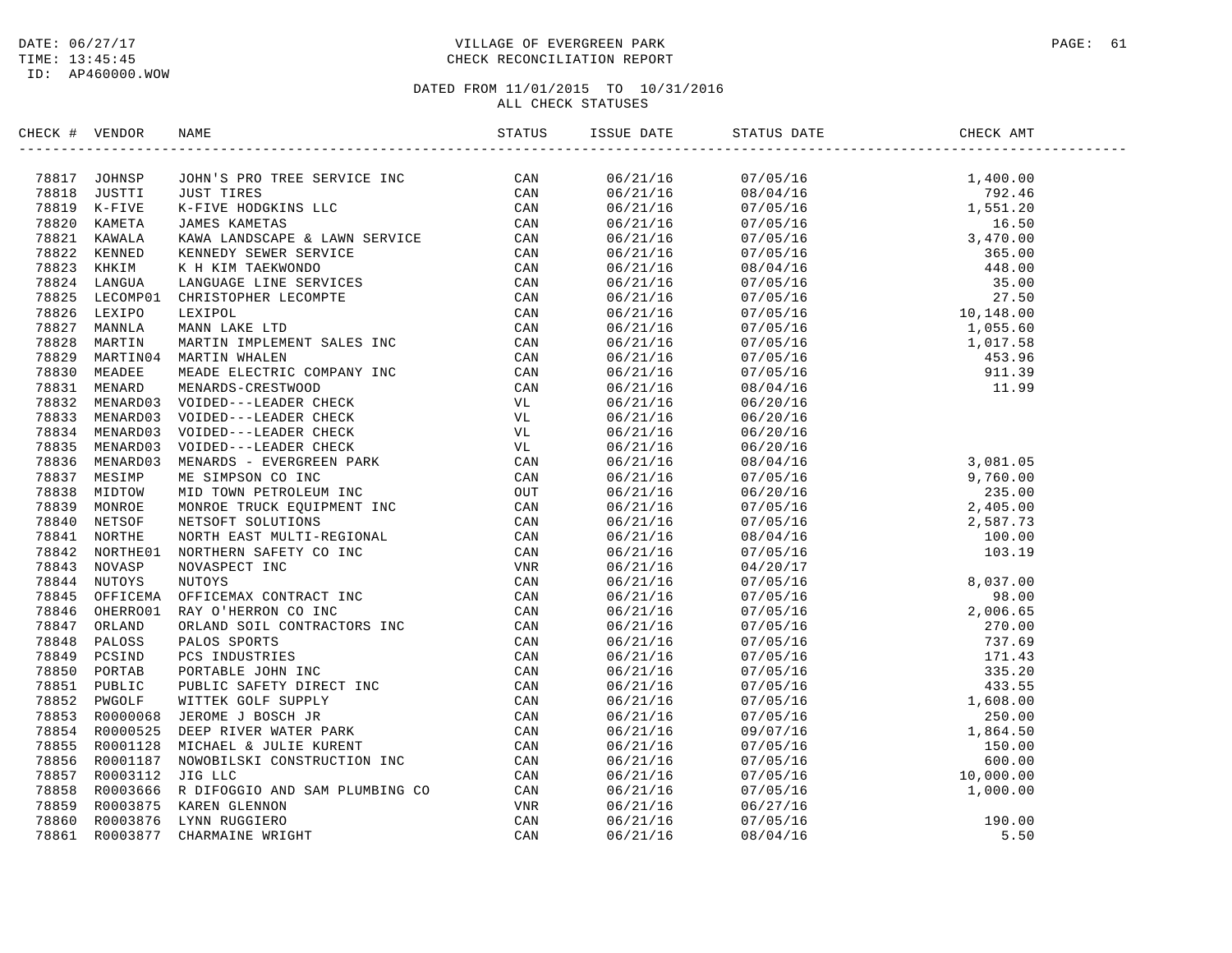DATE: 06/27/17
TIME: 13:45:45
ID: AP460000.WOW

# VILLAGE OF EVERGREEN PARK
## CHECK RECONCILIATION REPORT

DATED FROM 11/01/2015 TO 10/31/2016
ALL CHECK STATUSES

| CHECK # | VENDOR | NAME | STATUS | ISSUE DATE | STATUS DATE | CHECK AMT |
|---|---|---|---|---|---|---|
| 78817 | JOHNSP | JOHN'S PRO TREE SERVICE INC | CAN | 06/21/16 | 07/05/16 | 1,400.00 |
| 78818 | JUSTTI | JUST TIRES | CAN | 06/21/16 | 08/04/16 | 792.46 |
| 78819 | K-FIVE | K-FIVE HODGKINS LLC | CAN | 06/21/16 | 07/05/16 | 1,551.20 |
| 78820 | KAMETA | JAMES KAMETAS | CAN | 06/21/16 | 07/05/16 | 16.50 |
| 78821 | KAWALA | KAWA LANDSCAPE & LAWN SERVICE | CAN | 06/21/16 | 07/05/16 | 3,470.00 |
| 78822 | KENNED | KENNEDY SEWER SERVICE | CAN | 06/21/16 | 07/05/16 | 365.00 |
| 78823 | KHKIM | K H KIM TAEKWONDO | CAN | 06/21/16 | 08/04/16 | 448.00 |
| 78824 | LANGUA | LANGUAGE LINE SERVICES | CAN | 06/21/16 | 07/05/16 | 35.00 |
| 78825 | LECOMP01 | CHRISTOPHER LECOMPTE | CAN | 06/21/16 | 07/05/16 | 27.50 |
| 78826 | LEXIPO | LEXIPOL | CAN | 06/21/16 | 07/05/16 | 10,148.00 |
| 78827 | MANNLA | MANN LAKE LTD | CAN | 06/21/16 | 07/05/16 | 1,055.60 |
| 78828 | MARTIN | MARTIN IMPLEMENT SALES INC | CAN | 06/21/16 | 07/05/16 | 1,017.58 |
| 78829 | MARTIN04 | MARTIN WHALEN | CAN | 06/21/16 | 07/05/16 | 453.96 |
| 78830 | MEADEE | MEADE ELECTRIC COMPANY INC | CAN | 06/21/16 | 07/05/16 | 911.39 |
| 78831 | MENARD | MENARDS-CRESTWOOD | CAN | 06/21/16 | 08/04/16 | 11.99 |
| 78832 | MENARD03 | VOIDED---LEADER CHECK | VL | 06/21/16 | 06/20/16 | |
| 78833 | MENARD03 | VOIDED---LEADER CHECK | VL | 06/21/16 | 06/20/16 | |
| 78834 | MENARD03 | VOIDED---LEADER CHECK | VL | 06/21/16 | 06/20/16 | |
| 78835 | MENARD03 | VOIDED---LEADER CHECK | VL | 06/21/16 | 06/20/16 | |
| 78836 | MENARD03 | MENARDS - EVERGREEN PARK | CAN | 06/21/16 | 08/04/16 | 3,081.05 |
| 78837 | MESIMP | ME SIMPSON CO INC | CAN | 06/21/16 | 07/05/16 | 9,760.00 |
| 78838 | MIDTOW | MID TOWN PETROLEUM INC | OUT | 06/21/16 | 06/20/16 | 235.00 |
| 78839 | MONROE | MONROE TRUCK EQUIPMENT INC | CAN | 06/21/16 | 07/05/16 | 2,405.00 |
| 78840 | NETSOF | NETSOFT SOLUTIONS | CAN | 06/21/16 | 07/05/16 | 2,587.73 |
| 78841 | NORTHE | NORTH EAST MULTI-REGIONAL | CAN | 06/21/16 | 08/04/16 | 100.00 |
| 78842 | NORTHE01 | NORTHERN SAFETY CO INC | CAN | 06/21/16 | 07/05/16 | 103.19 |
| 78843 | NOVASP | NOVASPECT INC | VNR | 06/21/16 | 04/20/17 | |
| 78844 | NUTOYS | NUTOYS | CAN | 06/21/16 | 07/05/16 | 8,037.00 |
| 78845 | OFFICEMA | OFFICEMAX CONTRACT INC | CAN | 06/21/16 | 07/05/16 | 98.00 |
| 78846 | OHERRO01 | RAY O'HERRON CO INC | CAN | 06/21/16 | 07/05/16 | 2,006.65 |
| 78847 | ORLAND | ORLAND SOIL CONTRACTORS INC | CAN | 06/21/16 | 07/05/16 | 270.00 |
| 78848 | PALOSS | PALOS SPORTS | CAN | 06/21/16 | 07/05/16 | 737.69 |
| 78849 | PCSIND | PCS INDUSTRIES | CAN | 06/21/16 | 07/05/16 | 171.43 |
| 78850 | PORTAB | PORTABLE JOHN INC | CAN | 06/21/16 | 07/05/16 | 335.20 |
| 78851 | PUBLIC | PUBLIC SAFETY DIRECT INC | CAN | 06/21/16 | 07/05/16 | 433.55 |
| 78852 | PWGOLF | WITTEK GOLF SUPPLY | CAN | 06/21/16 | 07/05/16 | 1,608.00 |
| 78853 | R0000068 | JEROME J BOSCH JR | CAN | 06/21/16 | 07/05/16 | 250.00 |
| 78854 | R0000525 | DEEP RIVER WATER PARK | CAN | 06/21/16 | 09/07/16 | 1,864.50 |
| 78855 | R0001128 | MICHAEL & JULIE KURENT | CAN | 06/21/16 | 07/05/16 | 150.00 |
| 78856 | R0001187 | NOWOBILSKI CONSTRUCTION INC | CAN | 06/21/16 | 07/05/16 | 600.00 |
| 78857 | R0003112 | JIG LLC | CAN | 06/21/16 | 07/05/16 | 10,000.00 |
| 78858 | R0003666 | R DIFOGGIO AND SAM PLUMBING CO | CAN | 06/21/16 | 07/05/16 | 1,000.00 |
| 78859 | R0003875 | KAREN GLENNON | VNR | 06/21/16 | 06/27/16 | |
| 78860 | R0003876 | LYNN RUGGIERO | CAN | 06/21/16 | 07/05/16 | 190.00 |
| 78861 | R0003877 | CHARMAINE WRIGHT | CAN | 06/21/16 | 08/04/16 | 5.50 |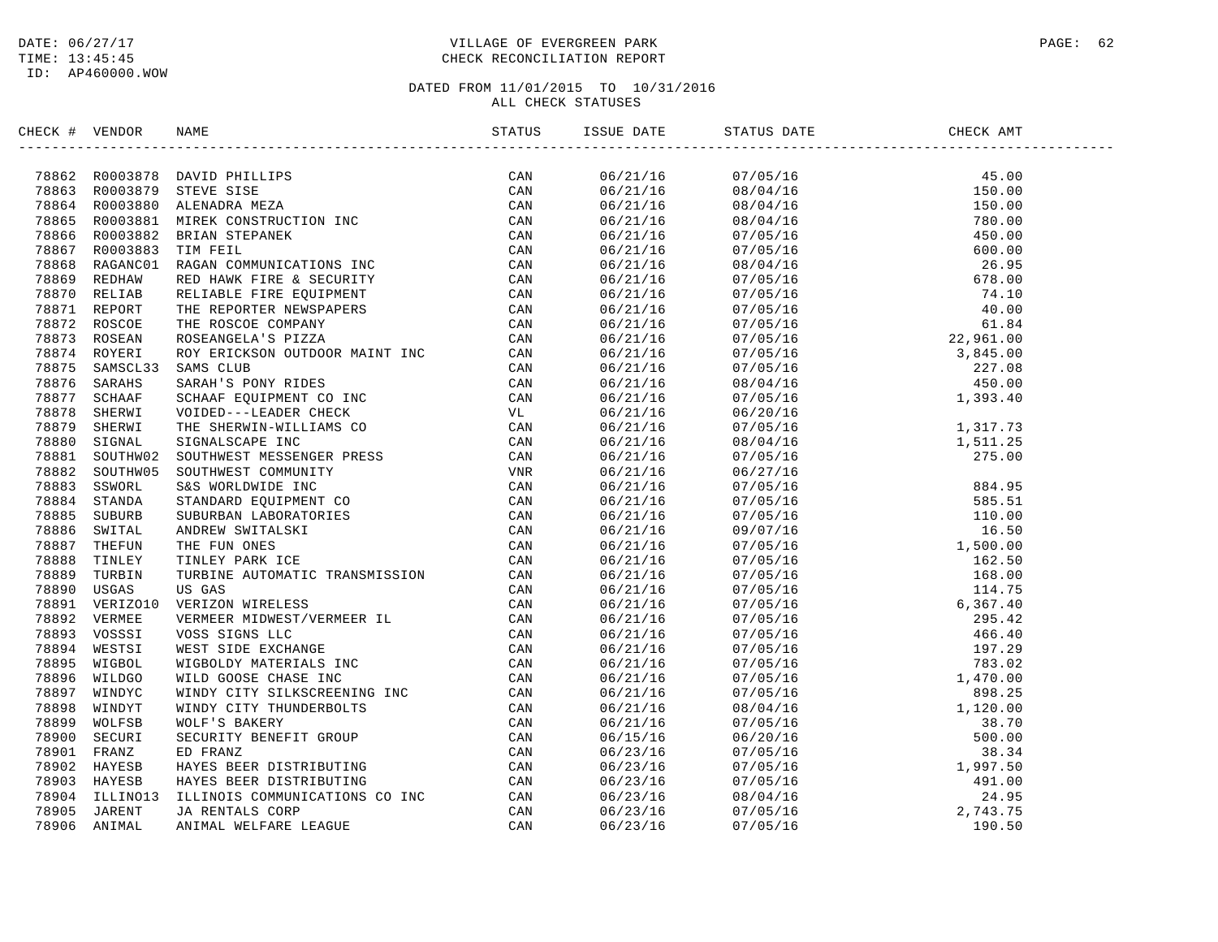VILLAGE OF EVERGREEN PARK
CHECK RECONCILIATION REPORT

DATED FROM 11/01/2015 TO 10/31/2016
ALL CHECK STATUSES

| CHECK # | VENDOR | NAME | STATUS | ISSUE DATE | STATUS DATE | CHECK AMT |
|---|---|---|---|---|---|---|
| 78862 | R0003878 | DAVID PHILLIPS | CAN | 06/21/16 | 07/05/16 | 45.00 |
| 78863 | R0003879 | STEVE SISE | CAN | 06/21/16 | 08/04/16 | 150.00 |
| 78864 | R0003880 | ALENADRA MEZA | CAN | 06/21/16 | 08/04/16 | 150.00 |
| 78865 | R0003881 | MIREK CONSTRUCTION INC | CAN | 06/21/16 | 08/04/16 | 780.00 |
| 78866 | R0003882 | BRIAN STEPANEK | CAN | 06/21/16 | 07/05/16 | 450.00 |
| 78867 | R0003883 | TIM FEIL | CAN | 06/21/16 | 07/05/16 | 600.00 |
| 78868 | RAGANC01 | RAGAN COMMUNICATIONS INC | CAN | 06/21/16 | 08/04/16 | 26.95 |
| 78869 | REDHAW | RED HAWK FIRE & SECURITY | CAN | 06/21/16 | 07/05/16 | 678.00 |
| 78870 | RELIAB | RELIABLE FIRE EQUIPMENT | CAN | 06/21/16 | 07/05/16 | 74.10 |
| 78871 | REPORT | THE REPORTER NEWSPAPERS | CAN | 06/21/16 | 07/05/16 | 40.00 |
| 78872 | ROSCOE | THE ROSCOE COMPANY | CAN | 06/21/16 | 07/05/16 | 61.84 |
| 78873 | ROSEAN | ROSEANGELA'S PIZZA | CAN | 06/21/16 | 07/05/16 | 22,961.00 |
| 78874 | ROYERI | ROY ERICKSON OUTDOOR MAINT INC | CAN | 06/21/16 | 07/05/16 | 3,845.00 |
| 78875 | SAMSCL33 | SAMS CLUB | CAN | 06/21/16 | 07/05/16 | 227.08 |
| 78876 | SARAHS | SARAH'S PONY RIDES | CAN | 06/21/16 | 08/04/16 | 450.00 |
| 78877 | SCHAAF | SCHAAF EQUIPMENT CO INC | CAN | 06/21/16 | 07/05/16 | 1,393.40 |
| 78878 | SHERWI | VOIDED---LEADER CHECK | VL | 06/21/16 | 06/20/16 | |
| 78879 | SHERWI | THE SHERWIN-WILLIAMS CO | CAN | 06/21/16 | 07/05/16 | 1,317.73 |
| 78880 | SIGNAL | SIGNALSCAPE INC | CAN | 06/21/16 | 08/04/16 | 1,511.25 |
| 78881 | SOUTHW02 | SOUTHWEST MESSENGER PRESS | CAN | 06/21/16 | 07/05/16 | 275.00 |
| 78882 | SOUTHW05 | SOUTHWEST COMMUNITY | VNR | 06/21/16 | 06/27/16 | |
| 78883 | SSWORL | S&S WORLDWIDE INC | CAN | 06/21/16 | 07/05/16 | 884.95 |
| 78884 | STANDA | STANDARD EQUIPMENT CO | CAN | 06/21/16 | 07/05/16 | 585.51 |
| 78885 | SUBURB | SUBURBAN LABORATORIES | CAN | 06/21/16 | 07/05/16 | 110.00 |
| 78886 | SWITAL | ANDREW SWITALSKI | CAN | 06/21/16 | 09/07/16 | 16.50 |
| 78887 | THEFUN | THE FUN ONES | CAN | 06/21/16 | 07/05/16 | 1,500.00 |
| 78888 | TINLEY | TINLEY PARK ICE | CAN | 06/21/16 | 07/05/16 | 162.50 |
| 78889 | TURBIN | TURBINE AUTOMATIC TRANSMISSION | CAN | 06/21/16 | 07/05/16 | 168.00 |
| 78890 | USGAS | US GAS | CAN | 06/21/16 | 07/05/16 | 114.75 |
| 78891 | VERIZO10 | VERIZON WIRELESS | CAN | 06/21/16 | 07/05/16 | 6,367.40 |
| 78892 | VERMEE | VERMEER MIDWEST/VERMEER IL | CAN | 06/21/16 | 07/05/16 | 295.42 |
| 78893 | VOSSSI | VOSS SIGNS LLC | CAN | 06/21/16 | 07/05/16 | 466.40 |
| 78894 | WESTSI | WEST SIDE EXCHANGE | CAN | 06/21/16 | 07/05/16 | 197.29 |
| 78895 | WIGBOL | WIGBOLDY MATERIALS INC | CAN | 06/21/16 | 07/05/16 | 783.02 |
| 78896 | WILDGO | WILD GOOSE CHASE INC | CAN | 06/21/16 | 07/05/16 | 1,470.00 |
| 78897 | WINDYC | WINDY CITY SILKSCREENING INC | CAN | 06/21/16 | 07/05/16 | 898.25 |
| 78898 | WINDYT | WINDY CITY THUNDERBOLTS | CAN | 06/21/16 | 08/04/16 | 1,120.00 |
| 78899 | WOLFSB | WOLF'S BAKERY | CAN | 06/21/16 | 07/05/16 | 38.70 |
| 78900 | SECURI | SECURITY BENEFIT GROUP | CAN | 06/15/16 | 06/20/16 | 500.00 |
| 78901 | FRANZ | ED FRANZ | CAN | 06/23/16 | 07/05/16 | 38.34 |
| 78902 | HAYESB | HAYES BEER DISTRIBUTING | CAN | 06/23/16 | 07/05/16 | 1,997.50 |
| 78903 | HAYESB | HAYES BEER DISTRIBUTING | CAN | 06/23/16 | 07/05/16 | 491.00 |
| 78904 | ILLINO13 | ILLINOIS COMMUNICATIONS CO INC | CAN | 06/23/16 | 08/04/16 | 24.95 |
| 78905 | JARENT | JA RENTALS CORP | CAN | 06/23/16 | 07/05/16 | 2,743.75 |
| 78906 | ANIMAL | ANIMAL WELFARE LEAGUE | CAN | 06/23/16 | 07/05/16 | 190.50 |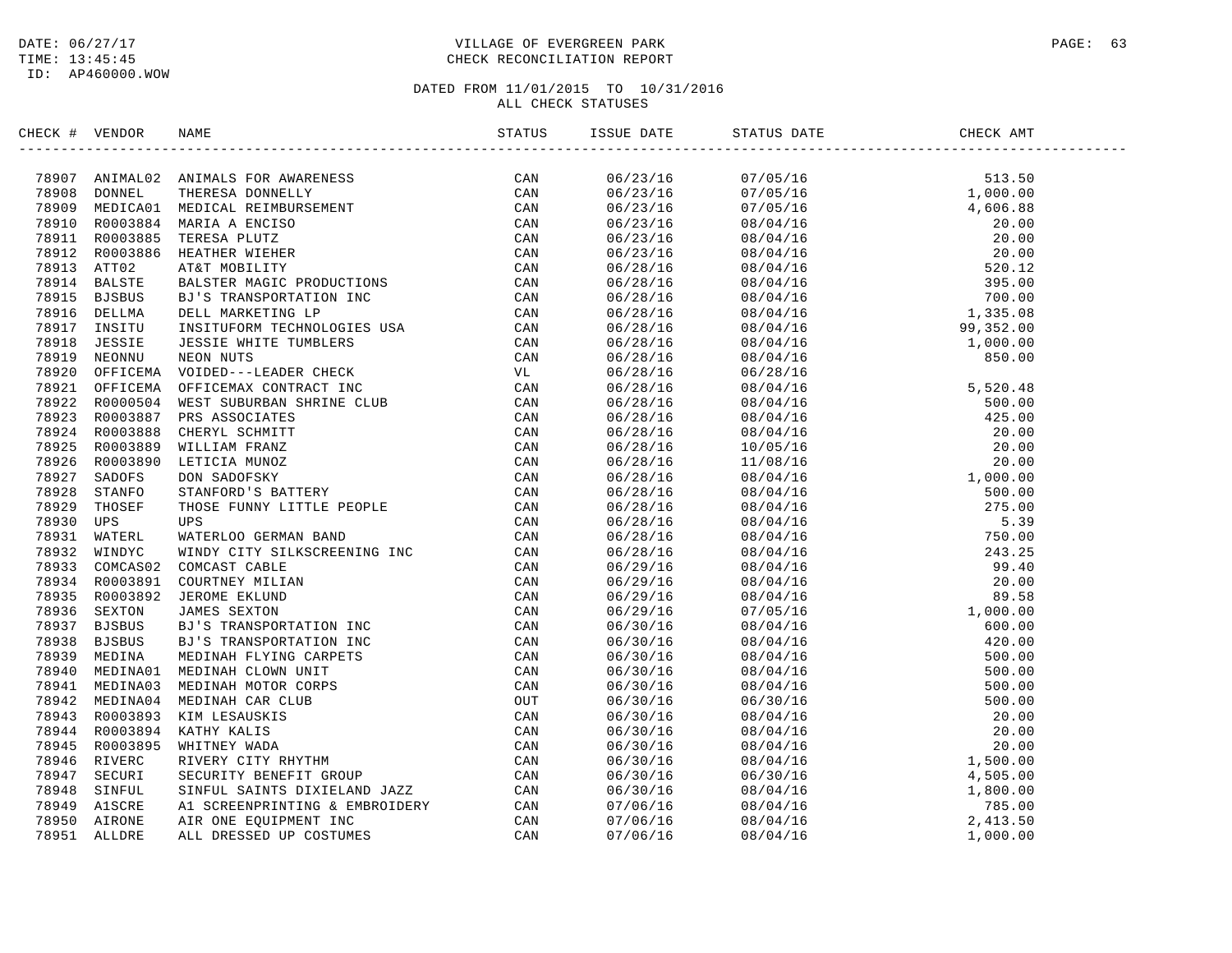DATE: 06/27/17
TIME: 13:45:45
ID: AP460000.WOW

VILLAGE OF EVERGREEN PARK
CHECK RECONCILIATION REPORT

DATED FROM 11/01/2015 TO 10/31/2016
ALL CHECK STATUSES

| CHECK # | VENDOR | NAME | STATUS | ISSUE DATE | STATUS DATE | CHECK AMT |
|---|---|---|---|---|---|---|
| 78907 | ANIMAL02 | ANIMALS FOR AWARENESS | CAN | 06/23/16 | 07/05/16 | 513.50 |
| 78908 | DONNEL | THERESA DONNELLY | CAN | 06/23/16 | 07/05/16 | 1,000.00 |
| 78909 | MEDICA01 | MEDICAL REIMBURSEMENT | CAN | 06/23/16 | 07/05/16 | 4,606.88 |
| 78910 | R0003884 | MARIA A ENCISO | CAN | 06/23/16 | 08/04/16 | 20.00 |
| 78911 | R0003885 | TERESA PLUTZ | CAN | 06/23/16 | 08/04/16 | 20.00 |
| 78912 | R0003886 | HEATHER WIEHER | CAN | 06/23/16 | 08/04/16 | 20.00 |
| 78913 | ATT02 | AT&T MOBILITY | CAN | 06/28/16 | 08/04/16 | 520.12 |
| 78914 | BALSTE | BALSTER MAGIC PRODUCTIONS | CAN | 06/28/16 | 08/04/16 | 395.00 |
| 78915 | BJSBUS | BJ'S TRANSPORTATION INC | CAN | 06/28/16 | 08/04/16 | 700.00 |
| 78916 | DELLMA | DELL MARKETING LP | CAN | 06/28/16 | 08/04/16 | 1,335.08 |
| 78917 | INSITU | INSITUFORM TECHNOLOGIES USA | CAN | 06/28/16 | 08/04/16 | 99,352.00 |
| 78918 | JESSIE | JESSIE WHITE TUMBLERS | CAN | 06/28/16 | 08/04/16 | 1,000.00 |
| 78919 | NEONNU | NEON NUTS | CAN | 06/28/16 | 08/04/16 | 850.00 |
| 78920 | OFFICEMA | VOIDED---LEADER CHECK | VL | 06/28/16 | 06/28/16 | |
| 78921 | OFFICEMA | OFFICEMAX CONTRACT INC | CAN | 06/28/16 | 08/04/16 | 5,520.48 |
| 78922 | R0000504 | WEST SUBURBAN SHRINE CLUB | CAN | 06/28/16 | 08/04/16 | 500.00 |
| 78923 | R0003887 | PRS ASSOCIATES | CAN | 06/28/16 | 08/04/16 | 425.00 |
| 78924 | R0003888 | CHERYL SCHMITT | CAN | 06/28/16 | 08/04/16 | 20.00 |
| 78925 | R0003889 | WILLIAM FRANZ | CAN | 06/28/16 | 10/05/16 | 20.00 |
| 78926 | R0003890 | LETICIA MUNOZ | CAN | 06/28/16 | 11/08/16 | 20.00 |
| 78927 | SADOFS | DON SADOFSKY | CAN | 06/28/16 | 08/04/16 | 1,000.00 |
| 78928 | STANFO | STANFORD'S BATTERY | CAN | 06/28/16 | 08/04/16 | 500.00 |
| 78929 | THOSEF | THOSE FUNNY LITTLE PEOPLE | CAN | 06/28/16 | 08/04/16 | 275.00 |
| 78930 | UPS | UPS | CAN | 06/28/16 | 08/04/16 | 5.39 |
| 78931 | WATERL | WATERLOO GERMAN BAND | CAN | 06/28/16 | 08/04/16 | 750.00 |
| 78932 | WINDYC | WINDY CITY SILKSCREENING INC | CAN | 06/28/16 | 08/04/16 | 243.25 |
| 78933 | COMCAS02 | COMCAST CABLE | CAN | 06/29/16 | 08/04/16 | 99.40 |
| 78934 | R0003891 | COURTNEY MILIAN | CAN | 06/29/16 | 08/04/16 | 20.00 |
| 78935 | R0003892 | JEROME EKLUND | CAN | 06/29/16 | 08/04/16 | 89.58 |
| 78936 | SEXTON | JAMES SEXTON | CAN | 06/29/16 | 07/05/16 | 1,000.00 |
| 78937 | BJSBUS | BJ'S TRANSPORTATION INC | CAN | 06/30/16 | 08/04/16 | 600.00 |
| 78938 | BJSBUS | BJ'S TRANSPORTATION INC | CAN | 06/30/16 | 08/04/16 | 420.00 |
| 78939 | MEDINA | MEDINAH FLYING CARPETS | CAN | 06/30/16 | 08/04/16 | 500.00 |
| 78940 | MEDINA01 | MEDINAH CLOWN UNIT | CAN | 06/30/16 | 08/04/16 | 500.00 |
| 78941 | MEDINA03 | MEDINAH MOTOR CORPS | CAN | 06/30/16 | 08/04/16 | 500.00 |
| 78942 | MEDINA04 | MEDINAH CAR CLUB | OUT | 06/30/16 | 06/30/16 | 500.00 |
| 78943 | R0003893 | KIM LESAUSKIS | CAN | 06/30/16 | 08/04/16 | 20.00 |
| 78944 | R0003894 | KATHY KALIS | CAN | 06/30/16 | 08/04/16 | 20.00 |
| 78945 | R0003895 | WHITNEY WADA | CAN | 06/30/16 | 08/04/16 | 20.00 |
| 78946 | RIVERC | RIVERY CITY RHYTHM | CAN | 06/30/16 | 08/04/16 | 1,500.00 |
| 78947 | SECURI | SECURITY BENEFIT GROUP | CAN | 06/30/16 | 06/30/16 | 4,505.00 |
| 78948 | SINFUL | SINFUL SAINTS DIXIELAND JAZZ | CAN | 06/30/16 | 08/04/16 | 1,800.00 |
| 78949 | A1SCRE | A1 SCREENPRINTING & EMBROIDERY | CAN | 07/06/16 | 08/04/16 | 785.00 |
| 78950 | AIRONE | AIR ONE EQUIPMENT INC | CAN | 07/06/16 | 08/04/16 | 2,413.50 |
| 78951 | ALLDRE | ALL DRESSED UP COSTUMES | CAN | 07/06/16 | 08/04/16 | 1,000.00 |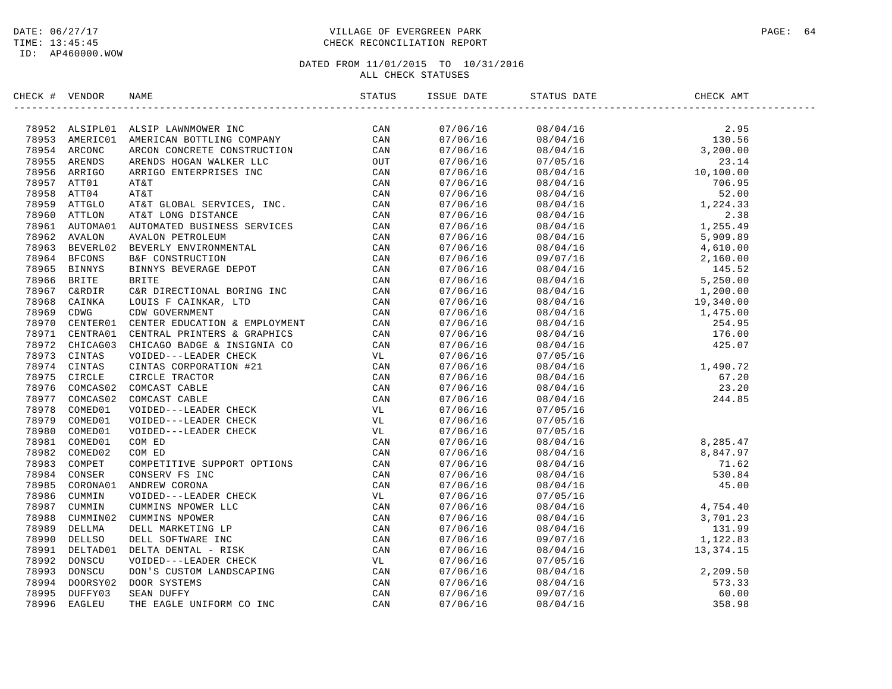DATE: 06/27/17
TIME: 13:45:45
ID: AP460000.WOW

VILLAGE OF EVERGREEN PARK
CHECK RECONCILIATION REPORT

DATED FROM 11/01/2015 TO 10/31/2016
ALL CHECK STATUSES

| CHECK # | VENDOR | NAME | STATUS | ISSUE DATE | STATUS DATE | CHECK AMT |
|---|---|---|---|---|---|---|
| 78952 | ALSIPL01 | ALSIP LAWNMOWER INC | CAN | 07/06/16 | 08/04/16 | 2.95 |
| 78953 | AMERIC01 | AMERICAN BOTTLING COMPANY | CAN | 07/06/16 | 08/04/16 | 130.56 |
| 78954 | ARCONC | ARCON CONCRETE CONSTRUCTION | CAN | 07/06/16 | 08/04/16 | 3,200.00 |
| 78955 | ARENDS | ARENDS HOGAN WALKER LLC | OUT | 07/06/16 | 07/05/16 | 23.14 |
| 78956 | ARRIGO | ARRIGO ENTERPRISES INC | CAN | 07/06/16 | 08/04/16 | 10,100.00 |
| 78957 | ATT01 | AT&T | CAN | 07/06/16 | 08/04/16 | 706.95 |
| 78958 | ATT04 | AT&T | CAN | 07/06/16 | 08/04/16 | 52.00 |
| 78959 | ATTGLO | AT&T GLOBAL SERVICES, INC. | CAN | 07/06/16 | 08/04/16 | 1,224.33 |
| 78960 | ATTLON | AT&T LONG DISTANCE | CAN | 07/06/16 | 08/04/16 | 2.38 |
| 78961 | AUTOMA01 | AUTOMATED BUSINESS SERVICES | CAN | 07/06/16 | 08/04/16 | 1,255.49 |
| 78962 | AVALON | AVALON PETROLEUM | CAN | 07/06/16 | 08/04/16 | 5,909.89 |
| 78963 | BEVERL02 | BEVERLY ENVIRONMENTAL | CAN | 07/06/16 | 08/04/16 | 4,610.00 |
| 78964 | BFCONS | B&F CONSTRUCTION | CAN | 07/06/16 | 09/07/16 | 2,160.00 |
| 78965 | BINNYS | BINNYS BEVERAGE DEPOT | CAN | 07/06/16 | 08/04/16 | 145.52 |
| 78966 | BRITE | BRITE | CAN | 07/06/16 | 08/04/16 | 5,250.00 |
| 78967 | C&RDIR | C&R DIRECTIONAL BORING INC | CAN | 07/06/16 | 08/04/16 | 1,200.00 |
| 78968 | CAINKA | LOUIS F CAINKAR, LTD | CAN | 07/06/16 | 08/04/16 | 19,340.00 |
| 78969 | CDWG | CDW GOVERNMENT | CAN | 07/06/16 | 08/04/16 | 1,475.00 |
| 78970 | CENTER01 | CENTER EDUCATION & EMPLOYMENT | CAN | 07/06/16 | 08/04/16 | 254.95 |
| 78971 | CENTRA01 | CENTRAL PRINTERS & GRAPHICS | CAN | 07/06/16 | 08/04/16 | 176.00 |
| 78972 | CHICAG03 | CHICAGO BADGE & INSIGNIA CO | CAN | 07/06/16 | 08/04/16 | 425.07 |
| 78973 | CINTAS | VOIDED---LEADER CHECK | VL | 07/06/16 | 07/05/16 | |
| 78974 | CINTAS | CINTAS CORPORATION #21 | CAN | 07/06/16 | 08/04/16 | 1,490.72 |
| 78975 | CIRCLE | CIRCLE TRACTOR | CAN | 07/06/16 | 08/04/16 | 67.20 |
| 78976 | COMCAS02 | COMCAST CABLE | CAN | 07/06/16 | 08/04/16 | 23.20 |
| 78977 | COMCAS02 | COMCAST CABLE | CAN | 07/06/16 | 08/04/16 | 244.85 |
| 78978 | COMED01 | VOIDED---LEADER CHECK | VL | 07/06/16 | 07/05/16 | |
| 78979 | COMED01 | VOIDED---LEADER CHECK | VL | 07/06/16 | 07/05/16 | |
| 78980 | COMED01 | VOIDED---LEADER CHECK | VL | 07/06/16 | 07/05/16 | |
| 78981 | COMED01 | COM ED | CAN | 07/06/16 | 08/04/16 | 8,285.47 |
| 78982 | COMED02 | COM ED | CAN | 07/06/16 | 08/04/16 | 8,847.97 |
| 78983 | COMPET | COMPETITIVE SUPPORT OPTIONS | CAN | 07/06/16 | 08/04/16 | 71.62 |
| 78984 | CONSER | CONSERV FS INC | CAN | 07/06/16 | 08/04/16 | 530.84 |
| 78985 | CORONA01 | ANDREW CORONA | CAN | 07/06/16 | 08/04/16 | 45.00 |
| 78986 | CUMMIN | VOIDED---LEADER CHECK | VL | 07/06/16 | 07/05/16 | |
| 78987 | CUMMIN | CUMMINS NPOWER LLC | CAN | 07/06/16 | 08/04/16 | 4,754.40 |
| 78988 | CUMMIN02 | CUMMINS NPOWER | CAN | 07/06/16 | 08/04/16 | 3,701.23 |
| 78989 | DELLMA | DELL MARKETING LP | CAN | 07/06/16 | 08/04/16 | 131.99 |
| 78990 | DELLSO | DELL SOFTWARE INC | CAN | 07/06/16 | 09/07/16 | 1,122.83 |
| 78991 | DELTAD01 | DELTA DENTAL - RISK | CAN | 07/06/16 | 08/04/16 | 13,374.15 |
| 78992 | DONSCU | VOIDED---LEADER CHECK | VL | 07/06/16 | 07/05/16 | |
| 78993 | DONSCU | DON'S CUSTOM LANDSCAPING | CAN | 07/06/16 | 08/04/16 | 2,209.50 |
| 78994 | DOORSY02 | DOOR SYSTEMS | CAN | 07/06/16 | 08/04/16 | 573.33 |
| 78995 | DUFFY03 | SEAN DUFFY | CAN | 07/06/16 | 09/07/16 | 60.00 |
| 78996 | EAGLEU | THE EAGLE UNIFORM CO INC | CAN | 07/06/16 | 08/04/16 | 358.98 |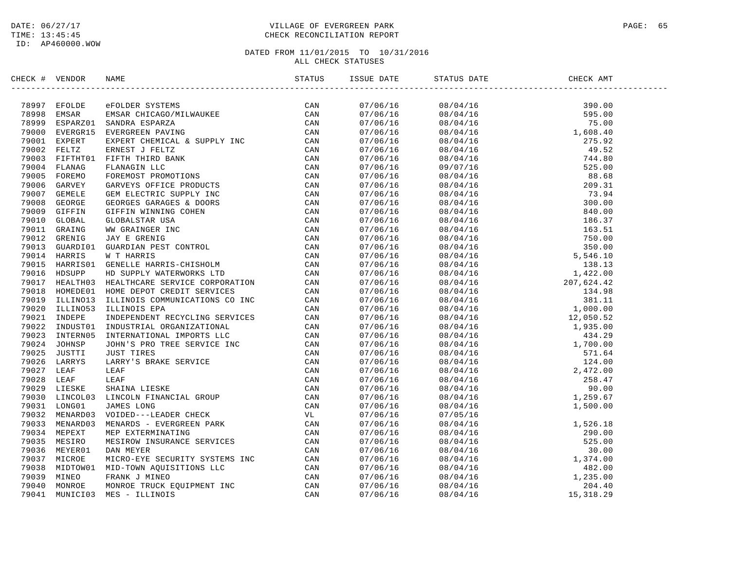DATE: 06/27/17
TIME: 13:45:45
ID: AP460000.WOW

VILLAGE OF EVERGREEN PARK
CHECK RECONCILIATION REPORT

DATED FROM 11/01/2015 TO 10/31/2016
ALL CHECK STATUSES

| CHECK # | VENDOR | NAME | STATUS | ISSUE DATE | STATUS DATE | CHECK AMT |
|---|---|---|---|---|---|---|
| 78997 | EFOLDE | eFOLDER SYSTEMS | CAN | 07/06/16 | 08/04/16 | 390.00 |
| 78998 | EMSAR | EMSAR CHICAGO/MILWAUKEE | CAN | 07/06/16 | 08/04/16 | 595.00 |
| 78999 | ESPARZ01 | SANDRA ESPARZA | CAN | 07/06/16 | 08/04/16 | 75.00 |
| 79000 | EVERGR15 | EVERGREEN PAVING | CAN | 07/06/16 | 08/04/16 | 1,608.40 |
| 79001 | EXPERT | EXPERT CHEMICAL & SUPPLY INC | CAN | 07/06/16 | 08/04/16 | 275.92 |
| 79002 | FELTZ | ERNEST J FELTZ | CAN | 07/06/16 | 08/04/16 | 49.52 |
| 79003 | FIFTHT01 | FIFTH THIRD BANK | CAN | 07/06/16 | 08/04/16 | 744.80 |
| 79004 | FLANAG | FLANAGIN LLC | CAN | 07/06/16 | 09/07/16 | 525.00 |
| 79005 | FOREMO | FOREMOST PROMOTIONS | CAN | 07/06/16 | 08/04/16 | 88.68 |
| 79006 | GARVEY | GARVEYS OFFICE PRODUCTS | CAN | 07/06/16 | 08/04/16 | 209.31 |
| 79007 | GEMELE | GEM ELECTRIC SUPPLY INC | CAN | 07/06/16 | 08/04/16 | 73.94 |
| 79008 | GEORGE | GEORGES GARAGES & DOORS | CAN | 07/06/16 | 08/04/16 | 300.00 |
| 79009 | GIFFIN | GIFFIN WINNING COHEN | CAN | 07/06/16 | 08/04/16 | 840.00 |
| 79010 | GLOBAL | GLOBALSTAR USA | CAN | 07/06/16 | 08/04/16 | 186.37 |
| 79011 | GRAING | WW GRAINGER INC | CAN | 07/06/16 | 08/04/16 | 163.51 |
| 79012 | GRENIG | JAY E GRENIG | CAN | 07/06/16 | 08/04/16 | 750.00 |
| 79013 | GUARDI01 | GUARDIAN PEST CONTROL | CAN | 07/06/16 | 08/04/16 | 350.00 |
| 79014 | HARRIS | W T HARRIS | CAN | 07/06/16 | 08/04/16 | 5,546.10 |
| 79015 | HARRIS01 | GENELLE HARRIS-CHISHOLM | CAN | 07/06/16 | 08/04/16 | 138.13 |
| 79016 | HDSUPP | HD SUPPLY WATERWORKS LTD | CAN | 07/06/16 | 08/04/16 | 1,422.00 |
| 79017 | HEALTH03 | HEALTHCARE SERVICE CORPORATION | CAN | 07/06/16 | 08/04/16 | 207,624.42 |
| 79018 | HOMEDE01 | HOME DEPOT CREDIT SERVICES | CAN | 07/06/16 | 08/04/16 | 134.98 |
| 79019 | ILLINO13 | ILLINOIS COMMUNICATIONS CO INC | CAN | 07/06/16 | 08/04/16 | 381.11 |
| 79020 | ILLINO53 | ILLINOIS EPA | CAN | 07/06/16 | 08/04/16 | 1,000.00 |
| 79021 | INDEPE | INDEPENDENT RECYCLING SERVICES | CAN | 07/06/16 | 08/04/16 | 12,050.52 |
| 79022 | INDUST01 | INDUSTRIAL ORGANIZATIONAL | CAN | 07/06/16 | 08/04/16 | 1,935.00 |
| 79023 | INTERN05 | INTERNATIONAL IMPORTS LLC | CAN | 07/06/16 | 08/04/16 | 434.29 |
| 79024 | JOHNSP | JOHN'S PRO TREE SERVICE INC | CAN | 07/06/16 | 08/04/16 | 1,700.00 |
| 79025 | JUSTTI | JUST TIRES | CAN | 07/06/16 | 08/04/16 | 571.64 |
| 79026 | LARRYS | LARRY'S BRAKE SERVICE | CAN | 07/06/16 | 08/04/16 | 124.00 |
| 79027 | LEAF | LEAF | CAN | 07/06/16 | 08/04/16 | 2,472.00 |
| 79028 | LEAF | LEAF | CAN | 07/06/16 | 08/04/16 | 258.47 |
| 79029 | LIESKE | SHAINA LIESKE | CAN | 07/06/16 | 08/04/16 | 90.00 |
| 79030 | LINCOL03 | LINCOLN FINANCIAL GROUP | CAN | 07/06/16 | 08/04/16 | 1,259.67 |
| 79031 | LONG01 | JAMES LONG | CAN | 07/06/16 | 08/04/16 | 1,500.00 |
| 79032 | MENARD03 | VOIDED---LEADER CHECK | VL | 07/06/16 | 07/05/16 | |
| 79033 | MENARD03 | MENARDS - EVERGREEN PARK | CAN | 07/06/16 | 08/04/16 | 1,526.18 |
| 79034 | MEPEXT | MEP EXTERMINATING | CAN | 07/06/16 | 08/04/16 | 290.00 |
| 79035 | MESIRO | MESIROW INSURANCE SERVICES | CAN | 07/06/16 | 08/04/16 | 525.00 |
| 79036 | MEYER01 | DAN MEYER | CAN | 07/06/16 | 08/04/16 | 30.00 |
| 79037 | MICROE | MICRO-EYE SECURITY SYSTEMS INC | CAN | 07/06/16 | 08/04/16 | 1,374.00 |
| 79038 | MIDTOW01 | MID-TOWN AQUISITIONS LLC | CAN | 07/06/16 | 08/04/16 | 482.00 |
| 79039 | MINEO | FRANK J MINEO | CAN | 07/06/16 | 08/04/16 | 1,235.00 |
| 79040 | MONROE | MONROE TRUCK EQUIPMENT INC | CAN | 07/06/16 | 08/04/16 | 204.40 |
| 79041 | MUNICI03 | MES - ILLINOIS | CAN | 07/06/16 | 08/04/16 | 15,318.29 |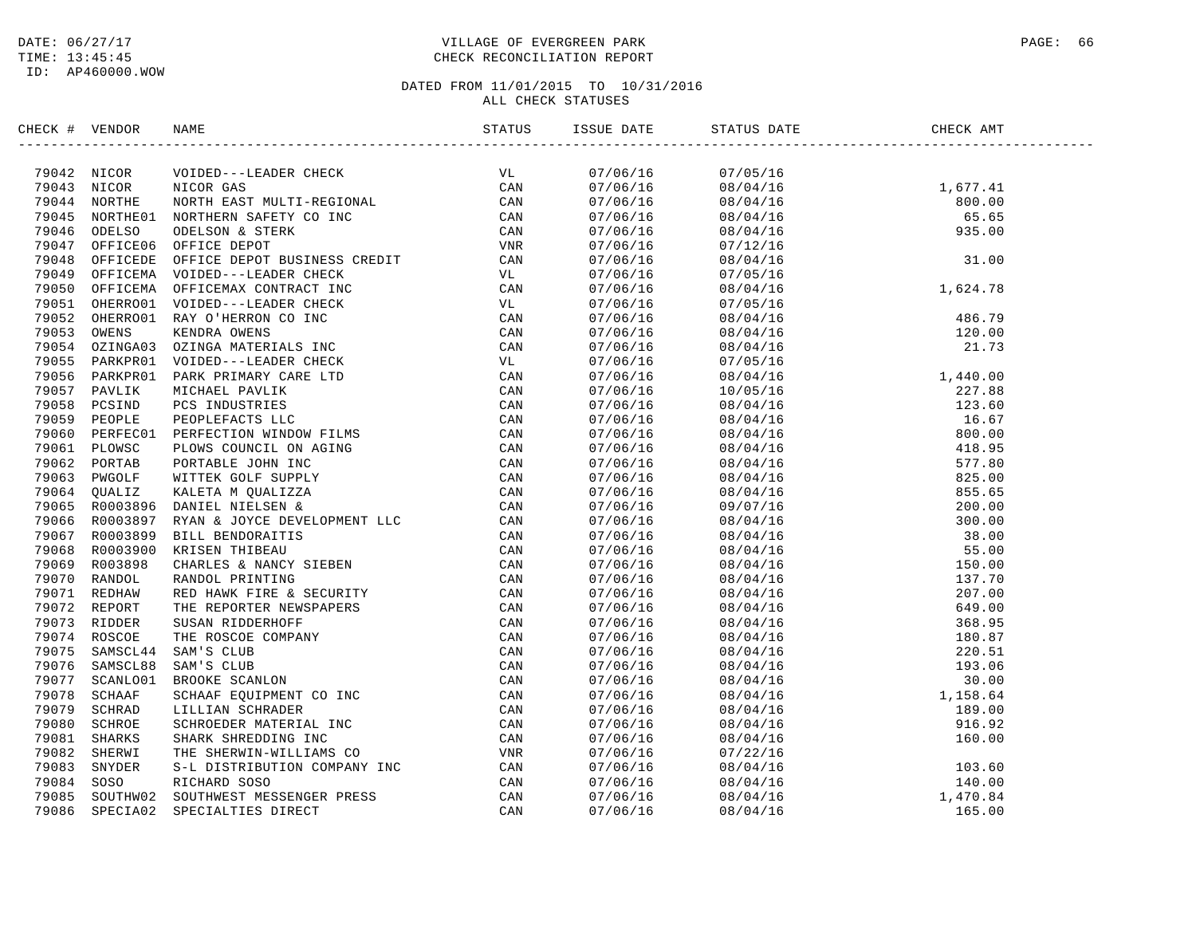DATE: 06/27/17
TIME: 13:45:45
ID: AP460000.WOW

# VILLAGE OF EVERGREEN PARK
## CHECK RECONCILIATION REPORT

DATED FROM 11/01/2015 TO 10/31/2016
ALL CHECK STATUSES

| CHECK # | VENDOR | NAME | STATUS | ISSUE DATE | STATUS DATE | CHECK AMT |
|---|---|---|---|---|---|---|
| 79042 | NICOR | VOIDED---LEADER CHECK | VL | 07/06/16 | 07/05/16 | |
| 79043 | NICOR | NICOR GAS | CAN | 07/06/16 | 08/04/16 | 1,677.41 |
| 79044 | NORTHE | NORTH EAST MULTI-REGIONAL | CAN | 07/06/16 | 08/04/16 | 800.00 |
| 79045 | NORTHE01 | NORTHERN SAFETY CO INC | CAN | 07/06/16 | 08/04/16 | 65.65 |
| 79046 | ODELSO | ODELSON & STERK | CAN | 07/06/16 | 08/04/16 | 935.00 |
| 79047 | OFFICE06 | OFFICE DEPOT | VNR | 07/06/16 | 07/12/16 | |
| 79048 | OFFICEDE | OFFICE DEPOT BUSINESS CREDIT | CAN | 07/06/16 | 08/04/16 | 31.00 |
| 79049 | OFFICEMA | VOIDED---LEADER CHECK | VL | 07/06/16 | 07/05/16 | |
| 79050 | OFFICEMA | OFFICEMAX CONTRACT INC | CAN | 07/06/16 | 08/04/16 | 1,624.78 |
| 79051 | OHERRO01 | VOIDED---LEADER CHECK | VL | 07/06/16 | 07/05/16 | |
| 79052 | OHERRO01 | RAY O'HERRON CO INC | CAN | 07/06/16 | 08/04/16 | 486.79 |
| 79053 | OWENS | KENDRA OWENS | CAN | 07/06/16 | 08/04/16 | 120.00 |
| 79054 | OZINGA03 | OZINGA MATERIALS INC | CAN | 07/06/16 | 08/04/16 | 21.73 |
| 79055 | PARKPR01 | VOIDED---LEADER CHECK | VL | 07/06/16 | 07/05/16 | |
| 79056 | PARKPR01 | PARK PRIMARY CARE LTD | CAN | 07/06/16 | 08/04/16 | 1,440.00 |
| 79057 | PAVLIK | MICHAEL PAVLIK | CAN | 07/06/16 | 10/05/16 | 227.88 |
| 79058 | PCSIND | PCS INDUSTRIES | CAN | 07/06/16 | 08/04/16 | 123.60 |
| 79059 | PEOPLE | PEOPLEFACTS LLC | CAN | 07/06/16 | 08/04/16 | 16.67 |
| 79060 | PERFEC01 | PERFECTION WINDOW FILMS | CAN | 07/06/16 | 08/04/16 | 800.00 |
| 79061 | PLOWSC | PLOWS COUNCIL ON AGING | CAN | 07/06/16 | 08/04/16 | 418.95 |
| 79062 | PORTAB | PORTABLE JOHN INC | CAN | 07/06/16 | 08/04/16 | 577.80 |
| 79063 | PWGOLF | WITTEK GOLF SUPPLY | CAN | 07/06/16 | 08/04/16 | 825.00 |
| 79064 | QUALIZ | KALETA M QUALIZZA | CAN | 07/06/16 | 08/04/16 | 855.65 |
| 79065 | R0003896 | DANIEL NIELSEN & | CAN | 07/06/16 | 09/07/16 | 200.00 |
| 79066 | R0003897 | RYAN & JOYCE DEVELOPMENT LLC | CAN | 07/06/16 | 08/04/16 | 300.00 |
| 79067 | R0003899 | BILL BENDORAITIS | CAN | 07/06/16 | 08/04/16 | 38.00 |
| 79068 | R0003900 | KRISEN THIBEAU | CAN | 07/06/16 | 08/04/16 | 55.00 |
| 79069 | R003898 | CHARLES & NANCY SIEBEN | CAN | 07/06/16 | 08/04/16 | 150.00 |
| 79070 | RANDOL | RANDOL PRINTING | CAN | 07/06/16 | 08/04/16 | 137.70 |
| 79071 | REDHAW | RED HAWK FIRE & SECURITY | CAN | 07/06/16 | 08/04/16 | 207.00 |
| 79072 | REPORT | THE REPORTER NEWSPAPERS | CAN | 07/06/16 | 08/04/16 | 649.00 |
| 79073 | RIDDER | SUSAN RIDDERHOFF | CAN | 07/06/16 | 08/04/16 | 368.95 |
| 79074 | ROSCOE | THE ROSCOE COMPANY | CAN | 07/06/16 | 08/04/16 | 180.87 |
| 79075 | SAMSCL44 | SAM'S CLUB | CAN | 07/06/16 | 08/04/16 | 220.51 |
| 79076 | SAMSCL88 | SAM'S CLUB | CAN | 07/06/16 | 08/04/16 | 193.06 |
| 79077 | SCANLO01 | BROOKE SCANLON | CAN | 07/06/16 | 08/04/16 | 30.00 |
| 79078 | SCHAAF | SCHAAF EQUIPMENT CO INC | CAN | 07/06/16 | 08/04/16 | 1,158.64 |
| 79079 | SCHRAD | LILLIAN SCHRADER | CAN | 07/06/16 | 08/04/16 | 189.00 |
| 79080 | SCHROE | SCHROEDER MATERIAL INC | CAN | 07/06/16 | 08/04/16 | 916.92 |
| 79081 | SHARKS | SHARK SHREDDING INC | CAN | 07/06/16 | 08/04/16 | 160.00 |
| 79082 | SHERWI | THE SHERWIN-WILLIAMS CO | VNR | 07/06/16 | 07/22/16 | |
| 79083 | SNYDER | S-L DISTRIBUTION COMPANY INC | CAN | 07/06/16 | 08/04/16 | 103.60 |
| 79084 | SOSO | RICHARD SOSO | CAN | 07/06/16 | 08/04/16 | 140.00 |
| 79085 | SOUTHW02 | SOUTHWEST MESSENGER PRESS | CAN | 07/06/16 | 08/04/16 | 1,470.84 |
| 79086 | SPECIA02 | SPECIALTIES DIRECT | CAN | 07/06/16 | 08/04/16 | 165.00 |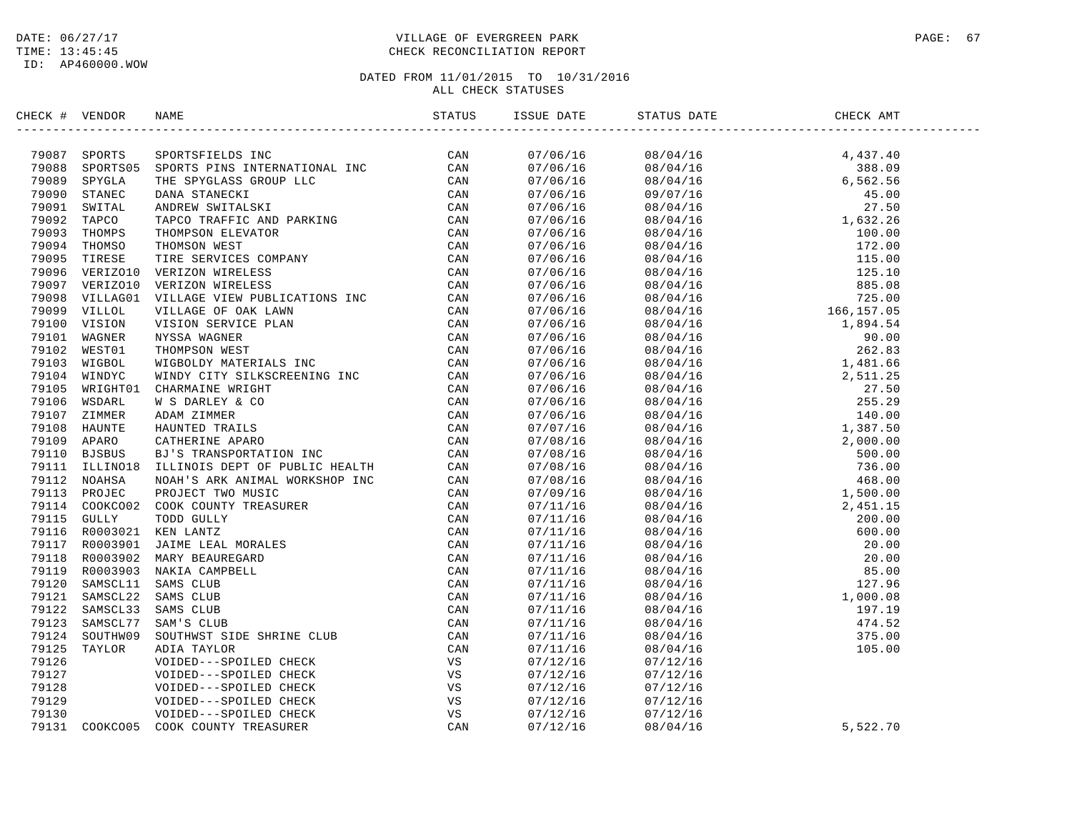DATE: 06/27/17 VILLAGE OF EVERGREEN PARK
TIME: 13:45:45 CHECK RECONCILIATION REPORT
ID: AP460000.WOW

DATED FROM 11/01/2015 TO 10/31/2016
ALL CHECK STATUSES

| CHECK # | VENDOR | NAME | STATUS | ISSUE DATE | STATUS DATE | CHECK AMT |
|---|---|---|---|---|---|---|
| 79087 | SPORTS | SPORTSFIELDS INC | CAN | 07/06/16 | 08/04/16 | 4,437.40 |
| 79088 | SPORTS05 | SPORTS PINS INTERNATIONAL INC | CAN | 07/06/16 | 08/04/16 | 388.09 |
| 79089 | SPYGLA | THE SPYGLASS GROUP LLC | CAN | 07/06/16 | 08/04/16 | 6,562.56 |
| 79090 | STANEC | DANA STANECKI | CAN | 07/06/16 | 09/07/16 | 45.00 |
| 79091 | SWITAL | ANDREW SWITALSKI | CAN | 07/06/16 | 08/04/16 | 27.50 |
| 79092 | TAPCO | TAPCO TRAFFIC AND PARKING | CAN | 07/06/16 | 08/04/16 | 1,632.26 |
| 79093 | THOMPS | THOMPSON ELEVATOR | CAN | 07/06/16 | 08/04/16 | 100.00 |
| 79094 | THOMSO | THOMSON WEST | CAN | 07/06/16 | 08/04/16 | 172.00 |
| 79095 | TIRESE | TIRE SERVICES COMPANY | CAN | 07/06/16 | 08/04/16 | 115.00 |
| 79096 | VERIZO10 | VERIZON WIRELESS | CAN | 07/06/16 | 08/04/16 | 125.10 |
| 79097 | VERIZO10 | VERIZON WIRELESS | CAN | 07/06/16 | 08/04/16 | 885.08 |
| 79098 | VILLAG01 | VILLAGE VIEW PUBLICATIONS INC | CAN | 07/06/16 | 08/04/16 | 725.00 |
| 79099 | VILLOL | VILLAGE OF OAK LAWN | CAN | 07/06/16 | 08/04/16 | 166,157.05 |
| 79100 | VISION | VISION SERVICE PLAN | CAN | 07/06/16 | 08/04/16 | 1,894.54 |
| 79101 | WAGNER | NYSSA WAGNER | CAN | 07/06/16 | 08/04/16 | 90.00 |
| 79102 | WEST01 | THOMPSON WEST | CAN | 07/06/16 | 08/04/16 | 262.83 |
| 79103 | WIGBOL | WIGBOLDY MATERIALS INC | CAN | 07/06/16 | 08/04/16 | 1,481.66 |
| 79104 | WINDYC | WINDY CITY SILKSCREENING INC | CAN | 07/06/16 | 08/04/16 | 2,511.25 |
| 79105 | WRIGHT01 | CHARMAINE WRIGHT | CAN | 07/06/16 | 08/04/16 | 27.50 |
| 79106 | WSDARL | W S DARLEY & CO | CAN | 07/06/16 | 08/04/16 | 255.29 |
| 79107 | ZIMMER | ADAM ZIMMER | CAN | 07/06/16 | 08/04/16 | 140.00 |
| 79108 | HAUNTE | HAUNTED TRAILS | CAN | 07/07/16 | 08/04/16 | 1,387.50 |
| 79109 | APARO | CATHERINE APARO | CAN | 07/08/16 | 08/04/16 | 2,000.00 |
| 79110 | BJSBUS | BJ'S TRANSPORTATION INC | CAN | 07/08/16 | 08/04/16 | 500.00 |
| 79111 | ILLINO18 | ILLINOIS DEPT OF PUBLIC HEALTH | CAN | 07/08/16 | 08/04/16 | 736.00 |
| 79112 | NOAHSA | NOAH'S ARK ANIMAL WORKSHOP INC | CAN | 07/08/16 | 08/04/16 | 468.00 |
| 79113 | PROJEC | PROJECT TWO MUSIC | CAN | 07/09/16 | 08/04/16 | 1,500.00 |
| 79114 | COOKCO02 | COOK COUNTY TREASURER | CAN | 07/11/16 | 08/04/16 | 2,451.15 |
| 79115 | GULLY | TODD GULLY | CAN | 07/11/16 | 08/04/16 | 200.00 |
| 79116 | R0003021 | KEN LANTZ | CAN | 07/11/16 | 08/04/16 | 600.00 |
| 79117 | R0003901 | JAIME LEAL MORALES | CAN | 07/11/16 | 08/04/16 | 20.00 |
| 79118 | R0003902 | MARY BEAUREGARD | CAN | 07/11/16 | 08/04/16 | 20.00 |
| 79119 | R0003903 | NAKIA CAMPBELL | CAN | 07/11/16 | 08/04/16 | 85.00 |
| 79120 | SAMSCL11 | SAMS CLUB | CAN | 07/11/16 | 08/04/16 | 127.96 |
| 79121 | SAMSCL22 | SAMS CLUB | CAN | 07/11/16 | 08/04/16 | 1,000.08 |
| 79122 | SAMSCL33 | SAMS CLUB | CAN | 07/11/16 | 08/04/16 | 197.19 |
| 79123 | SAMSCL77 | SAM'S CLUB | CAN | 07/11/16 | 08/04/16 | 474.52 |
| 79124 | SOUTHW09 | SOUTHWST SIDE SHRINE CLUB | CAN | 07/11/16 | 08/04/16 | 375.00 |
| 79125 | TAYLOR | ADIA TAYLOR | CAN | 07/11/16 | 08/04/16 | 105.00 |
| 79126 | | VOIDED---SPOILED CHECK | VS | 07/12/16 | 07/12/16 | |
| 79127 | | VOIDED---SPOILED CHECK | VS | 07/12/16 | 07/12/16 | |
| 79128 | | VOIDED---SPOILED CHECK | VS | 07/12/16 | 07/12/16 | |
| 79129 | | VOIDED---SPOILED CHECK | VS | 07/12/16 | 07/12/16 | |
| 79130 | | VOIDED---SPOILED CHECK | VS | 07/12/16 | 07/12/16 | |
| 79131 | COOKCO05 | COOK COUNTY TREASURER | CAN | 07/12/16 | 08/04/16 | 5,522.70 |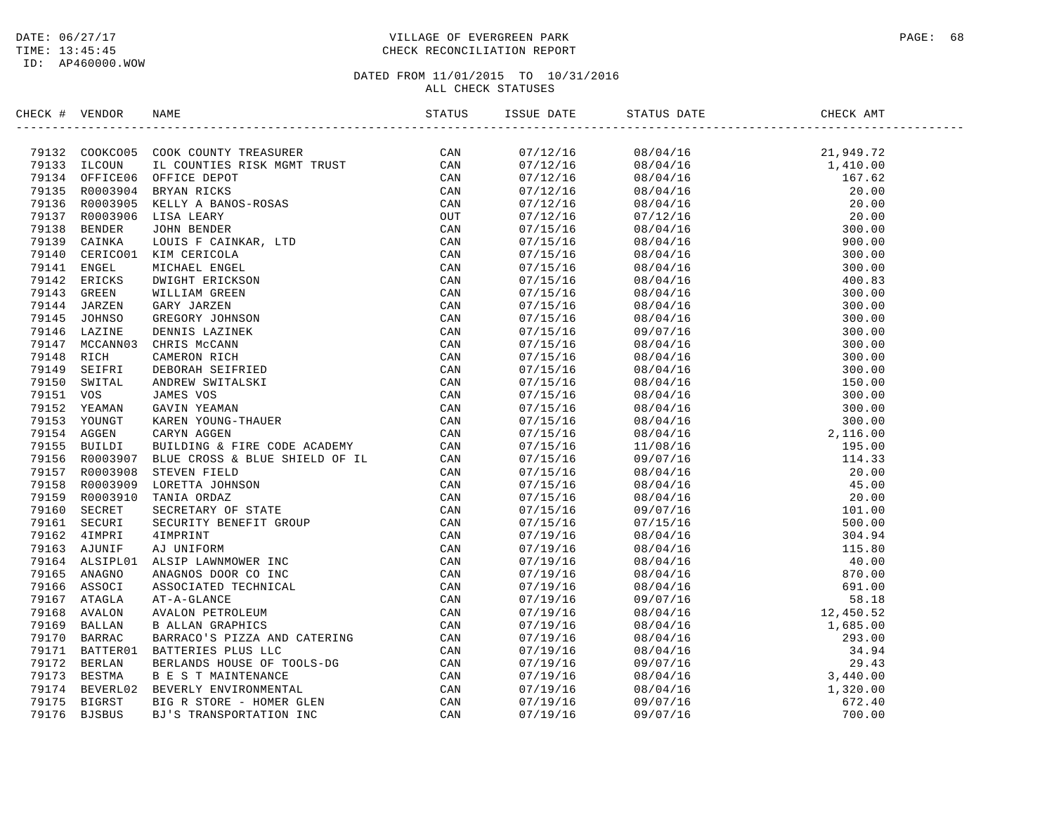DATE: 06/27/17
TIME: 13:45:45
ID: AP460000.WOW

# VILLAGE OF EVERGREEN PARK
## CHECK RECONCILIATION REPORT

DATED FROM 11/01/2015 TO 10/31/2016
ALL CHECK STATUSES

| CHECK # | VENDOR | NAME | STATUS | ISSUE DATE | STATUS DATE | CHECK AMT |
|---|---|---|---|---|---|---|
| 79132 | COOKCO05 | COOK COUNTY TREASURER | CAN | 07/12/16 | 08/04/16 | 21,949.72 |
| 79133 | ILCOUN | IL COUNTIES RISK MGMT TRUST | CAN | 07/12/16 | 08/04/16 | 1,410.00 |
| 79134 | OFFICE06 | OFFICE DEPOT | CAN | 07/12/16 | 08/04/16 | 167.62 |
| 79135 | R0003904 | BRYAN RICKS | CAN | 07/12/16 | 08/04/16 | 20.00 |
| 79136 | R0003905 | KELLY A BANOS-ROSAS | CAN | 07/12/16 | 08/04/16 | 20.00 |
| 79137 | R0003906 | LISA LEARY | OUT | 07/12/16 | 07/12/16 | 20.00 |
| 79138 | BENDER | JOHN BENDER | CAN | 07/15/16 | 08/04/16 | 300.00 |
| 79139 | CAINKA | LOUIS F CAINKAR, LTD | CAN | 07/15/16 | 08/04/16 | 900.00 |
| 79140 | CERICO01 | KIM CERICOLA | CAN | 07/15/16 | 08/04/16 | 300.00 |
| 79141 | ENGEL | MICHAEL ENGEL | CAN | 07/15/16 | 08/04/16 | 300.00 |
| 79142 | ERICKS | DWIGHT ERICKSON | CAN | 07/15/16 | 08/04/16 | 400.83 |
| 79143 | GREEN | WILLIAM GREEN | CAN | 07/15/16 | 08/04/16 | 300.00 |
| 79144 | JARZEN | GARY JARZEN | CAN | 07/15/16 | 08/04/16 | 300.00 |
| 79145 | JOHNSO | GREGORY JOHNSON | CAN | 07/15/16 | 08/04/16 | 300.00 |
| 79146 | LAZINE | DENNIS LAZINEK | CAN | 07/15/16 | 09/07/16 | 300.00 |
| 79147 | MCCANN03 | CHRIS McCANN | CAN | 07/15/16 | 08/04/16 | 300.00 |
| 79148 | RICH | CAMERON RICH | CAN | 07/15/16 | 08/04/16 | 300.00 |
| 79149 | SEIFRI | DEBORAH SEIFRIED | CAN | 07/15/16 | 08/04/16 | 300.00 |
| 79150 | SWITAL | ANDREW SWITALSKI | CAN | 07/15/16 | 08/04/16 | 150.00 |
| 79151 | VOS | JAMES VOS | CAN | 07/15/16 | 08/04/16 | 300.00 |
| 79152 | YEAMAN | GAVIN YEAMAN | CAN | 07/15/16 | 08/04/16 | 300.00 |
| 79153 | YOUNGT | KAREN YOUNG-THAUER | CAN | 07/15/16 | 08/04/16 | 300.00 |
| 79154 | AGGEN | CARYN AGGEN | CAN | 07/15/16 | 08/04/16 | 2,116.00 |
| 79155 | BUILDI | BUILDING & FIRE CODE ACADEMY | CAN | 07/15/16 | 11/08/16 | 195.00 |
| 79156 | R0003907 | BLUE CROSS & BLUE SHIELD OF IL | CAN | 07/15/16 | 09/07/16 | 114.33 |
| 79157 | R0003908 | STEVEN FIELD | CAN | 07/15/16 | 08/04/16 | 20.00 |
| 79158 | R0003909 | LORETTA JOHNSON | CAN | 07/15/16 | 08/04/16 | 45.00 |
| 79159 | R0003910 | TANIA ORDAZ | CAN | 07/15/16 | 08/04/16 | 20.00 |
| 79160 | SECRET | SECRETARY OF STATE | CAN | 07/15/16 | 09/07/16 | 101.00 |
| 79161 | SECURI | SECURITY BENEFIT GROUP | CAN | 07/15/16 | 07/15/16 | 500.00 |
| 79162 | 4IMPRI | 4IMPRINT | CAN | 07/19/16 | 08/04/16 | 304.94 |
| 79163 | AJUNIF | AJ UNIFORM | CAN | 07/19/16 | 08/04/16 | 115.80 |
| 79164 | ALSIPL01 | ALSIP LAWNMOWER INC | CAN | 07/19/16 | 08/04/16 | 40.00 |
| 79165 | ANAGNO | ANAGNOS DOOR CO INC | CAN | 07/19/16 | 08/04/16 | 870.00 |
| 79166 | ASSOCI | ASSOCIATED TECHNICAL | CAN | 07/19/16 | 08/04/16 | 691.00 |
| 79167 | ATAGLA | AT-A-GLANCE | CAN | 07/19/16 | 09/07/16 | 58.18 |
| 79168 | AVALON | AVALON PETROLEUM | CAN | 07/19/16 | 08/04/16 | 12,450.52 |
| 79169 | BALLAN | B ALLAN GRAPHICS | CAN | 07/19/16 | 08/04/16 | 1,685.00 |
| 79170 | BARRAC | BARRACO'S PIZZA AND CATERING | CAN | 07/19/16 | 08/04/16 | 293.00 |
| 79171 | BATTER01 | BATTERIES PLUS LLC | CAN | 07/19/16 | 08/04/16 | 34.94 |
| 79172 | BERLAN | BERLANDS HOUSE OF TOOLS-DG | CAN | 07/19/16 | 09/07/16 | 29.43 |
| 79173 | BESTMA | B E S T MAINTENANCE | CAN | 07/19/16 | 08/04/16 | 3,440.00 |
| 79174 | BEVERL02 | BEVERLY ENVIRONMENTAL | CAN | 07/19/16 | 08/04/16 | 1,320.00 |
| 79175 | BIGRST | BIG R STORE - HOMER GLEN | CAN | 07/19/16 | 09/07/16 | 672.40 |
| 79176 | BJSBUS | BJ'S TRANSPORTATION INC | CAN | 07/19/16 | 09/07/16 | 700.00 |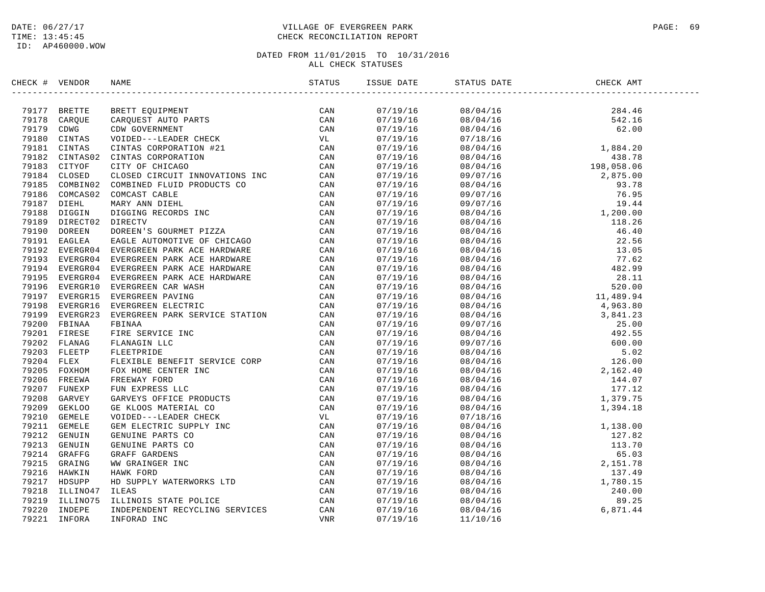DATE: 06/27/17
TIME: 13:45:45
ID: AP460000.WOW

# VILLAGE OF EVERGREEN PARK
## CHECK RECONCILIATION REPORT

DATED FROM 11/01/2015 TO 10/31/2016
ALL CHECK STATUSES

| CHECK # | VENDOR | NAME | STATUS | ISSUE DATE | STATUS DATE | CHECK AMT |
|---|---|---|---|---|---|---|
| 79177 | BRETTE | BRETT EQUIPMENT | CAN | 07/19/16 | 08/04/16 | 284.46 |
| 79178 | CARQUE | CARQUEST AUTO PARTS | CAN | 07/19/16 | 08/04/16 | 542.16 |
| 79179 | CDWG | CDW GOVERNMENT | CAN | 07/19/16 | 08/04/16 | 62.00 |
| 79180 | CINTAS | VOIDED---LEADER CHECK | VL | 07/19/16 | 07/18/16 | |
| 79181 | CINTAS | CINTAS CORPORATION #21 | CAN | 07/19/16 | 08/04/16 | 1,884.20 |
| 79182 | CINTAS02 | CINTAS CORPORATION | CAN | 07/19/16 | 08/04/16 | 438.78 |
| 79183 | CITYOF | CITY OF CHICAGO | CAN | 07/19/16 | 08/04/16 | 198,058.06 |
| 79184 | CLOSED | CLOSED CIRCUIT INNOVATIONS INC | CAN | 07/19/16 | 09/07/16 | 2,875.00 |
| 79185 | COMBIN02 | COMBINED FLUID PRODUCTS CO | CAN | 07/19/16 | 08/04/16 | 93.78 |
| 79186 | COMCAS02 | COMCAST CABLE | CAN | 07/19/16 | 09/07/16 | 76.95 |
| 79187 | DIEHL | MARY ANN DIEHL | CAN | 07/19/16 | 09/07/16 | 19.44 |
| 79188 | DIGGIN | DIGGING RECORDS INC | CAN | 07/19/16 | 08/04/16 | 1,200.00 |
| 79189 | DIRECT02 | DIRECTV | CAN | 07/19/16 | 08/04/16 | 118.26 |
| 79190 | DOREEN | DOREEN'S GOURMET PIZZA | CAN | 07/19/16 | 08/04/16 | 46.40 |
| 79191 | EAGLEA | EAGLE AUTOMOTIVE OF CHICAGO | CAN | 07/19/16 | 08/04/16 | 22.56 |
| 79192 | EVERGR04 | EVERGREEN PARK ACE HARDWARE | CAN | 07/19/16 | 08/04/16 | 13.05 |
| 79193 | EVERGR04 | EVERGREEN PARK ACE HARDWARE | CAN | 07/19/16 | 08/04/16 | 77.62 |
| 79194 | EVERGR04 | EVERGREEN PARK ACE HARDWARE | CAN | 07/19/16 | 08/04/16 | 482.99 |
| 79195 | EVERGR04 | EVERGREEN PARK ACE HARDWARE | CAN | 07/19/16 | 08/04/16 | 28.11 |
| 79196 | EVERGR10 | EVERGREEN CAR WASH | CAN | 07/19/16 | 08/04/16 | 520.00 |
| 79197 | EVERGR15 | EVERGREEN PAVING | CAN | 07/19/16 | 08/04/16 | 11,489.94 |
| 79198 | EVERGR16 | EVERGREEN ELECTRIC | CAN | 07/19/16 | 08/04/16 | 4,963.80 |
| 79199 | EVERGR23 | EVERGREEN PARK SERVICE STATION | CAN | 07/19/16 | 08/04/16 | 3,841.23 |
| 79200 | FBINAA | FBINAA | CAN | 07/19/16 | 09/07/16 | 25.00 |
| 79201 | FIRESE | FIRE SERVICE INC | CAN | 07/19/16 | 08/04/16 | 492.55 |
| 79202 | FLANAG | FLANAGIN LLC | CAN | 07/19/16 | 09/07/16 | 600.00 |
| 79203 | FLEETP | FLEETPRIDE | CAN | 07/19/16 | 08/04/16 | 5.02 |
| 79204 | FLEX | FLEXIBLE BENEFIT SERVICE CORP | CAN | 07/19/16 | 08/04/16 | 126.00 |
| 79205 | FOXHOM | FOX HOME CENTER INC | CAN | 07/19/16 | 08/04/16 | 2,162.40 |
| 79206 | FREEWA | FREEWAY FORD | CAN | 07/19/16 | 08/04/16 | 144.07 |
| 79207 | FUNEXP | FUN EXPRESS LLC | CAN | 07/19/16 | 08/04/16 | 177.12 |
| 79208 | GARVEY | GARVEYS OFFICE PRODUCTS | CAN | 07/19/16 | 08/04/16 | 1,379.75 |
| 79209 | GEKLOO | GE KLOOS MATERIAL CO | CAN | 07/19/16 | 08/04/16 | 1,394.18 |
| 79210 | GEMELE | VOIDED---LEADER CHECK | VL | 07/19/16 | 07/18/16 | |
| 79211 | GEMELE | GEM ELECTRIC SUPPLY INC | CAN | 07/19/16 | 08/04/16 | 1,138.00 |
| 79212 | GENUIN | GENUINE PARTS CO | CAN | 07/19/16 | 08/04/16 | 127.82 |
| 79213 | GENUIN | GENUINE PARTS CO | CAN | 07/19/16 | 08/04/16 | 113.70 |
| 79214 | GRAFFG | GRAFF GARDENS | CAN | 07/19/16 | 08/04/16 | 65.03 |
| 79215 | GRAING | WW GRAINGER INC | CAN | 07/19/16 | 08/04/16 | 2,151.78 |
| 79216 | HAWKIN | HAWK FORD | CAN | 07/19/16 | 08/04/16 | 137.49 |
| 79217 | HDSUPP | HD SUPPLY WATERWORKS LTD | CAN | 07/19/16 | 08/04/16 | 1,780.15 |
| 79218 | ILLINO47 | ILEAS | CAN | 07/19/16 | 08/04/16 | 240.00 |
| 79219 | ILLINO75 | ILLINOIS STATE POLICE | CAN | 07/19/16 | 08/04/16 | 89.25 |
| 79220 | INDEPE | INDEPENDENT RECYCLING SERVICES | CAN | 07/19/16 | 08/04/16 | 6,871.44 |
| 79221 | INFORA | INFORAD INC | VNR | 07/19/16 | 11/10/16 | |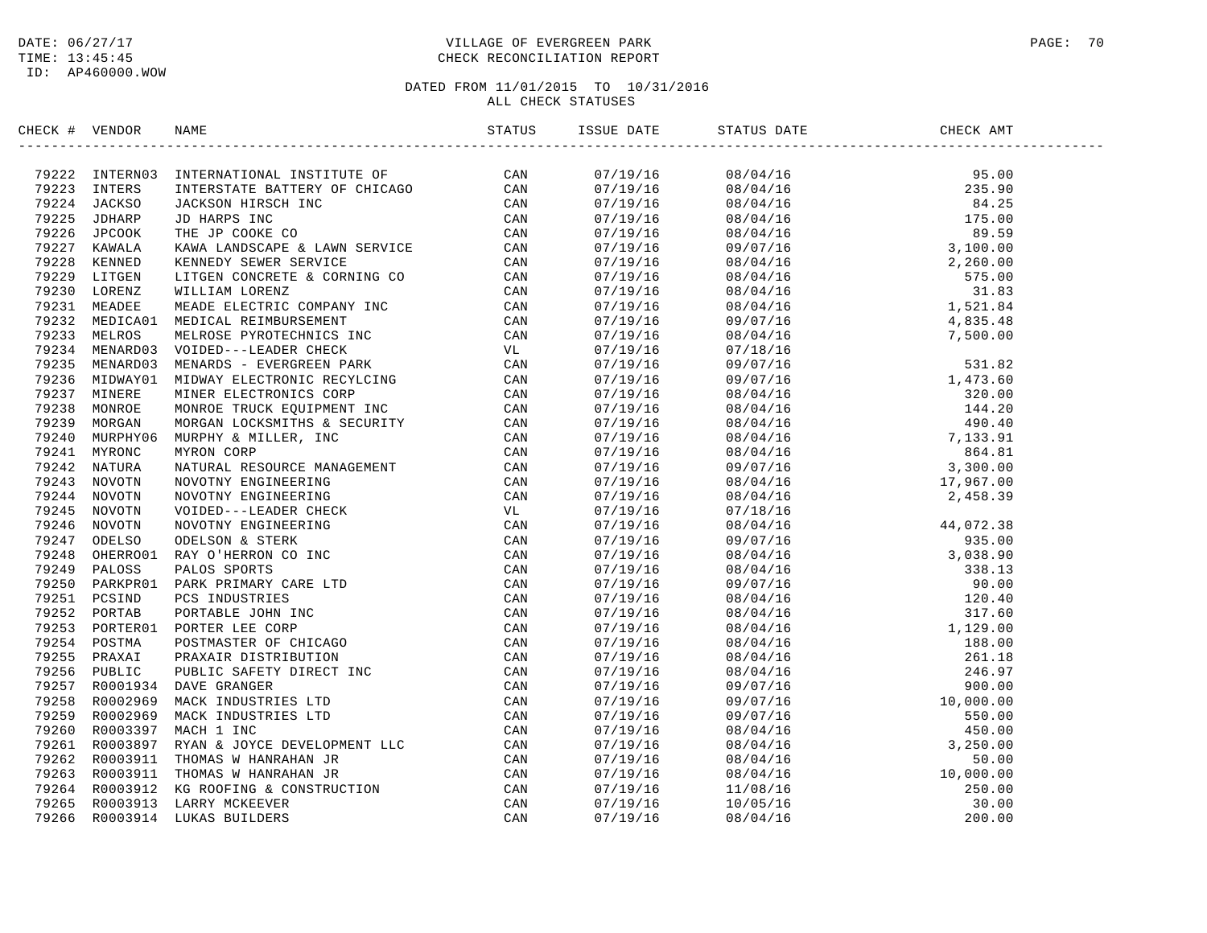DATE: 06/27/17
TIME: 13:45:45
ID: AP460000.WOW

VILLAGE OF EVERGREEN PARK
CHECK RECONCILIATION REPORT

DATED FROM 11/01/2015 TO 10/31/2016
ALL CHECK STATUSES

| CHECK # | VENDOR | NAME | STATUS | ISSUE DATE | STATUS DATE | CHECK AMT |
|---|---|---|---|---|---|---|
| 79222 | INTERN03 | INTERNATIONAL INSTITUTE OF | CAN | 07/19/16 | 08/04/16 | 95.00 |
| 79223 | INTERS | INTERSTATE BATTERY OF CHICAGO | CAN | 07/19/16 | 08/04/16 | 235.90 |
| 79224 | JACKSO | JACKSON HIRSCH INC | CAN | 07/19/16 | 08/04/16 | 84.25 |
| 79225 | JDHARP | JD HARPS INC | CAN | 07/19/16 | 08/04/16 | 175.00 |
| 79226 | JPCOOK | THE JP COOKE CO | CAN | 07/19/16 | 08/04/16 | 89.59 |
| 79227 | KAWALA | KAWA LANDSCAPE & LAWN SERVICE | CAN | 07/19/16 | 09/07/16 | 3,100.00 |
| 79228 | KENNED | KENNEDY SEWER SERVICE | CAN | 07/19/16 | 08/04/16 | 2,260.00 |
| 79229 | LITGEN | LITGEN CONCRETE & CORNING CO | CAN | 07/19/16 | 08/04/16 | 575.00 |
| 79230 | LORENZ | WILLIAM LORENZ | CAN | 07/19/16 | 08/04/16 | 31.83 |
| 79231 | MEADEE | MEADE ELECTRIC COMPANY INC | CAN | 07/19/16 | 08/04/16 | 1,521.84 |
| 79232 | MEDICA01 | MEDICAL REIMBURSEMENT | CAN | 07/19/16 | 09/07/16 | 4,835.48 |
| 79233 | MELROS | MELROSE PYROTECHNICS INC | CAN | 07/19/16 | 08/04/16 | 7,500.00 |
| 79234 | MENARD03 | VOIDED---LEADER CHECK | VL | 07/19/16 | 07/18/16 | |
| 79235 | MENARD03 | MENARDS - EVERGREEN PARK | CAN | 07/19/16 | 09/07/16 | 531.82 |
| 79236 | MIDWAY01 | MIDWAY ELECTRONIC RECYLCING | CAN | 07/19/16 | 09/07/16 | 1,473.60 |
| 79237 | MINERE | MINER ELECTRONICS CORP | CAN | 07/19/16 | 08/04/16 | 320.00 |
| 79238 | MONROE | MONROE TRUCK EQUIPMENT INC | CAN | 07/19/16 | 08/04/16 | 144.20 |
| 79239 | MORGAN | MORGAN LOCKSMITHS & SECURITY | CAN | 07/19/16 | 08/04/16 | 490.40 |
| 79240 | MURPHY06 | MURPHY & MILLER, INC | CAN | 07/19/16 | 08/04/16 | 7,133.91 |
| 79241 | MYRONC | MYRON CORP | CAN | 07/19/16 | 08/04/16 | 864.81 |
| 79242 | NATURA | NATURAL RESOURCE MANAGEMENT | CAN | 07/19/16 | 09/07/16 | 3,300.00 |
| 79243 | NOVOTN | NOVOTNY ENGINEERING | CAN | 07/19/16 | 08/04/16 | 17,967.00 |
| 79244 | NOVOTN | NOVOTNY ENGINEERING | CAN | 07/19/16 | 08/04/16 | 2,458.39 |
| 79245 | NOVOTN | VOIDED---LEADER CHECK | VL | 07/19/16 | 07/18/16 | |
| 79246 | NOVOTN | NOVOTNY ENGINEERING | CAN | 07/19/16 | 08/04/16 | 44,072.38 |
| 79247 | ODELSO | ODELSON & STERK | CAN | 07/19/16 | 09/07/16 | 935.00 |
| 79248 | OHERRO01 | RAY O'HERRON CO INC | CAN | 07/19/16 | 08/04/16 | 3,038.90 |
| 79249 | PALOSS | PALOS SPORTS | CAN | 07/19/16 | 08/04/16 | 338.13 |
| 79250 | PARKPR01 | PARK PRIMARY CARE LTD | CAN | 07/19/16 | 09/07/16 | 90.00 |
| 79251 | PCSIND | PCS INDUSTRIES | CAN | 07/19/16 | 08/04/16 | 120.40 |
| 79252 | PORTAB | PORTABLE JOHN INC | CAN | 07/19/16 | 08/04/16 | 317.60 |
| 79253 | PORTER01 | PORTER LEE CORP | CAN | 07/19/16 | 08/04/16 | 1,129.00 |
| 79254 | POSTMA | POSTMASTER OF CHICAGO | CAN | 07/19/16 | 08/04/16 | 188.00 |
| 79255 | PRAXAI | PRAXAIR DISTRIBUTION | CAN | 07/19/16 | 08/04/16 | 261.18 |
| 79256 | PUBLIC | PUBLIC SAFETY DIRECT INC | CAN | 07/19/16 | 08/04/16 | 246.97 |
| 79257 | R0001934 | DAVE GRANGER | CAN | 07/19/16 | 09/07/16 | 900.00 |
| 79258 | R0002969 | MACK INDUSTRIES LTD | CAN | 07/19/16 | 09/07/16 | 10,000.00 |
| 79259 | R0002969 | MACK INDUSTRIES LTD | CAN | 07/19/16 | 09/07/16 | 550.00 |
| 79260 | R0003397 | MACH 1 INC | CAN | 07/19/16 | 08/04/16 | 450.00 |
| 79261 | R0003897 | RYAN & JOYCE DEVELOPMENT LLC | CAN | 07/19/16 | 08/04/16 | 3,250.00 |
| 79262 | R0003911 | THOMAS W HANRAHAN JR | CAN | 07/19/16 | 08/04/16 | 50.00 |
| 79263 | R0003911 | THOMAS W HANRAHAN JR | CAN | 07/19/16 | 08/04/16 | 10,000.00 |
| 79264 | R0003912 | KG ROOFING & CONSTRUCTION | CAN | 07/19/16 | 11/08/16 | 250.00 |
| 79265 | R0003913 | LARRY MCKEEVER | CAN | 07/19/16 | 10/05/16 | 30.00 |
| 79266 | R0003914 | LUKAS BUILDERS | CAN | 07/19/16 | 08/04/16 | 200.00 |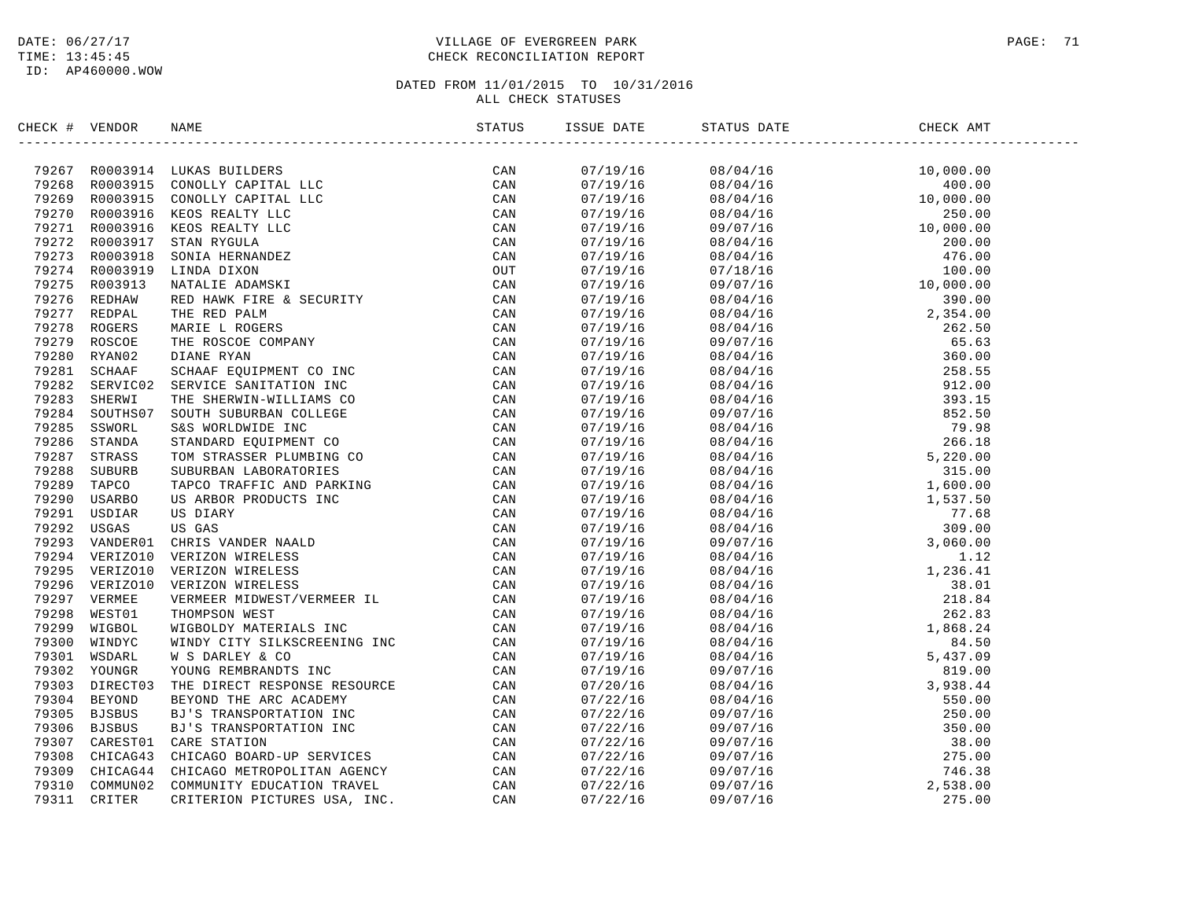DATE: 06/27/17
TIME: 13:45:45
ID: AP460000.WOW

VILLAGE OF EVERGREEN PARK
CHECK RECONCILIATION REPORT

DATED FROM 11/01/2015 TO 10/31/2016
ALL CHECK STATUSES

| CHECK # | VENDOR | NAME | STATUS | ISSUE DATE | STATUS DATE | CHECK AMT |
|---|---|---|---|---|---|---|
| 79267 | R0003914 | LUKAS BUILDERS | CAN | 07/19/16 | 08/04/16 | 10,000.00 |
| 79268 | R0003915 | CONOLLY CAPITAL LLC | CAN | 07/19/16 | 08/04/16 | 400.00 |
| 79269 | R0003915 | CONOLLY CAPITAL LLC | CAN | 07/19/16 | 08/04/16 | 10,000.00 |
| 79270 | R0003916 | KEOS REALTY LLC | CAN | 07/19/16 | 08/04/16 | 250.00 |
| 79271 | R0003916 | KEOS REALTY LLC | CAN | 07/19/16 | 09/07/16 | 10,000.00 |
| 79272 | R0003917 | STAN RYGULA | CAN | 07/19/16 | 08/04/16 | 200.00 |
| 79273 | R0003918 | SONIA HERNANDEZ | CAN | 07/19/16 | 08/04/16 | 476.00 |
| 79274 | R0003919 | LINDA DIXON | OUT | 07/19/16 | 07/18/16 | 100.00 |
| 79275 | R003913 | NATALIE ADAMSKI | CAN | 07/19/16 | 09/07/16 | 10,000.00 |
| 79276 | REDHAW | RED HAWK FIRE & SECURITY | CAN | 07/19/16 | 08/04/16 | 390.00 |
| 79277 | REDPAL | THE RED PALM | CAN | 07/19/16 | 08/04/16 | 2,354.00 |
| 79278 | ROGERS | MARIE L ROGERS | CAN | 07/19/16 | 08/04/16 | 262.50 |
| 79279 | ROSCOE | THE ROSCOE COMPANY | CAN | 07/19/16 | 09/07/16 | 65.63 |
| 79280 | RYAN02 | DIANE RYAN | CAN | 07/19/16 | 08/04/16 | 360.00 |
| 79281 | SCHAAF | SCHAAF EQUIPMENT CO INC | CAN | 07/19/16 | 08/04/16 | 258.55 |
| 79282 | SERVIC02 | SERVICE SANITATION INC | CAN | 07/19/16 | 08/04/16 | 912.00 |
| 79283 | SHERWI | THE SHERWIN-WILLIAMS CO | CAN | 07/19/16 | 08/04/16 | 393.15 |
| 79284 | SOUTHS07 | SOUTH SUBURBAN COLLEGE | CAN | 07/19/16 | 09/07/16 | 852.50 |
| 79285 | SSWORL | S&S WORLDWIDE INC | CAN | 07/19/16 | 08/04/16 | 79.98 |
| 79286 | STANDA | STANDARD EQUIPMENT CO | CAN | 07/19/16 | 08/04/16 | 266.18 |
| 79287 | STRASS | TOM STRASSER PLUMBING CO | CAN | 07/19/16 | 08/04/16 | 5,220.00 |
| 79288 | SUBURB | SUBURBAN LABORATORIES | CAN | 07/19/16 | 08/04/16 | 315.00 |
| 79289 | TAPCO | TAPCO TRAFFIC AND PARKING | CAN | 07/19/16 | 08/04/16 | 1,600.00 |
| 79290 | USARBO | US ARBOR PRODUCTS INC | CAN | 07/19/16 | 08/04/16 | 1,537.50 |
| 79291 | USDIAR | US DIARY | CAN | 07/19/16 | 08/04/16 | 77.68 |
| 79292 | USGAS | US GAS | CAN | 07/19/16 | 08/04/16 | 309.00 |
| 79293 | VANDER01 | CHRIS VANDER NAALD | CAN | 07/19/16 | 09/07/16 | 3,060.00 |
| 79294 | VERIZO10 | VERIZON WIRELESS | CAN | 07/19/16 | 08/04/16 | 1.12 |
| 79295 | VERIZO10 | VERIZON WIRELESS | CAN | 07/19/16 | 08/04/16 | 1,236.41 |
| 79296 | VERIZO10 | VERIZON WIRELESS | CAN | 07/19/16 | 08/04/16 | 38.01 |
| 79297 | VERMEE | VERMEER MIDWEST/VERMEER IL | CAN | 07/19/16 | 08/04/16 | 218.84 |
| 79298 | WEST01 | THOMPSON WEST | CAN | 07/19/16 | 08/04/16 | 262.83 |
| 79299 | WIGBOL | WIGBOLDY MATERIALS INC | CAN | 07/19/16 | 08/04/16 | 1,868.24 |
| 79300 | WINDYC | WINDY CITY SILKSCREENING INC | CAN | 07/19/16 | 08/04/16 | 84.50 |
| 79301 | WSDARL | W S DARLEY & CO | CAN | 07/19/16 | 08/04/16 | 5,437.09 |
| 79302 | YOUNGR | YOUNG REMBRANDTS INC | CAN | 07/19/16 | 09/07/16 | 819.00 |
| 79303 | DIRECT03 | THE DIRECT RESPONSE RESOURCE | CAN | 07/20/16 | 08/04/16 | 3,938.44 |
| 79304 | BEYOND | BEYOND THE ARC ACADEMY | CAN | 07/22/16 | 08/04/16 | 550.00 |
| 79305 | BJSBUS | BJ'S TRANSPORTATION INC | CAN | 07/22/16 | 09/07/16 | 250.00 |
| 79306 | BJSBUS | BJ'S TRANSPORTATION INC | CAN | 07/22/16 | 09/07/16 | 350.00 |
| 79307 | CAREST01 | CARE STATION | CAN | 07/22/16 | 09/07/16 | 38.00 |
| 79308 | CHICAG43 | CHICAGO BOARD-UP SERVICES | CAN | 07/22/16 | 09/07/16 | 275.00 |
| 79309 | CHICAG44 | CHICAGO METROPOLITAN AGENCY | CAN | 07/22/16 | 09/07/16 | 746.38 |
| 79310 | COMMUN02 | COMMUNITY EDUCATION TRAVEL | CAN | 07/22/16 | 09/07/16 | 2,538.00 |
| 79311 | CRITER | CRITERION PICTURES USA, INC. | CAN | 07/22/16 | 09/07/16 | 275.00 |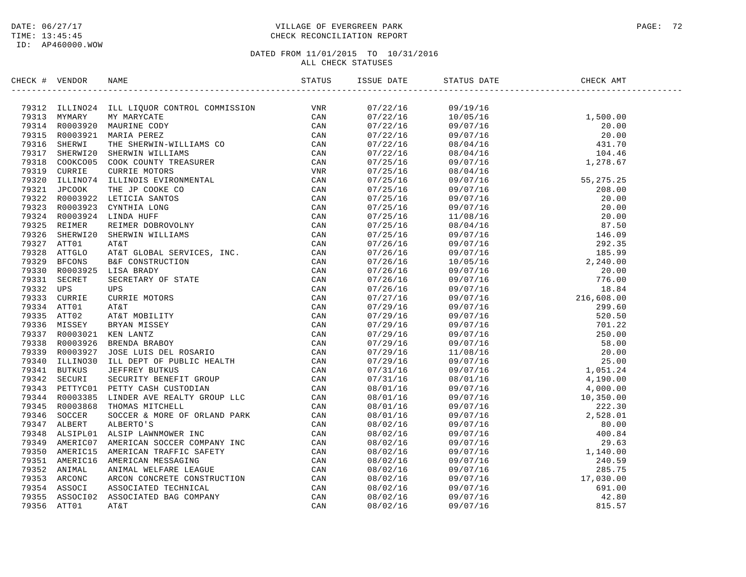DATE: 06/27/17
TIME: 13:45:45
ID: AP460000.WOW

# VILLAGE OF EVERGREEN PARK
## CHECK RECONCILIATION REPORT

DATED FROM 11/01/2015 TO 10/31/2016
ALL CHECK STATUSES

| CHECK # | VENDOR | NAME | STATUS | ISSUE DATE | STATUS DATE | CHECK AMT |
|---|---|---|---|---|---|---|
| 79312 | ILLINO24 | ILL LIQUOR CONTROL COMMISSION | VNR | 07/22/16 | 09/19/16 | |
| 79313 | MYMARY | MY MARYCATE | CAN | 07/22/16 | 10/05/16 | 1,500.00 |
| 79314 | R0003920 | MAURINE CODY | CAN | 07/22/16 | 09/07/16 | 20.00 |
| 79315 | R0003921 | MARIA PEREZ | CAN | 07/22/16 | 09/07/16 | 20.00 |
| 79316 | SHERWI | THE SHERWIN-WILLIAMS CO | CAN | 07/22/16 | 08/04/16 | 431.70 |
| 79317 | SHERWI20 | SHERWIN WILLIAMS | CAN | 07/22/16 | 08/04/16 | 104.46 |
| 79318 | COOKCO05 | COOK COUNTY TREASURER | CAN | 07/25/16 | 09/07/16 | 1,278.67 |
| 79319 | CURRIE | CURRIE MOTORS | VNR | 07/25/16 | 08/04/16 | |
| 79320 | ILLINO74 | ILLINOIS EVIRONMENTAL | CAN | 07/25/16 | 09/07/16 | 55,275.25 |
| 79321 | JPCOOK | THE JP COOKE CO | CAN | 07/25/16 | 09/07/16 | 208.00 |
| 79322 | R0003922 | LETICIA SANTOS | CAN | 07/25/16 | 09/07/16 | 20.00 |
| 79323 | R0003923 | CYNTHIA LONG | CAN | 07/25/16 | 09/07/16 | 20.00 |
| 79324 | R0003924 | LINDA HUFF | CAN | 07/25/16 | 11/08/16 | 20.00 |
| 79325 | REIMER | REIMER DOBROVOLNY | CAN | 07/25/16 | 08/04/16 | 87.50 |
| 79326 | SHERWI20 | SHERWIN WILLIAMS | CAN | 07/25/16 | 09/07/16 | 146.09 |
| 79327 | ATT01 | AT&T | CAN | 07/26/16 | 09/07/16 | 292.35 |
| 79328 | ATTGLO | AT&T GLOBAL SERVICES, INC. | CAN | 07/26/16 | 09/07/16 | 185.99 |
| 79329 | BFCONS | B&F CONSTRUCTION | CAN | 07/26/16 | 10/05/16 | 2,240.00 |
| 79330 | R0003925 | LISA BRADY | CAN | 07/26/16 | 09/07/16 | 20.00 |
| 79331 | SECRET | SECRETARY OF STATE | CAN | 07/26/16 | 09/07/16 | 776.00 |
| 79332 | UPS | UPS | CAN | 07/26/16 | 09/07/16 | 18.84 |
| 79333 | CURRIE | CURRIE MOTORS | CAN | 07/27/16 | 09/07/16 | 216,608.00 |
| 79334 | ATT01 | AT&T | CAN | 07/29/16 | 09/07/16 | 299.60 |
| 79335 | ATT02 | AT&T MOBILITY | CAN | 07/29/16 | 09/07/16 | 520.50 |
| 79336 | MISSEY | BRYAN MISSEY | CAN | 07/29/16 | 09/07/16 | 701.22 |
| 79337 | R0003021 | KEN LANTZ | CAN | 07/29/16 | 09/07/16 | 250.00 |
| 79338 | R0003926 | BRENDA BRABOY | CAN | 07/29/16 | 09/07/16 | 58.00 |
| 79339 | R0003927 | JOSE LUIS DEL ROSARIO | CAN | 07/29/16 | 11/08/16 | 20.00 |
| 79340 | ILLINO30 | ILL DEPT OF PUBLIC HEALTH | CAN | 07/29/16 | 09/07/16 | 25.00 |
| 79341 | BUTKUS | JEFFREY BUTKUS | CAN | 07/31/16 | 09/07/16 | 1,051.24 |
| 79342 | SECURI | SECURITY BENEFIT GROUP | CAN | 07/31/16 | 08/01/16 | 4,190.00 |
| 79343 | PETTYC01 | PETTY CASH CUSTODIAN | CAN | 08/01/16 | 09/07/16 | 4,000.00 |
| 79344 | R0003385 | LINDER AVE REALTY GROUP LLC | CAN | 08/01/16 | 09/07/16 | 10,350.00 |
| 79345 | R0003868 | THOMAS MITCHELL | CAN | 08/01/16 | 09/07/16 | 222.30 |
| 79346 | SOCCER | SOCCER & MORE OF ORLAND PARK | CAN | 08/01/16 | 09/07/16 | 2,528.01 |
| 79347 | ALBERT | ALBERTO'S | CAN | 08/02/16 | 09/07/16 | 80.00 |
| 79348 | ALSIPL01 | ALSIP LAWNMOWER INC | CAN | 08/02/16 | 09/07/16 | 400.84 |
| 79349 | AMERIC07 | AMERICAN SOCCER COMPANY INC | CAN | 08/02/16 | 09/07/16 | 29.63 |
| 79350 | AMERIC15 | AMERICAN TRAFFIC SAFETY | CAN | 08/02/16 | 09/07/16 | 1,140.00 |
| 79351 | AMERIC16 | AMERICAN MESSAGING | CAN | 08/02/16 | 09/07/16 | 240.59 |
| 79352 | ANIMAL | ANIMAL WELFARE LEAGUE | CAN | 08/02/16 | 09/07/16 | 285.75 |
| 79353 | ARCONC | ARCON CONCRETE CONSTRUCTION | CAN | 08/02/16 | 09/07/16 | 17,030.00 |
| 79354 | ASSOCI | ASSOCIATED TECHNICAL | CAN | 08/02/16 | 09/07/16 | 691.00 |
| 79355 | ASSOCI02 | ASSOCIATED BAG COMPANY | CAN | 08/02/16 | 09/07/16 | 42.80 |
| 79356 | ATT01 | AT&T | CAN | 08/02/16 | 09/07/16 | 815.57 |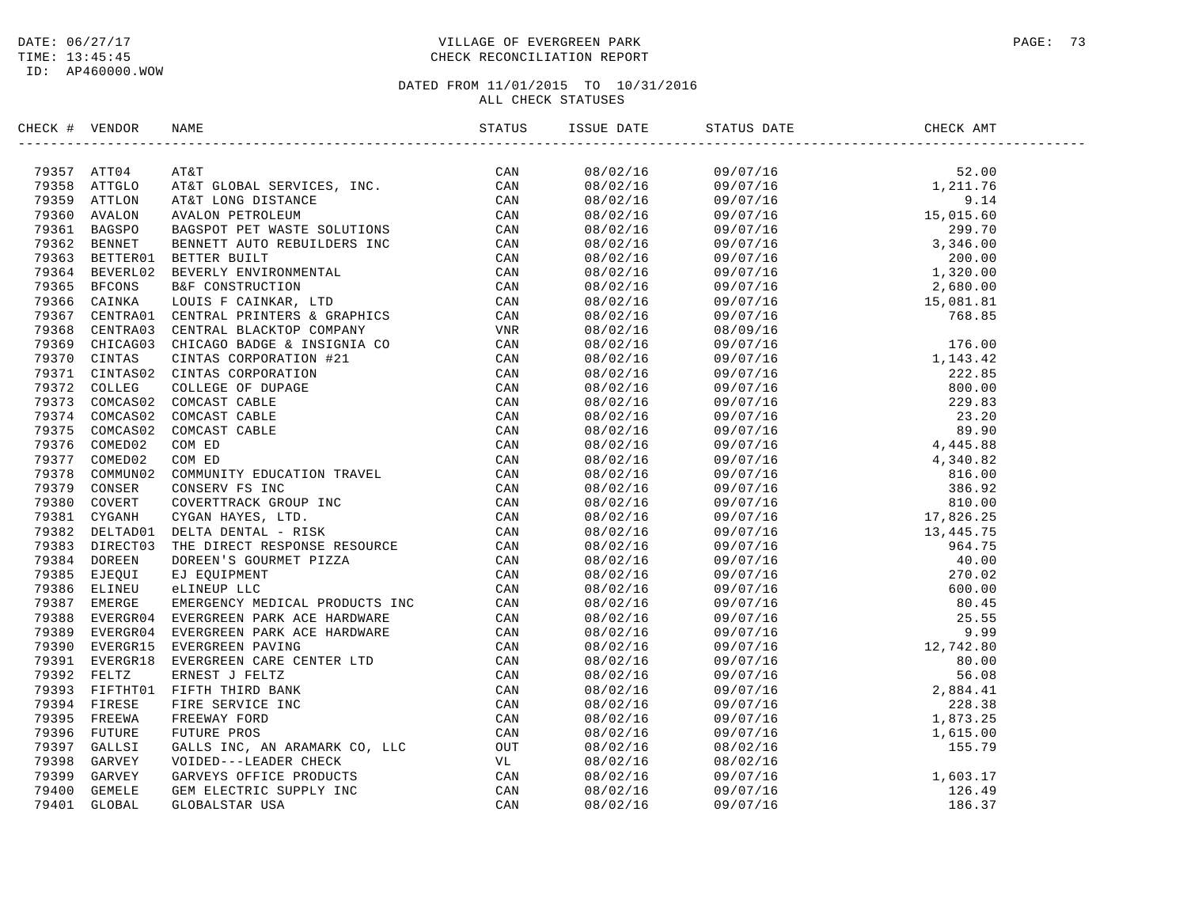DATE: 06/27/17
TIME: 13:45:45
ID: AP460000.WOW

VILLAGE OF EVERGREEN PARK
CHECK RECONCILIATION REPORT

DATED FROM 11/01/2015 TO 10/31/2016
ALL CHECK STATUSES

| CHECK # | VENDOR | NAME | STATUS | ISSUE DATE | STATUS DATE | CHECK AMT |
|---|---|---|---|---|---|---|
| 79357 | ATT04 | AT&T | CAN | 08/02/16 | 09/07/16 | 52.00 |
| 79358 | ATTGLO | AT&T GLOBAL SERVICES, INC. | CAN | 08/02/16 | 09/07/16 | 1,211.76 |
| 79359 | ATTLON | AT&T LONG DISTANCE | CAN | 08/02/16 | 09/07/16 | 9.14 |
| 79360 | AVALON | AVALON PETROLEUM | CAN | 08/02/16 | 09/07/16 | 15,015.60 |
| 79361 | BAGSPO | BAGSPOT PET WASTE SOLUTIONS | CAN | 08/02/16 | 09/07/16 | 299.70 |
| 79362 | BENNET | BENNETT AUTO REBUILDERS INC | CAN | 08/02/16 | 09/07/16 | 3,346.00 |
| 79363 | BETTER01 | BETTER BUILT | CAN | 08/02/16 | 09/07/16 | 200.00 |
| 79364 | BEVERL02 | BEVERLY ENVIRONMENTAL | CAN | 08/02/16 | 09/07/16 | 1,320.00 |
| 79365 | BFCONS | B&F CONSTRUCTION | CAN | 08/02/16 | 09/07/16 | 2,680.00 |
| 79366 | CAINKA | LOUIS F CAINKAR, LTD | CAN | 08/02/16 | 09/07/16 | 15,081.81 |
| 79367 | CENTRA01 | CENTRAL PRINTERS & GRAPHICS | CAN | 08/02/16 | 09/07/16 | 768.85 |
| 79368 | CENTRA03 | CENTRAL BLACKTOP COMPANY | VNR | 08/02/16 | 08/09/16 | |
| 79369 | CHICAG03 | CHICAGO BADGE & INSIGNIA CO | CAN | 08/02/16 | 09/07/16 | 176.00 |
| 79370 | CINTAS | CINTAS CORPORATION #21 | CAN | 08/02/16 | 09/07/16 | 1,143.42 |
| 79371 | CINTAS02 | CINTAS CORPORATION | CAN | 08/02/16 | 09/07/16 | 222.85 |
| 79372 | COLLEG | COLLEGE OF DUPAGE | CAN | 08/02/16 | 09/07/16 | 800.00 |
| 79373 | COMCAS02 | COMCAST CABLE | CAN | 08/02/16 | 09/07/16 | 229.83 |
| 79374 | COMCAS02 | COMCAST CABLE | CAN | 08/02/16 | 09/07/16 | 23.20 |
| 79375 | COMCAS02 | COMCAST CABLE | CAN | 08/02/16 | 09/07/16 | 89.90 |
| 79376 | COMED02 | COM ED | CAN | 08/02/16 | 09/07/16 | 4,445.88 |
| 79377 | COMED02 | COM ED | CAN | 08/02/16 | 09/07/16 | 4,340.82 |
| 79378 | COMMUN02 | COMMUNITY EDUCATION TRAVEL | CAN | 08/02/16 | 09/07/16 | 816.00 |
| 79379 | CONSER | CONSERV FS INC | CAN | 08/02/16 | 09/07/16 | 386.92 |
| 79380 | COVERT | COVERTTRACK GROUP INC | CAN | 08/02/16 | 09/07/16 | 810.00 |
| 79381 | CYGANH | CYGAN HAYES, LTD. | CAN | 08/02/16 | 09/07/16 | 17,826.25 |
| 79382 | DELTAD01 | DELTA DENTAL - RISK | CAN | 08/02/16 | 09/07/16 | 13,445.75 |
| 79383 | DIRECT03 | THE DIRECT RESPONSE RESOURCE | CAN | 08/02/16 | 09/07/16 | 964.75 |
| 79384 | DOREEN | DOREEN'S GOURMET PIZZA | CAN | 08/02/16 | 09/07/16 | 40.00 |
| 79385 | EJEQUI | EJ EQUIPMENT | CAN | 08/02/16 | 09/07/16 | 270.02 |
| 79386 | ELINEU | eLINEUP LLC | CAN | 08/02/16 | 09/07/16 | 600.00 |
| 79387 | EMERGE | EMERGENCY MEDICAL PRODUCTS INC | CAN | 08/02/16 | 09/07/16 | 80.45 |
| 79388 | EVERGR04 | EVERGREEN PARK ACE HARDWARE | CAN | 08/02/16 | 09/07/16 | 25.55 |
| 79389 | EVERGR04 | EVERGREEN PARK ACE HARDWARE | CAN | 08/02/16 | 09/07/16 | 9.99 |
| 79390 | EVERGR15 | EVERGREEN PAVING | CAN | 08/02/16 | 09/07/16 | 12,742.80 |
| 79391 | EVERGR18 | EVERGREEN CARE CENTER LTD | CAN | 08/02/16 | 09/07/16 | 80.00 |
| 79392 | FELTZ | ERNEST J FELTZ | CAN | 08/02/16 | 09/07/16 | 56.08 |
| 79393 | FIFTHT01 | FIFTH THIRD BANK | CAN | 08/02/16 | 09/07/16 | 2,884.41 |
| 79394 | FIRESE | FIRE SERVICE INC | CAN | 08/02/16 | 09/07/16 | 228.38 |
| 79395 | FREEWA | FREEWAY FORD | CAN | 08/02/16 | 09/07/16 | 1,873.25 |
| 79396 | FUTURE | FUTURE PROS | CAN | 08/02/16 | 09/07/16 | 1,615.00 |
| 79397 | GALLSI | GALLS INC, AN ARAMARK CO, LLC | OUT | 08/02/16 | 08/02/16 | 155.79 |
| 79398 | GARVEY | VOIDED---LEADER CHECK | VL | 08/02/16 | 08/02/16 | |
| 79399 | GARVEY | GARVEYS OFFICE PRODUCTS | CAN | 08/02/16 | 09/07/16 | 1,603.17 |
| 79400 | GEMELE | GEM ELECTRIC SUPPLY INC | CAN | 08/02/16 | 09/07/16 | 126.49 |
| 79401 | GLOBAL | GLOBALSTAR USA | CAN | 08/02/16 | 09/07/16 | 186.37 |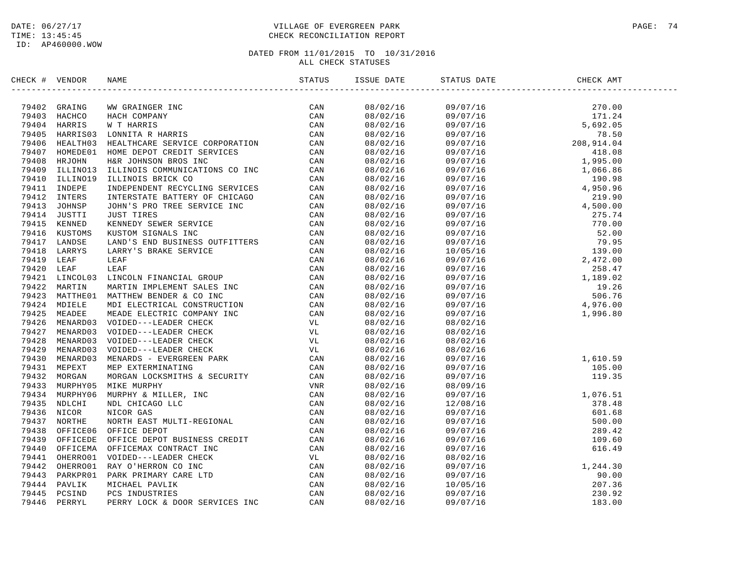DATE: 06/27/17
TIME: 13:45:45
ID: AP460000.WOW

# VILLAGE OF EVERGREEN PARK
## CHECK RECONCILIATION REPORT

DATED FROM 11/01/2015 TO 10/31/2016
ALL CHECK STATUSES

| CHECK # | VENDOR | NAME | STATUS | ISSUE DATE | STATUS DATE | CHECK AMT |
|---|---|---|---|---|---|---|
| 79402 | GRAING | WW GRAINGER INC | CAN | 08/02/16 | 09/07/16 | 270.00 |
| 79403 | HACHCO | HACH COMPANY | CAN | 08/02/16 | 09/07/16 | 171.24 |
| 79404 | HARRIS | W T HARRIS | CAN | 08/02/16 | 09/07/16 | 5,692.05 |
| 79405 | HARRIS03 | LONNITA R HARRIS | CAN | 08/02/16 | 09/07/16 | 78.50 |
| 79406 | HEALTH03 | HEALTHCARE SERVICE CORPORATION | CAN | 08/02/16 | 09/07/16 | 208,914.04 |
| 79407 | HOMEDE01 | HOME DEPOT CREDIT SERVICES | CAN | 08/02/16 | 09/07/16 | 418.08 |
| 79408 | HRJOHN | H&R JOHNSON BROS INC | CAN | 08/02/16 | 09/07/16 | 1,995.00 |
| 79409 | ILLINO13 | ILLINOIS COMMUNICATIONS CO INC | CAN | 08/02/16 | 09/07/16 | 1,066.86 |
| 79410 | ILLINO19 | ILLINOIS BRICK CO | CAN | 08/02/16 | 09/07/16 | 190.98 |
| 79411 | INDEPE | INDEPENDENT RECYCLING SERVICES | CAN | 08/02/16 | 09/07/16 | 4,950.96 |
| 79412 | INTERS | INTERSTATE BATTERY OF CHICAGO | CAN | 08/02/16 | 09/07/16 | 219.90 |
| 79413 | JOHNSP | JOHN'S PRO TREE SERVICE INC | CAN | 08/02/16 | 09/07/16 | 4,500.00 |
| 79414 | JUSTTI | JUST TIRES | CAN | 08/02/16 | 09/07/16 | 275.74 |
| 79415 | KENNED | KENNEDY SEWER SERVICE | CAN | 08/02/16 | 09/07/16 | 770.00 |
| 79416 | KUSTOMS | KUSTOM SIGNALS INC | CAN | 08/02/16 | 09/07/16 | 52.00 |
| 79417 | LANDSE | LAND'S END BUSINESS OUTFITTERS | CAN | 08/02/16 | 09/07/16 | 79.95 |
| 79418 | LARRYS | LARRY'S BRAKE SERVICE | CAN | 08/02/16 | 10/05/16 | 139.00 |
| 79419 | LEAF | LEAF | CAN | 08/02/16 | 09/07/16 | 2,472.00 |
| 79420 | LEAF | LEAF | CAN | 08/02/16 | 09/07/16 | 258.47 |
| 79421 | LINCOL03 | LINCOLN FINANCIAL GROUP | CAN | 08/02/16 | 09/07/16 | 1,189.02 |
| 79422 | MARTIN | MARTIN IMPLEMENT SALES INC | CAN | 08/02/16 | 09/07/16 | 19.26 |
| 79423 | MATTHE01 | MATTHEW BENDER & CO INC | CAN | 08/02/16 | 09/07/16 | 506.76 |
| 79424 | MDIELE | MDI ELECTRICAL CONSTRUCTION | CAN | 08/02/16 | 09/07/16 | 4,976.00 |
| 79425 | MEADEE | MEADE ELECTRIC COMPANY INC | CAN | 08/02/16 | 09/07/16 | 1,996.80 |
| 79426 | MENARD03 | VOIDED---LEADER CHECK | VL | 08/02/16 | 08/02/16 | |
| 79427 | MENARD03 | VOIDED---LEADER CHECK | VL | 08/02/16 | 08/02/16 | |
| 79428 | MENARD03 | VOIDED---LEADER CHECK | VL | 08/02/16 | 08/02/16 | |
| 79429 | MENARD03 | VOIDED---LEADER CHECK | VL | 08/02/16 | 08/02/16 | |
| 79430 | MENARD03 | MENARDS - EVERGREEN PARK | CAN | 08/02/16 | 09/07/16 | 1,610.59 |
| 79431 | MEPEXT | MEP EXTERMINATING | CAN | 08/02/16 | 09/07/16 | 105.00 |
| 79432 | MORGAN | MORGAN LOCKSMITHS & SECURITY | CAN | 08/02/16 | 09/07/16 | 119.35 |
| 79433 | MURPHY05 | MIKE MURPHY | VNR | 08/02/16 | 08/09/16 | |
| 79434 | MURPHY06 | MURPHY & MILLER, INC | CAN | 08/02/16 | 09/07/16 | 1,076.51 |
| 79435 | NDLCHI | NDL CHICAGO LLC | CAN | 08/02/16 | 12/08/16 | 378.48 |
| 79436 | NICOR | NICOR GAS | CAN | 08/02/16 | 09/07/16 | 601.68 |
| 79437 | NORTHE | NORTH EAST MULTI-REGIONAL | CAN | 08/02/16 | 09/07/16 | 500.00 |
| 79438 | OFFICE06 | OFFICE DEPOT | CAN | 08/02/16 | 09/07/16 | 289.42 |
| 79439 | OFFICEDE | OFFICE DEPOT BUSINESS CREDIT | CAN | 08/02/16 | 09/07/16 | 109.60 |
| 79440 | OFFICEMA | OFFICEMAX CONTRACT INC | CAN | 08/02/16 | 09/07/16 | 616.49 |
| 79441 | OHERRO01 | VOIDED---LEADER CHECK | VL | 08/02/16 | 08/02/16 | |
| 79442 | OHERRO01 | RAY O'HERRON CO INC | CAN | 08/02/16 | 09/07/16 | 1,244.30 |
| 79443 | PARKPR01 | PARK PRIMARY CARE LTD | CAN | 08/02/16 | 09/07/16 | 90.00 |
| 79444 | PAVLIK | MICHAEL PAVLIK | CAN | 08/02/16 | 10/05/16 | 207.36 |
| 79445 | PCSIND | PCS INDUSTRIES | CAN | 08/02/16 | 09/07/16 | 230.92 |
| 79446 | PERRYL | PERRY LOCK & DOOR SERVICES INC | CAN | 08/02/16 | 09/07/16 | 183.00 |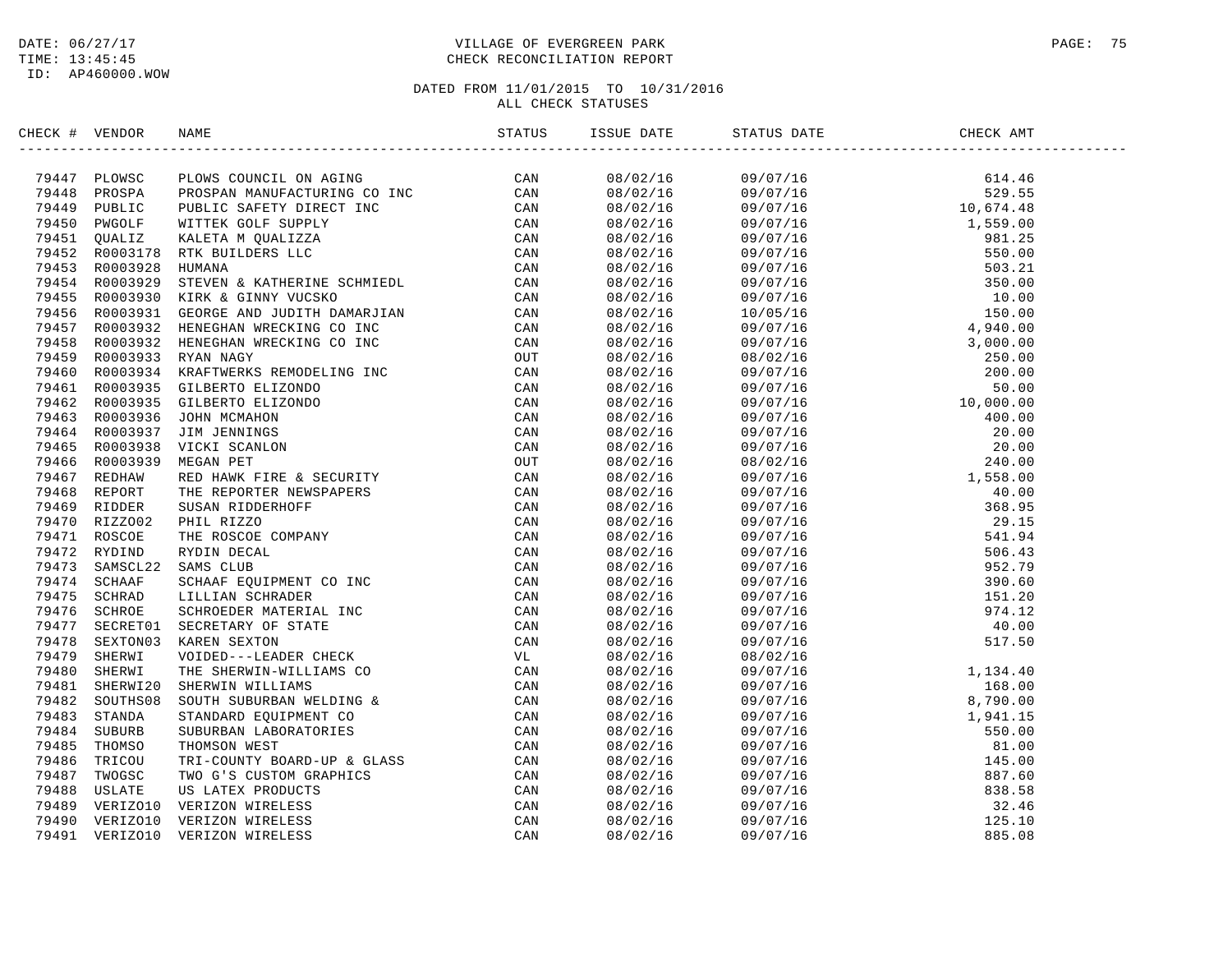DATE: 06/27/17
TIME: 13:45:45
ID: AP460000.WOW

VILLAGE OF EVERGREEN PARK
CHECK RECONCILIATION REPORT

DATED FROM 11/01/2015 TO 10/31/2016
ALL CHECK STATUSES

| CHECK # | VENDOR | NAME | STATUS | ISSUE DATE | STATUS DATE | CHECK AMT |
|---|---|---|---|---|---|---|
| 79447 | PLOWSC | PLOWS COUNCIL ON AGING | CAN | 08/02/16 | 09/07/16 | 614.46 |
| 79448 | PROSPA | PROSPAN MANUFACTURING CO INC | CAN | 08/02/16 | 09/07/16 | 529.55 |
| 79449 | PUBLIC | PUBLIC SAFETY DIRECT INC | CAN | 08/02/16 | 09/07/16 | 10,674.48 |
| 79450 | PWGOLF | WITTEK GOLF SUPPLY | CAN | 08/02/16 | 09/07/16 | 1,559.00 |
| 79451 | QUALIZ | KALETA M QUALIZZA | CAN | 08/02/16 | 09/07/16 | 981.25 |
| 79452 | R0003178 | RTK BUILDERS LLC | CAN | 08/02/16 | 09/07/16 | 550.00 |
| 79453 | R0003928 | HUMANA | CAN | 08/02/16 | 09/07/16 | 503.21 |
| 79454 | R0003929 | STEVEN & KATHERINE SCHMIEDL | CAN | 08/02/16 | 09/07/16 | 350.00 |
| 79455 | R0003930 | KIRK & GINNY VUCSKO | CAN | 08/02/16 | 09/07/16 | 10.00 |
| 79456 | R0003931 | GEORGE AND JUDITH DAMARJIAN | CAN | 08/02/16 | 10/05/16 | 150.00 |
| 79457 | R0003932 | HENEGHAN WRECKING CO INC | CAN | 08/02/16 | 09/07/16 | 4,940.00 |
| 79458 | R0003932 | HENEGHAN WRECKING CO INC | CAN | 08/02/16 | 09/07/16 | 3,000.00 |
| 79459 | R0003933 | RYAN NAGY | OUT | 08/02/16 | 08/02/16 | 250.00 |
| 79460 | R0003934 | KRAFTWERKS REMODELING INC | CAN | 08/02/16 | 09/07/16 | 200.00 |
| 79461 | R0003935 | GILBERTO ELIZONDO | CAN | 08/02/16 | 09/07/16 | 50.00 |
| 79462 | R0003935 | GILBERTO ELIZONDO | CAN | 08/02/16 | 09/07/16 | 10,000.00 |
| 79463 | R0003936 | JOHN MCMAHON | CAN | 08/02/16 | 09/07/16 | 400.00 |
| 79464 | R0003937 | JIM JENNINGS | CAN | 08/02/16 | 09/07/16 | 20.00 |
| 79465 | R0003938 | VICKI SCANLON | CAN | 08/02/16 | 09/07/16 | 20.00 |
| 79466 | R0003939 | MEGAN PET | OUT | 08/02/16 | 08/02/16 | 240.00 |
| 79467 | REDHAW | RED HAWK FIRE & SECURITY | CAN | 08/02/16 | 09/07/16 | 1,558.00 |
| 79468 | REPORT | THE REPORTER NEWSPAPERS | CAN | 08/02/16 | 09/07/16 | 40.00 |
| 79469 | RIDDER | SUSAN RIDDERHOFF | CAN | 08/02/16 | 09/07/16 | 368.95 |
| 79470 | RIZZO02 | PHIL RIZZO | CAN | 08/02/16 | 09/07/16 | 29.15 |
| 79471 | ROSCOE | THE ROSCOE COMPANY | CAN | 08/02/16 | 09/07/16 | 541.94 |
| 79472 | RYDIND | RYDIN DECAL | CAN | 08/02/16 | 09/07/16 | 506.43 |
| 79473 | SAMSCL22 | SAMS CLUB | CAN | 08/02/16 | 09/07/16 | 952.79 |
| 79474 | SCHAAF | SCHAAF EQUIPMENT CO INC | CAN | 08/02/16 | 09/07/16 | 390.60 |
| 79475 | SCHRAD | LILLIAN SCHRADER | CAN | 08/02/16 | 09/07/16 | 151.20 |
| 79476 | SCHROE | SCHROEDER MATERIAL INC | CAN | 08/02/16 | 09/07/16 | 974.12 |
| 79477 | SECRET01 | SECRETARY OF STATE | CAN | 08/02/16 | 09/07/16 | 40.00 |
| 79478 | SEXTON03 | KAREN SEXTON | CAN | 08/02/16 | 09/07/16 | 517.50 |
| 79479 | SHERWI | VOIDED---LEADER CHECK | VL | 08/02/16 | 08/02/16 | |
| 79480 | SHERWI | THE SHERWIN-WILLIAMS CO | CAN | 08/02/16 | 09/07/16 | 1,134.40 |
| 79481 | SHERWI20 | SHERWIN WILLIAMS | CAN | 08/02/16 | 09/07/16 | 168.00 |
| 79482 | SOUTHS08 | SOUTH SUBURBAN WELDING & | CAN | 08/02/16 | 09/07/16 | 8,790.00 |
| 79483 | STANDA | STANDARD EQUIPMENT CO | CAN | 08/02/16 | 09/07/16 | 1,941.15 |
| 79484 | SUBURB | SUBURBAN LABORATORIES | CAN | 08/02/16 | 09/07/16 | 550.00 |
| 79485 | THOMSO | THOMSON WEST | CAN | 08/02/16 | 09/07/16 | 81.00 |
| 79486 | TRICOU | TRI-COUNTY BOARD-UP & GLASS | CAN | 08/02/16 | 09/07/16 | 145.00 |
| 79487 | TWOGSC | TWO G'S CUSTOM GRAPHICS | CAN | 08/02/16 | 09/07/16 | 887.60 |
| 79488 | USLATE | US LATEX PRODUCTS | CAN | 08/02/16 | 09/07/16 | 838.58 |
| 79489 | VERIZO10 | VERIZON WIRELESS | CAN | 08/02/16 | 09/07/16 | 32.46 |
| 79490 | VERIZO10 | VERIZON WIRELESS | CAN | 08/02/16 | 09/07/16 | 125.10 |
| 79491 | VERIZO10 | VERIZON WIRELESS | CAN | 08/02/16 | 09/07/16 | 885.08 |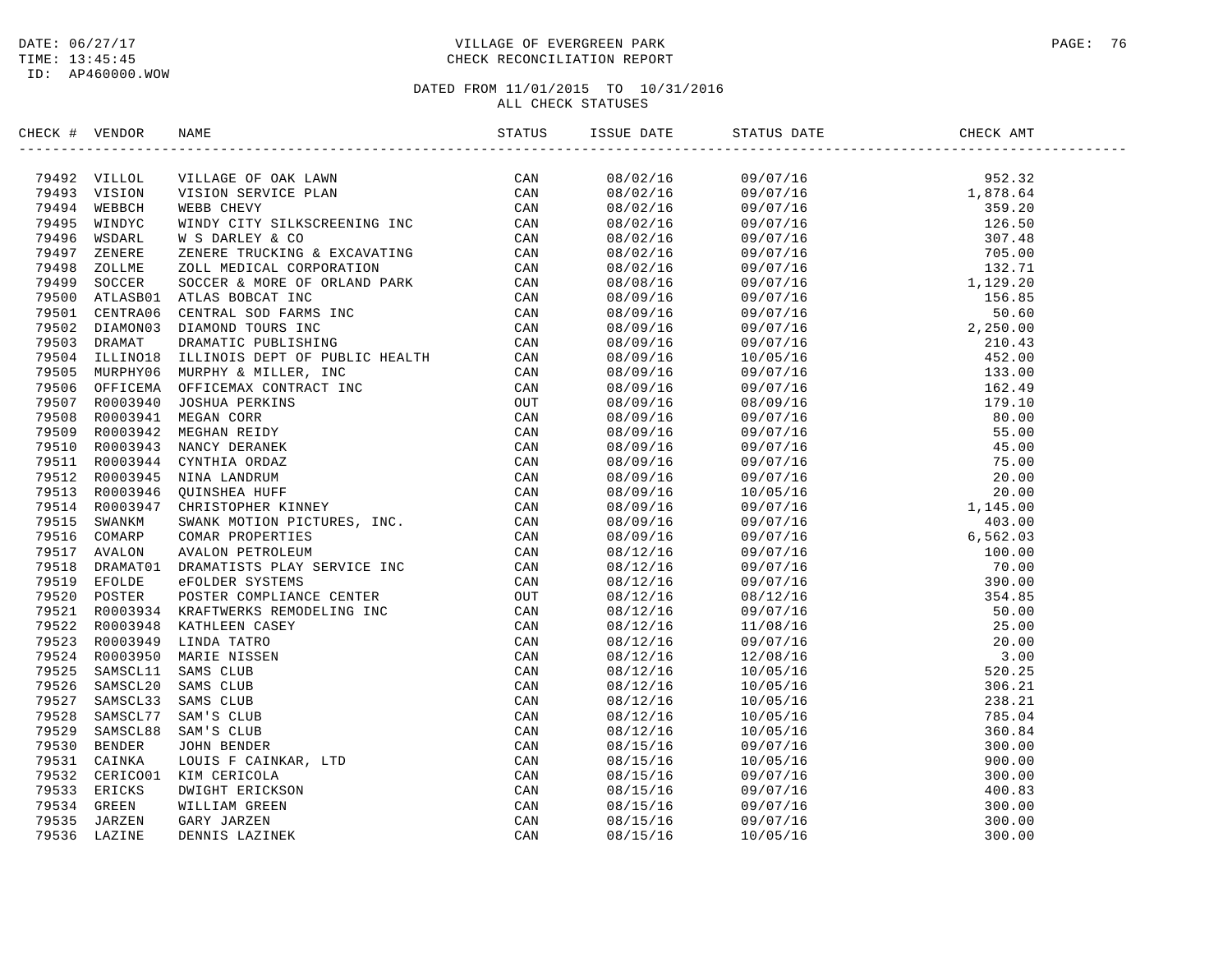DATE: 06/27/17
TIME: 13:45:45
ID: AP460000.WOW

VILLAGE OF EVERGREEN PARK
CHECK RECONCILIATION REPORT

DATED FROM 11/01/2015 TO 10/31/2016
ALL CHECK STATUSES

| CHECK # | VENDOR | NAME | STATUS | ISSUE DATE | STATUS DATE | CHECK AMT |
|---|---|---|---|---|---|---|
| 79492 | VILLOL | VILLAGE OF OAK LAWN | CAN | 08/02/16 | 09/07/16 | 952.32 |
| 79493 | VISION | VISION SERVICE PLAN | CAN | 08/02/16 | 09/07/16 | 1,878.64 |
| 79494 | WEBBCH | WEBB CHEVY | CAN | 08/02/16 | 09/07/16 | 359.20 |
| 79495 | WINDYC | WINDY CITY SILKSCREENING INC | CAN | 08/02/16 | 09/07/16 | 126.50 |
| 79496 | WSDARL | W S DARLEY & CO | CAN | 08/02/16 | 09/07/16 | 307.48 |
| 79497 | ZENERE | ZENERE TRUCKING & EXCAVATING | CAN | 08/02/16 | 09/07/16 | 705.00 |
| 79498 | ZOLLME | ZOLL MEDICAL CORPORATION | CAN | 08/02/16 | 09/07/16 | 132.71 |
| 79499 | SOCCER | SOCCER & MORE OF ORLAND PARK | CAN | 08/08/16 | 09/07/16 | 1,129.20 |
| 79500 | ATLASB01 | ATLAS BOBCAT INC | CAN | 08/09/16 | 09/07/16 | 156.85 |
| 79501 | CENTRA06 | CENTRAL SOD FARMS INC | CAN | 08/09/16 | 09/07/16 | 50.60 |
| 79502 | DIAMON03 | DIAMOND TOURS INC | CAN | 08/09/16 | 09/07/16 | 2,250.00 |
| 79503 | DRAMAT | DRAMATIC PUBLISHING | CAN | 08/09/16 | 09/07/16 | 210.43 |
| 79504 | ILLINO18 | ILLINOIS DEPT OF PUBLIC HEALTH | CAN | 08/09/16 | 10/05/16 | 452.00 |
| 79505 | MURPHY06 | MURPHY & MILLER, INC | CAN | 08/09/16 | 09/07/16 | 133.00 |
| 79506 | OFFICEMA | OFFICEMAX CONTRACT INC | CAN | 08/09/16 | 09/07/16 | 162.49 |
| 79507 | R0003940 | JOSHUA PERKINS | OUT | 08/09/16 | 08/09/16 | 179.10 |
| 79508 | R0003941 | MEGAN CORR | CAN | 08/09/16 | 09/07/16 | 80.00 |
| 79509 | R0003942 | MEGHAN REIDY | CAN | 08/09/16 | 09/07/16 | 55.00 |
| 79510 | R0003943 | NANCY DERANEK | CAN | 08/09/16 | 09/07/16 | 45.00 |
| 79511 | R0003944 | CYNTHIA ORDAZ | CAN | 08/09/16 | 09/07/16 | 75.00 |
| 79512 | R0003945 | NINA LANDRUM | CAN | 08/09/16 | 09/07/16 | 20.00 |
| 79513 | R0003946 | QUINSHEA HUFF | CAN | 08/09/16 | 10/05/16 | 20.00 |
| 79514 | R0003947 | CHRISTOPHER KINNEY | CAN | 08/09/16 | 09/07/16 | 1,145.00 |
| 79515 | SWANKM | SWANK MOTION PICTURES, INC. | CAN | 08/09/16 | 09/07/16 | 403.00 |
| 79516 | COMARP | COMAR PROPERTIES | CAN | 08/09/16 | 09/07/16 | 6,562.03 |
| 79517 | AVALON | AVALON PETROLEUM | CAN | 08/12/16 | 09/07/16 | 100.00 |
| 79518 | DRAMAT01 | DRAMATISTS PLAY SERVICE INC | CAN | 08/12/16 | 09/07/16 | 70.00 |
| 79519 | EFOLDE | eFOLDER SYSTEMS | CAN | 08/12/16 | 09/07/16 | 390.00 |
| 79520 | POSTER | POSTER COMPLIANCE CENTER | OUT | 08/12/16 | 08/12/16 | 354.85 |
| 79521 | R0003934 | KRAFTWERKS REMODELING INC | CAN | 08/12/16 | 09/07/16 | 50.00 |
| 79522 | R0003948 | KATHLEEN CASEY | CAN | 08/12/16 | 11/08/16 | 25.00 |
| 79523 | R0003949 | LINDA TATRO | CAN | 08/12/16 | 09/07/16 | 20.00 |
| 79524 | R0003950 | MARIE NISSEN | CAN | 08/12/16 | 12/08/16 | 3.00 |
| 79525 | SAMSCL11 | SAMS CLUB | CAN | 08/12/16 | 10/05/16 | 520.25 |
| 79526 | SAMSCL20 | SAMS CLUB | CAN | 08/12/16 | 10/05/16 | 306.21 |
| 79527 | SAMSCL33 | SAMS CLUB | CAN | 08/12/16 | 10/05/16 | 238.21 |
| 79528 | SAMSCL77 | SAM'S CLUB | CAN | 08/12/16 | 10/05/16 | 785.04 |
| 79529 | SAMSCL88 | SAM'S CLUB | CAN | 08/12/16 | 10/05/16 | 360.84 |
| 79530 | BENDER | JOHN BENDER | CAN | 08/15/16 | 09/07/16 | 300.00 |
| 79531 | CAINKA | LOUIS F CAINKAR, LTD | CAN | 08/15/16 | 10/05/16 | 900.00 |
| 79532 | CERICO01 | KIM CERICOLA | CAN | 08/15/16 | 09/07/16 | 300.00 |
| 79533 | ERICKS | DWIGHT ERICKSON | CAN | 08/15/16 | 09/07/16 | 400.83 |
| 79534 | GREEN | WILLIAM GREEN | CAN | 08/15/16 | 09/07/16 | 300.00 |
| 79535 | JARZEN | GARY JARZEN | CAN | 08/15/16 | 09/07/16 | 300.00 |
| 79536 | LAZINE | DENNIS LAZINEK | CAN | 08/15/16 | 10/05/16 | 300.00 |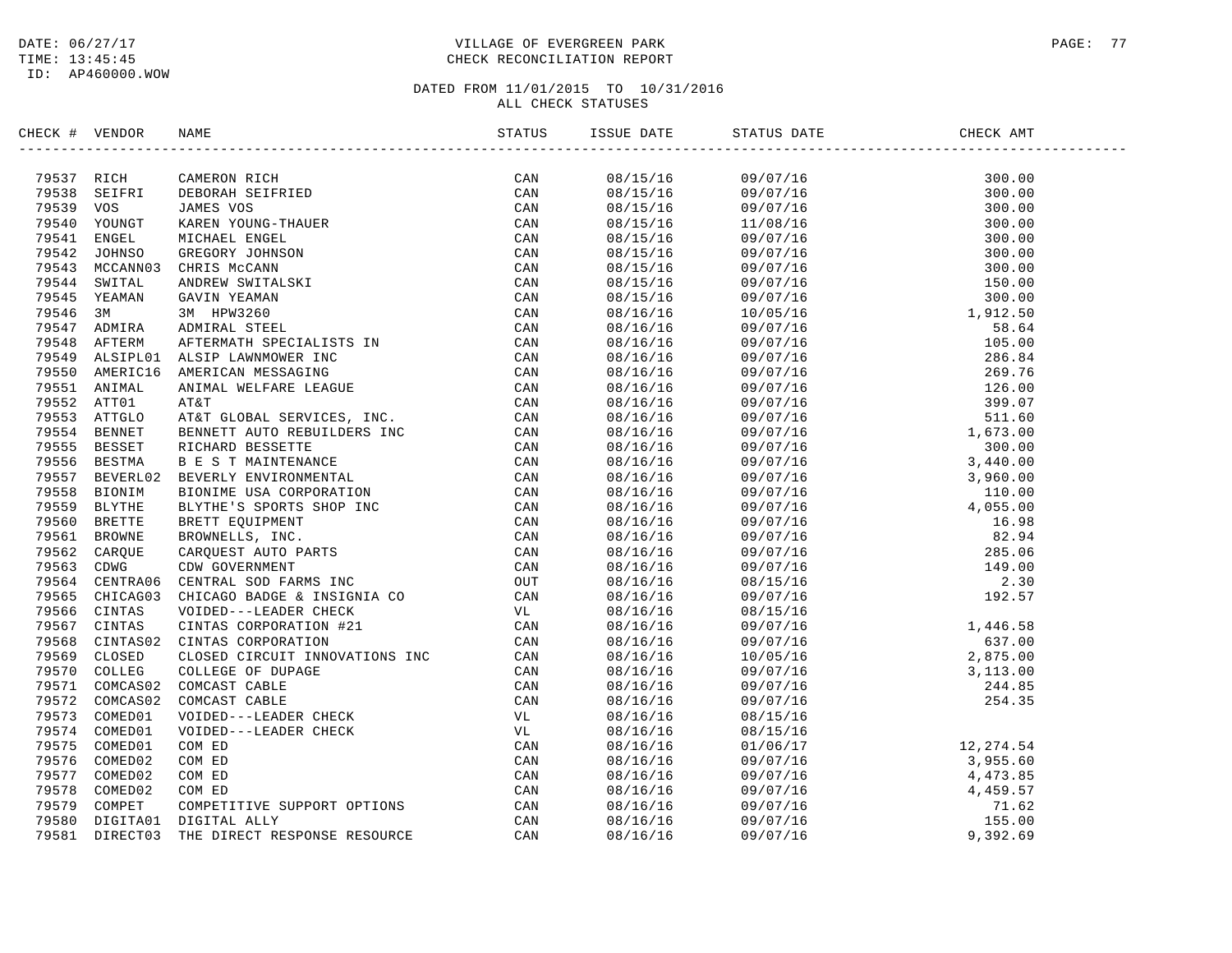DATE: 06/27/17
TIME: 13:45:45
ID: AP460000.WOW

VILLAGE OF EVERGREEN PARK
CHECK RECONCILIATION REPORT

DATED FROM 11/01/2015 TO 10/31/2016
ALL CHECK STATUSES

| CHECK # | VENDOR | NAME | STATUS | ISSUE DATE | STATUS DATE | CHECK AMT |
|---|---|---|---|---|---|---|
| 79537 | RICH | CAMERON RICH | CAN | 08/15/16 | 09/07/16 | 300.00 |
| 79538 | SEIFRI | DEBORAH SEIFRIED | CAN | 08/15/16 | 09/07/16 | 300.00 |
| 79539 | VOS | JAMES VOS | CAN | 08/15/16 | 09/07/16 | 300.00 |
| 79540 | YOUNGT | KAREN YOUNG-THAUER | CAN | 08/15/16 | 11/08/16 | 300.00 |
| 79541 | ENGEL | MICHAEL ENGEL | CAN | 08/15/16 | 09/07/16 | 300.00 |
| 79542 | JOHNSO | GREGORY JOHNSON | CAN | 08/15/16 | 09/07/16 | 300.00 |
| 79543 | MCCANN03 | CHRIS McCANN | CAN | 08/15/16 | 09/07/16 | 300.00 |
| 79544 | SWITAL | ANDREW SWITALSKI | CAN | 08/15/16 | 09/07/16 | 150.00 |
| 79545 | YEAMAN | GAVIN YEAMAN | CAN | 08/15/16 | 09/07/16 | 300.00 |
| 79546 | 3M | 3M HPW3260 | CAN | 08/16/16 | 10/05/16 | 1,912.50 |
| 79547 | ADMIRA | ADMIRAL STEEL | CAN | 08/16/16 | 09/07/16 | 58.64 |
| 79548 | AFTERM | AFTERMATH SPECIALISTS IN | CAN | 08/16/16 | 09/07/16 | 105.00 |
| 79549 | ALSIPL01 | ALSIP LAWNMOWER INC | CAN | 08/16/16 | 09/07/16 | 286.84 |
| 79550 | AMERIC16 | AMERICAN MESSAGING | CAN | 08/16/16 | 09/07/16 | 269.76 |
| 79551 | ANIMAL | ANIMAL WELFARE LEAGUE | CAN | 08/16/16 | 09/07/16 | 126.00 |
| 79552 | ATT01 | AT&T | CAN | 08/16/16 | 09/07/16 | 399.07 |
| 79553 | ATTGLO | AT&T GLOBAL SERVICES, INC. | CAN | 08/16/16 | 09/07/16 | 511.60 |
| 79554 | BENNET | BENNETT AUTO REBUILDERS INC | CAN | 08/16/16 | 09/07/16 | 1,673.00 |
| 79555 | BESSET | RICHARD BESSETTE | CAN | 08/16/16 | 09/07/16 | 300.00 |
| 79556 | BESTMA | B E S T MAINTENANCE | CAN | 08/16/16 | 09/07/16 | 3,440.00 |
| 79557 | BEVERL02 | BEVERLY ENVIRONMENTAL | CAN | 08/16/16 | 09/07/16 | 3,960.00 |
| 79558 | BIONIM | BIONIME USA CORPORATION | CAN | 08/16/16 | 09/07/16 | 110.00 |
| 79559 | BLYTHE | BLYTHE'S SPORTS SHOP INC | CAN | 08/16/16 | 09/07/16 | 4,055.00 |
| 79560 | BRETTE | BRETT EQUIPMENT | CAN | 08/16/16 | 09/07/16 | 16.98 |
| 79561 | BROWNE | BROWNELLS, INC. | CAN | 08/16/16 | 09/07/16 | 82.94 |
| 79562 | CARQUE | CARQUEST AUTO PARTS | CAN | 08/16/16 | 09/07/16 | 285.06 |
| 79563 | CDWG | CDW GOVERNMENT | CAN | 08/16/16 | 09/07/16 | 149.00 |
| 79564 | CENTRA06 | CENTRAL SOD FARMS INC | OUT | 08/16/16 | 08/15/16 | 2.30 |
| 79565 | CHICAG03 | CHICAGO BADGE & INSIGNIA CO | CAN | 08/16/16 | 09/07/16 | 192.57 |
| 79566 | CINTAS | VOIDED---LEADER CHECK | VL | 08/16/16 | 08/15/16 | |
| 79567 | CINTAS | CINTAS CORPORATION #21 | CAN | 08/16/16 | 09/07/16 | 1,446.58 |
| 79568 | CINTAS02 | CINTAS CORPORATION | CAN | 08/16/16 | 09/07/16 | 637.00 |
| 79569 | CLOSED | CLOSED CIRCUIT INNOVATIONS INC | CAN | 08/16/16 | 10/05/16 | 2,875.00 |
| 79570 | COLLEG | COLLEGE OF DUPAGE | CAN | 08/16/16 | 09/07/16 | 3,113.00 |
| 79571 | COMCAS02 | COMCAST CABLE | CAN | 08/16/16 | 09/07/16 | 244.85 |
| 79572 | COMCAS02 | COMCAST CABLE | CAN | 08/16/16 | 09/07/16 | 254.35 |
| 79573 | COMED01 | VOIDED---LEADER CHECK | VL | 08/16/16 | 08/15/16 | |
| 79574 | COMED01 | VOIDED---LEADER CHECK | VL | 08/16/16 | 08/15/16 | |
| 79575 | COMED01 | COM ED | CAN | 08/16/16 | 01/06/17 | 12,274.54 |
| 79576 | COMED02 | COM ED | CAN | 08/16/16 | 09/07/16 | 3,955.60 |
| 79577 | COMED02 | COM ED | CAN | 08/16/16 | 09/07/16 | 4,473.85 |
| 79578 | COMED02 | COM ED | CAN | 08/16/16 | 09/07/16 | 4,459.57 |
| 79579 | COMPET | COMPETITIVE SUPPORT OPTIONS | CAN | 08/16/16 | 09/07/16 | 71.62 |
| 79580 | DIGITA01 | DIGITAL ALLY | CAN | 08/16/16 | 09/07/16 | 155.00 |
| 79581 | DIRECT03 | THE DIRECT RESPONSE RESOURCE | CAN | 08/16/16 | 09/07/16 | 9,392.69 |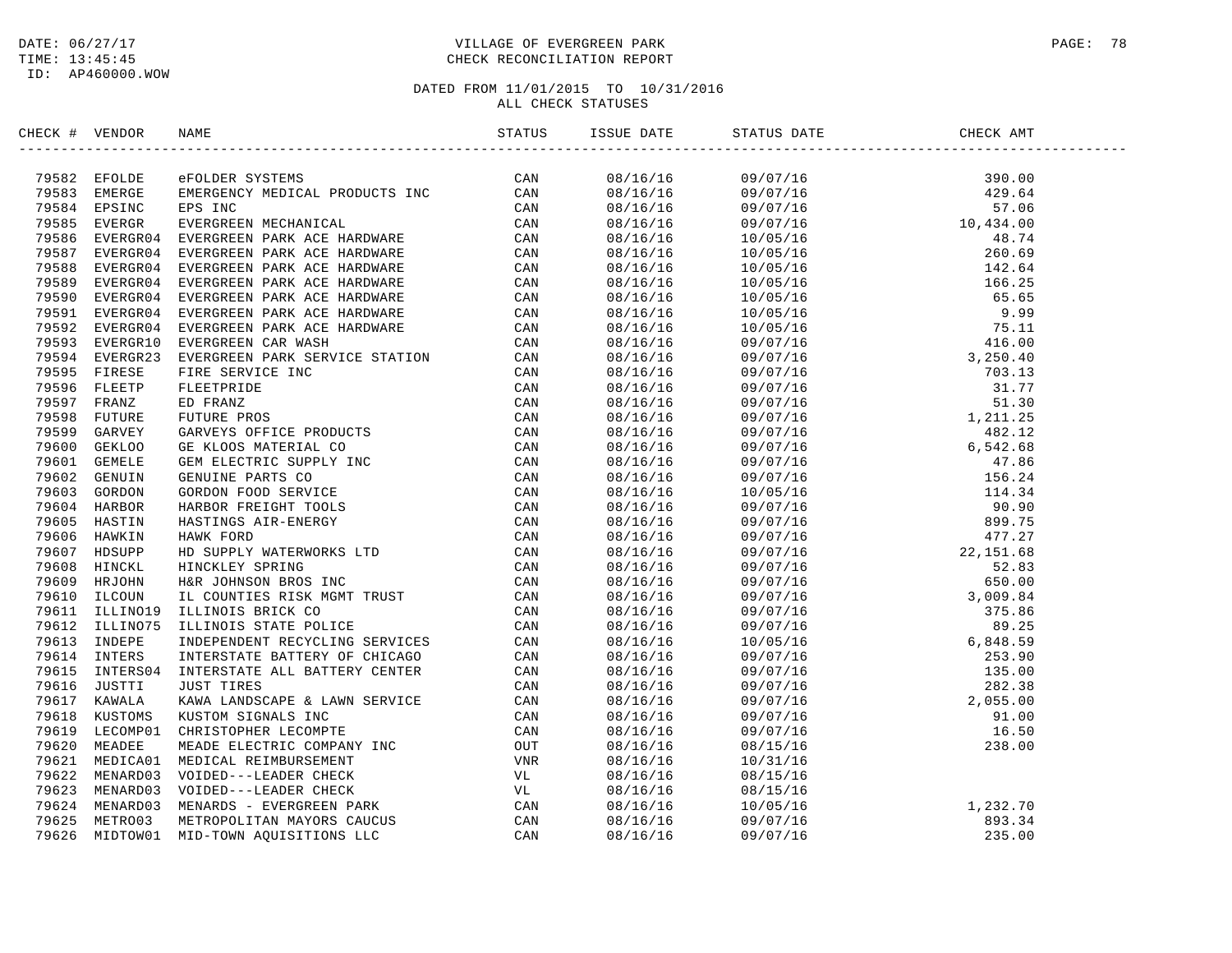DATE: 06/27/17
TIME: 13:45:45
ID: AP460000.WOW

VILLAGE OF EVERGREEN PARK
CHECK RECONCILIATION REPORT

DATED FROM 11/01/2015 TO 10/31/2016
ALL CHECK STATUSES

| CHECK # | VENDOR | NAME | STATUS | ISSUE DATE | STATUS DATE | CHECK AMT |
|---|---|---|---|---|---|---|
| 79582 | EFOLDE | eFOLDER SYSTEMS | CAN | 08/16/16 | 09/07/16 | 390.00 |
| 79583 | EMERGE | EMERGENCY MEDICAL PRODUCTS INC | CAN | 08/16/16 | 09/07/16 | 429.64 |
| 79584 | EPSINC | EPS INC | CAN | 08/16/16 | 09/07/16 | 57.06 |
| 79585 | EVERGR | EVERGREEN MECHANICAL | CAN | 08/16/16 | 09/07/16 | 10,434.00 |
| 79586 | EVERGR04 | EVERGREEN PARK ACE HARDWARE | CAN | 08/16/16 | 10/05/16 | 48.74 |
| 79587 | EVERGR04 | EVERGREEN PARK ACE HARDWARE | CAN | 08/16/16 | 10/05/16 | 260.69 |
| 79588 | EVERGR04 | EVERGREEN PARK ACE HARDWARE | CAN | 08/16/16 | 10/05/16 | 142.64 |
| 79589 | EVERGR04 | EVERGREEN PARK ACE HARDWARE | CAN | 08/16/16 | 10/05/16 | 166.25 |
| 79590 | EVERGR04 | EVERGREEN PARK ACE HARDWARE | CAN | 08/16/16 | 10/05/16 | 65.65 |
| 79591 | EVERGR04 | EVERGREEN PARK ACE HARDWARE | CAN | 08/16/16 | 10/05/16 | 9.99 |
| 79592 | EVERGR04 | EVERGREEN PARK ACE HARDWARE | CAN | 08/16/16 | 10/05/16 | 75.11 |
| 79593 | EVERGR10 | EVERGREEN CAR WASH | CAN | 08/16/16 | 09/07/16 | 416.00 |
| 79594 | EVERGR23 | EVERGREEN PARK SERVICE STATION | CAN | 08/16/16 | 09/07/16 | 3,250.40 |
| 79595 | FIRESE | FIRE SERVICE INC | CAN | 08/16/16 | 09/07/16 | 703.13 |
| 79596 | FLEETP | FLEETPRIDE | CAN | 08/16/16 | 09/07/16 | 31.77 |
| 79597 | FRANZ | ED FRANZ | CAN | 08/16/16 | 09/07/16 | 51.30 |
| 79598 | FUTURE | FUTURE PROS | CAN | 08/16/16 | 09/07/16 | 1,211.25 |
| 79599 | GARVEY | GARVEYS OFFICE PRODUCTS | CAN | 08/16/16 | 09/07/16 | 482.12 |
| 79600 | GEKLOO | GE KLOOS MATERIAL CO | CAN | 08/16/16 | 09/07/16 | 6,542.68 |
| 79601 | GEMELE | GEM ELECTRIC SUPPLY INC | CAN | 08/16/16 | 09/07/16 | 47.86 |
| 79602 | GENUIN | GENUINE PARTS CO | CAN | 08/16/16 | 09/07/16 | 156.24 |
| 79603 | GORDON | GORDON FOOD SERVICE | CAN | 08/16/16 | 10/05/16 | 114.34 |
| 79604 | HARBOR | HARBOR FREIGHT TOOLS | CAN | 08/16/16 | 09/07/16 | 90.90 |
| 79605 | HASTIN | HASTINGS AIR-ENERGY | CAN | 08/16/16 | 09/07/16 | 899.75 |
| 79606 | HAWKIN | HAWK FORD | CAN | 08/16/16 | 09/07/16 | 477.27 |
| 79607 | HDSUPP | HD SUPPLY WATERWORKS LTD | CAN | 08/16/16 | 09/07/16 | 22,151.68 |
| 79608 | HINCKL | HINCKLEY SPRING | CAN | 08/16/16 | 09/07/16 | 52.83 |
| 79609 | HRJOHN | H&R JOHNSON BROS INC | CAN | 08/16/16 | 09/07/16 | 650.00 |
| 79610 | ILCOUN | IL COUNTIES RISK MGMT TRUST | CAN | 08/16/16 | 09/07/16 | 3,009.84 |
| 79611 | ILLINO19 | ILLINOIS BRICK CO | CAN | 08/16/16 | 09/07/16 | 375.86 |
| 79612 | ILLINO75 | ILLINOIS STATE POLICE | CAN | 08/16/16 | 09/07/16 | 89.25 |
| 79613 | INDEPE | INDEPENDENT RECYCLING SERVICES | CAN | 08/16/16 | 10/05/16 | 6,848.59 |
| 79614 | INTERS | INTERSTATE BATTERY OF CHICAGO | CAN | 08/16/16 | 09/07/16 | 253.90 |
| 79615 | INTERS04 | INTERSTATE ALL BATTERY CENTER | CAN | 08/16/16 | 09/07/16 | 135.00 |
| 79616 | JUSTTI | JUST TIRES | CAN | 08/16/16 | 09/07/16 | 282.38 |
| 79617 | KAWALA | KAWA LANDSCAPE & LAWN SERVICE | CAN | 08/16/16 | 09/07/16 | 2,055.00 |
| 79618 | KUSTOMS | KUSTOM SIGNALS INC | CAN | 08/16/16 | 09/07/16 | 91.00 |
| 79619 | LECOMP01 | CHRISTOPHER LECOMPTE | CAN | 08/16/16 | 09/07/16 | 16.50 |
| 79620 | MEADEE | MEADE ELECTRIC COMPANY INC | OUT | 08/16/16 | 08/15/16 | 238.00 |
| 79621 | MEDICA01 | MEDICAL REIMBURSEMENT | VNR | 08/16/16 | 10/31/16 | |
| 79622 | MENARD03 | VOIDED---LEADER CHECK | VL | 08/16/16 | 08/15/16 | |
| 79623 | MENARD03 | VOIDED---LEADER CHECK | VL | 08/16/16 | 08/15/16 | |
| 79624 | MENARD03 | MENARDS - EVERGREEN PARK | CAN | 08/16/16 | 10/05/16 | 1,232.70 |
| 79625 | METRO03 | METROPOLITAN MAYORS CAUCUS | CAN | 08/16/16 | 09/07/16 | 893.34 |
| 79626 | MIDTOW01 | MID-TOWN AQUISITIONS LLC | CAN | 08/16/16 | 09/07/16 | 235.00 |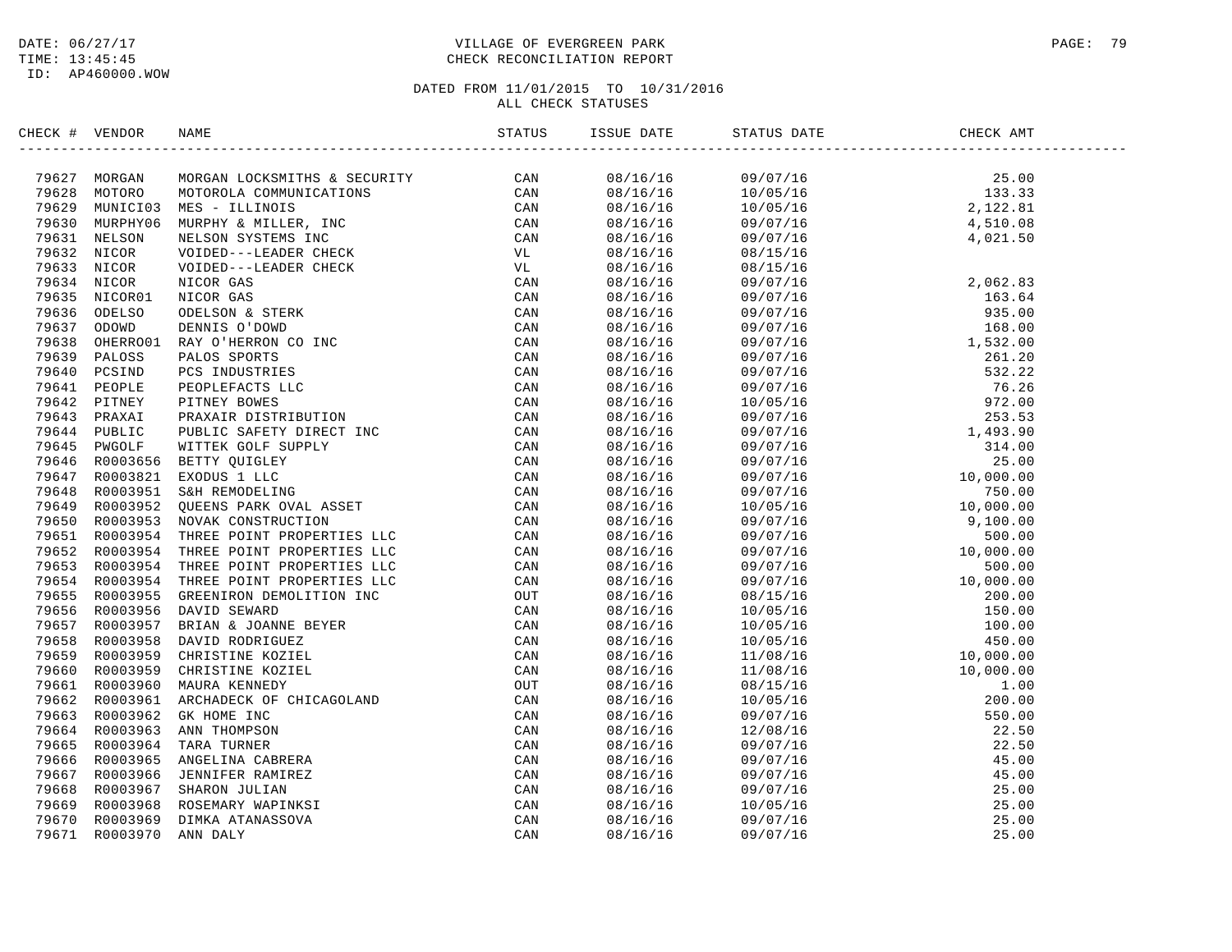DATE: 06/27/17
TIME: 13:45:45
ID: AP460000.WOW

# VILLAGE OF EVERGREEN PARK
## CHECK RECONCILIATION REPORT

DATED FROM 11/01/2015 TO 10/31/2016
ALL CHECK STATUSES

| CHECK # | VENDOR | NAME | STATUS | ISSUE DATE | STATUS DATE | CHECK AMT |
|---|---|---|---|---|---|---|
| 79627 | MORGAN | MORGAN LOCKSMITHS & SECURITY | CAN | 08/16/16 | 09/07/16 | 25.00 |
| 79628 | MOTORO | MOTOROLA COMMUNICATIONS | CAN | 08/16/16 | 10/05/16 | 133.33 |
| 79629 | MUNICI03 | MES - ILLINOIS | CAN | 08/16/16 | 10/05/16 | 2,122.81 |
| 79630 | MURPHY06 | MURPHY & MILLER, INC | CAN | 08/16/16 | 09/07/16 | 4,510.08 |
| 79631 | NELSON | NELSON SYSTEMS INC | CAN | 08/16/16 | 09/07/16 | 4,021.50 |
| 79632 | NICOR | VOIDED---LEADER CHECK | VL | 08/16/16 | 08/15/16 | |
| 79633 | NICOR | VOIDED---LEADER CHECK | VL | 08/16/16 | 08/15/16 | |
| 79634 | NICOR | NICOR GAS | CAN | 08/16/16 | 09/07/16 | 2,062.83 |
| 79635 | NICOR01 | NICOR GAS | CAN | 08/16/16 | 09/07/16 | 163.64 |
| 79636 | ODELSO | ODELSON & STERK | CAN | 08/16/16 | 09/07/16 | 935.00 |
| 79637 | ODOWD | DENNIS O'DOWD | CAN | 08/16/16 | 09/07/16 | 168.00 |
| 79638 | OHERRO01 | RAY O'HERRON CO INC | CAN | 08/16/16 | 09/07/16 | 1,532.00 |
| 79639 | PALOSS | PALOS SPORTS | CAN | 08/16/16 | 09/07/16 | 261.20 |
| 79640 | PCSIND | PCS INDUSTRIES | CAN | 08/16/16 | 09/07/16 | 532.22 |
| 79641 | PEOPLE | PEOPLEFACTS LLC | CAN | 08/16/16 | 09/07/16 | 76.26 |
| 79642 | PITNEY | PITNEY BOWES | CAN | 08/16/16 | 10/05/16 | 972.00 |
| 79643 | PRAXAI | PRAXAIR DISTRIBUTION | CAN | 08/16/16 | 09/07/16 | 253.53 |
| 79644 | PUBLIC | PUBLIC SAFETY DIRECT INC | CAN | 08/16/16 | 09/07/16 | 1,493.90 |
| 79645 | PWGOLF | WITTEK GOLF SUPPLY | CAN | 08/16/16 | 09/07/16 | 314.00 |
| 79646 | R0003656 | BETTY QUIGLEY | CAN | 08/16/16 | 09/07/16 | 25.00 |
| 79647 | R0003821 | EXODUS 1 LLC | CAN | 08/16/16 | 09/07/16 | 10,000.00 |
| 79648 | R0003951 | S&H REMODELING | CAN | 08/16/16 | 09/07/16 | 750.00 |
| 79649 | R0003952 | QUEENS PARK OVAL ASSET | CAN | 08/16/16 | 10/05/16 | 10,000.00 |
| 79650 | R0003953 | NOVAK CONSTRUCTION | CAN | 08/16/16 | 09/07/16 | 9,100.00 |
| 79651 | R0003954 | THREE POINT PROPERTIES LLC | CAN | 08/16/16 | 09/07/16 | 500.00 |
| 79652 | R0003954 | THREE POINT PROPERTIES LLC | CAN | 08/16/16 | 09/07/16 | 10,000.00 |
| 79653 | R0003954 | THREE POINT PROPERTIES LLC | CAN | 08/16/16 | 09/07/16 | 500.00 |
| 79654 | R0003954 | THREE POINT PROPERTIES LLC | CAN | 08/16/16 | 09/07/16 | 10,000.00 |
| 79655 | R0003955 | GREENIRON DEMOLITION INC | OUT | 08/16/16 | 08/15/16 | 200.00 |
| 79656 | R0003956 | DAVID SEWARD | CAN | 08/16/16 | 10/05/16 | 150.00 |
| 79657 | R0003957 | BRIAN & JOANNE BEYER | CAN | 08/16/16 | 10/05/16 | 100.00 |
| 79658 | R0003958 | DAVID RODRIGUEZ | CAN | 08/16/16 | 10/05/16 | 450.00 |
| 79659 | R0003959 | CHRISTINE KOZIEL | CAN | 08/16/16 | 11/08/16 | 10,000.00 |
| 79660 | R0003959 | CHRISTINE KOZIEL | CAN | 08/16/16 | 11/08/16 | 10,000.00 |
| 79661 | R0003960 | MAURA KENNEDY | OUT | 08/16/16 | 08/15/16 | 1.00 |
| 79662 | R0003961 | ARCHADECK OF CHICAGOLAND | CAN | 08/16/16 | 10/05/16 | 200.00 |
| 79663 | R0003962 | GK HOME INC | CAN | 08/16/16 | 09/07/16 | 550.00 |
| 79664 | R0003963 | ANN THOMPSON | CAN | 08/16/16 | 12/08/16 | 22.50 |
| 79665 | R0003964 | TARA TURNER | CAN | 08/16/16 | 09/07/16 | 22.50 |
| 79666 | R0003965 | ANGELINA CABRERA | CAN | 08/16/16 | 09/07/16 | 45.00 |
| 79667 | R0003966 | JENNIFER RAMIREZ | CAN | 08/16/16 | 09/07/16 | 45.00 |
| 79668 | R0003967 | SHARON JULIAN | CAN | 08/16/16 | 09/07/16 | 25.00 |
| 79669 | R0003968 | ROSEMARY WAPINKSI | CAN | 08/16/16 | 10/05/16 | 25.00 |
| 79670 | R0003969 | DIMKA ATANASSOVA | CAN | 08/16/16 | 09/07/16 | 25.00 |
| 79671 | R0003970 | ANN DALY | CAN | 08/16/16 | 09/07/16 | 25.00 |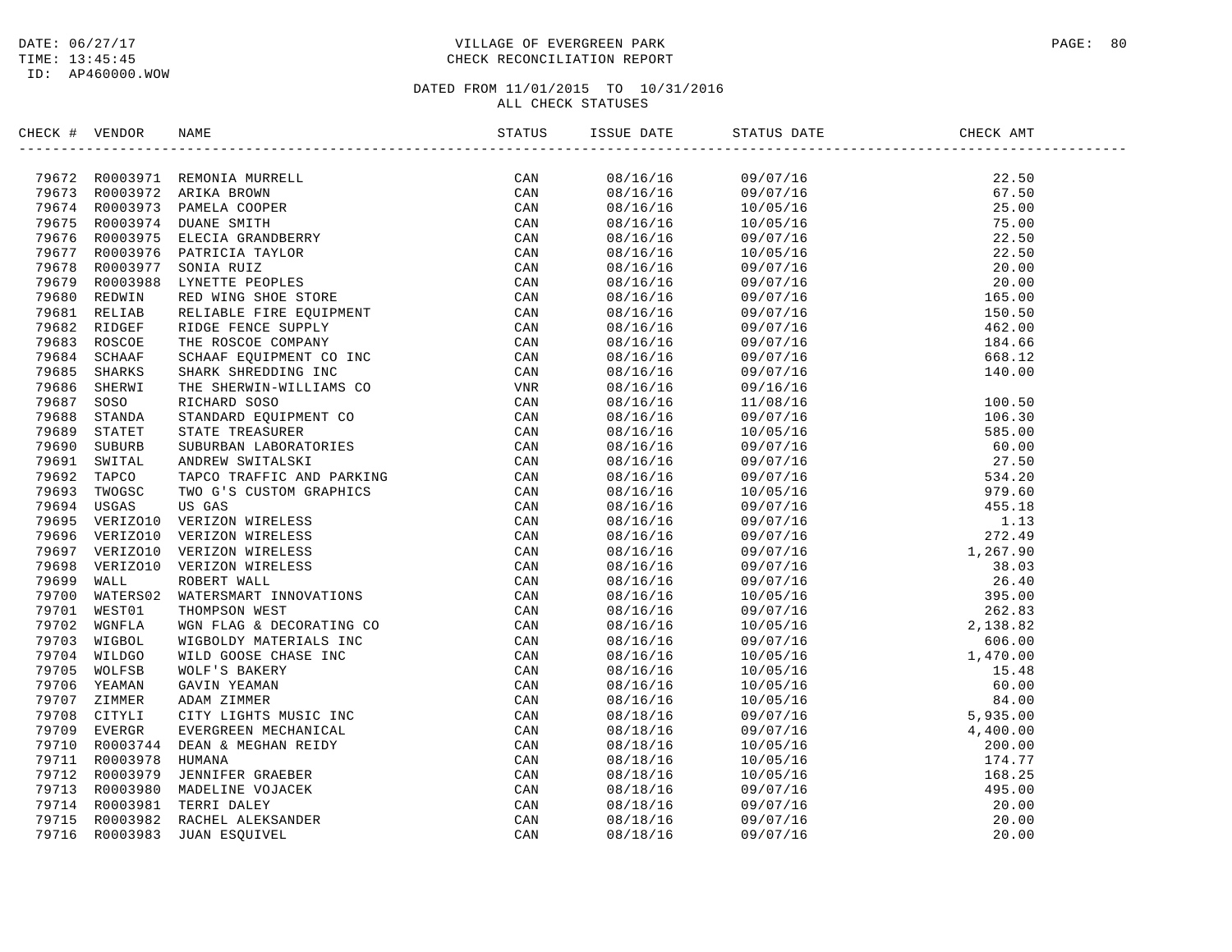DATE: 06/27/17
TIME: 13:45:45
ID: AP460000.WOW

# VILLAGE OF EVERGREEN PARK
## CHECK RECONCILIATION REPORT

DATED FROM 11/01/2015 TO 10/31/2016
ALL CHECK STATUSES

| CHECK # | VENDOR | NAME | STATUS | ISSUE DATE | STATUS DATE | CHECK AMT |
|---|---|---|---|---|---|---|
| 79672 | R0003971 | REMONIA MURRELL | CAN | 08/16/16 | 09/07/16 | 22.50 |
| 79673 | R0003972 | ARIKA BROWN | CAN | 08/16/16 | 09/07/16 | 67.50 |
| 79674 | R0003973 | PAMELA COOPER | CAN | 08/16/16 | 10/05/16 | 25.00 |
| 79675 | R0003974 | DUANE SMITH | CAN | 08/16/16 | 10/05/16 | 75.00 |
| 79676 | R0003975 | ELECIA GRANDBERRY | CAN | 08/16/16 | 09/07/16 | 22.50 |
| 79677 | R0003976 | PATRICIA TAYLOR | CAN | 08/16/16 | 10/05/16 | 22.50 |
| 79678 | R0003977 | SONIA RUIZ | CAN | 08/16/16 | 09/07/16 | 20.00 |
| 79679 | R0003988 | LYNETTE PEOPLES | CAN | 08/16/16 | 09/07/16 | 20.00 |
| 79680 | REDWIN | RED WING SHOE STORE | CAN | 08/16/16 | 09/07/16 | 165.00 |
| 79681 | RELIAB | RELIABLE FIRE EQUIPMENT | CAN | 08/16/16 | 09/07/16 | 150.50 |
| 79682 | RIDGEF | RIDGE FENCE SUPPLY | CAN | 08/16/16 | 09/07/16 | 462.00 |
| 79683 | ROSCOE | THE ROSCOE COMPANY | CAN | 08/16/16 | 09/07/16 | 184.66 |
| 79684 | SCHAAF | SCHAAF EQUIPMENT CO INC | CAN | 08/16/16 | 09/07/16 | 668.12 |
| 79685 | SHARKS | SHARK SHREDDING INC | CAN | 08/16/16 | 09/07/16 | 140.00 |
| 79686 | SHERWI | THE SHERWIN-WILLIAMS CO | VNR | 08/16/16 | 09/16/16 | |
| 79687 | SOSO | RICHARD SOSO | CAN | 08/16/16 | 11/08/16 | 100.50 |
| 79688 | STANDA | STANDARD EQUIPMENT CO | CAN | 08/16/16 | 09/07/16 | 106.30 |
| 79689 | STATET | STATE TREASURER | CAN | 08/16/16 | 10/05/16 | 585.00 |
| 79690 | SUBURB | SUBURBAN LABORATORIES | CAN | 08/16/16 | 09/07/16 | 60.00 |
| 79691 | SWITAL | ANDREW SWITALSKI | CAN | 08/16/16 | 09/07/16 | 27.50 |
| 79692 | TAPCO | TAPCO TRAFFIC AND PARKING | CAN | 08/16/16 | 09/07/16 | 534.20 |
| 79693 | TWOGSC | TWO G'S CUSTOM GRAPHICS | CAN | 08/16/16 | 10/05/16 | 979.60 |
| 79694 | USGAS | US GAS | CAN | 08/16/16 | 09/07/16 | 455.18 |
| 79695 | VERIZO10 | VERIZON WIRELESS | CAN | 08/16/16 | 09/07/16 | 1.13 |
| 79696 | VERIZO10 | VERIZON WIRELESS | CAN | 08/16/16 | 09/07/16 | 272.49 |
| 79697 | VERIZO10 | VERIZON WIRELESS | CAN | 08/16/16 | 09/07/16 | 1,267.90 |
| 79698 | VERIZO10 | VERIZON WIRELESS | CAN | 08/16/16 | 09/07/16 | 38.03 |
| 79699 | WALL | ROBERT WALL | CAN | 08/16/16 | 09/07/16 | 26.40 |
| 79700 | WATERS02 | WATERSMART INNOVATIONS | CAN | 08/16/16 | 10/05/16 | 395.00 |
| 79701 | WEST01 | THOMPSON WEST | CAN | 08/16/16 | 09/07/16 | 262.83 |
| 79702 | WGNFLA | WGN FLAG & DECORATING CO | CAN | 08/16/16 | 10/05/16 | 2,138.82 |
| 79703 | WIGBOL | WIGBOLDY MATERIALS INC | CAN | 08/16/16 | 09/07/16 | 606.00 |
| 79704 | WILDGO | WILD GOOSE CHASE INC | CAN | 08/16/16 | 10/05/16 | 1,470.00 |
| 79705 | WOLFSB | WOLF'S BAKERY | CAN | 08/16/16 | 10/05/16 | 15.48 |
| 79706 | YEAMAN | GAVIN YEAMAN | CAN | 08/16/16 | 10/05/16 | 60.00 |
| 79707 | ZIMMER | ADAM ZIMMER | CAN | 08/16/16 | 10/05/16 | 84.00 |
| 79708 | CITYLI | CITY LIGHTS MUSIC INC | CAN | 08/18/16 | 09/07/16 | 5,935.00 |
| 79709 | EVERGR | EVERGREEN MECHANICAL | CAN | 08/18/16 | 09/07/16 | 4,400.00 |
| 79710 | R0003744 | DEAN & MEGHAN REIDY | CAN | 08/18/16 | 10/05/16 | 200.00 |
| 79711 | R0003978 | HUMANA | CAN | 08/18/16 | 10/05/16 | 174.77 |
| 79712 | R0003979 | JENNIFER GRAEBER | CAN | 08/18/16 | 10/05/16 | 168.25 |
| 79713 | R0003980 | MADELINE VOJACEK | CAN | 08/18/16 | 09/07/16 | 495.00 |
| 79714 | R0003981 | TERRI DALEY | CAN | 08/18/16 | 09/07/16 | 20.00 |
| 79715 | R0003982 | RACHEL ALEKSANDER | CAN | 08/18/16 | 09/07/16 | 20.00 |
| 79716 | R0003983 | JUAN ESQUIVEL | CAN | 08/18/16 | 09/07/16 | 20.00 |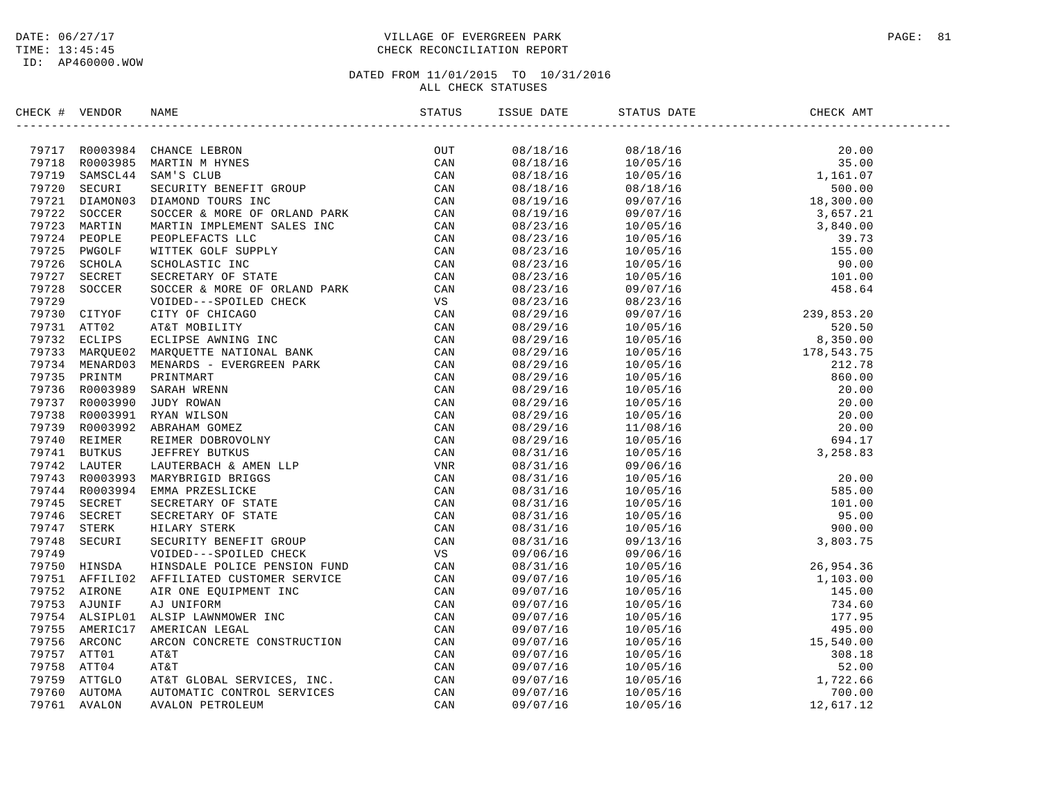DATE: 06/27/17
TIME: 13:45:45
ID: AP460000.WOW

VILLAGE OF EVERGREEN PARK
CHECK RECONCILIATION REPORT

DATED FROM 11/01/2015 TO 10/31/2016
ALL CHECK STATUSES

| CHECK # | VENDOR | NAME | STATUS | ISSUE DATE | STATUS DATE | CHECK AMT |
|---|---|---|---|---|---|---|
| 79717 | R0003984 | CHANCE LEBRON | OUT | 08/18/16 | 08/18/16 | 20.00 |
| 79718 | R0003985 | MARTIN M HYNES | CAN | 08/18/16 | 10/05/16 | 35.00 |
| 79719 | SAMSCL44 | SAM'S CLUB | CAN | 08/18/16 | 10/05/16 | 1,161.07 |
| 79720 | SECURI | SECURITY BENEFIT GROUP | CAN | 08/18/16 | 08/18/16 | 500.00 |
| 79721 | DIAMON03 | DIAMOND TOURS INC | CAN | 08/19/16 | 09/07/16 | 18,300.00 |
| 79722 | SOCCER | SOCCER & MORE OF ORLAND PARK | CAN | 08/19/16 | 09/07/16 | 3,657.21 |
| 79723 | MARTIN | MARTIN IMPLEMENT SALES INC | CAN | 08/23/16 | 10/05/16 | 3,840.00 |
| 79724 | PEOPLE | PEOPLEFACTS LLC | CAN | 08/23/16 | 10/05/16 | 39.73 |
| 79725 | PWGOLF | WITTEK GOLF SUPPLY | CAN | 08/23/16 | 10/05/16 | 155.00 |
| 79726 | SCHOLA | SCHOLASTIC INC | CAN | 08/23/16 | 10/05/16 | 90.00 |
| 79727 | SECRET | SECRETARY OF STATE | CAN | 08/23/16 | 10/05/16 | 101.00 |
| 79728 | SOCCER | SOCCER & MORE OF ORLAND PARK | CAN | 08/23/16 | 09/07/16 | 458.64 |
| 79729 | | VOIDED---SPOILED CHECK | VS | 08/23/16 | 08/23/16 | |
| 79730 | CITYOF | CITY OF CHICAGO | CAN | 08/29/16 | 09/07/16 | 239,853.20 |
| 79731 | ATT02 | AT&T MOBILITY | CAN | 08/29/16 | 10/05/16 | 520.50 |
| 79732 | ECLIPS | ECLIPSE AWNING INC | CAN | 08/29/16 | 10/05/16 | 8,350.00 |
| 79733 | MARQUE02 | MARQUETTE NATIONAL BANK | CAN | 08/29/16 | 10/05/16 | 178,543.75 |
| 79734 | MENARD03 | MENARDS - EVERGREEN PARK | CAN | 08/29/16 | 10/05/16 | 212.78 |
| 79735 | PRINTM | PRINTMART | CAN | 08/29/16 | 10/05/16 | 860.00 |
| 79736 | R0003989 | SARAH WRENN | CAN | 08/29/16 | 10/05/16 | 20.00 |
| 79737 | R0003990 | JUDY ROWAN | CAN | 08/29/16 | 10/05/16 | 20.00 |
| 79738 | R0003991 | RYAN WILSON | CAN | 08/29/16 | 10/05/16 | 20.00 |
| 79739 | R0003992 | ABRAHAM GOMEZ | CAN | 08/29/16 | 11/08/16 | 20.00 |
| 79740 | REIMER | REIMER DOBROVOLNY | CAN | 08/29/16 | 10/05/16 | 694.17 |
| 79741 | BUTKUS | JEFFREY BUTKUS | CAN | 08/31/16 | 10/05/16 | 3,258.83 |
| 79742 | LAUTER | LAUTERBACH & AMEN LLP | VNR | 08/31/16 | 09/06/16 | |
| 79743 | R0003993 | MARYBRIGID BRIGGS | CAN | 08/31/16 | 10/05/16 | 20.00 |
| 79744 | R0003994 | EMMA PRZESLICKE | CAN | 08/31/16 | 10/05/16 | 585.00 |
| 79745 | SECRET | SECRETARY OF STATE | CAN | 08/31/16 | 10/05/16 | 101.00 |
| 79746 | SECRET | SECRETARY OF STATE | CAN | 08/31/16 | 10/05/16 | 95.00 |
| 79747 | STERK | HILARY STERK | CAN | 08/31/16 | 10/05/16 | 900.00 |
| 79748 | SECURI | SECURITY BENEFIT GROUP | CAN | 08/31/16 | 09/13/16 | 3,803.75 |
| 79749 | | VOIDED---SPOILED CHECK | VS | 09/06/16 | 09/06/16 | |
| 79750 | HINSDA | HINSDALE POLICE PENSION FUND | CAN | 08/31/16 | 10/05/16 | 26,954.36 |
| 79751 | AFFILI02 | AFFILIATED CUSTOMER SERVICE | CAN | 09/07/16 | 10/05/16 | 1,103.00 |
| 79752 | AIRONE | AIR ONE EQUIPMENT INC | CAN | 09/07/16 | 10/05/16 | 145.00 |
| 79753 | AJUNIF | AJ UNIFORM | CAN | 09/07/16 | 10/05/16 | 734.60 |
| 79754 | ALSIPL01 | ALSIP LAWNMOWER INC | CAN | 09/07/16 | 10/05/16 | 177.95 |
| 79755 | AMERIC17 | AMERICAN LEGAL | CAN | 09/07/16 | 10/05/16 | 495.00 |
| 79756 | ARCONC | ARCON CONCRETE CONSTRUCTION | CAN | 09/07/16 | 10/05/16 | 15,540.00 |
| 79757 | ATT01 | AT&T | CAN | 09/07/16 | 10/05/16 | 308.18 |
| 79758 | ATT04 | AT&T | CAN | 09/07/16 | 10/05/16 | 52.00 |
| 79759 | ATTGLO | AT&T GLOBAL SERVICES, INC. | CAN | 09/07/16 | 10/05/16 | 1,722.66 |
| 79760 | AUTOMA | AUTOMATIC CONTROL SERVICES | CAN | 09/07/16 | 10/05/16 | 700.00 |
| 79761 | AVALON | AVALON PETROLEUM | CAN | 09/07/16 | 10/05/16 | 12,617.12 |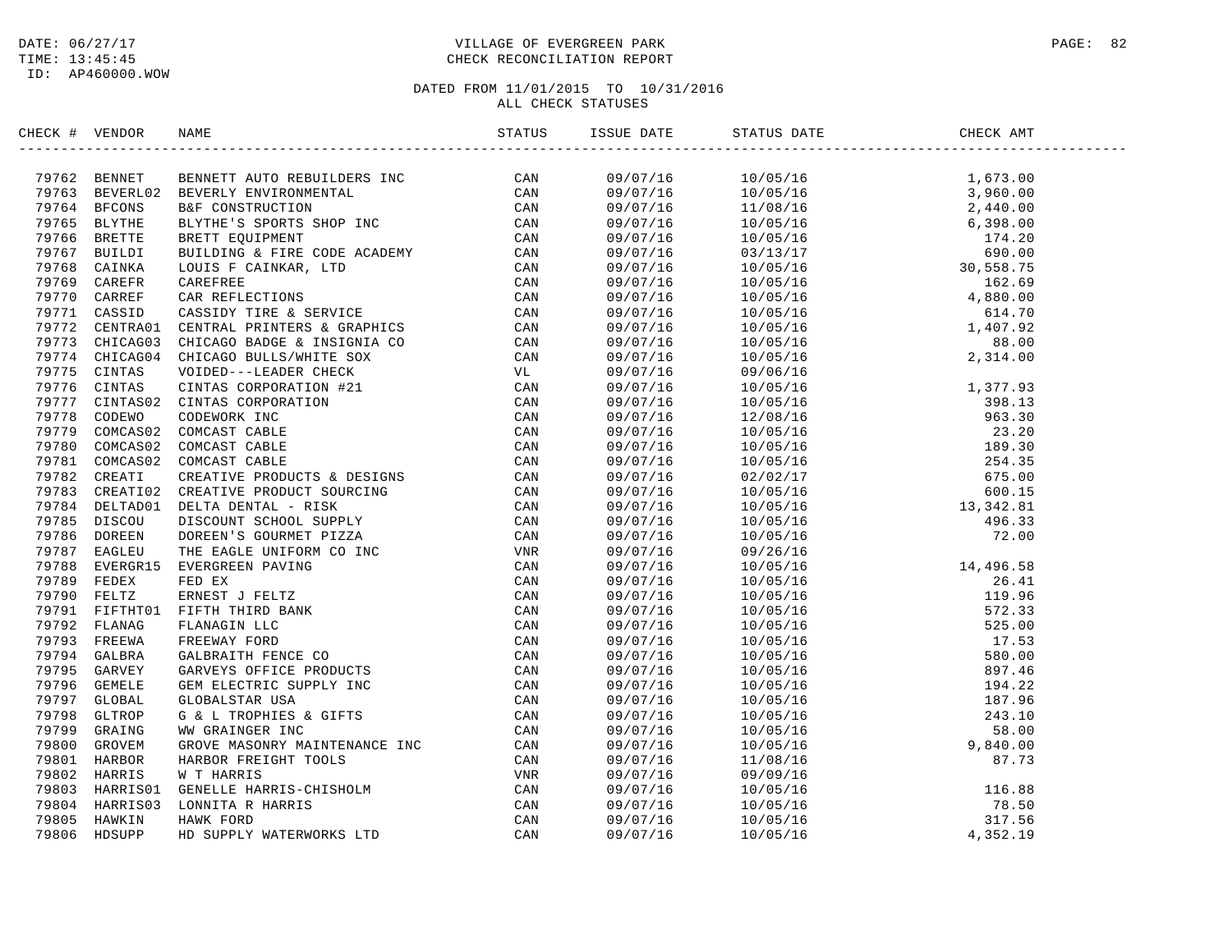DATE: 06/27/17
TIME: 13:45:45
ID: AP460000.WOW

VILLAGE OF EVERGREEN PARK
CHECK RECONCILIATION REPORT

DATED FROM 11/01/2015 TO 10/31/2016
ALL CHECK STATUSES

| CHECK # | VENDOR | NAME | STATUS | ISSUE DATE | STATUS DATE | CHECK AMT |
|---|---|---|---|---|---|---|
| 79762 | BENNET | BENNETT AUTO REBUILDERS INC | CAN | 09/07/16 | 10/05/16 | 1,673.00 |
| 79763 | BEVERL02 | BEVERLY ENVIRONMENTAL | CAN | 09/07/16 | 10/05/16 | 3,960.00 |
| 79764 | BFCONS | B&F CONSTRUCTION | CAN | 09/07/16 | 11/08/16 | 2,440.00 |
| 79765 | BLYTHE | BLYTHE'S SPORTS SHOP INC | CAN | 09/07/16 | 10/05/16 | 6,398.00 |
| 79766 | BRETTE | BRETT EQUIPMENT | CAN | 09/07/16 | 10/05/16 | 174.20 |
| 79767 | BUILDI | BUILDING & FIRE CODE ACADEMY | CAN | 09/07/16 | 03/13/17 | 690.00 |
| 79768 | CAINKA | LOUIS F CAINKAR, LTD | CAN | 09/07/16 | 10/05/16 | 30,558.75 |
| 79769 | CAREFR | CAREFREE | CAN | 09/07/16 | 10/05/16 | 162.69 |
| 79770 | CARREF | CAR REFLECTIONS | CAN | 09/07/16 | 10/05/16 | 4,880.00 |
| 79771 | CASSID | CASSIDY TIRE & SERVICE | CAN | 09/07/16 | 10/05/16 | 614.70 |
| 79772 | CENTRA01 | CENTRAL PRINTERS & GRAPHICS | CAN | 09/07/16 | 10/05/16 | 1,407.92 |
| 79773 | CHICAG03 | CHICAGO BADGE & INSIGNIA CO | CAN | 09/07/16 | 10/05/16 | 88.00 |
| 79774 | CHICAG04 | CHICAGO BULLS/WHITE SOX | CAN | 09/07/16 | 10/05/16 | 2,314.00 |
| 79775 | CINTAS | VOIDED---LEADER CHECK | VL | 09/07/16 | 09/06/16 | |
| 79776 | CINTAS | CINTAS CORPORATION #21 | CAN | 09/07/16 | 10/05/16 | 1,377.93 |
| 79777 | CINTAS02 | CINTAS CORPORATION | CAN | 09/07/16 | 10/05/16 | 398.13 |
| 79778 | CODEWO | CODEWORK INC | CAN | 09/07/16 | 12/08/16 | 963.30 |
| 79779 | COMCAS02 | COMCAST CABLE | CAN | 09/07/16 | 10/05/16 | 23.20 |
| 79780 | COMCAS02 | COMCAST CABLE | CAN | 09/07/16 | 10/05/16 | 189.30 |
| 79781 | COMCAS02 | COMCAST CABLE | CAN | 09/07/16 | 10/05/16 | 254.35 |
| 79782 | CREATI | CREATIVE PRODUCTS & DESIGNS | CAN | 09/07/16 | 02/02/17 | 675.00 |
| 79783 | CREATI02 | CREATIVE PRODUCT SOURCING | CAN | 09/07/16 | 10/05/16 | 600.15 |
| 79784 | DELTAD01 | DELTA DENTAL - RISK | CAN | 09/07/16 | 10/05/16 | 13,342.81 |
| 79785 | DISCOU | DISCOUNT SCHOOL SUPPLY | CAN | 09/07/16 | 10/05/16 | 496.33 |
| 79786 | DOREEN | DOREEN'S GOURMET PIZZA | CAN | 09/07/16 | 10/05/16 | 72.00 |
| 79787 | EAGLEU | THE EAGLE UNIFORM CO INC | VNR | 09/07/16 | 09/26/16 | |
| 79788 | EVERGR15 | EVERGREEN PAVING | CAN | 09/07/16 | 10/05/16 | 14,496.58 |
| 79789 | FEDEX | FED EX | CAN | 09/07/16 | 10/05/16 | 26.41 |
| 79790 | FELTZ | ERNEST J FELTZ | CAN | 09/07/16 | 10/05/16 | 119.96 |
| 79791 | FIFTHT01 | FIFTH THIRD BANK | CAN | 09/07/16 | 10/05/16 | 572.33 |
| 79792 | FLANAG | FLANAGIN LLC | CAN | 09/07/16 | 10/05/16 | 525.00 |
| 79793 | FREEWA | FREEWAY FORD | CAN | 09/07/16 | 10/05/16 | 17.53 |
| 79794 | GALBRA | GALBRAITH FENCE CO | CAN | 09/07/16 | 10/05/16 | 580.00 |
| 79795 | GARVEY | GARVEYS OFFICE PRODUCTS | CAN | 09/07/16 | 10/05/16 | 897.46 |
| 79796 | GEMELE | GEM ELECTRIC SUPPLY INC | CAN | 09/07/16 | 10/05/16 | 194.22 |
| 79797 | GLOBAL | GLOBALSTAR USA | CAN | 09/07/16 | 10/05/16 | 187.96 |
| 79798 | GLTROP | G & L TROPHIES & GIFTS | CAN | 09/07/16 | 10/05/16 | 243.10 |
| 79799 | GRAING | WW GRAINGER INC | CAN | 09/07/16 | 10/05/16 | 58.00 |
| 79800 | GROVEM | GROVE MASONRY MAINTENANCE INC | CAN | 09/07/16 | 10/05/16 | 9,840.00 |
| 79801 | HARBOR | HARBOR FREIGHT TOOLS | CAN | 09/07/16 | 11/08/16 | 87.73 |
| 79802 | HARRIS | W T HARRIS | VNR | 09/07/16 | 09/09/16 | |
| 79803 | HARRIS01 | GENELLE HARRIS-CHISHOLM | CAN | 09/07/16 | 10/05/16 | 116.88 |
| 79804 | HARRIS03 | LONNITA R HARRIS | CAN | 09/07/16 | 10/05/16 | 78.50 |
| 79805 | HAWKIN | HAWK FORD | CAN | 09/07/16 | 10/05/16 | 317.56 |
| 79806 | HDSUPP | HD SUPPLY WATERWORKS LTD | CAN | 09/07/16 | 10/05/16 | 4,352.19 |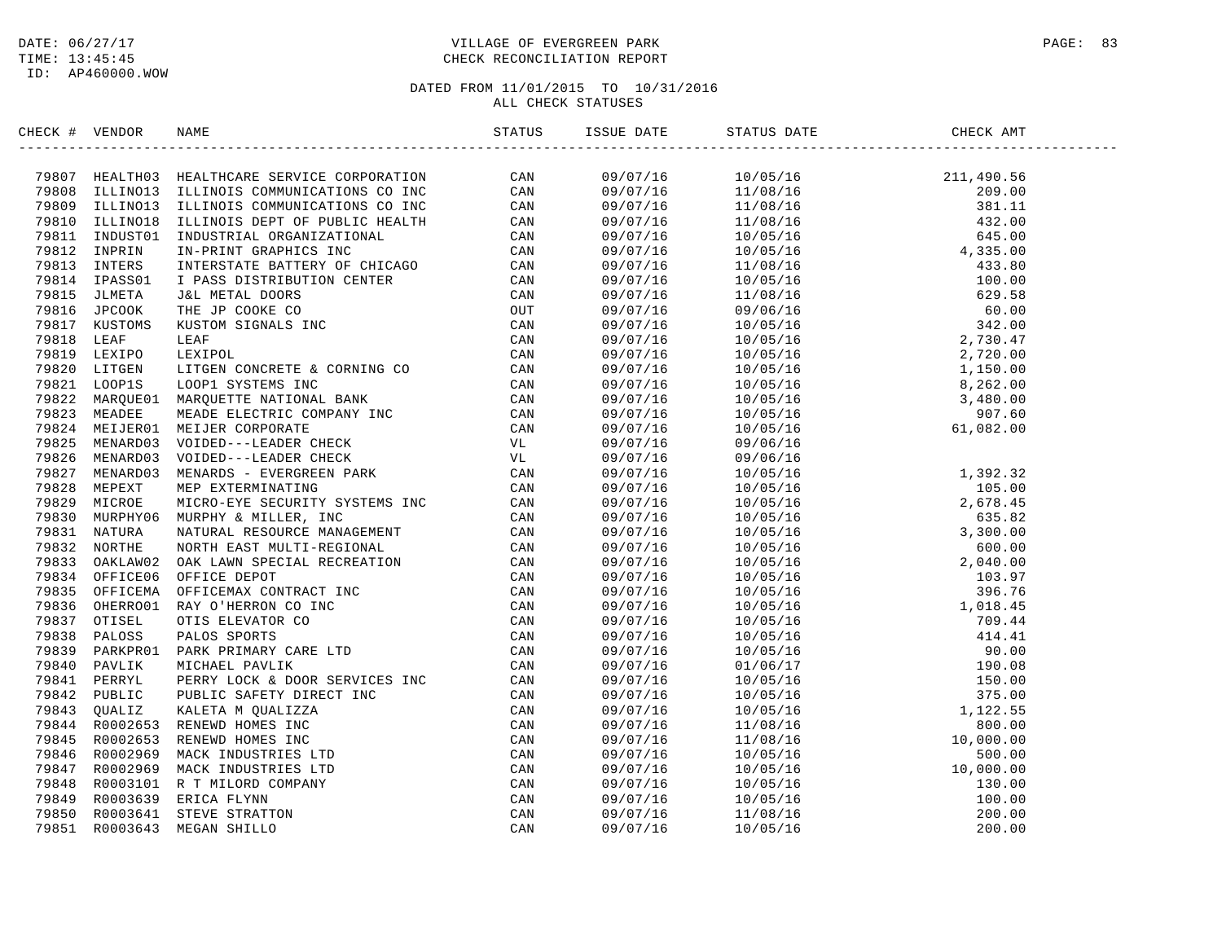DATE: 06/27/17
TIME: 13:45:45
ID: AP460000.WOW

VILLAGE OF EVERGREEN PARK
CHECK RECONCILIATION REPORT

DATED FROM 11/01/2015 TO 10/31/2016
ALL CHECK STATUSES

| CHECK # | VENDOR | NAME | STATUS | ISSUE DATE | STATUS DATE | CHECK AMT |
|---|---|---|---|---|---|---|
| 79807 | HEALTH03 | HEALTHCARE SERVICE CORPORATION | CAN | 09/07/16 | 10/05/16 | 211,490.56 |
| 79808 | ILLINO13 | ILLINOIS COMMUNICATIONS CO INC | CAN | 09/07/16 | 11/08/16 | 209.00 |
| 79809 | ILLINO13 | ILLINOIS COMMUNICATIONS CO INC | CAN | 09/07/16 | 11/08/16 | 381.11 |
| 79810 | ILLINO18 | ILLINOIS DEPT OF PUBLIC HEALTH | CAN | 09/07/16 | 11/08/16 | 432.00 |
| 79811 | INDUST01 | INDUSTRIAL ORGANIZATIONAL | CAN | 09/07/16 | 10/05/16 | 645.00 |
| 79812 | INPRIN | IN-PRINT GRAPHICS INC | CAN | 09/07/16 | 10/05/16 | 4,335.00 |
| 79813 | INTERS | INTERSTATE BATTERY OF CHICAGO | CAN | 09/07/16 | 11/08/16 | 433.80 |
| 79814 | IPASS01 | I PASS DISTRIBUTION CENTER | CAN | 09/07/16 | 10/05/16 | 100.00 |
| 79815 | JLMETA | J&L METAL DOORS | CAN | 09/07/16 | 11/08/16 | 629.58 |
| 79816 | JPCOOK | THE JP COOKE CO | OUT | 09/07/16 | 09/06/16 | 60.00 |
| 79817 | KUSTOMS | KUSTOM SIGNALS INC | CAN | 09/07/16 | 10/05/16 | 342.00 |
| 79818 | LEAF | LEAF | CAN | 09/07/16 | 10/05/16 | 2,730.47 |
| 79819 | LEXIPO | LEXIPOL | CAN | 09/07/16 | 10/05/16 | 2,720.00 |
| 79820 | LITGEN | LITGEN CONCRETE & CORNING CO | CAN | 09/07/16 | 10/05/16 | 1,150.00 |
| 79821 | LOOP1S | LOOP1 SYSTEMS INC | CAN | 09/07/16 | 10/05/16 | 8,262.00 |
| 79822 | MARQUE01 | MARQUETTE NATIONAL BANK | CAN | 09/07/16 | 10/05/16 | 3,480.00 |
| 79823 | MEADEE | MEADE ELECTRIC COMPANY INC | CAN | 09/07/16 | 10/05/16 | 907.60 |
| 79824 | MEIJER01 | MEIJER CORPORATE | CAN | 09/07/16 | 10/05/16 | 61,082.00 |
| 79825 | MENARD03 | VOIDED---LEADER CHECK | VL | 09/07/16 | 09/06/16 | |
| 79826 | MENARD03 | VOIDED---LEADER CHECK | VL | 09/07/16 | 09/06/16 | |
| 79827 | MENARD03 | MENARDS - EVERGREEN PARK | CAN | 09/07/16 | 10/05/16 | 1,392.32 |
| 79828 | MEPEXT | MEP EXTERMINATING | CAN | 09/07/16 | 10/05/16 | 105.00 |
| 79829 | MICROE | MICRO-EYE SECURITY SYSTEMS INC | CAN | 09/07/16 | 10/05/16 | 2,678.45 |
| 79830 | MURPHY06 | MURPHY & MILLER, INC | CAN | 09/07/16 | 10/05/16 | 635.82 |
| 79831 | NATURA | NATURAL RESOURCE MANAGEMENT | CAN | 09/07/16 | 10/05/16 | 3,300.00 |
| 79832 | NORTHE | NORTH EAST MULTI-REGIONAL | CAN | 09/07/16 | 10/05/16 | 600.00 |
| 79833 | OAKLAW02 | OAK LAWN SPECIAL RECREATION | CAN | 09/07/16 | 10/05/16 | 2,040.00 |
| 79834 | OFFICE06 | OFFICE DEPOT | CAN | 09/07/16 | 10/05/16 | 103.97 |
| 79835 | OFFICEMA | OFFICEMAX CONTRACT INC | CAN | 09/07/16 | 10/05/16 | 396.76 |
| 79836 | OHERRO01 | RAY O'HERRON CO INC | CAN | 09/07/16 | 10/05/16 | 1,018.45 |
| 79837 | OTISEL | OTIS ELEVATOR CO | CAN | 09/07/16 | 10/05/16 | 709.44 |
| 79838 | PALOSS | PALOS SPORTS | CAN | 09/07/16 | 10/05/16 | 414.41 |
| 79839 | PARKPR01 | PARK PRIMARY CARE LTD | CAN | 09/07/16 | 10/05/16 | 90.00 |
| 79840 | PAVLIK | MICHAEL PAVLIK | CAN | 09/07/16 | 01/06/17 | 190.08 |
| 79841 | PERRYL | PERRY LOCK & DOOR SERVICES INC | CAN | 09/07/16 | 10/05/16 | 150.00 |
| 79842 | PUBLIC | PUBLIC SAFETY DIRECT INC | CAN | 09/07/16 | 10/05/16 | 375.00 |
| 79843 | QUALIZ | KALETA M QUALIZZA | CAN | 09/07/16 | 10/05/16 | 1,122.55 |
| 79844 | R0002653 | RENEWD HOMES INC | CAN | 09/07/16 | 11/08/16 | 800.00 |
| 79845 | R0002653 | RENEWD HOMES INC | CAN | 09/07/16 | 11/08/16 | 10,000.00 |
| 79846 | R0002969 | MACK INDUSTRIES LTD | CAN | 09/07/16 | 10/05/16 | 500.00 |
| 79847 | R0002969 | MACK INDUSTRIES LTD | CAN | 09/07/16 | 10/05/16 | 10,000.00 |
| 79848 | R0003101 | R T MILORD COMPANY | CAN | 09/07/16 | 10/05/16 | 130.00 |
| 79849 | R0003639 | ERICA FLYNN | CAN | 09/07/16 | 10/05/16 | 100.00 |
| 79850 | R0003641 | STEVE STRATTON | CAN | 09/07/16 | 11/08/16 | 200.00 |
| 79851 | R0003643 | MEGAN SHILLO | CAN | 09/07/16 | 10/05/16 | 200.00 |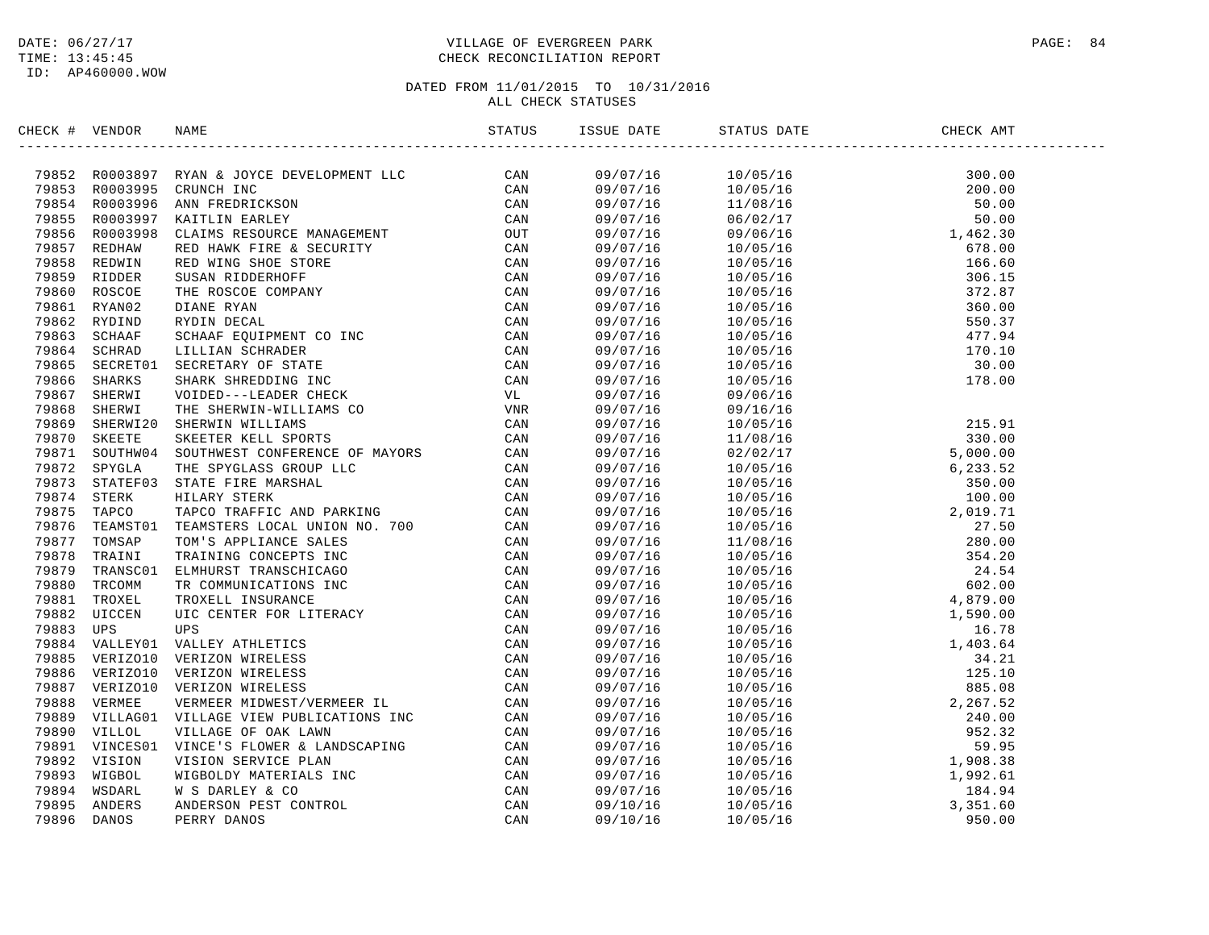DATE: 06/27/17
TIME: 13:45:45
ID: AP460000.WOW

VILLAGE OF EVERGREEN PARK
CHECK RECONCILIATION REPORT

DATED FROM 11/01/2015 TO 10/31/2016
ALL CHECK STATUSES

| CHECK # | VENDOR | NAME | STATUS | ISSUE DATE | STATUS DATE | CHECK AMT |
|---|---|---|---|---|---|---|
| 79852 | R0003897 | RYAN & JOYCE DEVELOPMENT LLC | CAN | 09/07/16 | 10/05/16 | 300.00 |
| 79853 | R0003995 | CRUNCH INC | CAN | 09/07/16 | 10/05/16 | 200.00 |
| 79854 | R0003996 | ANN FREDRICKSON | CAN | 09/07/16 | 11/08/16 | 50.00 |
| 79855 | R0003997 | KAITLIN EARLEY | CAN | 09/07/16 | 06/02/17 | 50.00 |
| 79856 | R0003998 | CLAIMS RESOURCE MANAGEMENT | OUT | 09/07/16 | 09/06/16 | 1,462.30 |
| 79857 | REDHAW | RED HAWK FIRE & SECURITY | CAN | 09/07/16 | 10/05/16 | 678.00 |
| 79858 | REDWIN | RED WING SHOE STORE | CAN | 09/07/16 | 10/05/16 | 166.60 |
| 79859 | RIDDER | SUSAN RIDDERHOFF | CAN | 09/07/16 | 10/05/16 | 306.15 |
| 79860 | ROSCOE | THE ROSCOE COMPANY | CAN | 09/07/16 | 10/05/16 | 372.87 |
| 79861 | RYAN02 | DIANE RYAN | CAN | 09/07/16 | 10/05/16 | 360.00 |
| 79862 | RYDIND | RYDIN DECAL | CAN | 09/07/16 | 10/05/16 | 550.37 |
| 79863 | SCHAAF | SCHAAF EQUIPMENT CO INC | CAN | 09/07/16 | 10/05/16 | 477.94 |
| 79864 | SCHRAD | LILLIAN SCHRADER | CAN | 09/07/16 | 10/05/16 | 170.10 |
| 79865 | SECRET01 | SECRETARY OF STATE | CAN | 09/07/16 | 10/05/16 | 30.00 |
| 79866 | SHARKS | SHARK SHREDDING INC | CAN | 09/07/16 | 10/05/16 | 178.00 |
| 79867 | SHERWI | VOIDED---LEADER CHECK | VL | 09/07/16 | 09/06/16 | |
| 79868 | SHERWI | THE SHERWIN-WILLIAMS CO | VNR | 09/07/16 | 09/16/16 | |
| 79869 | SHERWI20 | SHERWIN WILLIAMS | CAN | 09/07/16 | 10/05/16 | 215.91 |
| 79870 | SKEETE | SKEETER KELL SPORTS | CAN | 09/07/16 | 11/08/16 | 330.00 |
| 79871 | SOUTHW04 | SOUTHWEST CONFERENCE OF MAYORS | CAN | 09/07/16 | 02/02/17 | 5,000.00 |
| 79872 | SPYGLA | THE SPYGLASS GROUP LLC | CAN | 09/07/16 | 10/05/16 | 6,233.52 |
| 79873 | STATEF03 | STATE FIRE MARSHAL | CAN | 09/07/16 | 10/05/16 | 350.00 |
| 79874 | STERK | HILARY STERK | CAN | 09/07/16 | 10/05/16 | 100.00 |
| 79875 | TAPCO | TAPCO TRAFFIC AND PARKING | CAN | 09/07/16 | 10/05/16 | 2,019.71 |
| 79876 | TEAMST01 | TEAMSTERS LOCAL UNION NO. 700 | CAN | 09/07/16 | 10/05/16 | 27.50 |
| 79877 | TOMSAP | TOM'S APPLIANCE SALES | CAN | 09/07/16 | 11/08/16 | 280.00 |
| 79878 | TRAINI | TRAINING CONCEPTS INC | CAN | 09/07/16 | 10/05/16 | 354.20 |
| 79879 | TRANSC01 | ELMHURST TRANSCHICAGO | CAN | 09/07/16 | 10/05/16 | 24.54 |
| 79880 | TRCOMM | TR COMMUNICATIONS INC | CAN | 09/07/16 | 10/05/16 | 602.00 |
| 79881 | TROXEL | TROXELL INSURANCE | CAN | 09/07/16 | 10/05/16 | 4,879.00 |
| 79882 | UICCEN | UIC CENTER FOR LITERACY | CAN | 09/07/16 | 10/05/16 | 1,590.00 |
| 79883 | UPS | UPS | CAN | 09/07/16 | 10/05/16 | 16.78 |
| 79884 | VALLEY01 | VALLEY ATHLETICS | CAN | 09/07/16 | 10/05/16 | 1,403.64 |
| 79885 | VERIZO10 | VERIZON WIRELESS | CAN | 09/07/16 | 10/05/16 | 34.21 |
| 79886 | VERIZO10 | VERIZON WIRELESS | CAN | 09/07/16 | 10/05/16 | 125.10 |
| 79887 | VERIZO10 | VERIZON WIRELESS | CAN | 09/07/16 | 10/05/16 | 885.08 |
| 79888 | VERMEE | VERMEER MIDWEST/VERMEER IL | CAN | 09/07/16 | 10/05/16 | 2,267.52 |
| 79889 | VILLAG01 | VILLAGE VIEW PUBLICATIONS INC | CAN | 09/07/16 | 10/05/16 | 240.00 |
| 79890 | VILLOL | VILLAGE OF OAK LAWN | CAN | 09/07/16 | 10/05/16 | 952.32 |
| 79891 | VINCES01 | VINCE'S FLOWER & LANDSCAPING | CAN | 09/07/16 | 10/05/16 | 59.95 |
| 79892 | VISION | VISION SERVICE PLAN | CAN | 09/07/16 | 10/05/16 | 1,908.38 |
| 79893 | WIGBOL | WIGBOLDY MATERIALS INC | CAN | 09/07/16 | 10/05/16 | 1,992.61 |
| 79894 | WSDARL | W S DARLEY & CO | CAN | 09/07/16 | 10/05/16 | 184.94 |
| 79895 | ANDERS | ANDERSON PEST CONTROL | CAN | 09/10/16 | 10/05/16 | 3,351.60 |
| 79896 | DANOS | PERRY DANOS | CAN | 09/10/16 | 10/05/16 | 950.00 |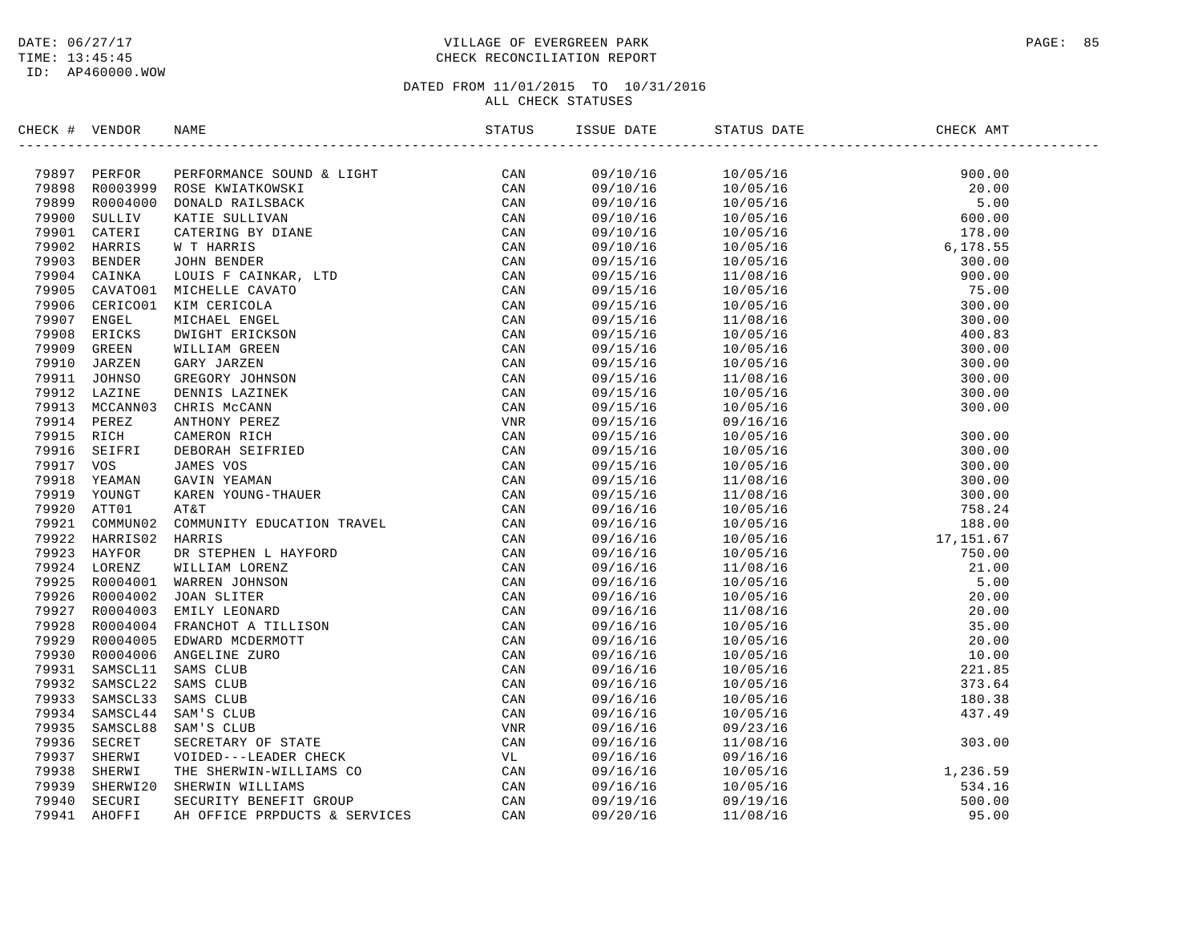DATE: 06/27/17
TIME: 13:45:45
ID: AP460000.WOW

# VILLAGE OF EVERGREEN PARK
## CHECK RECONCILIATION REPORT

DATED FROM 11/01/2015 TO 10/31/2016
ALL CHECK STATUSES

| CHECK # | VENDOR | NAME | STATUS | ISSUE DATE | STATUS DATE | CHECK AMT |
|---|---|---|---|---|---|---|
| 79897 | PERFOR | PERFORMANCE SOUND & LIGHT | CAN | 09/10/16 | 10/05/16 | 900.00 |
| 79898 | R0003999 | ROSE KWIATKOWSKI | CAN | 09/10/16 | 10/05/16 | 20.00 |
| 79899 | R0004000 | DONALD RAILSBACK | CAN | 09/10/16 | 10/05/16 | 5.00 |
| 79900 | SULLIV | KATIE SULLIVAN | CAN | 09/10/16 | 10/05/16 | 600.00 |
| 79901 | CATERI | CATERING BY DIANE | CAN | 09/10/16 | 10/05/16 | 178.00 |
| 79902 | HARRIS | W T HARRIS | CAN | 09/10/16 | 10/05/16 | 6,178.55 |
| 79903 | BENDER | JOHN BENDER | CAN | 09/15/16 | 10/05/16 | 300.00 |
| 79904 | CAINKA | LOUIS F CAINKAR, LTD | CAN | 09/15/16 | 11/08/16 | 900.00 |
| 79905 | CAVATO01 | MICHELLE CAVATO | CAN | 09/15/16 | 10/05/16 | 75.00 |
| 79906 | CERICO01 | KIM CERICOLA | CAN | 09/15/16 | 10/05/16 | 300.00 |
| 79907 | ENGEL | MICHAEL ENGEL | CAN | 09/15/16 | 11/08/16 | 300.00 |
| 79908 | ERICKS | DWIGHT ERICKSON | CAN | 09/15/16 | 10/05/16 | 400.83 |
| 79909 | GREEN | WILLIAM GREEN | CAN | 09/15/16 | 10/05/16 | 300.00 |
| 79910 | JARZEN | GARY JARZEN | CAN | 09/15/16 | 10/05/16 | 300.00 |
| 79911 | JOHNSO | GREGORY JOHNSON | CAN | 09/15/16 | 11/08/16 | 300.00 |
| 79912 | LAZINE | DENNIS LAZINEK | CAN | 09/15/16 | 10/05/16 | 300.00 |
| 79913 | MCCANN03 | CHRIS McCANN | CAN | 09/15/16 | 10/05/16 | 300.00 |
| 79914 | PEREZ | ANTHONY PEREZ | VNR | 09/15/16 | 09/16/16 | |
| 79915 | RICH | CAMERON RICH | CAN | 09/15/16 | 10/05/16 | 300.00 |
| 79916 | SEIFRI | DEBORAH SEIFRIED | CAN | 09/15/16 | 10/05/16 | 300.00 |
| 79917 | VOS | JAMES VOS | CAN | 09/15/16 | 10/05/16 | 300.00 |
| 79918 | YEAMAN | GAVIN YEAMAN | CAN | 09/15/16 | 11/08/16 | 300.00 |
| 79919 | YOUNGT | KAREN YOUNG-THAUER | CAN | 09/15/16 | 11/08/16 | 300.00 |
| 79920 | ATT01 | AT&T | CAN | 09/16/16 | 10/05/16 | 758.24 |
| 79921 | COMMUN02 | COMMUNITY EDUCATION TRAVEL | CAN | 09/16/16 | 10/05/16 | 188.00 |
| 79922 | HARRIS02 | HARRIS | CAN | 09/16/16 | 10/05/16 | 17,151.67 |
| 79923 | HAYFOR | DR STEPHEN L HAYFORD | CAN | 09/16/16 | 10/05/16 | 750.00 |
| 79924 | LORENZ | WILLIAM LORENZ | CAN | 09/16/16 | 11/08/16 | 21.00 |
| 79925 | R0004001 | WARREN JOHNSON | CAN | 09/16/16 | 10/05/16 | 5.00 |
| 79926 | R0004002 | JOAN SLITER | CAN | 09/16/16 | 10/05/16 | 20.00 |
| 79927 | R0004003 | EMILY LEONARD | CAN | 09/16/16 | 11/08/16 | 20.00 |
| 79928 | R0004004 | FRANCHOT A TILLISON | CAN | 09/16/16 | 10/05/16 | 35.00 |
| 79929 | R0004005 | EDWARD MCDERMOTT | CAN | 09/16/16 | 10/05/16 | 20.00 |
| 79930 | R0004006 | ANGELINE ZURO | CAN | 09/16/16 | 10/05/16 | 10.00 |
| 79931 | SAMSCL11 | SAMS CLUB | CAN | 09/16/16 | 10/05/16 | 221.85 |
| 79932 | SAMSCL22 | SAMS CLUB | CAN | 09/16/16 | 10/05/16 | 373.64 |
| 79933 | SAMSCL33 | SAMS CLUB | CAN | 09/16/16 | 10/05/16 | 180.38 |
| 79934 | SAMSCL44 | SAM'S CLUB | CAN | 09/16/16 | 10/05/16 | 437.49 |
| 79935 | SAMSCL88 | SAM'S CLUB | VNR | 09/16/16 | 09/23/16 | |
| 79936 | SECRET | SECRETARY OF STATE | CAN | 09/16/16 | 11/08/16 | 303.00 |
| 79937 | SHERWI | VOIDED---LEADER CHECK | VL | 09/16/16 | 09/16/16 | |
| 79938 | SHERWI | THE SHERWIN-WILLIAMS CO | CAN | 09/16/16 | 10/05/16 | 1,236.59 |
| 79939 | SHERWI20 | SHERWIN WILLIAMS | CAN | 09/16/16 | 10/05/16 | 534.16 |
| 79940 | SECURI | SECURITY BENEFIT GROUP | CAN | 09/19/16 | 09/19/16 | 500.00 |
| 79941 | AHOFFI | AH OFFICE PRPDUCTS & SERVICES | CAN | 09/20/16 | 11/08/16 | 95.00 |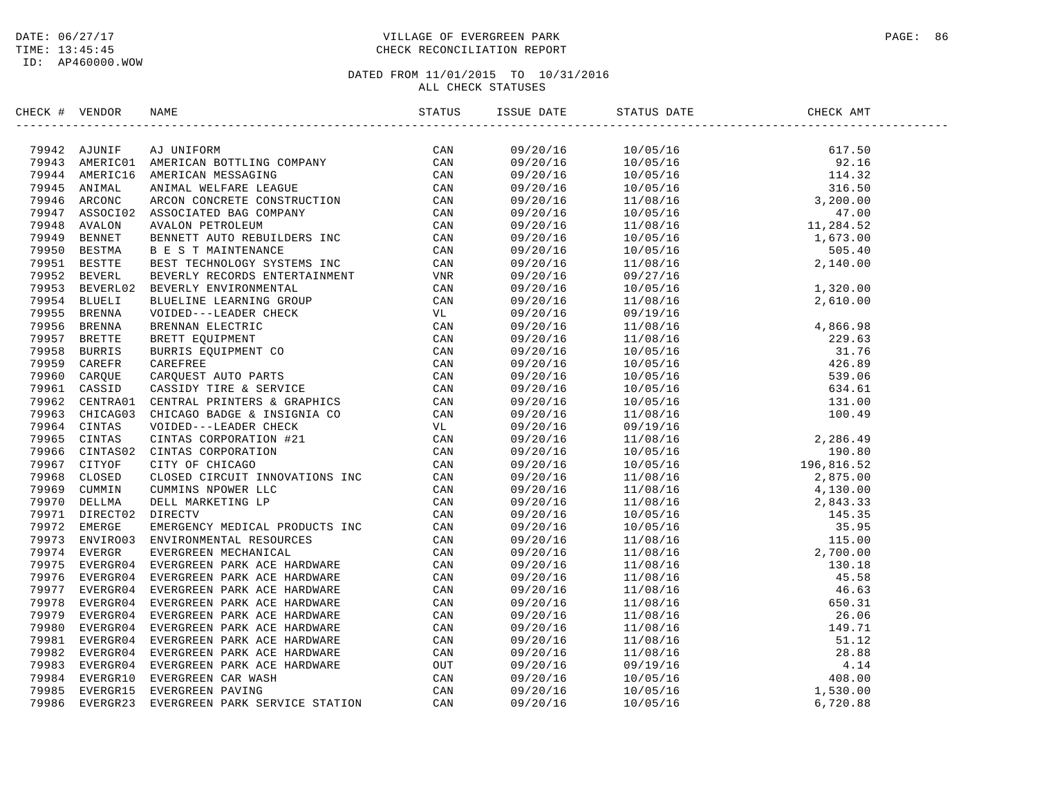VILLAGE OF EVERGREEN PARK
CHECK RECONCILIATION REPORT

DATED FROM 11/01/2015 TO 10/31/2016
ALL CHECK STATUSES

| CHECK # | VENDOR | NAME | STATUS | ISSUE DATE | STATUS DATE | CHECK AMT |
|---|---|---|---|---|---|---|
| 79942 | AJUNIF | AJ UNIFORM | CAN | 09/20/16 | 10/05/16 | 617.50 |
| 79943 | AMERIC01 | AMERICAN BOTTLING COMPANY | CAN | 09/20/16 | 10/05/16 | 92.16 |
| 79944 | AMERIC16 | AMERICAN MESSAGING | CAN | 09/20/16 | 10/05/16 | 114.32 |
| 79945 | ANIMAL | ANIMAL WELFARE LEAGUE | CAN | 09/20/16 | 10/05/16 | 316.50 |
| 79946 | ARCONC | ARCON CONCRETE CONSTRUCTION | CAN | 09/20/16 | 11/08/16 | 3,200.00 |
| 79947 | ASSOCI02 | ASSOCIATED BAG COMPANY | CAN | 09/20/16 | 10/05/16 | 47.00 |
| 79948 | AVALON | AVALON PETROLEUM | CAN | 09/20/16 | 11/08/16 | 11,284.52 |
| 79949 | BENNET | BENNETT AUTO REBUILDERS INC | CAN | 09/20/16 | 10/05/16 | 1,673.00 |
| 79950 | BESTMA | B E S T MAINTENANCE | CAN | 09/20/16 | 10/05/16 | 505.40 |
| 79951 | BESTTE | BEST TECHNOLOGY SYSTEMS INC | CAN | 09/20/16 | 11/08/16 | 2,140.00 |
| 79952 | BEVERL | BEVERLY RECORDS ENTERTAINMENT | VNR | 09/20/16 | 09/27/16 | |
| 79953 | BEVERL02 | BEVERLY ENVIRONMENTAL | CAN | 09/20/16 | 10/05/16 | 1,320.00 |
| 79954 | BLUELI | BLUELINE LEARNING GROUP | CAN | 09/20/16 | 11/08/16 | 2,610.00 |
| 79955 | BRENNA | VOIDED---LEADER CHECK | VL | 09/20/16 | 09/19/16 | |
| 79956 | BRENNA | BRENNAN ELECTRIC | CAN | 09/20/16 | 11/08/16 | 4,866.98 |
| 79957 | BRETTE | BRETT EQUIPMENT | CAN | 09/20/16 | 11/08/16 | 229.63 |
| 79958 | BURRIS | BURRIS EQUIPMENT CO | CAN | 09/20/16 | 10/05/16 | 31.76 |
| 79959 | CAREFR | CAREFREE | CAN | 09/20/16 | 10/05/16 | 426.89 |
| 79960 | CARQUE | CARQUEST AUTO PARTS | CAN | 09/20/16 | 10/05/16 | 539.06 |
| 79961 | CASSID | CASSIDY TIRE & SERVICE | CAN | 09/20/16 | 10/05/16 | 634.61 |
| 79962 | CENTRA01 | CENTRAL PRINTERS & GRAPHICS | CAN | 09/20/16 | 10/05/16 | 131.00 |
| 79963 | CHICAG03 | CHICAGO BADGE & INSIGNIA CO | CAN | 09/20/16 | 11/08/16 | 100.49 |
| 79964 | CINTAS | VOIDED---LEADER CHECK | VL | 09/20/16 | 09/19/16 | |
| 79965 | CINTAS | CINTAS CORPORATION #21 | CAN | 09/20/16 | 11/08/16 | 2,286.49 |
| 79966 | CINTAS02 | CINTAS CORPORATION | CAN | 09/20/16 | 10/05/16 | 190.80 |
| 79967 | CITYOF | CITY OF CHICAGO | CAN | 09/20/16 | 10/05/16 | 196,816.52 |
| 79968 | CLOSED | CLOSED CIRCUIT INNOVATIONS INC | CAN | 09/20/16 | 11/08/16 | 2,875.00 |
| 79969 | CUMMIN | CUMMINS NPOWER LLC | CAN | 09/20/16 | 11/08/16 | 4,130.00 |
| 79970 | DELLMA | DELL MARKETING LP | CAN | 09/20/16 | 11/08/16 | 2,843.33 |
| 79971 | DIRECT02 | DIRECTV | CAN | 09/20/16 | 10/05/16 | 145.35 |
| 79972 | EMERGE | EMERGENCY MEDICAL PRODUCTS INC | CAN | 09/20/16 | 10/05/16 | 35.95 |
| 79973 | ENVIRO03 | ENVIRONMENTAL RESOURCES | CAN | 09/20/16 | 11/08/16 | 115.00 |
| 79974 | EVERGR | EVERGREEN MECHANICAL | CAN | 09/20/16 | 11/08/16 | 2,700.00 |
| 79975 | EVERGR04 | EVERGREEN PARK ACE HARDWARE | CAN | 09/20/16 | 11/08/16 | 130.18 |
| 79976 | EVERGR04 | EVERGREEN PARK ACE HARDWARE | CAN | 09/20/16 | 11/08/16 | 45.58 |
| 79977 | EVERGR04 | EVERGREEN PARK ACE HARDWARE | CAN | 09/20/16 | 11/08/16 | 46.63 |
| 79978 | EVERGR04 | EVERGREEN PARK ACE HARDWARE | CAN | 09/20/16 | 11/08/16 | 650.31 |
| 79979 | EVERGR04 | EVERGREEN PARK ACE HARDWARE | CAN | 09/20/16 | 11/08/16 | 26.06 |
| 79980 | EVERGR04 | EVERGREEN PARK ACE HARDWARE | CAN | 09/20/16 | 11/08/16 | 149.71 |
| 79981 | EVERGR04 | EVERGREEN PARK ACE HARDWARE | CAN | 09/20/16 | 11/08/16 | 51.12 |
| 79982 | EVERGR04 | EVERGREEN PARK ACE HARDWARE | CAN | 09/20/16 | 11/08/16 | 28.88 |
| 79983 | EVERGR04 | EVERGREEN PARK ACE HARDWARE | OUT | 09/20/16 | 09/19/16 | 4.14 |
| 79984 | EVERGR10 | EVERGREEN CAR WASH | CAN | 09/20/16 | 10/05/16 | 408.00 |
| 79985 | EVERGR15 | EVERGREEN PAVING | CAN | 09/20/16 | 10/05/16 | 1,530.00 |
| 79986 | EVERGR23 | EVERGREEN PARK SERVICE STATION | CAN | 09/20/16 | 10/05/16 | 6,720.88 |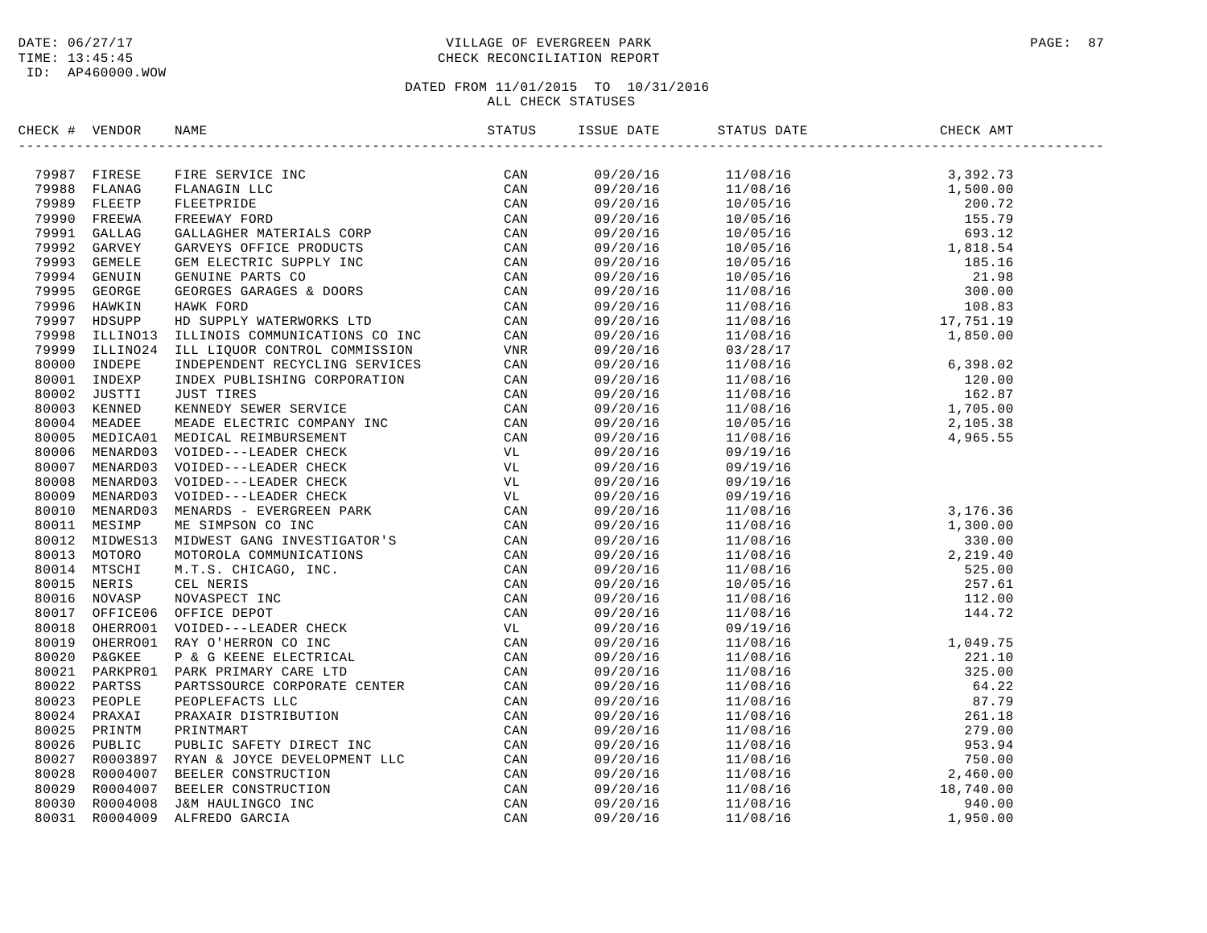DATE: 06/27/17
TIME: 13:45:45
ID: AP460000.WOW

VILLAGE OF EVERGREEN PARK
CHECK RECONCILIATION REPORT

DATED FROM 11/01/2015 TO 10/31/2016
ALL CHECK STATUSES

| CHECK # | VENDOR | NAME | STATUS | ISSUE DATE | STATUS DATE | CHECK AMT |
|---|---|---|---|---|---|---|
| 79987 | FIRESE | FIRE SERVICE INC | CAN | 09/20/16 | 11/08/16 | 3,392.73 |
| 79988 | FLANAG | FLANAGIN LLC | CAN | 09/20/16 | 11/08/16 | 1,500.00 |
| 79989 | FLEETP | FLEETPRIDE | CAN | 09/20/16 | 10/05/16 | 200.72 |
| 79990 | FREEWA | FREEWAY FORD | CAN | 09/20/16 | 10/05/16 | 155.79 |
| 79991 | GALLAG | GALLAGHER MATERIALS CORP | CAN | 09/20/16 | 10/05/16 | 693.12 |
| 79992 | GARVEY | GARVEYS OFFICE PRODUCTS | CAN | 09/20/16 | 10/05/16 | 1,818.54 |
| 79993 | GEMELE | GEM ELECTRIC SUPPLY INC | CAN | 09/20/16 | 10/05/16 | 185.16 |
| 79994 | GENUIN | GENUINE PARTS CO | CAN | 09/20/16 | 10/05/16 | 21.98 |
| 79995 | GEORGE | GEORGES GARAGES & DOORS | CAN | 09/20/16 | 11/08/16 | 300.00 |
| 79996 | HAWKIN | HAWK FORD | CAN | 09/20/16 | 11/08/16 | 108.83 |
| 79997 | HDSUPP | HD SUPPLY WATERWORKS LTD | CAN | 09/20/16 | 11/08/16 | 17,751.19 |
| 79998 | ILLINO13 | ILLINOIS COMMUNICATIONS CO INC | CAN | 09/20/16 | 11/08/16 | 1,850.00 |
| 79999 | ILLINO24 | ILL LIQUOR CONTROL COMMISSION | VNR | 09/20/16 | 03/28/17 | |
| 80000 | INDEPE | INDEPENDENT RECYCLING SERVICES | CAN | 09/20/16 | 11/08/16 | 6,398.02 |
| 80001 | INDEXP | INDEX PUBLISHING CORPORATION | CAN | 09/20/16 | 11/08/16 | 120.00 |
| 80002 | JUSTTI | JUST TIRES | CAN | 09/20/16 | 11/08/16 | 162.87 |
| 80003 | KENNED | KENNEDY SEWER SERVICE | CAN | 09/20/16 | 11/08/16 | 1,705.00 |
| 80004 | MEADEE | MEADE ELECTRIC COMPANY INC | CAN | 09/20/16 | 10/05/16 | 2,105.38 |
| 80005 | MEDICA01 | MEDICAL REIMBURSEMENT | CAN | 09/20/16 | 11/08/16 | 4,965.55 |
| 80006 | MENARD03 | VOIDED---LEADER CHECK | VL | 09/20/16 | 09/19/16 | |
| 80007 | MENARD03 | VOIDED---LEADER CHECK | VL | 09/20/16 | 09/19/16 | |
| 80008 | MENARD03 | VOIDED---LEADER CHECK | VL | 09/20/16 | 09/19/16 | |
| 80009 | MENARD03 | VOIDED---LEADER CHECK | VL | 09/20/16 | 09/19/16 | |
| 80010 | MENARD03 | MENARDS - EVERGREEN PARK | CAN | 09/20/16 | 11/08/16 | 3,176.36 |
| 80011 | MESIMP | ME SIMPSON CO INC | CAN | 09/20/16 | 11/08/16 | 1,300.00 |
| 80012 | MIDWES13 | MIDWEST GANG INVESTIGATOR'S | CAN | 09/20/16 | 11/08/16 | 330.00 |
| 80013 | MOTORO | MOTOROLA COMMUNICATIONS | CAN | 09/20/16 | 11/08/16 | 2,219.40 |
| 80014 | MTSCHI | M.T.S. CHICAGO, INC. | CAN | 09/20/16 | 11/08/16 | 525.00 |
| 80015 | NERIS | CEL NERIS | CAN | 09/20/16 | 10/05/16 | 257.61 |
| 80016 | NOVASP | NOVASPECT INC | CAN | 09/20/16 | 11/08/16 | 112.00 |
| 80017 | OFFICE06 | OFFICE DEPOT | CAN | 09/20/16 | 11/08/16 | 144.72 |
| 80018 | OHERRO01 | VOIDED---LEADER CHECK | VL | 09/20/16 | 09/19/16 | |
| 80019 | OHERRO01 | RAY O'HERRON CO INC | CAN | 09/20/16 | 11/08/16 | 1,049.75 |
| 80020 | P&GKEE | P & G KEENE ELECTRICAL | CAN | 09/20/16 | 11/08/16 | 221.10 |
| 80021 | PARKPR01 | PARK PRIMARY CARE LTD | CAN | 09/20/16 | 11/08/16 | 325.00 |
| 80022 | PARTSS | PARTSSOURCE CORPORATE CENTER | CAN | 09/20/16 | 11/08/16 | 64.22 |
| 80023 | PEOPLE | PEOPLEFACTS LLC | CAN | 09/20/16 | 11/08/16 | 87.79 |
| 80024 | PRAXAI | PRAXAIR DISTRIBUTION | CAN | 09/20/16 | 11/08/16 | 261.18 |
| 80025 | PRINTM | PRINTMART | CAN | 09/20/16 | 11/08/16 | 279.00 |
| 80026 | PUBLIC | PUBLIC SAFETY DIRECT INC | CAN | 09/20/16 | 11/08/16 | 953.94 |
| 80027 | R0003897 | RYAN & JOYCE DEVELOPMENT LLC | CAN | 09/20/16 | 11/08/16 | 750.00 |
| 80028 | R0004007 | BEELER CONSTRUCTION | CAN | 09/20/16 | 11/08/16 | 2,460.00 |
| 80029 | R0004007 | BEELER CONSTRUCTION | CAN | 09/20/16 | 11/08/16 | 18,740.00 |
| 80030 | R0004008 | J&M HAULINGCO INC | CAN | 09/20/16 | 11/08/16 | 940.00 |
| 80031 | R0004009 | ALFREDO GARCIA | CAN | 09/20/16 | 11/08/16 | 1,950.00 |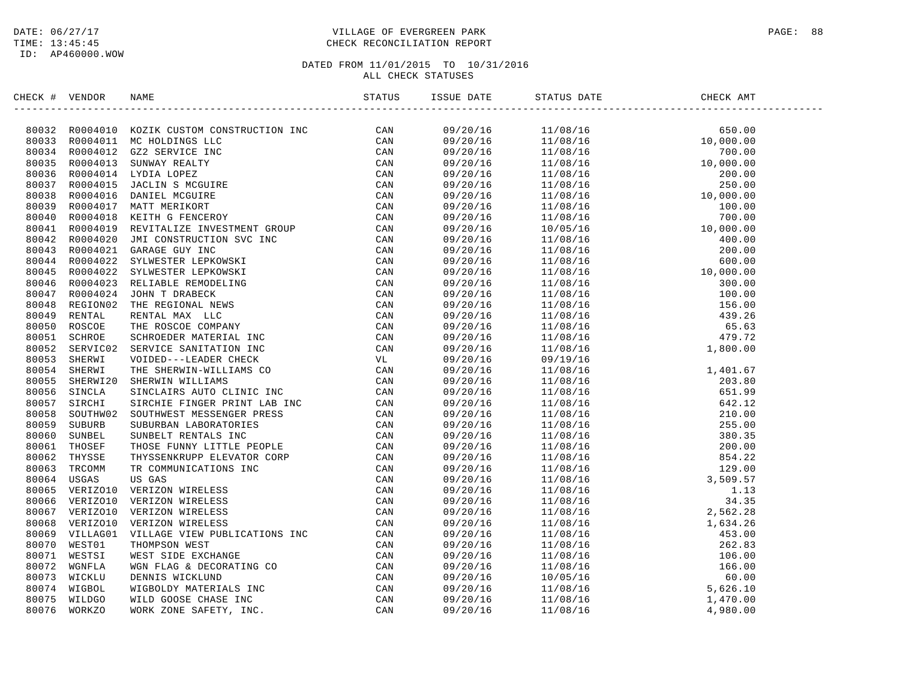VILLAGE OF EVERGREEN PARK
CHECK RECONCILIATION REPORT

DATE: 06/27/17
TIME: 13:45:45
ID: AP460000.WOW

DATED FROM 11/01/2015 TO 10/31/2016
ALL CHECK STATUSES

| CHECK # | VENDOR | NAME | STATUS | ISSUE DATE | STATUS DATE | CHECK AMT |
|---|---|---|---|---|---|---|
| 80032 | R0004010 | KOZIK CUSTOM CONSTRUCTION INC | CAN | 09/20/16 | 11/08/16 | 650.00 |
| 80033 | R0004011 | MC HOLDINGS LLC | CAN | 09/20/16 | 11/08/16 | 10,000.00 |
| 80034 | R0004012 | GZ2 SERVICE INC | CAN | 09/20/16 | 11/08/16 | 700.00 |
| 80035 | R0004013 | SUNWAY REALTY | CAN | 09/20/16 | 11/08/16 | 10,000.00 |
| 80036 | R0004014 | LYDIA LOPEZ | CAN | 09/20/16 | 11/08/16 | 200.00 |
| 80037 | R0004015 | JACLIN S MCGUIRE | CAN | 09/20/16 | 11/08/16 | 250.00 |
| 80038 | R0004016 | DANIEL MCGUIRE | CAN | 09/20/16 | 11/08/16 | 10,000.00 |
| 80039 | R0004017 | MATT MERIKORT | CAN | 09/20/16 | 11/08/16 | 100.00 |
| 80040 | R0004018 | KEITH G FENCEROY | CAN | 09/20/16 | 11/08/16 | 700.00 |
| 80041 | R0004019 | REVITALIZE INVESTMENT GROUP | CAN | 09/20/16 | 10/05/16 | 10,000.00 |
| 80042 | R0004020 | JMI CONSTRUCTION SVC INC | CAN | 09/20/16 | 11/08/16 | 400.00 |
| 80043 | R0004021 | GARAGE GUY INC | CAN | 09/20/16 | 11/08/16 | 200.00 |
| 80044 | R0004022 | SYLWESTER LEPKOWSKI | CAN | 09/20/16 | 11/08/16 | 600.00 |
| 80045 | R0004022 | SYLWESTER LEPKOWSKI | CAN | 09/20/16 | 11/08/16 | 10,000.00 |
| 80046 | R0004023 | RELIABLE REMODELING | CAN | 09/20/16 | 11/08/16 | 300.00 |
| 80047 | R0004024 | JOHN T DRABECK | CAN | 09/20/16 | 11/08/16 | 100.00 |
| 80048 | REGION02 | THE REGIONAL NEWS | CAN | 09/20/16 | 11/08/16 | 156.00 |
| 80049 | RENTAL | RENTAL MAX LLC | CAN | 09/20/16 | 11/08/16 | 439.26 |
| 80050 | ROSCOE | THE ROSCOE COMPANY | CAN | 09/20/16 | 11/08/16 | 65.63 |
| 80051 | SCHROE | SCHROEDER MATERIAL INC | CAN | 09/20/16 | 11/08/16 | 479.72 |
| 80052 | SERVIC02 | SERVICE SANITATION INC | CAN | 09/20/16 | 11/08/16 | 1,800.00 |
| 80053 | SHERWI | VOIDED---LEADER CHECK | VL | 09/20/16 | 09/19/16 | |
| 80054 | SHERWI | THE SHERWIN-WILLIAMS CO | CAN | 09/20/16 | 11/08/16 | 1,401.67 |
| 80055 | SHERWI20 | SHERWIN WILLIAMS | CAN | 09/20/16 | 11/08/16 | 203.80 |
| 80056 | SINCLA | SINCLAIRS AUTO CLINIC INC | CAN | 09/20/16 | 11/08/16 | 651.99 |
| 80057 | SIRCHI | SIRCHIE FINGER PRINT LAB INC | CAN | 09/20/16 | 11/08/16 | 642.12 |
| 80058 | SOUTHW02 | SOUTHWEST MESSENGER PRESS | CAN | 09/20/16 | 11/08/16 | 210.00 |
| 80059 | SUBURB | SUBURBAN LABORATORIES | CAN | 09/20/16 | 11/08/16 | 255.00 |
| 80060 | SUNBEL | SUNBELT RENTALS INC | CAN | 09/20/16 | 11/08/16 | 380.35 |
| 80061 | THOSEF | THOSE FUNNY LITTLE PEOPLE | CAN | 09/20/16 | 11/08/16 | 200.00 |
| 80062 | THYSSE | THYSSENKRUPP ELEVATOR CORP | CAN | 09/20/16 | 11/08/16 | 854.22 |
| 80063 | TRCOMM | TR COMMUNICATIONS INC | CAN | 09/20/16 | 11/08/16 | 129.00 |
| 80064 | USGAS | US GAS | CAN | 09/20/16 | 11/08/16 | 3,509.57 |
| 80065 | VERIZO10 | VERIZON WIRELESS | CAN | 09/20/16 | 11/08/16 | 1.13 |
| 80066 | VERIZO10 | VERIZON WIRELESS | CAN | 09/20/16 | 11/08/16 | 34.35 |
| 80067 | VERIZO10 | VERIZON WIRELESS | CAN | 09/20/16 | 11/08/16 | 2,562.28 |
| 80068 | VERIZO10 | VERIZON WIRELESS | CAN | 09/20/16 | 11/08/16 | 1,634.26 |
| 80069 | VILLAG01 | VILLAGE VIEW PUBLICATIONS INC | CAN | 09/20/16 | 11/08/16 | 453.00 |
| 80070 | WEST01 | THOMPSON WEST | CAN | 09/20/16 | 11/08/16 | 262.83 |
| 80071 | WESTSI | WEST SIDE EXCHANGE | CAN | 09/20/16 | 11/08/16 | 106.00 |
| 80072 | WGNFLA | WGN FLAG & DECORATING CO | CAN | 09/20/16 | 11/08/16 | 166.00 |
| 80073 | WICKLU | DENNIS WICKLUND | CAN | 09/20/16 | 10/05/16 | 60.00 |
| 80074 | WIGBOL | WIGBOLDY MATERIALS INC | CAN | 09/20/16 | 11/08/16 | 5,626.10 |
| 80075 | WILDGO | WILD GOOSE CHASE INC | CAN | 09/20/16 | 11/08/16 | 1,470.00 |
| 80076 | WORKZO | WORK ZONE SAFETY, INC. | CAN | 09/20/16 | 11/08/16 | 4,980.00 |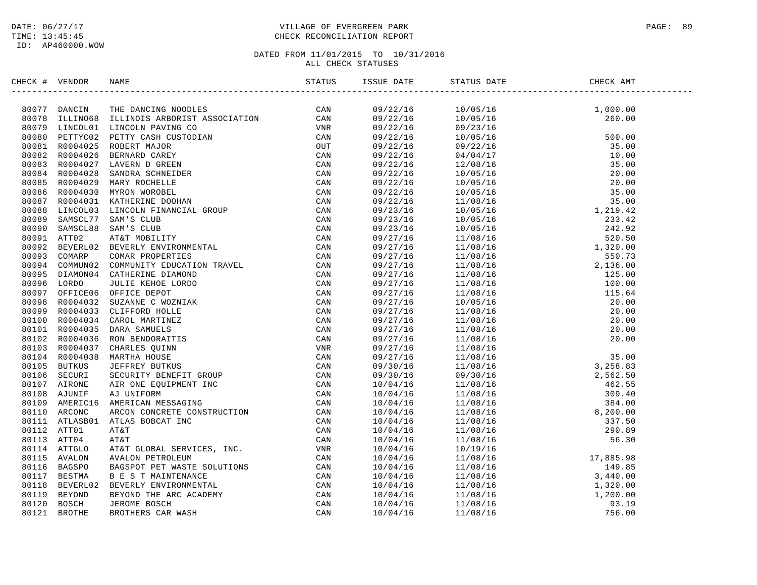DATE: 06/27/17
TIME: 13:45:45
ID: AP460000.WOW

# VILLAGE OF EVERGREEN PARK
## CHECK RECONCILIATION REPORT

DATED FROM 11/01/2015 TO 10/31/2016
ALL CHECK STATUSES

| CHECK # | VENDOR | NAME | STATUS | ISSUE DATE | STATUS DATE | CHECK AMT |
|---|---|---|---|---|---|---|
| 80077 | DANCIN | THE DANCING NOODLES | CAN | 09/22/16 | 10/05/16 | 1,000.00 |
| 80078 | ILLINO68 | ILLINOIS ARBORIST ASSOCIATION | CAN | 09/22/16 | 10/05/16 | 260.00 |
| 80079 | LINCOL01 | LINCOLN PAVING CO | VNR | 09/22/16 | 09/23/16 | |
| 80080 | PETTYC02 | PETTY CASH CUSTODIAN | CAN | 09/22/16 | 10/05/16 | 500.00 |
| 80081 | R0004025 | ROBERT MAJOR | OUT | 09/22/16 | 09/22/16 | 35.00 |
| 80082 | R0004026 | BERNARD CAREY | CAN | 09/22/16 | 04/04/17 | 10.00 |
| 80083 | R0004027 | LAVERN D GREEN | CAN | 09/22/16 | 12/08/16 | 35.00 |
| 80084 | R0004028 | SANDRA SCHNEIDER | CAN | 09/22/16 | 10/05/16 | 20.00 |
| 80085 | R0004029 | MARY ROCHELLE | CAN | 09/22/16 | 10/05/16 | 20.00 |
| 80086 | R0004030 | MYRON WOROBEL | CAN | 09/22/16 | 10/05/16 | 35.00 |
| 80087 | R0004031 | KATHERINE DOOHAN | CAN | 09/22/16 | 11/08/16 | 35.00 |
| 80088 | LINCOL03 | LINCOLN FINANCIAL GROUP | CAN | 09/23/16 | 10/05/16 | 1,219.42 |
| 80089 | SAMSCL77 | SAM'S CLUB | CAN | 09/23/16 | 10/05/16 | 233.42 |
| 80090 | SAMSCL88 | SAM'S CLUB | CAN | 09/23/16 | 10/05/16 | 242.92 |
| 80091 | ATT02 | AT&T MOBILITY | CAN | 09/27/16 | 11/08/16 | 520.50 |
| 80092 | BEVERL02 | BEVERLY ENVIRONMENTAL | CAN | 09/27/16 | 11/08/16 | 1,320.00 |
| 80093 | COMARP | COMAR PROPERTIES | CAN | 09/27/16 | 11/08/16 | 550.73 |
| 80094 | COMMUN02 | COMMUNITY EDUCATION TRAVEL | CAN | 09/27/16 | 11/08/16 | 2,136.00 |
| 80095 | DIAMON04 | CATHERINE DIAMOND | CAN | 09/27/16 | 11/08/16 | 125.00 |
| 80096 | LORDO | JULIE KEHOE LORDO | CAN | 09/27/16 | 11/08/16 | 100.00 |
| 80097 | OFFICE06 | OFFICE DEPOT | CAN | 09/27/16 | 11/08/16 | 115.64 |
| 80098 | R0004032 | SUZANNE C WOZNIAK | CAN | 09/27/16 | 10/05/16 | 20.00 |
| 80099 | R0004033 | CLIFFORD HOLLE | CAN | 09/27/16 | 11/08/16 | 20.00 |
| 80100 | R0004034 | CAROL MARTINEZ | CAN | 09/27/16 | 11/08/16 | 20.00 |
| 80101 | R0004035 | DARA SAMUELS | CAN | 09/27/16 | 11/08/16 | 20.00 |
| 80102 | R0004036 | RON BENDORAITIS | CAN | 09/27/16 | 11/08/16 | 20.00 |
| 80103 | R0004037 | CHARLES QUINN | VNR | 09/27/16 | 11/08/16 | |
| 80104 | R0004038 | MARTHA HOUSE | CAN | 09/27/16 | 11/08/16 | 35.00 |
| 80105 | BUTKUS | JEFFREY BUTKUS | CAN | 09/30/16 | 11/08/16 | 3,258.83 |
| 80106 | SECURI | SECURITY BENEFIT GROUP | CAN | 09/30/16 | 09/30/16 | 2,562.50 |
| 80107 | AIRONE | AIR ONE EQUIPMENT INC | CAN | 10/04/16 | 11/08/16 | 462.55 |
| 80108 | AJUNIF | AJ UNIFORM | CAN | 10/04/16 | 11/08/16 | 309.40 |
| 80109 | AMERIC16 | AMERICAN MESSAGING | CAN | 10/04/16 | 11/08/16 | 384.00 |
| 80110 | ARCONC | ARCON CONCRETE CONSTRUCTION | CAN | 10/04/16 | 11/08/16 | 8,200.00 |
| 80111 | ATLASB01 | ATLAS BOBCAT INC | CAN | 10/04/16 | 11/08/16 | 337.50 |
| 80112 | ATT01 | AT&T | CAN | 10/04/16 | 11/08/16 | 290.89 |
| 80113 | ATT04 | AT&T | CAN | 10/04/16 | 11/08/16 | 56.30 |
| 80114 | ATTGLO | AT&T GLOBAL SERVICES, INC. | VNR | 10/04/16 | 10/19/16 | |
| 80115 | AVALON | AVALON PETROLEUM | CAN | 10/04/16 | 11/08/16 | 17,885.98 |
| 80116 | BAGSPO | BAGSPOT PET WASTE SOLUTIONS | CAN | 10/04/16 | 11/08/16 | 149.85 |
| 80117 | BESTMA | B E S T MAINTENANCE | CAN | 10/04/16 | 11/08/16 | 3,440.00 |
| 80118 | BEVERL02 | BEVERLY ENVIRONMENTAL | CAN | 10/04/16 | 11/08/16 | 1,320.00 |
| 80119 | BEYOND | BEYOND THE ARC ACADEMY | CAN | 10/04/16 | 11/08/16 | 1,200.00 |
| 80120 | BOSCH | JEROME BOSCH | CAN | 10/04/16 | 11/08/16 | 93.19 |
| 80121 | BROTHE | BROTHERS CAR WASH | CAN | 10/04/16 | 11/08/16 | 756.00 |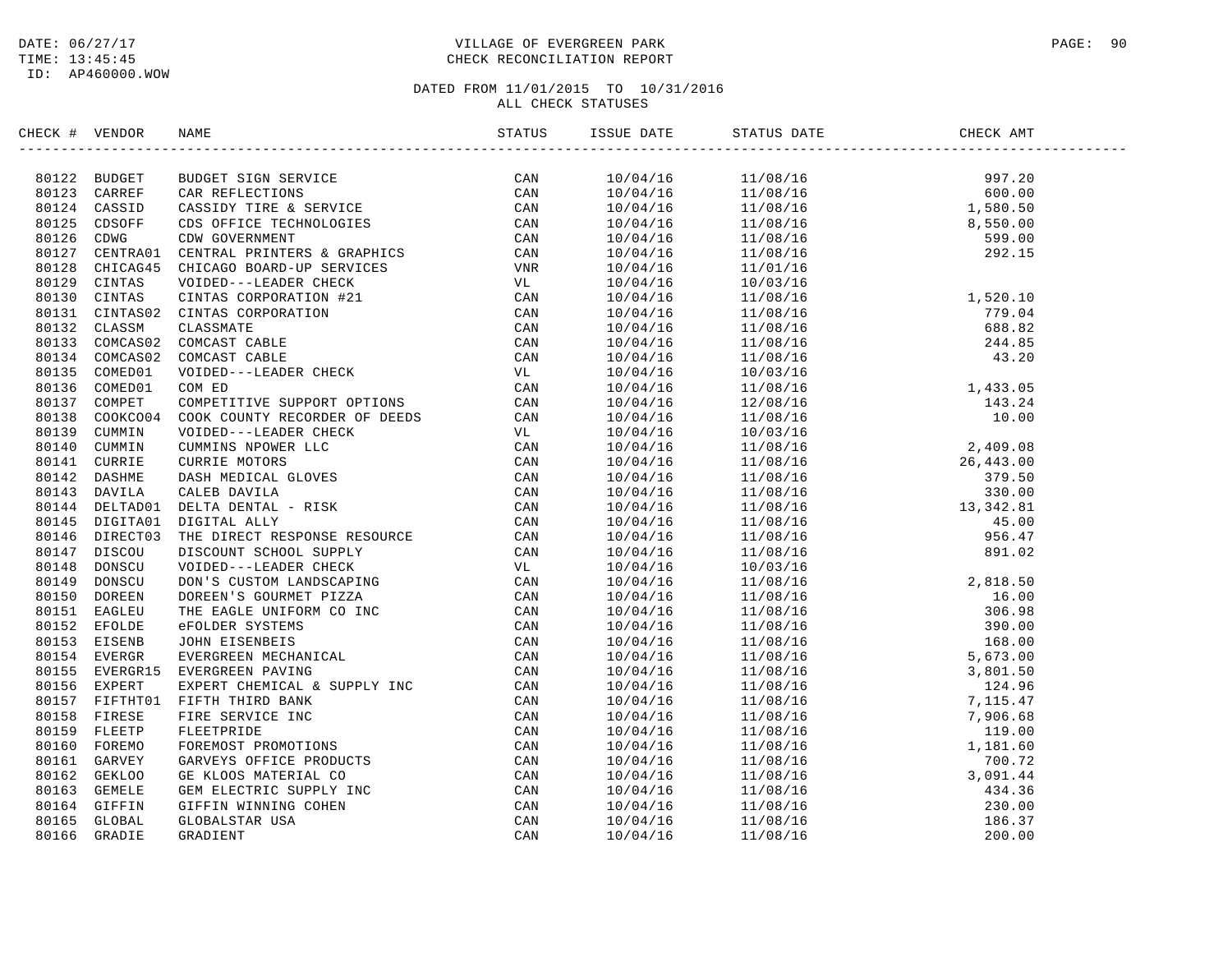DATE: 06/27/17
TIME: 13:45:45
ID: AP460000.WOW

# VILLAGE OF EVERGREEN PARK
## CHECK RECONCILIATION REPORT

DATED FROM 11/01/2015 TO 10/31/2016
ALL CHECK STATUSES

| CHECK # | VENDOR | NAME | STATUS | ISSUE DATE | STATUS DATE | CHECK AMT |
|---|---|---|---|---|---|---|
| 80122 | BUDGET | BUDGET SIGN SERVICE | CAN | 10/04/16 | 11/08/16 | 997.20 |
| 80123 | CARREF | CAR REFLECTIONS | CAN | 10/04/16 | 11/08/16 | 600.00 |
| 80124 | CASSID | CASSIDY TIRE & SERVICE | CAN | 10/04/16 | 11/08/16 | 1,580.50 |
| 80125 | CDSOFF | CDS OFFICE TECHNOLOGIES | CAN | 10/04/16 | 11/08/16 | 8,550.00 |
| 80126 | CDWG | CDW GOVERNMENT | CAN | 10/04/16 | 11/08/16 | 599.00 |
| 80127 | CENTRA01 | CENTRAL PRINTERS & GRAPHICS | CAN | 10/04/16 | 11/08/16 | 292.15 |
| 80128 | CHICAG45 | CHICAGO BOARD-UP SERVICES | VNR | 10/04/16 | 11/01/16 | |
| 80129 | CINTAS | VOIDED---LEADER CHECK | VL | 10/04/16 | 10/03/16 | |
| 80130 | CINTAS | CINTAS CORPORATION #21 | CAN | 10/04/16 | 11/08/16 | 1,520.10 |
| 80131 | CINTAS02 | CINTAS CORPORATION | CAN | 10/04/16 | 11/08/16 | 779.04 |
| 80132 | CLASSM | CLASSMATE | CAN | 10/04/16 | 11/08/16 | 688.82 |
| 80133 | COMCAS02 | COMCAST CABLE | CAN | 10/04/16 | 11/08/16 | 244.85 |
| 80134 | COMCAS02 | COMCAST CABLE | CAN | 10/04/16 | 11/08/16 | 43.20 |
| 80135 | COMED01 | VOIDED---LEADER CHECK | VL | 10/04/16 | 10/03/16 | |
| 80136 | COMED01 | COM ED | CAN | 10/04/16 | 11/08/16 | 1,433.05 |
| 80137 | COMPET | COMPETITIVE SUPPORT OPTIONS | CAN | 10/04/16 | 12/08/16 | 143.24 |
| 80138 | COOKCO04 | COOK COUNTY RECORDER OF DEEDS | CAN | 10/04/16 | 11/08/16 | 10.00 |
| 80139 | CUMMIN | VOIDED---LEADER CHECK | VL | 10/04/16 | 10/03/16 | |
| 80140 | CUMMIN | CUMMINS NPOWER LLC | CAN | 10/04/16 | 11/08/16 | 2,409.08 |
| 80141 | CURRIE | CURRIE MOTORS | CAN | 10/04/16 | 11/08/16 | 26,443.00 |
| 80142 | DASHME | DASH MEDICAL GLOVES | CAN | 10/04/16 | 11/08/16 | 379.50 |
| 80143 | DAVILA | CALEB DAVILA | CAN | 10/04/16 | 11/08/16 | 330.00 |
| 80144 | DELTAD01 | DELTA DENTAL - RISK | CAN | 10/04/16 | 11/08/16 | 13,342.81 |
| 80145 | DIGITA01 | DIGITAL ALLY | CAN | 10/04/16 | 11/08/16 | 45.00 |
| 80146 | DIRECT03 | THE DIRECT RESPONSE RESOURCE | CAN | 10/04/16 | 11/08/16 | 956.47 |
| 80147 | DISCOU | DISCOUNT SCHOOL SUPPLY | CAN | 10/04/16 | 11/08/16 | 891.02 |
| 80148 | DONSCU | VOIDED---LEADER CHECK | VL | 10/04/16 | 10/03/16 | |
| 80149 | DONSCU | DON'S CUSTOM LANDSCAPING | CAN | 10/04/16 | 11/08/16 | 2,818.50 |
| 80150 | DOREEN | DOREEN'S GOURMET PIZZA | CAN | 10/04/16 | 11/08/16 | 16.00 |
| 80151 | EAGLEU | THE EAGLE UNIFORM CO INC | CAN | 10/04/16 | 11/08/16 | 306.98 |
| 80152 | EFOLDE | eFOLDER SYSTEMS | CAN | 10/04/16 | 11/08/16 | 390.00 |
| 80153 | EISENB | JOHN EISENBEIS | CAN | 10/04/16 | 11/08/16 | 168.00 |
| 80154 | EVERGR | EVERGREEN MECHANICAL | CAN | 10/04/16 | 11/08/16 | 5,673.00 |
| 80155 | EVERGR15 | EVERGREEN PAVING | CAN | 10/04/16 | 11/08/16 | 3,801.50 |
| 80156 | EXPERT | EXPERT CHEMICAL & SUPPLY INC | CAN | 10/04/16 | 11/08/16 | 124.96 |
| 80157 | FIFTHT01 | FIFTH THIRD BANK | CAN | 10/04/16 | 11/08/16 | 7,115.47 |
| 80158 | FIRESE | FIRE SERVICE INC | CAN | 10/04/16 | 11/08/16 | 7,906.68 |
| 80159 | FLEETP | FLEETPRIDE | CAN | 10/04/16 | 11/08/16 | 119.00 |
| 80160 | FOREMO | FOREMOST PROMOTIONS | CAN | 10/04/16 | 11/08/16 | 1,181.60 |
| 80161 | GARVEY | GARVEYS OFFICE PRODUCTS | CAN | 10/04/16 | 11/08/16 | 700.72 |
| 80162 | GEKLOO | GE KLOOS MATERIAL CO | CAN | 10/04/16 | 11/08/16 | 3,091.44 |
| 80163 | GEMELE | GEM ELECTRIC SUPPLY INC | CAN | 10/04/16 | 11/08/16 | 434.36 |
| 80164 | GIFFIN | GIFFIN WINNING COHEN | CAN | 10/04/16 | 11/08/16 | 230.00 |
| 80165 | GLOBAL | GLOBALSTAR USA | CAN | 10/04/16 | 11/08/16 | 186.37 |
| 80166 | GRADIE | GRADIENT | CAN | 10/04/16 | 11/08/16 | 200.00 |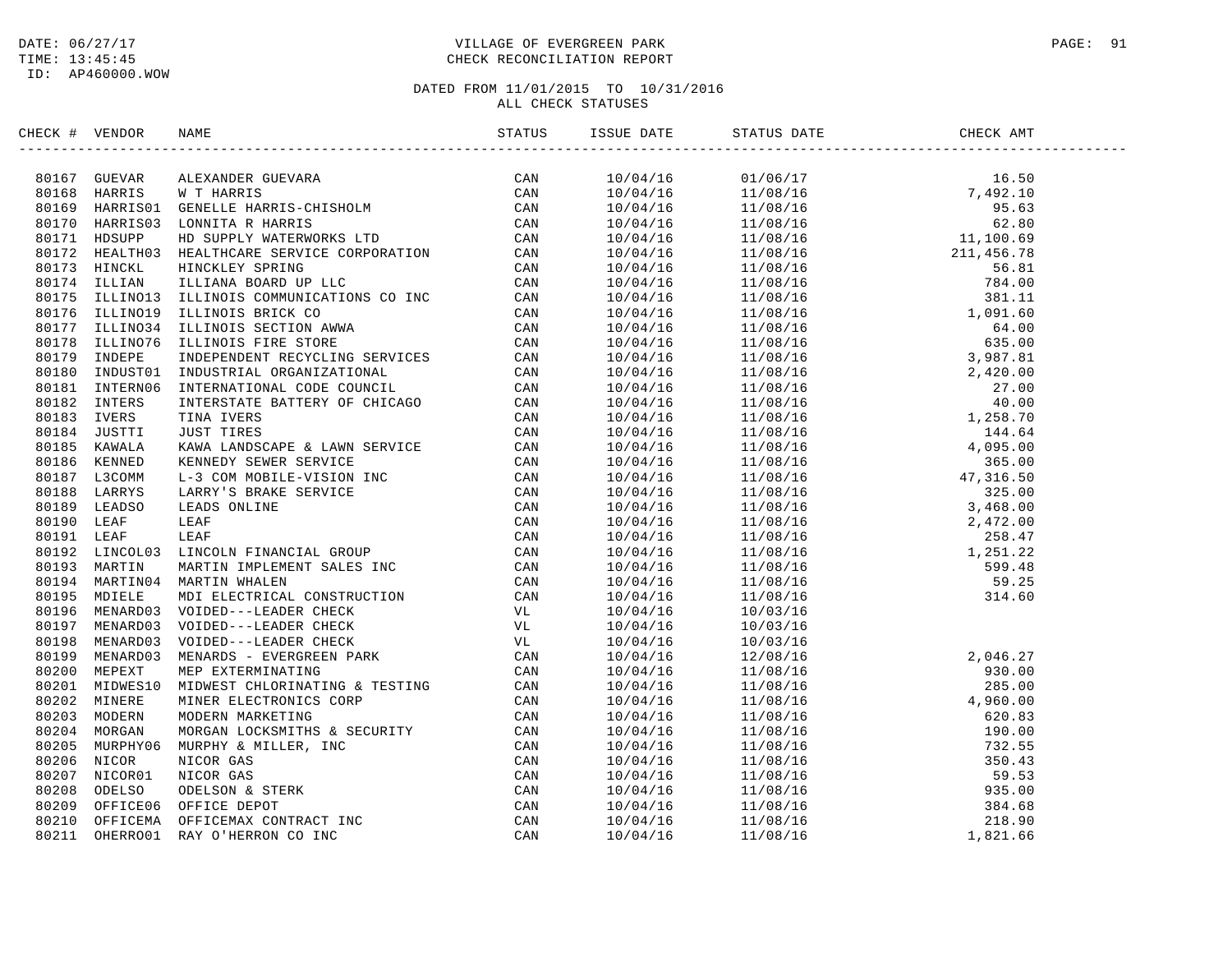DATE: 06/27/17
TIME: 13:45:45
ID: AP460000.WOW

VILLAGE OF EVERGREEN PARK
CHECK RECONCILIATION REPORT

DATED FROM 11/01/2015 TO 10/31/2016
ALL CHECK STATUSES

| CHECK # | VENDOR | NAME | STATUS | ISSUE DATE | STATUS DATE | CHECK AMT |
|---|---|---|---|---|---|---|
| 80167 | GUEVAR | ALEXANDER GUEVARA | CAN | 10/04/16 | 01/06/17 | 16.50 |
| 80168 | HARRIS | W T HARRIS | CAN | 10/04/16 | 11/08/16 | 7,492.10 |
| 80169 | HARRIS01 | GENELLE HARRIS-CHISHOLM | CAN | 10/04/16 | 11/08/16 | 95.63 |
| 80170 | HARRIS03 | LONNITA R HARRIS | CAN | 10/04/16 | 11/08/16 | 62.80 |
| 80171 | HDSUPP | HD SUPPLY WATERWORKS LTD | CAN | 10/04/16 | 11/08/16 | 11,100.69 |
| 80172 | HEALTH03 | HEALTHCARE SERVICE CORPORATION | CAN | 10/04/16 | 11/08/16 | 211,456.78 |
| 80173 | HINCKL | HINCKLEY SPRING | CAN | 10/04/16 | 11/08/16 | 56.81 |
| 80174 | ILLIAN | ILLIANA BOARD UP LLC | CAN | 10/04/16 | 11/08/16 | 784.00 |
| 80175 | ILLINO13 | ILLINOIS COMMUNICATIONS CO INC | CAN | 10/04/16 | 11/08/16 | 381.11 |
| 80176 | ILLINO19 | ILLINOIS BRICK CO | CAN | 10/04/16 | 11/08/16 | 1,091.60 |
| 80177 | ILLINO34 | ILLINOIS SECTION AWWA | CAN | 10/04/16 | 11/08/16 | 64.00 |
| 80178 | ILLINO76 | ILLINOIS FIRE STORE | CAN | 10/04/16 | 11/08/16 | 635.00 |
| 80179 | INDEPE | INDEPENDENT RECYCLING SERVICES | CAN | 10/04/16 | 11/08/16 | 3,987.81 |
| 80180 | INDUST01 | INDUSTRIAL ORGANIZATIONAL | CAN | 10/04/16 | 11/08/16 | 2,420.00 |
| 80181 | INTERN06 | INTERNATIONAL CODE COUNCIL | CAN | 10/04/16 | 11/08/16 | 27.00 |
| 80182 | INTERS | INTERSTATE BATTERY OF CHICAGO | CAN | 10/04/16 | 11/08/16 | 40.00 |
| 80183 | IVERS | TINA IVERS | CAN | 10/04/16 | 11/08/16 | 1,258.70 |
| 80184 | JUSTTI | JUST TIRES | CAN | 10/04/16 | 11/08/16 | 144.64 |
| 80185 | KAWALA | KAWA LANDSCAPE & LAWN SERVICE | CAN | 10/04/16 | 11/08/16 | 4,095.00 |
| 80186 | KENNED | KENNEDY SEWER SERVICE | CAN | 10/04/16 | 11/08/16 | 365.00 |
| 80187 | L3COMM | L-3 COM MOBILE-VISION INC | CAN | 10/04/16 | 11/08/16 | 47,316.50 |
| 80188 | LARRYS | LARRY'S BRAKE SERVICE | CAN | 10/04/16 | 11/08/16 | 325.00 |
| 80189 | LEADSO | LEADS ONLINE | CAN | 10/04/16 | 11/08/16 | 3,468.00 |
| 80190 | LEAF | LEAF | CAN | 10/04/16 | 11/08/16 | 2,472.00 |
| 80191 | LEAF | LEAF | CAN | 10/04/16 | 11/08/16 | 258.47 |
| 80192 | LINCOL03 | LINCOLN FINANCIAL GROUP | CAN | 10/04/16 | 11/08/16 | 1,251.22 |
| 80193 | MARTIN | MARTIN IMPLEMENT SALES INC | CAN | 10/04/16 | 11/08/16 | 599.48 |
| 80194 | MARTIN04 | MARTIN WHALEN | CAN | 10/04/16 | 11/08/16 | 59.25 |
| 80195 | MDIELE | MDI ELECTRICAL CONSTRUCTION | CAN | 10/04/16 | 11/08/16 | 314.60 |
| 80196 | MENARD03 | VOIDED---LEADER CHECK | VL | 10/04/16 | 10/03/16 | |
| 80197 | MENARD03 | VOIDED---LEADER CHECK | VL | 10/04/16 | 10/03/16 | |
| 80198 | MENARD03 | VOIDED---LEADER CHECK | VL | 10/04/16 | 10/03/16 | |
| 80199 | MENARD03 | MENARDS - EVERGREEN PARK | CAN | 10/04/16 | 12/08/16 | 2,046.27 |
| 80200 | MEPEXT | MEP EXTERMINATING | CAN | 10/04/16 | 11/08/16 | 930.00 |
| 80201 | MIDWES10 | MIDWEST CHLORINATING & TESTING | CAN | 10/04/16 | 11/08/16 | 285.00 |
| 80202 | MINERE | MINER ELECTRONICS CORP | CAN | 10/04/16 | 11/08/16 | 4,960.00 |
| 80203 | MODERN | MODERN MARKETING | CAN | 10/04/16 | 11/08/16 | 620.83 |
| 80204 | MORGAN | MORGAN LOCKSMITHS & SECURITY | CAN | 10/04/16 | 11/08/16 | 190.00 |
| 80205 | MURPHY06 | MURPHY & MILLER, INC | CAN | 10/04/16 | 11/08/16 | 732.55 |
| 80206 | NICOR | NICOR GAS | CAN | 10/04/16 | 11/08/16 | 350.43 |
| 80207 | NICOR01 | NICOR GAS | CAN | 10/04/16 | 11/08/16 | 59.53 |
| 80208 | ODELSO | ODELSON & STERK | CAN | 10/04/16 | 11/08/16 | 935.00 |
| 80209 | OFFICE06 | OFFICE DEPOT | CAN | 10/04/16 | 11/08/16 | 384.68 |
| 80210 | OFFICEMA | OFFICEMAX CONTRACT INC | CAN | 10/04/16 | 11/08/16 | 218.90 |
| 80211 | OHERRO01 | RAY O'HERRON CO INC | CAN | 10/04/16 | 11/08/16 | 1,821.66 |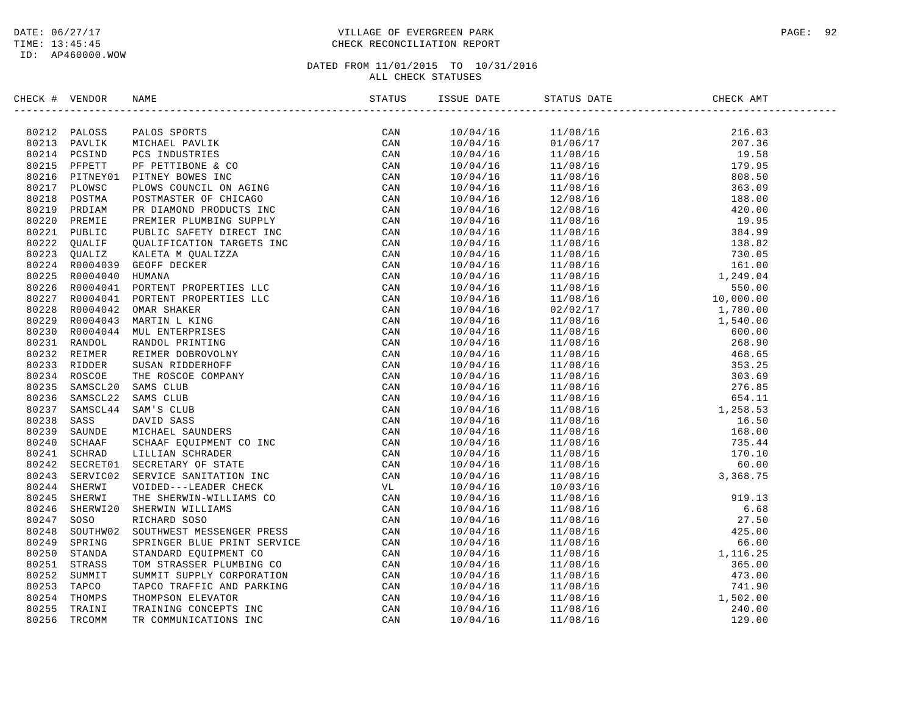VILLAGE OF EVERGREEN PARK
CHECK RECONCILIATION REPORT

DATE: 06/27/17
TIME: 13:45:45
ID: AP460000.WOW

DATED FROM 11/01/2015 TO 10/31/2016
ALL CHECK STATUSES

| CHECK # | VENDOR | NAME | STATUS | ISSUE DATE | STATUS DATE | CHECK AMT |
|---|---|---|---|---|---|---|
| 80212 | PALOSS | PALOS SPORTS | CAN | 10/04/16 | 11/08/16 | 216.03 |
| 80213 | PAVLIK | MICHAEL PAVLIK | CAN | 10/04/16 | 01/06/17 | 207.36 |
| 80214 | PCSIND | PCS INDUSTRIES | CAN | 10/04/16 | 11/08/16 | 19.58 |
| 80215 | PFPETT | PF PETTIBONE & CO | CAN | 10/04/16 | 11/08/16 | 179.95 |
| 80216 | PITNEY01 | PITNEY BOWES INC | CAN | 10/04/16 | 11/08/16 | 808.50 |
| 80217 | PLOWSC | PLOWS COUNCIL ON AGING | CAN | 10/04/16 | 11/08/16 | 363.09 |
| 80218 | POSTMA | POSTMASTER OF CHICAGO | CAN | 10/04/16 | 12/08/16 | 188.00 |
| 80219 | PRDIAM | PR DIAMOND PRODUCTS INC | CAN | 10/04/16 | 12/08/16 | 420.00 |
| 80220 | PREMIE | PREMIER PLUMBING SUPPLY | CAN | 10/04/16 | 11/08/16 | 19.95 |
| 80221 | PUBLIC | PUBLIC SAFETY DIRECT INC | CAN | 10/04/16 | 11/08/16 | 384.99 |
| 80222 | QUALIF | QUALIFICATION TARGETS INC | CAN | 10/04/16 | 11/08/16 | 138.82 |
| 80223 | QUALIZ | KALETA M QUALIZZA | CAN | 10/04/16 | 11/08/16 | 730.05 |
| 80224 | R0004039 | GEOFF DECKER | CAN | 10/04/16 | 11/08/16 | 161.00 |
| 80225 | R0004040 | HUMANA | CAN | 10/04/16 | 11/08/16 | 1,249.04 |
| 80226 | R0004041 | PORTENT PROPERTIES LLC | CAN | 10/04/16 | 11/08/16 | 550.00 |
| 80227 | R0004041 | PORTENT PROPERTIES LLC | CAN | 10/04/16 | 11/08/16 | 10,000.00 |
| 80228 | R0004042 | OMAR SHAKER | CAN | 10/04/16 | 02/02/17 | 1,780.00 |
| 80229 | R0004043 | MARTIN L KING | CAN | 10/04/16 | 11/08/16 | 1,540.00 |
| 80230 | R0004044 | MUL ENTERPRISES | CAN | 10/04/16 | 11/08/16 | 600.00 |
| 80231 | RANDOL | RANDOL PRINTING | CAN | 10/04/16 | 11/08/16 | 268.90 |
| 80232 | REIMER | REIMER DOBROVOLNY | CAN | 10/04/16 | 11/08/16 | 468.65 |
| 80233 | RIDDER | SUSAN RIDDERHOFF | CAN | 10/04/16 | 11/08/16 | 353.25 |
| 80234 | ROSCOE | THE ROSCOE COMPANY | CAN | 10/04/16 | 11/08/16 | 303.69 |
| 80235 | SAMSCL20 | SAMS CLUB | CAN | 10/04/16 | 11/08/16 | 276.85 |
| 80236 | SAMSCL22 | SAMS CLUB | CAN | 10/04/16 | 11/08/16 | 654.11 |
| 80237 | SAMSCL44 | SAM'S CLUB | CAN | 10/04/16 | 11/08/16 | 1,258.53 |
| 80238 | SASS | DAVID SASS | CAN | 10/04/16 | 11/08/16 | 16.50 |
| 80239 | SAUNDE | MICHAEL SAUNDERS | CAN | 10/04/16 | 11/08/16 | 168.00 |
| 80240 | SCHAAF | SCHAAF EQUIPMENT CO INC | CAN | 10/04/16 | 11/08/16 | 735.44 |
| 80241 | SCHRAD | LILLIAN SCHRADER | CAN | 10/04/16 | 11/08/16 | 170.10 |
| 80242 | SECRET01 | SECRETARY OF STATE | CAN | 10/04/16 | 11/08/16 | 60.00 |
| 80243 | SERVIC02 | SERVICE SANITATION INC | CAN | 10/04/16 | 11/08/16 | 3,368.75 |
| 80244 | SHERWI | VOIDED---LEADER CHECK | VL | 10/04/16 | 10/03/16 | |
| 80245 | SHERWI | THE SHERWIN-WILLIAMS CO | CAN | 10/04/16 | 11/08/16 | 919.13 |
| 80246 | SHERWI20 | SHERWIN WILLIAMS | CAN | 10/04/16 | 11/08/16 | 6.68 |
| 80247 | SOSO | RICHARD SOSO | CAN | 10/04/16 | 11/08/16 | 27.50 |
| 80248 | SOUTHW02 | SOUTHWEST MESSENGER PRESS | CAN | 10/04/16 | 11/08/16 | 425.00 |
| 80249 | SPRING | SPRINGER BLUE PRINT SERVICE | CAN | 10/04/16 | 11/08/16 | 66.00 |
| 80250 | STANDA | STANDARD EQUIPMENT CO | CAN | 10/04/16 | 11/08/16 | 1,116.25 |
| 80251 | STRASS | TOM STRASSER PLUMBING CO | CAN | 10/04/16 | 11/08/16 | 365.00 |
| 80252 | SUMMIT | SUMMIT SUPPLY CORPORATION | CAN | 10/04/16 | 11/08/16 | 473.00 |
| 80253 | TAPCO | TAPCO TRAFFIC AND PARKING | CAN | 10/04/16 | 11/08/16 | 741.90 |
| 80254 | THOMPS | THOMPSON ELEVATOR | CAN | 10/04/16 | 11/08/16 | 1,502.00 |
| 80255 | TRAINI | TRAINING CONCEPTS INC | CAN | 10/04/16 | 11/08/16 | 240.00 |
| 80256 | TRCOMM | TR COMMUNICATIONS INC | CAN | 10/04/16 | 11/08/16 | 129.00 |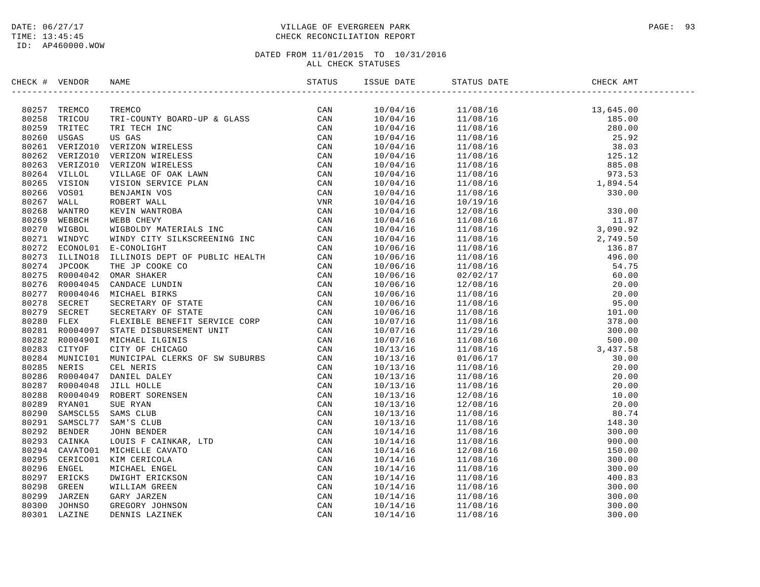DATE: 06/27/17
TIME: 13:45:45
ID: AP460000.WOW

VILLAGE OF EVERGREEN PARK
CHECK RECONCILIATION REPORT

DATED FROM 11/01/2015 TO 10/31/2016
ALL CHECK STATUSES

| CHECK # | VENDOR | NAME | STATUS | ISSUE DATE | STATUS DATE | CHECK AMT |
|---|---|---|---|---|---|---|
| 80257 | TREMCO | TREMCO | CAN | 10/04/16 | 11/08/16 | 13,645.00 |
| 80258 | TRICOU | TRI-COUNTY BOARD-UP & GLASS | CAN | 10/04/16 | 11/08/16 | 185.00 |
| 80259 | TRITEC | TRI TECH INC | CAN | 10/04/16 | 11/08/16 | 280.00 |
| 80260 | USGAS | US GAS | CAN | 10/04/16 | 11/08/16 | 25.92 |
| 80261 | VERIZO10 | VERIZON WIRELESS | CAN | 10/04/16 | 11/08/16 | 38.03 |
| 80262 | VERIZO10 | VERIZON WIRELESS | CAN | 10/04/16 | 11/08/16 | 125.12 |
| 80263 | VERIZO10 | VERIZON WIRELESS | CAN | 10/04/16 | 11/08/16 | 885.08 |
| 80264 | VILLOL | VILLAGE OF OAK LAWN | CAN | 10/04/16 | 11/08/16 | 973.53 |
| 80265 | VISION | VISION SERVICE PLAN | CAN | 10/04/16 | 11/08/16 | 1,894.54 |
| 80266 | VOS01 | BENJAMIN VOS | CAN | 10/04/16 | 11/08/16 | 330.00 |
| 80267 | WALL | ROBERT WALL | VNR | 10/04/16 | 10/19/16 | |
| 80268 | WANTRO | KEVIN WANTROBA | CAN | 10/04/16 | 12/08/16 | 330.00 |
| 80269 | WEBBCH | WEBB CHEVY | CAN | 10/04/16 | 11/08/16 | 11.87 |
| 80270 | WIGBOL | WIGBOLDY MATERIALS INC | CAN | 10/04/16 | 11/08/16 | 3,090.92 |
| 80271 | WINDYC | WINDY CITY SILKSCREENING INC | CAN | 10/04/16 | 11/08/16 | 2,749.50 |
| 80272 | ECONOL01 | E-CONOLIGHT | CAN | 10/06/16 | 11/08/16 | 136.87 |
| 80273 | ILLINO18 | ILLINOIS DEPT OF PUBLIC HEALTH | CAN | 10/06/16 | 11/08/16 | 496.00 |
| 80274 | JPCOOK | THE JP COOKE CO | CAN | 10/06/16 | 11/08/16 | 54.75 |
| 80275 | R0004042 | OMAR SHAKER | CAN | 10/06/16 | 02/02/17 | 60.00 |
| 80276 | R0004045 | CANDACE LUNDIN | CAN | 10/06/16 | 12/08/16 | 20.00 |
| 80277 | R0004046 | MICHAEL BIRKS | CAN | 10/06/16 | 11/08/16 | 20.00 |
| 80278 | SECRET | SECRETARY OF STATE | CAN | 10/06/16 | 11/08/16 | 95.00 |
| 80279 | SECRET | SECRETARY OF STATE | CAN | 10/06/16 | 11/08/16 | 101.00 |
| 80280 | FLEX | FLEXIBLE BENEFIT SERVICE CORP | CAN | 10/07/16 | 11/08/16 | 378.00 |
| 80281 | R0004097 | STATE DISBURSEMENT UNIT | CAN | 10/07/16 | 11/29/16 | 300.00 |
| 80282 | R000490I | MICHAEL ILGINIS | CAN | 10/07/16 | 11/08/16 | 500.00 |
| 80283 | CITYOF | CITY OF CHICAGO | CAN | 10/13/16 | 11/08/16 | 3,437.58 |
| 80284 | MUNICI01 | MUNICIPAL CLERKS OF SW SUBURBS | CAN | 10/13/16 | 01/06/17 | 30.00 |
| 80285 | NERIS | CEL NERIS | CAN | 10/13/16 | 11/08/16 | 20.00 |
| 80286 | R0004047 | DANIEL DALEY | CAN | 10/13/16 | 11/08/16 | 20.00 |
| 80287 | R0004048 | JILL HOLLE | CAN | 10/13/16 | 11/08/16 | 20.00 |
| 80288 | R0004049 | ROBERT SORENSEN | CAN | 10/13/16 | 12/08/16 | 10.00 |
| 80289 | RYAN01 | SUE RYAN | CAN | 10/13/16 | 12/08/16 | 20.00 |
| 80290 | SAMSCL55 | SAMS CLUB | CAN | 10/13/16 | 11/08/16 | 80.74 |
| 80291 | SAMSCL77 | SAM'S CLUB | CAN | 10/13/16 | 11/08/16 | 148.30 |
| 80292 | BENDER | JOHN BENDER | CAN | 10/14/16 | 11/08/16 | 300.00 |
| 80293 | CAINKA | LOUIS F CAINKAR, LTD | CAN | 10/14/16 | 11/08/16 | 900.00 |
| 80294 | CAVATO01 | MICHELLE CAVATO | CAN | 10/14/16 | 12/08/16 | 150.00 |
| 80295 | CERICO01 | KIM CERICOLA | CAN | 10/14/16 | 11/08/16 | 300.00 |
| 80296 | ENGEL | MICHAEL ENGEL | CAN | 10/14/16 | 11/08/16 | 300.00 |
| 80297 | ERICKS | DWIGHT ERICKSON | CAN | 10/14/16 | 11/08/16 | 400.83 |
| 80298 | GREEN | WILLIAM GREEN | CAN | 10/14/16 | 11/08/16 | 300.00 |
| 80299 | JARZEN | GARY JARZEN | CAN | 10/14/16 | 11/08/16 | 300.00 |
| 80300 | JOHNSO | GREGORY JOHNSON | CAN | 10/14/16 | 11/08/16 | 300.00 |
| 80301 | LAZINE | DENNIS LAZINEK | CAN | 10/14/16 | 11/08/16 | 300.00 |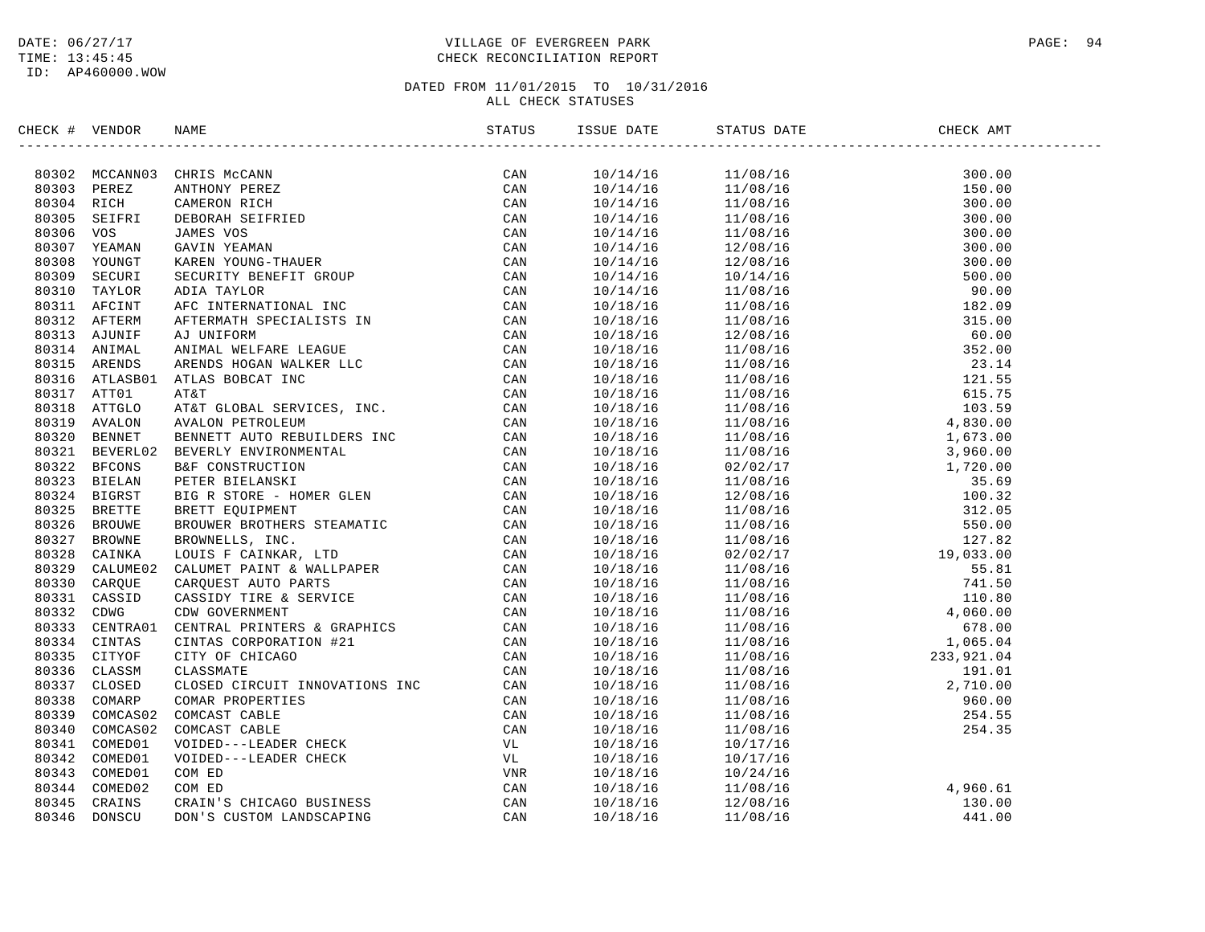DATE: 06/27/17
TIME: 13:45:45
ID: AP460000.WOW

VILLAGE OF EVERGREEN PARK
CHECK RECONCILIATION REPORT

DATED FROM 11/01/2015 TO 10/31/2016
ALL CHECK STATUSES

| CHECK # | VENDOR | NAME | STATUS | ISSUE DATE | STATUS DATE | CHECK AMT |
|---|---|---|---|---|---|---|
| 80302 | MCCANN03 | CHRIS McCANN | CAN | 10/14/16 | 11/08/16 | 300.00 |
| 80303 | PEREZ | ANTHONY PEREZ | CAN | 10/14/16 | 11/08/16 | 150.00 |
| 80304 | RICH | CAMERON RICH | CAN | 10/14/16 | 11/08/16 | 300.00 |
| 80305 | SEIFRI | DEBORAH SEIFRIED | CAN | 10/14/16 | 11/08/16 | 300.00 |
| 80306 | VOS | JAMES VOS | CAN | 10/14/16 | 11/08/16 | 300.00 |
| 80307 | YEAMAN | GAVIN YEAMAN | CAN | 10/14/16 | 12/08/16 | 300.00 |
| 80308 | YOUNGT | KAREN YOUNG-THAUER | CAN | 10/14/16 | 12/08/16 | 300.00 |
| 80309 | SECURI | SECURITY BENEFIT GROUP | CAN | 10/14/16 | 10/14/16 | 500.00 |
| 80310 | TAYLOR | ADIA TAYLOR | CAN | 10/14/16 | 11/08/16 | 90.00 |
| 80311 | AFCINT | AFC INTERNATIONAL INC | CAN | 10/18/16 | 11/08/16 | 182.09 |
| 80312 | AFTERM | AFTERMATH SPECIALISTS IN | CAN | 10/18/16 | 11/08/16 | 315.00 |
| 80313 | AJUNIF | AJ UNIFORM | CAN | 10/18/16 | 12/08/16 | 60.00 |
| 80314 | ANIMAL | ANIMAL WELFARE LEAGUE | CAN | 10/18/16 | 11/08/16 | 352.00 |
| 80315 | ARENDS | ARENDS HOGAN WALKER LLC | CAN | 10/18/16 | 11/08/16 | 23.14 |
| 80316 | ATLASB01 | ATLAS BOBCAT INC | CAN | 10/18/16 | 11/08/16 | 121.55 |
| 80317 | ATT01 | AT&T | CAN | 10/18/16 | 11/08/16 | 615.75 |
| 80318 | ATTGLO | AT&T GLOBAL SERVICES, INC. | CAN | 10/18/16 | 11/08/16 | 103.59 |
| 80319 | AVALON | AVALON PETROLEUM | CAN | 10/18/16 | 11/08/16 | 4,830.00 |
| 80320 | BENNET | BENNETT AUTO REBUILDERS INC | CAN | 10/18/16 | 11/08/16 | 1,673.00 |
| 80321 | BEVERL02 | BEVERLY ENVIRONMENTAL | CAN | 10/18/16 | 11/08/16 | 3,960.00 |
| 80322 | BFCONS | B&F CONSTRUCTION | CAN | 10/18/16 | 02/02/17 | 1,720.00 |
| 80323 | BIELAN | PETER BIELANSKI | CAN | 10/18/16 | 11/08/16 | 35.69 |
| 80324 | BIGRST | BIG R STORE - HOMER GLEN | CAN | 10/18/16 | 12/08/16 | 100.32 |
| 80325 | BRETTE | BRETT EQUIPMENT | CAN | 10/18/16 | 11/08/16 | 312.05 |
| 80326 | BROUWE | BROUWER BROTHERS STEAMATIC | CAN | 10/18/16 | 11/08/16 | 550.00 |
| 80327 | BROWNE | BROWNELLS, INC. | CAN | 10/18/16 | 11/08/16 | 127.82 |
| 80328 | CAINKA | LOUIS F CAINKAR, LTD | CAN | 10/18/16 | 02/02/17 | 19,033.00 |
| 80329 | CALUME02 | CALUMET PAINT & WALLPAPER | CAN | 10/18/16 | 11/08/16 | 55.81 |
| 80330 | CARQUE | CARQUEST AUTO PARTS | CAN | 10/18/16 | 11/08/16 | 741.50 |
| 80331 | CASSID | CASSIDY TIRE & SERVICE | CAN | 10/18/16 | 11/08/16 | 110.80 |
| 80332 | CDWG | CDW GOVERNMENT | CAN | 10/18/16 | 11/08/16 | 4,060.00 |
| 80333 | CENTRA01 | CENTRAL PRINTERS & GRAPHICS | CAN | 10/18/16 | 11/08/16 | 678.00 |
| 80334 | CINTAS | CINTAS CORPORATION #21 | CAN | 10/18/16 | 11/08/16 | 1,065.04 |
| 80335 | CITYOF | CITY OF CHICAGO | CAN | 10/18/16 | 11/08/16 | 233,921.04 |
| 80336 | CLASSM | CLASSMATE | CAN | 10/18/16 | 11/08/16 | 191.01 |
| 80337 | CLOSED | CLOSED CIRCUIT INNOVATIONS INC | CAN | 10/18/16 | 11/08/16 | 2,710.00 |
| 80338 | COMARP | COMAR PROPERTIES | CAN | 10/18/16 | 11/08/16 | 960.00 |
| 80339 | COMCAS02 | COMCAST CABLE | CAN | 10/18/16 | 11/08/16 | 254.55 |
| 80340 | COMCAS02 | COMCAST CABLE | CAN | 10/18/16 | 11/08/16 | 254.35 |
| 80341 | COMED01 | VOIDED---LEADER CHECK | VL | 10/18/16 | 10/17/16 | |
| 80342 | COMED01 | VOIDED---LEADER CHECK | VL | 10/18/16 | 10/17/16 | |
| 80343 | COMED01 | COM ED | VNR | 10/18/16 | 10/24/16 | |
| 80344 | COMED02 | COM ED | CAN | 10/18/16 | 11/08/16 | 4,960.61 |
| 80345 | CRAINS | CRAIN'S CHICAGO BUSINESS | CAN | 10/18/16 | 12/08/16 | 130.00 |
| 80346 | DONSCU | DON'S CUSTOM LANDSCAPING | CAN | 10/18/16 | 11/08/16 | 441.00 |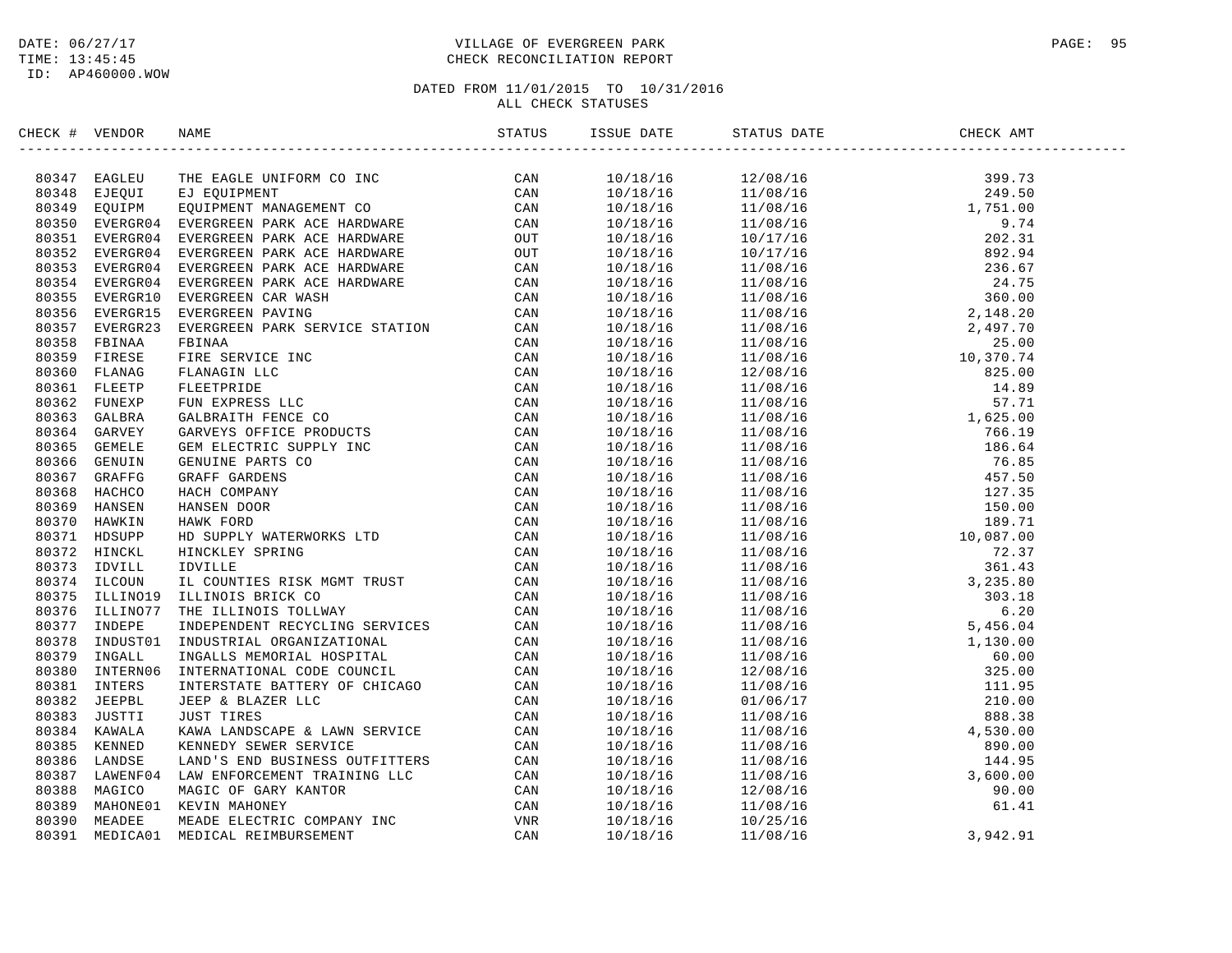DATE: 06/27/17
TIME: 13:45:45
ID: AP460000.WOW

VILLAGE OF EVERGREEN PARK
CHECK RECONCILIATION REPORT

DATED FROM 11/01/2015 TO 10/31/2016
ALL CHECK STATUSES

| CHECK # | VENDOR | NAME | STATUS | ISSUE DATE | STATUS DATE | CHECK AMT |
|---|---|---|---|---|---|---|
| 80347 | EAGLEU | THE EAGLE UNIFORM CO INC | CAN | 10/18/16 | 12/08/16 | 399.73 |
| 80348 | EJEQUI | EJ EQUIPMENT | CAN | 10/18/16 | 11/08/16 | 249.50 |
| 80349 | EQUIPM | EQUIPMENT MANAGEMENT CO | CAN | 10/18/16 | 11/08/16 | 1,751.00 |
| 80350 | EVERGR04 | EVERGREEN PARK ACE HARDWARE | CAN | 10/18/16 | 11/08/16 | 9.74 |
| 80351 | EVERGR04 | EVERGREEN PARK ACE HARDWARE | OUT | 10/18/16 | 10/17/16 | 202.31 |
| 80352 | EVERGR04 | EVERGREEN PARK ACE HARDWARE | OUT | 10/18/16 | 10/17/16 | 892.94 |
| 80353 | EVERGR04 | EVERGREEN PARK ACE HARDWARE | CAN | 10/18/16 | 11/08/16 | 236.67 |
| 80354 | EVERGR04 | EVERGREEN PARK ACE HARDWARE | CAN | 10/18/16 | 11/08/16 | 24.75 |
| 80355 | EVERGR10 | EVERGREEN CAR WASH | CAN | 10/18/16 | 11/08/16 | 360.00 |
| 80356 | EVERGR15 | EVERGREEN PAVING | CAN | 10/18/16 | 11/08/16 | 2,148.20 |
| 80357 | EVERGR23 | EVERGREEN PARK SERVICE STATION | CAN | 10/18/16 | 11/08/16 | 2,497.70 |
| 80358 | FBINAA | FBINAA | CAN | 10/18/16 | 11/08/16 | 25.00 |
| 80359 | FIRESE | FIRE SERVICE INC | CAN | 10/18/16 | 11/08/16 | 10,370.74 |
| 80360 | FLANAG | FLANAGIN LLC | CAN | 10/18/16 | 12/08/16 | 825.00 |
| 80361 | FLEETP | FLEETPRIDE | CAN | 10/18/16 | 11/08/16 | 14.89 |
| 80362 | FUNEXP | FUN EXPRESS LLC | CAN | 10/18/16 | 11/08/16 | 57.71 |
| 80363 | GALBRA | GALBRAITH FENCE CO | CAN | 10/18/16 | 11/08/16 | 1,625.00 |
| 80364 | GARVEY | GARVEYS OFFICE PRODUCTS | CAN | 10/18/16 | 11/08/16 | 766.19 |
| 80365 | GEMELE | GEM ELECTRIC SUPPLY INC | CAN | 10/18/16 | 11/08/16 | 186.64 |
| 80366 | GENUIN | GENUINE PARTS CO | CAN | 10/18/16 | 11/08/16 | 76.85 |
| 80367 | GRAFFG | GRAFF GARDENS | CAN | 10/18/16 | 11/08/16 | 457.50 |
| 80368 | HACHCO | HACH COMPANY | CAN | 10/18/16 | 11/08/16 | 127.35 |
| 80369 | HANSEN | HANSEN DOOR | CAN | 10/18/16 | 11/08/16 | 150.00 |
| 80370 | HAWKIN | HAWK FORD | CAN | 10/18/16 | 11/08/16 | 189.71 |
| 80371 | HDSUPP | HD SUPPLY WATERWORKS LTD | CAN | 10/18/16 | 11/08/16 | 10,087.00 |
| 80372 | HINCKL | HINCKLEY SPRING | CAN | 10/18/16 | 11/08/16 | 72.37 |
| 80373 | IDVILL | IDVILLE | CAN | 10/18/16 | 11/08/16 | 361.43 |
| 80374 | ILCOUN | IL COUNTIES RISK MGMT TRUST | CAN | 10/18/16 | 11/08/16 | 3,235.80 |
| 80375 | ILLINO19 | ILLINOIS BRICK CO | CAN | 10/18/16 | 11/08/16 | 303.18 |
| 80376 | ILLINO77 | THE ILLINOIS TOLLWAY | CAN | 10/18/16 | 11/08/16 | 6.20 |
| 80377 | INDEPE | INDEPENDENT RECYCLING SERVICES | CAN | 10/18/16 | 11/08/16 | 5,456.04 |
| 80378 | INDUST01 | INDUSTRIAL ORGANIZATIONAL | CAN | 10/18/16 | 11/08/16 | 1,130.00 |
| 80379 | INGALL | INGALLS MEMORIAL HOSPITAL | CAN | 10/18/16 | 11/08/16 | 60.00 |
| 80380 | INTERN06 | INTERNATIONAL CODE COUNCIL | CAN | 10/18/16 | 12/08/16 | 325.00 |
| 80381 | INTERS | INTERSTATE BATTERY OF CHICAGO | CAN | 10/18/16 | 11/08/16 | 111.95 |
| 80382 | JEEPBL | JEEP & BLAZER LLC | CAN | 10/18/16 | 01/06/17 | 210.00 |
| 80383 | JUSTTI | JUST TIRES | CAN | 10/18/16 | 11/08/16 | 888.38 |
| 80384 | KAWALA | KAWA LANDSCAPE & LAWN SERVICE | CAN | 10/18/16 | 11/08/16 | 4,530.00 |
| 80385 | KENNED | KENNEDY SEWER SERVICE | CAN | 10/18/16 | 11/08/16 | 890.00 |
| 80386 | LANDSE | LAND'S END BUSINESS OUTFITTERS | CAN | 10/18/16 | 11/08/16 | 144.95 |
| 80387 | LAWENF04 | LAW ENFORCEMENT TRAINING LLC | CAN | 10/18/16 | 11/08/16 | 3,600.00 |
| 80388 | MAGICO | MAGIC OF GARY KANTOR | CAN | 10/18/16 | 12/08/16 | 90.00 |
| 80389 | MAHONE01 | KEVIN MAHONEY | CAN | 10/18/16 | 11/08/16 | 61.41 |
| 80390 | MEADEE | MEADE ELECTRIC COMPANY INC | VNR | 10/18/16 | 10/25/16 | |
| 80391 | MEDICA01 | MEDICAL REIMBURSEMENT | CAN | 10/18/16 | 11/08/16 | 3,942.91 |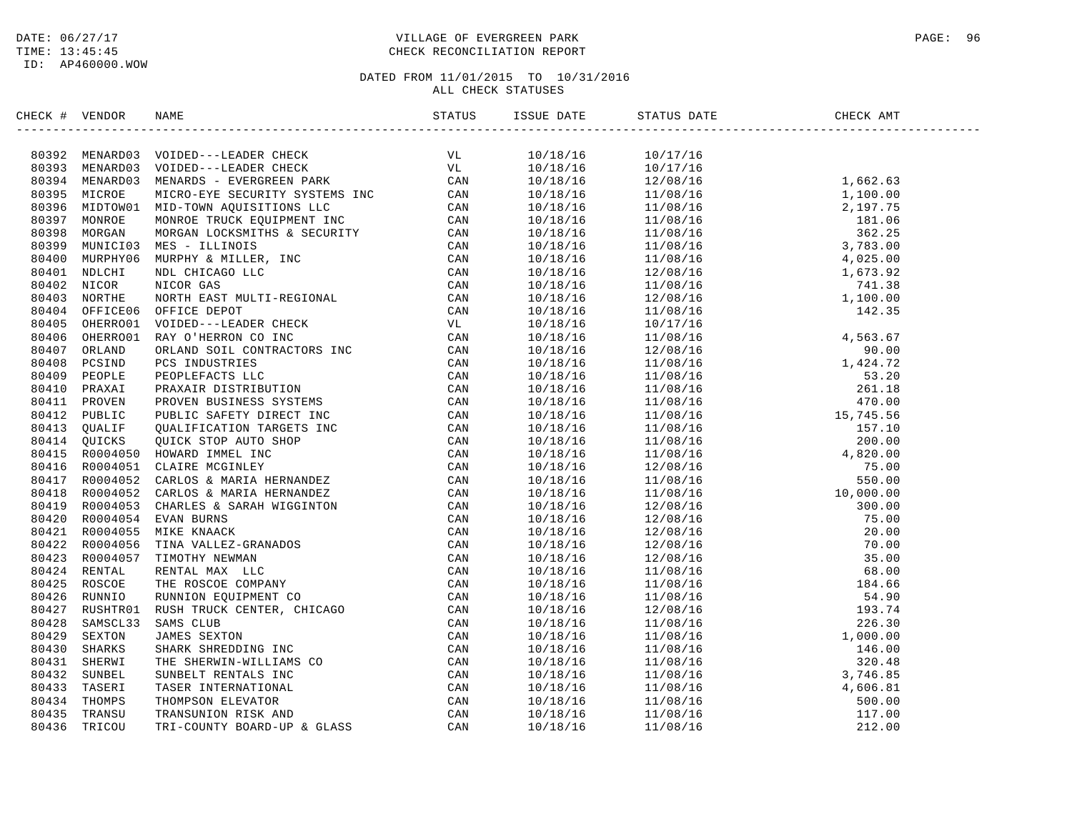DATE: 06/27/17 VILLAGE OF EVERGREEN PARK
TIME: 13:45:45 CHECK RECONCILIATION REPORT
ID: AP460000.WOW

DATED FROM 11/01/2015 TO 10/31/2016
ALL CHECK STATUSES

| CHECK # | VENDOR | NAME | STATUS | ISSUE DATE | STATUS DATE | CHECK AMT |
|---|---|---|---|---|---|---|
| 80392 | MENARD03 | VOIDED---LEADER CHECK | VL | 10/18/16 | 10/17/16 | |
| 80393 | MENARD03 | VOIDED---LEADER CHECK | VL | 10/18/16 | 10/17/16 | |
| 80394 | MENARD03 | MENARDS - EVERGREEN PARK | CAN | 10/18/16 | 12/08/16 | 1,662.63 |
| 80395 | MICROE | MICRO-EYE SECURITY SYSTEMS INC | CAN | 10/18/16 | 11/08/16 | 1,100.00 |
| 80396 | MIDTOW01 | MID-TOWN AQUISITIONS LLC | CAN | 10/18/16 | 11/08/16 | 2,197.75 |
| 80397 | MONROE | MONROE TRUCK EQUIPMENT INC | CAN | 10/18/16 | 11/08/16 | 181.06 |
| 80398 | MORGAN | MORGAN LOCKSMITHS & SECURITY | CAN | 10/18/16 | 11/08/16 | 362.25 |
| 80399 | MUNICI03 | MES - ILLINOIS | CAN | 10/18/16 | 11/08/16 | 3,783.00 |
| 80400 | MURPHY06 | MURPHY & MILLER, INC | CAN | 10/18/16 | 11/08/16 | 4,025.00 |
| 80401 | NDLCHI | NDL CHICAGO LLC | CAN | 10/18/16 | 12/08/16 | 1,673.92 |
| 80402 | NICOR | NICOR GAS | CAN | 10/18/16 | 11/08/16 | 741.38 |
| 80403 | NORTHE | NORTH EAST MULTI-REGIONAL | CAN | 10/18/16 | 12/08/16 | 1,100.00 |
| 80404 | OFFICE06 | OFFICE DEPOT | CAN | 10/18/16 | 11/08/16 | 142.35 |
| 80405 | OHERRO01 | VOIDED---LEADER CHECK | VL | 10/18/16 | 10/17/16 | |
| 80406 | OHERRO01 | RAY O'HERRON CO INC | CAN | 10/18/16 | 11/08/16 | 4,563.67 |
| 80407 | ORLAND | ORLAND SOIL CONTRACTORS INC | CAN | 10/18/16 | 12/08/16 | 90.00 |
| 80408 | PCSIND | PCS INDUSTRIES | CAN | 10/18/16 | 11/08/16 | 1,424.72 |
| 80409 | PEOPLE | PEOPLEFACTS LLC | CAN | 10/18/16 | 11/08/16 | 53.20 |
| 80410 | PRAXAI | PRAXAIR DISTRIBUTION | CAN | 10/18/16 | 11/08/16 | 261.18 |
| 80411 | PROVEN | PROVEN BUSINESS SYSTEMS | CAN | 10/18/16 | 11/08/16 | 470.00 |
| 80412 | PUBLIC | PUBLIC SAFETY DIRECT INC | CAN | 10/18/16 | 11/08/16 | 15,745.56 |
| 80413 | QUALIF | QUALIFICATION TARGETS INC | CAN | 10/18/16 | 11/08/16 | 157.10 |
| 80414 | QUICKS | QUICK STOP AUTO SHOP | CAN | 10/18/16 | 11/08/16 | 200.00 |
| 80415 | R0004050 | HOWARD IMMEL INC | CAN | 10/18/16 | 11/08/16 | 4,820.00 |
| 80416 | R0004051 | CLAIRE MCGINLEY | CAN | 10/18/16 | 12/08/16 | 75.00 |
| 80417 | R0004052 | CARLOS & MARIA HERNANDEZ | CAN | 10/18/16 | 11/08/16 | 550.00 |
| 80418 | R0004052 | CARLOS & MARIA HERNANDEZ | CAN | 10/18/16 | 11/08/16 | 10,000.00 |
| 80419 | R0004053 | CHARLES & SARAH WIGGINTON | CAN | 10/18/16 | 12/08/16 | 300.00 |
| 80420 | R0004054 | EVAN BURNS | CAN | 10/18/16 | 12/08/16 | 75.00 |
| 80421 | R0004055 | MIKE KNAACK | CAN | 10/18/16 | 12/08/16 | 20.00 |
| 80422 | R0004056 | TINA VALLEZ-GRANADOS | CAN | 10/18/16 | 12/08/16 | 70.00 |
| 80423 | R0004057 | TIMOTHY NEWMAN | CAN | 10/18/16 | 12/08/16 | 35.00 |
| 80424 | RENTAL | RENTAL MAX LLC | CAN | 10/18/16 | 11/08/16 | 68.00 |
| 80425 | ROSCOE | THE ROSCOE COMPANY | CAN | 10/18/16 | 11/08/16 | 184.66 |
| 80426 | RUNNIO | RUNNION EQUIPMENT CO | CAN | 10/18/16 | 11/08/16 | 54.90 |
| 80427 | RUSHTR01 | RUSH TRUCK CENTER, CHICAGO | CAN | 10/18/16 | 12/08/16 | 193.74 |
| 80428 | SAMSCL33 | SAMS CLUB | CAN | 10/18/16 | 11/08/16 | 226.30 |
| 80429 | SEXTON | JAMES SEXTON | CAN | 10/18/16 | 11/08/16 | 1,000.00 |
| 80430 | SHARKS | SHARK SHREDDING INC | CAN | 10/18/16 | 11/08/16 | 146.00 |
| 80431 | SHERWI | THE SHERWIN-WILLIAMS CO | CAN | 10/18/16 | 11/08/16 | 320.48 |
| 80432 | SUNBEL | SUNBELT RENTALS INC | CAN | 10/18/16 | 11/08/16 | 3,746.85 |
| 80433 | TASERI | TASER INTERNATIONAL | CAN | 10/18/16 | 11/08/16 | 4,606.81 |
| 80434 | THOMPS | THOMPSON ELEVATOR | CAN | 10/18/16 | 11/08/16 | 500.00 |
| 80435 | TRANSU | TRANSUNION RISK AND | CAN | 10/18/16 | 11/08/16 | 117.00 |
| 80436 | TRICOU | TRI-COUNTY BOARD-UP & GLASS | CAN | 10/18/16 | 11/08/16 | 212.00 |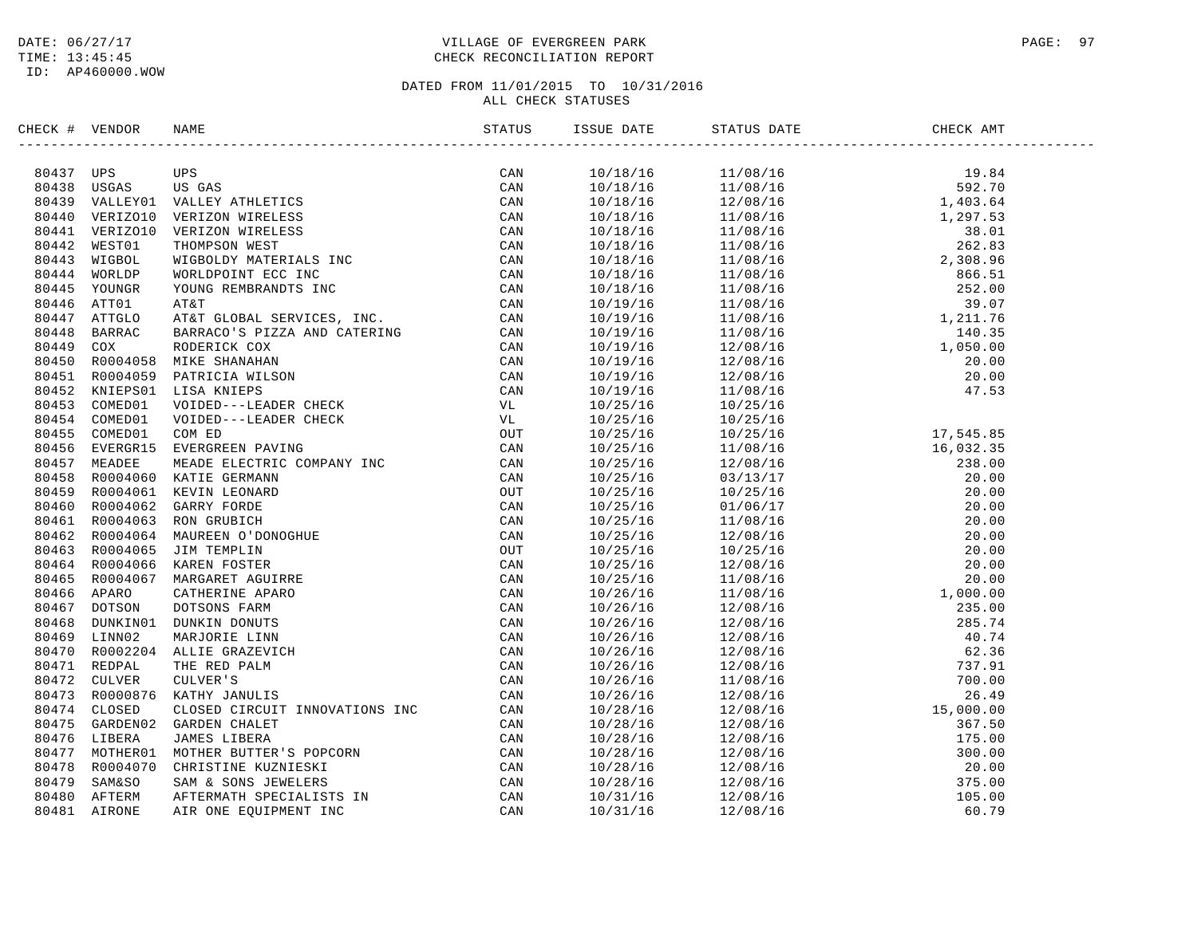DATE: 06/27/17
TIME: 13:45:45
ID: AP460000.WOW

# VILLAGE OF EVERGREEN PARK
## CHECK RECONCILIATION REPORT

DATED FROM 11/01/2015 TO 10/31/2016
ALL CHECK STATUSES

| CHECK # | VENDOR | NAME | STATUS | ISSUE DATE | STATUS DATE | CHECK AMT |
|---|---|---|---|---|---|---|
| 80437 | UPS | UPS | CAN | 10/18/16 | 11/08/16 | 19.84 |
| 80438 | USGAS | US GAS | CAN | 10/18/16 | 11/08/16 | 592.70 |
| 80439 | VALLEY01 | VALLEY ATHLETICS | CAN | 10/18/16 | 12/08/16 | 1,403.64 |
| 80440 | VERIZO10 | VERIZON WIRELESS | CAN | 10/18/16 | 11/08/16 | 1,297.53 |
| 80441 | VERIZO10 | VERIZON WIRELESS | CAN | 10/18/16 | 11/08/16 | 38.01 |
| 80442 | WEST01 | THOMPSON WEST | CAN | 10/18/16 | 11/08/16 | 262.83 |
| 80443 | WIGBOL | WIGBOLDY MATERIALS INC | CAN | 10/18/16 | 11/08/16 | 2,308.96 |
| 80444 | WORLDP | WORLDPOINT ECC INC | CAN | 10/18/16 | 11/08/16 | 866.51 |
| 80445 | YOUNGR | YOUNG REMBRANDTS INC | CAN | 10/18/16 | 11/08/16 | 252.00 |
| 80446 | ATT01 | AT&T | CAN | 10/19/16 | 11/08/16 | 39.07 |
| 80447 | ATTGLO | AT&T GLOBAL SERVICES, INC. | CAN | 10/19/16 | 11/08/16 | 1,211.76 |
| 80448 | BARRAC | BARRACO'S PIZZA AND CATERING | CAN | 10/19/16 | 11/08/16 | 140.35 |
| 80449 | COX | RODERICK COX | CAN | 10/19/16 | 12/08/16 | 1,050.00 |
| 80450 | R0004058 | MIKE SHANAHAN | CAN | 10/19/16 | 12/08/16 | 20.00 |
| 80451 | R0004059 | PATRICIA WILSON | CAN | 10/19/16 | 12/08/16 | 20.00 |
| 80452 | KNIEPS01 | LISA KNIEPS | CAN | 10/19/16 | 11/08/16 | 47.53 |
| 80453 | COMED01 | VOIDED---LEADER CHECK | VL | 10/25/16 | 10/25/16 | |
| 80454 | COMED01 | VOIDED---LEADER CHECK | VL | 10/25/16 | 10/25/16 | |
| 80455 | COMED01 | COM ED | OUT | 10/25/16 | 10/25/16 | 17,545.85 |
| 80456 | EVERGR15 | EVERGREEN PAVING | CAN | 10/25/16 | 11/08/16 | 16,032.35 |
| 80457 | MEADEE | MEADE ELECTRIC COMPANY INC | CAN | 10/25/16 | 12/08/16 | 238.00 |
| 80458 | R0004060 | KATIE GERMANN | CAN | 10/25/16 | 03/13/17 | 20.00 |
| 80459 | R0004061 | KEVIN LEONARD | OUT | 10/25/16 | 10/25/16 | 20.00 |
| 80460 | R0004062 | GARRY FORDE | CAN | 10/25/16 | 01/06/17 | 20.00 |
| 80461 | R0004063 | RON GRUBICH | CAN | 10/25/16 | 11/08/16 | 20.00 |
| 80462 | R0004064 | MAUREEN O'DONOGHUE | CAN | 10/25/16 | 12/08/16 | 20.00 |
| 80463 | R0004065 | JIM TEMPLIN | OUT | 10/25/16 | 10/25/16 | 20.00 |
| 80464 | R0004066 | KAREN FOSTER | CAN | 10/25/16 | 12/08/16 | 20.00 |
| 80465 | R0004067 | MARGARET AGUIRRE | CAN | 10/25/16 | 11/08/16 | 20.00 |
| 80466 | APARO | CATHERINE APARO | CAN | 10/26/16 | 11/08/16 | 1,000.00 |
| 80467 | DOTSON | DOTSONS FARM | CAN | 10/26/16 | 12/08/16 | 235.00 |
| 80468 | DUNKIN01 | DUNKIN DONUTS | CAN | 10/26/16 | 12/08/16 | 285.74 |
| 80469 | LINN02 | MARJORIE LINN | CAN | 10/26/16 | 12/08/16 | 40.74 |
| 80470 | R0002204 | ALLIE GRAZEVICH | CAN | 10/26/16 | 12/08/16 | 62.36 |
| 80471 | REDPAL | THE RED PALM | CAN | 10/26/16 | 12/08/16 | 737.91 |
| 80472 | CULVER | CULVER'S | CAN | 10/26/16 | 11/08/16 | 700.00 |
| 80473 | R0000876 | KATHY JANULIS | CAN | 10/26/16 | 12/08/16 | 26.49 |
| 80474 | CLOSED | CLOSED CIRCUIT INNOVATIONS INC | CAN | 10/28/16 | 12/08/16 | 15,000.00 |
| 80475 | GARDEN02 | GARDEN CHALET | CAN | 10/28/16 | 12/08/16 | 367.50 |
| 80476 | LIBERA | JAMES LIBERA | CAN | 10/28/16 | 12/08/16 | 175.00 |
| 80477 | MOTHER01 | MOTHER BUTTER'S POPCORN | CAN | 10/28/16 | 12/08/16 | 300.00 |
| 80478 | R0004070 | CHRISTINE KUZNIESKI | CAN | 10/28/16 | 12/08/16 | 20.00 |
| 80479 | SAM&SO | SAM & SONS JEWELERS | CAN | 10/28/16 | 12/08/16 | 375.00 |
| 80480 | AFTERM | AFTERMATH SPECIALISTS IN | CAN | 10/31/16 | 12/08/16 | 105.00 |
| 80481 | AIRONE | AIR ONE EQUIPMENT INC | CAN | 10/31/16 | 12/08/16 | 60.79 |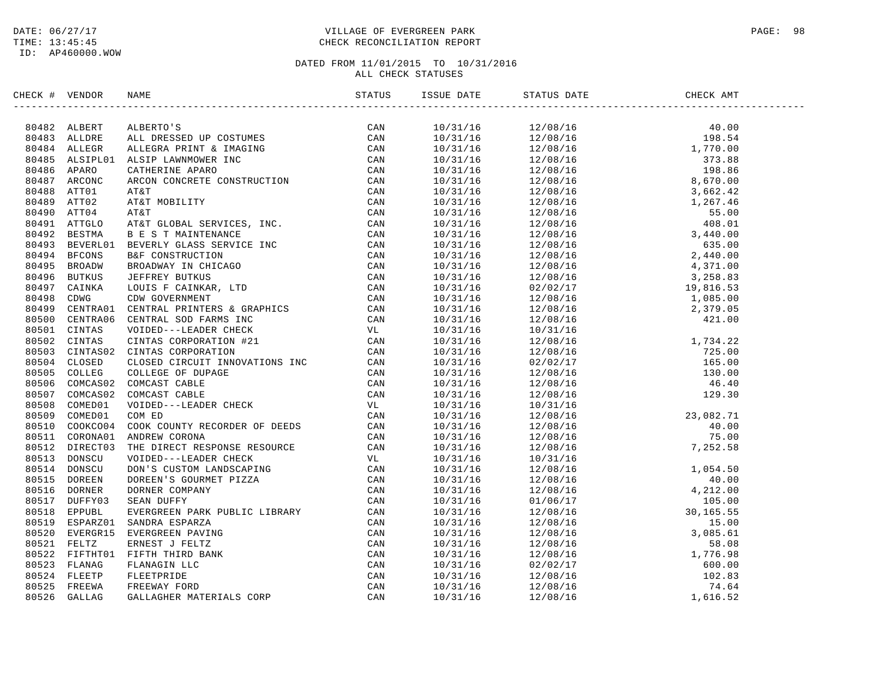VILLAGE OF EVERGREEN PARK
CHECK RECONCILIATION REPORT

DATE: 06/27/17
TIME: 13:45:45
ID: AP460000.WOW

DATED FROM 11/01/2015 TO 10/31/2016
ALL CHECK STATUSES

| CHECK # | VENDOR | NAME | STATUS | ISSUE DATE | STATUS DATE | CHECK AMT |
|---|---|---|---|---|---|---|
| 80482 | ALBERT | ALBERTO'S | CAN | 10/31/16 | 12/08/16 | 40.00 |
| 80483 | ALLDRE | ALL DRESSED UP COSTUMES | CAN | 10/31/16 | 12/08/16 | 198.54 |
| 80484 | ALLEGR | ALLEGRA PRINT & IMAGING | CAN | 10/31/16 | 12/08/16 | 1,770.00 |
| 80485 | ALSIPL01 | ALSIP LAWNMOWER INC | CAN | 10/31/16 | 12/08/16 | 373.88 |
| 80486 | APARO | CATHERINE APARO | CAN | 10/31/16 | 12/08/16 | 198.86 |
| 80487 | ARCONC | ARCON CONCRETE CONSTRUCTION | CAN | 10/31/16 | 12/08/16 | 8,670.00 |
| 80488 | ATT01 | AT&T | CAN | 10/31/16 | 12/08/16 | 3,662.42 |
| 80489 | ATT02 | AT&T MOBILITY | CAN | 10/31/16 | 12/08/16 | 1,267.46 |
| 80490 | ATT04 | AT&T | CAN | 10/31/16 | 12/08/16 | 55.00 |
| 80491 | ATTGLO | AT&T GLOBAL SERVICES, INC. | CAN | 10/31/16 | 12/08/16 | 408.01 |
| 80492 | BESTMA | B E S T MAINTENANCE | CAN | 10/31/16 | 12/08/16 | 3,440.00 |
| 80493 | BEVERL01 | BEVERLY GLASS SERVICE INC | CAN | 10/31/16 | 12/08/16 | 635.00 |
| 80494 | BFCONS | B&F CONSTRUCTION | CAN | 10/31/16 | 12/08/16 | 2,440.00 |
| 80495 | BROADW | BROADWAY IN CHICAGO | CAN | 10/31/16 | 12/08/16 | 4,371.00 |
| 80496 | BUTKUS | JEFFREY BUTKUS | CAN | 10/31/16 | 12/08/16 | 3,258.83 |
| 80497 | CAINKA | LOUIS F CAINKAR, LTD | CAN | 10/31/16 | 02/02/17 | 19,816.53 |
| 80498 | CDWG | CDW GOVERNMENT | CAN | 10/31/16 | 12/08/16 | 1,085.00 |
| 80499 | CENTRA01 | CENTRAL PRINTERS & GRAPHICS | CAN | 10/31/16 | 12/08/16 | 2,379.05 |
| 80500 | CENTRA06 | CENTRAL SOD FARMS INC | CAN | 10/31/16 | 12/08/16 | 421.00 |
| 80501 | CINTAS | VOIDED---LEADER CHECK | VL | 10/31/16 | 10/31/16 | |
| 80502 | CINTAS | CINTAS CORPORATION #21 | CAN | 10/31/16 | 12/08/16 | 1,734.22 |
| 80503 | CINTAS02 | CINTAS CORPORATION | CAN | 10/31/16 | 12/08/16 | 725.00 |
| 80504 | CLOSED | CLOSED CIRCUIT INNOVATIONS INC | CAN | 10/31/16 | 02/02/17 | 165.00 |
| 80505 | COLLEG | COLLEGE OF DUPAGE | CAN | 10/31/16 | 12/08/16 | 130.00 |
| 80506 | COMCAS02 | COMCAST CABLE | CAN | 10/31/16 | 12/08/16 | 46.40 |
| 80507 | COMCAS02 | COMCAST CABLE | CAN | 10/31/16 | 12/08/16 | 129.30 |
| 80508 | COMED01 | VOIDED---LEADER CHECK | VL | 10/31/16 | 10/31/16 | |
| 80509 | COMED01 | COM ED | CAN | 10/31/16 | 12/08/16 | 23,082.71 |
| 80510 | COOKCO04 | COOK COUNTY RECORDER OF DEEDS | CAN | 10/31/16 | 12/08/16 | 40.00 |
| 80511 | CORONA01 | ANDREW CORONA | CAN | 10/31/16 | 12/08/16 | 75.00 |
| 80512 | DIRECT03 | THE DIRECT RESPONSE RESOURCE | CAN | 10/31/16 | 12/08/16 | 7,252.58 |
| 80513 | DONSCU | VOIDED---LEADER CHECK | VL | 10/31/16 | 10/31/16 | |
| 80514 | DONSCU | DON'S CUSTOM LANDSCAPING | CAN | 10/31/16 | 12/08/16 | 1,054.50 |
| 80515 | DOREEN | DOREEN'S GOURMET PIZZA | CAN | 10/31/16 | 12/08/16 | 40.00 |
| 80516 | DORNER | DORNER COMPANY | CAN | 10/31/16 | 12/08/16 | 4,212.00 |
| 80517 | DUFFY03 | SEAN DUFFY | CAN | 10/31/16 | 01/06/17 | 105.00 |
| 80518 | EPPUBL | EVERGREEN PARK PUBLIC LIBRARY | CAN | 10/31/16 | 12/08/16 | 30,165.55 |
| 80519 | ESPARZ01 | SANDRA ESPARZA | CAN | 10/31/16 | 12/08/16 | 15.00 |
| 80520 | EVERGR15 | EVERGREEN PAVING | CAN | 10/31/16 | 12/08/16 | 3,085.61 |
| 80521 | FELTZ | ERNEST J FELTZ | CAN | 10/31/16 | 12/08/16 | 58.08 |
| 80522 | FIFTHT01 | FIFTH THIRD BANK | CAN | 10/31/16 | 12/08/16 | 1,776.98 |
| 80523 | FLANAG | FLANAGIN LLC | CAN | 10/31/16 | 02/02/17 | 600.00 |
| 80524 | FLEETP | FLEETPRIDE | CAN | 10/31/16 | 12/08/16 | 102.83 |
| 80525 | FREEWA | FREEWAY FORD | CAN | 10/31/16 | 12/08/16 | 74.64 |
| 80526 | GALLAG | GALLAGHER MATERIALS CORP | CAN | 10/31/16 | 12/08/16 | 1,616.52 |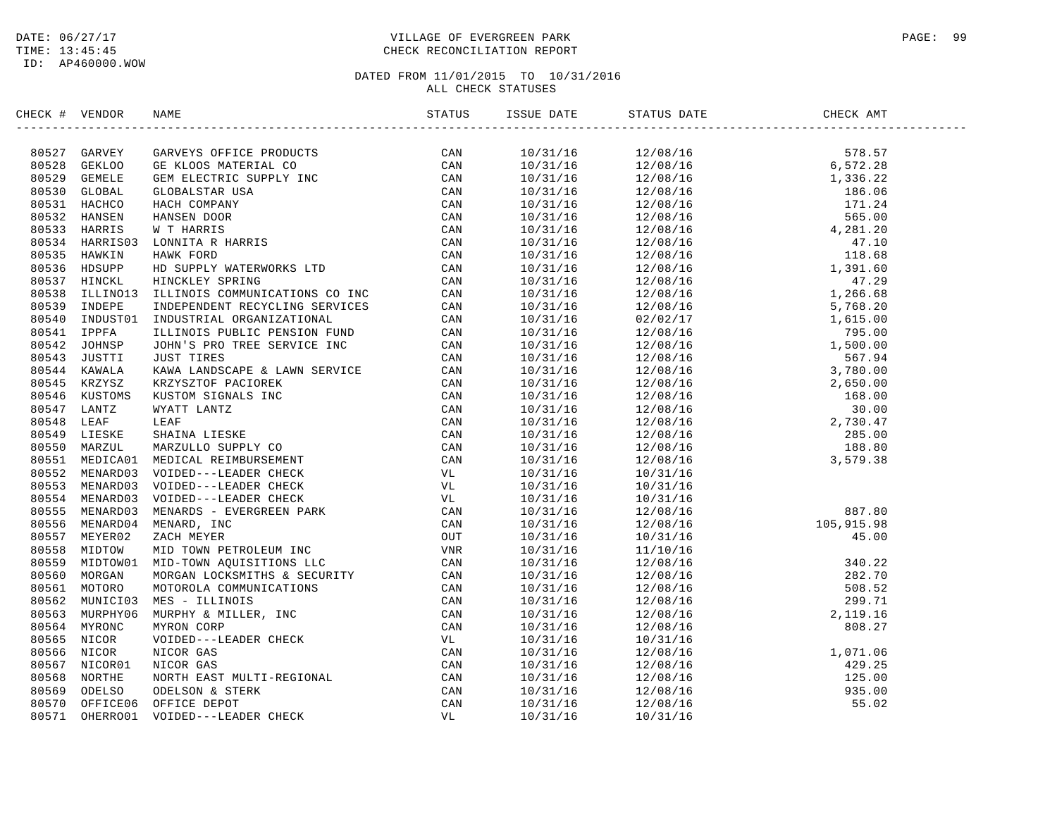DATE: 06/27/17
TIME: 13:45:45
ID: AP460000.WOW

# VILLAGE OF EVERGREEN PARK
## CHECK RECONCILIATION REPORT

DATED FROM 11/01/2015 TO 10/31/2016
ALL CHECK STATUSES

| CHECK # | VENDOR | NAME | STATUS | ISSUE DATE | STATUS DATE | CHECK AMT |
|---|---|---|---|---|---|---|
| 80527 | GARVEY | GARVEYS OFFICE PRODUCTS | CAN | 10/31/16 | 12/08/16 | 578.57 |
| 80528 | GEKLOO | GE KLOOS MATERIAL CO | CAN | 10/31/16 | 12/08/16 | 6,572.28 |
| 80529 | GEMELE | GEM ELECTRIC SUPPLY INC | CAN | 10/31/16 | 12/08/16 | 1,336.22 |
| 80530 | GLOBAL | GLOBALSTAR USA | CAN | 10/31/16 | 12/08/16 | 186.06 |
| 80531 | HACHCO | HACH COMPANY | CAN | 10/31/16 | 12/08/16 | 171.24 |
| 80532 | HANSEN | HANSEN DOOR | CAN | 10/31/16 | 12/08/16 | 565.00 |
| 80533 | HARRIS | W T HARRIS | CAN | 10/31/16 | 12/08/16 | 4,281.20 |
| 80534 | HARRIS03 | LONNITA R HARRIS | CAN | 10/31/16 | 12/08/16 | 47.10 |
| 80535 | HAWKIN | HAWK FORD | CAN | 10/31/16 | 12/08/16 | 118.68 |
| 80536 | HDSUPP | HD SUPPLY WATERWORKS LTD | CAN | 10/31/16 | 12/08/16 | 1,391.60 |
| 80537 | HINCKL | HINCKLEY SPRING | CAN | 10/31/16 | 12/08/16 | 47.29 |
| 80538 | ILLINO13 | ILLINOIS COMMUNICATIONS CO INC | CAN | 10/31/16 | 12/08/16 | 1,266.68 |
| 80539 | INDEPE | INDEPENDENT RECYCLING SERVICES | CAN | 10/31/16 | 12/08/16 | 5,768.20 |
| 80540 | INDUST01 | INDUSTRIAL ORGANIZATIONAL | CAN | 10/31/16 | 02/02/17 | 1,615.00 |
| 80541 | IPPFA | ILLINOIS PUBLIC PENSION FUND | CAN | 10/31/16 | 12/08/16 | 795.00 |
| 80542 | JOHNSP | JOHN'S PRO TREE SERVICE INC | CAN | 10/31/16 | 12/08/16 | 1,500.00 |
| 80543 | JUSTTI | JUST TIRES | CAN | 10/31/16 | 12/08/16 | 567.94 |
| 80544 | KAWALA | KAWA LANDSCAPE & LAWN SERVICE | CAN | 10/31/16 | 12/08/16 | 3,780.00 |
| 80545 | KRZYSZ | KRZYSZTOF PACIOREK | CAN | 10/31/16 | 12/08/16 | 2,650.00 |
| 80546 | KUSTOMS | KUSTOM SIGNALS INC | CAN | 10/31/16 | 12/08/16 | 168.00 |
| 80547 | LANTZ | WYATT LANTZ | CAN | 10/31/16 | 12/08/16 | 30.00 |
| 80548 | LEAF | LEAF | CAN | 10/31/16 | 12/08/16 | 2,730.47 |
| 80549 | LIESKE | SHAINA LIESKE | CAN | 10/31/16 | 12/08/16 | 285.00 |
| 80550 | MARZUL | MARZULLO SUPPLY CO | CAN | 10/31/16 | 12/08/16 | 188.80 |
| 80551 | MEDICA01 | MEDICAL REIMBURSEMENT | CAN | 10/31/16 | 12/08/16 | 3,579.38 |
| 80552 | MENARD03 | VOIDED---LEADER CHECK | VL | 10/31/16 | 10/31/16 | |
| 80553 | MENARD03 | VOIDED---LEADER CHECK | VL | 10/31/16 | 10/31/16 | |
| 80554 | MENARD03 | VOIDED---LEADER CHECK | VL | 10/31/16 | 10/31/16 | |
| 80555 | MENARD03 | MENARDS - EVERGREEN PARK | CAN | 10/31/16 | 12/08/16 | 887.80 |
| 80556 | MENARD04 | MENARD, INC | CAN | 10/31/16 | 12/08/16 | 105,915.98 |
| 80557 | MEYER02 | ZACH MEYER | OUT | 10/31/16 | 10/31/16 | 45.00 |
| 80558 | MIDTOW | MID TOWN PETROLEUM INC | VNR | 10/31/16 | 11/10/16 | |
| 80559 | MIDTOW01 | MID-TOWN AQUISITIONS LLC | CAN | 10/31/16 | 12/08/16 | 340.22 |
| 80560 | MORGAN | MORGAN LOCKSMITHS & SECURITY | CAN | 10/31/16 | 12/08/16 | 282.70 |
| 80561 | MOTORO | MOTOROLA COMMUNICATIONS | CAN | 10/31/16 | 12/08/16 | 508.52 |
| 80562 | MUNICI03 | MES - ILLINOIS | CAN | 10/31/16 | 12/08/16 | 299.71 |
| 80563 | MURPHY06 | MURPHY & MILLER, INC | CAN | 10/31/16 | 12/08/16 | 2,119.16 |
| 80564 | MYRONC | MYRON CORP | CAN | 10/31/16 | 12/08/16 | 808.27 |
| 80565 | NICOR | VOIDED---LEADER CHECK | VL | 10/31/16 | 10/31/16 | |
| 80566 | NICOR | NICOR GAS | CAN | 10/31/16 | 12/08/16 | 1,071.06 |
| 80567 | NICOR01 | NICOR GAS | CAN | 10/31/16 | 12/08/16 | 429.25 |
| 80568 | NORTHE | NORTH EAST MULTI-REGIONAL | CAN | 10/31/16 | 12/08/16 | 125.00 |
| 80569 | ODELSO | ODELSON & STERK | CAN | 10/31/16 | 12/08/16 | 935.00 |
| 80570 | OFFICE06 | OFFICE DEPOT | CAN | 10/31/16 | 12/08/16 | 55.02 |
| 80571 | OHERRO01 | VOIDED---LEADER CHECK | VL | 10/31/16 | 10/31/16 | |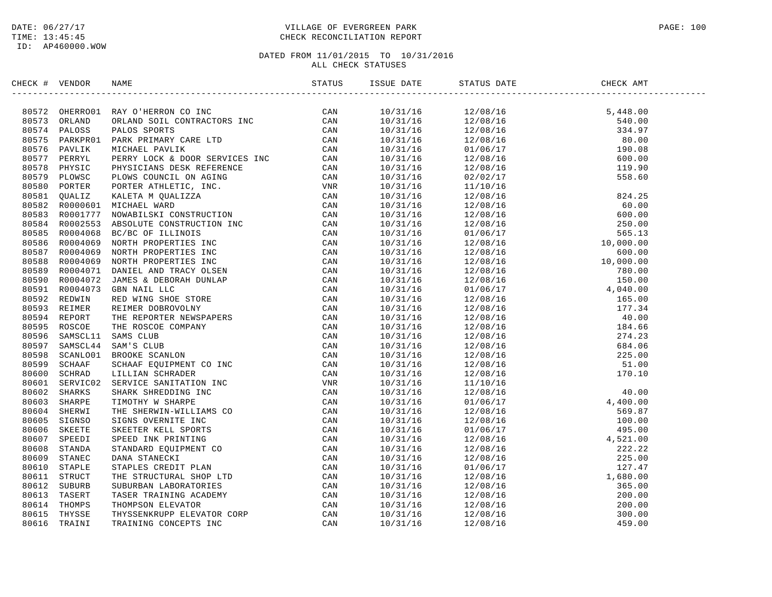DATE: 06/27/17
TIME: 13:45:45
ID: AP460000.WOW

VILLAGE OF EVERGREEN PARK
CHECK RECONCILIATION REPORT

DATED FROM 11/01/2015 TO 10/31/2016
ALL CHECK STATUSES

| CHECK # | VENDOR | NAME | STATUS | ISSUE DATE | STATUS DATE | CHECK AMT |
|---|---|---|---|---|---|---|
| 80572 | OHERRO01 | RAY O'HERRON CO INC | CAN | 10/31/16 | 12/08/16 | 5,448.00 |
| 80573 | ORLAND | ORLAND SOIL CONTRACTORS INC | CAN | 10/31/16 | 12/08/16 | 540.00 |
| 80574 | PALOSS | PALOS SPORTS | CAN | 10/31/16 | 12/08/16 | 334.97 |
| 80575 | PARKPR01 | PARK PRIMARY CARE LTD | CAN | 10/31/16 | 12/08/16 | 80.00 |
| 80576 | PAVLIK | MICHAEL PAVLIK | CAN | 10/31/16 | 01/06/17 | 190.08 |
| 80577 | PERRYL | PERRY LOCK & DOOR SERVICES INC | CAN | 10/31/16 | 12/08/16 | 600.00 |
| 80578 | PHYSIC | PHYSICIANS DESK REFERENCE | CAN | 10/31/16 | 12/08/16 | 119.90 |
| 80579 | PLOWSC | PLOWS COUNCIL ON AGING | CAN | 10/31/16 | 02/02/17 | 558.60 |
| 80580 | PORTER | PORTER ATHLETIC, INC. | VNR | 10/31/16 | 11/10/16 | |
| 80581 | QUALIZ | KALETA M QUALIZZA | CAN | 10/31/16 | 12/08/16 | 824.25 |
| 80582 | R0000601 | MICHAEL WARD | CAN | 10/31/16 | 12/08/16 | 60.00 |
| 80583 | R0001777 | NOWABILSKI CONSTRUCTION | CAN | 10/31/16 | 12/08/16 | 600.00 |
| 80584 | R0002553 | ABSOLUTE CONSTRUCTION INC | CAN | 10/31/16 | 12/08/16 | 250.00 |
| 80585 | R0004068 | BC/BC OF ILLINOIS | CAN | 10/31/16 | 01/06/17 | 565.13 |
| 80586 | R0004069 | NORTH PROPERTIES INC | CAN | 10/31/16 | 12/08/16 | 10,000.00 |
| 80587 | R0004069 | NORTH PROPERTIES INC | CAN | 10/31/16 | 12/08/16 | 600.00 |
| 80588 | R0004069 | NORTH PROPERTIES INC | CAN | 10/31/16 | 12/08/16 | 10,000.00 |
| 80589 | R0004071 | DANIEL AND TRACY OLSEN | CAN | 10/31/16 | 12/08/16 | 780.00 |
| 80590 | R0004072 | JAMES & DEBORAH DUNLAP | CAN | 10/31/16 | 12/08/16 | 150.00 |
| 80591 | R0004073 | GBN NAIL LLC | CAN | 10/31/16 | 01/06/17 | 4,040.00 |
| 80592 | REDWIN | RED WING SHOE STORE | CAN | 10/31/16 | 12/08/16 | 165.00 |
| 80593 | REIMER | REIMER DOBROVOLNY | CAN | 10/31/16 | 12/08/16 | 177.34 |
| 80594 | REPORT | THE REPORTER NEWSPAPERS | CAN | 10/31/16 | 12/08/16 | 40.00 |
| 80595 | ROSCOE | THE ROSCOE COMPANY | CAN | 10/31/16 | 12/08/16 | 184.66 |
| 80596 | SAMSCL11 | SAMS CLUB | CAN | 10/31/16 | 12/08/16 | 274.23 |
| 80597 | SAMSCL44 | SAM'S CLUB | CAN | 10/31/16 | 12/08/16 | 684.06 |
| 80598 | SCANLO01 | BROOKE SCANLON | CAN | 10/31/16 | 12/08/16 | 225.00 |
| 80599 | SCHAAF | SCHAAF EQUIPMENT CO INC | CAN | 10/31/16 | 12/08/16 | 51.00 |
| 80600 | SCHRAD | LILLIAN SCHRADER | CAN | 10/31/16 | 12/08/16 | 170.10 |
| 80601 | SERVIC02 | SERVICE SANITATION INC | VNR | 10/31/16 | 11/10/16 | |
| 80602 | SHARKS | SHARK SHREDDING INC | CAN | 10/31/16 | 12/08/16 | 40.00 |
| 80603 | SHARPE | TIMOTHY W SHARPE | CAN | 10/31/16 | 01/06/17 | 4,400.00 |
| 80604 | SHERWI | THE SHERWIN-WILLIAMS CO | CAN | 10/31/16 | 12/08/16 | 569.87 |
| 80605 | SIGNSO | SIGNS OVERNITE INC | CAN | 10/31/16 | 12/08/16 | 100.00 |
| 80606 | SKEETE | SKEETER KELL SPORTS | CAN | 10/31/16 | 01/06/17 | 495.00 |
| 80607 | SPEEDI | SPEED INK PRINTING | CAN | 10/31/16 | 12/08/16 | 4,521.00 |
| 80608 | STANDA | STANDARD EQUIPMENT CO | CAN | 10/31/16 | 12/08/16 | 222.22 |
| 80609 | STANEC | DANA STANECKI | CAN | 10/31/16 | 12/08/16 | 225.00 |
| 80610 | STAPLE | STAPLES CREDIT PLAN | CAN | 10/31/16 | 01/06/17 | 127.47 |
| 80611 | STRUCT | THE STRUCTURAL SHOP LTD | CAN | 10/31/16 | 12/08/16 | 1,680.00 |
| 80612 | SUBURB | SUBURBAN LABORATORIES | CAN | 10/31/16 | 12/08/16 | 365.00 |
| 80613 | TASERT | TASER TRAINING ACADEMY | CAN | 10/31/16 | 12/08/16 | 200.00 |
| 80614 | THOMPS | THOMPSON ELEVATOR | CAN | 10/31/16 | 12/08/16 | 200.00 |
| 80615 | THYSSE | THYSSENKRUPP ELEVATOR CORP | CAN | 10/31/16 | 12/08/16 | 300.00 |
| 80616 | TRAINI | TRAINING CONCEPTS INC | CAN | 10/31/16 | 12/08/16 | 459.00 |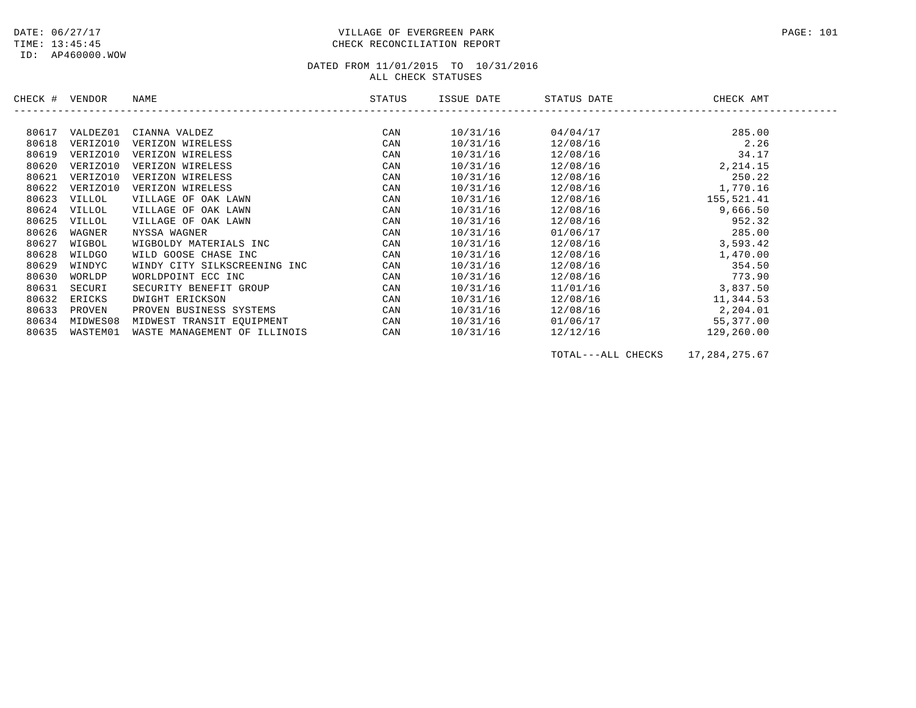VILLAGE OF EVERGREEN PARK
CHECK RECONCILIATION REPORT

DATE: 06/27/17
TIME: 13:45:45
ID: AP460000.WOW

DATED FROM 11/01/2015 TO 10/31/2016
ALL CHECK STATUSES

| CHECK # | VENDOR | NAME | STATUS | ISSUE DATE | STATUS DATE | CHECK AMT |
|---|---|---|---|---|---|---|
| 80617 | VALDEZ01 | CIANNA VALDEZ | CAN | 10/31/16 | 04/04/17 | 285.00 |
| 80618 | VERIZO10 | VERIZON WIRELESS | CAN | 10/31/16 | 12/08/16 | 2.26 |
| 80619 | VERIZO10 | VERIZON WIRELESS | CAN | 10/31/16 | 12/08/16 | 34.17 |
| 80620 | VERIZO10 | VERIZON WIRELESS | CAN | 10/31/16 | 12/08/16 | 2,214.15 |
| 80621 | VERIZO10 | VERIZON WIRELESS | CAN | 10/31/16 | 12/08/16 | 250.22 |
| 80622 | VERIZO10 | VERIZON WIRELESS | CAN | 10/31/16 | 12/08/16 | 1,770.16 |
| 80623 | VILLOL | VILLAGE OF OAK LAWN | CAN | 10/31/16 | 12/08/16 | 155,521.41 |
| 80624 | VILLOL | VILLAGE OF OAK LAWN | CAN | 10/31/16 | 12/08/16 | 9,666.50 |
| 80625 | VILLOL | VILLAGE OF OAK LAWN | CAN | 10/31/16 | 12/08/16 | 952.32 |
| 80626 | WAGNER | NYSSA WAGNER | CAN | 10/31/16 | 01/06/17 | 285.00 |
| 80627 | WIGBOL | WIGBOLDY MATERIALS INC | CAN | 10/31/16 | 12/08/16 | 3,593.42 |
| 80628 | WILDGO | WILD GOOSE CHASE INC | CAN | 10/31/16 | 12/08/16 | 1,470.00 |
| 80629 | WINDYC | WINDY CITY SILKSCREENING INC | CAN | 10/31/16 | 12/08/16 | 354.50 |
| 80630 | WORLDP | WORLDPOINT ECC INC | CAN | 10/31/16 | 12/08/16 | 773.90 |
| 80631 | SECURI | SECURITY BENEFIT GROUP | CAN | 10/31/16 | 11/01/16 | 3,837.50 |
| 80632 | ERICKS | DWIGHT ERICKSON | CAN | 10/31/16 | 12/08/16 | 11,344.53 |
| 80633 | PROVEN | PROVEN BUSINESS SYSTEMS | CAN | 10/31/16 | 12/08/16 | 2,204.01 |
| 80634 | MIDWES08 | MIDWEST TRANSIT EQUIPMENT | CAN | 10/31/16 | 01/06/17 | 55,377.00 |
| 80635 | WASTEM01 | WASTE MANAGEMENT OF ILLINOIS | CAN | 10/31/16 | 12/12/16 | 129,260.00 |
| | | | | | TOTAL---ALL CHECKS | 17,284,275.67 |